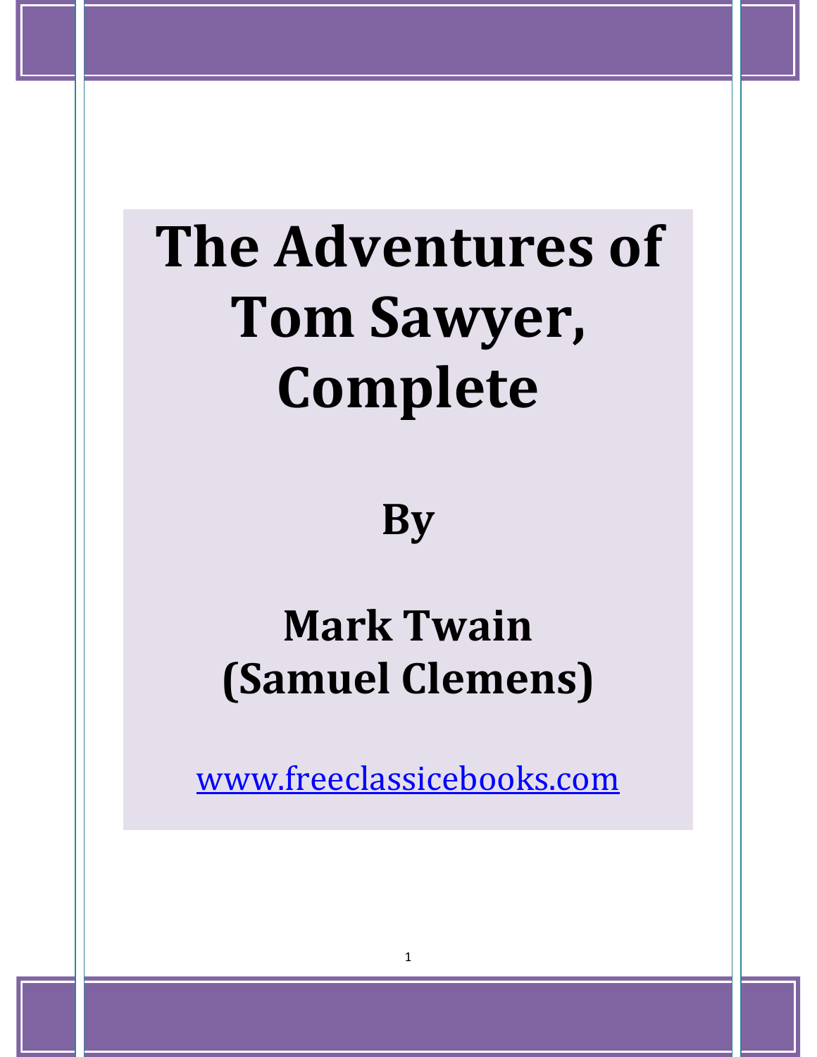# The Adventures of Tom Sawyer, Complete

## By

## Mark Twain (Samuel Clemens)

www.freeclassicebooks.com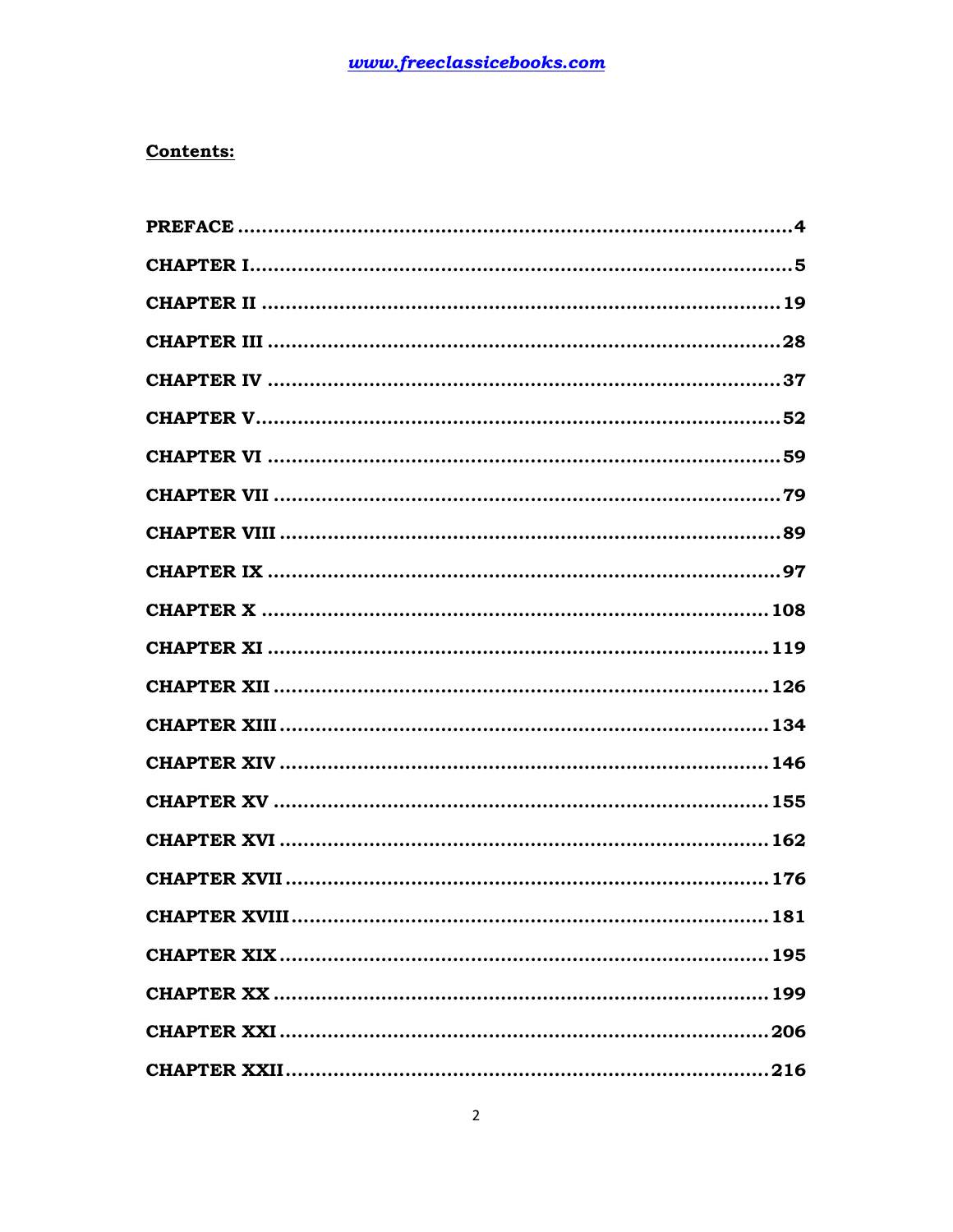**Contents:**

| | |
|---|---|
| **PREFACE** | **4** |
| **CHAPTER I** | **5** |
| **CHAPTER II** | **19** |
| **CHAPTER III** | **28** |
| **CHAPTER IV** | **37** |
| **CHAPTER V** | **52** |
| **CHAPTER VI** | **59** |
| **CHAPTER VII** | **79** |
| **CHAPTER VIII** | **89** |
| **CHAPTER IX** | **97** |
| **CHAPTER X** | **108** |
| **CHAPTER XI** | **119** |
| **CHAPTER XII** | **126** |
| **CHAPTER XIII** | **134** |
| **CHAPTER XIV** | **146** |
| **CHAPTER XV** | **155** |
| **CHAPTER XVI** | **162** |
| **CHAPTER XVII** | **176** |
| **CHAPTER XVIII** | **181** |
| **CHAPTER XIX** | **195** |
| **CHAPTER XX** | **199** |
| **CHAPTER XXI** | **206** |
| **CHAPTER XXII** | **216** |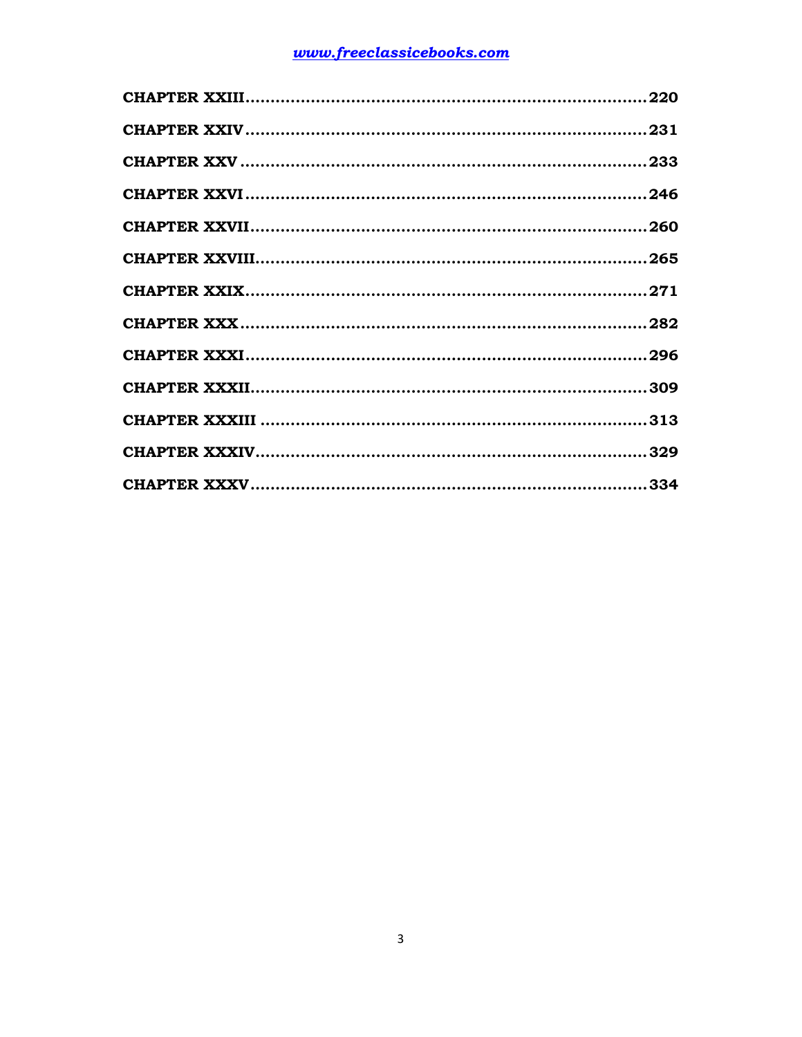CHAPTER XXIII....................................................................220

CHAPTER XXIV....................................................................231

CHAPTER XXV......................................................................233

CHAPTER XXVI....................................................................246

CHAPTER XXVII...................................................................260

CHAPTER XXVIII..................................................................265

CHAPTER XXIX....................................................................271

CHAPTER XXX......................................................................282

CHAPTER XXXI....................................................................296

CHAPTER XXXII...................................................................309

CHAPTER XXXIII .................................................................313

CHAPTER XXXIV..................................................................329

CHAPTER XXXV...................................................................334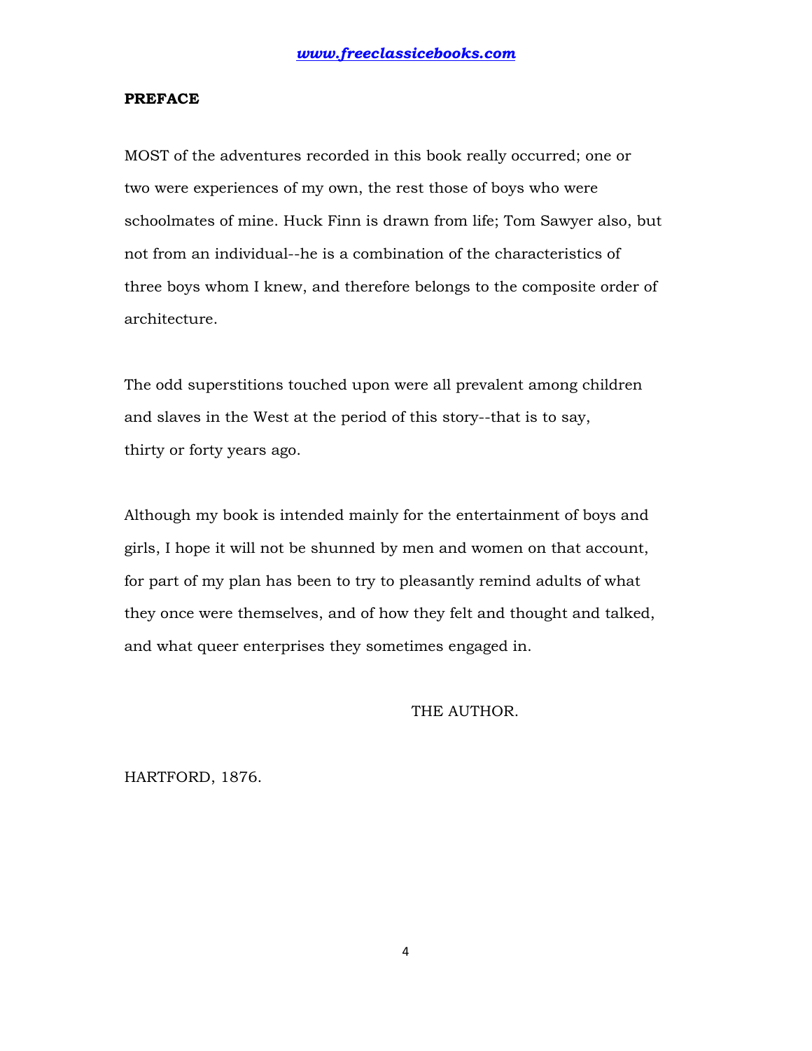## PREFACE

MOST of the adventures recorded in this book really occurred; one or two were experiences of my own, the rest those of boys who were schoolmates of mine. Huck Finn is drawn from life; Tom Sawyer also, but not from an individual--he is a combination of the characteristics of three boys whom I knew, and therefore belongs to the composite order of architecture.

The odd superstitions touched upon were all prevalent among children and slaves in the West at the period of this story--that is to say, thirty or forty years ago.

Although my book is intended mainly for the entertainment of boys and girls, I hope it will not be shunned by men and women on that account, for part of my plan has been to try to pleasantly remind adults of what they once were themselves, and of how they felt and thought and talked, and what queer enterprises they sometimes engaged in.

THE AUTHOR.

HARTFORD, 1876.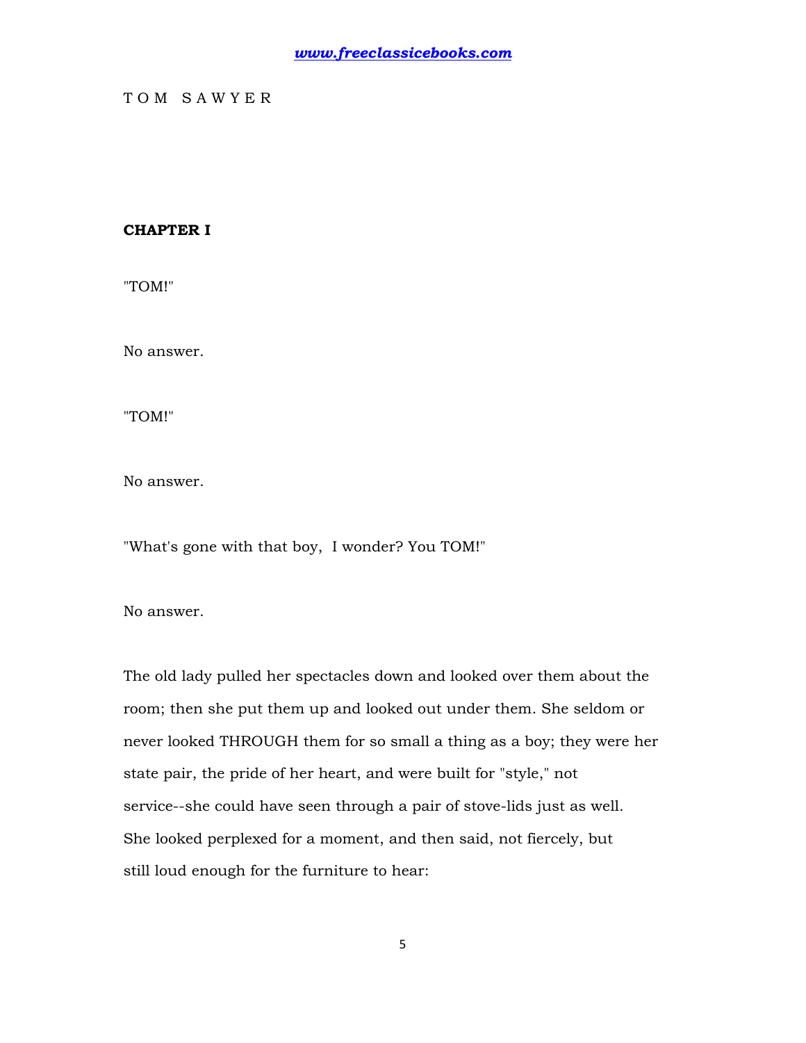# T O M   S A W Y E R

## CHAPTER I

"TOM!"

No answer.

"TOM!"

No answer.

"What's gone with that boy,  I wonder? You TOM!"

No answer.

The old lady pulled her spectacles down and looked over them about the room; then she put them up and looked out under them. She seldom or never looked THROUGH them for so small a thing as a boy; they were her state pair, the pride of her heart, and were built for "style," not service--she could have seen through a pair of stove-lids just as well. She looked perplexed for a moment, and then said, not fiercely, but still loud enough for the furniture to hear: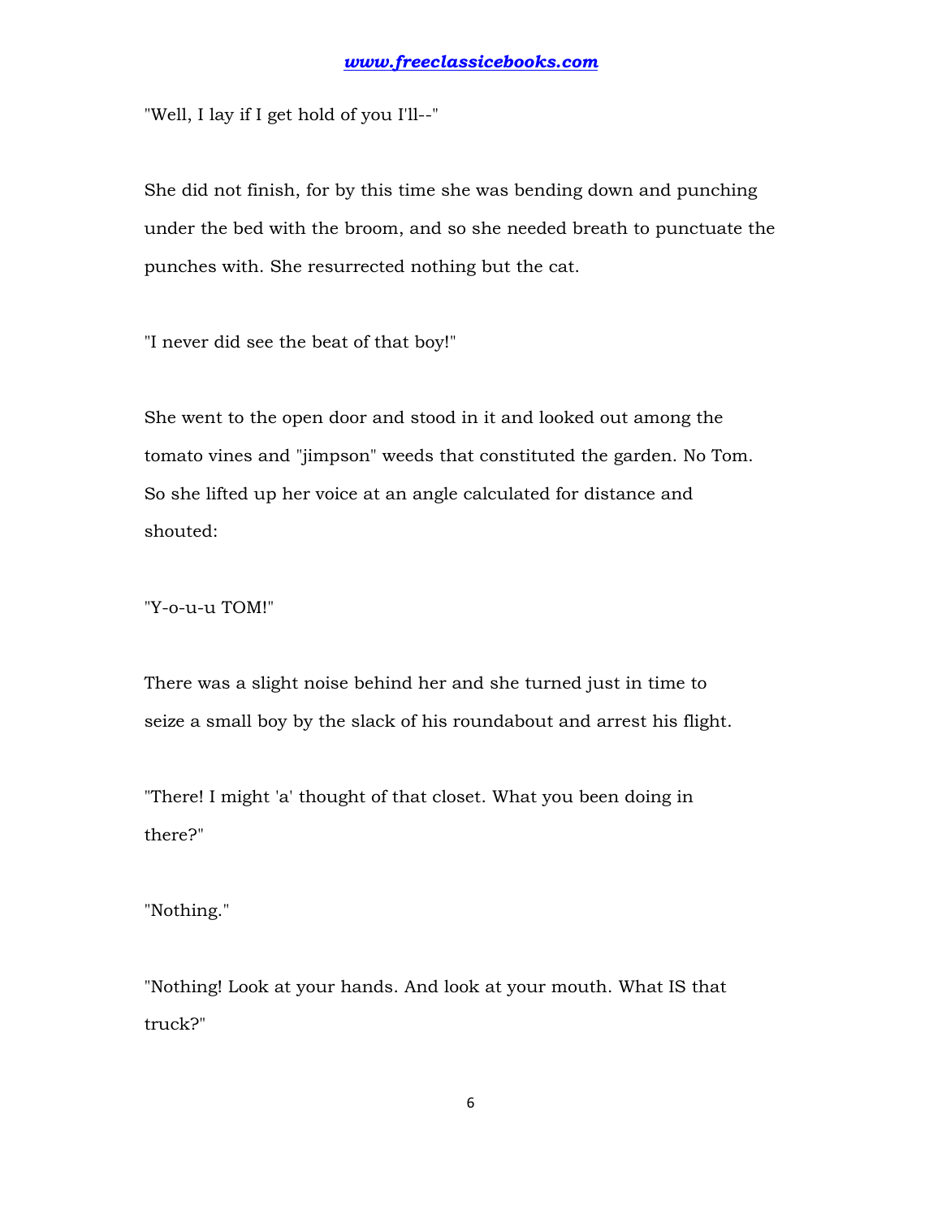"Well, I lay if I get hold of you I'll--"

She did not finish, for by this time she was bending down and punching under the bed with the broom, and so she needed breath to punctuate the punches with. She resurrected nothing but the cat.

"I never did see the beat of that boy!"

She went to the open door and stood in it and looked out among the tomato vines and "jimpson" weeds that constituted the garden. No Tom. So she lifted up her voice at an angle calculated for distance and shouted:

"Y-o-u-u TOM!"

There was a slight noise behind her and she turned just in time to seize a small boy by the slack of his roundabout and arrest his flight.

"There! I might 'a' thought of that closet. What you been doing in there?"

"Nothing."

"Nothing! Look at your hands. And look at your mouth. What IS that truck?"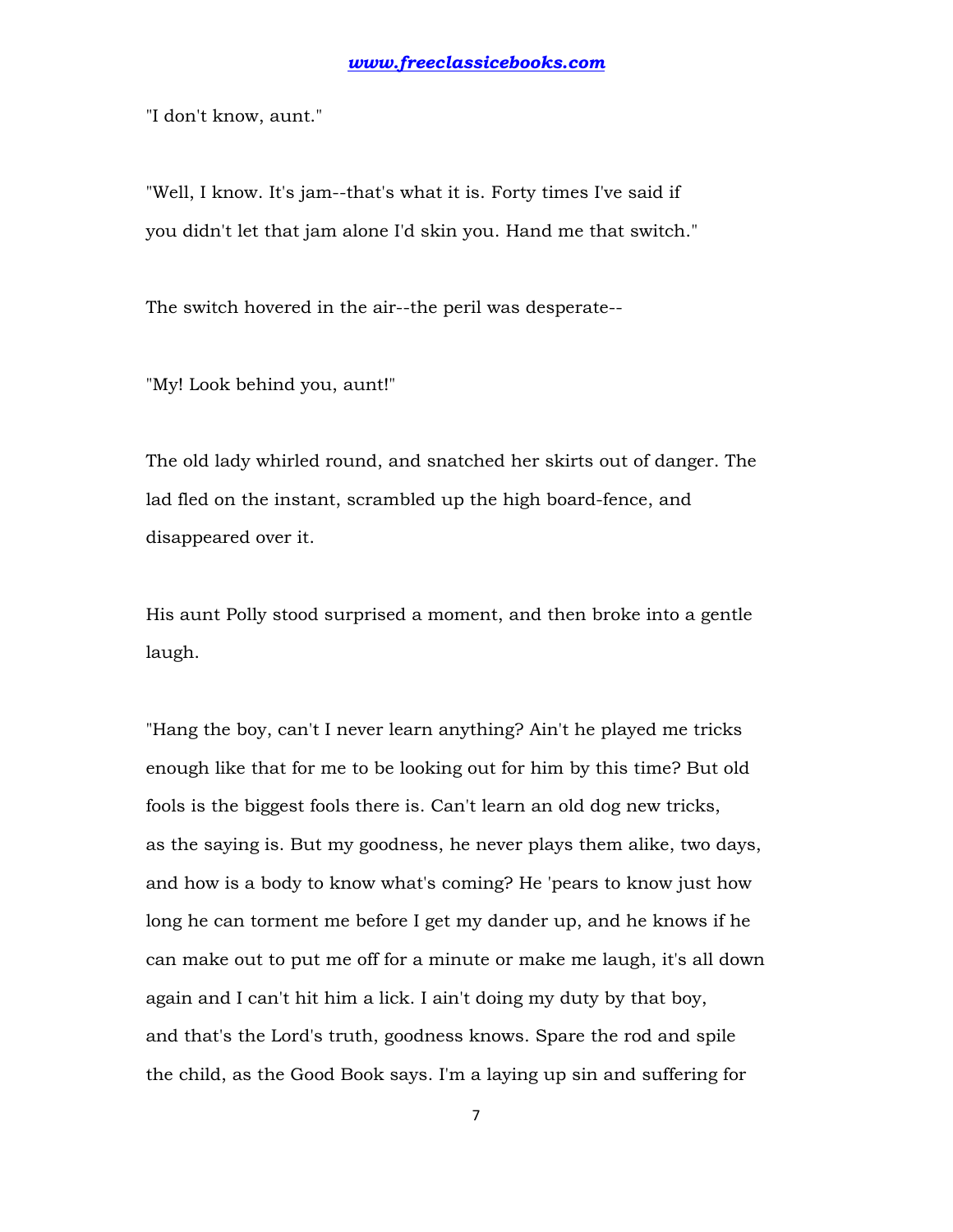"I don't know, aunt."

"Well, I know. It's jam--that's what it is. Forty times I've said if you didn't let that jam alone I'd skin you. Hand me that switch."

The switch hovered in the air--the peril was desperate--

"My! Look behind you, aunt!"

The old lady whirled round, and snatched her skirts out of danger. The lad fled on the instant, scrambled up the high board-fence, and disappeared over it.

His aunt Polly stood surprised a moment, and then broke into a gentle laugh.

"Hang the boy, can't I never learn anything? Ain't he played me tricks enough like that for me to be looking out for him by this time? But old fools is the biggest fools there is. Can't learn an old dog new tricks, as the saying is. But my goodness, he never plays them alike, two days, and how is a body to know what's coming? He 'pears to know just how long he can torment me before I get my dander up, and he knows if he can make out to put me off for a minute or make me laugh, it's all down again and I can't hit him a lick. I ain't doing my duty by that boy, and that's the Lord's truth, goodness knows. Spare the rod and spile the child, as the Good Book says. I'm a laying up sin and suffering for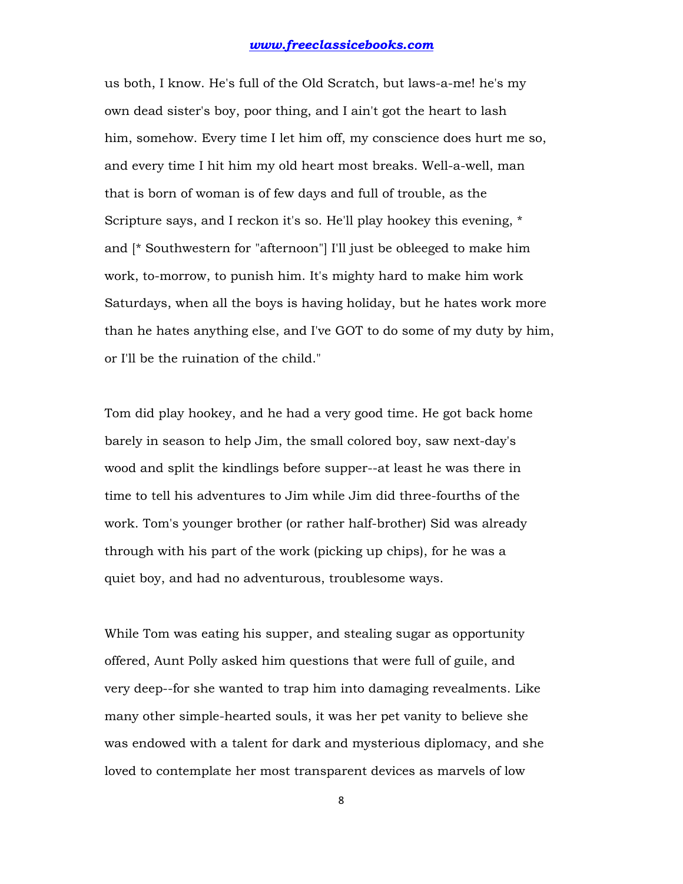us both, I know. He's full of the Old Scratch, but laws-a-me! he's my own dead sister's boy, poor thing, and I ain't got the heart to lash him, somehow. Every time I let him off, my conscience does hurt me so, and every time I hit him my old heart most breaks. Well-a-well, man that is born of woman is of few days and full of trouble, as the Scripture says, and I reckon it's so. He'll play hookey this evening, * and [* Southwestern for "afternoon"] I'll just be obleeged to make him work, to-morrow, to punish him. It's mighty hard to make him work Saturdays, when all the boys is having holiday, but he hates work more than he hates anything else, and I've GOT to do some of my duty by him, or I'll be the ruination of the child."

Tom did play hookey, and he had a very good time. He got back home barely in season to help Jim, the small colored boy, saw next-day's wood and split the kindlings before supper--at least he was there in time to tell his adventures to Jim while Jim did three-fourths of the work. Tom's younger brother (or rather half-brother) Sid was already through with his part of the work (picking up chips), for he was a quiet boy, and had no adventurous, troublesome ways.

While Tom was eating his supper, and stealing sugar as opportunity offered, Aunt Polly asked him questions that were full of guile, and very deep--for she wanted to trap him into damaging revealments. Like many other simple-hearted souls, it was her pet vanity to believe she was endowed with a talent for dark and mysterious diplomacy, and she loved to contemplate her most transparent devices as marvels of low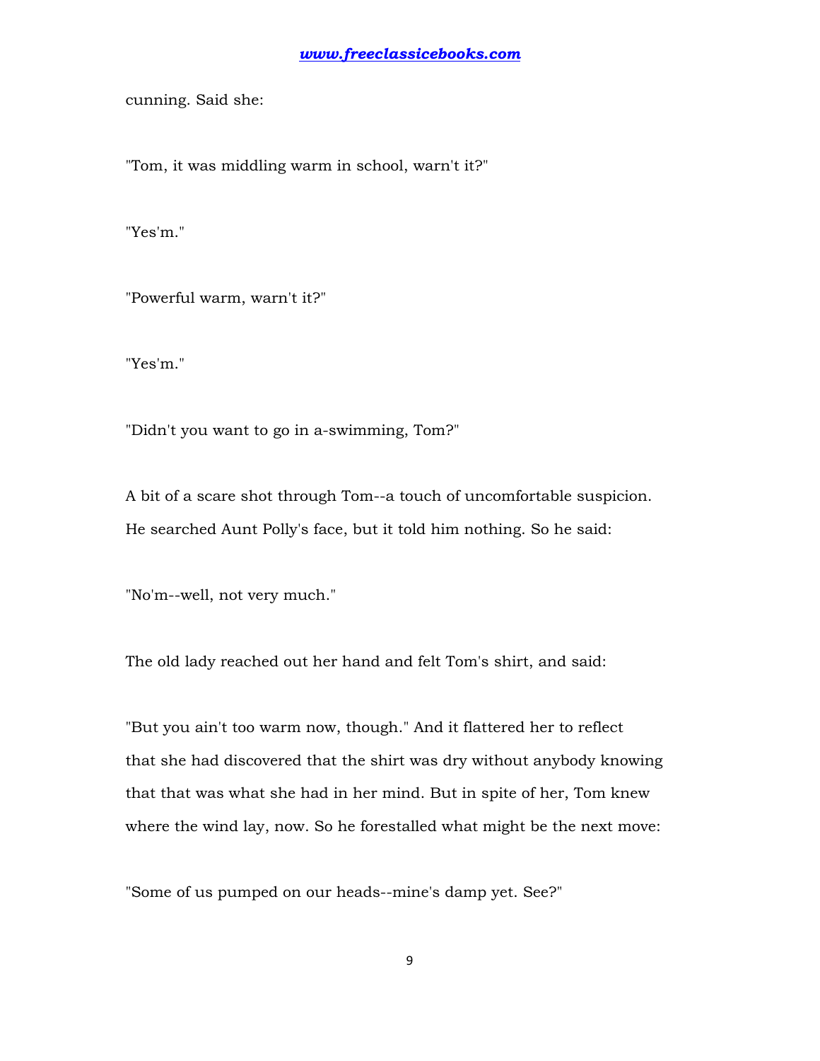cunning. Said she:

"Tom, it was middling warm in school, warn't it?"

"Yes'm."

"Powerful warm, warn't it?"

"Yes'm."

"Didn't you want to go in a-swimming, Tom?"

A bit of a scare shot through Tom--a touch of uncomfortable suspicion. He searched Aunt Polly's face, but it told him nothing. So he said:

"No'm--well, not very much."

The old lady reached out her hand and felt Tom's shirt, and said:

"But you ain't too warm now, though." And it flattered her to reflect that she had discovered that the shirt was dry without anybody knowing that that was what she had in her mind. But in spite of her, Tom knew where the wind lay, now. So he forestalled what might be the next move:

"Some of us pumped on our heads--mine's damp yet. See?"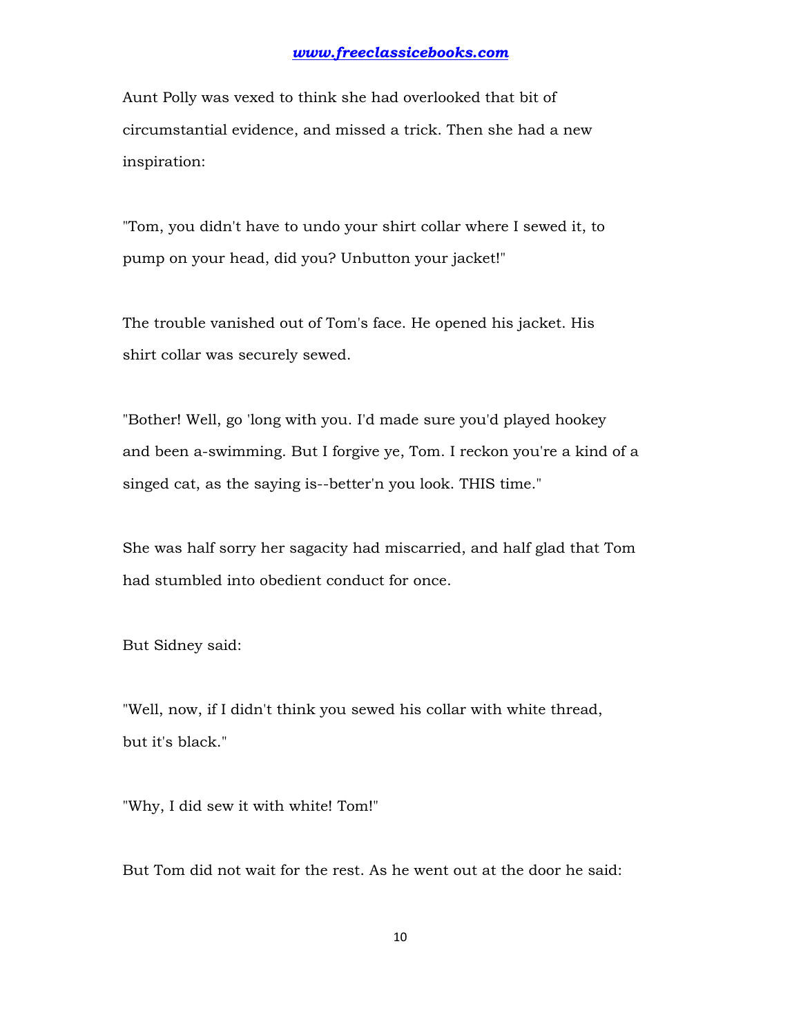Aunt Polly was vexed to think she had overlooked that bit of circumstantial evidence, and missed a trick. Then she had a new inspiration:

"Tom, you didn't have to undo your shirt collar where I sewed it, to pump on your head, did you? Unbutton your jacket!"

The trouble vanished out of Tom's face. He opened his jacket. His shirt collar was securely sewed.

"Bother! Well, go 'long with you. I'd made sure you'd played hookey and been a-swimming. But I forgive ye, Tom. I reckon you're a kind of a singed cat, as the saying is--better'n you look. THIS time."

She was half sorry her sagacity had miscarried, and half glad that Tom had stumbled into obedient conduct for once.

But Sidney said:

"Well, now, if I didn't think you sewed his collar with white thread, but it's black."

"Why, I did sew it with white! Tom!"

But Tom did not wait for the rest. As he went out at the door he said: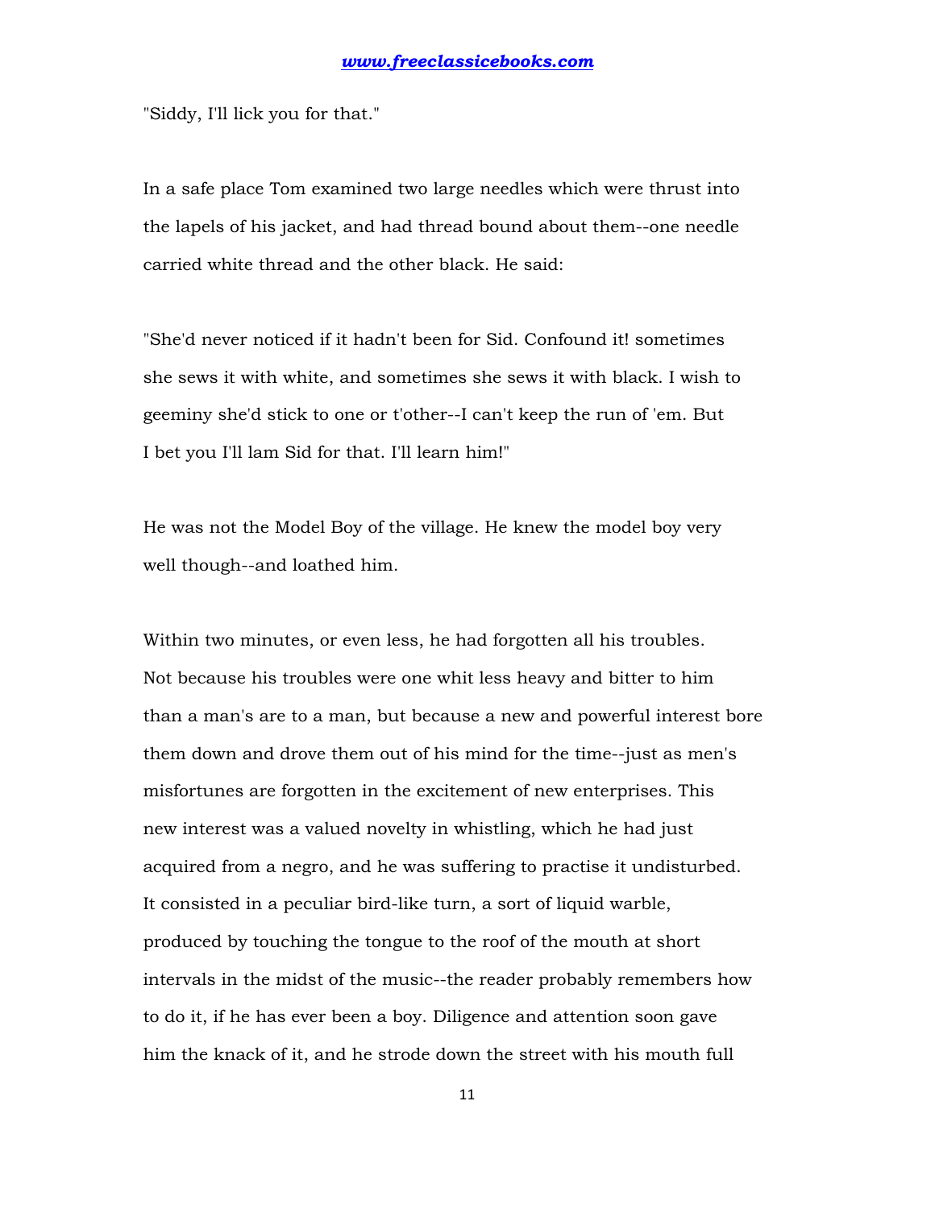"Siddy, I'll lick you for that."

In a safe place Tom examined two large needles which were thrust into the lapels of his jacket, and had thread bound about them--one needle carried white thread and the other black. He said:

"She'd never noticed if it hadn't been for Sid. Confound it! sometimes she sews it with white, and sometimes she sews it with black. I wish to geeminy she'd stick to one or t'other--I can't keep the run of 'em. But I bet you I'll lam Sid for that. I'll learn him!"

He was not the Model Boy of the village. He knew the model boy very well though--and loathed him.

Within two minutes, or even less, he had forgotten all his troubles. Not because his troubles were one whit less heavy and bitter to him than a man's are to a man, but because a new and powerful interest bore them down and drove them out of his mind for the time--just as men's misfortunes are forgotten in the excitement of new enterprises. This new interest was a valued novelty in whistling, which he had just acquired from a negro, and he was suffering to practise it undisturbed. It consisted in a peculiar bird-like turn, a sort of liquid warble, produced by touching the tongue to the roof of the mouth at short intervals in the midst of the music--the reader probably remembers how to do it, if he has ever been a boy. Diligence and attention soon gave him the knack of it, and he strode down the street with his mouth full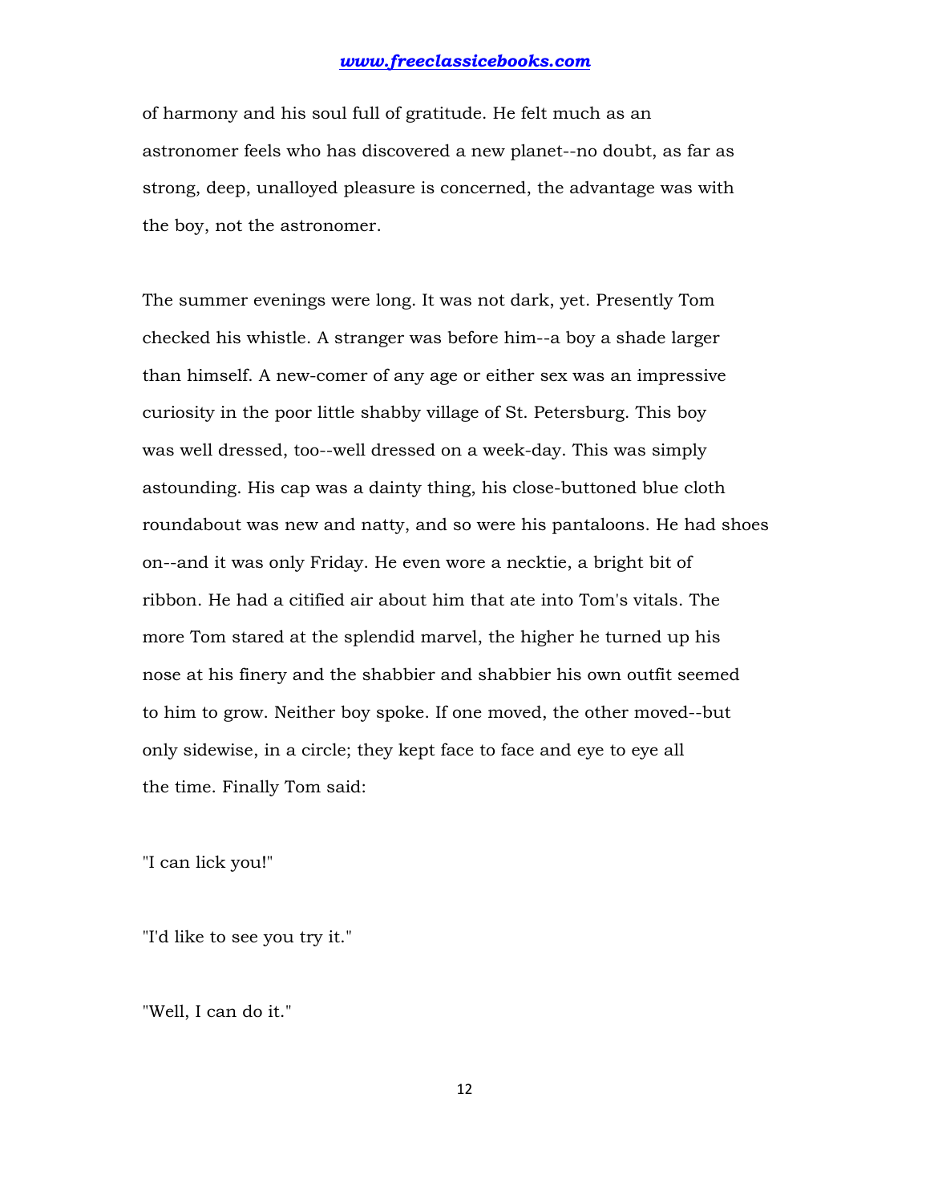of harmony and his soul full of gratitude. He felt much as an astronomer feels who has discovered a new planet--no doubt, as far as strong, deep, unalloyed pleasure is concerned, the advantage was with the boy, not the astronomer.

The summer evenings were long. It was not dark, yet. Presently Tom checked his whistle. A stranger was before him--a boy a shade larger than himself. A new-comer of any age or either sex was an impressive curiosity in the poor little shabby village of St. Petersburg. This boy was well dressed, too--well dressed on a week-day. This was simply astounding. His cap was a dainty thing, his close-buttoned blue cloth roundabout was new and natty, and so were his pantaloons. He had shoes on--and it was only Friday. He even wore a necktie, a bright bit of ribbon. He had a citified air about him that ate into Tom's vitals. The more Tom stared at the splendid marvel, the higher he turned up his nose at his finery and the shabbier and shabbier his own outfit seemed to him to grow. Neither boy spoke. If one moved, the other moved--but only sidewise, in a circle; they kept face to face and eye to eye all the time. Finally Tom said:

"I can lick you!"

"I'd like to see you try it."

"Well, I can do it."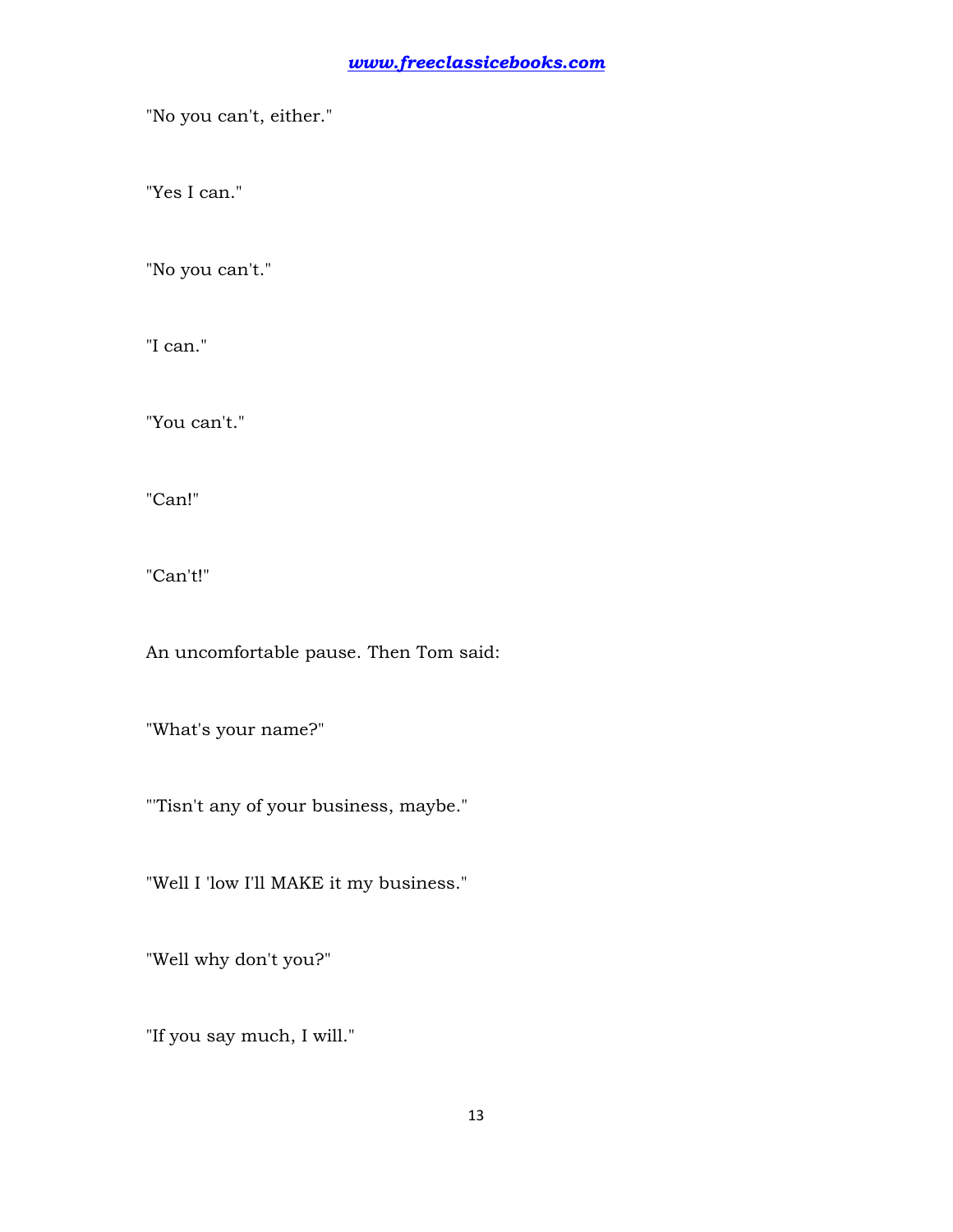"No you can't, either."

"Yes I can."

"No you can't."

"I can."

"You can't."

"Can!"

"Can't!"

An uncomfortable pause. Then Tom said:

"What's your name?"

"'Tisn't any of your business, maybe."

"Well I 'low I'll MAKE it my business."

"Well why don't you?"

"If you say much, I will."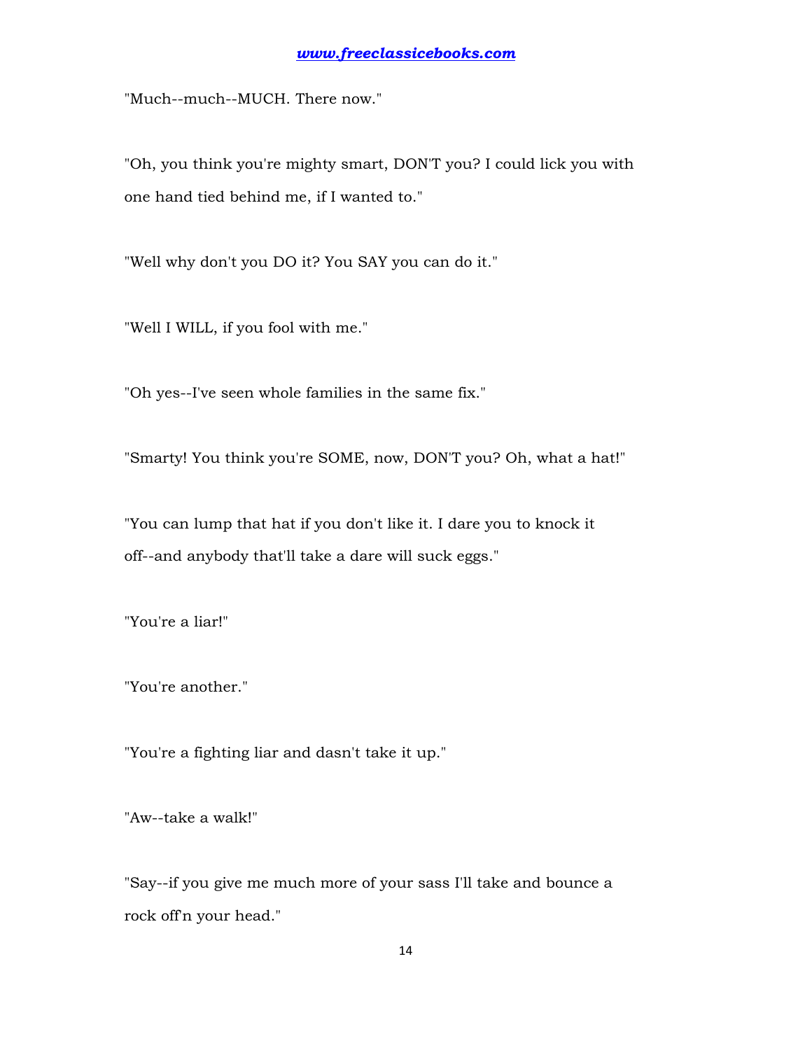"Much--much--MUCH. There now."

"Oh, you think you're mighty smart, DON'T you? I could lick you with one hand tied behind me, if I wanted to."

"Well why don't you DO it? You SAY you can do it."

"Well I WILL, if you fool with me."

"Oh yes--I've seen whole families in the same fix."

"Smarty! You think you're SOME, now, DON'T you? Oh, what a hat!"

"You can lump that hat if you don't like it. I dare you to knock it off--and anybody that'll take a dare will suck eggs."

"You're a liar!"

"You're another."

"You're a fighting liar and dasn't take it up."

"Aw--take a walk!"

"Say--if you give me much more of your sass I'll take and bounce a rock off'n your head."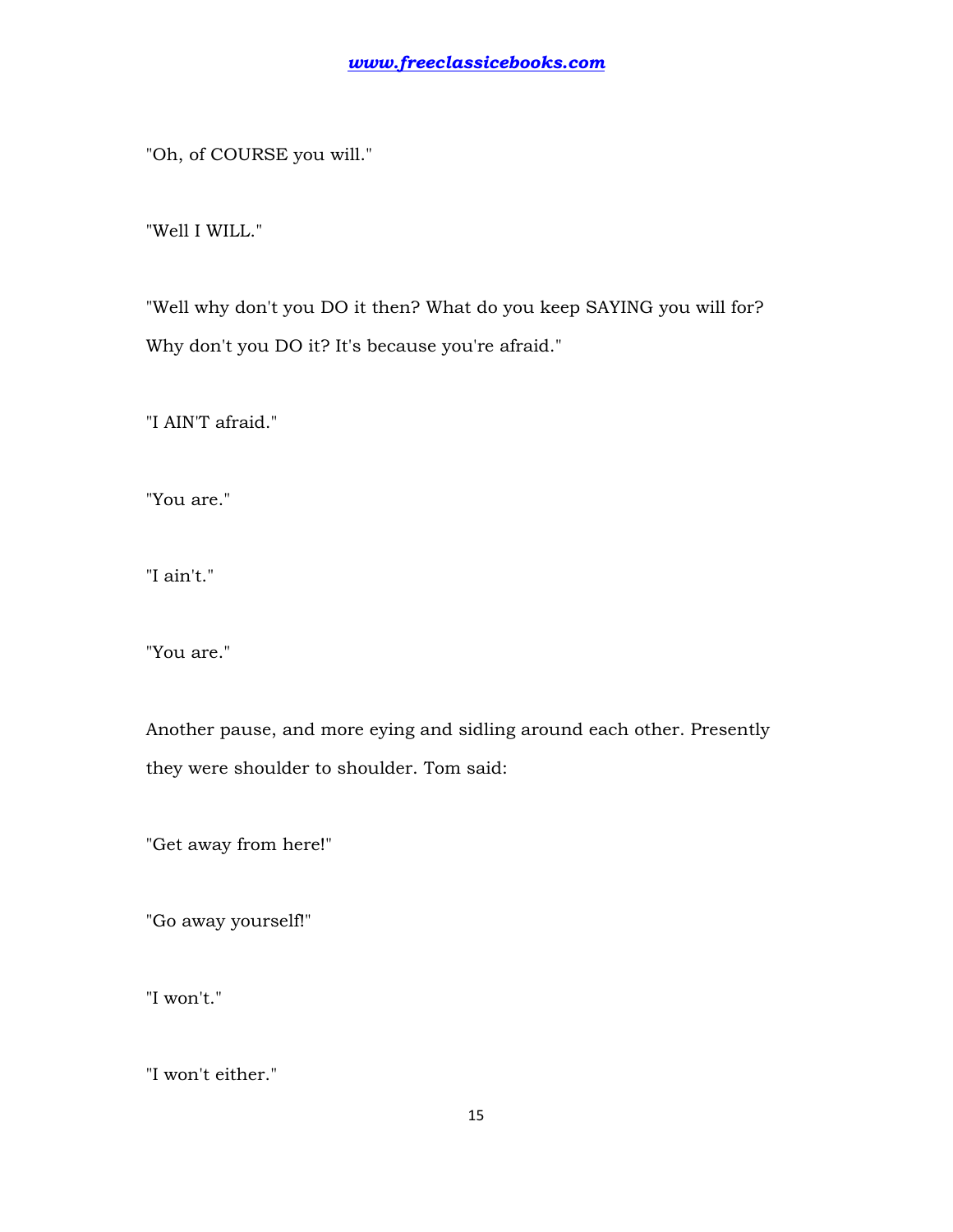"Oh, of COURSE you will."

"Well I WILL."

"Well why don't you DO it then? What do you keep SAYING you will for? Why don't you DO it? It's because you're afraid."

"I AIN'T afraid."

"You are."

"I ain't."

"You are."

Another pause, and more eying and sidling around each other. Presently they were shoulder to shoulder. Tom said:

"Get away from here!"

"Go away yourself!"

"I won't."

"I won't either."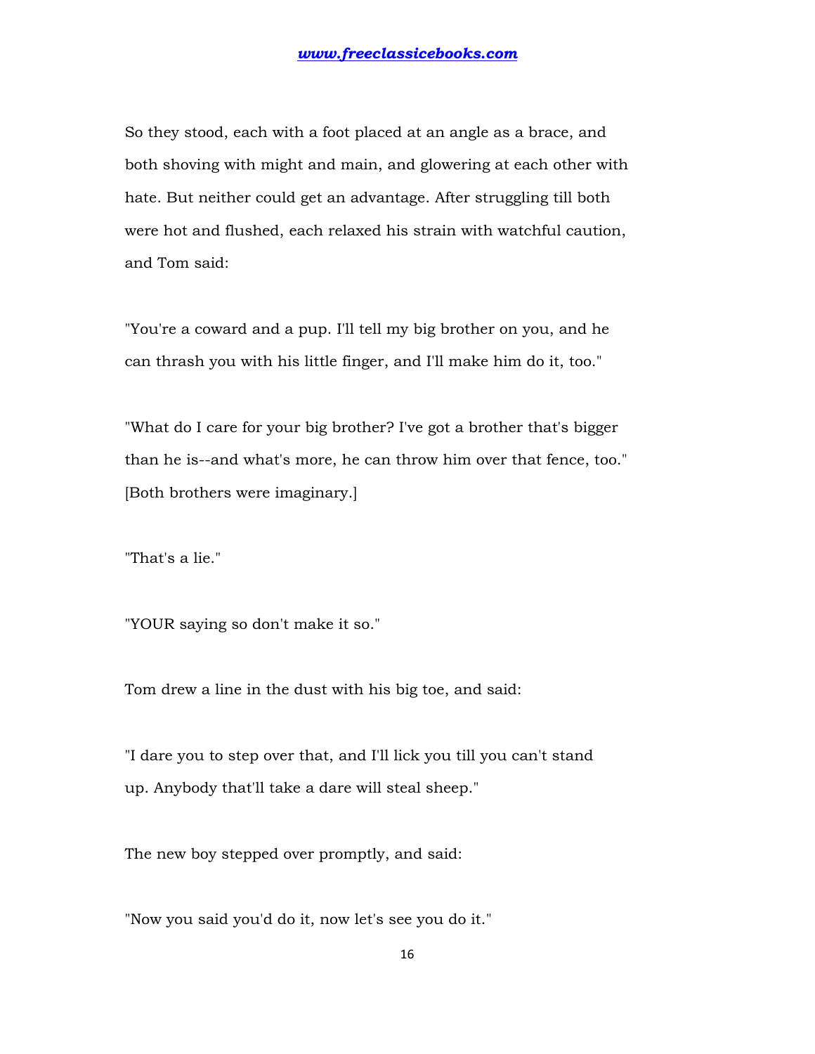So they stood, each with a foot placed at an angle as a brace, and both shoving with might and main, and glowering at each other with hate. But neither could get an advantage. After struggling till both were hot and flushed, each relaxed his strain with watchful caution, and Tom said:

"You're a coward and a pup. I'll tell my big brother on you, and he can thrash you with his little finger, and I'll make him do it, too."

"What do I care for your big brother? I've got a brother that's bigger than he is--and what's more, he can throw him over that fence, too." [Both brothers were imaginary.]

"That's a lie."

"YOUR saying so don't make it so."

Tom drew a line in the dust with his big toe, and said:

"I dare you to step over that, and I'll lick you till you can't stand up. Anybody that'll take a dare will steal sheep."

The new boy stepped over promptly, and said:

"Now you said you'd do it, now let's see you do it."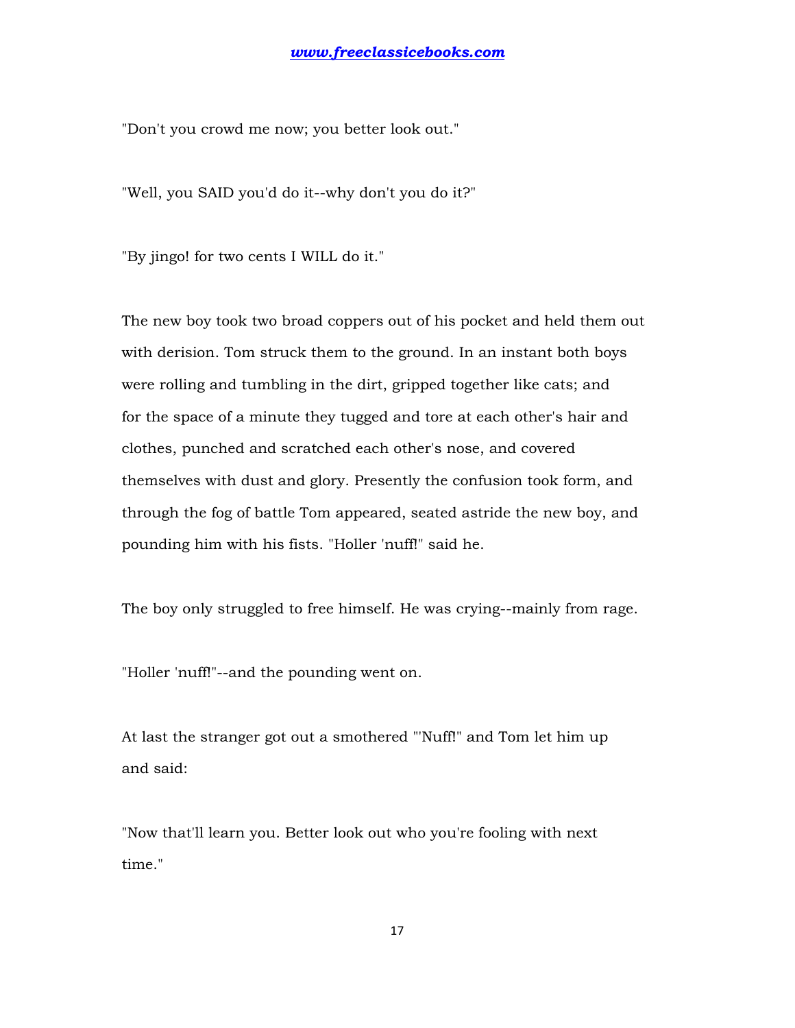"Don't you crowd me now; you better look out."

"Well, you SAID you'd do it--why don't you do it?"

"By jingo! for two cents I WILL do it."

The new boy took two broad coppers out of his pocket and held them out with derision. Tom struck them to the ground. In an instant both boys were rolling and tumbling in the dirt, gripped together like cats; and for the space of a minute they tugged and tore at each other's hair and clothes, punched and scratched each other's nose, and covered themselves with dust and glory. Presently the confusion took form, and through the fog of battle Tom appeared, seated astride the new boy, and pounding him with his fists. "Holler 'nuff!" said he.

The boy only struggled to free himself. He was crying--mainly from rage.

"Holler 'nuff!"--and the pounding went on.

At last the stranger got out a smothered "'Nuff!" and Tom let him up and said:

"Now that'll learn you. Better look out who you're fooling with next time."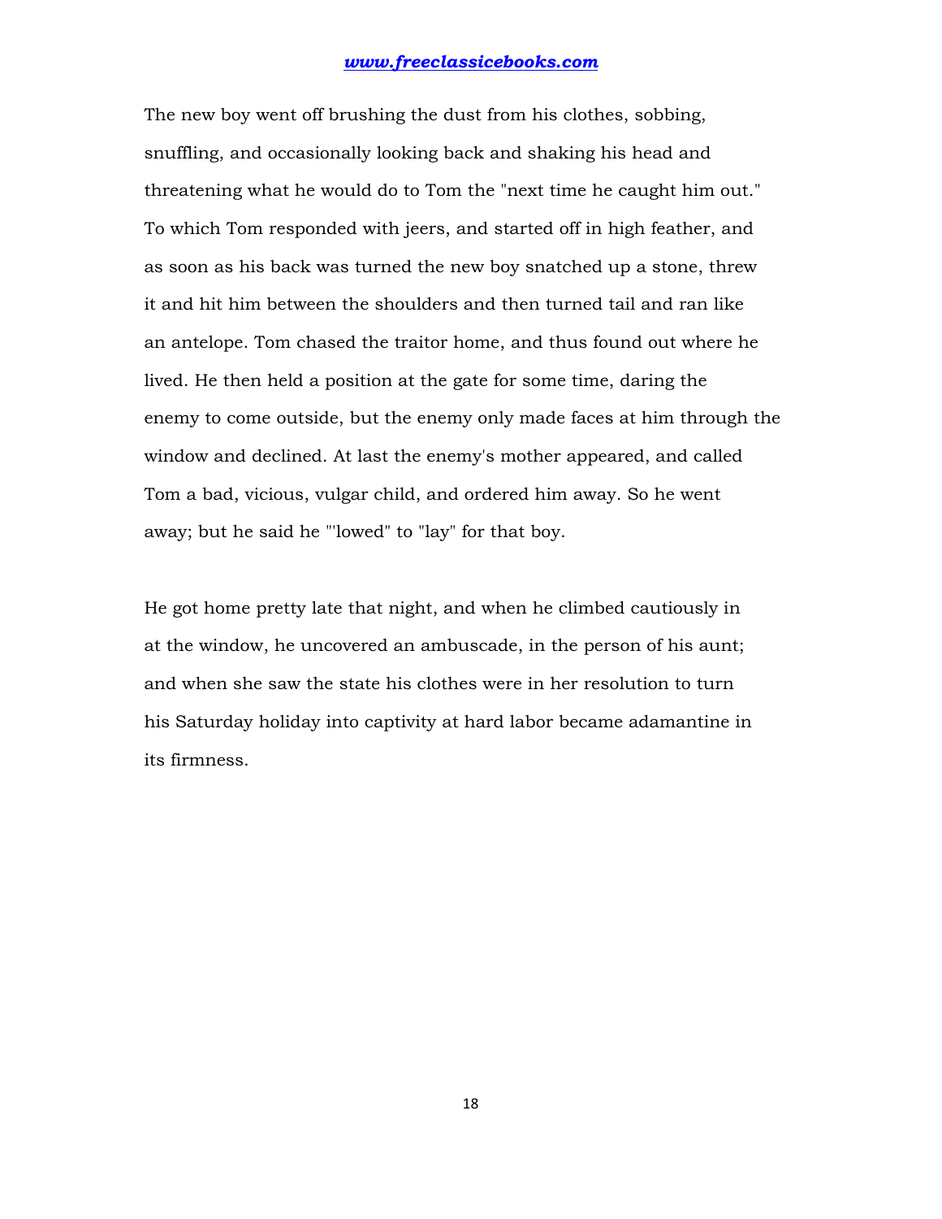The new boy went off brushing the dust from his clothes, sobbing, snuffling, and occasionally looking back and shaking his head and threatening what he would do to Tom the "next time he caught him out." To which Tom responded with jeers, and started off in high feather, and as soon as his back was turned the new boy snatched up a stone, threw it and hit him between the shoulders and then turned tail and ran like an antelope. Tom chased the traitor home, and thus found out where he lived. He then held a position at the gate for some time, daring the enemy to come outside, but the enemy only made faces at him through the window and declined. At last the enemy's mother appeared, and called Tom a bad, vicious, vulgar child, and ordered him away. So he went away; but he said he "'lowed" to "lay" for that boy.

He got home pretty late that night, and when he climbed cautiously in at the window, he uncovered an ambuscade, in the person of his aunt; and when she saw the state his clothes were in her resolution to turn his Saturday holiday into captivity at hard labor became adamantine in its firmness.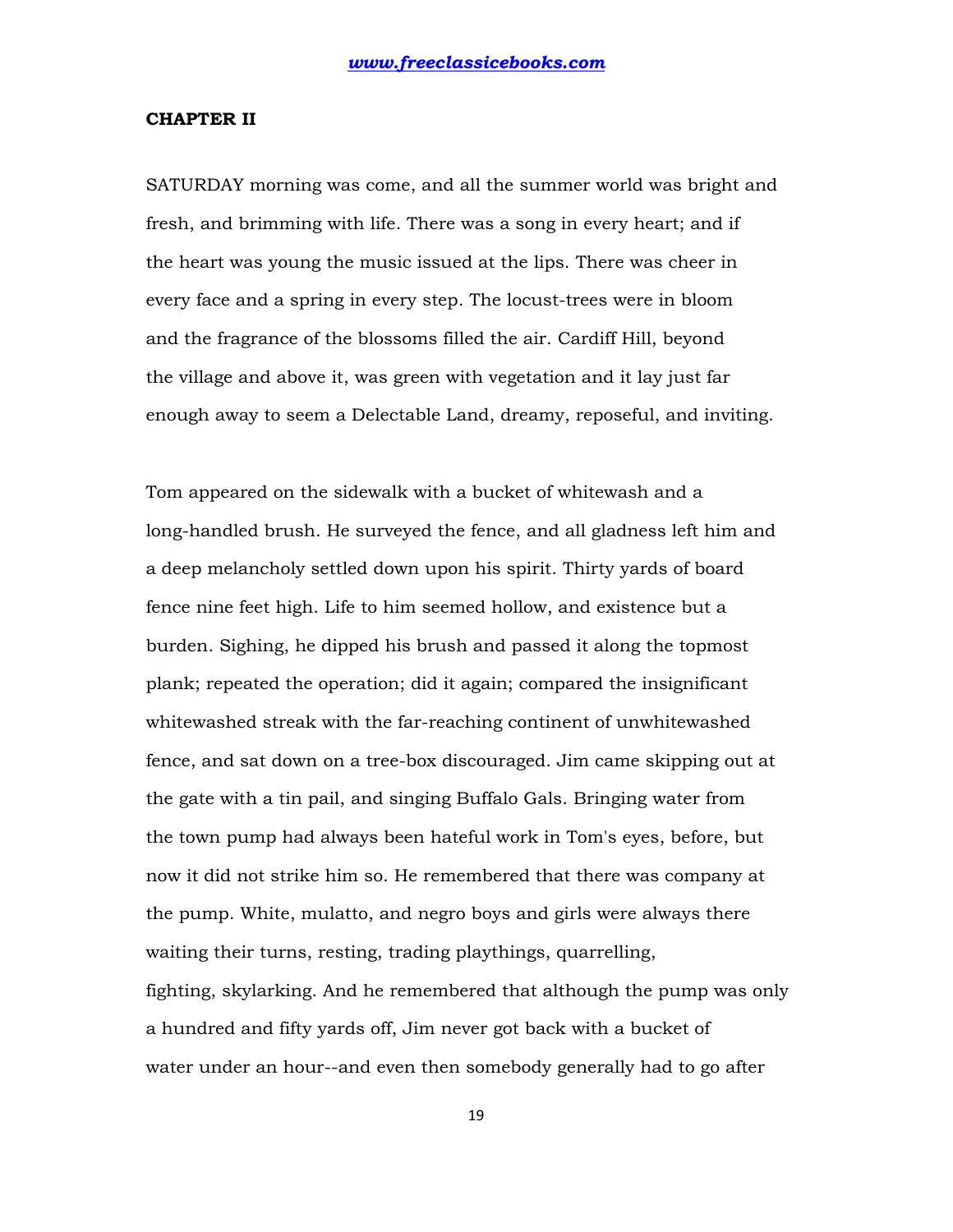## CHAPTER II

SATURDAY morning was come, and all the summer world was bright and fresh, and brimming with life. There was a song in every heart; and if the heart was young the music issued at the lips. There was cheer in every face and a spring in every step. The locust-trees were in bloom and the fragrance of the blossoms filled the air. Cardiff Hill, beyond the village and above it, was green with vegetation and it lay just far enough away to seem a Delectable Land, dreamy, reposeful, and inviting.

Tom appeared on the sidewalk with a bucket of whitewash and a long-handled brush. He surveyed the fence, and all gladness left him and a deep melancholy settled down upon his spirit. Thirty yards of board fence nine feet high. Life to him seemed hollow, and existence but a burden. Sighing, he dipped his brush and passed it along the topmost plank; repeated the operation; did it again; compared the insignificant whitewashed streak with the far-reaching continent of unwhitewashed fence, and sat down on a tree-box discouraged. Jim came skipping out at the gate with a tin pail, and singing Buffalo Gals. Bringing water from the town pump had always been hateful work in Tom's eyes, before, but now it did not strike him so. He remembered that there was company at the pump. White, mulatto, and negro boys and girls were always there waiting their turns, resting, trading playthings, quarrelling, fighting, skylarking. And he remembered that although the pump was only a hundred and fifty yards off, Jim never got back with a bucket of water under an hour--and even then somebody generally had to go after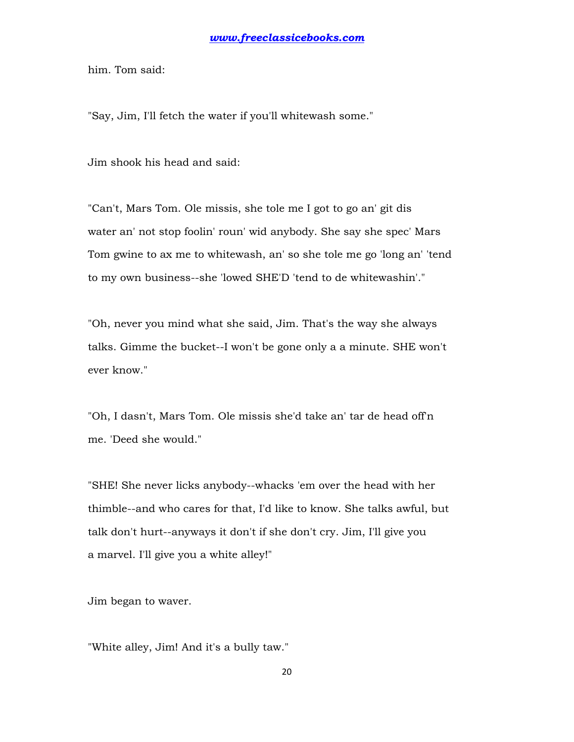him. Tom said:

"Say, Jim, I'll fetch the water if you'll whitewash some."

Jim shook his head and said:

"Can't, Mars Tom. Ole missis, she tole me I got to go an' git dis water an' not stop foolin' roun' wid anybody. She say she spec' Mars Tom gwine to ax me to whitewash, an' so she tole me go 'long an' 'tend to my own business--she 'lowed SHE'D 'tend to de whitewashin'."

"Oh, never you mind what she said, Jim. That's the way she always talks. Gimme the bucket--I won't be gone only a a minute. SHE won't ever know."

"Oh, I dasn't, Mars Tom. Ole missis she'd take an' tar de head off'n me. 'Deed she would."

"SHE! She never licks anybody--whacks 'em over the head with her thimble--and who cares for that, I'd like to know. She talks awful, but talk don't hurt--anyways it don't if she don't cry. Jim, I'll give you a marvel. I'll give you a white alley!"

Jim began to waver.

"White alley, Jim! And it's a bully taw."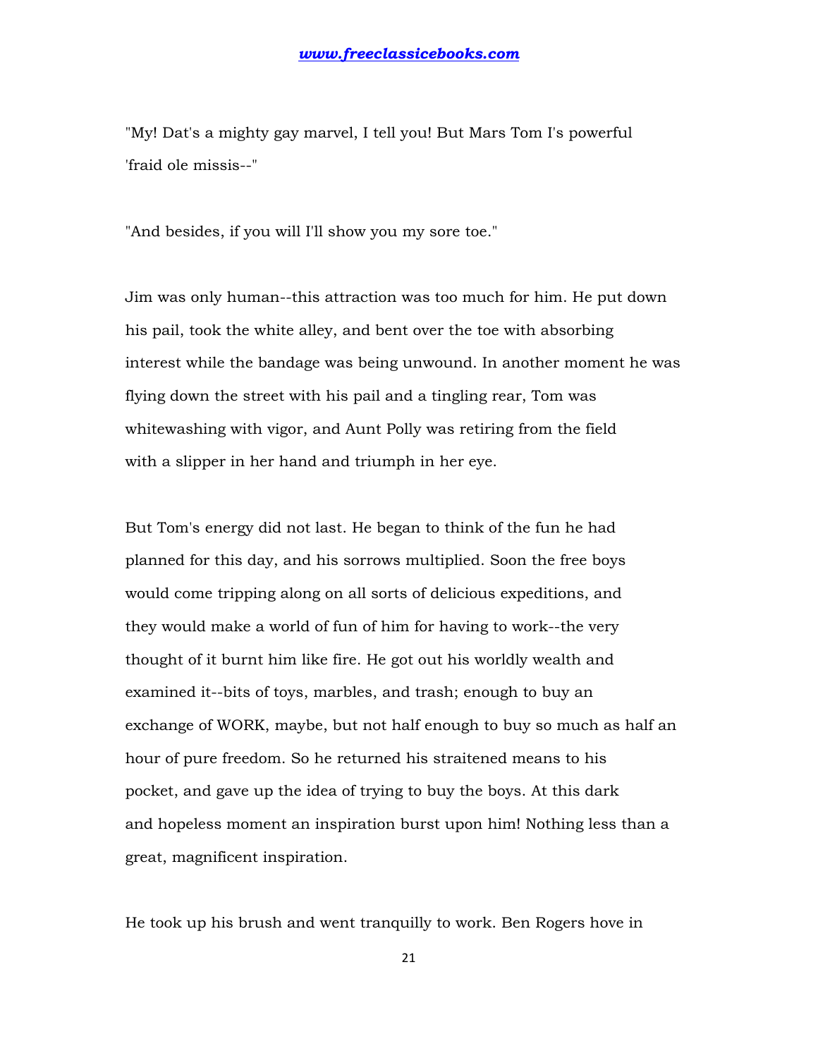"My! Dat's a mighty gay marvel, I tell you! But Mars Tom I's powerful 'fraid ole missis--"

"And besides, if you will I'll show you my sore toe."

Jim was only human--this attraction was too much for him. He put down his pail, took the white alley, and bent over the toe with absorbing interest while the bandage was being unwound. In another moment he was flying down the street with his pail and a tingling rear, Tom was whitewashing with vigor, and Aunt Polly was retiring from the field with a slipper in her hand and triumph in her eye.

But Tom's energy did not last. He began to think of the fun he had planned for this day, and his sorrows multiplied. Soon the free boys would come tripping along on all sorts of delicious expeditions, and they would make a world of fun of him for having to work--the very thought of it burnt him like fire. He got out his worldly wealth and examined it--bits of toys, marbles, and trash; enough to buy an exchange of WORK, maybe, but not half enough to buy so much as half an hour of pure freedom. So he returned his straitened means to his pocket, and gave up the idea of trying to buy the boys. At this dark and hopeless moment an inspiration burst upon him! Nothing less than a great, magnificent inspiration.

He took up his brush and went tranquilly to work. Ben Rogers hove in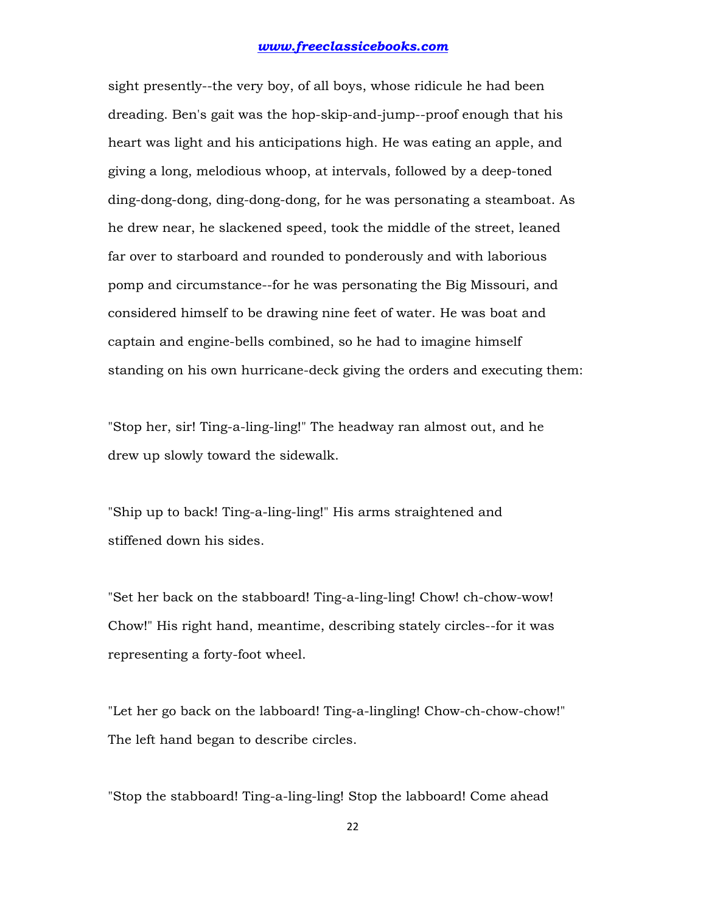sight presently--the very boy, of all boys, whose ridicule he had been dreading. Ben's gait was the hop-skip-and-jump--proof enough that his heart was light and his anticipations high. He was eating an apple, and giving a long, melodious whoop, at intervals, followed by a deep-toned ding-dong-dong, ding-dong-dong, for he was personating a steamboat. As he drew near, he slackened speed, took the middle of the street, leaned far over to starboard and rounded to ponderously and with laborious pomp and circumstance--for he was personating the Big Missouri, and considered himself to be drawing nine feet of water. He was boat and captain and engine-bells combined, so he had to imagine himself standing on his own hurricane-deck giving the orders and executing them:

"Stop her, sir! Ting-a-ling-ling!" The headway ran almost out, and he drew up slowly toward the sidewalk.

"Ship up to back! Ting-a-ling-ling!" His arms straightened and stiffened down his sides.

"Set her back on the stabboard! Ting-a-ling-ling! Chow! ch-chow-wow! Chow!" His right hand, meantime, describing stately circles--for it was representing a forty-foot wheel.

"Let her go back on the labboard! Ting-a-lingling! Chow-ch-chow-chow!" The left hand began to describe circles.

"Stop the stabboard! Ting-a-ling-ling! Stop the labboard! Come ahead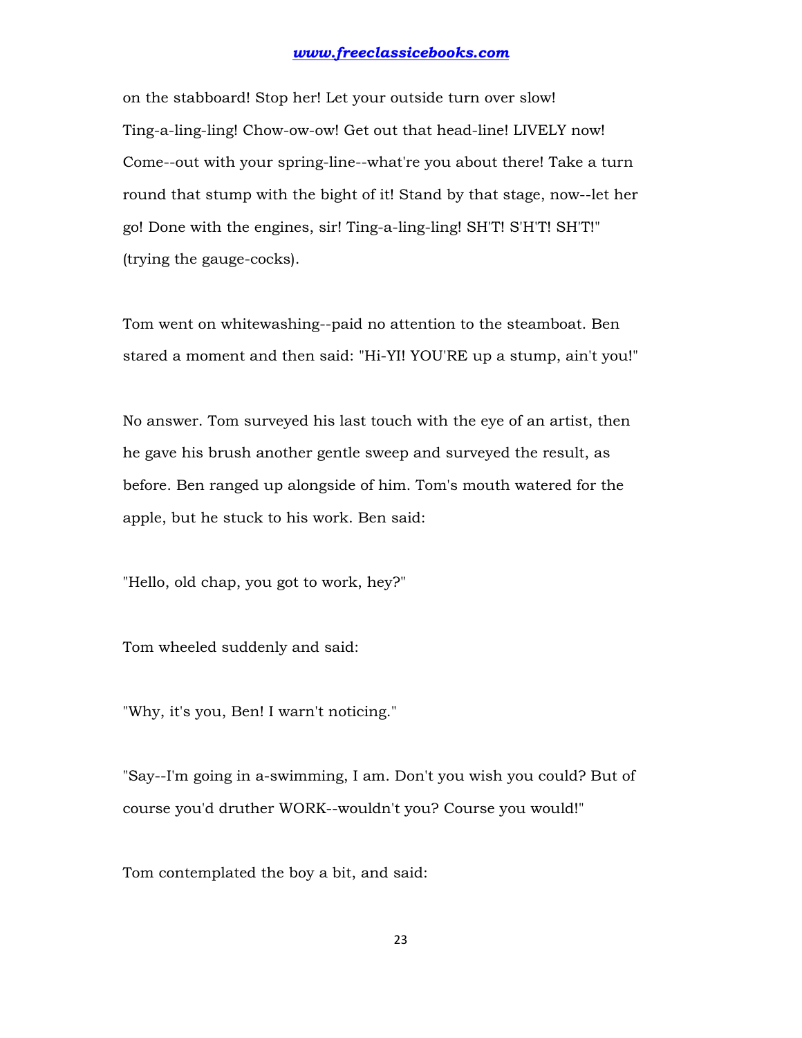on the stabboard! Stop her! Let your outside turn over slow! Ting-a-ling-ling! Chow-ow-ow! Get out that head-line! LIVELY now! Come--out with your spring-line--what're you about there! Take a turn round that stump with the bight of it! Stand by that stage, now--let her go! Done with the engines, sir! Ting-a-ling-ling! SH'T! S'H'T! SH'T!" (trying the gauge-cocks).

Tom went on whitewashing--paid no attention to the steamboat. Ben stared a moment and then said: "Hi-YI! YOU'RE up a stump, ain't you!"

No answer. Tom surveyed his last touch with the eye of an artist, then he gave his brush another gentle sweep and surveyed the result, as before. Ben ranged up alongside of him. Tom's mouth watered for the apple, but he stuck to his work. Ben said:

"Hello, old chap, you got to work, hey?"

Tom wheeled suddenly and said:

"Why, it's you, Ben! I warn't noticing."

"Say--I'm going in a-swimming, I am. Don't you wish you could? But of course you'd druther WORK--wouldn't you? Course you would!"

Tom contemplated the boy a bit, and said: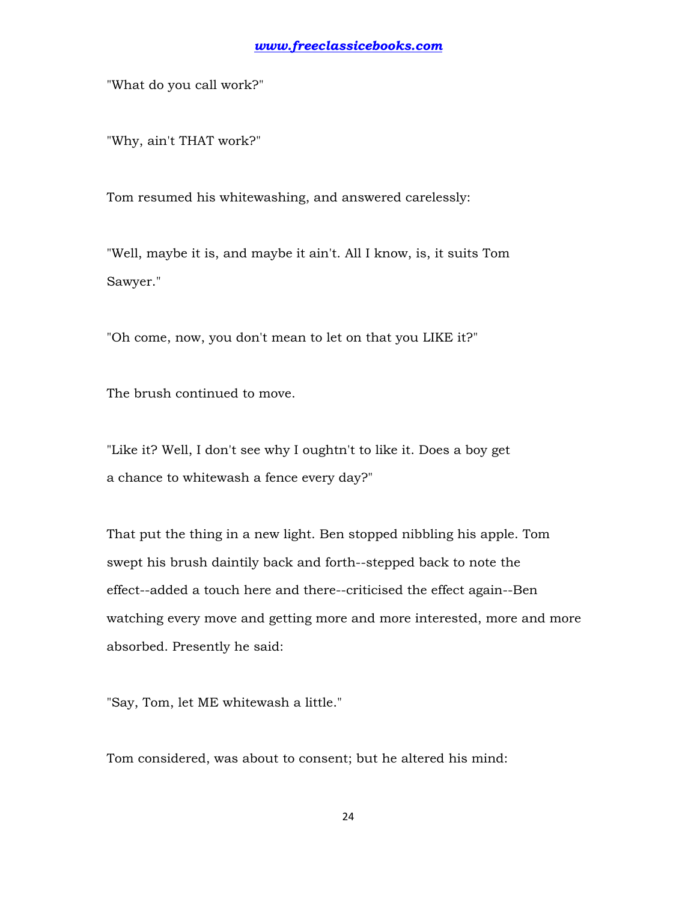"What do you call work?"

"Why, ain't THAT work?"

Tom resumed his whitewashing, and answered carelessly:

"Well, maybe it is, and maybe it ain't. All I know, is, it suits Tom Sawyer."

"Oh come, now, you don't mean to let on that you LIKE it?"

The brush continued to move.

"Like it? Well, I don't see why I oughtn't to like it. Does a boy get a chance to whitewash a fence every day?"

That put the thing in a new light. Ben stopped nibbling his apple. Tom swept his brush daintily back and forth--stepped back to note the effect--added a touch here and there--criticised the effect again--Ben watching every move and getting more and more interested, more and more absorbed. Presently he said:

"Say, Tom, let ME whitewash a little."

Tom considered, was about to consent; but he altered his mind: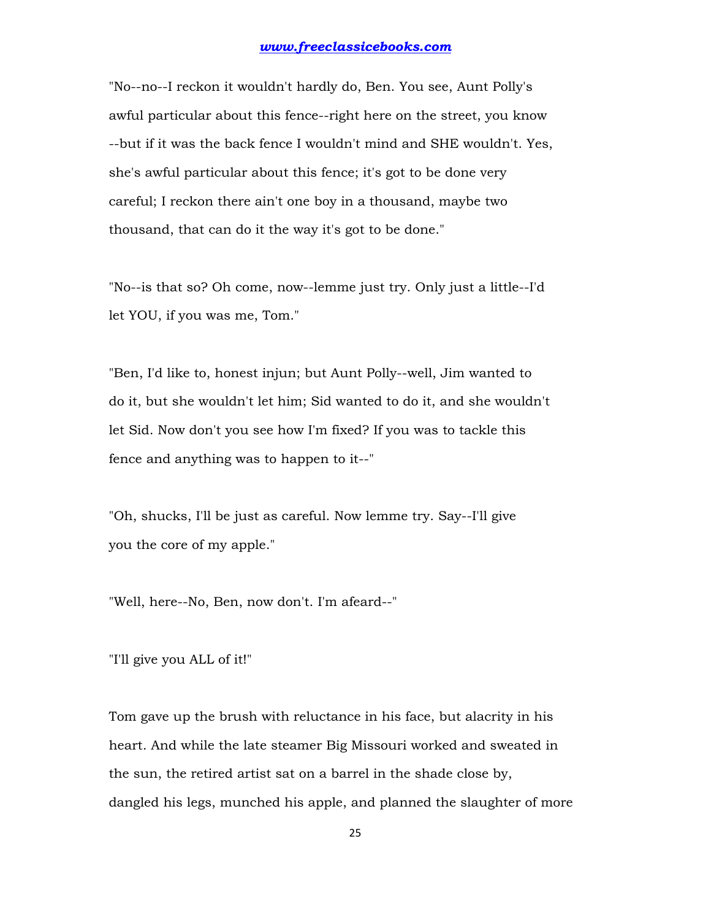"No--no--I reckon it wouldn't hardly do, Ben. You see, Aunt Polly's awful particular about this fence--right here on the street, you know --but if it was the back fence I wouldn't mind and SHE wouldn't. Yes, she's awful particular about this fence; it's got to be done very careful; I reckon there ain't one boy in a thousand, maybe two thousand, that can do it the way it's got to be done."

"No--is that so? Oh come, now--lemme just try. Only just a little--I'd let YOU, if you was me, Tom."

"Ben, I'd like to, honest injun; but Aunt Polly--well, Jim wanted to do it, but she wouldn't let him; Sid wanted to do it, and she wouldn't let Sid. Now don't you see how I'm fixed? If you was to tackle this fence and anything was to happen to it--"

"Oh, shucks, I'll be just as careful. Now lemme try. Say--I'll give you the core of my apple."

"Well, here--No, Ben, now don't. I'm afeard--"

"I'll give you ALL of it!"

Tom gave up the brush with reluctance in his face, but alacrity in his heart. And while the late steamer Big Missouri worked and sweated in the sun, the retired artist sat on a barrel in the shade close by, dangled his legs, munched his apple, and planned the slaughter of more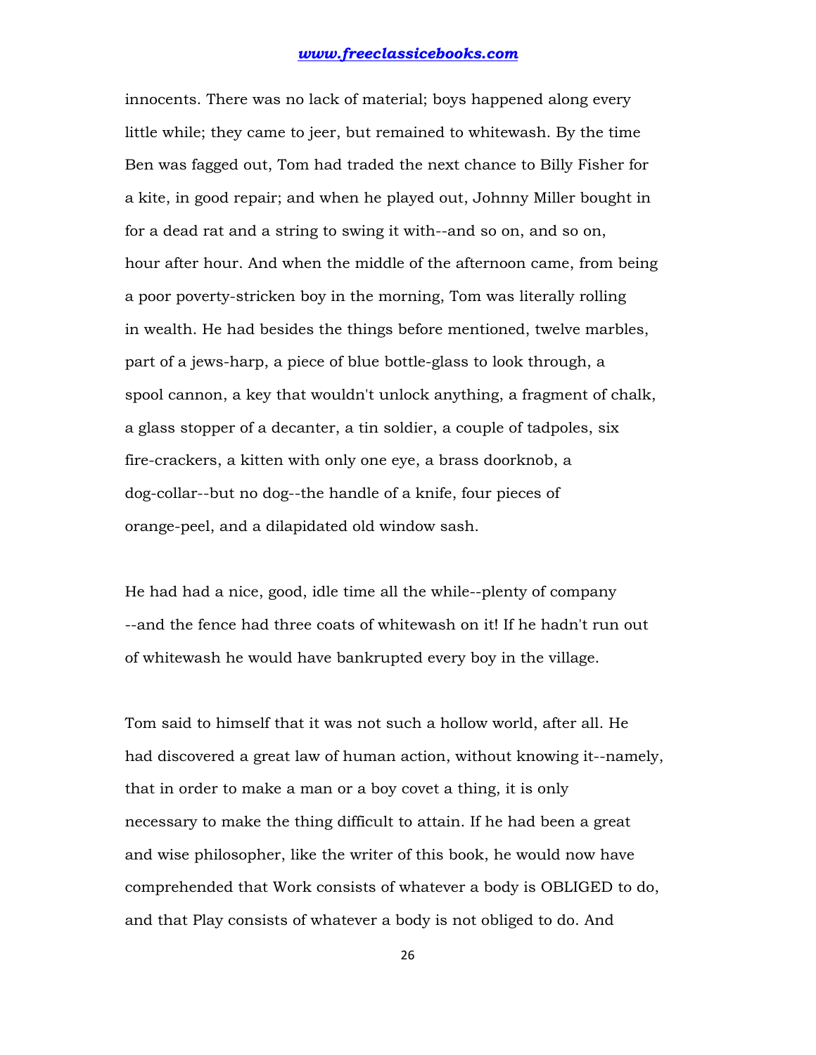innocents. There was no lack of material; boys happened along every little while; they came to jeer, but remained to whitewash. By the time Ben was fagged out, Tom had traded the next chance to Billy Fisher for a kite, in good repair; and when he played out, Johnny Miller bought in for a dead rat and a string to swing it with--and so on, and so on, hour after hour. And when the middle of the afternoon came, from being a poor poverty-stricken boy in the morning, Tom was literally rolling in wealth. He had besides the things before mentioned, twelve marbles, part of a jews-harp, a piece of blue bottle-glass to look through, a spool cannon, a key that wouldn't unlock anything, a fragment of chalk, a glass stopper of a decanter, a tin soldier, a couple of tadpoles, six fire-crackers, a kitten with only one eye, a brass doorknob, a dog-collar--but no dog--the handle of a knife, four pieces of orange-peel, and a dilapidated old window sash.

He had had a nice, good, idle time all the while--plenty of company --and the fence had three coats of whitewash on it! If he hadn't run out of whitewash he would have bankrupted every boy in the village.

Tom said to himself that it was not such a hollow world, after all. He had discovered a great law of human action, without knowing it--namely, that in order to make a man or a boy covet a thing, it is only necessary to make the thing difficult to attain. If he had been a great and wise philosopher, like the writer of this book, he would now have comprehended that Work consists of whatever a body is OBLIGED to do, and that Play consists of whatever a body is not obliged to do. And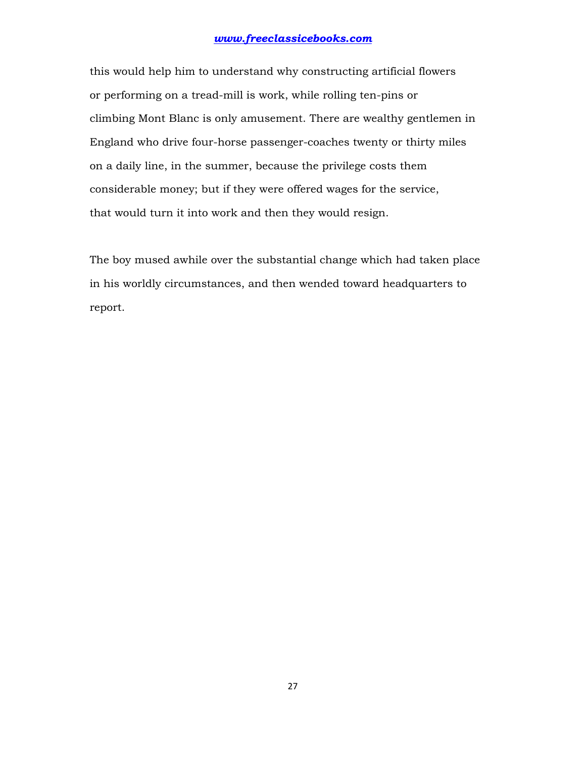this would help him to understand why constructing artificial flowers or performing on a tread-mill is work, while rolling ten-pins or climbing Mont Blanc is only amusement. There are wealthy gentlemen in England who drive four-horse passenger-coaches twenty or thirty miles on a daily line, in the summer, because the privilege costs them considerable money; but if they were offered wages for the service, that would turn it into work and then they would resign.

The boy mused awhile over the substantial change which had taken place in his worldly circumstances, and then wended toward headquarters to report.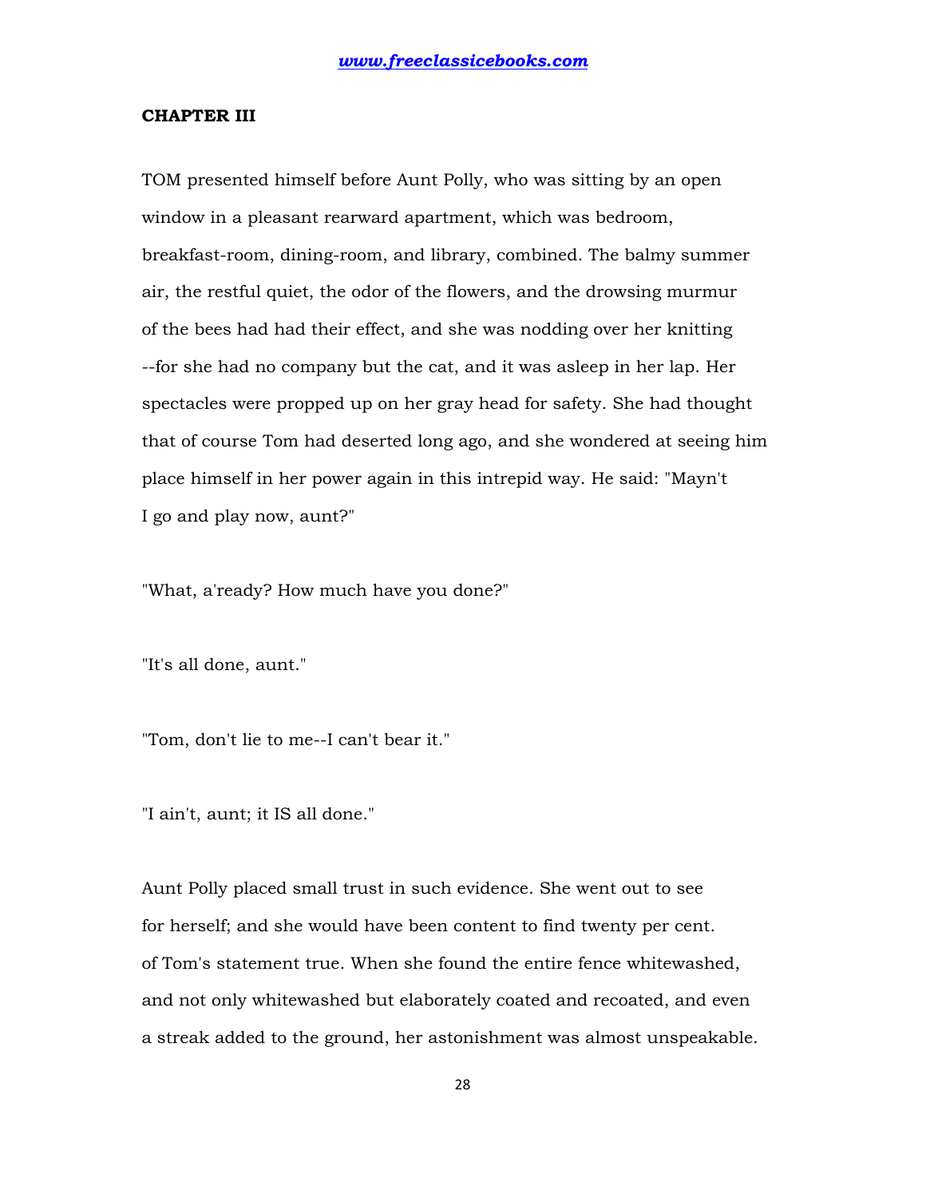## CHAPTER III

TOM presented himself before Aunt Polly, who was sitting by an open window in a pleasant rearward apartment, which was bedroom, breakfast-room, dining-room, and library, combined. The balmy summer air, the restful quiet, the odor of the flowers, and the drowsing murmur of the bees had had their effect, and she was nodding over her knitting --for she had no company but the cat, and it was asleep in her lap. Her spectacles were propped up on her gray head for safety. She had thought that of course Tom had deserted long ago, and she wondered at seeing him place himself in her power again in this intrepid way. He said: "Mayn't I go and play now, aunt?"

"What, a'ready? How much have you done?"

"It's all done, aunt."

"Tom, don't lie to me--I can't bear it."

"I ain't, aunt; it IS all done."

Aunt Polly placed small trust in such evidence. She went out to see for herself; and she would have been content to find twenty per cent. of Tom's statement true. When she found the entire fence whitewashed, and not only whitewashed but elaborately coated and recoated, and even a streak added to the ground, her astonishment was almost unspeakable.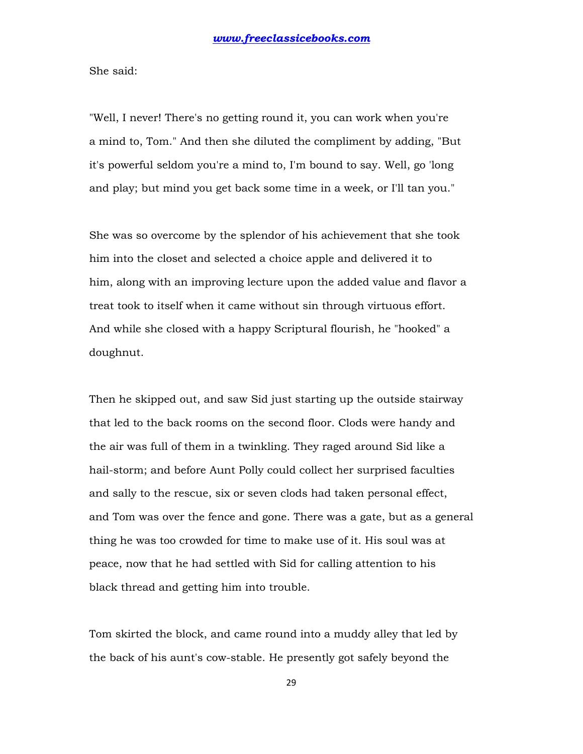She said:

"Well, I never! There's no getting round it, you can work when you're a mind to, Tom." And then she diluted the compliment by adding, "But it's powerful seldom you're a mind to, I'm bound to say. Well, go 'long and play; but mind you get back some time in a week, or I'll tan you."

She was so overcome by the splendor of his achievement that she took him into the closet and selected a choice apple and delivered it to him, along with an improving lecture upon the added value and flavor a treat took to itself when it came without sin through virtuous effort. And while she closed with a happy Scriptural flourish, he "hooked" a doughnut.

Then he skipped out, and saw Sid just starting up the outside stairway that led to the back rooms on the second floor. Clods were handy and the air was full of them in a twinkling. They raged around Sid like a hail-storm; and before Aunt Polly could collect her surprised faculties and sally to the rescue, six or seven clods had taken personal effect, and Tom was over the fence and gone. There was a gate, but as a general thing he was too crowded for time to make use of it. His soul was at peace, now that he had settled with Sid for calling attention to his black thread and getting him into trouble.

Tom skirted the block, and came round into a muddy alley that led by the back of his aunt's cow-stable. He presently got safely beyond the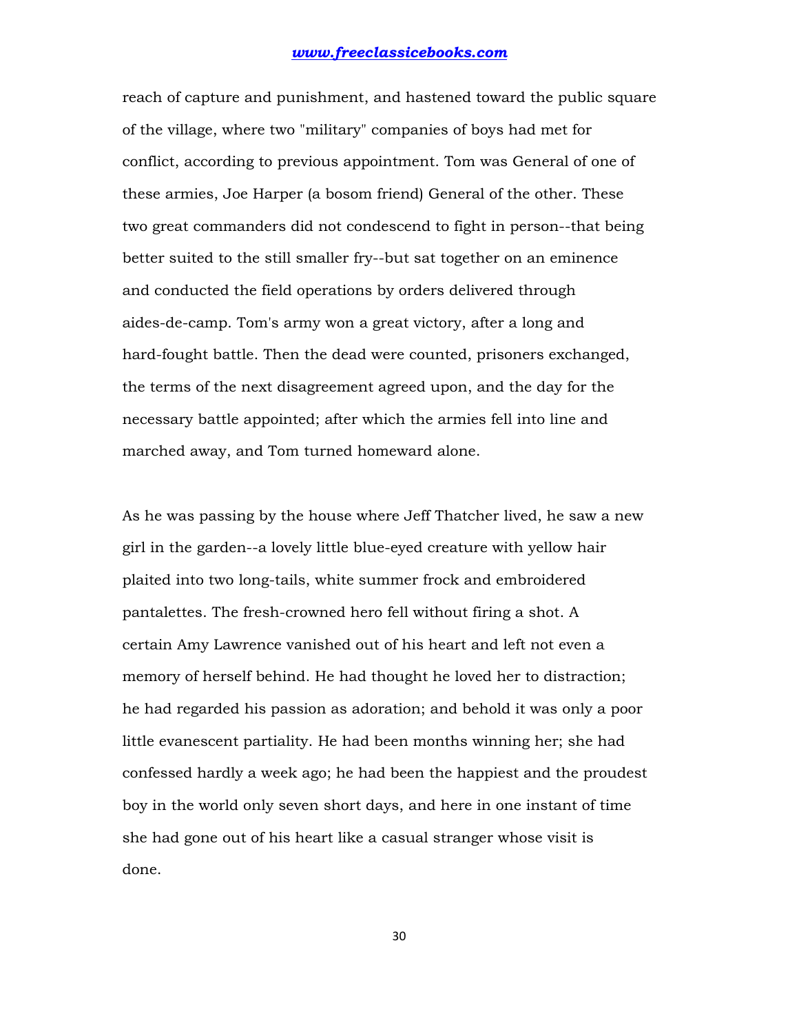reach of capture and punishment, and hastened toward the public square of the village, where two "military" companies of boys had met for conflict, according to previous appointment. Tom was General of one of these armies, Joe Harper (a bosom friend) General of the other. These two great commanders did not condescend to fight in person--that being better suited to the still smaller fry--but sat together on an eminence and conducted the field operations by orders delivered through aides-de-camp. Tom's army won a great victory, after a long and hard-fought battle. Then the dead were counted, prisoners exchanged, the terms of the next disagreement agreed upon, and the day for the necessary battle appointed; after which the armies fell into line and marched away, and Tom turned homeward alone.

As he was passing by the house where Jeff Thatcher lived, he saw a new girl in the garden--a lovely little blue-eyed creature with yellow hair plaited into two long-tails, white summer frock and embroidered pantalettes. The fresh-crowned hero fell without firing a shot. A certain Amy Lawrence vanished out of his heart and left not even a memory of herself behind. He had thought he loved her to distraction; he had regarded his passion as adoration; and behold it was only a poor little evanescent partiality. He had been months winning her; she had confessed hardly a week ago; he had been the happiest and the proudest boy in the world only seven short days, and here in one instant of time she had gone out of his heart like a casual stranger whose visit is done.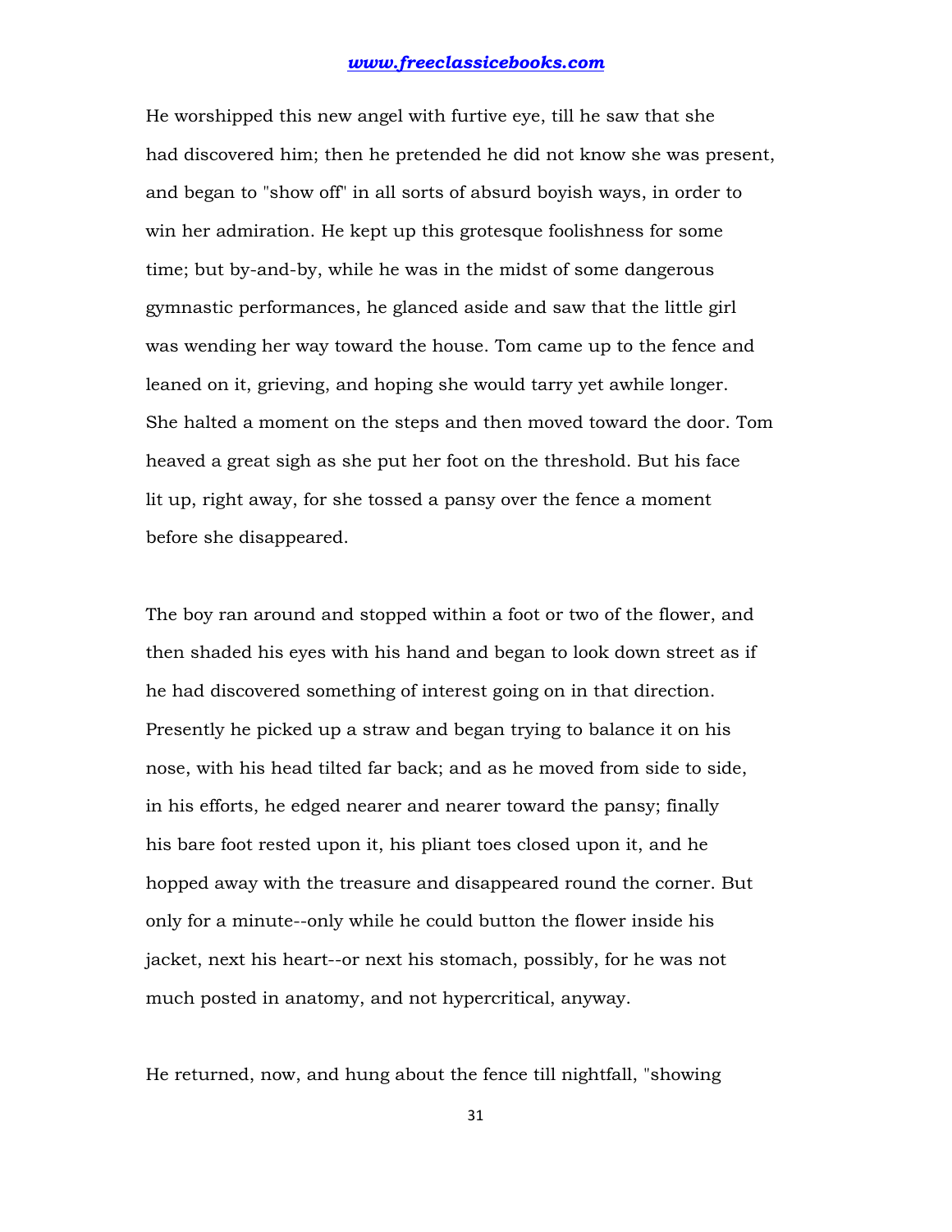He worshipped this new angel with furtive eye, till he saw that she had discovered him; then he pretended he did not know she was present, and began to "show off" in all sorts of absurd boyish ways, in order to win her admiration. He kept up this grotesque foolishness for some time; but by-and-by, while he was in the midst of some dangerous gymnastic performances, he glanced aside and saw that the little girl was wending her way toward the house. Tom came up to the fence and leaned on it, grieving, and hoping she would tarry yet awhile longer. She halted a moment on the steps and then moved toward the door. Tom heaved a great sigh as she put her foot on the threshold. But his face lit up, right away, for she tossed a pansy over the fence a moment before she disappeared.

The boy ran around and stopped within a foot or two of the flower, and then shaded his eyes with his hand and began to look down street as if he had discovered something of interest going on in that direction. Presently he picked up a straw and began trying to balance it on his nose, with his head tilted far back; and as he moved from side to side, in his efforts, he edged nearer and nearer toward the pansy; finally his bare foot rested upon it, his pliant toes closed upon it, and he hopped away with the treasure and disappeared round the corner. But only for a minute--only while he could button the flower inside his jacket, next his heart--or next his stomach, possibly, for he was not much posted in anatomy, and not hypercritical, anyway.

He returned, now, and hung about the fence till nightfall, "showing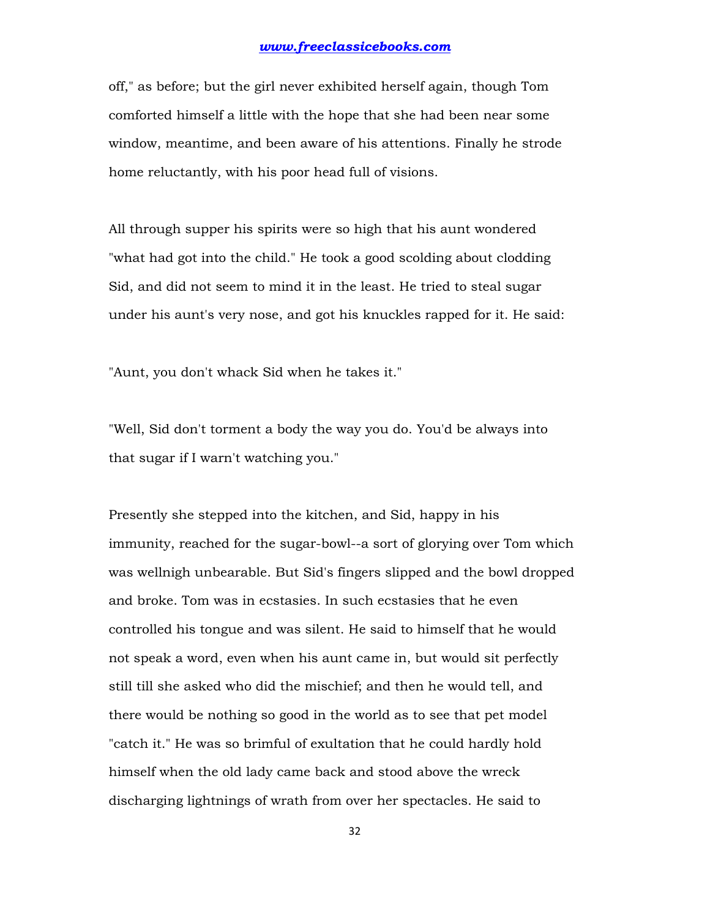off," as before; but the girl never exhibited herself again, though Tom comforted himself a little with the hope that she had been near some window, meantime, and been aware of his attentions. Finally he strode home reluctantly, with his poor head full of visions.

All through supper his spirits were so high that his aunt wondered "what had got into the child." He took a good scolding about clodding Sid, and did not seem to mind it in the least. He tried to steal sugar under his aunt's very nose, and got his knuckles rapped for it. He said:

"Aunt, you don't whack Sid when he takes it."

"Well, Sid don't torment a body the way you do. You'd be always into that sugar if I warn't watching you."

Presently she stepped into the kitchen, and Sid, happy in his immunity, reached for the sugar-bowl--a sort of glorying over Tom which was wellnigh unbearable. But Sid's fingers slipped and the bowl dropped and broke. Tom was in ecstasies. In such ecstasies that he even controlled his tongue and was silent. He said to himself that he would not speak a word, even when his aunt came in, but would sit perfectly still till she asked who did the mischief; and then he would tell, and there would be nothing so good in the world as to see that pet model "catch it." He was so brimful of exultation that he could hardly hold himself when the old lady came back and stood above the wreck discharging lightnings of wrath from over her spectacles. He said to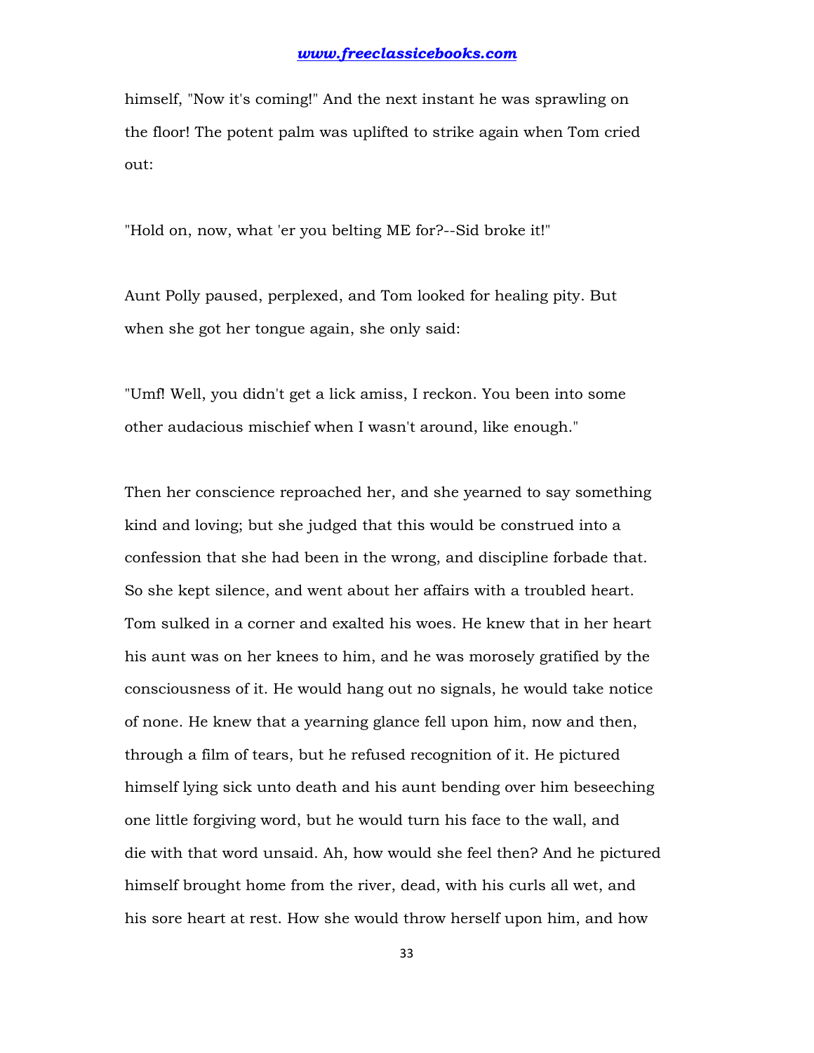himself, "Now it's coming!" And the next instant he was sprawling on the floor! The potent palm was uplifted to strike again when Tom cried out:

"Hold on, now, what 'er you belting ME for?--Sid broke it!"

Aunt Polly paused, perplexed, and Tom looked for healing pity. But when she got her tongue again, she only said:

"Umf! Well, you didn't get a lick amiss, I reckon. You been into some other audacious mischief when I wasn't around, like enough."

Then her conscience reproached her, and she yearned to say something kind and loving; but she judged that this would be construed into a confession that she had been in the wrong, and discipline forbade that. So she kept silence, and went about her affairs with a troubled heart. Tom sulked in a corner and exalted his woes. He knew that in her heart his aunt was on her knees to him, and he was morosely gratified by the consciousness of it. He would hang out no signals, he would take notice of none. He knew that a yearning glance fell upon him, now and then, through a film of tears, but he refused recognition of it. He pictured himself lying sick unto death and his aunt bending over him beseeching one little forgiving word, but he would turn his face to the wall, and die with that word unsaid. Ah, how would she feel then? And he pictured himself brought home from the river, dead, with his curls all wet, and his sore heart at rest. How she would throw herself upon him, and how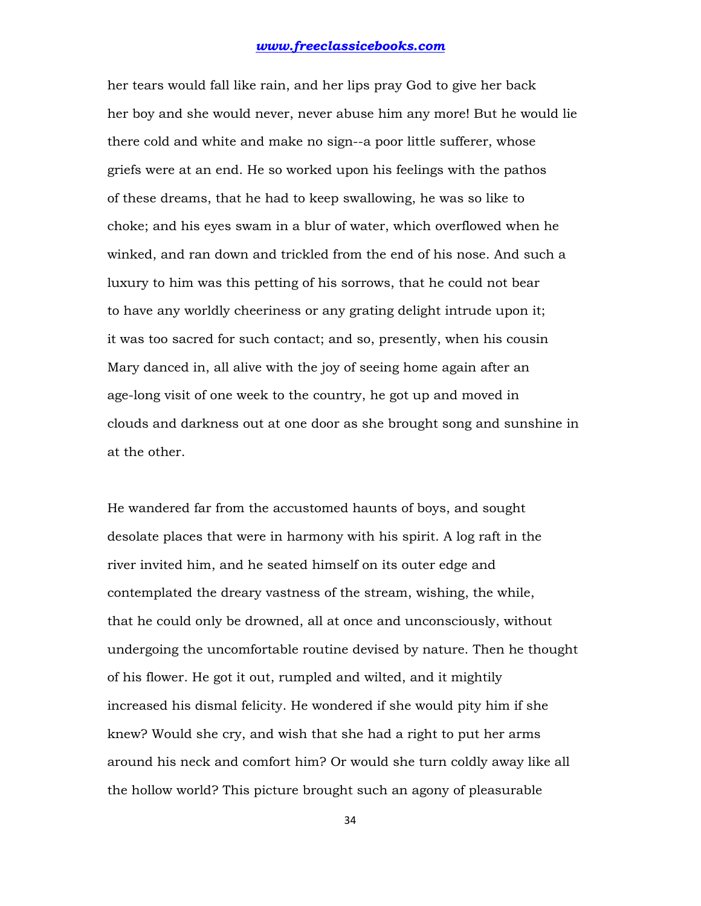her tears would fall like rain, and her lips pray God to give her back her boy and she would never, never abuse him any more! But he would lie there cold and white and make no sign--a poor little sufferer, whose griefs were at an end. He so worked upon his feelings with the pathos of these dreams, that he had to keep swallowing, he was so like to choke; and his eyes swam in a blur of water, which overflowed when he winked, and ran down and trickled from the end of his nose. And such a luxury to him was this petting of his sorrows, that he could not bear to have any worldly cheeriness or any grating delight intrude upon it; it was too sacred for such contact; and so, presently, when his cousin Mary danced in, all alive with the joy of seeing home again after an age-long visit of one week to the country, he got up and moved in clouds and darkness out at one door as she brought song and sunshine in at the other.

He wandered far from the accustomed haunts of boys, and sought desolate places that were in harmony with his spirit. A log raft in the river invited him, and he seated himself on its outer edge and contemplated the dreary vastness of the stream, wishing, the while, that he could only be drowned, all at once and unconsciously, without undergoing the uncomfortable routine devised by nature. Then he thought of his flower. He got it out, rumpled and wilted, and it mightily increased his dismal felicity. He wondered if she would pity him if she knew? Would she cry, and wish that she had a right to put her arms around his neck and comfort him? Or would she turn coldly away like all the hollow world? This picture brought such an agony of pleasurable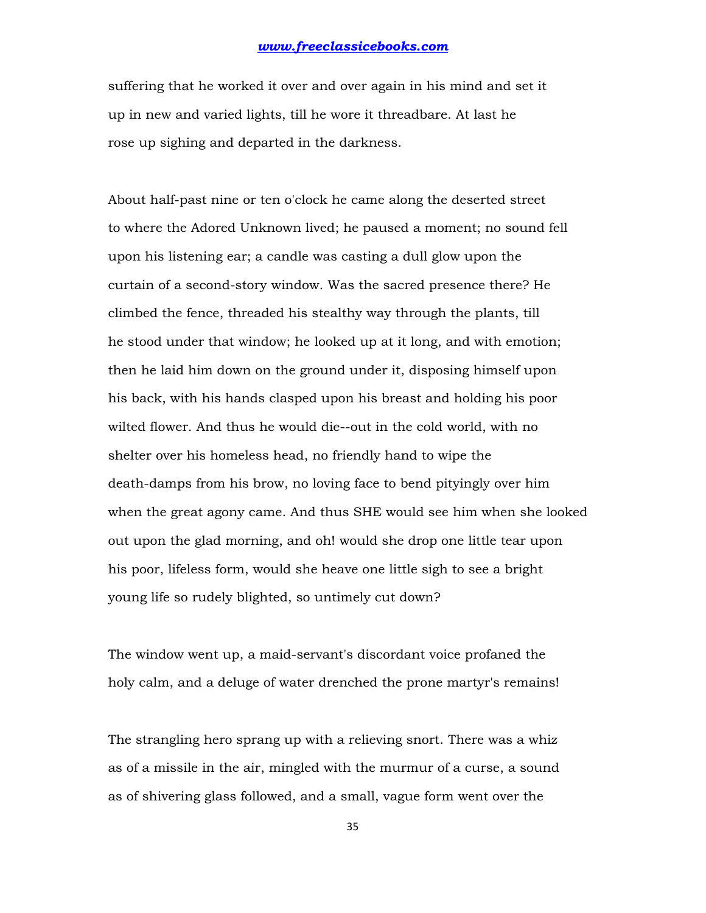suffering that he worked it over and over again in his mind and set it up in new and varied lights, till he wore it threadbare. At last he rose up sighing and departed in the darkness.

About half-past nine or ten o'clock he came along the deserted street to where the Adored Unknown lived; he paused a moment; no sound fell upon his listening ear; a candle was casting a dull glow upon the curtain of a second-story window. Was the sacred presence there? He climbed the fence, threaded his stealthy way through the plants, till he stood under that window; he looked up at it long, and with emotion; then he laid him down on the ground under it, disposing himself upon his back, with his hands clasped upon his breast and holding his poor wilted flower. And thus he would die--out in the cold world, with no shelter over his homeless head, no friendly hand to wipe the death-damps from his brow, no loving face to bend pityingly over him when the great agony came. And thus SHE would see him when she looked out upon the glad morning, and oh! would she drop one little tear upon his poor, lifeless form, would she heave one little sigh to see a bright young life so rudely blighted, so untimely cut down?

The window went up, a maid-servant's discordant voice profaned the holy calm, and a deluge of water drenched the prone martyr's remains!

The strangling hero sprang up with a relieving snort. There was a whiz as of a missile in the air, mingled with the murmur of a curse, a sound as of shivering glass followed, and a small, vague form went over the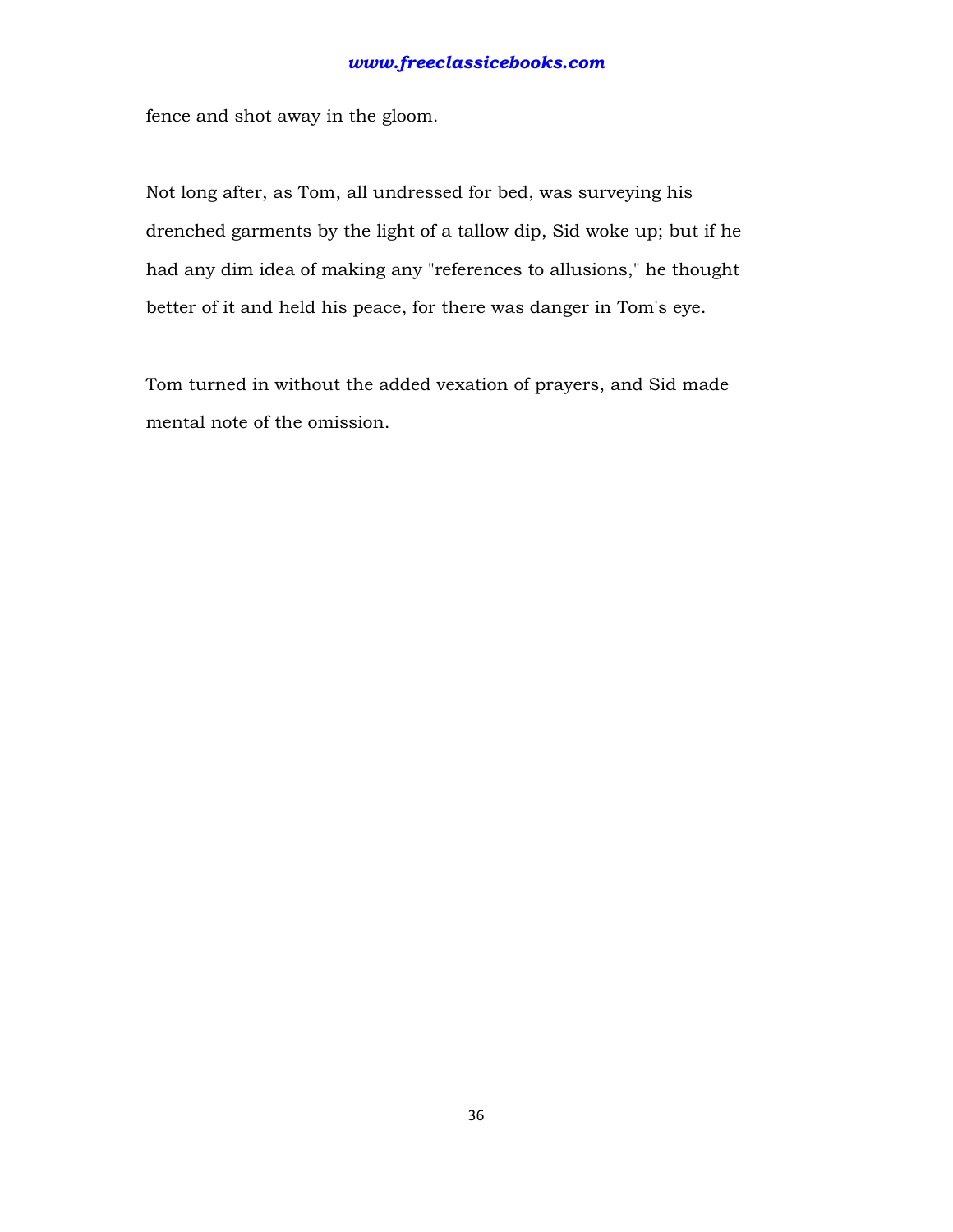fence and shot away in the gloom.

Not long after, as Tom, all undressed for bed, was surveying his drenched garments by the light of a tallow dip, Sid woke up; but if he had any dim idea of making any "references to allusions," he thought better of it and held his peace, for there was danger in Tom's eye.

Tom turned in without the added vexation of prayers, and Sid made mental note of the omission.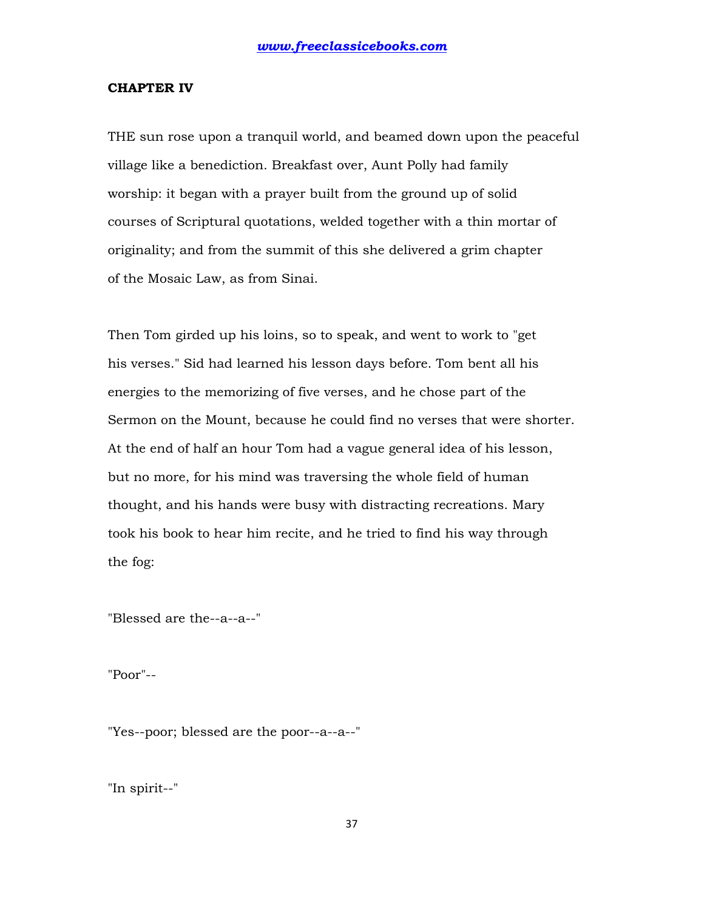## CHAPTER IV

THE sun rose upon a tranquil world, and beamed down upon the peaceful village like a benediction. Breakfast over, Aunt Polly had family worship: it began with a prayer built from the ground up of solid courses of Scriptural quotations, welded together with a thin mortar of originality; and from the summit of this she delivered a grim chapter of the Mosaic Law, as from Sinai.

Then Tom girded up his loins, so to speak, and went to work to "get his verses." Sid had learned his lesson days before. Tom bent all his energies to the memorizing of five verses, and he chose part of the Sermon on the Mount, because he could find no verses that were shorter. At the end of half an hour Tom had a vague general idea of his lesson, but no more, for his mind was traversing the whole field of human thought, and his hands were busy with distracting recreations. Mary took his book to hear him recite, and he tried to find his way through the fog:

"Blessed are the--a--a--"

"Poor"--

"Yes--poor; blessed are the poor--a--a--"

"In spirit--"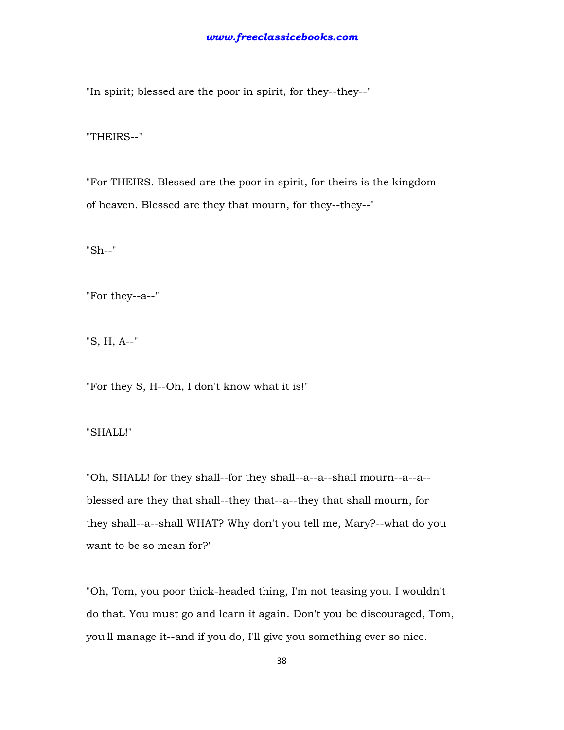"In spirit; blessed are the poor in spirit, for they--they--"

"THEIRS--"

"For THEIRS. Blessed are the poor in spirit, for theirs is the kingdom of heaven. Blessed are they that mourn, for they--they--"

"Sh--"

"For they--a--"

"S, H, A--"

"For they S, H--Oh, I don't know what it is!"

"SHALL!"

"Oh, SHALL! for they shall--for they shall--a--a--shall mourn--a--a--blessed are they that shall--they that--a--they that shall mourn, for they shall--a--shall WHAT? Why don't you tell me, Mary?--what do you want to be so mean for?"

"Oh, Tom, you poor thick-headed thing, I'm not teasing you. I wouldn't do that. You must go and learn it again. Don't you be discouraged, Tom, you'll manage it--and if you do, I'll give you something ever so nice.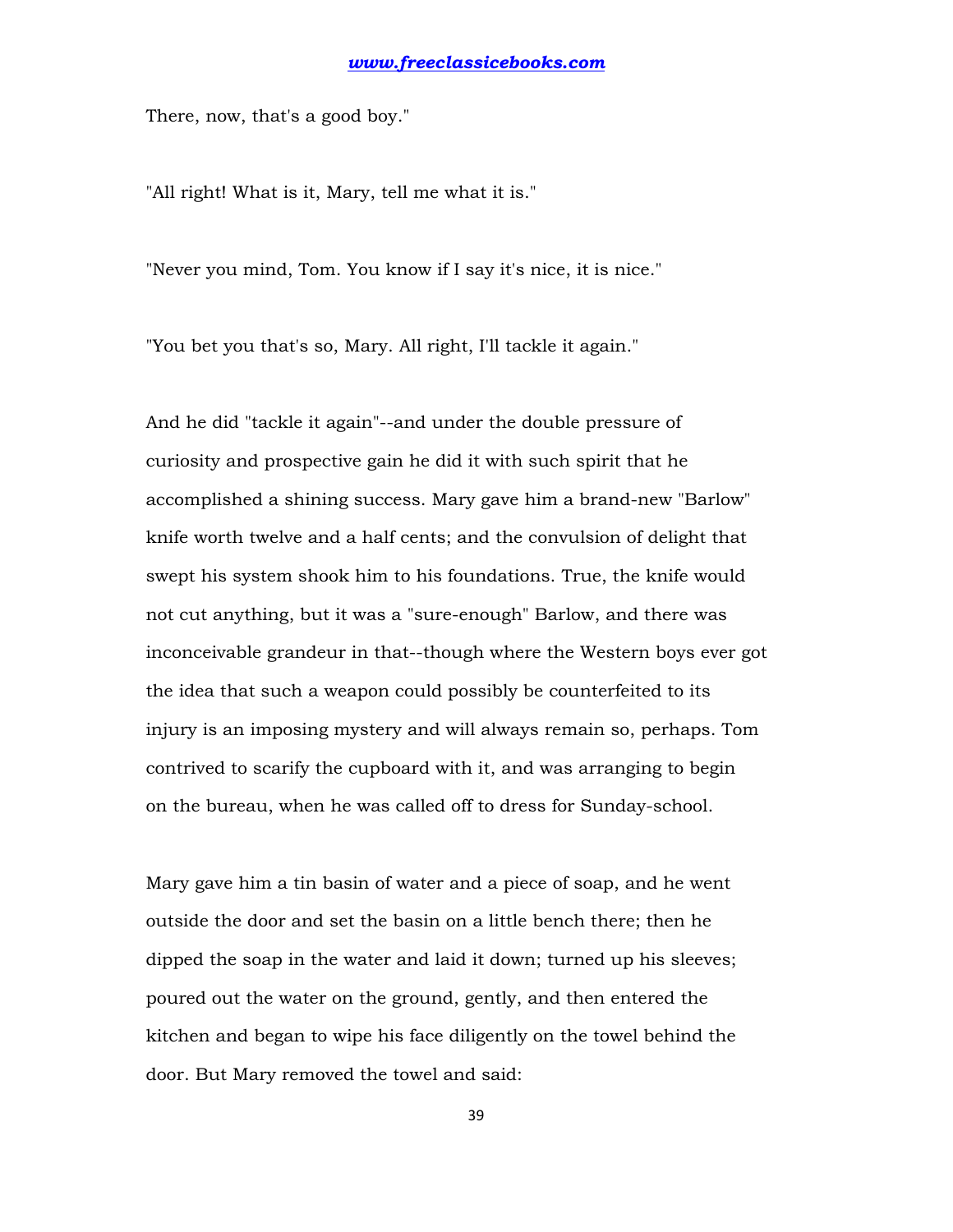There, now, that's a good boy."

"All right! What is it, Mary, tell me what it is."

"Never you mind, Tom. You know if I say it's nice, it is nice."

"You bet you that's so, Mary. All right, I'll tackle it again."

And he did "tackle it again"--and under the double pressure of curiosity and prospective gain he did it with such spirit that he accomplished a shining success. Mary gave him a brand-new "Barlow" knife worth twelve and a half cents; and the convulsion of delight that swept his system shook him to his foundations. True, the knife would not cut anything, but it was a "sure-enough" Barlow, and there was inconceivable grandeur in that--though where the Western boys ever got the idea that such a weapon could possibly be counterfeited to its injury is an imposing mystery and will always remain so, perhaps. Tom contrived to scarify the cupboard with it, and was arranging to begin on the bureau, when he was called off to dress for Sunday-school.

Mary gave him a tin basin of water and a piece of soap, and he went outside the door and set the basin on a little bench there; then he dipped the soap in the water and laid it down; turned up his sleeves; poured out the water on the ground, gently, and then entered the kitchen and began to wipe his face diligently on the towel behind the door. But Mary removed the towel and said: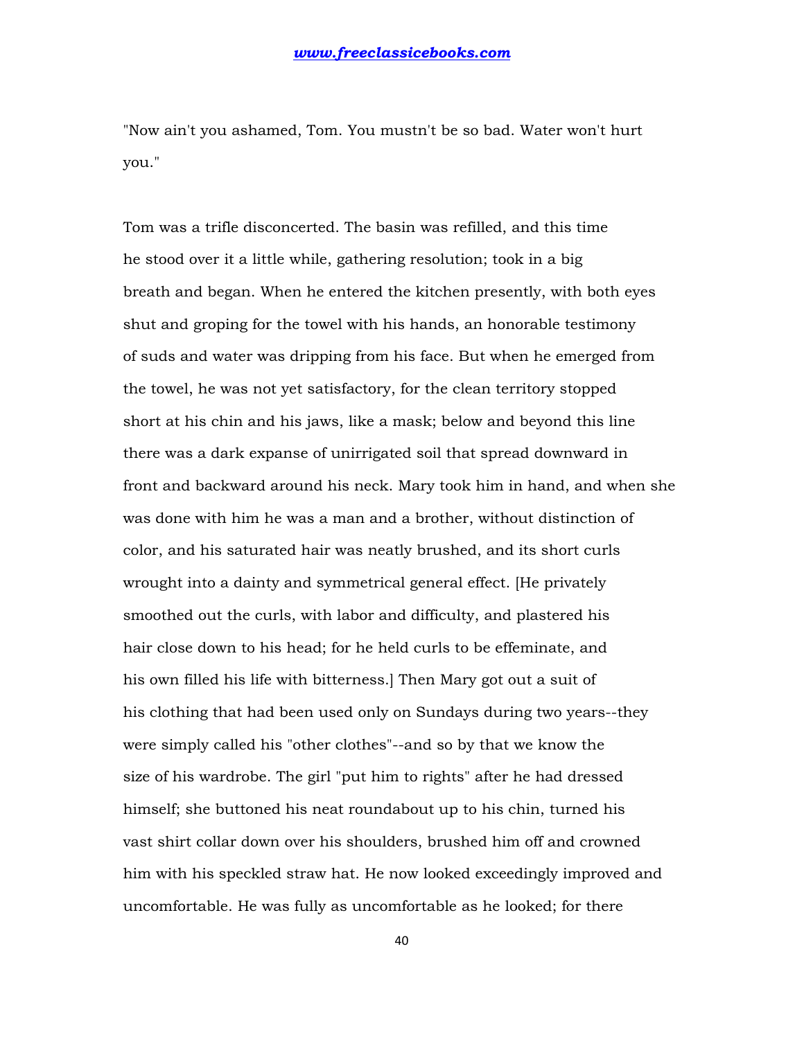"Now ain't you ashamed, Tom. You mustn't be so bad. Water won't hurt you."

Tom was a trifle disconcerted. The basin was refilled, and this time he stood over it a little while, gathering resolution; took in a big breath and began. When he entered the kitchen presently, with both eyes shut and groping for the towel with his hands, an honorable testimony of suds and water was dripping from his face. But when he emerged from the towel, he was not yet satisfactory, for the clean territory stopped short at his chin and his jaws, like a mask; below and beyond this line there was a dark expanse of unirrigated soil that spread downward in front and backward around his neck. Mary took him in hand, and when she was done with him he was a man and a brother, without distinction of color, and his saturated hair was neatly brushed, and its short curls wrought into a dainty and symmetrical general effect. [He privately smoothed out the curls, with labor and difficulty, and plastered his hair close down to his head; for he held curls to be effeminate, and his own filled his life with bitterness.] Then Mary got out a suit of his clothing that had been used only on Sundays during two years--they were simply called his "other clothes"--and so by that we know the size of his wardrobe. The girl "put him to rights" after he had dressed himself; she buttoned his neat roundabout up to his chin, turned his vast shirt collar down over his shoulders, brushed him off and crowned him with his speckled straw hat. He now looked exceedingly improved and uncomfortable. He was fully as uncomfortable as he looked; for there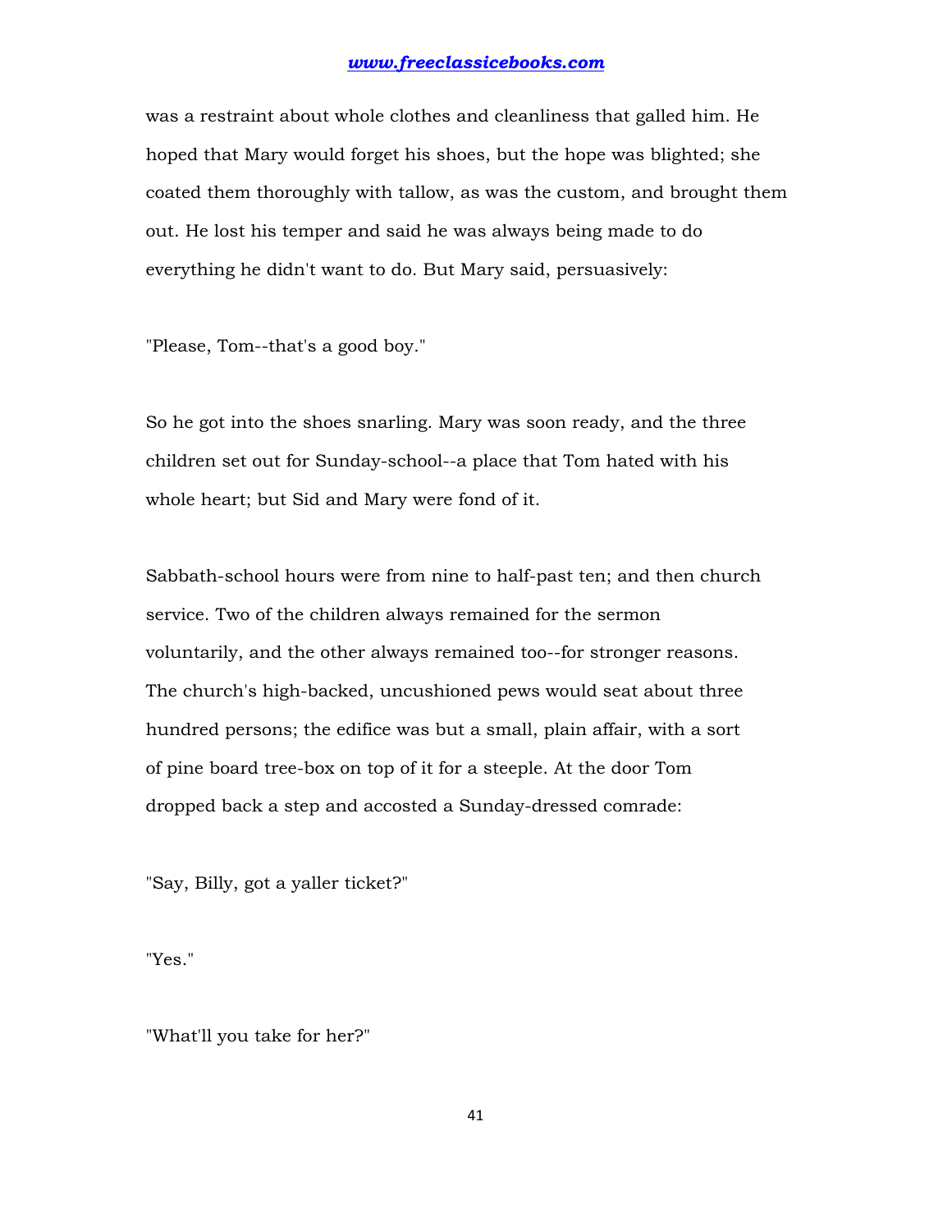was a restraint about whole clothes and cleanliness that galled him. He hoped that Mary would forget his shoes, but the hope was blighted; she coated them thoroughly with tallow, as was the custom, and brought them out. He lost his temper and said he was always being made to do everything he didn't want to do. But Mary said, persuasively:

"Please, Tom--that's a good boy."

So he got into the shoes snarling. Mary was soon ready, and the three children set out for Sunday-school--a place that Tom hated with his whole heart; but Sid and Mary were fond of it.

Sabbath-school hours were from nine to half-past ten; and then church service. Two of the children always remained for the sermon voluntarily, and the other always remained too--for stronger reasons. The church's high-backed, uncushioned pews would seat about three hundred persons; the edifice was but a small, plain affair, with a sort of pine board tree-box on top of it for a steeple. At the door Tom dropped back a step and accosted a Sunday-dressed comrade:

"Say, Billy, got a yaller ticket?"

"Yes."

"What'll you take for her?"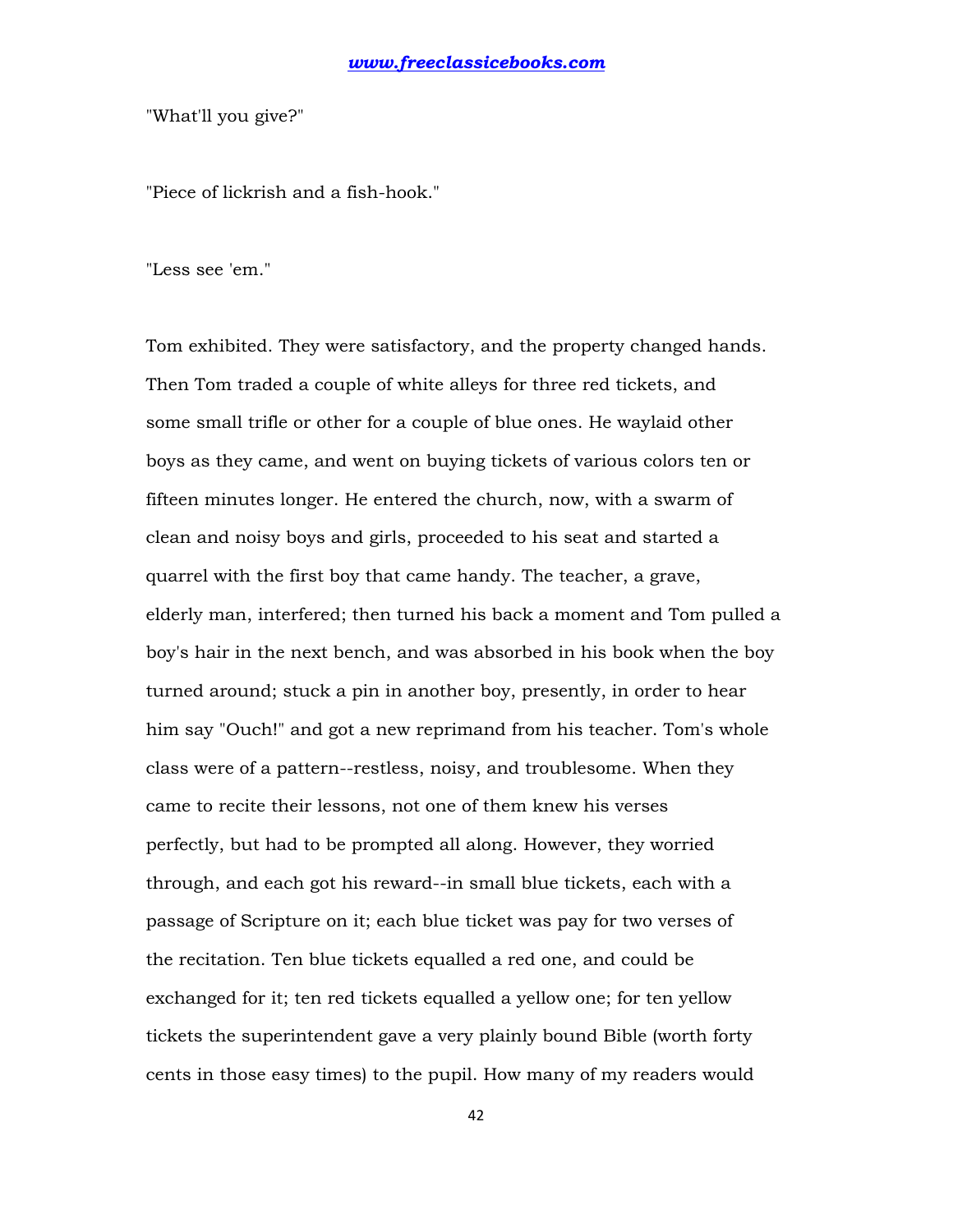"What'll you give?"

"Piece of lickrish and a fish-hook."

"Less see 'em."

Tom exhibited. They were satisfactory, and the property changed hands. Then Tom traded a couple of white alleys for three red tickets, and some small trifle or other for a couple of blue ones. He waylaid other boys as they came, and went on buying tickets of various colors ten or fifteen minutes longer. He entered the church, now, with a swarm of clean and noisy boys and girls, proceeded to his seat and started a quarrel with the first boy that came handy. The teacher, a grave, elderly man, interfered; then turned his back a moment and Tom pulled a boy's hair in the next bench, and was absorbed in his book when the boy turned around; stuck a pin in another boy, presently, in order to hear him say "Ouch!" and got a new reprimand from his teacher. Tom's whole class were of a pattern--restless, noisy, and troublesome. When they came to recite their lessons, not one of them knew his verses perfectly, but had to be prompted all along. However, they worried through, and each got his reward--in small blue tickets, each with a passage of Scripture on it; each blue ticket was pay for two verses of the recitation. Ten blue tickets equalled a red one, and could be exchanged for it; ten red tickets equalled a yellow one; for ten yellow tickets the superintendent gave a very plainly bound Bible (worth forty cents in those easy times) to the pupil. How many of my readers would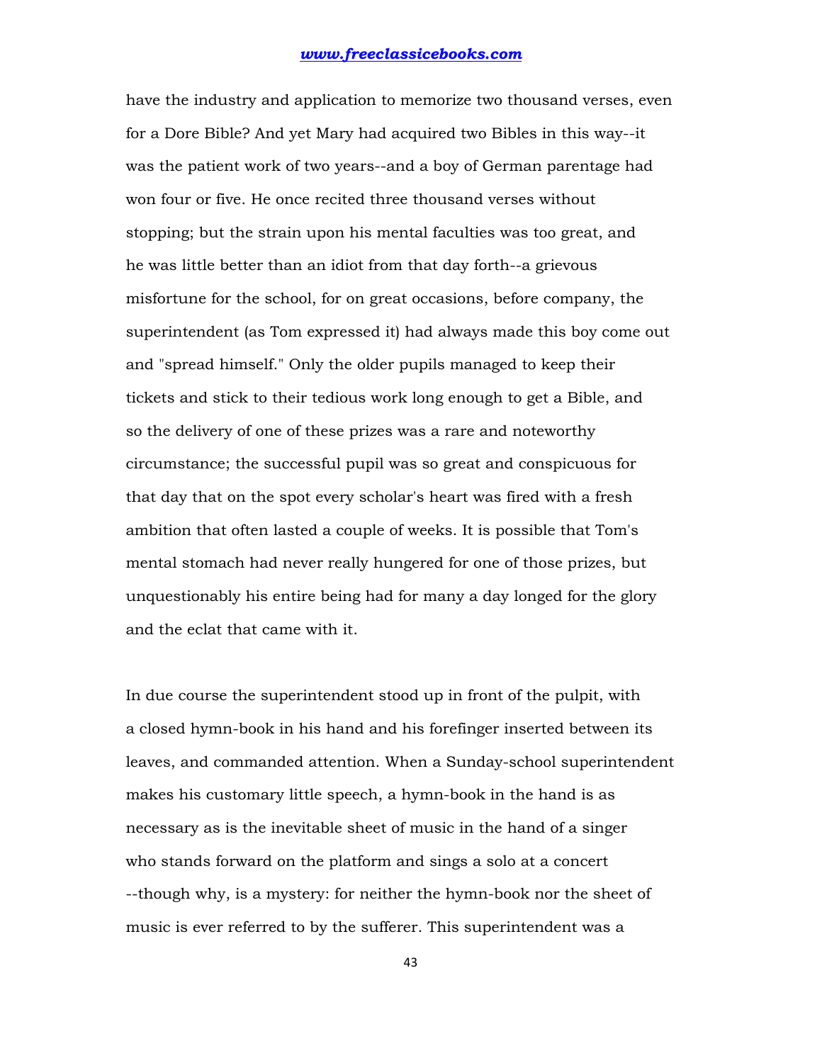have the industry and application to memorize two thousand verses, even for a Dore Bible? And yet Mary had acquired two Bibles in this way--it was the patient work of two years--and a boy of German parentage had won four or five. He once recited three thousand verses without stopping; but the strain upon his mental faculties was too great, and he was little better than an idiot from that day forth--a grievous misfortune for the school, for on great occasions, before company, the superintendent (as Tom expressed it) had always made this boy come out and "spread himself." Only the older pupils managed to keep their tickets and stick to their tedious work long enough to get a Bible, and so the delivery of one of these prizes was a rare and noteworthy circumstance; the successful pupil was so great and conspicuous for that day that on the spot every scholar's heart was fired with a fresh ambition that often lasted a couple of weeks. It is possible that Tom's mental stomach had never really hungered for one of those prizes, but unquestionably his entire being had for many a day longed for the glory and the eclat that came with it.

In due course the superintendent stood up in front of the pulpit, with a closed hymn-book in his hand and his forefinger inserted between its leaves, and commanded attention. When a Sunday-school superintendent makes his customary little speech, a hymn-book in the hand is as necessary as is the inevitable sheet of music in the hand of a singer who stands forward on the platform and sings a solo at a concert --though why, is a mystery: for neither the hymn-book nor the sheet of music is ever referred to by the sufferer. This superintendent was a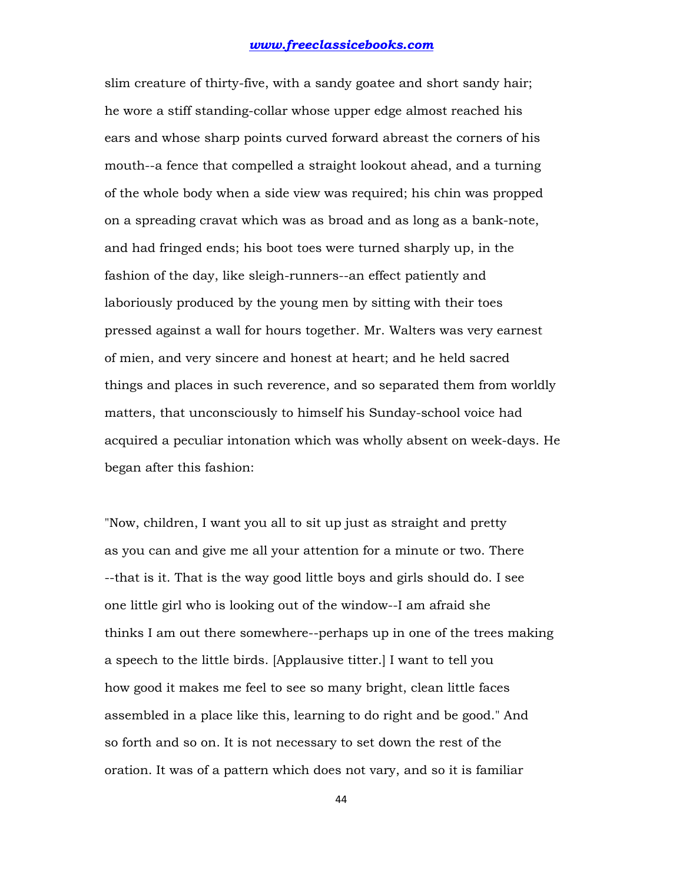slim creature of thirty-five, with a sandy goatee and short sandy hair; he wore a stiff standing-collar whose upper edge almost reached his ears and whose sharp points curved forward abreast the corners of his mouth--a fence that compelled a straight lookout ahead, and a turning of the whole body when a side view was required; his chin was propped on a spreading cravat which was as broad and as long as a bank-note, and had fringed ends; his boot toes were turned sharply up, in the fashion of the day, like sleigh-runners--an effect patiently and laboriously produced by the young men by sitting with their toes pressed against a wall for hours together. Mr. Walters was very earnest of mien, and very sincere and honest at heart; and he held sacred things and places in such reverence, and so separated them from worldly matters, that unconsciously to himself his Sunday-school voice had acquired a peculiar intonation which was wholly absent on week-days. He began after this fashion:

"Now, children, I want you all to sit up just as straight and pretty as you can and give me all your attention for a minute or two. There --that is it. That is the way good little boys and girls should do. I see one little girl who is looking out of the window--I am afraid she thinks I am out there somewhere--perhaps up in one of the trees making a speech to the little birds. [Applausive titter.] I want to tell you how good it makes me feel to see so many bright, clean little faces assembled in a place like this, learning to do right and be good." And so forth and so on. It is not necessary to set down the rest of the oration. It was of a pattern which does not vary, and so it is familiar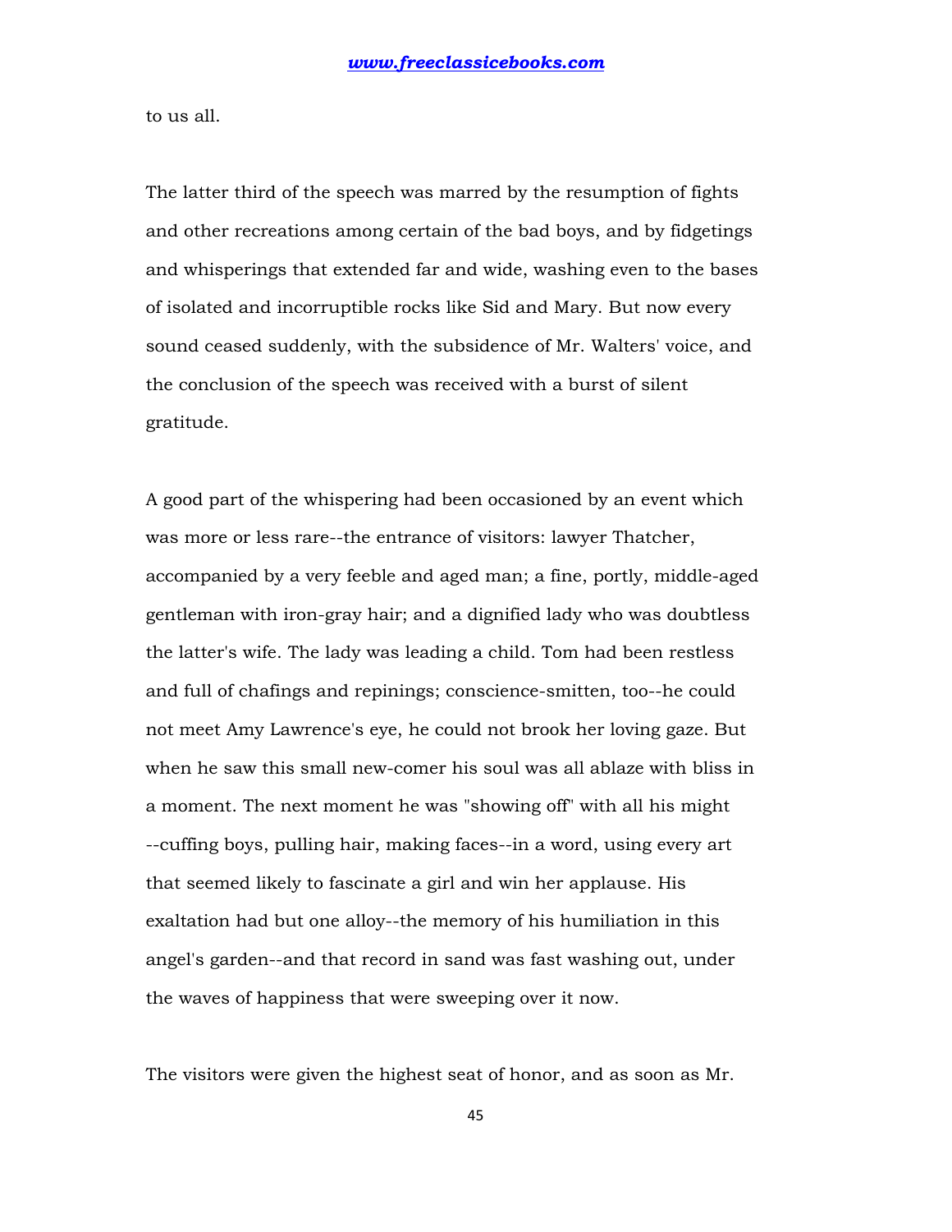to us all.

The latter third of the speech was marred by the resumption of fights and other recreations among certain of the bad boys, and by fidgetings and whisperings that extended far and wide, washing even to the bases of isolated and incorruptible rocks like Sid and Mary. But now every sound ceased suddenly, with the subsidence of Mr. Walters' voice, and the conclusion of the speech was received with a burst of silent gratitude.

A good part of the whispering had been occasioned by an event which was more or less rare--the entrance of visitors: lawyer Thatcher, accompanied by a very feeble and aged man; a fine, portly, middle-aged gentleman with iron-gray hair; and a dignified lady who was doubtless the latter's wife. The lady was leading a child. Tom had been restless and full of chafings and repinings; conscience-smitten, too--he could not meet Amy Lawrence's eye, he could not brook her loving gaze. But when he saw this small new-comer his soul was all ablaze with bliss in a moment. The next moment he was "showing off" with all his might --cuffing boys, pulling hair, making faces--in a word, using every art that seemed likely to fascinate a girl and win her applause. His exaltation had but one alloy--the memory of his humiliation in this angel's garden--and that record in sand was fast washing out, under the waves of happiness that were sweeping over it now.

The visitors were given the highest seat of honor, and as soon as Mr.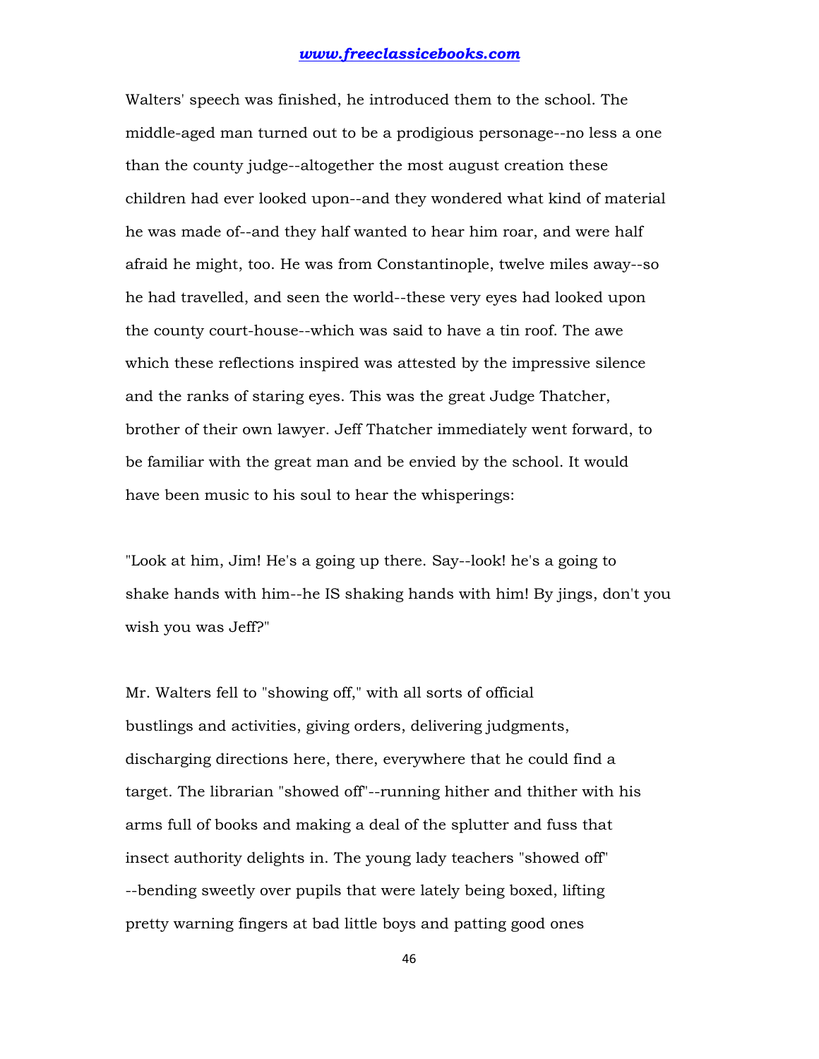Walters' speech was finished, he introduced them to the school. The middle-aged man turned out to be a prodigious personage--no less a one than the county judge--altogether the most august creation these children had ever looked upon--and they wondered what kind of material he was made of--and they half wanted to hear him roar, and were half afraid he might, too. He was from Constantinople, twelve miles away--so he had travelled, and seen the world--these very eyes had looked upon the county court-house--which was said to have a tin roof. The awe which these reflections inspired was attested by the impressive silence and the ranks of staring eyes. This was the great Judge Thatcher, brother of their own lawyer. Jeff Thatcher immediately went forward, to be familiar with the great man and be envied by the school. It would have been music to his soul to hear the whisperings:

"Look at him, Jim! He's a going up there. Say--look! he's a going to shake hands with him--he IS shaking hands with him! By jings, don't you wish you was Jeff?"

Mr. Walters fell to "showing off," with all sorts of official bustlings and activities, giving orders, delivering judgments, discharging directions here, there, everywhere that he could find a target. The librarian "showed off"--running hither and thither with his arms full of books and making a deal of the splutter and fuss that insect authority delights in. The young lady teachers "showed off" --bending sweetly over pupils that were lately being boxed, lifting pretty warning fingers at bad little boys and patting good ones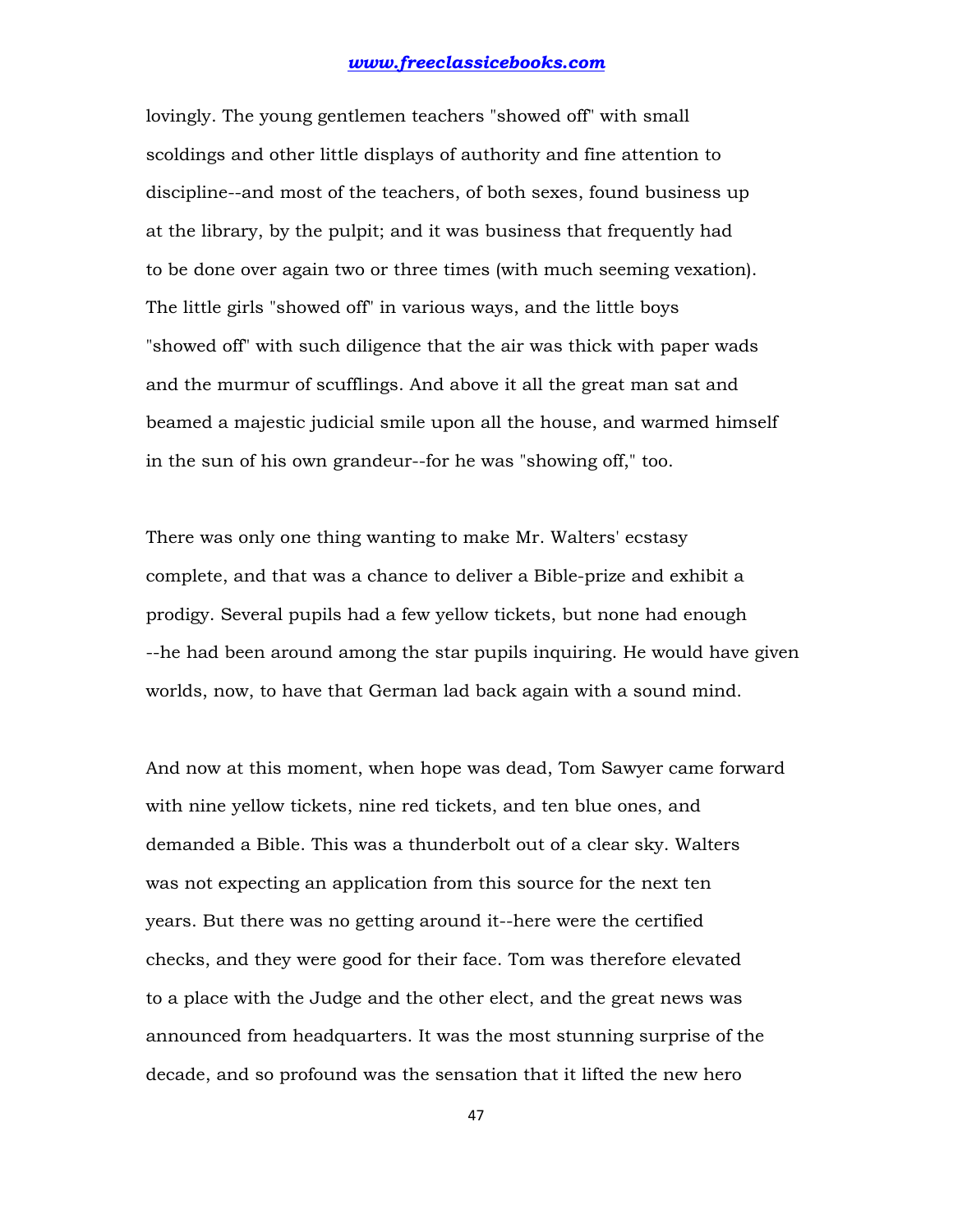lovingly. The young gentlemen teachers "showed off" with small scoldings and other little displays of authority and fine attention to discipline--and most of the teachers, of both sexes, found business up at the library, by the pulpit; and it was business that frequently had to be done over again two or three times (with much seeming vexation). The little girls "showed off" in various ways, and the little boys "showed off" with such diligence that the air was thick with paper wads and the murmur of scufflings. And above it all the great man sat and beamed a majestic judicial smile upon all the house, and warmed himself in the sun of his own grandeur--for he was "showing off," too.

There was only one thing wanting to make Mr. Walters' ecstasy complete, and that was a chance to deliver a Bible-prize and exhibit a prodigy. Several pupils had a few yellow tickets, but none had enough --he had been around among the star pupils inquiring. He would have given worlds, now, to have that German lad back again with a sound mind.

And now at this moment, when hope was dead, Tom Sawyer came forward with nine yellow tickets, nine red tickets, and ten blue ones, and demanded a Bible. This was a thunderbolt out of a clear sky. Walters was not expecting an application from this source for the next ten years. But there was no getting around it--here were the certified checks, and they were good for their face. Tom was therefore elevated to a place with the Judge and the other elect, and the great news was announced from headquarters. It was the most stunning surprise of the decade, and so profound was the sensation that it lifted the new hero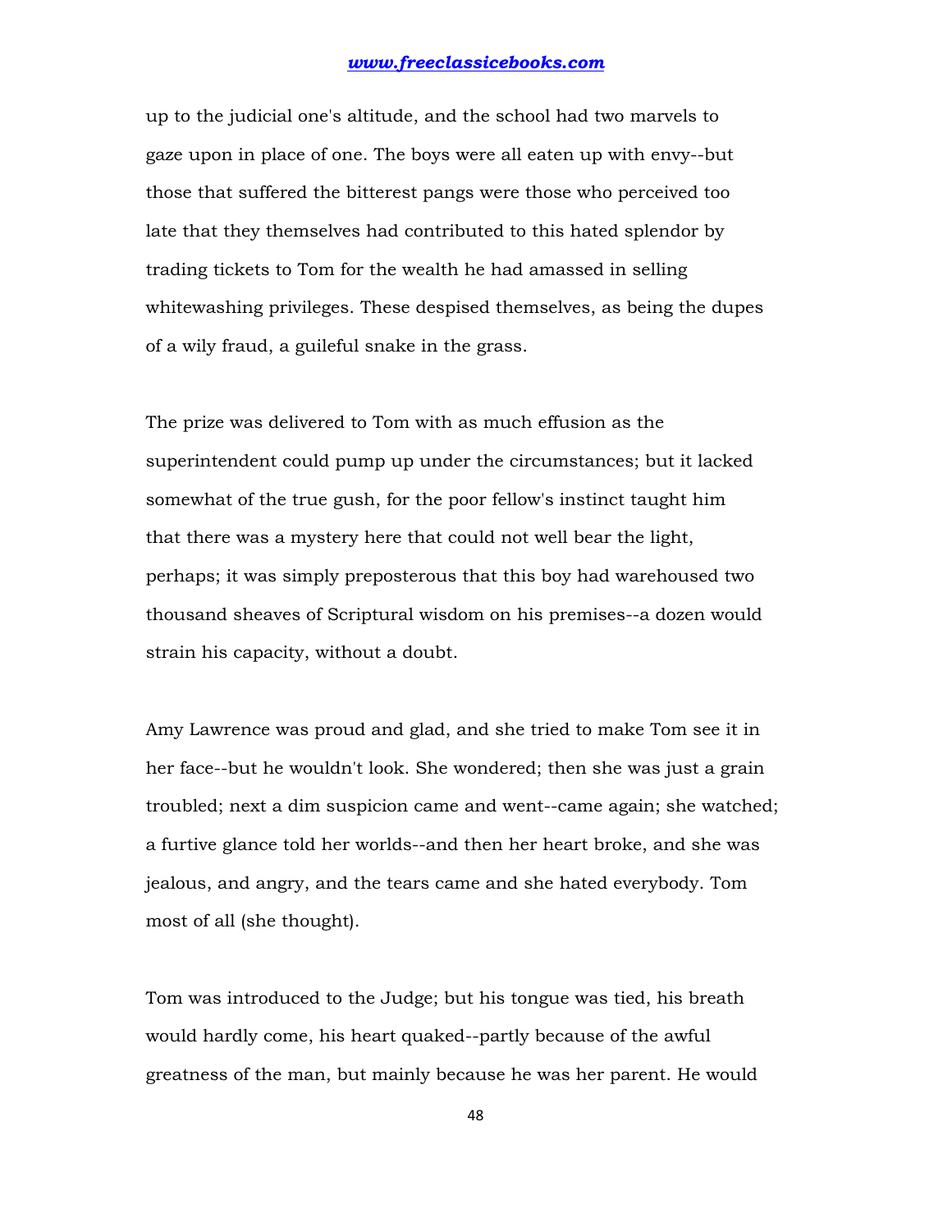up to the judicial one's altitude, and the school had two marvels to gaze upon in place of one. The boys were all eaten up with envy--but those that suffered the bitterest pangs were those who perceived too late that they themselves had contributed to this hated splendor by trading tickets to Tom for the wealth he had amassed in selling whitewashing privileges. These despised themselves, as being the dupes of a wily fraud, a guileful snake in the grass.

The prize was delivered to Tom with as much effusion as the superintendent could pump up under the circumstances; but it lacked somewhat of the true gush, for the poor fellow's instinct taught him that there was a mystery here that could not well bear the light, perhaps; it was simply preposterous that this boy had warehoused two thousand sheaves of Scriptural wisdom on his premises--a dozen would strain his capacity, without a doubt.

Amy Lawrence was proud and glad, and she tried to make Tom see it in her face--but he wouldn't look. She wondered; then she was just a grain troubled; next a dim suspicion came and went--came again; she watched; a furtive glance told her worlds--and then her heart broke, and she was jealous, and angry, and the tears came and she hated everybody. Tom most of all (she thought).

Tom was introduced to the Judge; but his tongue was tied, his breath would hardly come, his heart quaked--partly because of the awful greatness of the man, but mainly because he was her parent. He would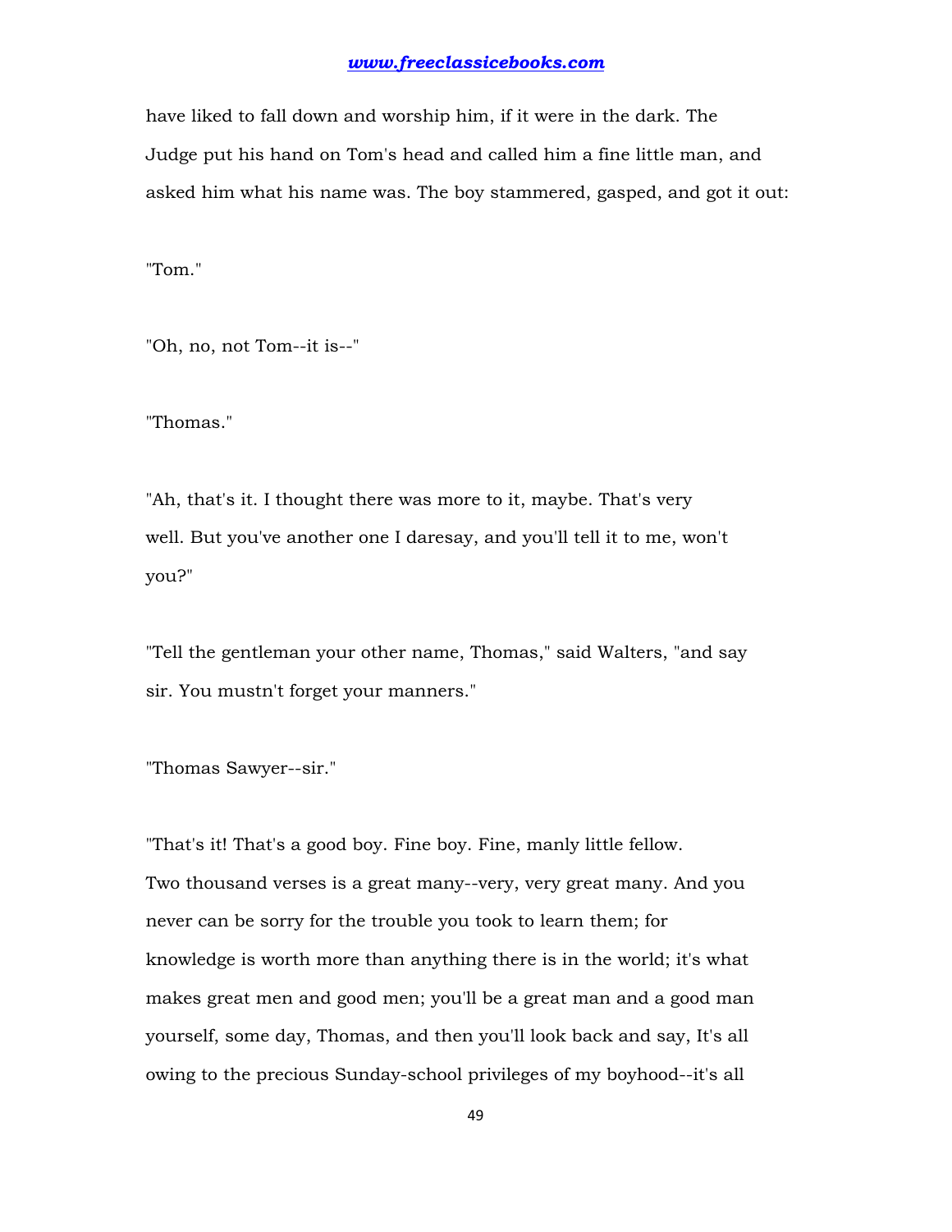have liked to fall down and worship him, if it were in the dark. The Judge put his hand on Tom's head and called him a fine little man, and asked him what his name was. The boy stammered, gasped, and got it out:

"Tom."

"Oh, no, not Tom--it is--"

"Thomas."

"Ah, that's it. I thought there was more to it, maybe. That's very well. But you've another one I daresay, and you'll tell it to me, won't you?"

"Tell the gentleman your other name, Thomas," said Walters, "and say sir. You mustn't forget your manners."

"Thomas Sawyer--sir."

"That's it! That's a good boy. Fine boy. Fine, manly little fellow. Two thousand verses is a great many--very, very great many. And you never can be sorry for the trouble you took to learn them; for knowledge is worth more than anything there is in the world; it's what makes great men and good men; you'll be a great man and a good man yourself, some day, Thomas, and then you'll look back and say, It's all owing to the precious Sunday-school privileges of my boyhood--it's all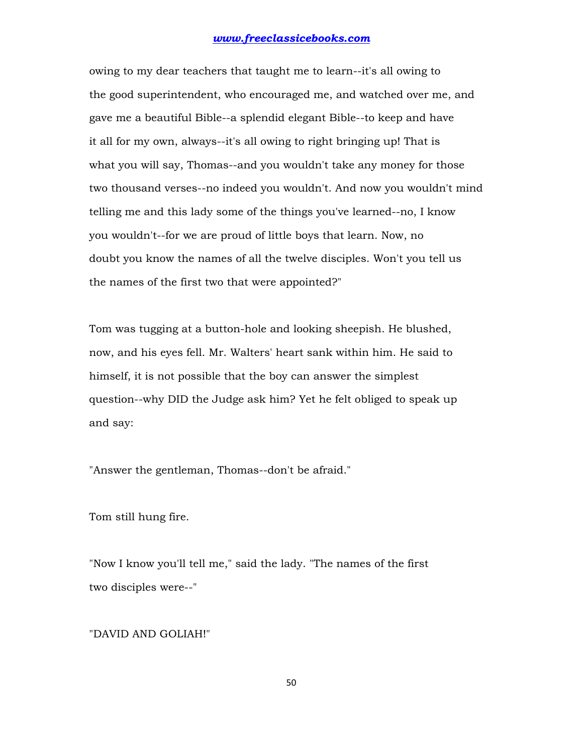owing to my dear teachers that taught me to learn--it's all owing to the good superintendent, who encouraged me, and watched over me, and gave me a beautiful Bible--a splendid elegant Bible--to keep and have it all for my own, always--it's all owing to right bringing up! That is what you will say, Thomas--and you wouldn't take any money for those two thousand verses--no indeed you wouldn't. And now you wouldn't mind telling me and this lady some of the things you've learned--no, I know you wouldn't--for we are proud of little boys that learn. Now, no doubt you know the names of all the twelve disciples. Won't you tell us the names of the first two that were appointed?"

Tom was tugging at a button-hole and looking sheepish. He blushed, now, and his eyes fell. Mr. Walters' heart sank within him. He said to himself, it is not possible that the boy can answer the simplest question--why DID the Judge ask him? Yet he felt obliged to speak up and say:

"Answer the gentleman, Thomas--don't be afraid."

Tom still hung fire.

"Now I know you'll tell me," said the lady. "The names of the first two disciples were--"

"DAVID AND GOLIAH!"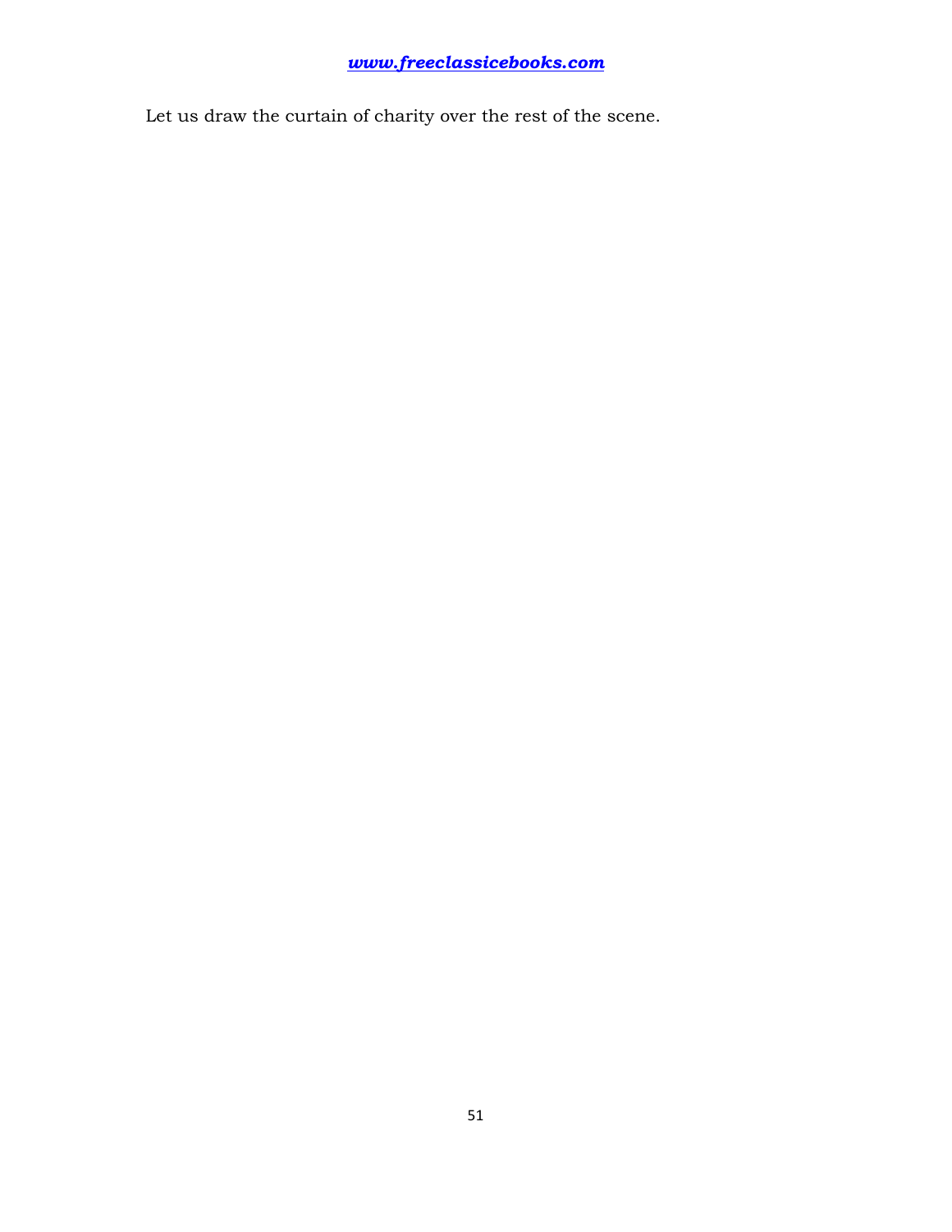Let us draw the curtain of charity over the rest of the scene.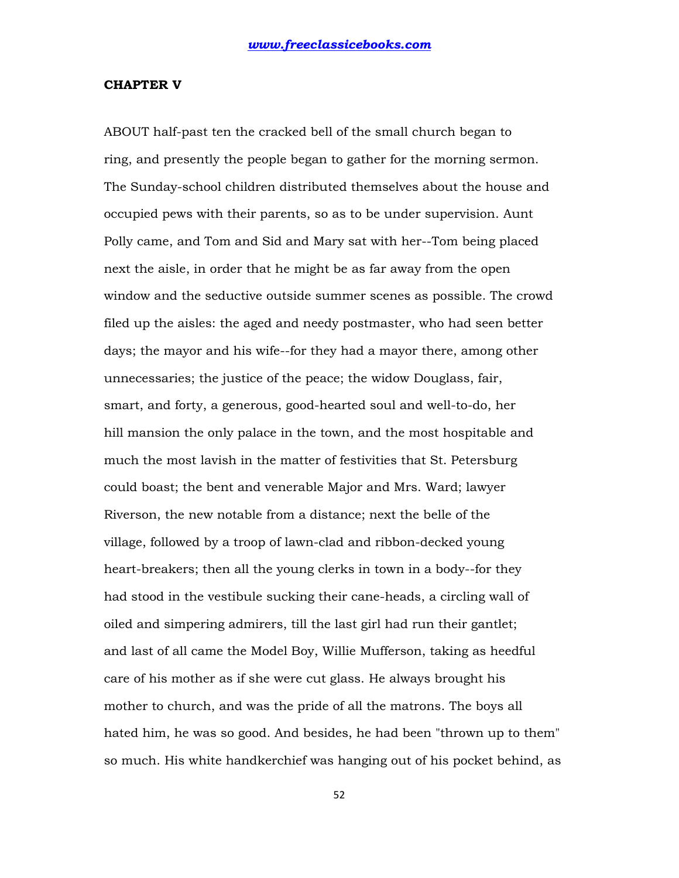## CHAPTER V

ABOUT half-past ten the cracked bell of the small church began to ring, and presently the people began to gather for the morning sermon. The Sunday-school children distributed themselves about the house and occupied pews with their parents, so as to be under supervision. Aunt Polly came, and Tom and Sid and Mary sat with her--Tom being placed next the aisle, in order that he might be as far away from the open window and the seductive outside summer scenes as possible. The crowd filed up the aisles: the aged and needy postmaster, who had seen better days; the mayor and his wife--for they had a mayor there, among other unnecessaries; the justice of the peace; the widow Douglass, fair, smart, and forty, a generous, good-hearted soul and well-to-do, her hill mansion the only palace in the town, and the most hospitable and much the most lavish in the matter of festivities that St. Petersburg could boast; the bent and venerable Major and Mrs. Ward; lawyer Riverson, the new notable from a distance; next the belle of the village, followed by a troop of lawn-clad and ribbon-decked young heart-breakers; then all the young clerks in town in a body--for they had stood in the vestibule sucking their cane-heads, a circling wall of oiled and simpering admirers, till the last girl had run their gantlet; and last of all came the Model Boy, Willie Mufferson, taking as heedful care of his mother as if she were cut glass. He always brought his mother to church, and was the pride of all the matrons. The boys all hated him, he was so good. And besides, he had been "thrown up to them" so much. His white handkerchief was hanging out of his pocket behind, as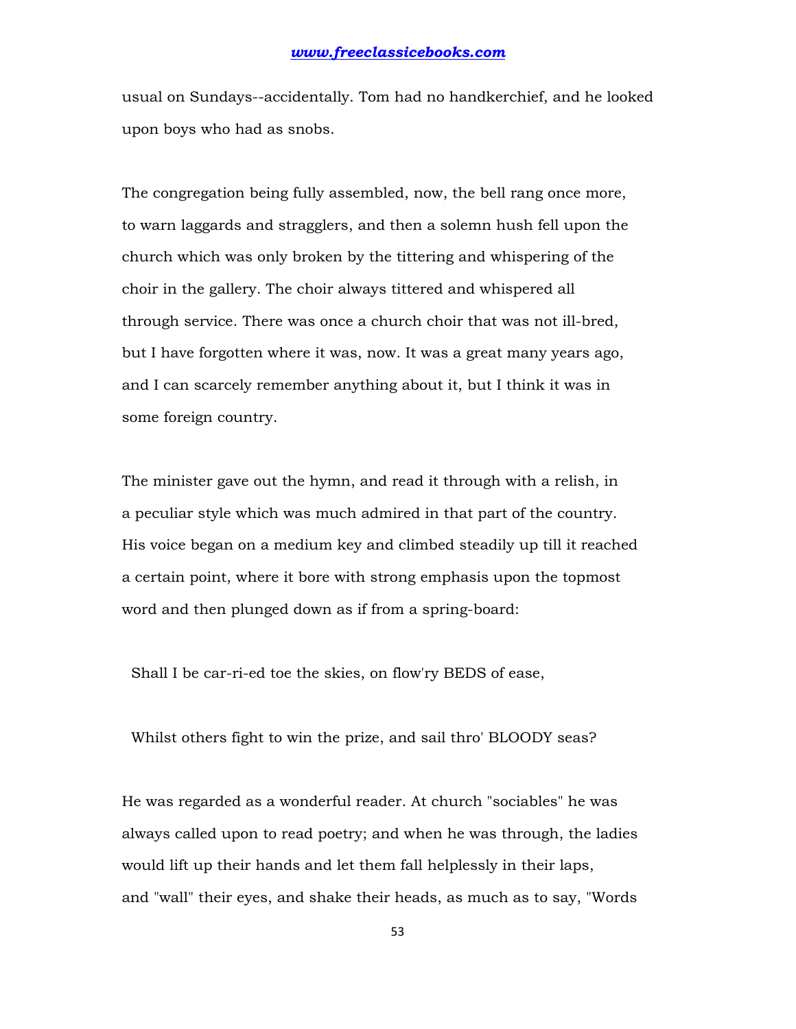usual on Sundays--accidentally. Tom had no handkerchief, and he looked upon boys who had as snobs.

The congregation being fully assembled, now, the bell rang once more, to warn laggards and stragglers, and then a solemn hush fell upon the church which was only broken by the tittering and whispering of the choir in the gallery. The choir always tittered and whispered all through service. There was once a church choir that was not ill-bred, but I have forgotten where it was, now. It was a great many years ago, and I can scarcely remember anything about it, but I think it was in some foreign country.

The minister gave out the hymn, and read it through with a relish, in a peculiar style which was much admired in that part of the country. His voice began on a medium key and climbed steadily up till it reached a certain point, where it bore with strong emphasis upon the topmost word and then plunged down as if from a spring-board:

Shall I be car-ri-ed toe the skies, on flow'ry BEDS of ease,

Whilst others fight to win the prize, and sail thro' BLOODY seas?

He was regarded as a wonderful reader. At church "sociables" he was always called upon to read poetry; and when he was through, the ladies would lift up their hands and let them fall helplessly in their laps, and "wall" their eyes, and shake their heads, as much as to say, "Words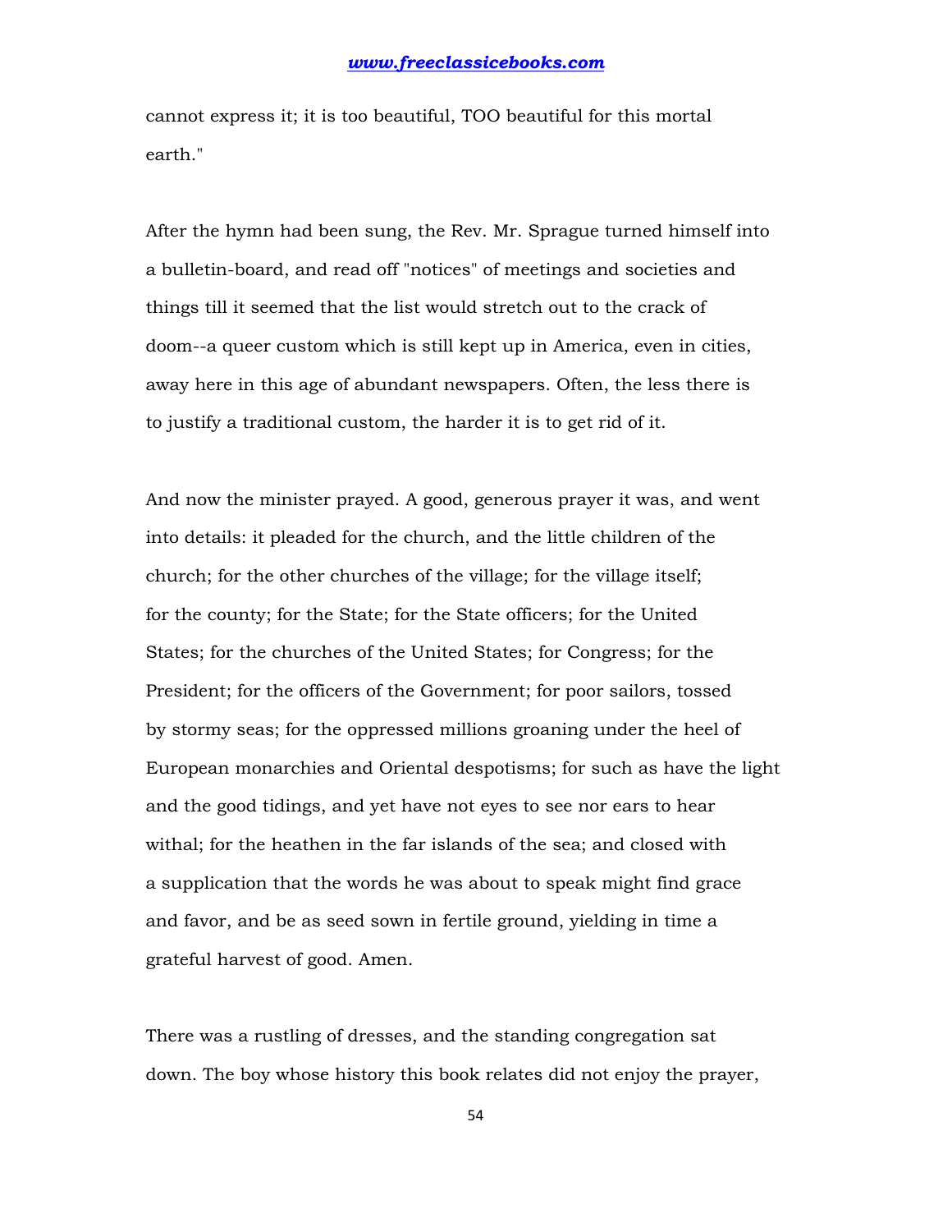cannot express it; it is too beautiful, TOO beautiful for this mortal earth."

After the hymn had been sung, the Rev. Mr. Sprague turned himself into a bulletin-board, and read off "notices" of meetings and societies and things till it seemed that the list would stretch out to the crack of doom--a queer custom which is still kept up in America, even in cities, away here in this age of abundant newspapers. Often, the less there is to justify a traditional custom, the harder it is to get rid of it.

And now the minister prayed. A good, generous prayer it was, and went into details: it pleaded for the church, and the little children of the church; for the other churches of the village; for the village itself; for the county; for the State; for the State officers; for the United States; for the churches of the United States; for Congress; for the President; for the officers of the Government; for poor sailors, tossed by stormy seas; for the oppressed millions groaning under the heel of European monarchies and Oriental despotisms; for such as have the light and the good tidings, and yet have not eyes to see nor ears to hear withal; for the heathen in the far islands of the sea; and closed with a supplication that the words he was about to speak might find grace and favor, and be as seed sown in fertile ground, yielding in time a grateful harvest of good. Amen.

There was a rustling of dresses, and the standing congregation sat down. The boy whose history this book relates did not enjoy the prayer,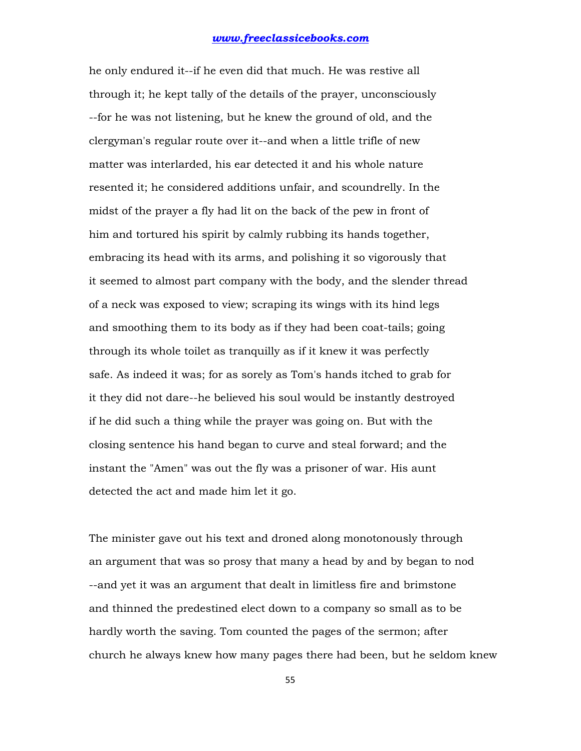he only endured it--if he even did that much. He was restive all through it; he kept tally of the details of the prayer, unconsciously --for he was not listening, but he knew the ground of old, and the clergyman's regular route over it--and when a little trifle of new matter was interlarded, his ear detected it and his whole nature resented it; he considered additions unfair, and scoundrelly. In the midst of the prayer a fly had lit on the back of the pew in front of him and tortured his spirit by calmly rubbing its hands together, embracing its head with its arms, and polishing it so vigorously that it seemed to almost part company with the body, and the slender thread of a neck was exposed to view; scraping its wings with its hind legs and smoothing them to its body as if they had been coat-tails; going through its whole toilet as tranquilly as if it knew it was perfectly safe. As indeed it was; for as sorely as Tom's hands itched to grab for it they did not dare--he believed his soul would be instantly destroyed if he did such a thing while the prayer was going on. But with the closing sentence his hand began to curve and steal forward; and the instant the "Amen" was out the fly was a prisoner of war. His aunt detected the act and made him let it go.

The minister gave out his text and droned along monotonously through an argument that was so prosy that many a head by and by began to nod --and yet it was an argument that dealt in limitless fire and brimstone and thinned the predestined elect down to a company so small as to be hardly worth the saving. Tom counted the pages of the sermon; after church he always knew how many pages there had been, but he seldom knew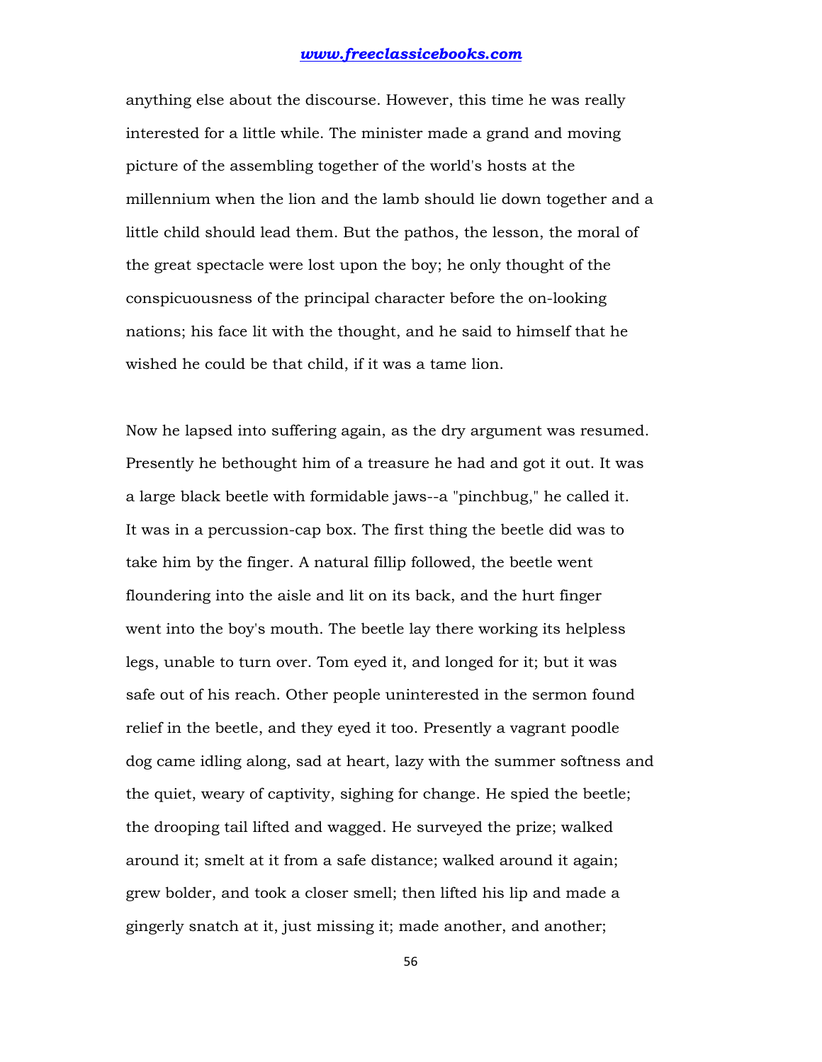anything else about the discourse. However, this time he was really interested for a little while. The minister made a grand and moving picture of the assembling together of the world's hosts at the millennium when the lion and the lamb should lie down together and a little child should lead them. But the pathos, the lesson, the moral of the great spectacle were lost upon the boy; he only thought of the conspicuousness of the principal character before the on-looking nations; his face lit with the thought, and he said to himself that he wished he could be that child, if it was a tame lion.

Now he lapsed into suffering again, as the dry argument was resumed. Presently he bethought him of a treasure he had and got it out. It was a large black beetle with formidable jaws--a "pinchbug," he called it. It was in a percussion-cap box. The first thing the beetle did was to take him by the finger. A natural fillip followed, the beetle went floundering into the aisle and lit on its back, and the hurt finger went into the boy's mouth. The beetle lay there working its helpless legs, unable to turn over. Tom eyed it, and longed for it; but it was safe out of his reach. Other people uninterested in the sermon found relief in the beetle, and they eyed it too. Presently a vagrant poodle dog came idling along, sad at heart, lazy with the summer softness and the quiet, weary of captivity, sighing for change. He spied the beetle; the drooping tail lifted and wagged. He surveyed the prize; walked around it; smelt at it from a safe distance; walked around it again; grew bolder, and took a closer smell; then lifted his lip and made a gingerly snatch at it, just missing it; made another, and another;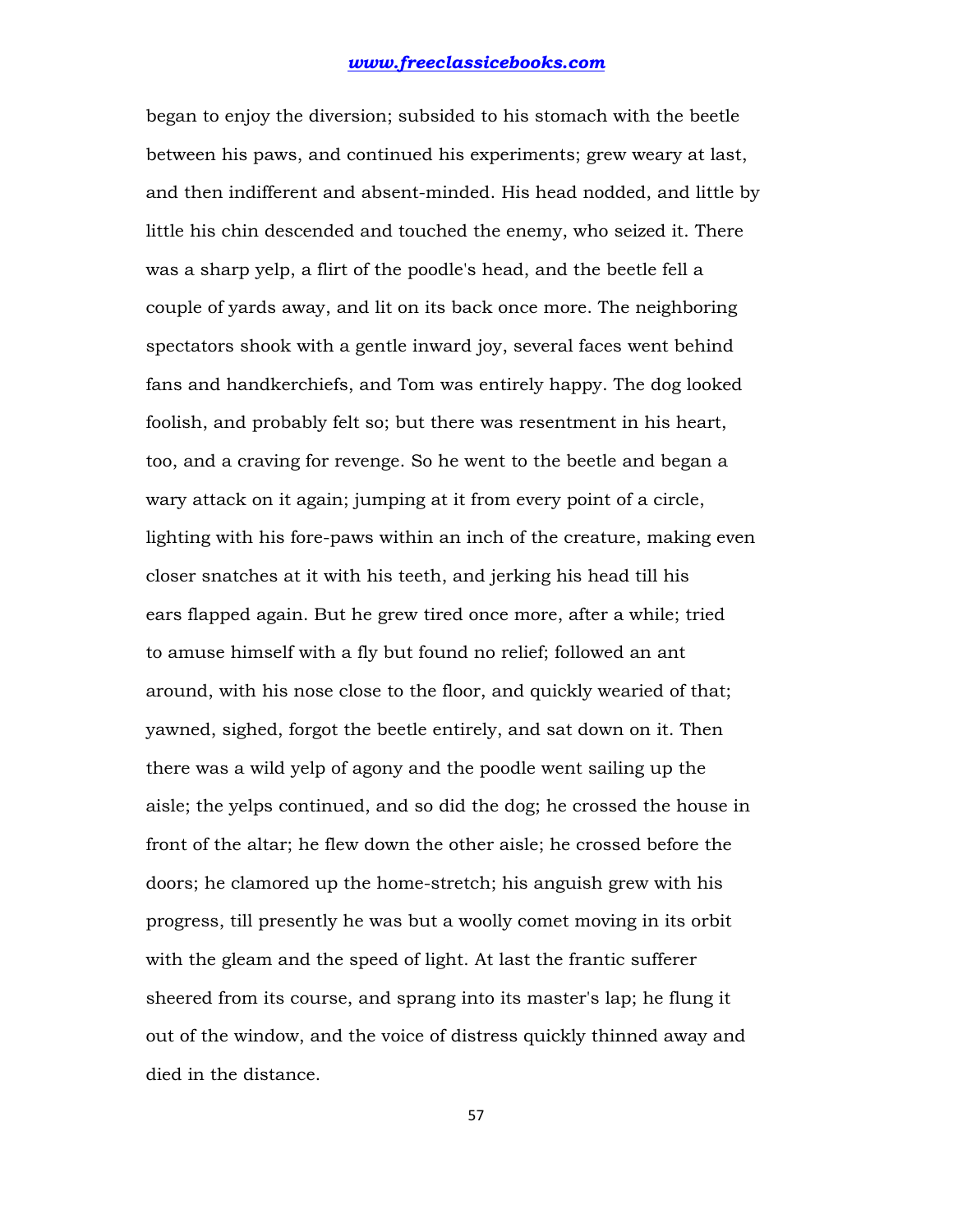began to enjoy the diversion; subsided to his stomach with the beetle between his paws, and continued his experiments; grew weary at last, and then indifferent and absent-minded. His head nodded, and little by little his chin descended and touched the enemy, who seized it. There was a sharp yelp, a flirt of the poodle's head, and the beetle fell a couple of yards away, and lit on its back once more. The neighboring spectators shook with a gentle inward joy, several faces went behind fans and handkerchiefs, and Tom was entirely happy. The dog looked foolish, and probably felt so; but there was resentment in his heart, too, and a craving for revenge. So he went to the beetle and began a wary attack on it again; jumping at it from every point of a circle, lighting with his fore-paws within an inch of the creature, making even closer snatches at it with his teeth, and jerking his head till his ears flapped again. But he grew tired once more, after a while; tried to amuse himself with a fly but found no relief; followed an ant around, with his nose close to the floor, and quickly wearied of that; yawned, sighed, forgot the beetle entirely, and sat down on it. Then there was a wild yelp of agony and the poodle went sailing up the aisle; the yelps continued, and so did the dog; he crossed the house in front of the altar; he flew down the other aisle; he crossed before the doors; he clamored up the home-stretch; his anguish grew with his progress, till presently he was but a woolly comet moving in its orbit with the gleam and the speed of light. At last the frantic sufferer sheered from its course, and sprang into its master's lap; he flung it out of the window, and the voice of distress quickly thinned away and died in the distance.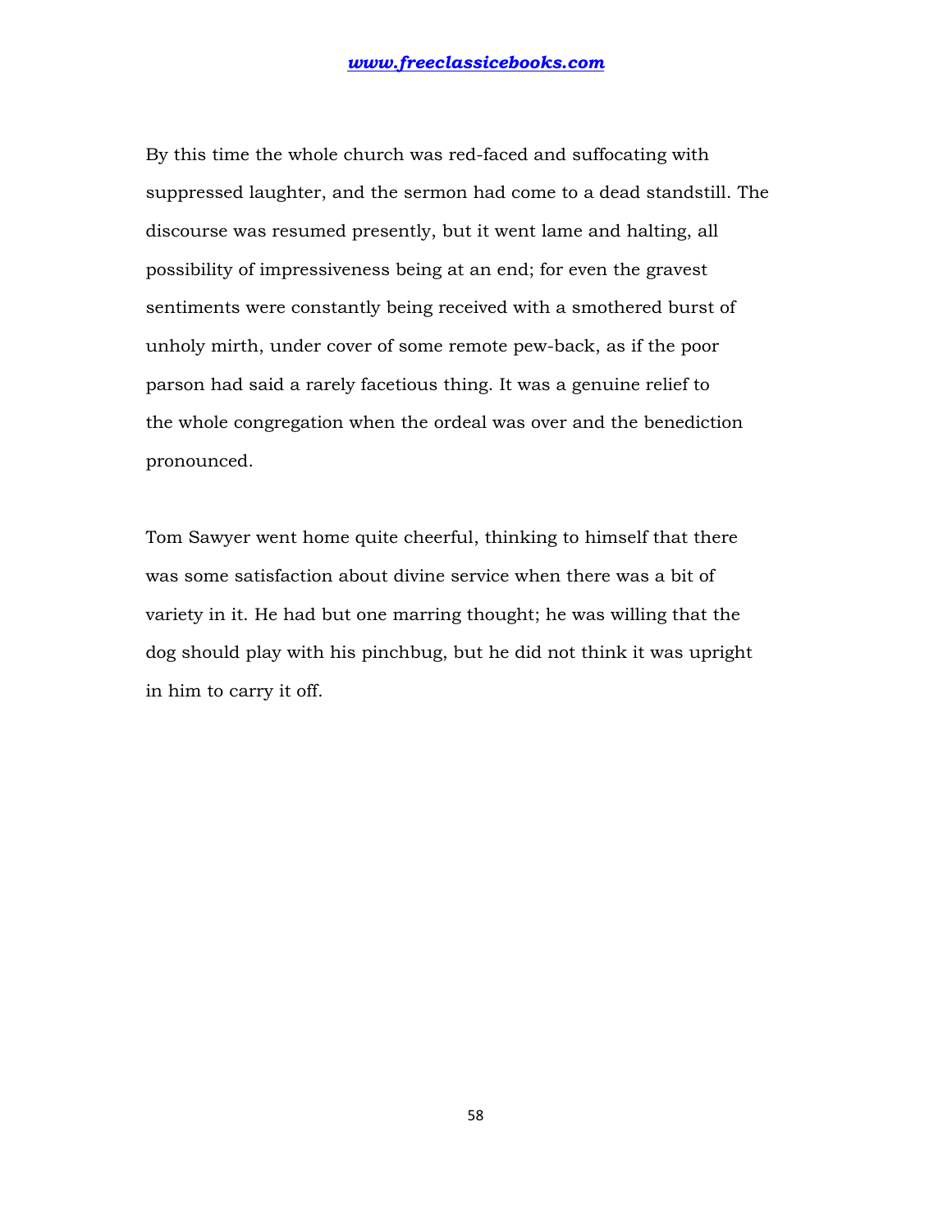By this time the whole church was red-faced and suffocating with suppressed laughter, and the sermon had come to a dead standstill. The discourse was resumed presently, but it went lame and halting, all possibility of impressiveness being at an end; for even the gravest sentiments were constantly being received with a smothered burst of unholy mirth, under cover of some remote pew-back, as if the poor parson had said a rarely facetious thing. It was a genuine relief to the whole congregation when the ordeal was over and the benediction pronounced.

Tom Sawyer went home quite cheerful, thinking to himself that there was some satisfaction about divine service when there was a bit of variety in it. He had but one marring thought; he was willing that the dog should play with his pinchbug, but he did not think it was upright in him to carry it off.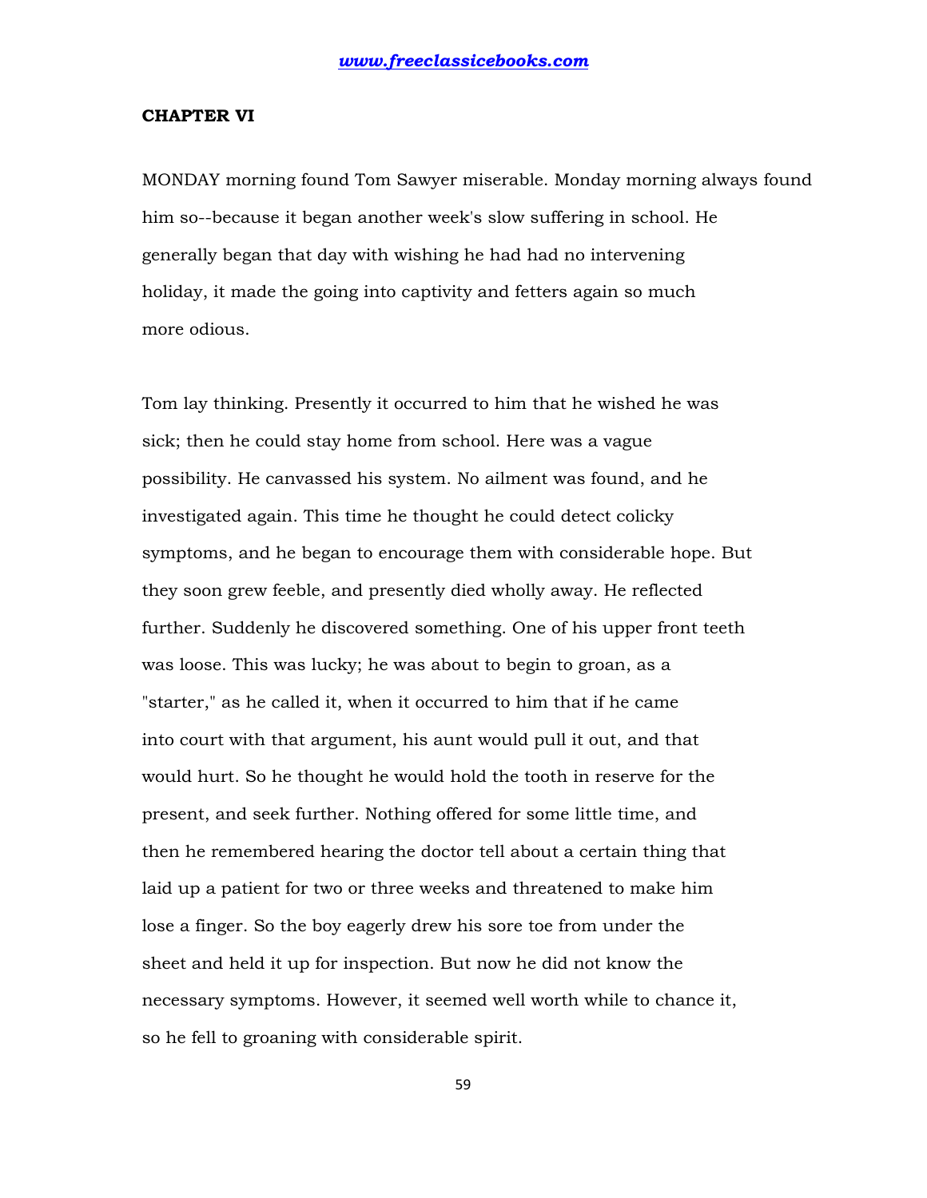## CHAPTER VI

MONDAY morning found Tom Sawyer miserable. Monday morning always found him so--because it began another week's slow suffering in school. He generally began that day with wishing he had had no intervening holiday, it made the going into captivity and fetters again so much more odious.

Tom lay thinking. Presently it occurred to him that he wished he was sick; then he could stay home from school. Here was a vague possibility. He canvassed his system. No ailment was found, and he investigated again. This time he thought he could detect colicky symptoms, and he began to encourage them with considerable hope. But they soon grew feeble, and presently died wholly away. He reflected further. Suddenly he discovered something. One of his upper front teeth was loose. This was lucky; he was about to begin to groan, as a "starter," as he called it, when it occurred to him that if he came into court with that argument, his aunt would pull it out, and that would hurt. So he thought he would hold the tooth in reserve for the present, and seek further. Nothing offered for some little time, and then he remembered hearing the doctor tell about a certain thing that laid up a patient for two or three weeks and threatened to make him lose a finger. So the boy eagerly drew his sore toe from under the sheet and held it up for inspection. But now he did not know the necessary symptoms. However, it seemed well worth while to chance it, so he fell to groaning with considerable spirit.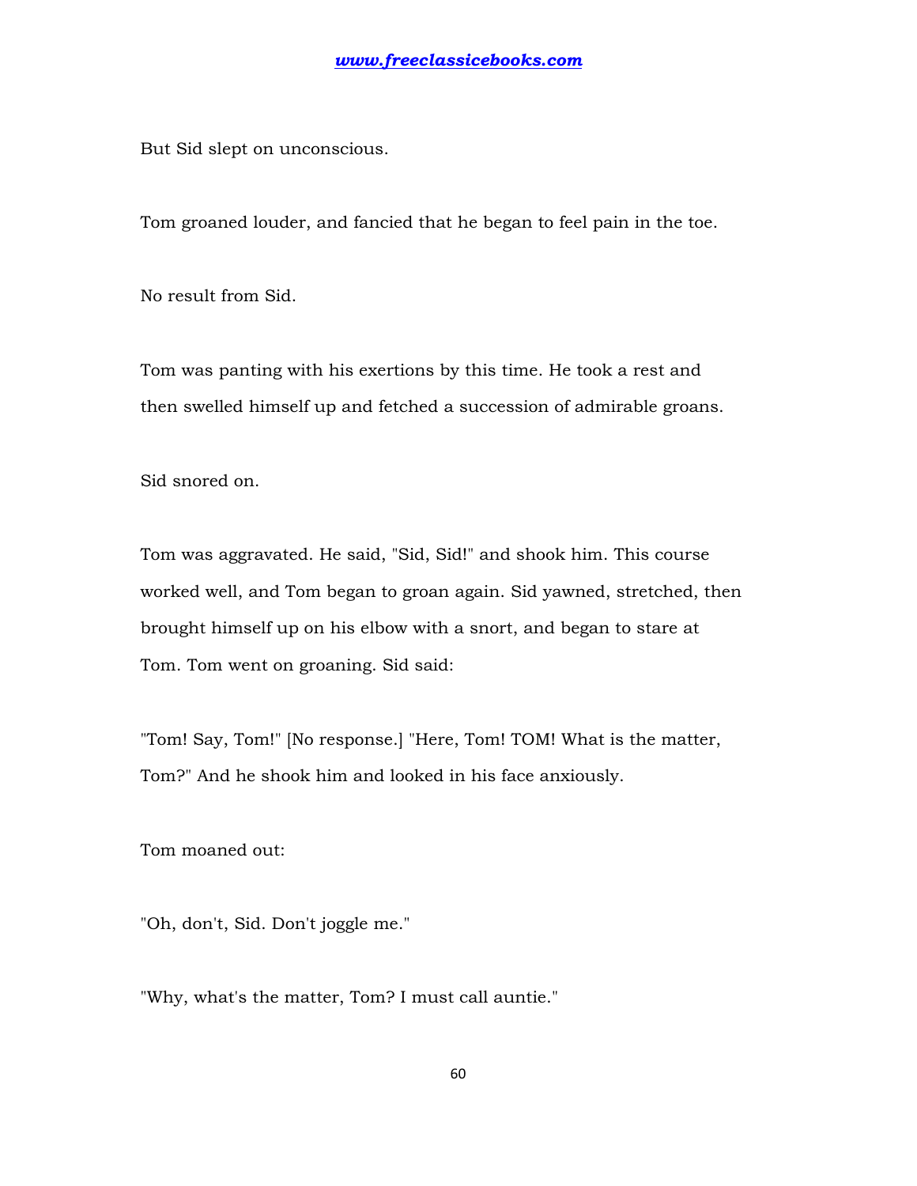But Sid slept on unconscious.

Tom groaned louder, and fancied that he began to feel pain in the toe.

No result from Sid.

Tom was panting with his exertions by this time. He took a rest and then swelled himself up and fetched a succession of admirable groans.

Sid snored on.

Tom was aggravated. He said, "Sid, Sid!" and shook him. This course worked well, and Tom began to groan again. Sid yawned, stretched, then brought himself up on his elbow with a snort, and began to stare at Tom. Tom went on groaning. Sid said:

"Tom! Say, Tom!" [No response.] "Here, Tom! TOM! What is the matter, Tom?" And he shook him and looked in his face anxiously.

Tom moaned out:

"Oh, don't, Sid. Don't joggle me."

"Why, what's the matter, Tom? I must call auntie."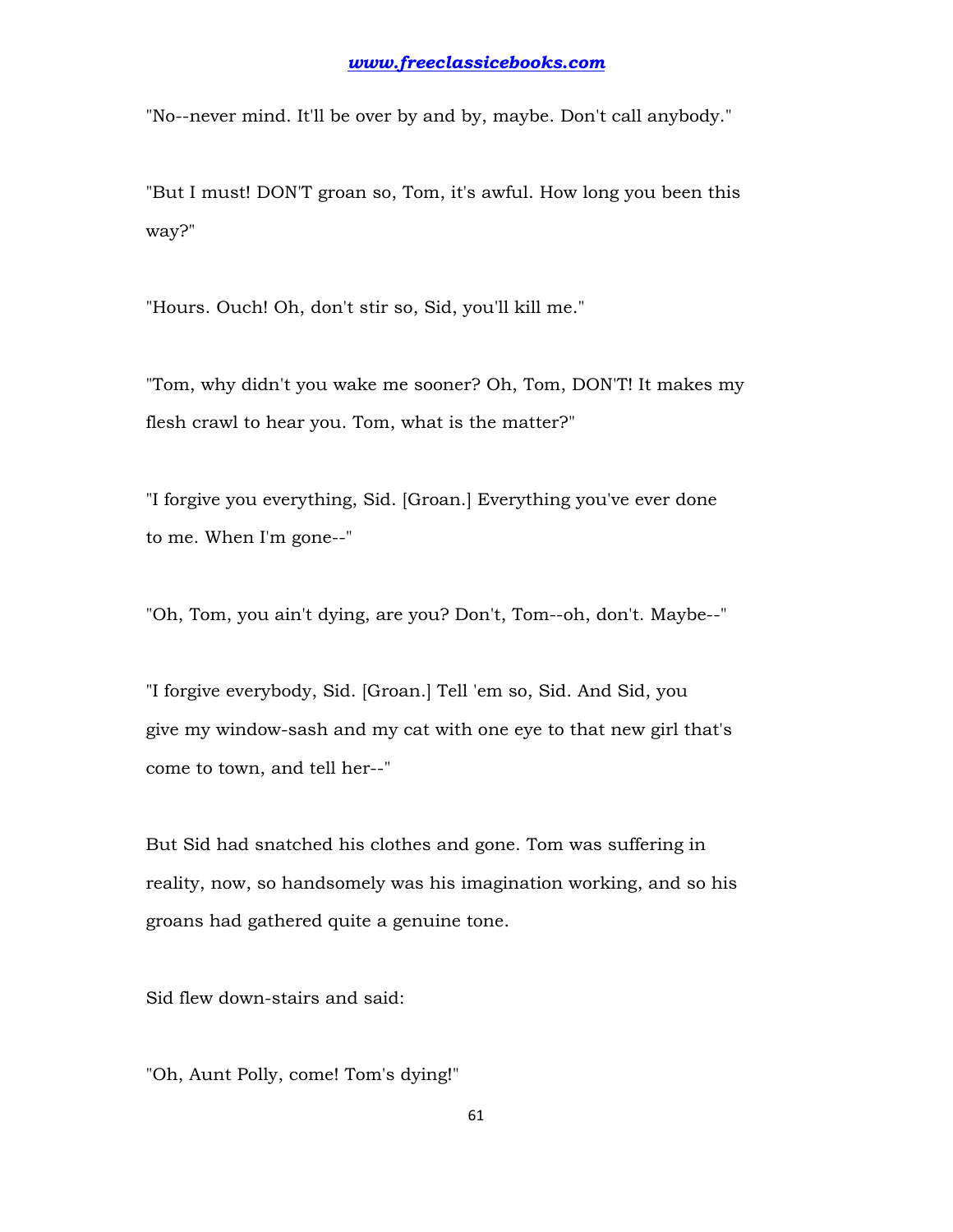"No--never mind. It'll be over by and by, maybe. Don't call anybody."

"But I must! DON'T groan so, Tom, it's awful. How long you been this way?"

"Hours. Ouch! Oh, don't stir so, Sid, you'll kill me."

"Tom, why didn't you wake me sooner? Oh, Tom, DON'T! It makes my flesh crawl to hear you. Tom, what is the matter?"

"I forgive you everything, Sid. [Groan.] Everything you've ever done to me. When I'm gone--"

"Oh, Tom, you ain't dying, are you? Don't, Tom--oh, don't. Maybe--"

"I forgive everybody, Sid. [Groan.] Tell 'em so, Sid. And Sid, you give my window-sash and my cat with one eye to that new girl that's come to town, and tell her--"

But Sid had snatched his clothes and gone. Tom was suffering in reality, now, so handsomely was his imagination working, and so his groans had gathered quite a genuine tone.

Sid flew down-stairs and said:

"Oh, Aunt Polly, come! Tom's dying!"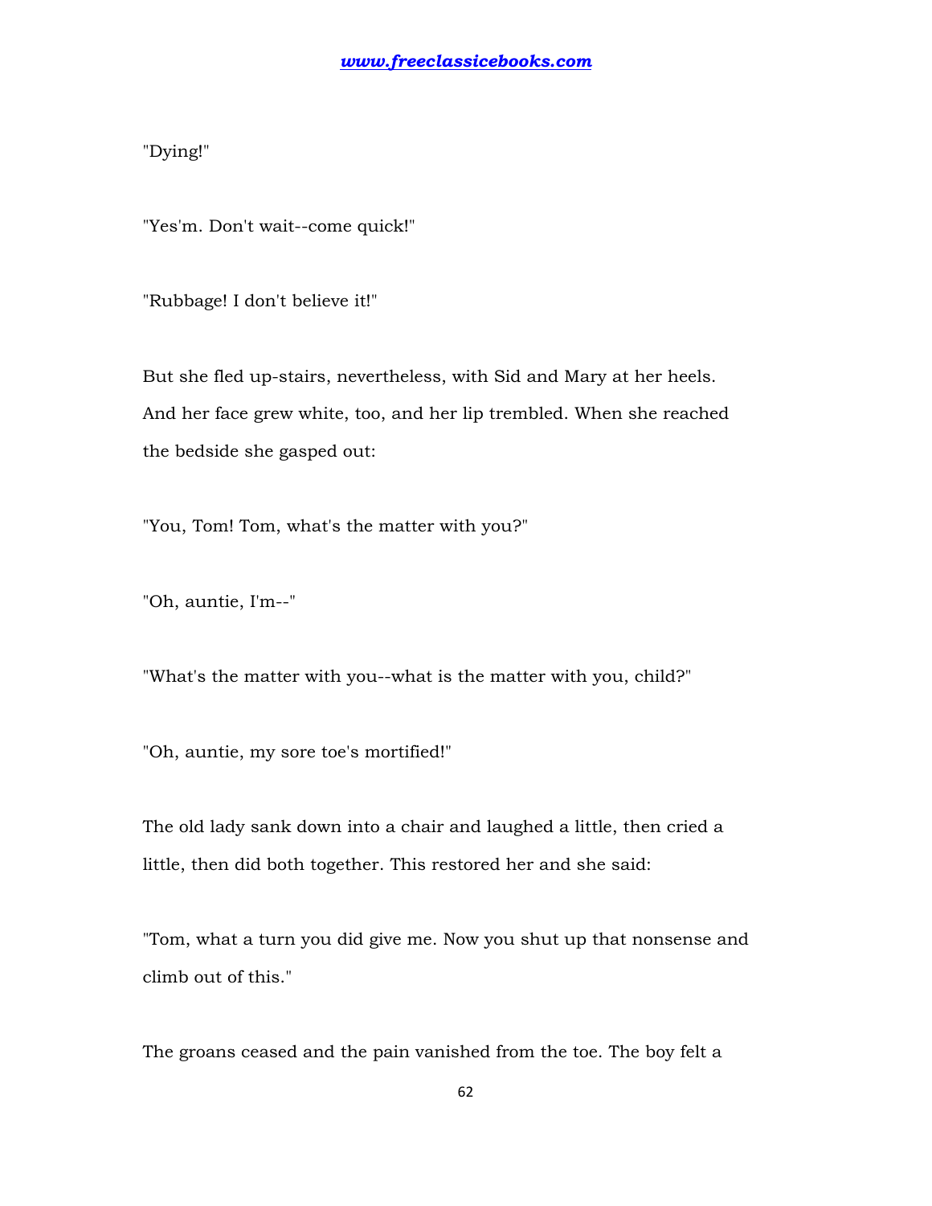"Dying!"

"Yes'm. Don't wait--come quick!"

"Rubbage! I don't believe it!"

But she fled up-stairs, nevertheless, with Sid and Mary at her heels. And her face grew white, too, and her lip trembled. When she reached the bedside she gasped out:

"You, Tom! Tom, what's the matter with you?"

"Oh, auntie, I'm--"

"What's the matter with you--what is the matter with you, child?"

"Oh, auntie, my sore toe's mortified!"

The old lady sank down into a chair and laughed a little, then cried a little, then did both together. This restored her and she said:

"Tom, what a turn you did give me. Now you shut up that nonsense and climb out of this."

The groans ceased and the pain vanished from the toe. The boy felt a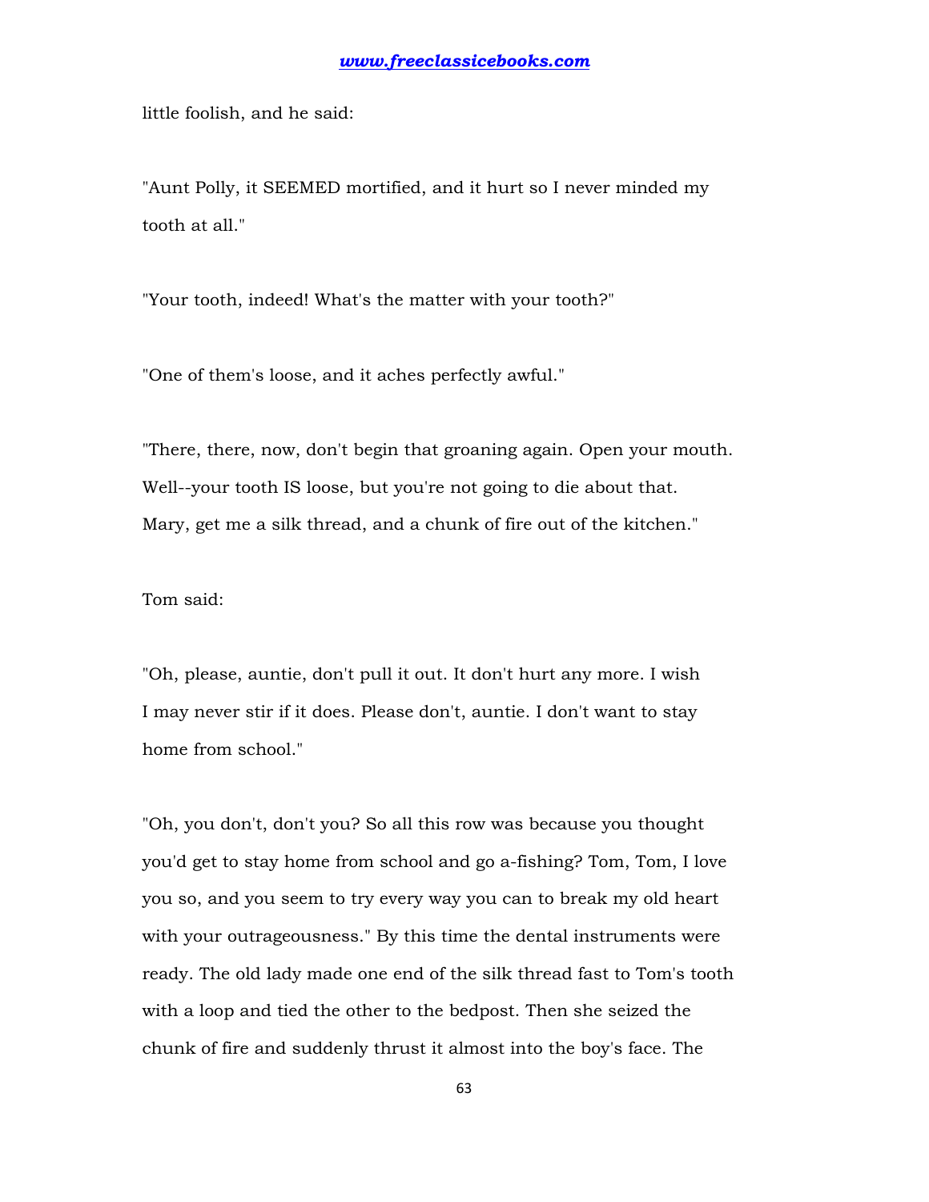little foolish, and he said:

"Aunt Polly, it SEEMED mortified, and it hurt so I never minded my tooth at all."

"Your tooth, indeed! What's the matter with your tooth?"

"One of them's loose, and it aches perfectly awful."

"There, there, now, don't begin that groaning again. Open your mouth. Well--your tooth IS loose, but you're not going to die about that. Mary, get me a silk thread, and a chunk of fire out of the kitchen."

Tom said:

"Oh, please, auntie, don't pull it out. It don't hurt any more. I wish I may never stir if it does. Please don't, auntie. I don't want to stay home from school."

"Oh, you don't, don't you? So all this row was because you thought you'd get to stay home from school and go a-fishing? Tom, Tom, I love you so, and you seem to try every way you can to break my old heart with your outrageousness." By this time the dental instruments were ready. The old lady made one end of the silk thread fast to Tom's tooth with a loop and tied the other to the bedpost. Then she seized the chunk of fire and suddenly thrust it almost into the boy's face. The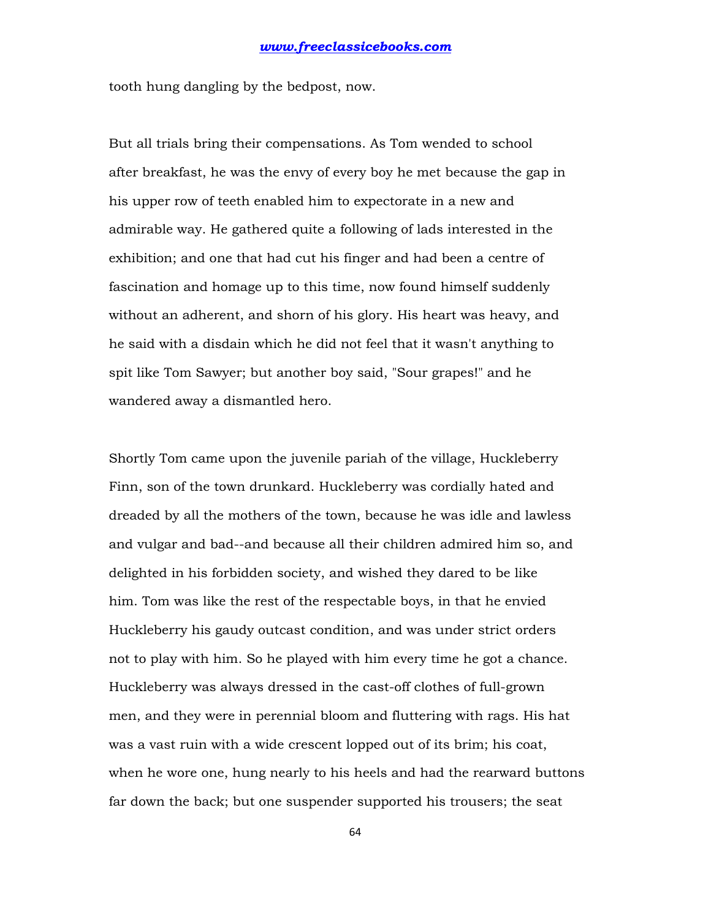tooth hung dangling by the bedpost, now.

But all trials bring their compensations. As Tom wended to school after breakfast, he was the envy of every boy he met because the gap in his upper row of teeth enabled him to expectorate in a new and admirable way. He gathered quite a following of lads interested in the exhibition; and one that had cut his finger and had been a centre of fascination and homage up to this time, now found himself suddenly without an adherent, and shorn of his glory. His heart was heavy, and he said with a disdain which he did not feel that it wasn't anything to spit like Tom Sawyer; but another boy said, "Sour grapes!" and he wandered away a dismantled hero.

Shortly Tom came upon the juvenile pariah of the village, Huckleberry Finn, son of the town drunkard. Huckleberry was cordially hated and dreaded by all the mothers of the town, because he was idle and lawless and vulgar and bad--and because all their children admired him so, and delighted in his forbidden society, and wished they dared to be like him. Tom was like the rest of the respectable boys, in that he envied Huckleberry his gaudy outcast condition, and was under strict orders not to play with him. So he played with him every time he got a chance. Huckleberry was always dressed in the cast-off clothes of full-grown men, and they were in perennial bloom and fluttering with rags. His hat was a vast ruin with a wide crescent lopped out of its brim; his coat, when he wore one, hung nearly to his heels and had the rearward buttons far down the back; but one suspender supported his trousers; the seat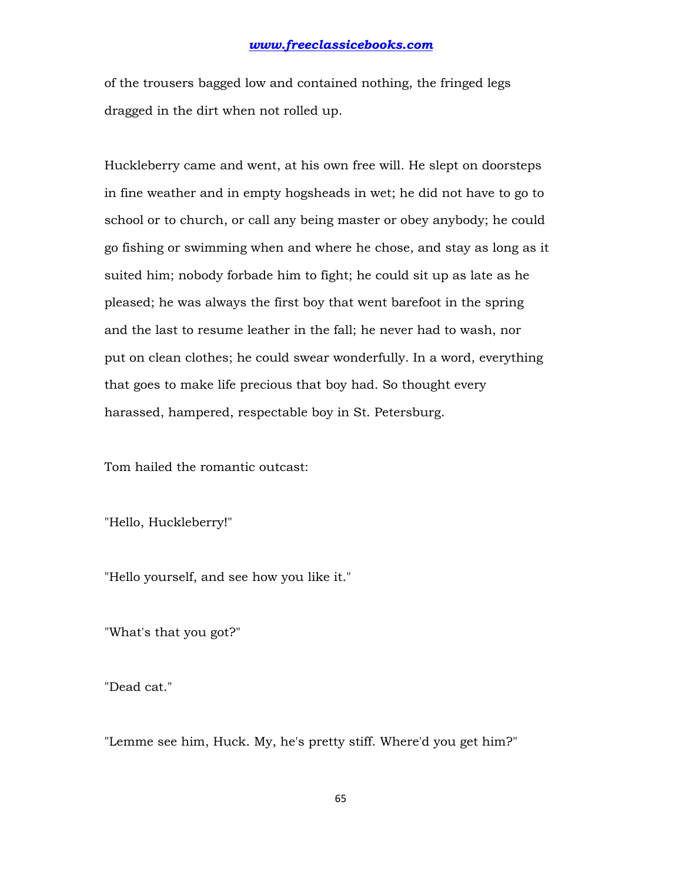of the trousers bagged low and contained nothing, the fringed legs dragged in the dirt when not rolled up.

Huckleberry came and went, at his own free will. He slept on doorsteps in fine weather and in empty hogsheads in wet; he did not have to go to school or to church, or call any being master or obey anybody; he could go fishing or swimming when and where he chose, and stay as long as it suited him; nobody forbade him to fight; he could sit up as late as he pleased; he was always the first boy that went barefoot in the spring and the last to resume leather in the fall; he never had to wash, nor put on clean clothes; he could swear wonderfully. In a word, everything that goes to make life precious that boy had. So thought every harassed, hampered, respectable boy in St. Petersburg.

Tom hailed the romantic outcast:

"Hello, Huckleberry!"

"Hello yourself, and see how you like it."

"What's that you got?"

"Dead cat."

"Lemme see him, Huck. My, he's pretty stiff. Where'd you get him?"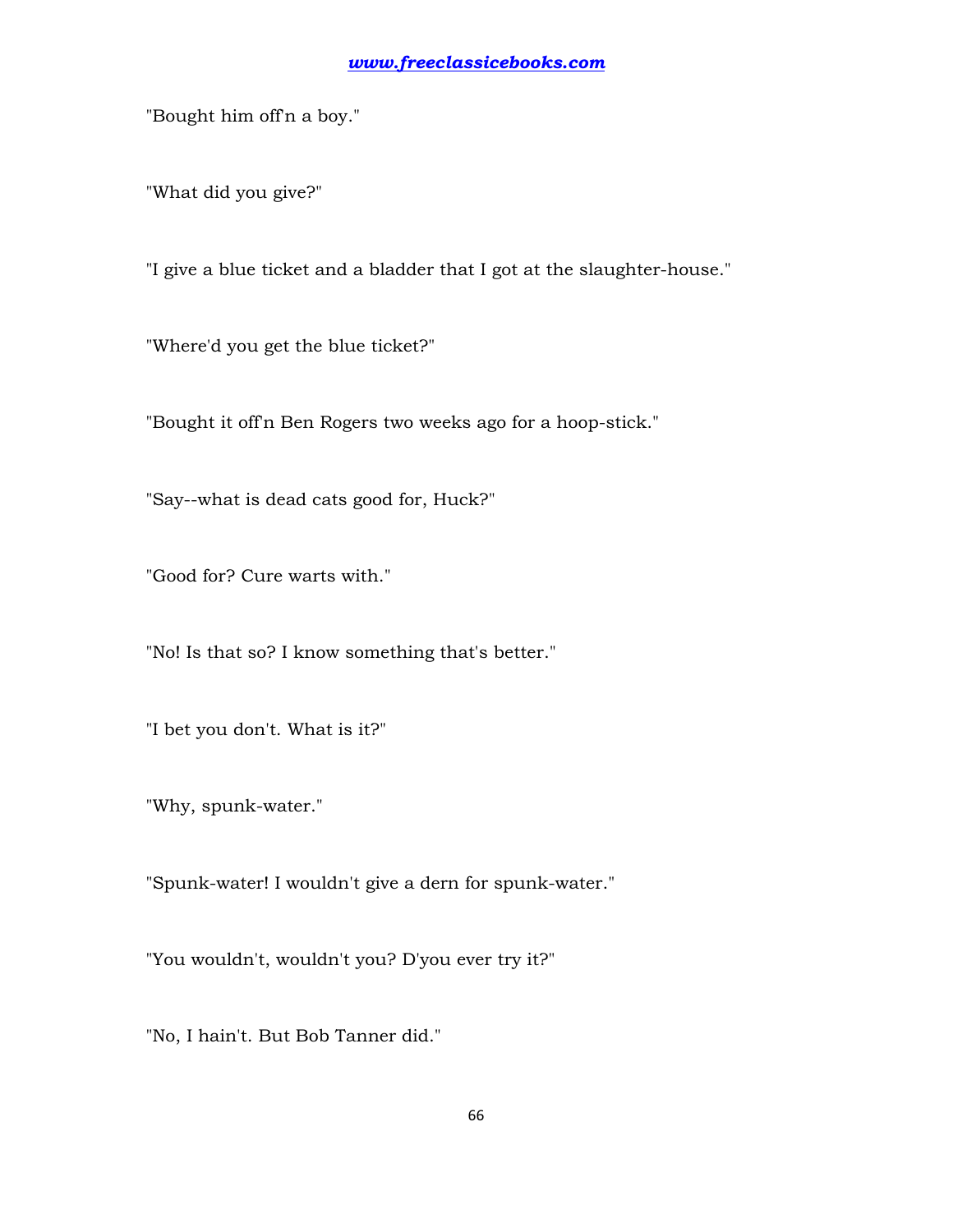"Bought him off'n a boy."

"What did you give?"

"I give a blue ticket and a bladder that I got at the slaughter-house."

"Where'd you get the blue ticket?"

"Bought it off'n Ben Rogers two weeks ago for a hoop-stick."

"Say--what is dead cats good for, Huck?"

"Good for? Cure warts with."

"No! Is that so? I know something that's better."

"I bet you don't. What is it?"

"Why, spunk-water."

"Spunk-water! I wouldn't give a dern for spunk-water."

"You wouldn't, wouldn't you? D'you ever try it?"

"No, I hain't. But Bob Tanner did."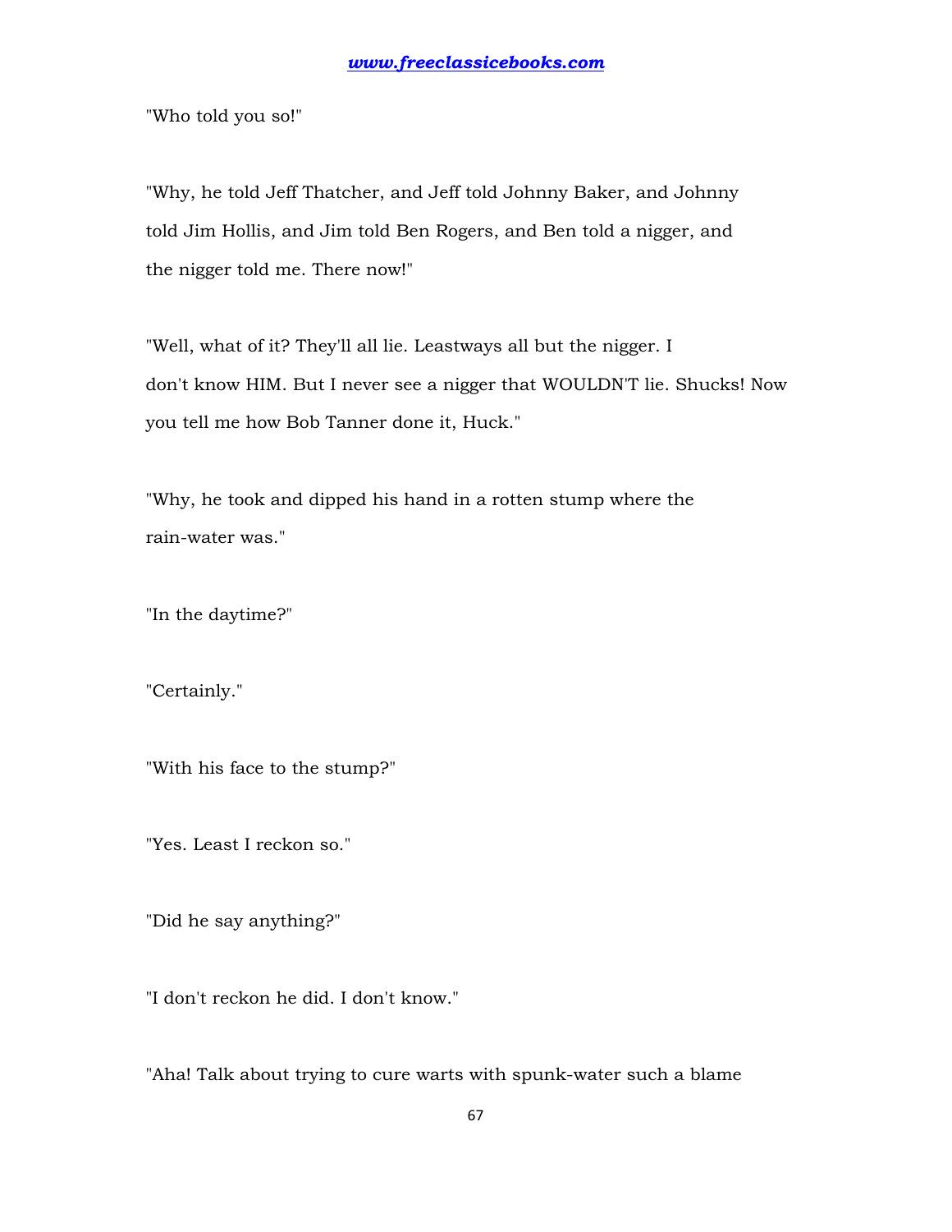"Who told you so!"

"Why, he told Jeff Thatcher, and Jeff told Johnny Baker, and Johnny told Jim Hollis, and Jim told Ben Rogers, and Ben told a nigger, and the nigger told me. There now!"

"Well, what of it? They'll all lie. Leastways all but the nigger. I don't know HIM. But I never see a nigger that WOULDN'T lie. Shucks! Now you tell me how Bob Tanner done it, Huck."

"Why, he took and dipped his hand in a rotten stump where the rain-water was."

"In the daytime?"

"Certainly."

"With his face to the stump?"

"Yes. Least I reckon so."

"Did he say anything?"

"I don't reckon he did. I don't know."

"Aha! Talk about trying to cure warts with spunk-water such a blame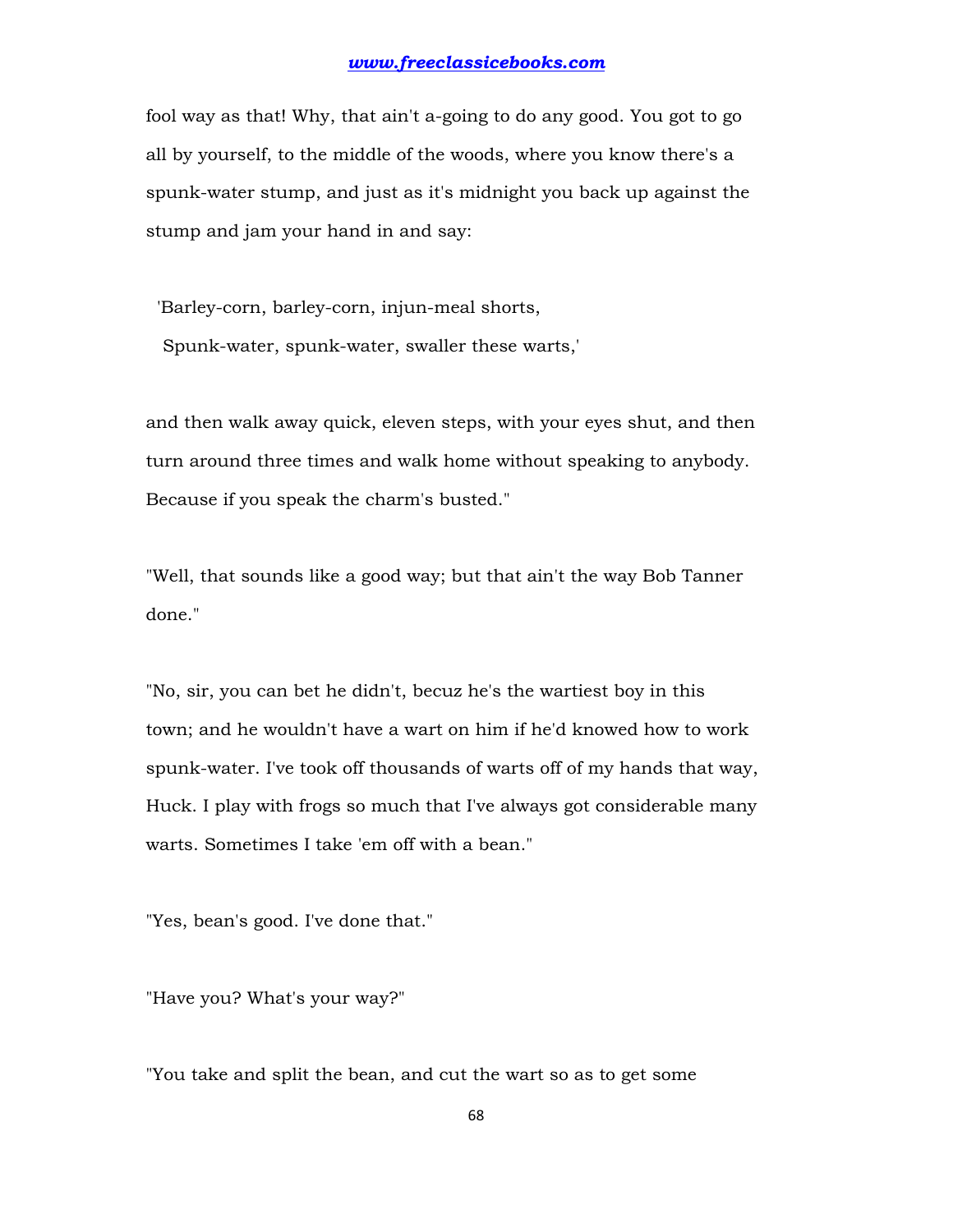fool way as that! Why, that ain't a-going to do any good. You got to go all by yourself, to the middle of the woods, where you know there's a spunk-water stump, and just as it's midnight you back up against the stump and jam your hand in and say:

'Barley-corn, barley-corn, injun-meal shorts,
Spunk-water, spunk-water, swaller these warts,'

and then walk away quick, eleven steps, with your eyes shut, and then turn around three times and walk home without speaking to anybody. Because if you speak the charm's busted."

"Well, that sounds like a good way; but that ain't the way Bob Tanner done."

"No, sir, you can bet he didn't, becuz he's the wartiest boy in this town; and he wouldn't have a wart on him if he'd knowed how to work spunk-water. I've took off thousands of warts off of my hands that way, Huck. I play with frogs so much that I've always got considerable many warts. Sometimes I take 'em off with a bean."

"Yes, bean's good. I've done that."

"Have you? What's your way?"

"You take and split the bean, and cut the wart so as to get some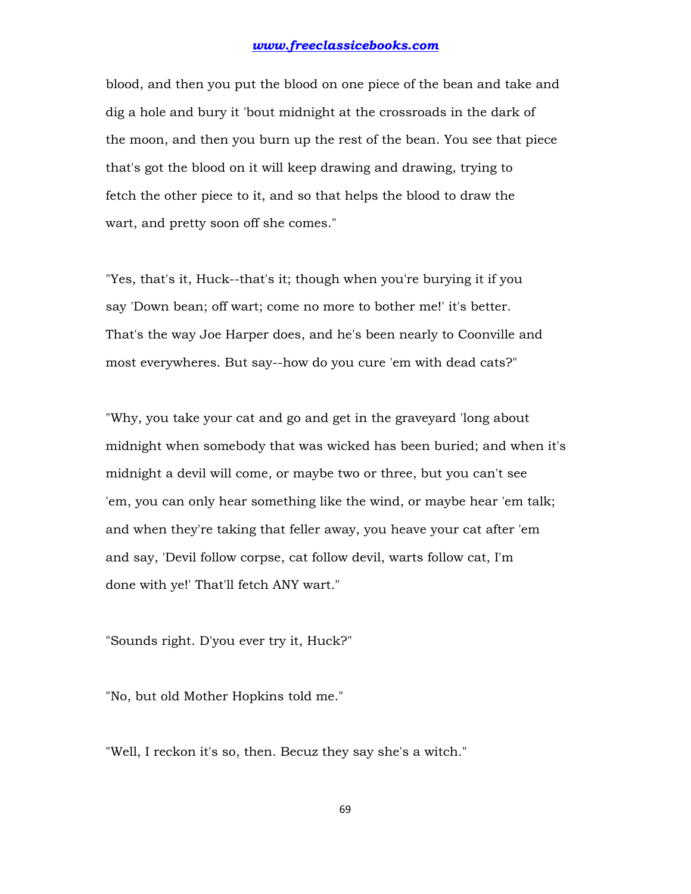blood, and then you put the blood on one piece of the bean and take and dig a hole and bury it 'bout midnight at the crossroads in the dark of the moon, and then you burn up the rest of the bean. You see that piece that's got the blood on it will keep drawing and drawing, trying to fetch the other piece to it, and so that helps the blood to draw the wart, and pretty soon off she comes."

"Yes, that's it, Huck--that's it; though when you're burying it if you say 'Down bean; off wart; come no more to bother me!' it's better. That's the way Joe Harper does, and he's been nearly to Coonville and most everywheres. But say--how do you cure 'em with dead cats?"

"Why, you take your cat and go and get in the graveyard 'long about midnight when somebody that was wicked has been buried; and when it's midnight a devil will come, or maybe two or three, but you can't see 'em, you can only hear something like the wind, or maybe hear 'em talk; and when they're taking that feller away, you heave your cat after 'em and say, 'Devil follow corpse, cat follow devil, warts follow cat, I'm done with ye!' That'll fetch ANY wart."

"Sounds right. D'you ever try it, Huck?"

"No, but old Mother Hopkins told me."

"Well, I reckon it's so, then. Becuz they say she's a witch."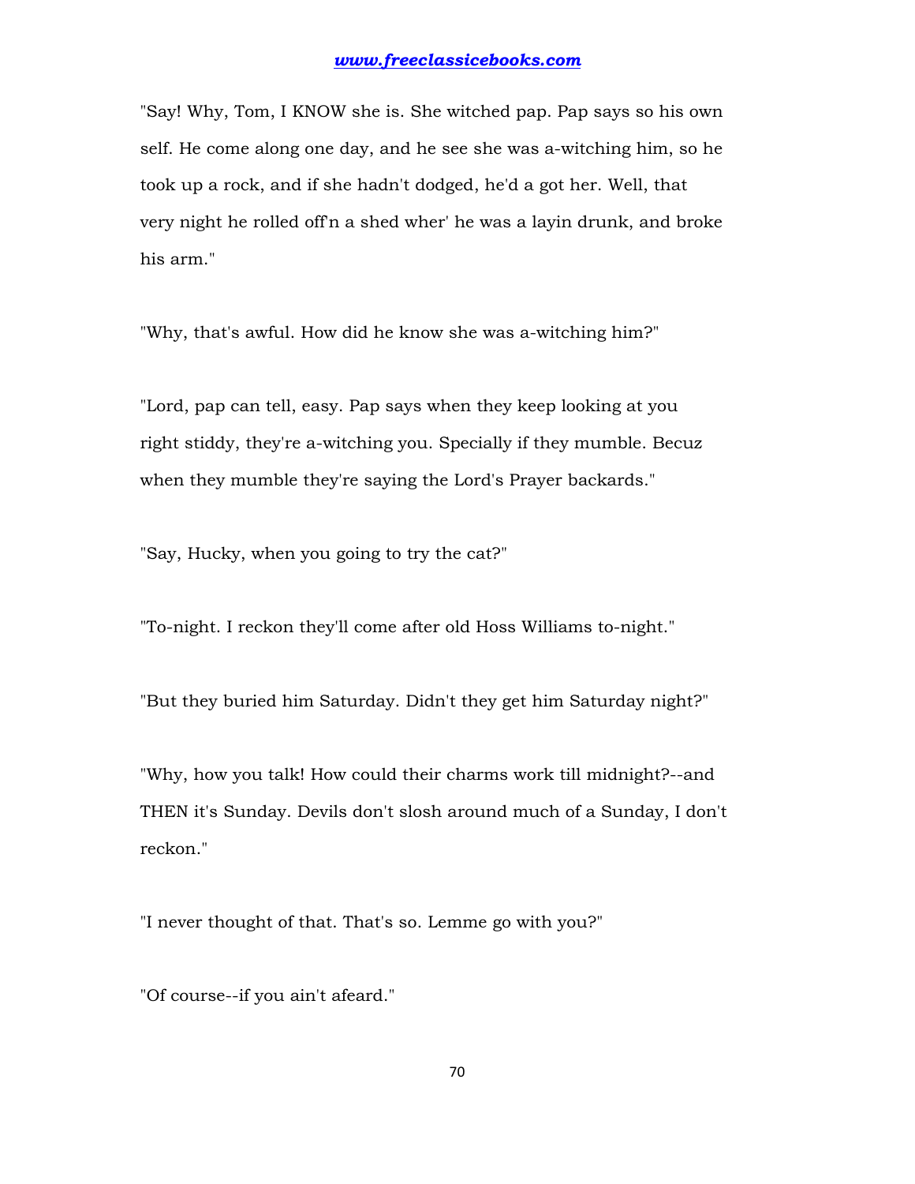"Say! Why, Tom, I KNOW she is. She witched pap. Pap says so his own self. He come along one day, and he see she was a-witching him, so he took up a rock, and if she hadn't dodged, he'd a got her. Well, that very night he rolled off'n a shed wher' he was a layin drunk, and broke his arm."

"Why, that's awful. How did he know she was a-witching him?"

"Lord, pap can tell, easy. Pap says when they keep looking at you right stiddy, they're a-witching you. Specially if they mumble. Becuz when they mumble they're saying the Lord's Prayer backards."

"Say, Hucky, when you going to try the cat?"

"To-night. I reckon they'll come after old Hoss Williams to-night."

"But they buried him Saturday. Didn't they get him Saturday night?"

"Why, how you talk! How could their charms work till midnight?--and THEN it's Sunday. Devils don't slosh around much of a Sunday, I don't reckon."

"I never thought of that. That's so. Lemme go with you?"

"Of course--if you ain't afeard."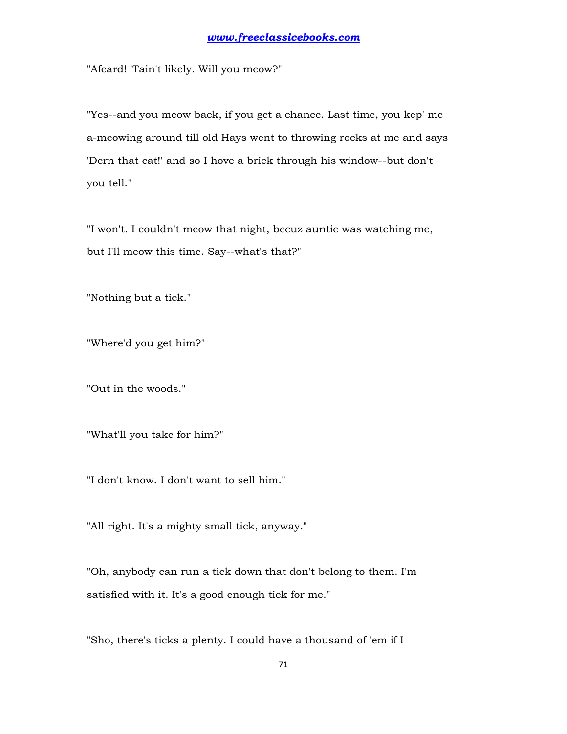"Afeard! 'Tain't likely. Will you meow?"

"Yes--and you meow back, if you get a chance. Last time, you kep' me a-meowing around till old Hays went to throwing rocks at me and says 'Dern that cat!' and so I hove a brick through his window--but don't you tell."

"I won't. I couldn't meow that night, becuz auntie was watching me, but I'll meow this time. Say--what's that?"

"Nothing but a tick."

"Where'd you get him?"

"Out in the woods."

"What'll you take for him?"

"I don't know. I don't want to sell him."

"All right. It's a mighty small tick, anyway."

"Oh, anybody can run a tick down that don't belong to them. I'm satisfied with it. It's a good enough tick for me."

"Sho, there's ticks a plenty. I could have a thousand of 'em if I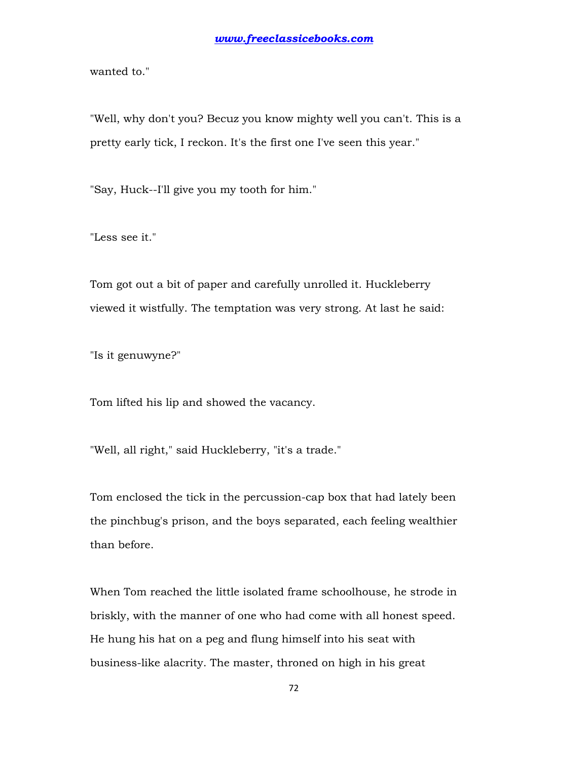wanted to."

"Well, why don't you? Becuz you know mighty well you can't. This is a pretty early tick, I reckon. It's the first one I've seen this year."

"Say, Huck--I'll give you my tooth for him."

"Less see it."

Tom got out a bit of paper and carefully unrolled it. Huckleberry viewed it wistfully. The temptation was very strong. At last he said:

"Is it genuwyne?"

Tom lifted his lip and showed the vacancy.

"Well, all right," said Huckleberry, "it's a trade."

Tom enclosed the tick in the percussion-cap box that had lately been the pinchbug's prison, and the boys separated, each feeling wealthier than before.

When Tom reached the little isolated frame schoolhouse, he strode in briskly, with the manner of one who had come with all honest speed. He hung his hat on a peg and flung himself into his seat with business-like alacrity. The master, throned on high in his great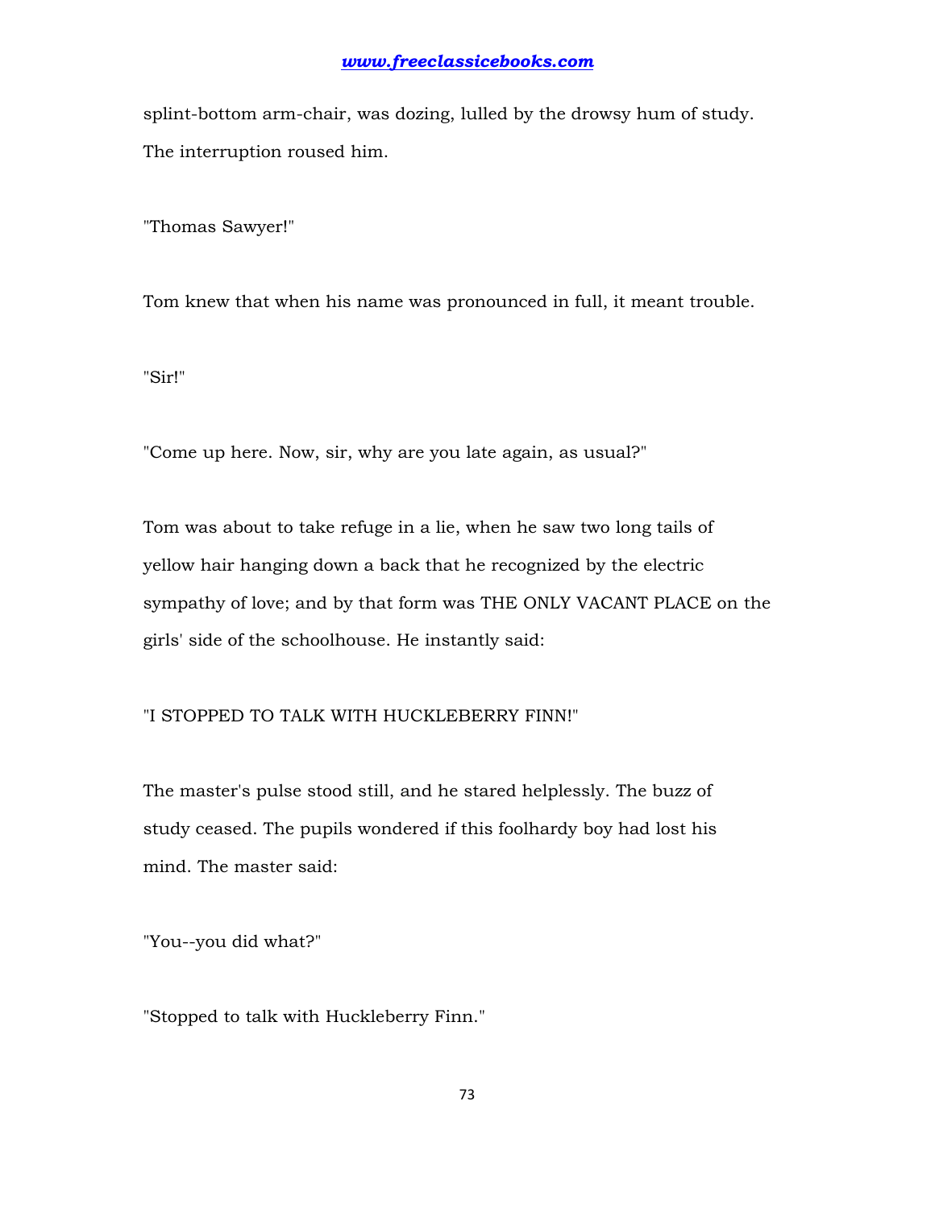splint-bottom arm-chair, was dozing, lulled by the drowsy hum of study. The interruption roused him.

"Thomas Sawyer!"

Tom knew that when his name was pronounced in full, it meant trouble.

"Sir!"

"Come up here. Now, sir, why are you late again, as usual?"

Tom was about to take refuge in a lie, when he saw two long tails of yellow hair hanging down a back that he recognized by the electric sympathy of love; and by that form was THE ONLY VACANT PLACE on the girls' side of the schoolhouse. He instantly said:

"I STOPPED TO TALK WITH HUCKLEBERRY FINN!"

The master's pulse stood still, and he stared helplessly. The buzz of study ceased. The pupils wondered if this foolhardy boy had lost his mind. The master said:

"You--you did what?"

"Stopped to talk with Huckleberry Finn."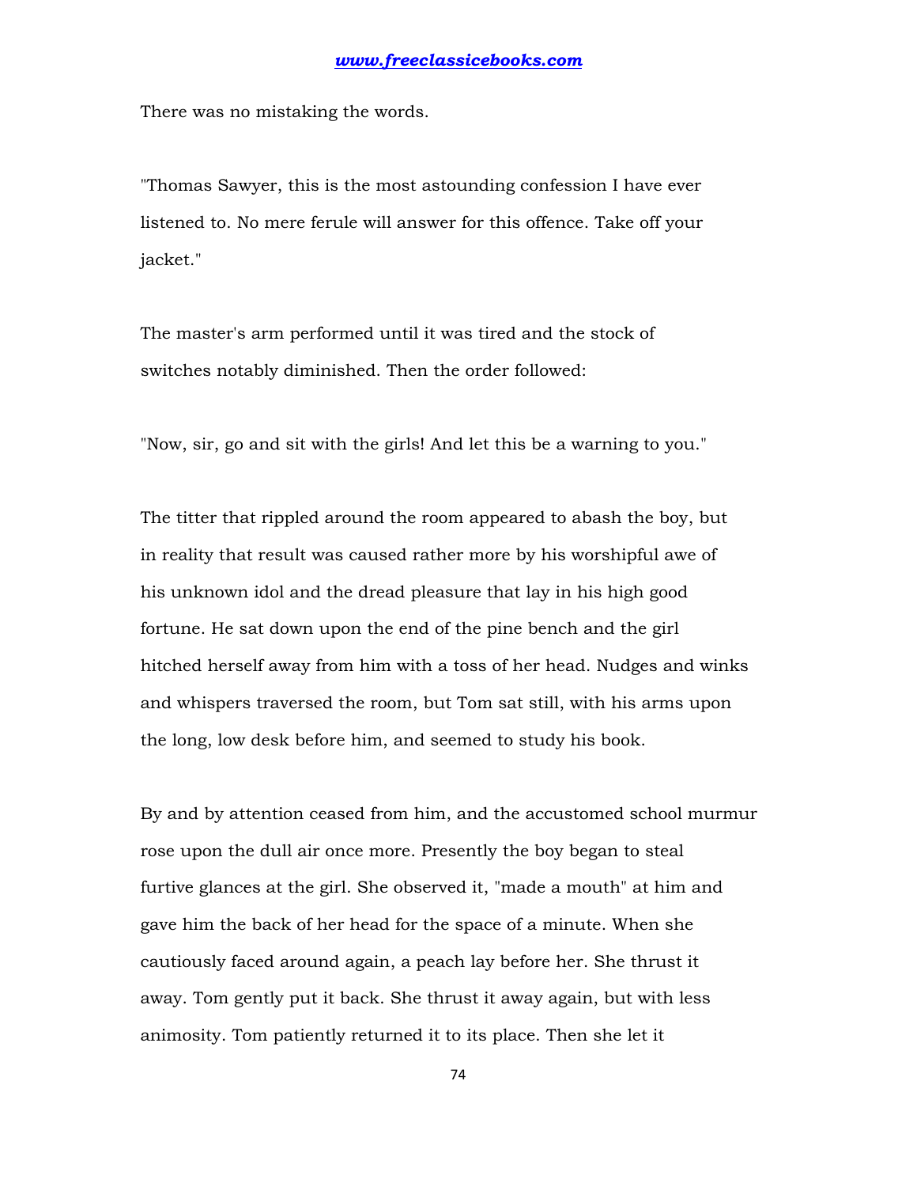There was no mistaking the words.

"Thomas Sawyer, this is the most astounding confession I have ever listened to. No mere ferule will answer for this offence. Take off your jacket."

The master's arm performed until it was tired and the stock of switches notably diminished. Then the order followed:

"Now, sir, go and sit with the girls! And let this be a warning to you."

The titter that rippled around the room appeared to abash the boy, but in reality that result was caused rather more by his worshipful awe of his unknown idol and the dread pleasure that lay in his high good fortune. He sat down upon the end of the pine bench and the girl hitched herself away from him with a toss of her head. Nudges and winks and whispers traversed the room, but Tom sat still, with his arms upon the long, low desk before him, and seemed to study his book.

By and by attention ceased from him, and the accustomed school murmur rose upon the dull air once more. Presently the boy began to steal furtive glances at the girl. She observed it, "made a mouth" at him and gave him the back of her head for the space of a minute. When she cautiously faced around again, a peach lay before her. She thrust it away. Tom gently put it back. She thrust it away again, but with less animosity. Tom patiently returned it to its place. Then she let it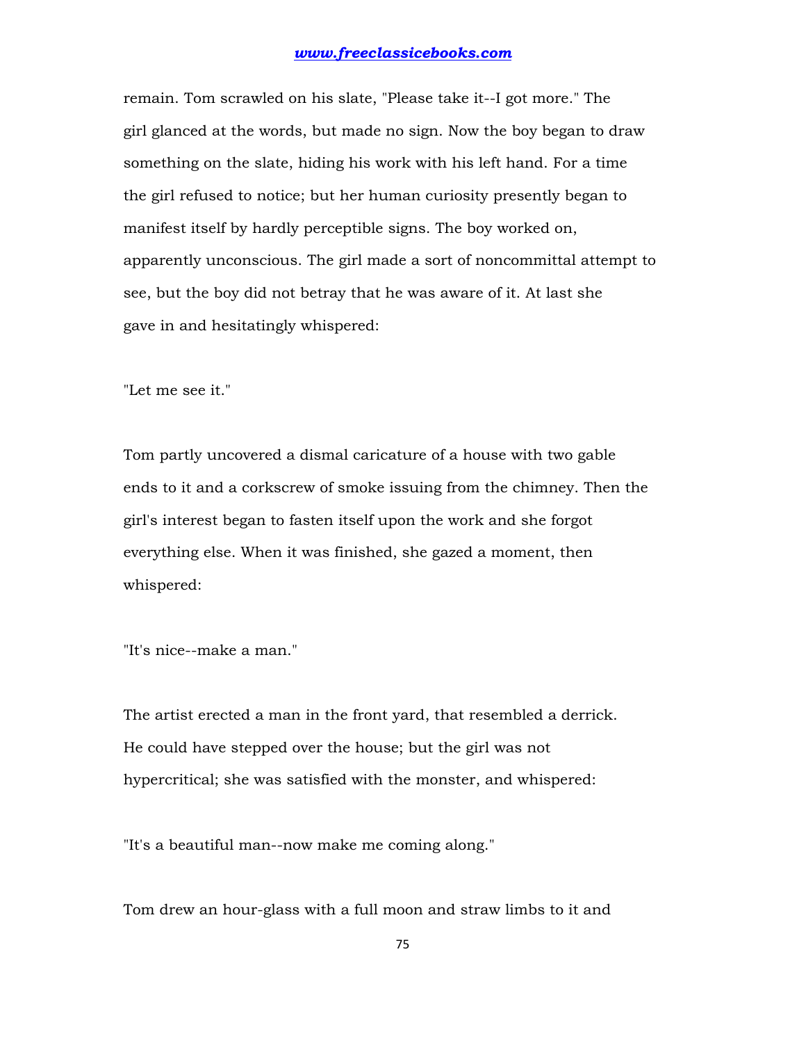remain. Tom scrawled on his slate, "Please take it--I got more." The girl glanced at the words, but made no sign. Now the boy began to draw something on the slate, hiding his work with his left hand. For a time the girl refused to notice; but her human curiosity presently began to manifest itself by hardly perceptible signs. The boy worked on, apparently unconscious. The girl made a sort of noncommittal attempt to see, but the boy did not betray that he was aware of it. At last she gave in and hesitatingly whispered:

"Let me see it."

Tom partly uncovered a dismal caricature of a house with two gable ends to it and a corkscrew of smoke issuing from the chimney. Then the girl's interest began to fasten itself upon the work and she forgot everything else. When it was finished, she gazed a moment, then whispered:

"It's nice--make a man."

The artist erected a man in the front yard, that resembled a derrick. He could have stepped over the house; but the girl was not hypercritical; she was satisfied with the monster, and whispered:

"It's a beautiful man--now make me coming along."

Tom drew an hour-glass with a full moon and straw limbs to it and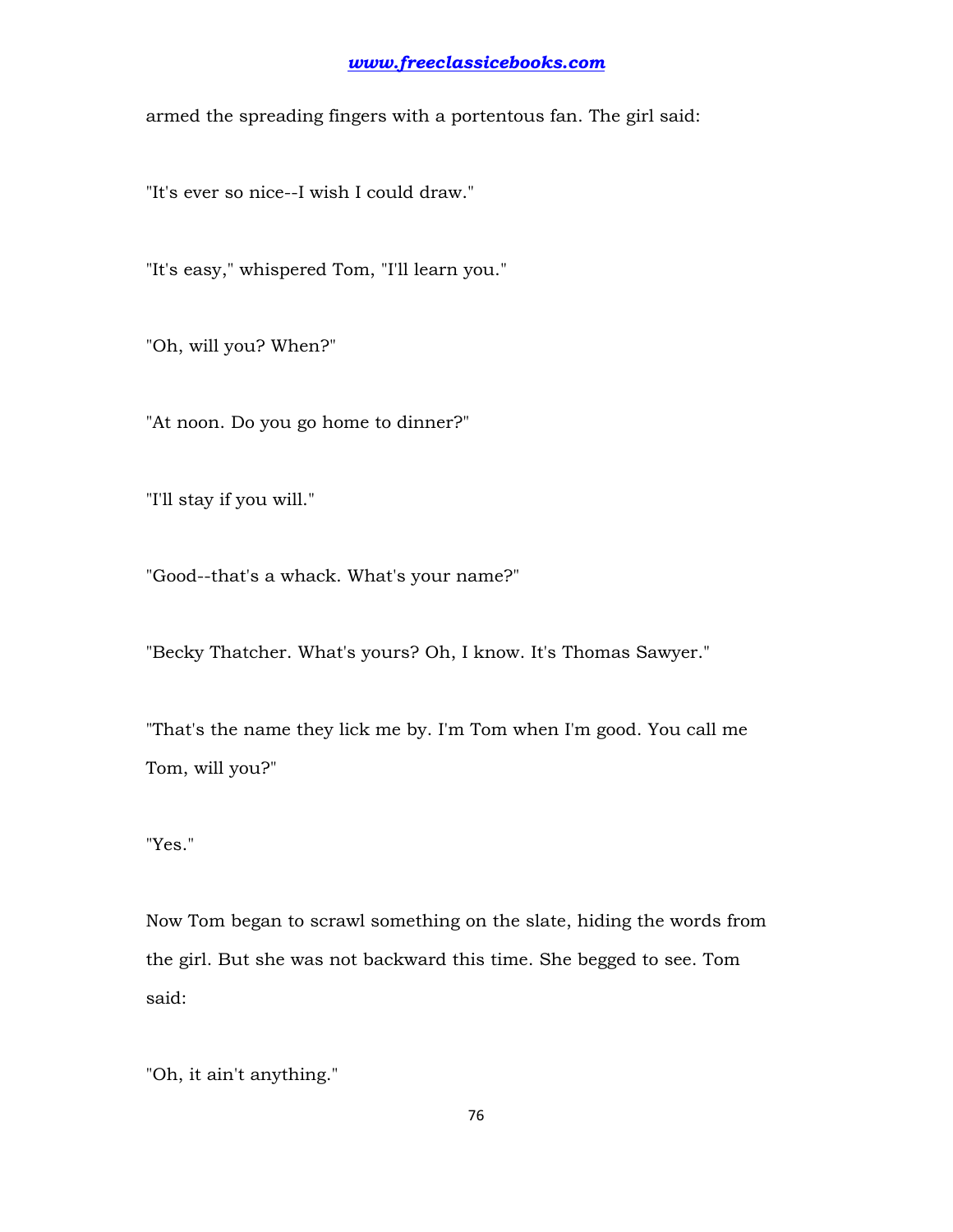armed the spreading fingers with a portentous fan. The girl said:

"It's ever so nice--I wish I could draw."

"It's easy," whispered Tom, "I'll learn you."

"Oh, will you? When?"

"At noon. Do you go home to dinner?"

"I'll stay if you will."

"Good--that's a whack. What's your name?"

"Becky Thatcher. What's yours? Oh, I know. It's Thomas Sawyer."

"That's the name they lick me by. I'm Tom when I'm good. You call me Tom, will you?"

"Yes."

Now Tom began to scrawl something on the slate, hiding the words from the girl. But she was not backward this time. She begged to see. Tom said:

"Oh, it ain't anything."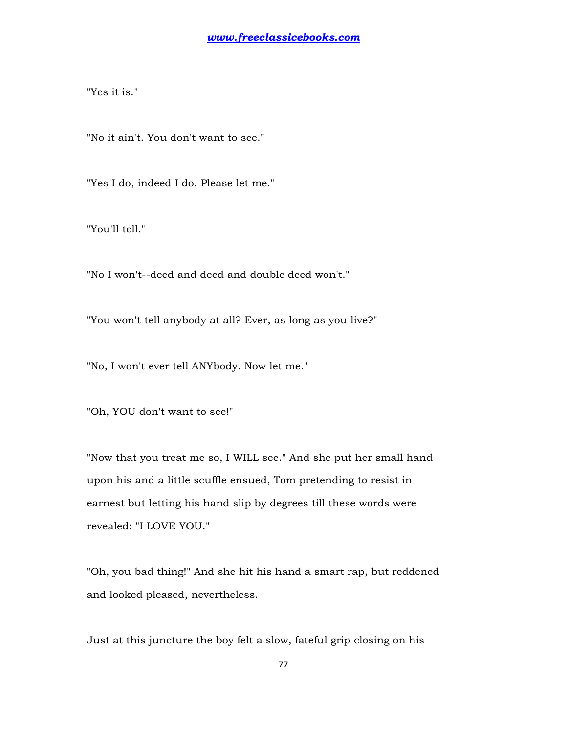"Yes it is."

"No it ain't. You don't want to see."

"Yes I do, indeed I do. Please let me."

"You'll tell."

"No I won't--deed and deed and double deed won't."

"You won't tell anybody at all? Ever, as long as you live?"

"No, I won't ever tell ANYbody. Now let me."

"Oh, YOU don't want to see!"

"Now that you treat me so, I WILL see." And she put her small hand upon his and a little scuffle ensued, Tom pretending to resist in earnest but letting his hand slip by degrees till these words were revealed: "I LOVE YOU."

"Oh, you bad thing!" And she hit his hand a smart rap, but reddened and looked pleased, nevertheless.

Just at this juncture the boy felt a slow, fateful grip closing on his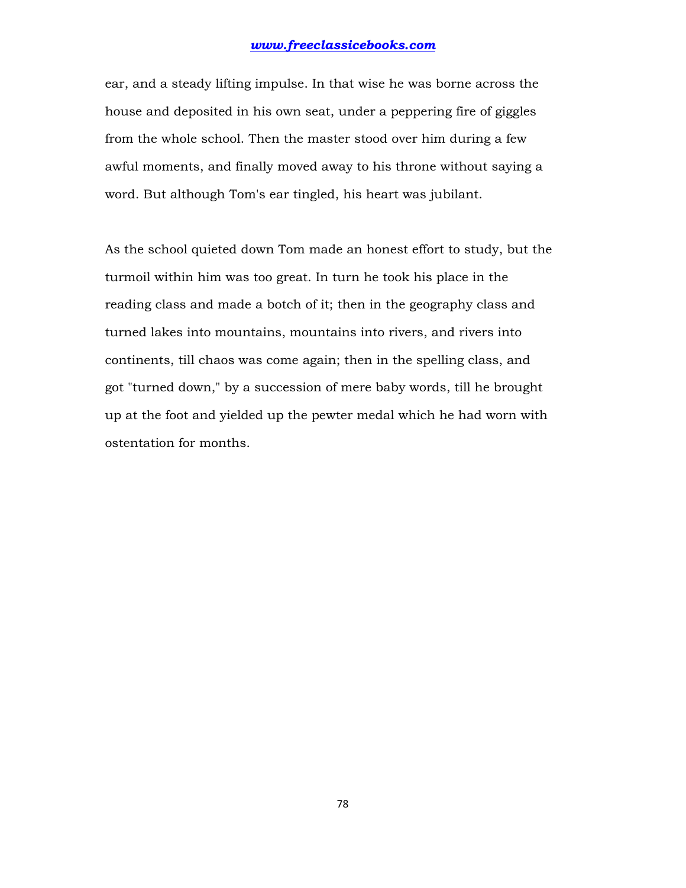ear, and a steady lifting impulse. In that wise he was borne across the house and deposited in his own seat, under a peppering fire of giggles from the whole school. Then the master stood over him during a few awful moments, and finally moved away to his throne without saying a word. But although Tom's ear tingled, his heart was jubilant.

As the school quieted down Tom made an honest effort to study, but the turmoil within him was too great. In turn he took his place in the reading class and made a botch of it; then in the geography class and turned lakes into mountains, mountains into rivers, and rivers into continents, till chaos was come again; then in the spelling class, and got "turned down," by a succession of mere baby words, till he brought up at the foot and yielded up the pewter medal which he had worn with ostentation for months.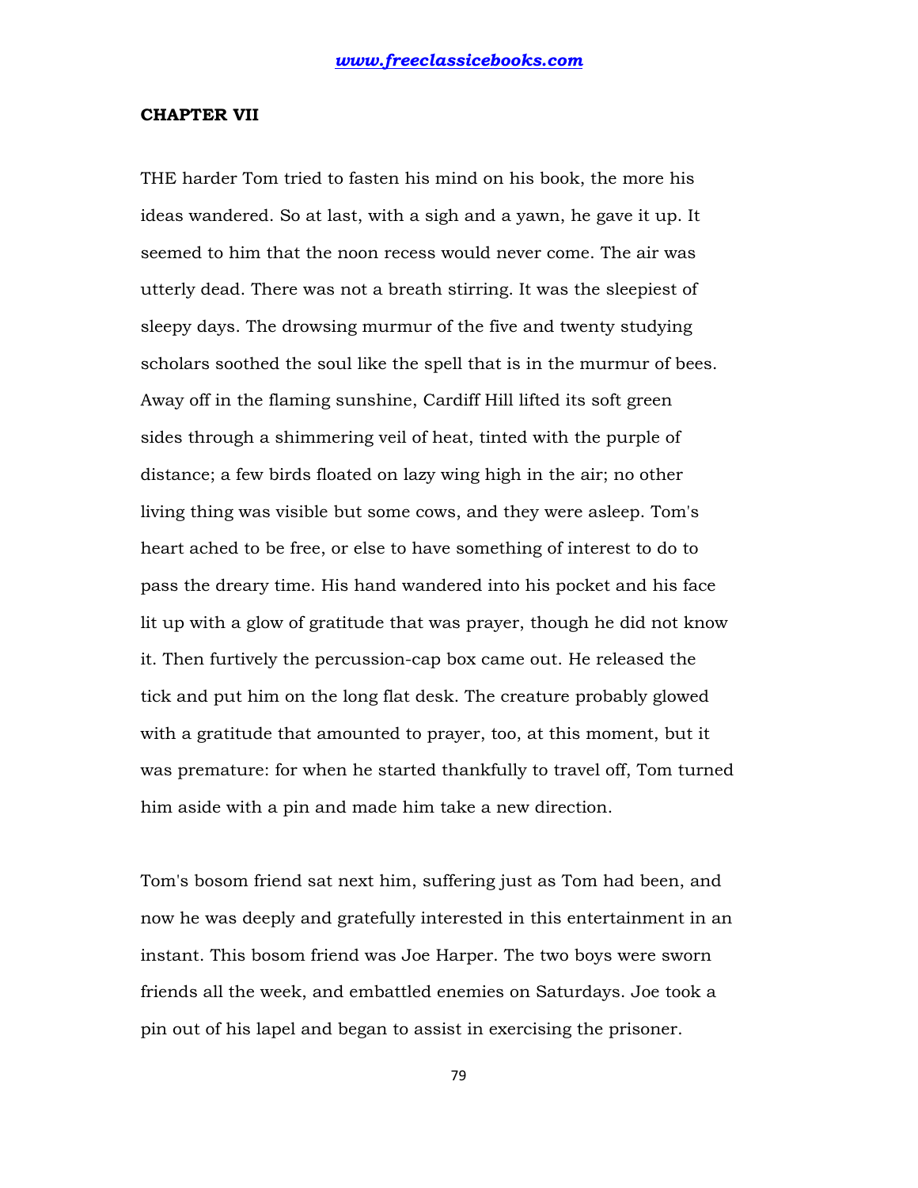## CHAPTER VII

THE harder Tom tried to fasten his mind on his book, the more his ideas wandered. So at last, with a sigh and a yawn, he gave it up. It seemed to him that the noon recess would never come. The air was utterly dead. There was not a breath stirring. It was the sleepiest of sleepy days. The drowsing murmur of the five and twenty studying scholars soothed the soul like the spell that is in the murmur of bees. Away off in the flaming sunshine, Cardiff Hill lifted its soft green sides through a shimmering veil of heat, tinted with the purple of distance; a few birds floated on lazy wing high in the air; no other living thing was visible but some cows, and they were asleep. Tom's heart ached to be free, or else to have something of interest to do to pass the dreary time. His hand wandered into his pocket and his face lit up with a glow of gratitude that was prayer, though he did not know it. Then furtively the percussion-cap box came out. He released the tick and put him on the long flat desk. The creature probably glowed with a gratitude that amounted to prayer, too, at this moment, but it was premature: for when he started thankfully to travel off, Tom turned him aside with a pin and made him take a new direction.

Tom's bosom friend sat next him, suffering just as Tom had been, and now he was deeply and gratefully interested in this entertainment in an instant. This bosom friend was Joe Harper. The two boys were sworn friends all the week, and embattled enemies on Saturdays. Joe took a pin out of his lapel and began to assist in exercising the prisoner.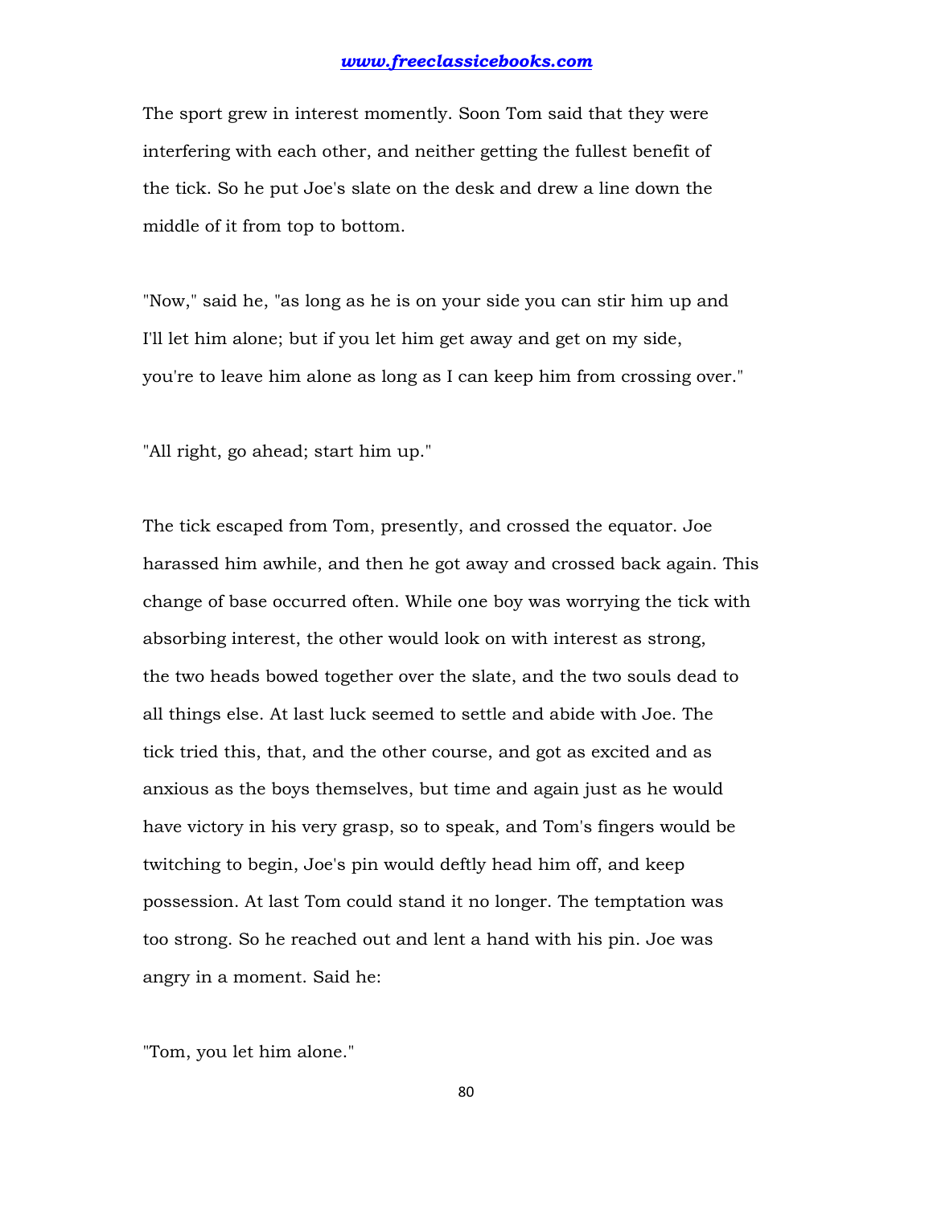The sport grew in interest momently. Soon Tom said that they were interfering with each other, and neither getting the fullest benefit of the tick. So he put Joe's slate on the desk and drew a line down the middle of it from top to bottom.

"Now," said he, "as long as he is on your side you can stir him up and I'll let him alone; but if you let him get away and get on my side, you're to leave him alone as long as I can keep him from crossing over."

"All right, go ahead; start him up."

The tick escaped from Tom, presently, and crossed the equator. Joe harassed him awhile, and then he got away and crossed back again. This change of base occurred often. While one boy was worrying the tick with absorbing interest, the other would look on with interest as strong, the two heads bowed together over the slate, and the two souls dead to all things else. At last luck seemed to settle and abide with Joe. The tick tried this, that, and the other course, and got as excited and as anxious as the boys themselves, but time and again just as he would have victory in his very grasp, so to speak, and Tom's fingers would be twitching to begin, Joe's pin would deftly head him off, and keep possession. At last Tom could stand it no longer. The temptation was too strong. So he reached out and lent a hand with his pin. Joe was angry in a moment. Said he:

"Tom, you let him alone."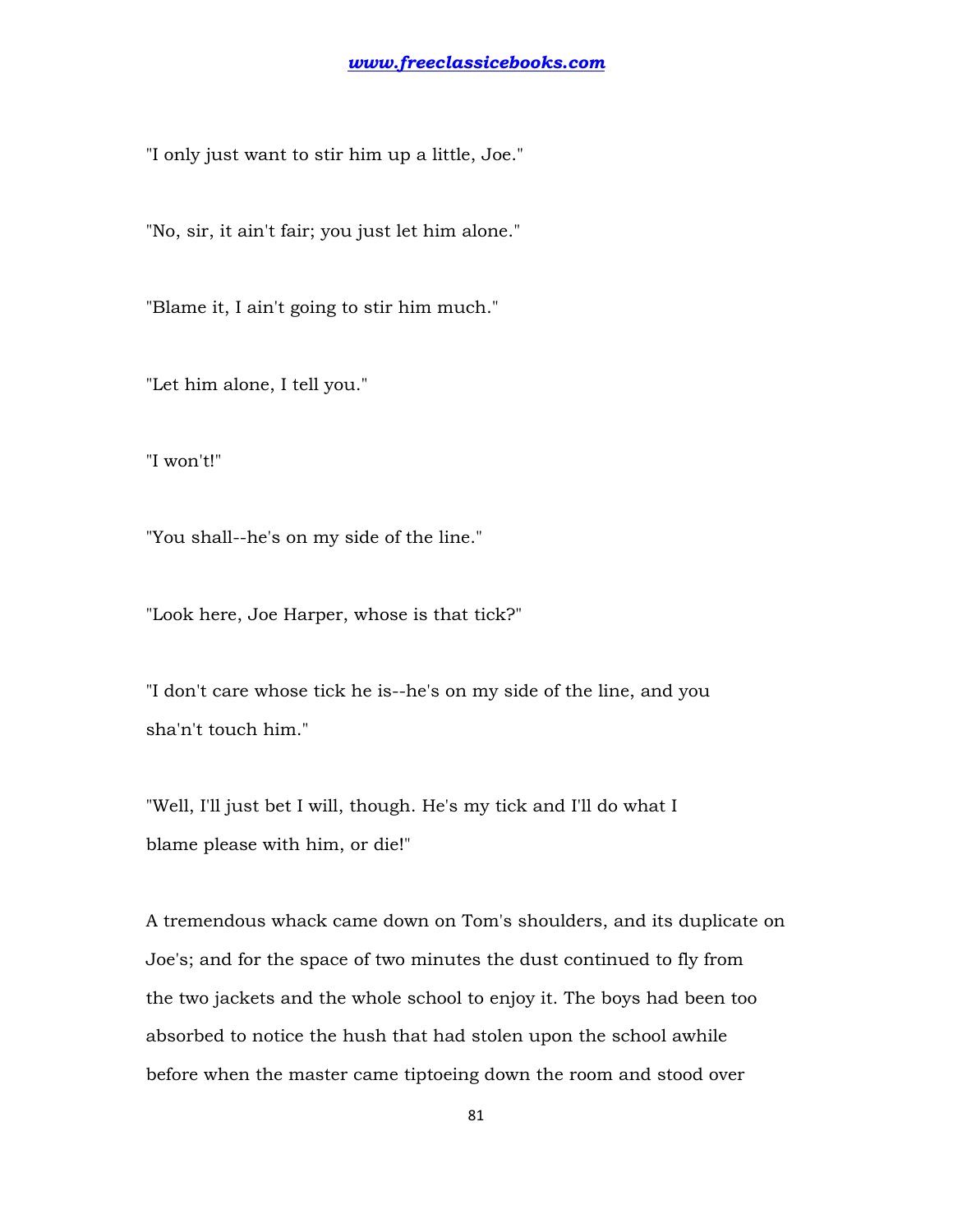"I only just want to stir him up a little, Joe."

"No, sir, it ain't fair; you just let him alone."

"Blame it, I ain't going to stir him much."

"Let him alone, I tell you."

"I won't!"

"You shall--he's on my side of the line."

"Look here, Joe Harper, whose is that tick?"

"I don't care whose tick he is--he's on my side of the line, and you sha'n't touch him."

"Well, I'll just bet I will, though. He's my tick and I'll do what I blame please with him, or die!"

A tremendous whack came down on Tom's shoulders, and its duplicate on Joe's; and for the space of two minutes the dust continued to fly from the two jackets and the whole school to enjoy it. The boys had been too absorbed to notice the hush that had stolen upon the school awhile before when the master came tiptoeing down the room and stood over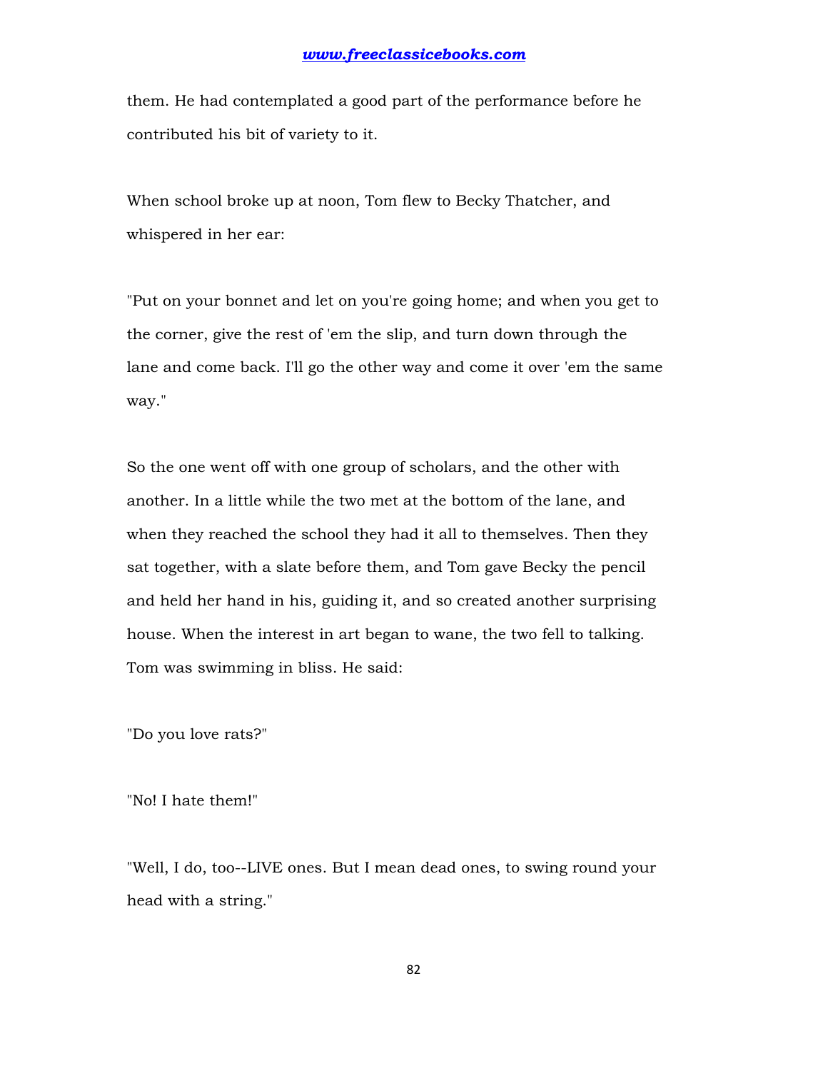them. He had contemplated a good part of the performance before he contributed his bit of variety to it.

When school broke up at noon, Tom flew to Becky Thatcher, and whispered in her ear:

"Put on your bonnet and let on you're going home; and when you get to the corner, give the rest of 'em the slip, and turn down through the lane and come back. I'll go the other way and come it over 'em the same way."

So the one went off with one group of scholars, and the other with another. In a little while the two met at the bottom of the lane, and when they reached the school they had it all to themselves. Then they sat together, with a slate before them, and Tom gave Becky the pencil and held her hand in his, guiding it, and so created another surprising house. When the interest in art began to wane, the two fell to talking. Tom was swimming in bliss. He said:

"Do you love rats?"

"No! I hate them!"

"Well, I do, too--LIVE ones. But I mean dead ones, to swing round your head with a string."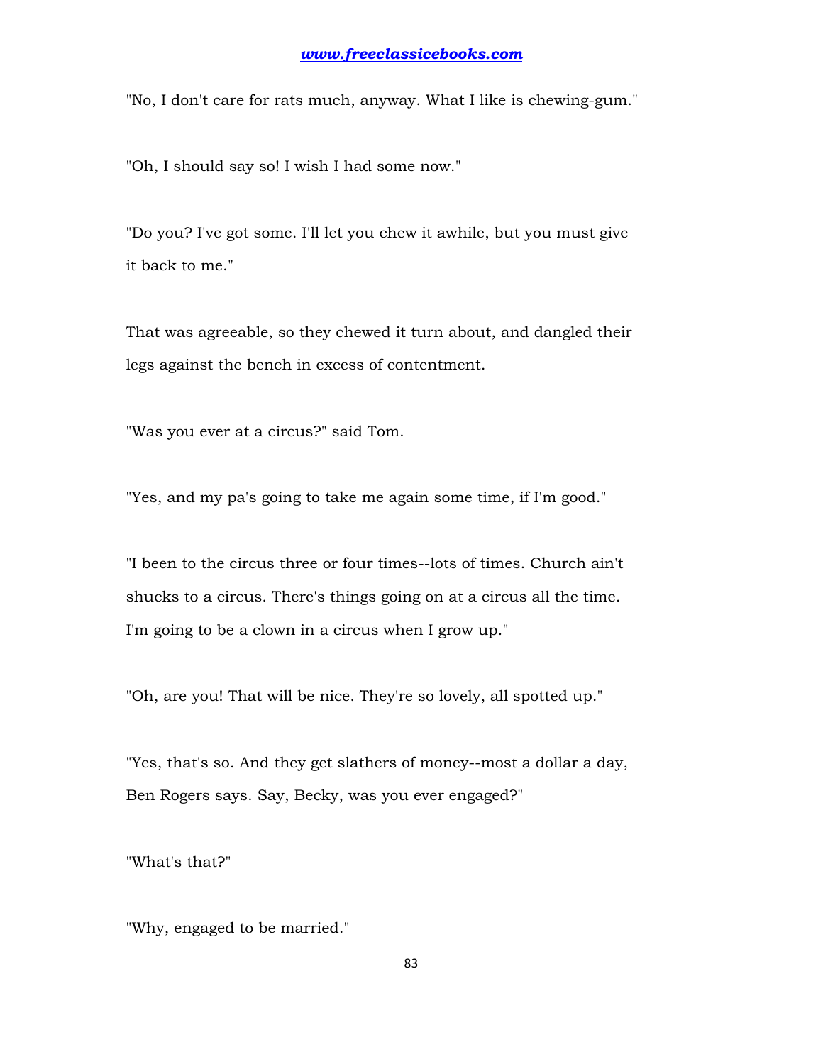"No, I don't care for rats much, anyway. What I like is chewing-gum."

"Oh, I should say so! I wish I had some now."

"Do you? I've got some. I'll let you chew it awhile, but you must give it back to me."

That was agreeable, so they chewed it turn about, and dangled their legs against the bench in excess of contentment.

"Was you ever at a circus?" said Tom.

"Yes, and my pa's going to take me again some time, if I'm good."

"I been to the circus three or four times--lots of times. Church ain't shucks to a circus. There's things going on at a circus all the time. I'm going to be a clown in a circus when I grow up."

"Oh, are you! That will be nice. They're so lovely, all spotted up."

"Yes, that's so. And they get slathers of money--most a dollar a day, Ben Rogers says. Say, Becky, was you ever engaged?"

"What's that?"

"Why, engaged to be married."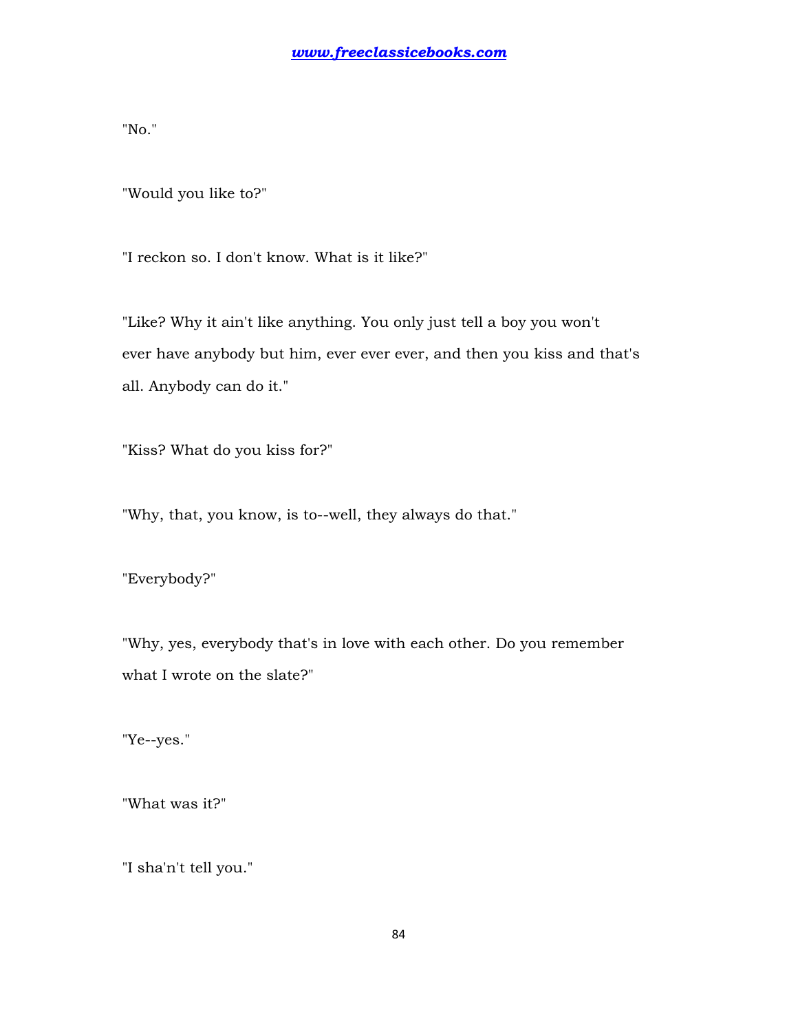"No."

"Would you like to?"

"I reckon so. I don't know. What is it like?"

"Like? Why it ain't like anything. You only just tell a boy you won't ever have anybody but him, ever ever ever, and then you kiss and that's all. Anybody can do it."

"Kiss? What do you kiss for?"

"Why, that, you know, is to--well, they always do that."

"Everybody?"

"Why, yes, everybody that's in love with each other. Do you remember what I wrote on the slate?"

"Ye--yes."

"What was it?"

"I sha'n't tell you."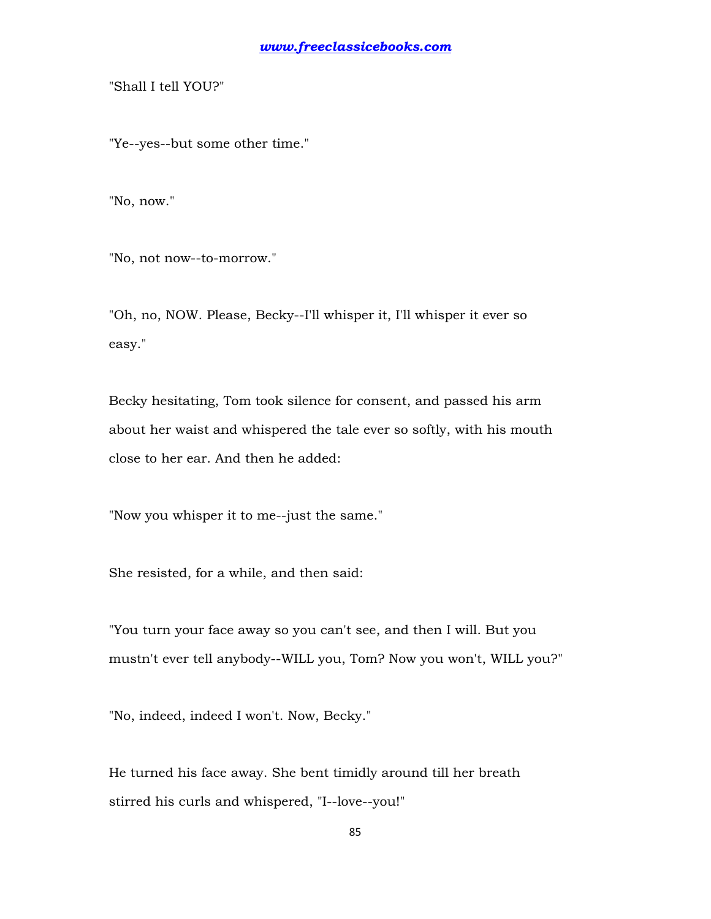"Shall I tell YOU?"

"Ye--yes--but some other time."

"No, now."

"No, not now--to-morrow."

"Oh, no, NOW. Please, Becky--I'll whisper it, I'll whisper it ever so easy."

Becky hesitating, Tom took silence for consent, and passed his arm about her waist and whispered the tale ever so softly, with his mouth close to her ear. And then he added:

"Now you whisper it to me--just the same."

She resisted, for a while, and then said:

"You turn your face away so you can't see, and then I will. But you mustn't ever tell anybody--WILL you, Tom? Now you won't, WILL you?"

"No, indeed, indeed I won't. Now, Becky."

He turned his face away. She bent timidly around till her breath stirred his curls and whispered, "I--love--you!"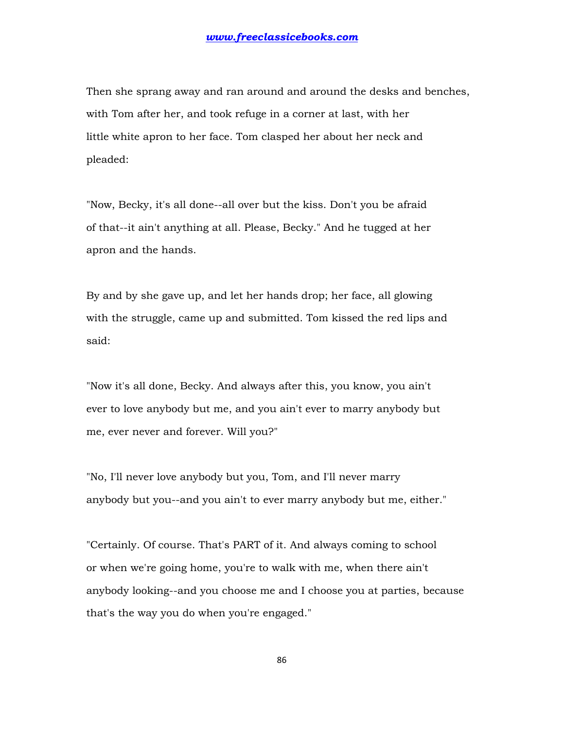Then she sprang away and ran around and around the desks and benches, with Tom after her, and took refuge in a corner at last, with her little white apron to her face. Tom clasped her about her neck and pleaded:

"Now, Becky, it's all done--all over but the kiss. Don't you be afraid of that--it ain't anything at all. Please, Becky." And he tugged at her apron and the hands.

By and by she gave up, and let her hands drop; her face, all glowing with the struggle, came up and submitted. Tom kissed the red lips and said:

"Now it's all done, Becky. And always after this, you know, you ain't ever to love anybody but me, and you ain't ever to marry anybody but me, ever never and forever. Will you?"

"No, I'll never love anybody but you, Tom, and I'll never marry anybody but you--and you ain't to ever marry anybody but me, either."

"Certainly. Of course. That's PART of it. And always coming to school or when we're going home, you're to walk with me, when there ain't anybody looking--and you choose me and I choose you at parties, because that's the way you do when you're engaged."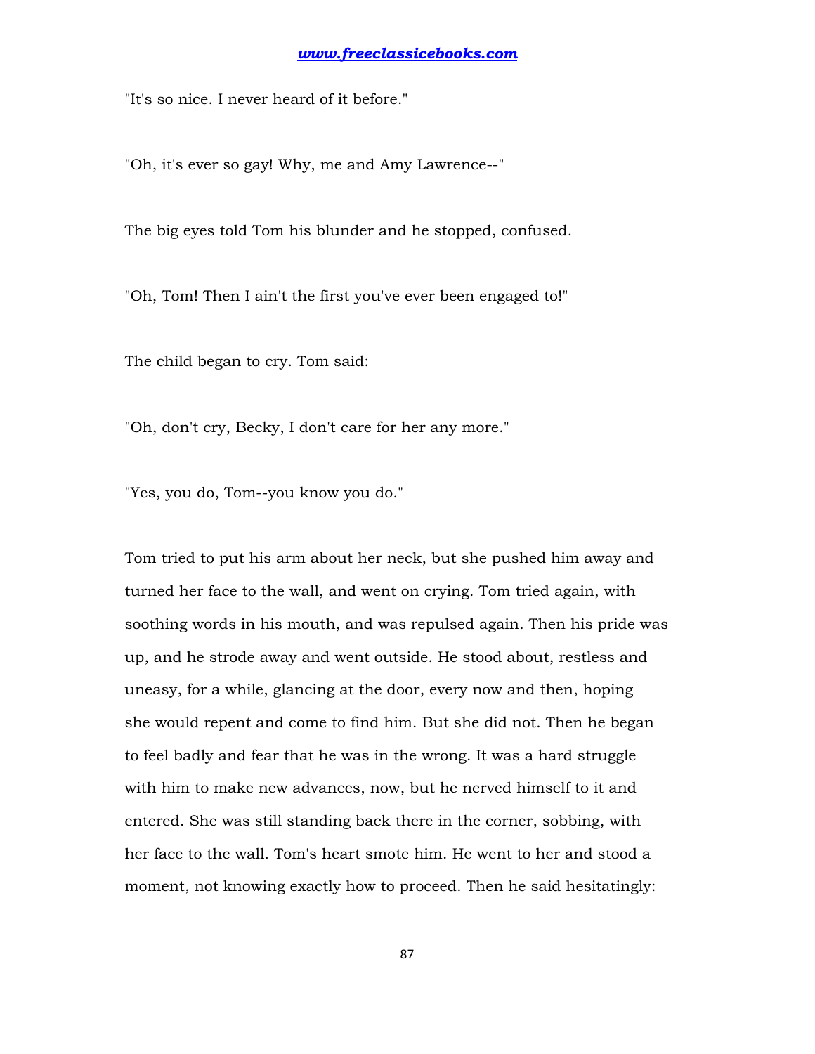"It's so nice. I never heard of it before."

"Oh, it's ever so gay! Why, me and Amy Lawrence--"

The big eyes told Tom his blunder and he stopped, confused.

"Oh, Tom! Then I ain't the first you've ever been engaged to!"

The child began to cry. Tom said:

"Oh, don't cry, Becky, I don't care for her any more."

"Yes, you do, Tom--you know you do."

Tom tried to put his arm about her neck, but she pushed him away and turned her face to the wall, and went on crying. Tom tried again, with soothing words in his mouth, and was repulsed again. Then his pride was up, and he strode away and went outside. He stood about, restless and uneasy, for a while, glancing at the door, every now and then, hoping she would repent and come to find him. But she did not. Then he began to feel badly and fear that he was in the wrong. It was a hard struggle with him to make new advances, now, but he nerved himself to it and entered. She was still standing back there in the corner, sobbing, with her face to the wall. Tom's heart smote him. He went to her and stood a moment, not knowing exactly how to proceed. Then he said hesitatingly: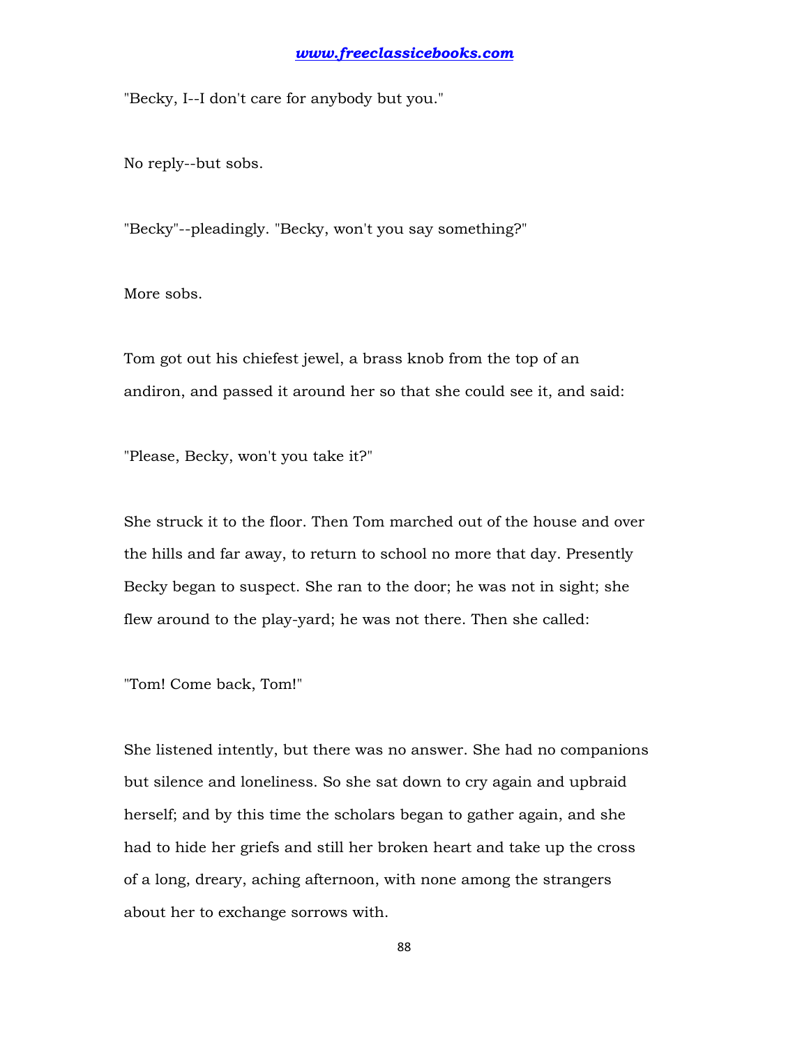"Becky, I--I don't care for anybody but you."

No reply--but sobs.

"Becky"--pleadingly. "Becky, won't you say something?"

More sobs.

Tom got out his chiefest jewel, a brass knob from the top of an andiron, and passed it around her so that she could see it, and said:

"Please, Becky, won't you take it?"

She struck it to the floor. Then Tom marched out of the house and over the hills and far away, to return to school no more that day. Presently Becky began to suspect. She ran to the door; he was not in sight; she flew around to the play-yard; he was not there. Then she called:

"Tom! Come back, Tom!"

She listened intently, but there was no answer. She had no companions but silence and loneliness. So she sat down to cry again and upbraid herself; and by this time the scholars began to gather again, and she had to hide her griefs and still her broken heart and take up the cross of a long, dreary, aching afternoon, with none among the strangers about her to exchange sorrows with.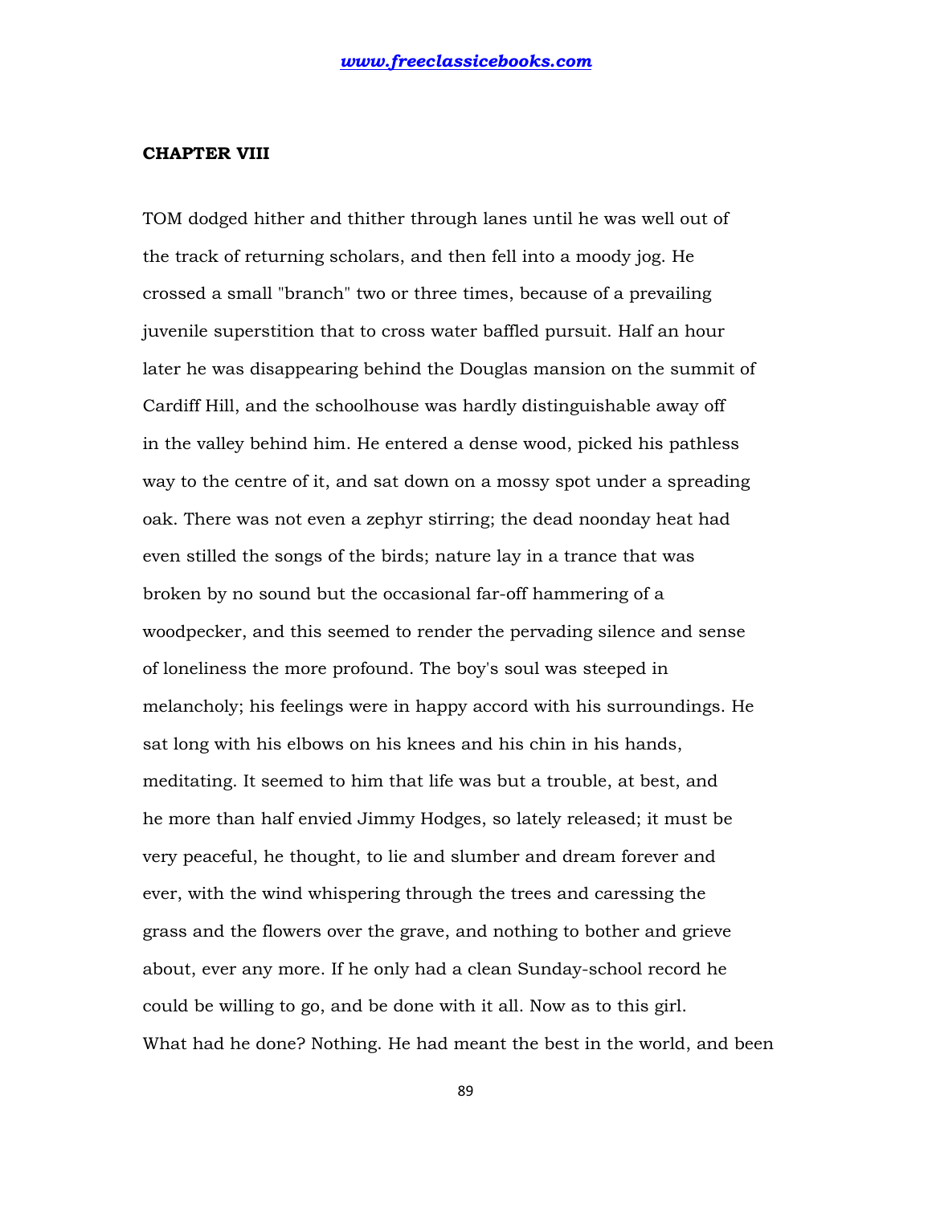### CHAPTER VIII

TOM dodged hither and thither through lanes until he was well out of the track of returning scholars, and then fell into a moody jog. He crossed a small "branch" two or three times, because of a prevailing juvenile superstition that to cross water baffled pursuit. Half an hour later he was disappearing behind the Douglas mansion on the summit of Cardiff Hill, and the schoolhouse was hardly distinguishable away off in the valley behind him. He entered a dense wood, picked his pathless way to the centre of it, and sat down on a mossy spot under a spreading oak. There was not even a zephyr stirring; the dead noonday heat had even stilled the songs of the birds; nature lay in a trance that was broken by no sound but the occasional far-off hammering of a woodpecker, and this seemed to render the pervading silence and sense of loneliness the more profound. The boy's soul was steeped in melancholy; his feelings were in happy accord with his surroundings. He sat long with his elbows on his knees and his chin in his hands, meditating. It seemed to him that life was but a trouble, at best, and he more than half envied Jimmy Hodges, so lately released; it must be very peaceful, he thought, to lie and slumber and dream forever and ever, with the wind whispering through the trees and caressing the grass and the flowers over the grave, and nothing to bother and grieve about, ever any more. If he only had a clean Sunday-school record he could be willing to go, and be done with it all. Now as to this girl. What had he done? Nothing. He had meant the best in the world, and been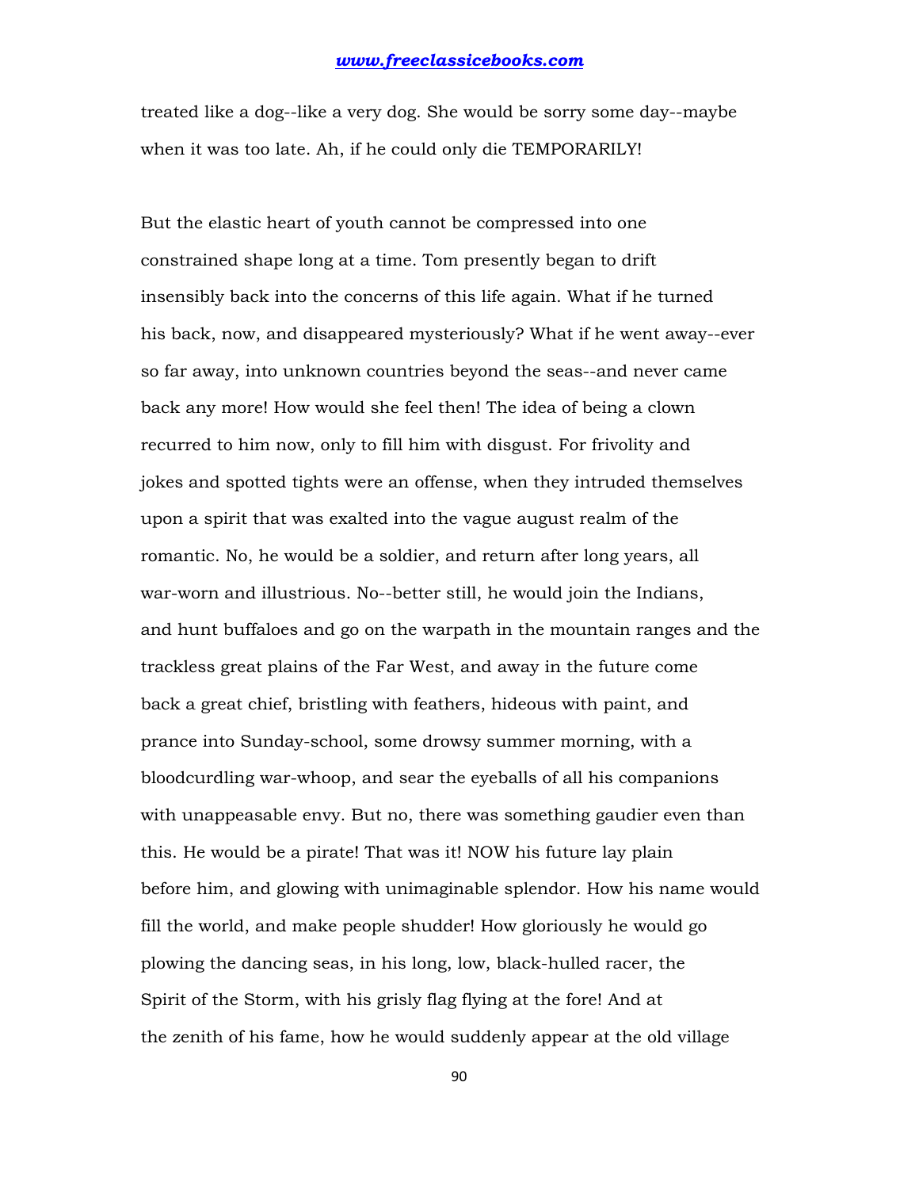treated like a dog--like a very dog. She would be sorry some day--maybe when it was too late. Ah, if he could only die TEMPORARILY!

But the elastic heart of youth cannot be compressed into one constrained shape long at a time. Tom presently began to drift insensibly back into the concerns of this life again. What if he turned his back, now, and disappeared mysteriously? What if he went away--ever so far away, into unknown countries beyond the seas--and never came back any more! How would she feel then! The idea of being a clown recurred to him now, only to fill him with disgust. For frivolity and jokes and spotted tights were an offense, when they intruded themselves upon a spirit that was exalted into the vague august realm of the romantic. No, he would be a soldier, and return after long years, all war-worn and illustrious. No--better still, he would join the Indians, and hunt buffaloes and go on the warpath in the mountain ranges and the trackless great plains of the Far West, and away in the future come back a great chief, bristling with feathers, hideous with paint, and prance into Sunday-school, some drowsy summer morning, with a bloodcurdling war-whoop, and sear the eyeballs of all his companions with unappeasable envy. But no, there was something gaudier even than this. He would be a pirate! That was it! NOW his future lay plain before him, and glowing with unimaginable splendor. How his name would fill the world, and make people shudder! How gloriously he would go plowing the dancing seas, in his long, low, black-hulled racer, the Spirit of the Storm, with his grisly flag flying at the fore! And at the zenith of his fame, how he would suddenly appear at the old village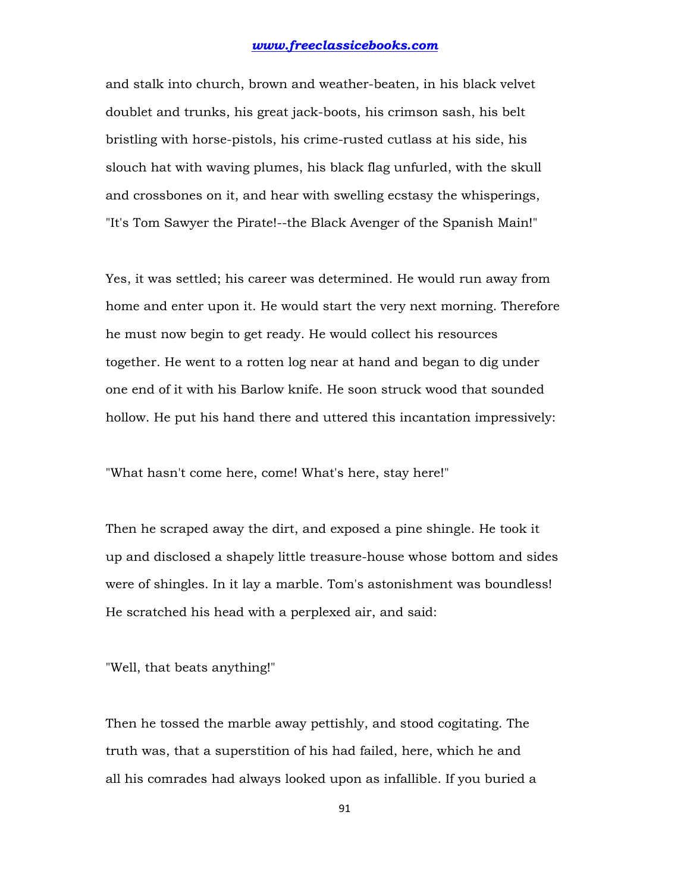and stalk into church, brown and weather-beaten, in his black velvet doublet and trunks, his great jack-boots, his crimson sash, his belt bristling with horse-pistols, his crime-rusted cutlass at his side, his slouch hat with waving plumes, his black flag unfurled, with the skull and crossbones on it, and hear with swelling ecstasy the whisperings, "It's Tom Sawyer the Pirate!--the Black Avenger of the Spanish Main!"

Yes, it was settled; his career was determined. He would run away from home and enter upon it. He would start the very next morning. Therefore he must now begin to get ready. He would collect his resources together. He went to a rotten log near at hand and began to dig under one end of it with his Barlow knife. He soon struck wood that sounded hollow. He put his hand there and uttered this incantation impressively:

"What hasn't come here, come! What's here, stay here!"

Then he scraped away the dirt, and exposed a pine shingle. He took it up and disclosed a shapely little treasure-house whose bottom and sides were of shingles. In it lay a marble. Tom's astonishment was boundless! He scratched his head with a perplexed air, and said:

"Well, that beats anything!"

Then he tossed the marble away pettishly, and stood cogitating. The truth was, that a superstition of his had failed, here, which he and all his comrades had always looked upon as infallible. If you buried a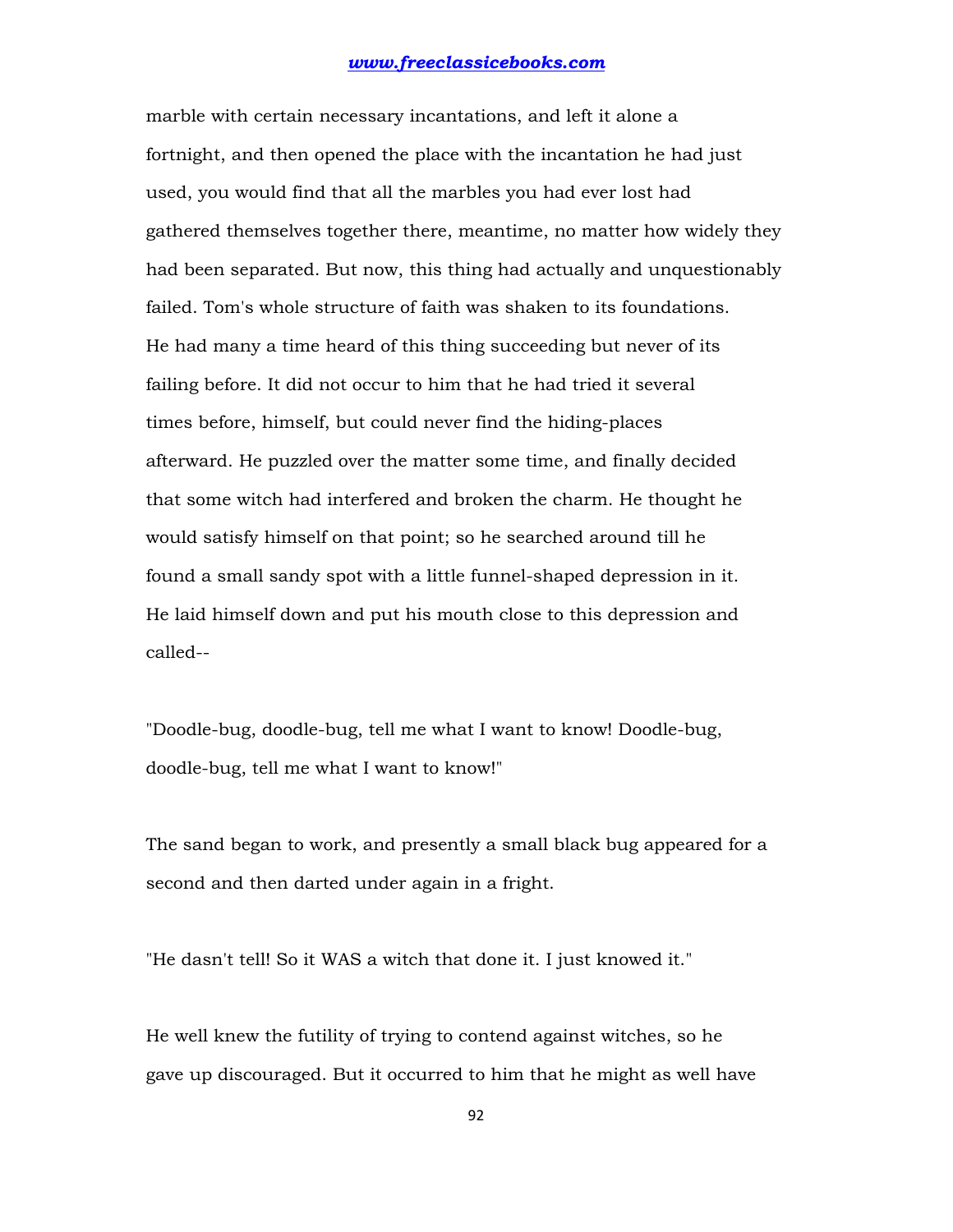marble with certain necessary incantations, and left it alone a fortnight, and then opened the place with the incantation he had just used, you would find that all the marbles you had ever lost had gathered themselves together there, meantime, no matter how widely they had been separated. But now, this thing had actually and unquestionably failed. Tom's whole structure of faith was shaken to its foundations. He had many a time heard of this thing succeeding but never of its failing before. It did not occur to him that he had tried it several times before, himself, but could never find the hiding-places afterward. He puzzled over the matter some time, and finally decided that some witch had interfered and broken the charm. He thought he would satisfy himself on that point; so he searched around till he found a small sandy spot with a little funnel-shaped depression in it. He laid himself down and put his mouth close to this depression and called--

"Doodle-bug, doodle-bug, tell me what I want to know! Doodle-bug, doodle-bug, tell me what I want to know!"

The sand began to work, and presently a small black bug appeared for a second and then darted under again in a fright.

"He dasn't tell! So it WAS a witch that done it. I just knowed it."

He well knew the futility of trying to contend against witches, so he gave up discouraged. But it occurred to him that he might as well have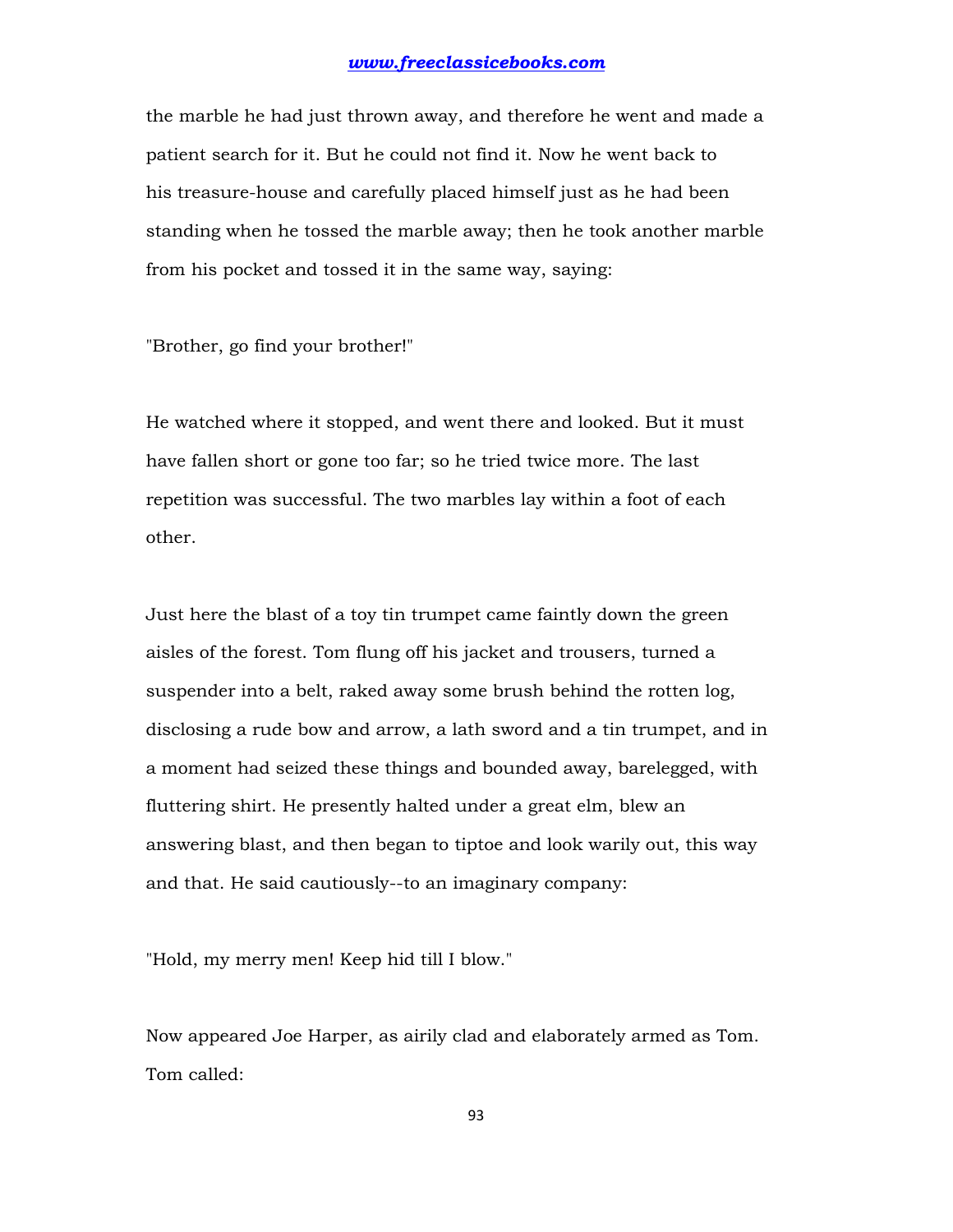the marble he had just thrown away, and therefore he went and made a patient search for it. But he could not find it. Now he went back to his treasure-house and carefully placed himself just as he had been standing when he tossed the marble away; then he took another marble from his pocket and tossed it in the same way, saying:

"Brother, go find your brother!"

He watched where it stopped, and went there and looked. But it must have fallen short or gone too far; so he tried twice more. The last repetition was successful. The two marbles lay within a foot of each other.

Just here the blast of a toy tin trumpet came faintly down the green aisles of the forest. Tom flung off his jacket and trousers, turned a suspender into a belt, raked away some brush behind the rotten log, disclosing a rude bow and arrow, a lath sword and a tin trumpet, and in a moment had seized these things and bounded away, barelegged, with fluttering shirt. He presently halted under a great elm, blew an answering blast, and then began to tiptoe and look warily out, this way and that. He said cautiously--to an imaginary company:

"Hold, my merry men! Keep hid till I blow."

Now appeared Joe Harper, as airily clad and elaborately armed as Tom. Tom called: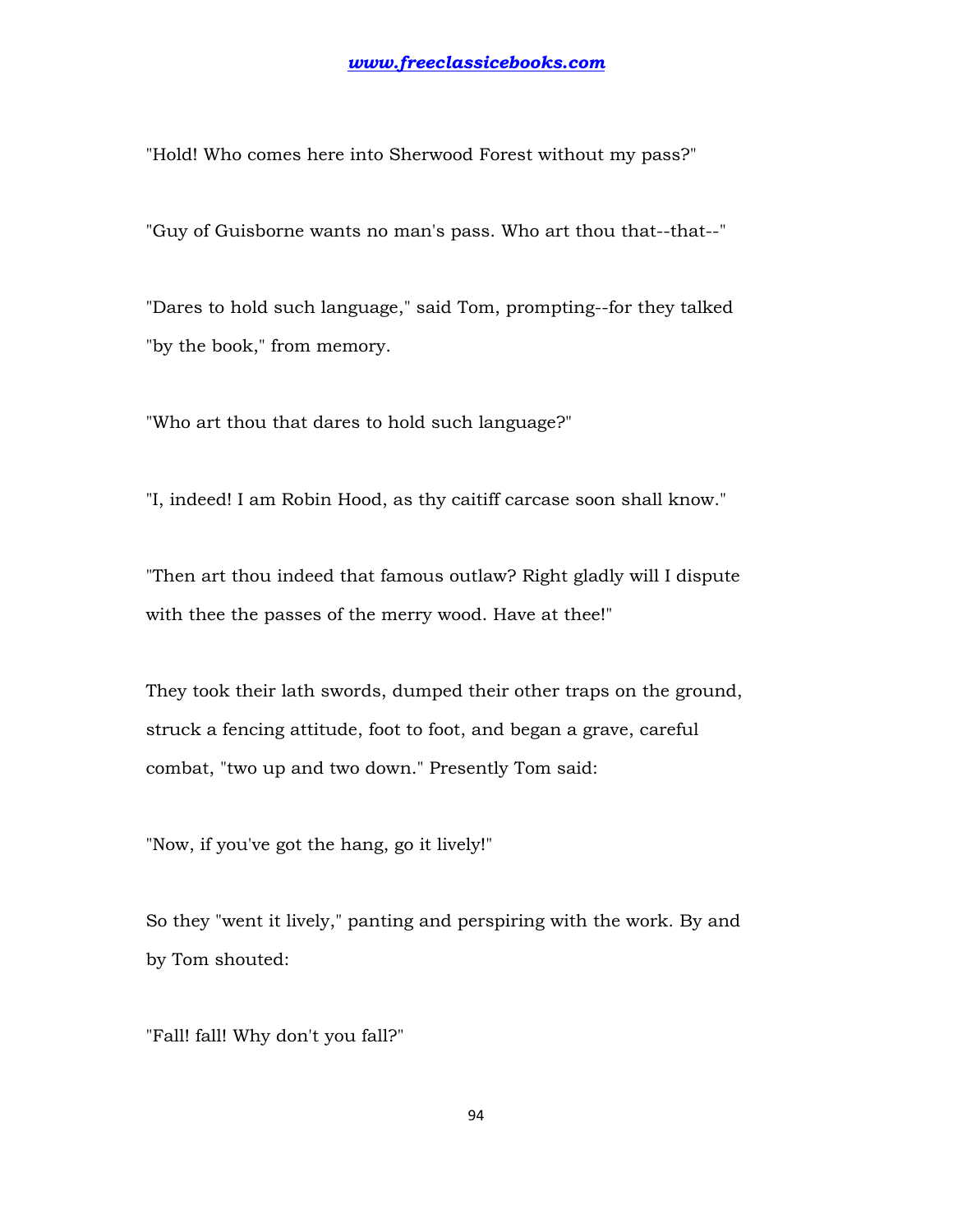"Hold! Who comes here into Sherwood Forest without my pass?"

"Guy of Guisborne wants no man's pass. Who art thou that--that--"

"Dares to hold such language," said Tom, prompting--for they talked "by the book," from memory.

"Who art thou that dares to hold such language?"

"I, indeed! I am Robin Hood, as thy caitiff carcase soon shall know."

"Then art thou indeed that famous outlaw? Right gladly will I dispute with thee the passes of the merry wood. Have at thee!"

They took their lath swords, dumped their other traps on the ground, struck a fencing attitude, foot to foot, and began a grave, careful combat, "two up and two down." Presently Tom said:

"Now, if you've got the hang, go it lively!"

So they "went it lively," panting and perspiring with the work. By and by Tom shouted:

"Fall! fall! Why don't you fall?"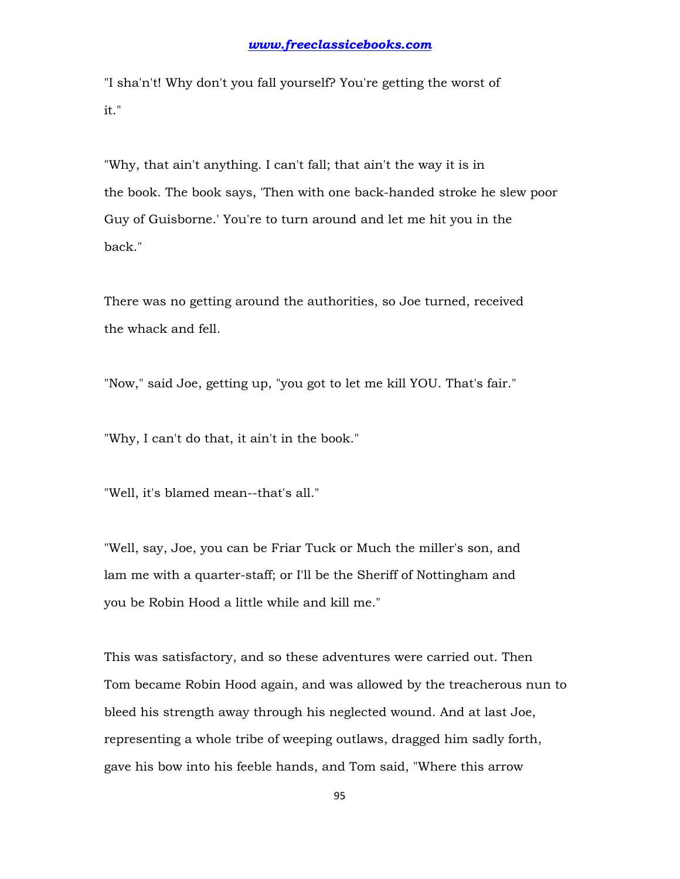"I sha'n't! Why don't you fall yourself? You're getting the worst of it."

"Why, that ain't anything. I can't fall; that ain't the way it is in the book. The book says, 'Then with one back-handed stroke he slew poor Guy of Guisborne.' You're to turn around and let me hit you in the back."

There was no getting around the authorities, so Joe turned, received the whack and fell.

"Now," said Joe, getting up, "you got to let me kill YOU. That's fair."

"Why, I can't do that, it ain't in the book."

"Well, it's blamed mean--that's all."

"Well, say, Joe, you can be Friar Tuck or Much the miller's son, and lam me with a quarter-staff; or I'll be the Sheriff of Nottingham and you be Robin Hood a little while and kill me."

This was satisfactory, and so these adventures were carried out. Then Tom became Robin Hood again, and was allowed by the treacherous nun to bleed his strength away through his neglected wound. And at last Joe, representing a whole tribe of weeping outlaws, dragged him sadly forth, gave his bow into his feeble hands, and Tom said, "Where this arrow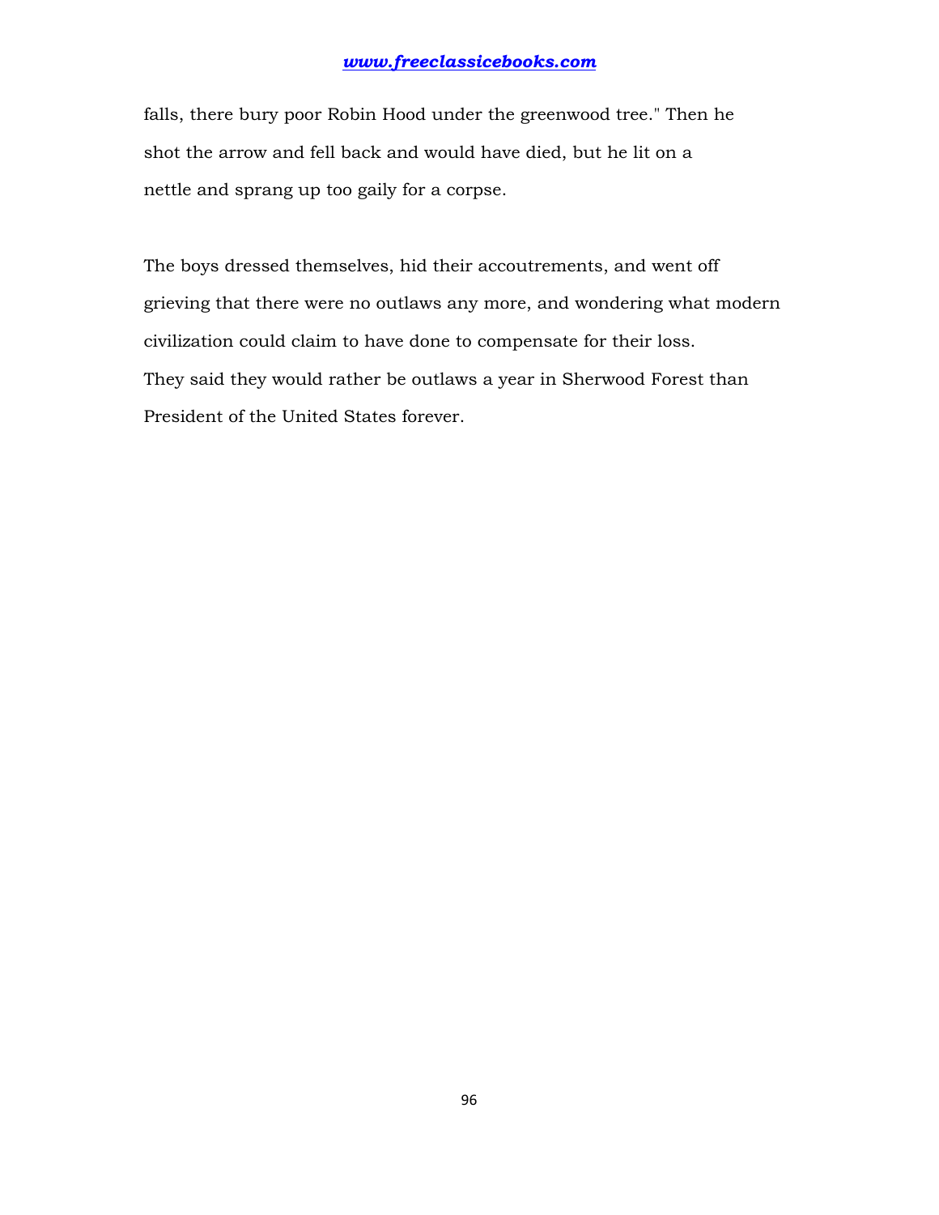falls, there bury poor Robin Hood under the greenwood tree." Then he shot the arrow and fell back and would have died, but he lit on a nettle and sprang up too gaily for a corpse.

The boys dressed themselves, hid their accoutrements, and went off grieving that there were no outlaws any more, and wondering what modern civilization could claim to have done to compensate for their loss. They said they would rather be outlaws a year in Sherwood Forest than President of the United States forever.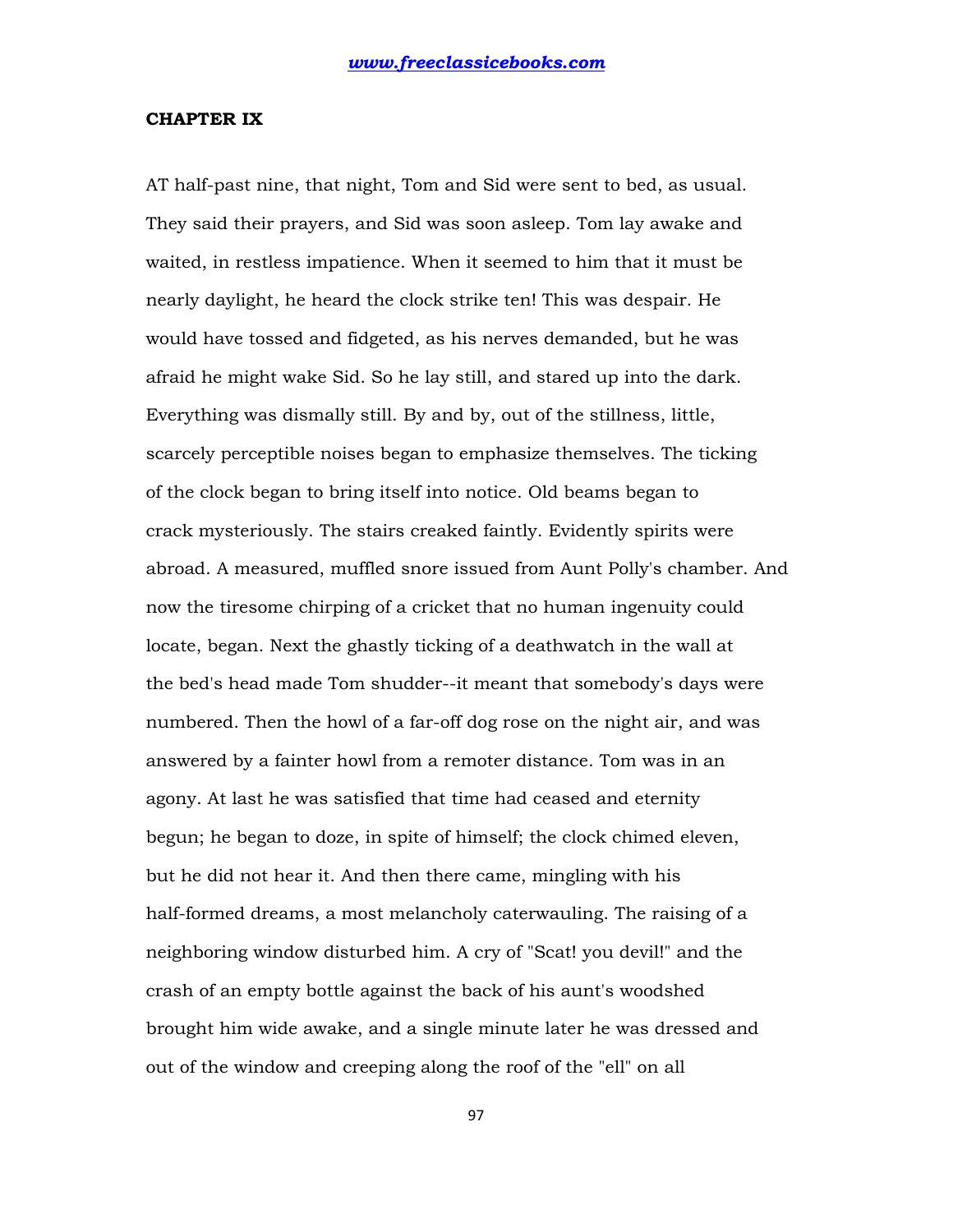## CHAPTER IX

AT half-past nine, that night, Tom and Sid were sent to bed, as usual. They said their prayers, and Sid was soon asleep. Tom lay awake and waited, in restless impatience. When it seemed to him that it must be nearly daylight, he heard the clock strike ten! This was despair. He would have tossed and fidgeted, as his nerves demanded, but he was afraid he might wake Sid. So he lay still, and stared up into the dark. Everything was dismally still. By and by, out of the stillness, little, scarcely perceptible noises began to emphasize themselves. The ticking of the clock began to bring itself into notice. Old beams began to crack mysteriously. The stairs creaked faintly. Evidently spirits were abroad. A measured, muffled snore issued from Aunt Polly's chamber. And now the tiresome chirping of a cricket that no human ingenuity could locate, began. Next the ghastly ticking of a deathwatch in the wall at the bed's head made Tom shudder--it meant that somebody's days were numbered. Then the howl of a far-off dog rose on the night air, and was answered by a fainter howl from a remoter distance. Tom was in an agony. At last he was satisfied that time had ceased and eternity begun; he began to doze, in spite of himself; the clock chimed eleven, but he did not hear it. And then there came, mingling with his half-formed dreams, a most melancholy caterwauling. The raising of a neighboring window disturbed him. A cry of "Scat! you devil!" and the crash of an empty bottle against the back of his aunt's woodshed brought him wide awake, and a single minute later he was dressed and out of the window and creeping along the roof of the "ell" on all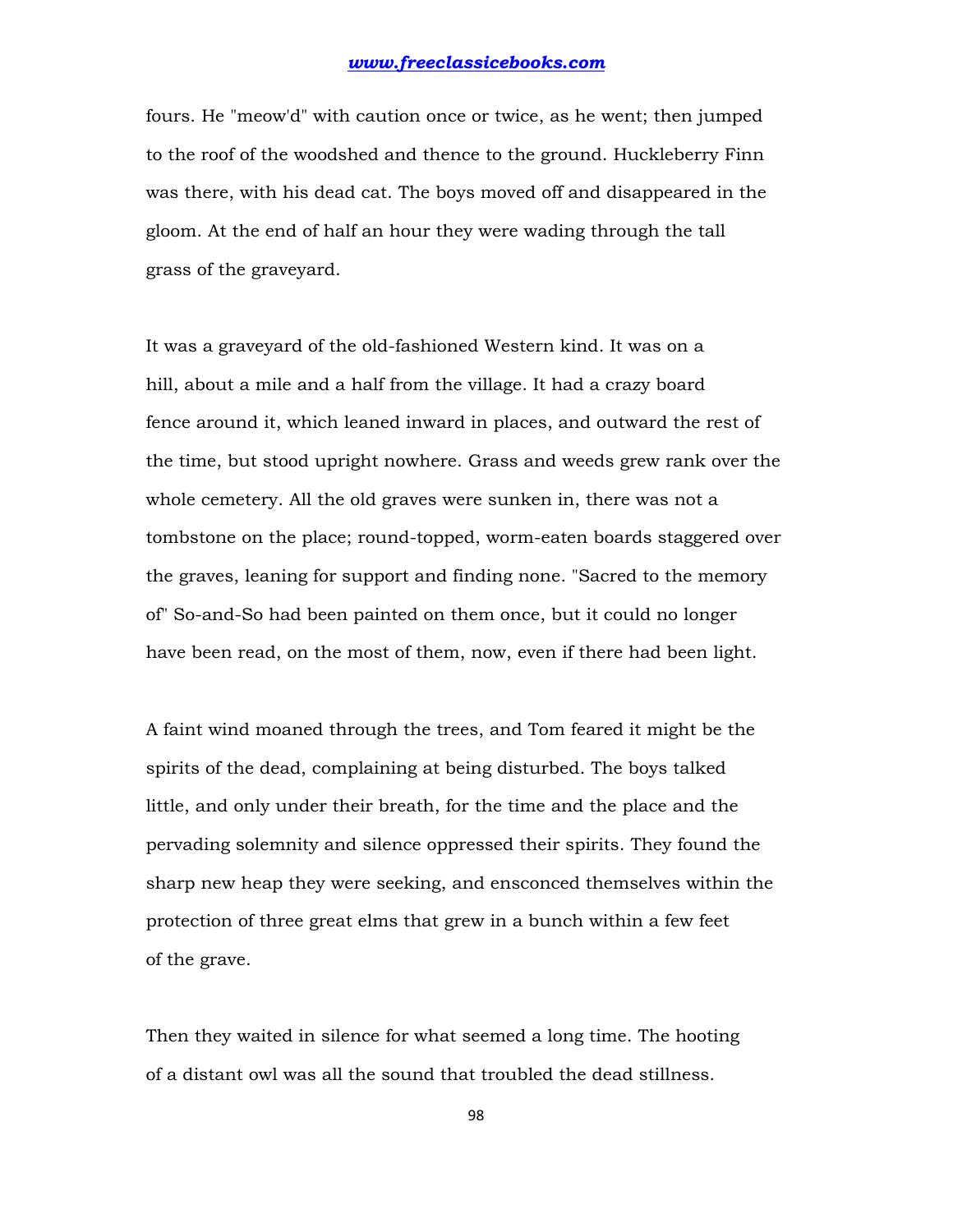fours. He "meow'd" with caution once or twice, as he went; then jumped to the roof of the woodshed and thence to the ground. Huckleberry Finn was there, with his dead cat. The boys moved off and disappeared in the gloom. At the end of half an hour they were wading through the tall grass of the graveyard.

It was a graveyard of the old-fashioned Western kind. It was on a hill, about a mile and a half from the village. It had a crazy board fence around it, which leaned inward in places, and outward the rest of the time, but stood upright nowhere. Grass and weeds grew rank over the whole cemetery. All the old graves were sunken in, there was not a tombstone on the place; round-topped, worm-eaten boards staggered over the graves, leaning for support and finding none. "Sacred to the memory of" So-and-So had been painted on them once, but it could no longer have been read, on the most of them, now, even if there had been light.

A faint wind moaned through the trees, and Tom feared it might be the spirits of the dead, complaining at being disturbed. The boys talked little, and only under their breath, for the time and the place and the pervading solemnity and silence oppressed their spirits. They found the sharp new heap they were seeking, and ensconced themselves within the protection of three great elms that grew in a bunch within a few feet of the grave.

Then they waited in silence for what seemed a long time. The hooting of a distant owl was all the sound that troubled the dead stillness.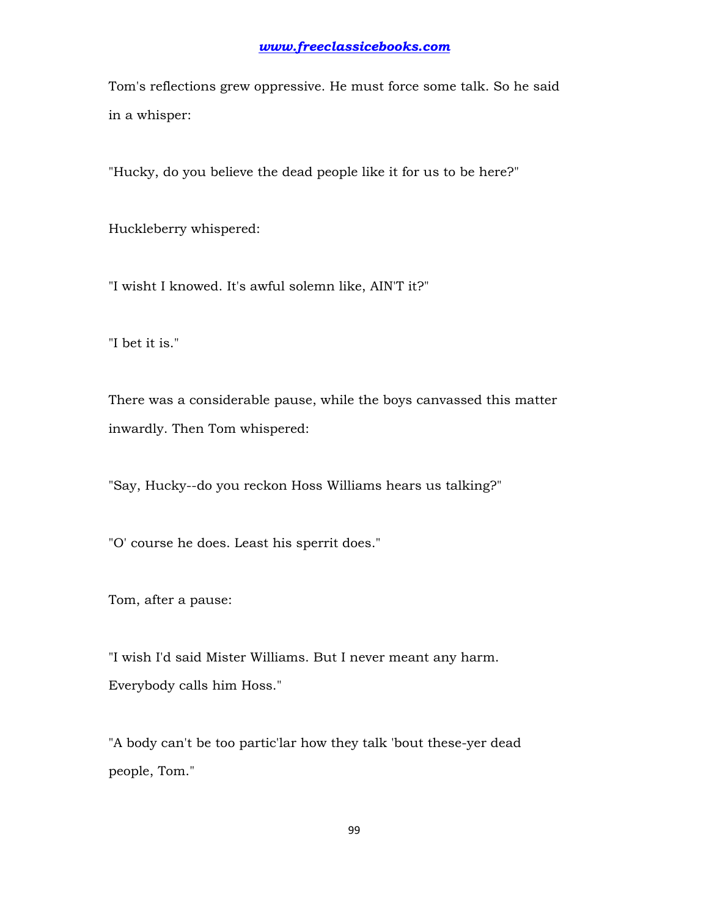Tom's reflections grew oppressive. He must force some talk. So he said in a whisper:

"Hucky, do you believe the dead people like it for us to be here?"

Huckleberry whispered:

"I wisht I knowed. It's awful solemn like, AIN'T it?"

"I bet it is."

There was a considerable pause, while the boys canvassed this matter inwardly. Then Tom whispered:

"Say, Hucky--do you reckon Hoss Williams hears us talking?"

"O' course he does. Least his sperrit does."

Tom, after a pause:

"I wish I'd said Mister Williams. But I never meant any harm. Everybody calls him Hoss."

"A body can't be too partic'lar how they talk 'bout these-yer dead people, Tom."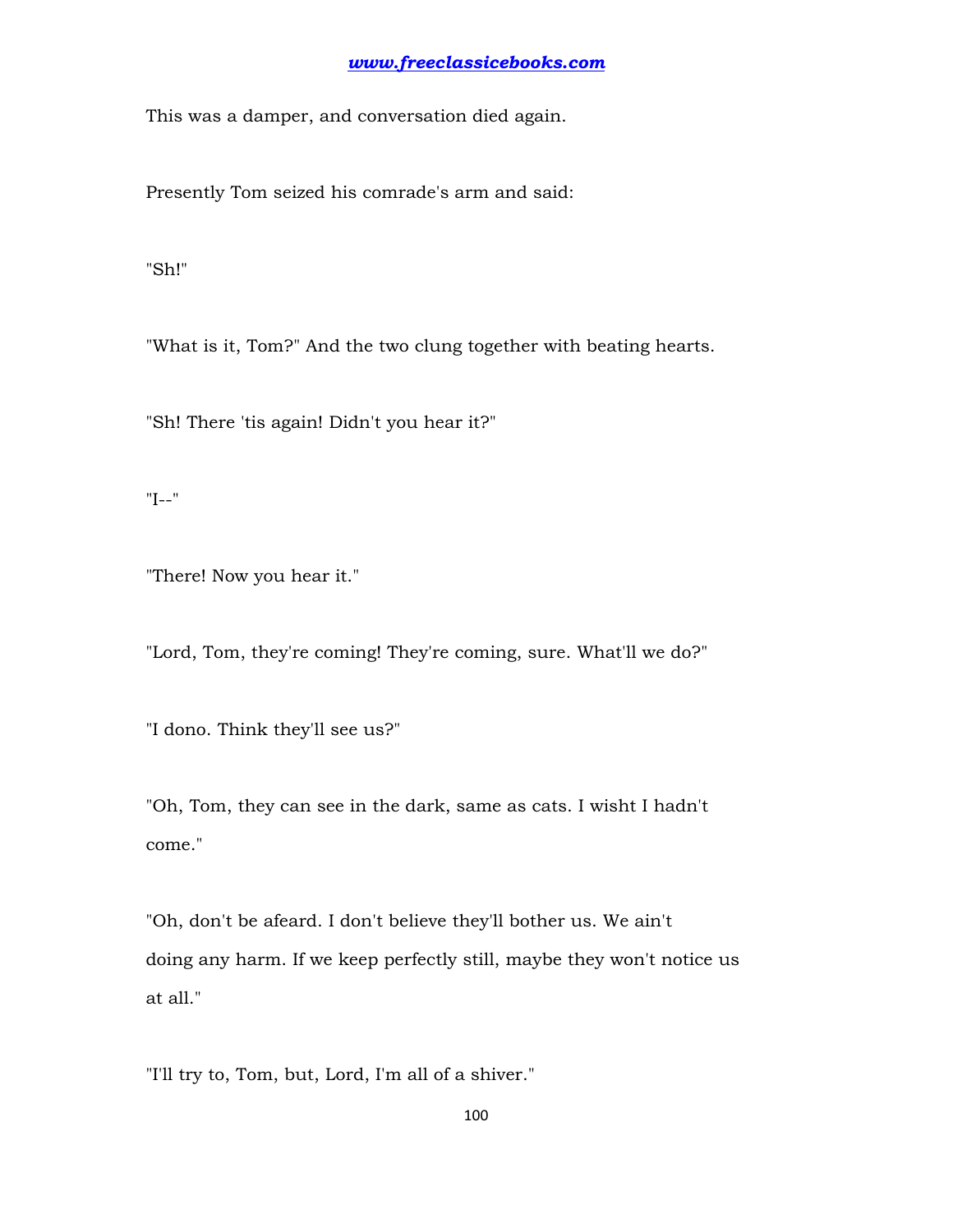This was a damper, and conversation died again.

Presently Tom seized his comrade's arm and said:

"Sh!"

"What is it, Tom?" And the two clung together with beating hearts.

"Sh! There 'tis again! Didn't you hear it?"

"I--"

"There! Now you hear it."

"Lord, Tom, they're coming! They're coming, sure. What'll we do?"

"I dono. Think they'll see us?"

"Oh, Tom, they can see in the dark, same as cats. I wisht I hadn't come."

"Oh, don't be afeard. I don't believe they'll bother us. We ain't doing any harm. If we keep perfectly still, maybe they won't notice us at all."

"I'll try to, Tom, but, Lord, I'm all of a shiver."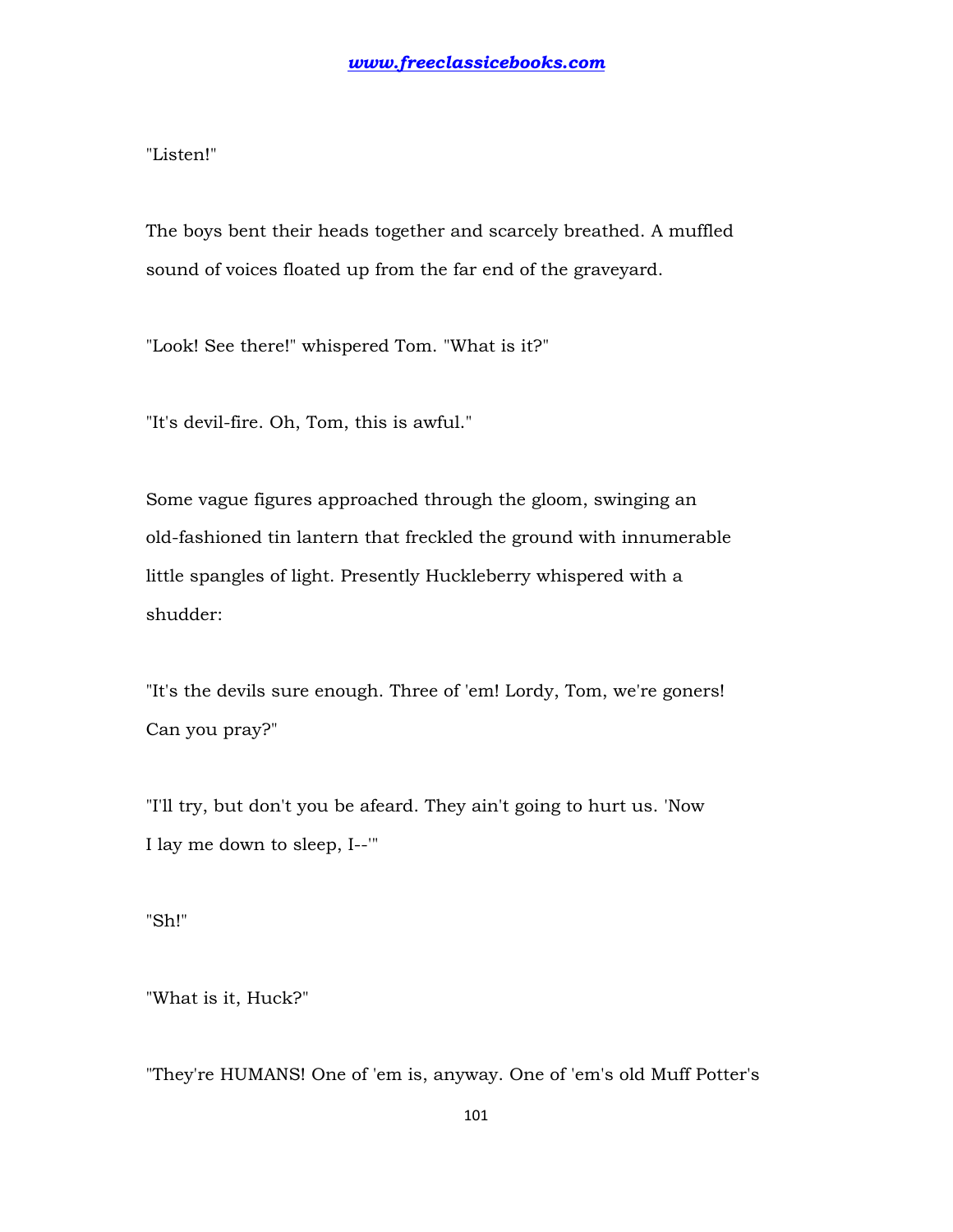"Listen!"

The boys bent their heads together and scarcely breathed. A muffled sound of voices floated up from the far end of the graveyard.

"Look! See there!" whispered Tom. "What is it?"

"It's devil-fire. Oh, Tom, this is awful."

Some vague figures approached through the gloom, swinging an old-fashioned tin lantern that freckled the ground with innumerable little spangles of light. Presently Huckleberry whispered with a shudder:

"It's the devils sure enough. Three of 'em! Lordy, Tom, we're goners! Can you pray?"

"I'll try, but don't you be afeard. They ain't going to hurt us. 'Now I lay me down to sleep, I--'"

"Sh!"

"What is it, Huck?"

"They're HUMANS! One of 'em is, anyway. One of 'em's old Muff Potter's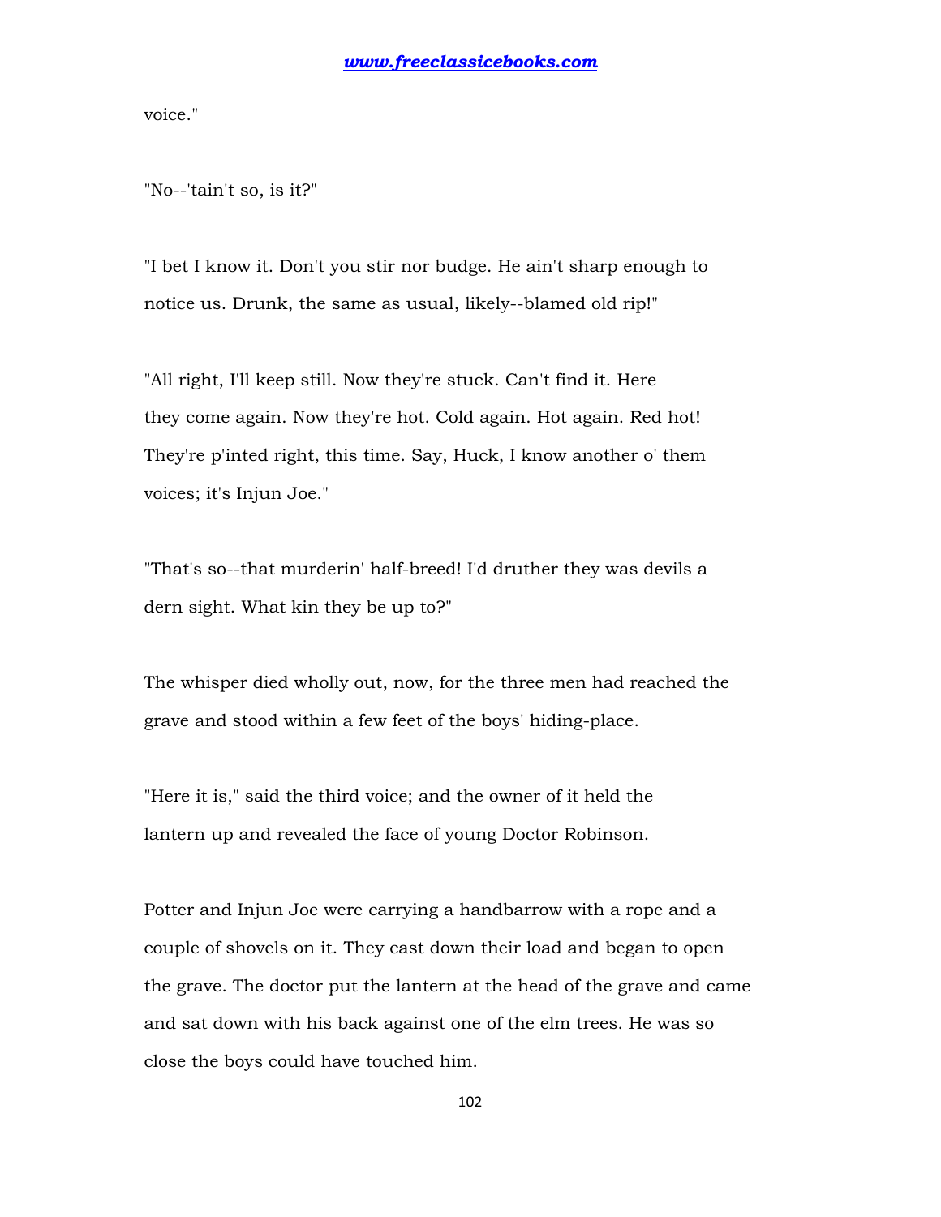voice."

"No--'tain't so, is it?"

"I bet I know it. Don't you stir nor budge. He ain't sharp enough to notice us. Drunk, the same as usual, likely--blamed old rip!"

"All right, I'll keep still. Now they're stuck. Can't find it. Here they come again. Now they're hot. Cold again. Hot again. Red hot! They're p'inted right, this time. Say, Huck, I know another o' them voices; it's Injun Joe."

"That's so--that murderin' half-breed! I'd druther they was devils a dern sight. What kin they be up to?"

The whisper died wholly out, now, for the three men had reached the grave and stood within a few feet of the boys' hiding-place.

"Here it is," said the third voice; and the owner of it held the lantern up and revealed the face of young Doctor Robinson.

Potter and Injun Joe were carrying a handbarrow with a rope and a couple of shovels on it. They cast down their load and began to open the grave. The doctor put the lantern at the head of the grave and came and sat down with his back against one of the elm trees. He was so close the boys could have touched him.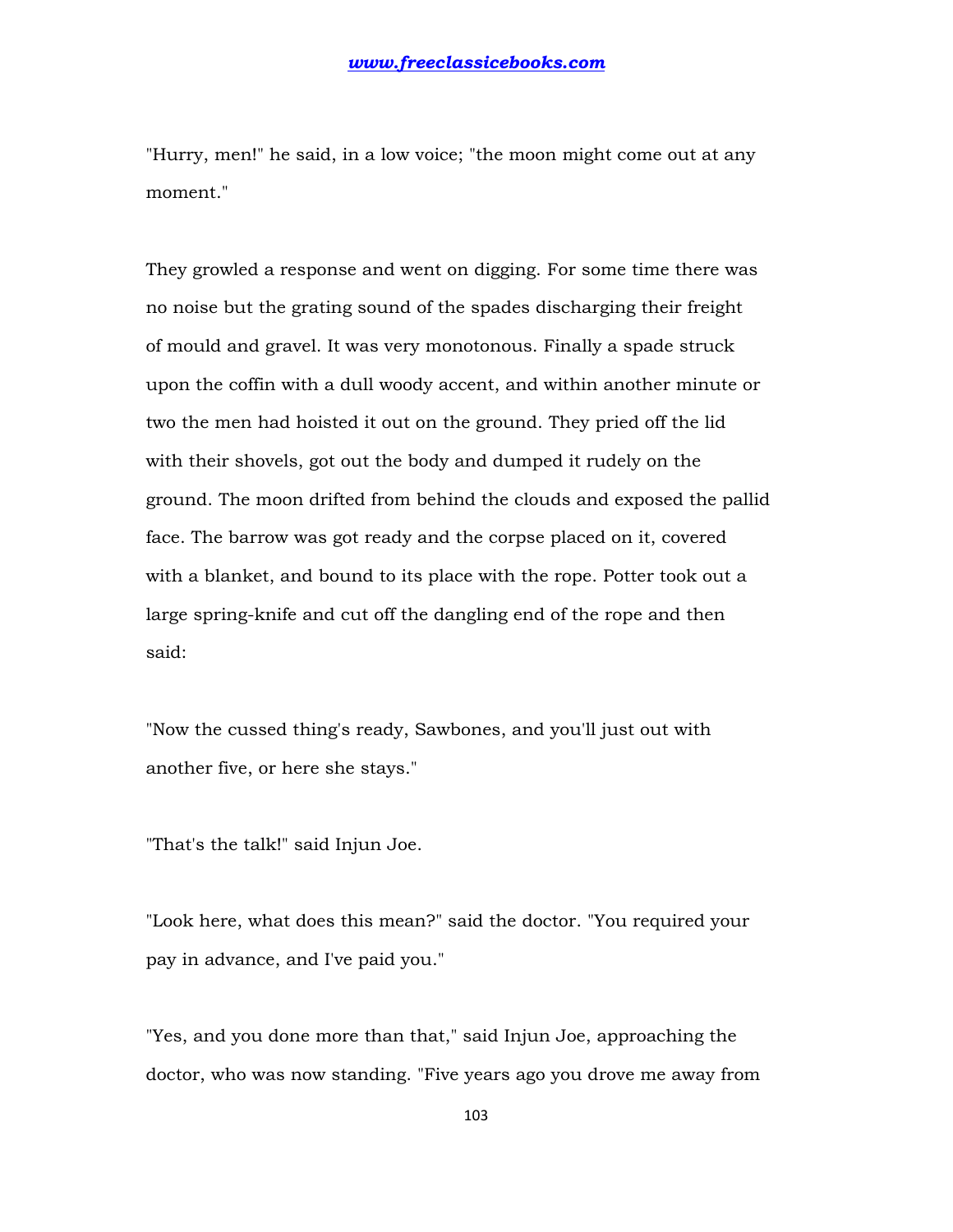"Hurry, men!" he said, in a low voice; "the moon might come out at any moment."

They growled a response and went on digging. For some time there was no noise but the grating sound of the spades discharging their freight of mould and gravel. It was very monotonous. Finally a spade struck upon the coffin with a dull woody accent, and within another minute or two the men had hoisted it out on the ground. They pried off the lid with their shovels, got out the body and dumped it rudely on the ground. The moon drifted from behind the clouds and exposed the pallid face. The barrow was got ready and the corpse placed on it, covered with a blanket, and bound to its place with the rope. Potter took out a large spring-knife and cut off the dangling end of the rope and then said:

"Now the cussed thing's ready, Sawbones, and you'll just out with another five, or here she stays."

"That's the talk!" said Injun Joe.

"Look here, what does this mean?" said the doctor. "You required your pay in advance, and I've paid you."

"Yes, and you done more than that," said Injun Joe, approaching the doctor, who was now standing. "Five years ago you drove me away from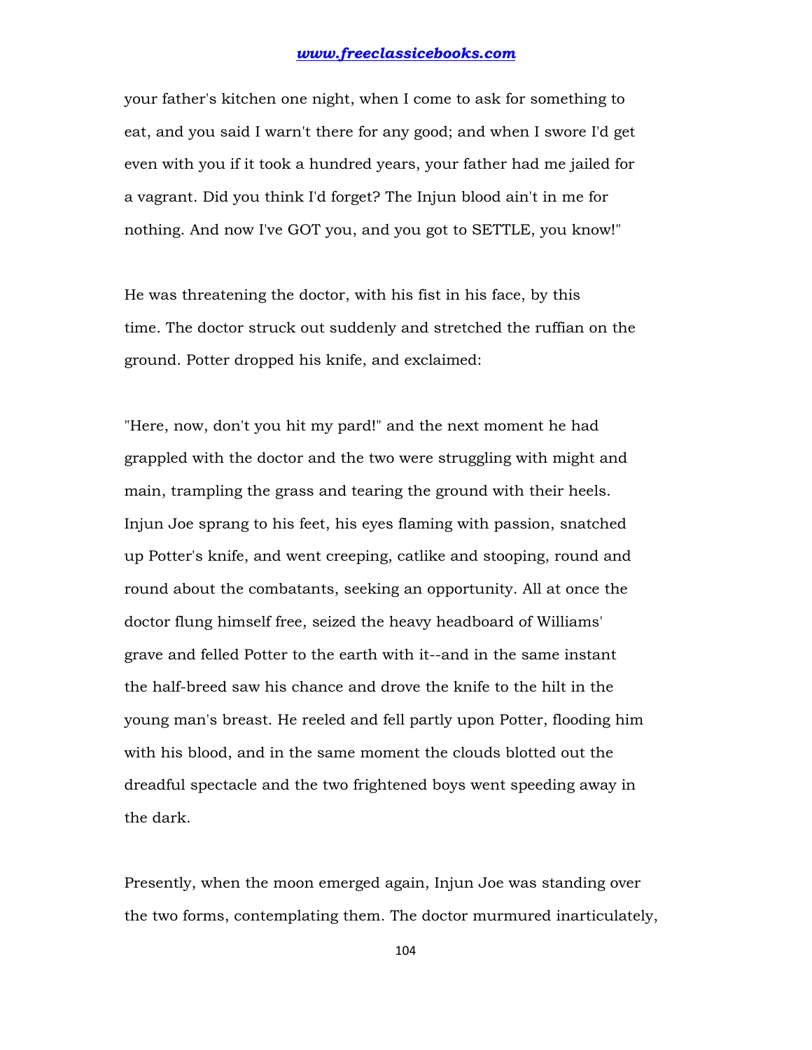your father's kitchen one night, when I come to ask for something to eat, and you said I warn't there for any good; and when I swore I'd get even with you if it took a hundred years, your father had me jailed for a vagrant. Did you think I'd forget? The Injun blood ain't in me for nothing. And now I've GOT you, and you got to SETTLE, you know!"

He was threatening the doctor, with his fist in his face, by this time. The doctor struck out suddenly and stretched the ruffian on the ground. Potter dropped his knife, and exclaimed:

"Here, now, don't you hit my pard!" and the next moment he had grappled with the doctor and the two were struggling with might and main, trampling the grass and tearing the ground with their heels. Injun Joe sprang to his feet, his eyes flaming with passion, snatched up Potter's knife, and went creeping, catlike and stooping, round and round about the combatants, seeking an opportunity. All at once the doctor flung himself free, seized the heavy headboard of Williams' grave and felled Potter to the earth with it--and in the same instant the half-breed saw his chance and drove the knife to the hilt in the young man's breast. He reeled and fell partly upon Potter, flooding him with his blood, and in the same moment the clouds blotted out the dreadful spectacle and the two frightened boys went speeding away in the dark.

Presently, when the moon emerged again, Injun Joe was standing over the two forms, contemplating them. The doctor murmured inarticulately,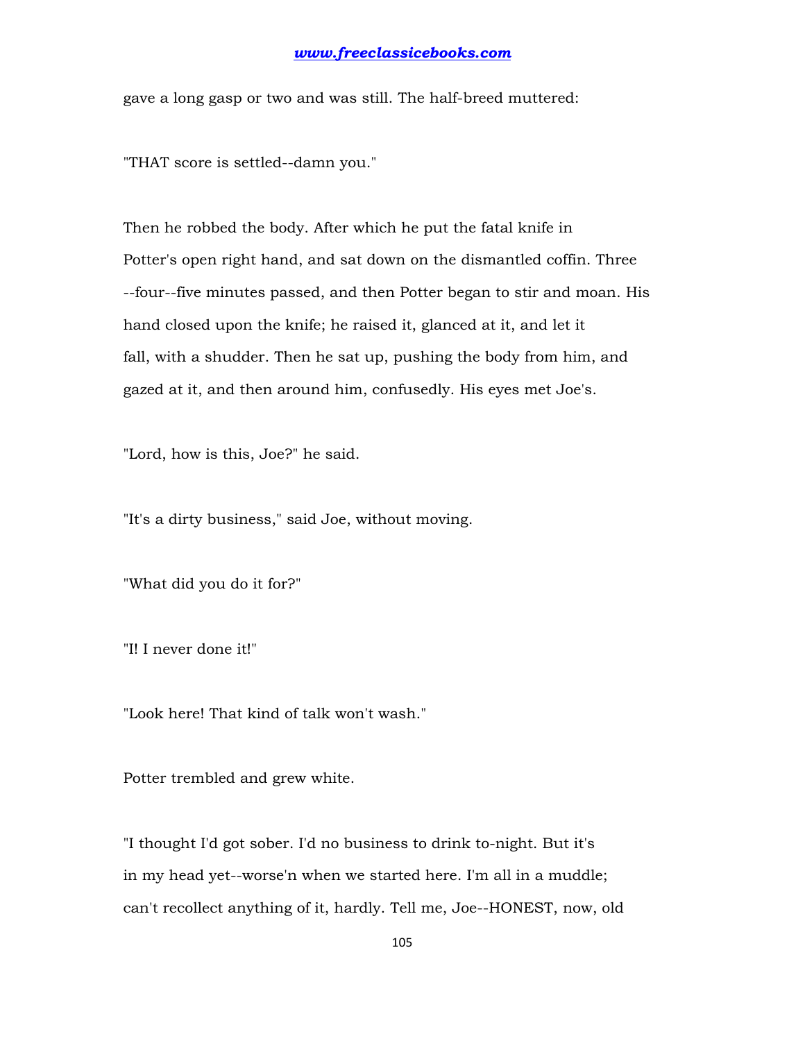gave a long gasp or two and was still. The half-breed muttered:

"THAT score is settled--damn you."

Then he robbed the body. After which he put the fatal knife in Potter's open right hand, and sat down on the dismantled coffin. Three --four--five minutes passed, and then Potter began to stir and moan. His hand closed upon the knife; he raised it, glanced at it, and let it fall, with a shudder. Then he sat up, pushing the body from him, and gazed at it, and then around him, confusedly. His eyes met Joe's.

"Lord, how is this, Joe?" he said.

"It's a dirty business," said Joe, without moving.

"What did you do it for?"

"I! I never done it!"

"Look here! That kind of talk won't wash."

Potter trembled and grew white.

"I thought I'd got sober. I'd no business to drink to-night. But it's in my head yet--worse'n when we started here. I'm all in a muddle; can't recollect anything of it, hardly. Tell me, Joe--HONEST, now, old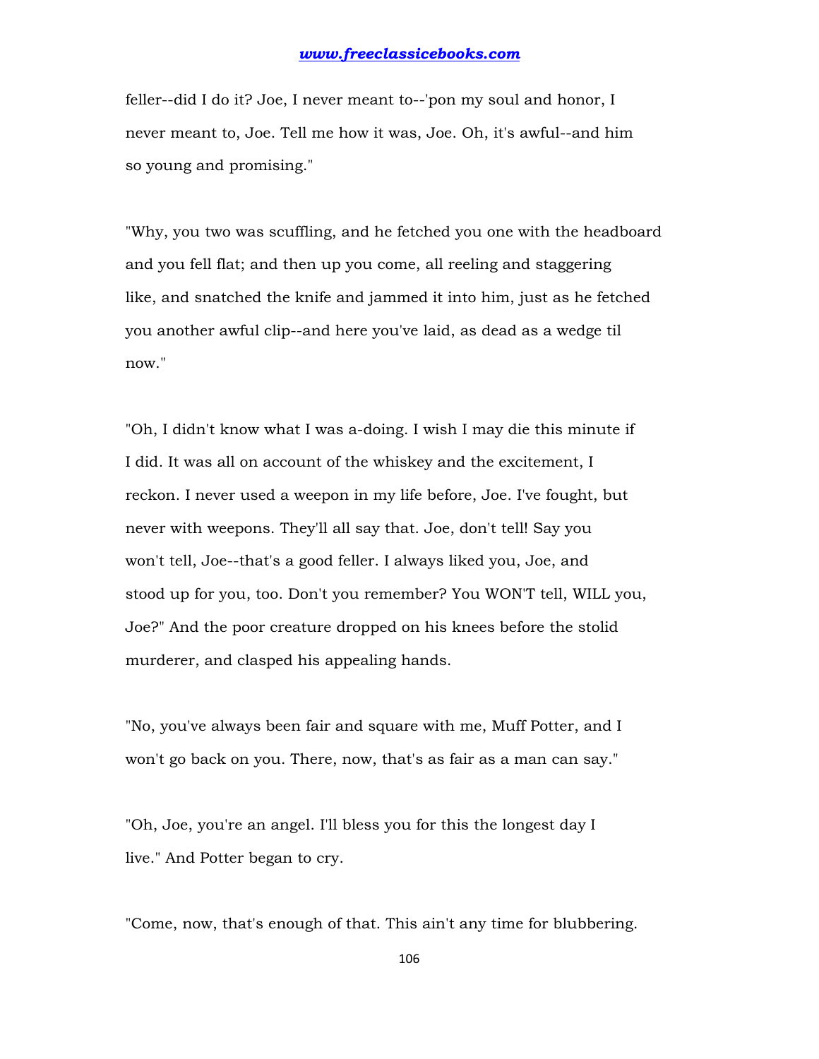feller--did I do it? Joe, I never meant to--'pon my soul and honor, I never meant to, Joe. Tell me how it was, Joe. Oh, it's awful--and him so young and promising."

"Why, you two was scuffling, and he fetched you one with the headboard and you fell flat; and then up you come, all reeling and staggering like, and snatched the knife and jammed it into him, just as he fetched you another awful clip--and here you've laid, as dead as a wedge til now."

"Oh, I didn't know what I was a-doing. I wish I may die this minute if I did. It was all on account of the whiskey and the excitement, I reckon. I never used a weepon in my life before, Joe. I've fought, but never with weepons. They'll all say that. Joe, don't tell! Say you won't tell, Joe--that's a good feller. I always liked you, Joe, and stood up for you, too. Don't you remember? You WON'T tell, WILL you, Joe?" And the poor creature dropped on his knees before the stolid murderer, and clasped his appealing hands.

"No, you've always been fair and square with me, Muff Potter, and I won't go back on you. There, now, that's as fair as a man can say."

"Oh, Joe, you're an angel. I'll bless you for this the longest day I live." And Potter began to cry.

"Come, now, that's enough of that. This ain't any time for blubbering.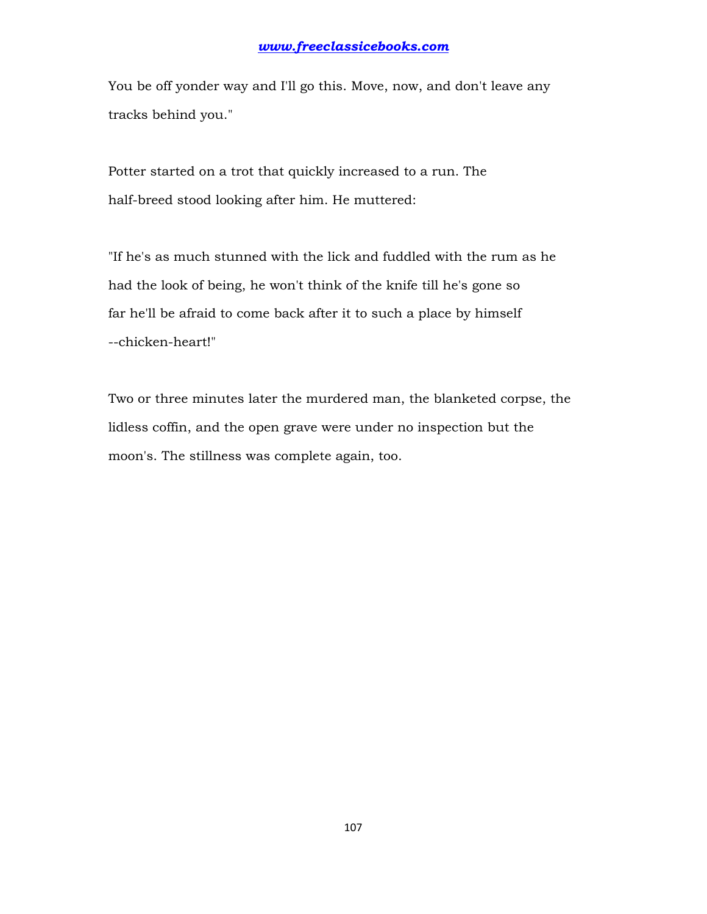You be off yonder way and I'll go this. Move, now, and don't leave any tracks behind you."

Potter started on a trot that quickly increased to a run. The half-breed stood looking after him. He muttered:

"If he's as much stunned with the lick and fuddled with the rum as he had the look of being, he won't think of the knife till he's gone so far he'll be afraid to come back after it to such a place by himself --chicken-heart!"

Two or three minutes later the murdered man, the blanketed corpse, the lidless coffin, and the open grave were under no inspection but the moon's. The stillness was complete again, too.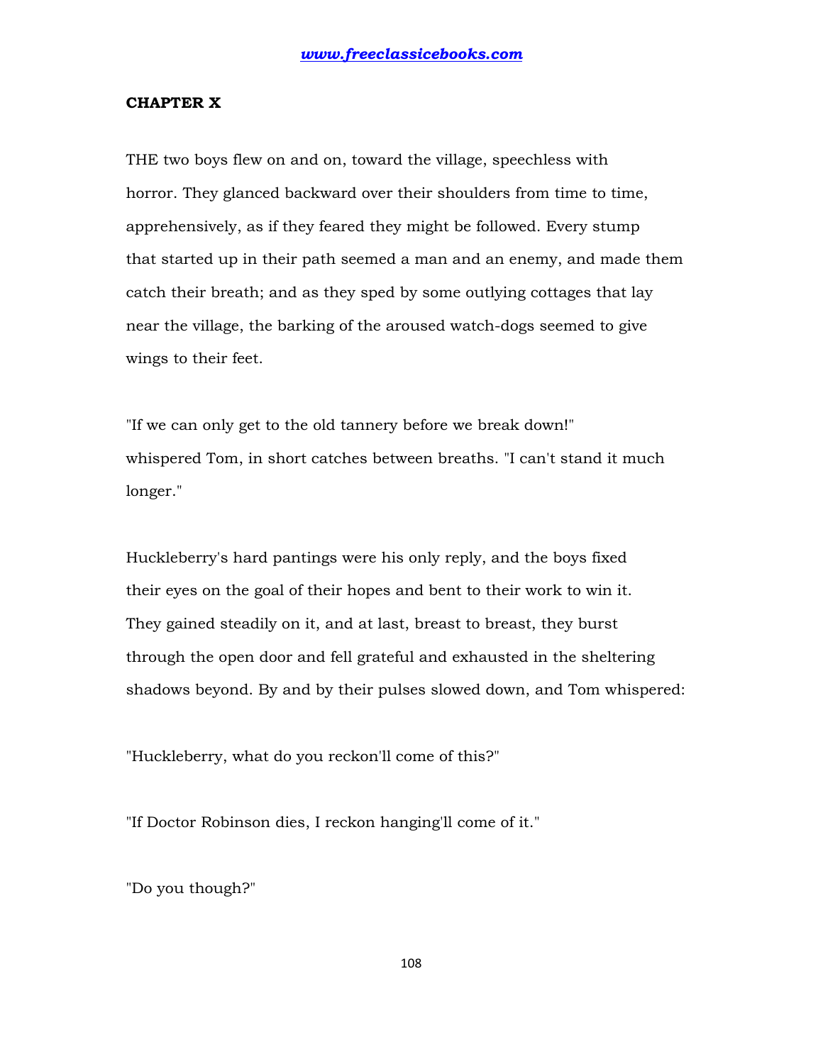## CHAPTER X

THE two boys flew on and on, toward the village, speechless with horror. They glanced backward over their shoulders from time to time, apprehensively, as if they feared they might be followed. Every stump that started up in their path seemed a man and an enemy, and made them catch their breath; and as they sped by some outlying cottages that lay near the village, the barking of the aroused watch-dogs seemed to give wings to their feet.

"If we can only get to the old tannery before we break down!" whispered Tom, in short catches between breaths. "I can't stand it much longer."

Huckleberry's hard pantings were his only reply, and the boys fixed their eyes on the goal of their hopes and bent to their work to win it. They gained steadily on it, and at last, breast to breast, they burst through the open door and fell grateful and exhausted in the sheltering shadows beyond. By and by their pulses slowed down, and Tom whispered:

"Huckleberry, what do you reckon'll come of this?"

"If Doctor Robinson dies, I reckon hanging'll come of it."

"Do you though?"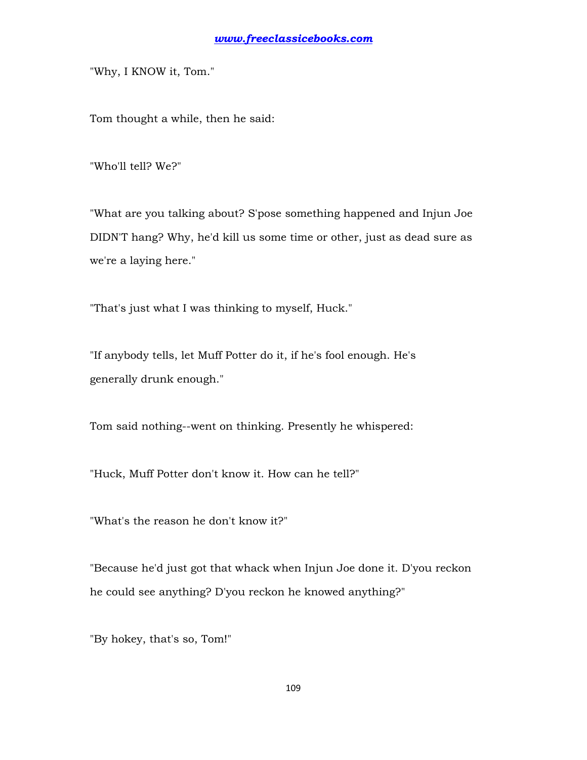"Why, I KNOW it, Tom."

Tom thought a while, then he said:

"Who'll tell? We?"

"What are you talking about? S'pose something happened and Injun Joe DIDN'T hang? Why, he'd kill us some time or other, just as dead sure as we're a laying here."

"That's just what I was thinking to myself, Huck."

"If anybody tells, let Muff Potter do it, if he's fool enough. He's generally drunk enough."

Tom said nothing--went on thinking. Presently he whispered:

"Huck, Muff Potter don't know it. How can he tell?"

"What's the reason he don't know it?"

"Because he'd just got that whack when Injun Joe done it. D'you reckon he could see anything? D'you reckon he knowed anything?"

"By hokey, that's so, Tom!"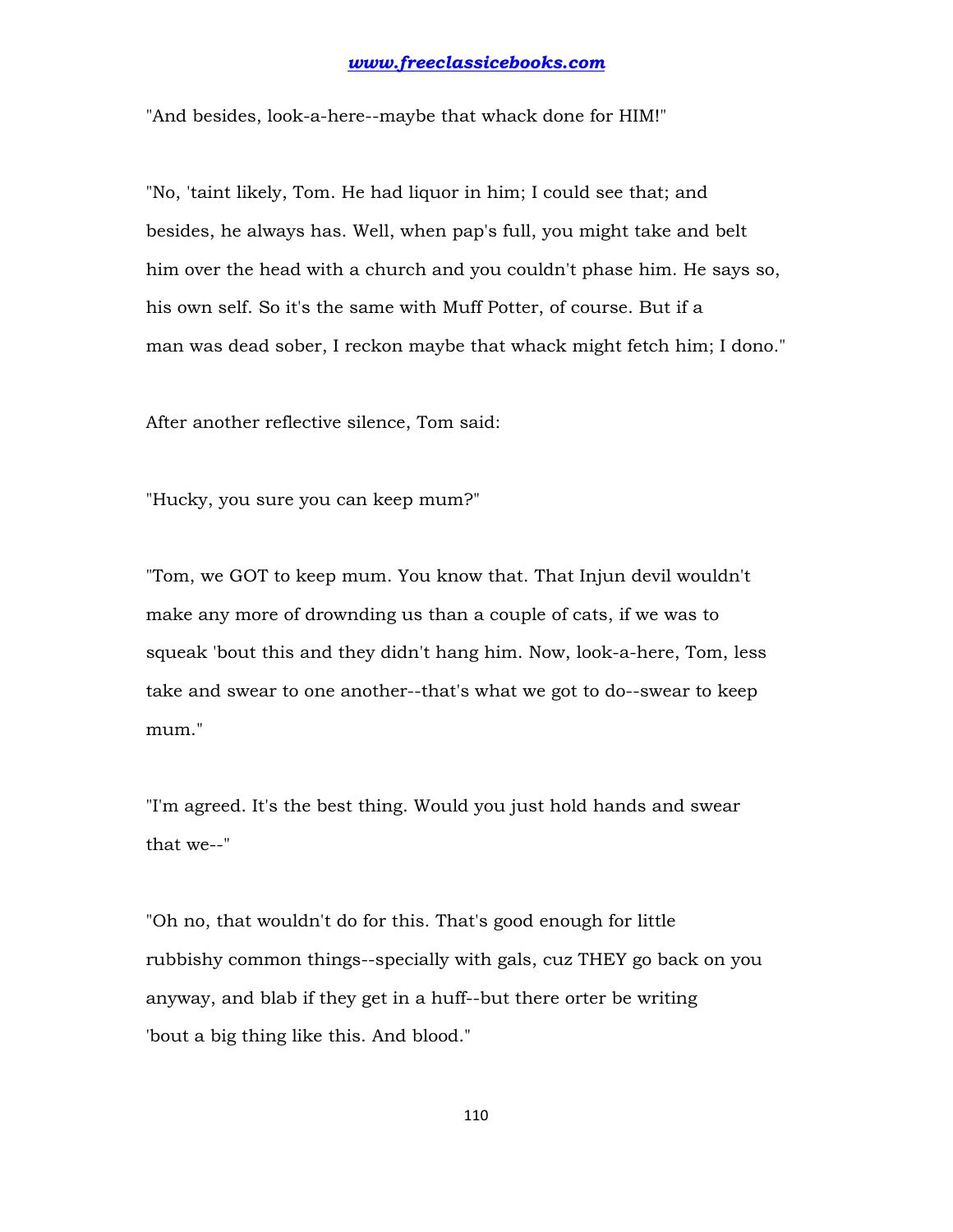"And besides, look-a-here--maybe that whack done for HIM!"

"No, 'taint likely, Tom. He had liquor in him; I could see that; and besides, he always has. Well, when pap's full, you might take and belt him over the head with a church and you couldn't phase him. He says so, his own self. So it's the same with Muff Potter, of course. But if a man was dead sober, I reckon maybe that whack might fetch him; I dono."

After another reflective silence, Tom said:

"Hucky, you sure you can keep mum?"

"Tom, we GOT to keep mum. You know that. That Injun devil wouldn't make any more of drownding us than a couple of cats, if we was to squeak 'bout this and they didn't hang him. Now, look-a-here, Tom, less take and swear to one another--that's what we got to do--swear to keep mum."

"I'm agreed. It's the best thing. Would you just hold hands and swear that we--"

"Oh no, that wouldn't do for this. That's good enough for little rubbishy common things--specially with gals, cuz THEY go back on you anyway, and blab if they get in a huff--but there orter be writing 'bout a big thing like this. And blood."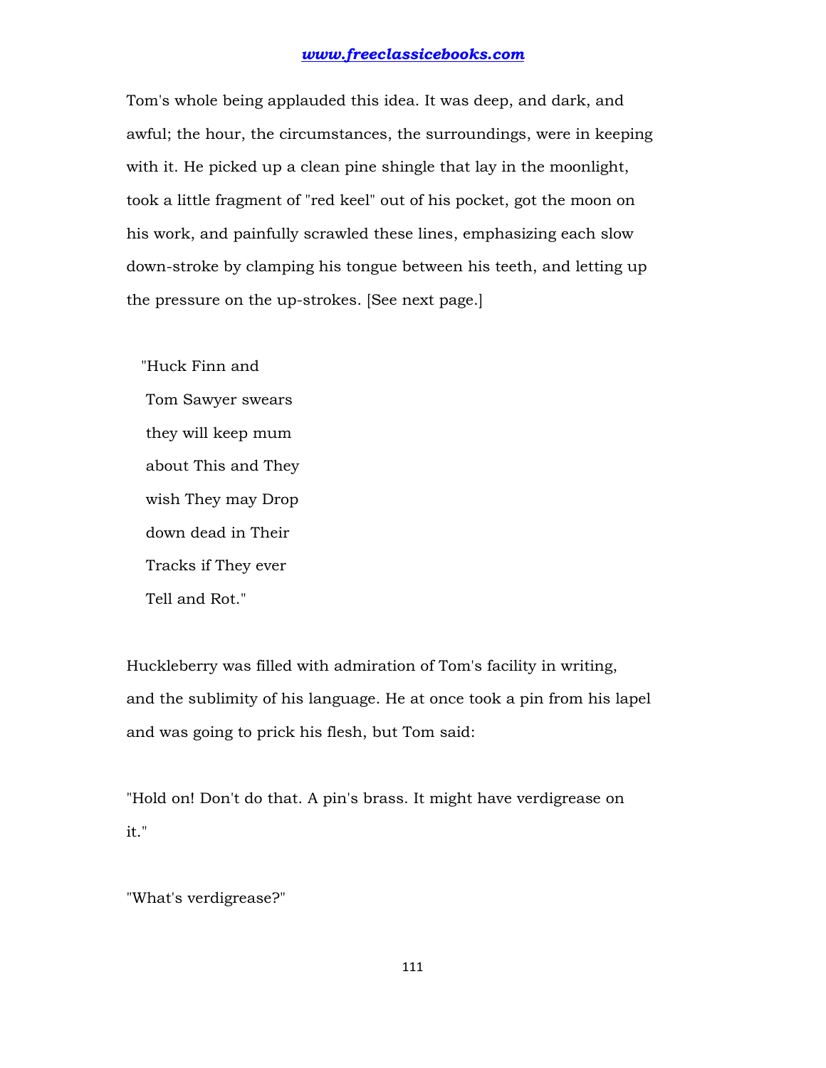Tom's whole being applauded this idea. It was deep, and dark, and awful; the hour, the circumstances, the surroundings, were in keeping with it. He picked up a clean pine shingle that lay in the moonlight, took a little fragment of "red keel" out of his pocket, got the moon on his work, and painfully scrawled these lines, emphasizing each slow down-stroke by clamping his tongue between his teeth, and letting up the pressure on the up-strokes. [See next page.]

"Huck Finn and  
Tom Sawyer swears  
they will keep mum  
about This and They  
wish They may Drop  
down dead in Their  
Tracks if They ever  
Tell and Rot."

Huckleberry was filled with admiration of Tom's facility in writing, and the sublimity of his language. He at once took a pin from his lapel and was going to prick his flesh, but Tom said:

"Hold on! Don't do that. A pin's brass. It might have verdigrease on it."

"What's verdigrease?"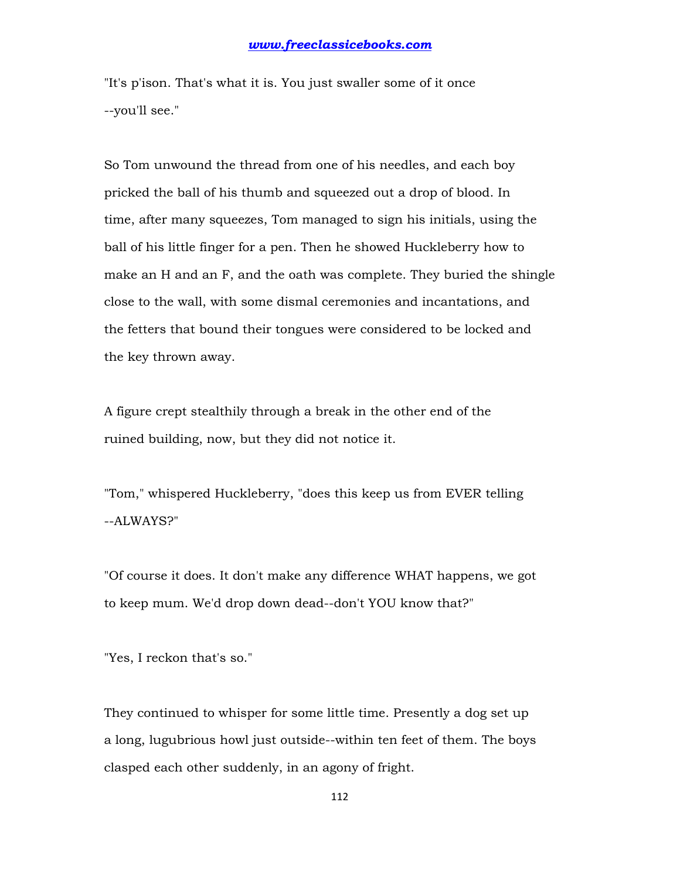"It's p'ison. That's what it is. You just swaller some of it once --you'll see."

So Tom unwound the thread from one of his needles, and each boy pricked the ball of his thumb and squeezed out a drop of blood. In time, after many squeezes, Tom managed to sign his initials, using the ball of his little finger for a pen. Then he showed Huckleberry how to make an H and an F, and the oath was complete. They buried the shingle close to the wall, with some dismal ceremonies and incantations, and the fetters that bound their tongues were considered to be locked and the key thrown away.

A figure crept stealthily through a break in the other end of the ruined building, now, but they did not notice it.

"Tom," whispered Huckleberry, "does this keep us from EVER telling --ALWAYS?"

"Of course it does. It don't make any difference WHAT happens, we got to keep mum. We'd drop down dead--don't YOU know that?"

"Yes, I reckon that's so."

They continued to whisper for some little time. Presently a dog set up a long, lugubrious howl just outside--within ten feet of them. The boys clasped each other suddenly, in an agony of fright.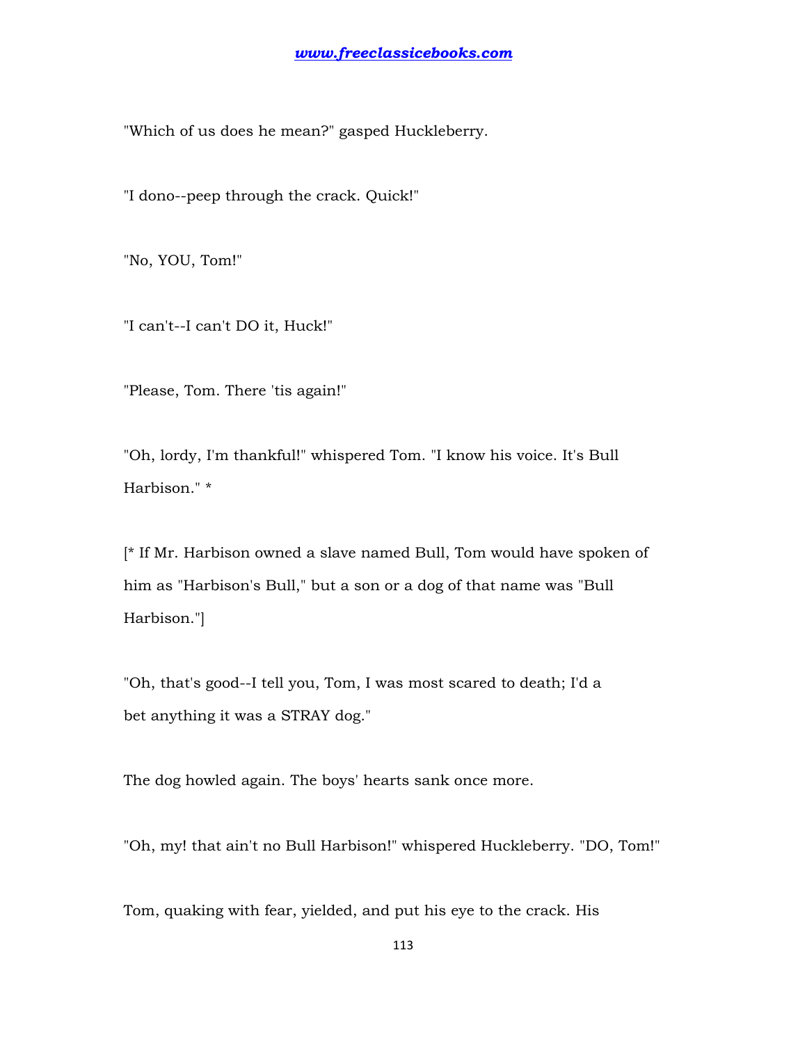"Which of us does he mean?" gasped Huckleberry.

"I dono--peep through the crack. Quick!"

"No, YOU, Tom!"

"I can't--I can't DO it, Huck!"

"Please, Tom. There 'tis again!"

"Oh, lordy, I'm thankful!" whispered Tom. "I know his voice. It's Bull Harbison." *

[* If Mr. Harbison owned a slave named Bull, Tom would have spoken of him as "Harbison's Bull," but a son or a dog of that name was "Bull Harbison."]

"Oh, that's good--I tell you, Tom, I was most scared to death; I'd a bet anything it was a STRAY dog."

The dog howled again. The boys' hearts sank once more.

"Oh, my! that ain't no Bull Harbison!" whispered Huckleberry. "DO, Tom!"

Tom, quaking with fear, yielded, and put his eye to the crack. His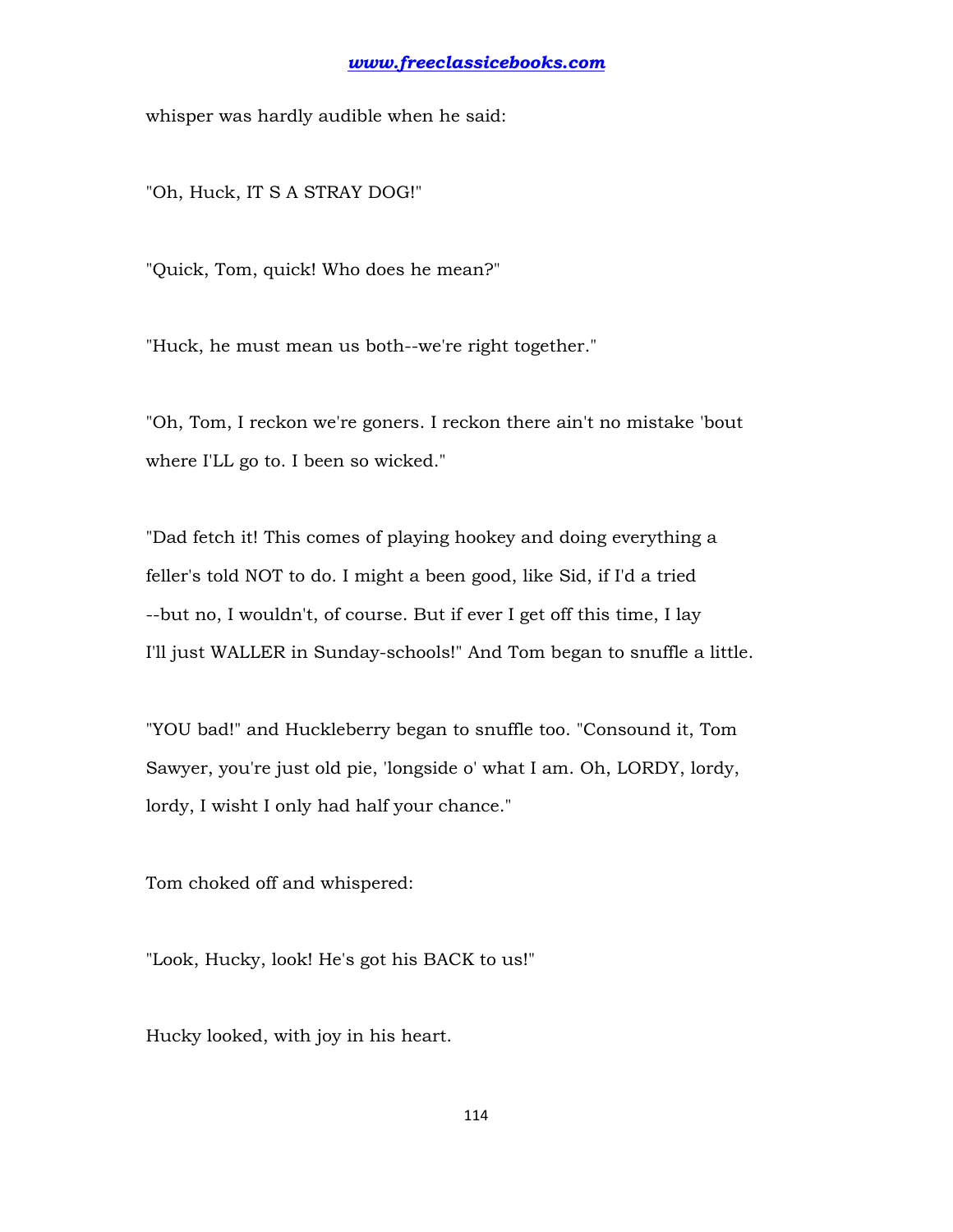whisper was hardly audible when he said:

"Oh, Huck, IT S A STRAY DOG!"

"Quick, Tom, quick! Who does he mean?"

"Huck, he must mean us both--we're right together."

"Oh, Tom, I reckon we're goners. I reckon there ain't no mistake 'bout where I'LL go to. I been so wicked."

"Dad fetch it! This comes of playing hookey and doing everything a feller's told NOT to do. I might a been good, like Sid, if I'd a tried --but no, I wouldn't, of course. But if ever I get off this time, I lay I'll just WALLER in Sunday-schools!" And Tom began to snuffle a little.

"YOU bad!" and Huckleberry began to snuffle too. "Consound it, Tom Sawyer, you're just old pie, 'longside o' what I am. Oh, LORDY, lordy, lordy, I wisht I only had half your chance."

Tom choked off and whispered:

"Look, Hucky, look! He's got his BACK to us!"

Hucky looked, with joy in his heart.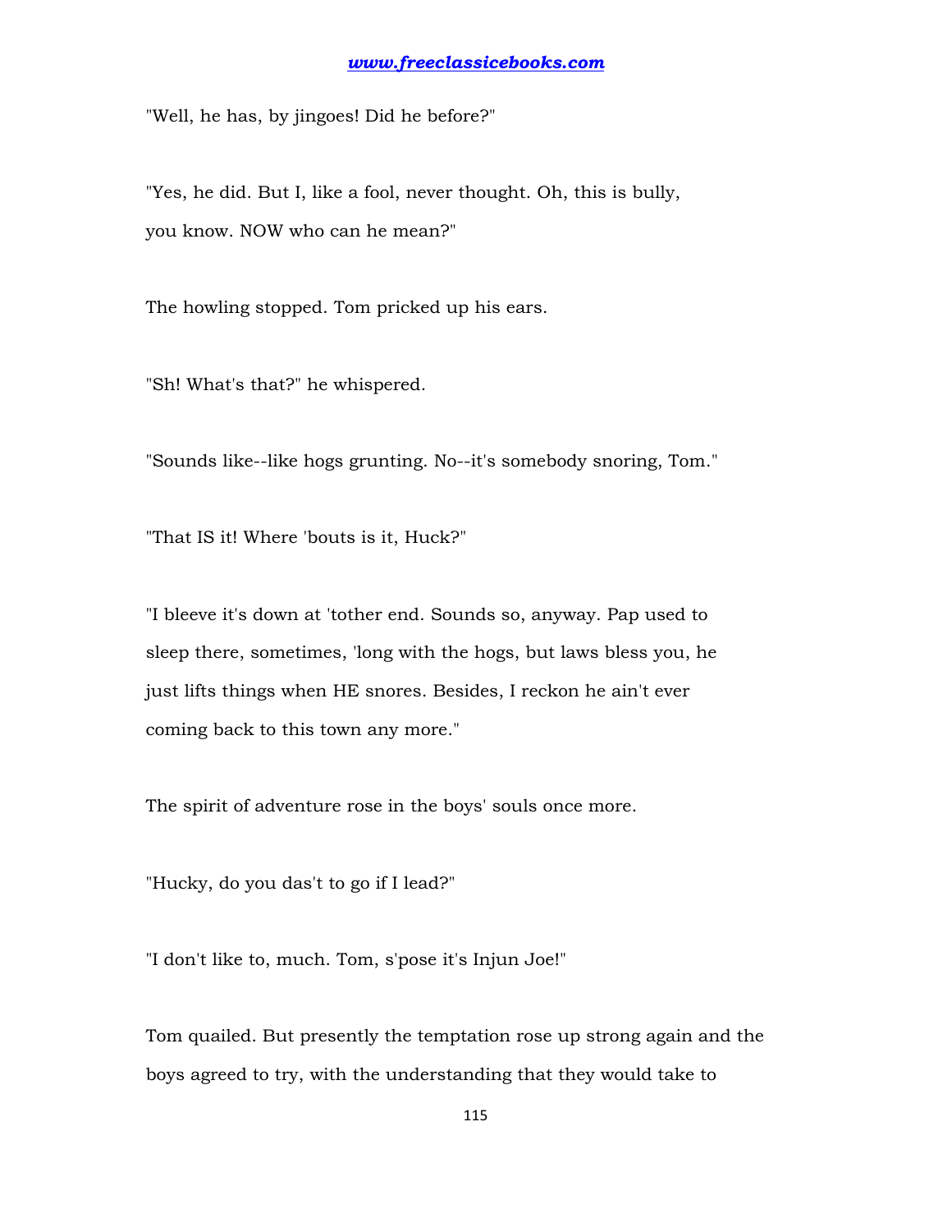"Well, he has, by jingoes! Did he before?"

"Yes, he did. But I, like a fool, never thought. Oh, this is bully, you know. NOW who can he mean?"

The howling stopped. Tom pricked up his ears.

"Sh! What's that?" he whispered.

"Sounds like--like hogs grunting. No--it's somebody snoring, Tom."

"That IS it! Where 'bouts is it, Huck?"

"I bleeve it's down at 'tother end. Sounds so, anyway. Pap used to sleep there, sometimes, 'long with the hogs, but laws bless you, he just lifts things when HE snores. Besides, I reckon he ain't ever coming back to this town any more."

The spirit of adventure rose in the boys' souls once more.

"Hucky, do you das't to go if I lead?"

"I don't like to, much. Tom, s'pose it's Injun Joe!"

Tom quailed. But presently the temptation rose up strong again and the boys agreed to try, with the understanding that they would take to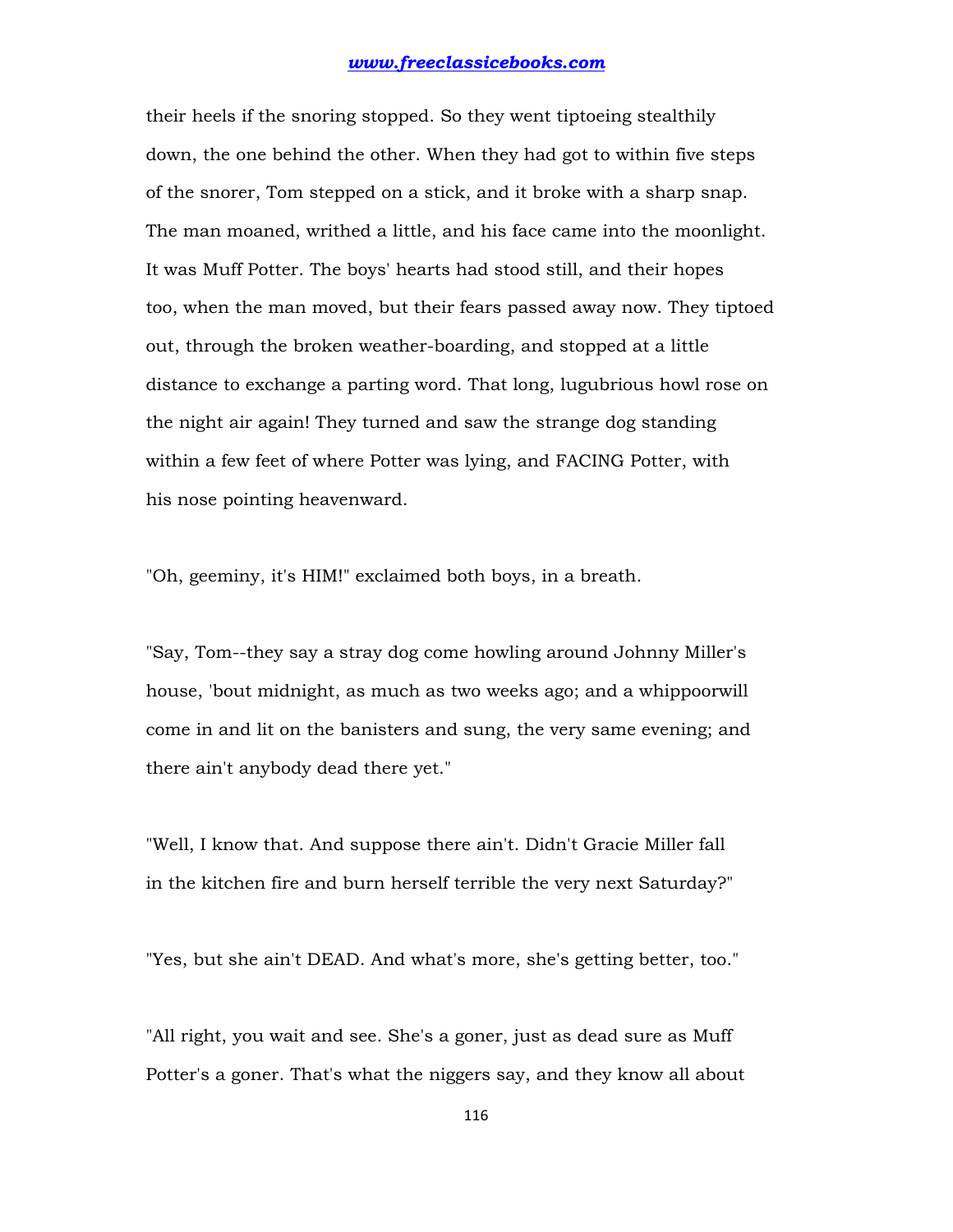their heels if the snoring stopped. So they went tiptoeing stealthily down, the one behind the other. When they had got to within five steps of the snorer, Tom stepped on a stick, and it broke with a sharp snap. The man moaned, writhed a little, and his face came into the moonlight. It was Muff Potter. The boys' hearts had stood still, and their hopes too, when the man moved, but their fears passed away now. They tiptoed out, through the broken weather-boarding, and stopped at a little distance to exchange a parting word. That long, lugubrious howl rose on the night air again! They turned and saw the strange dog standing within a few feet of where Potter was lying, and FACING Potter, with his nose pointing heavenward.

"Oh, geeminy, it's HIM!" exclaimed both boys, in a breath.

"Say, Tom--they say a stray dog come howling around Johnny Miller's house, 'bout midnight, as much as two weeks ago; and a whippoorwill come in and lit on the banisters and sung, the very same evening; and there ain't anybody dead there yet."

"Well, I know that. And suppose there ain't. Didn't Gracie Miller fall in the kitchen fire and burn herself terrible the very next Saturday?"

"Yes, but she ain't DEAD. And what's more, she's getting better, too."

"All right, you wait and see. She's a goner, just as dead sure as Muff Potter's a goner. That's what the niggers say, and they know all about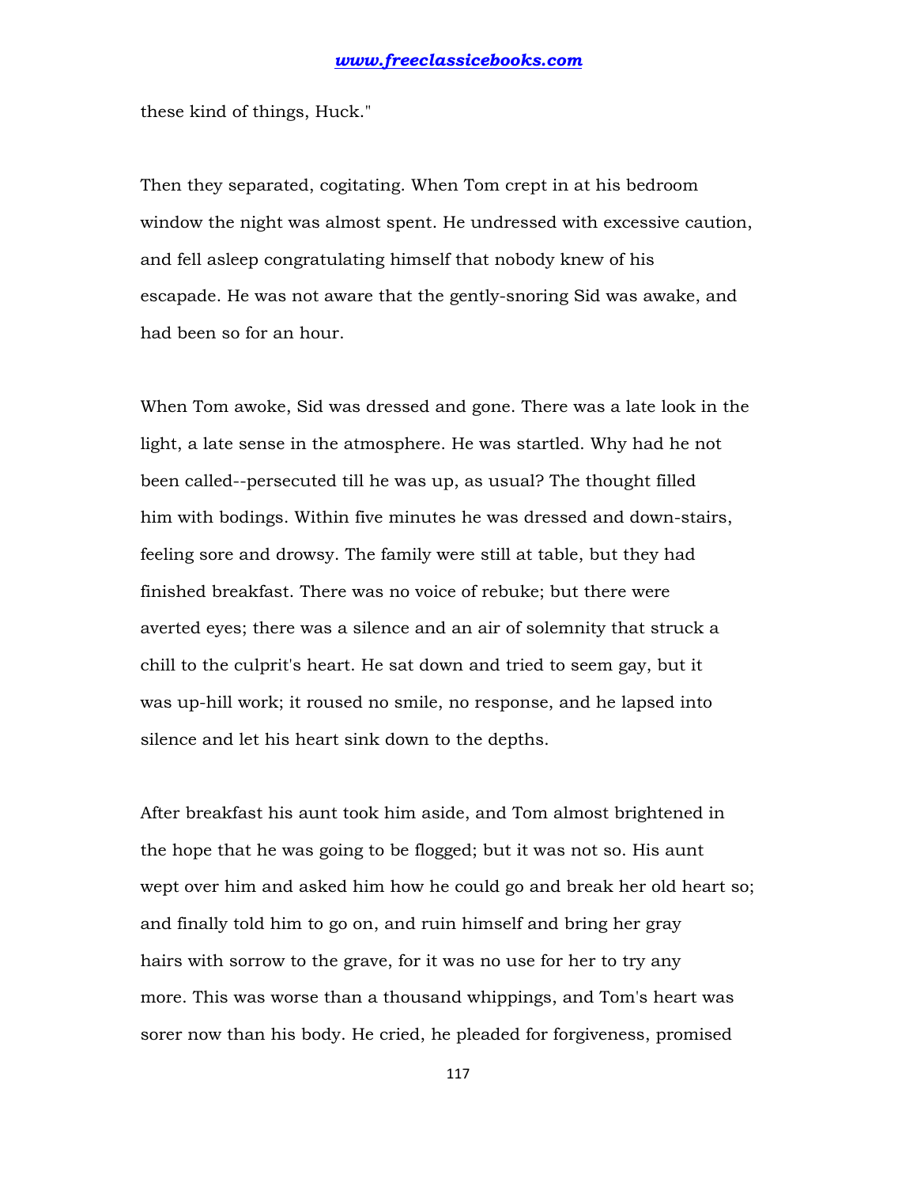these kind of things, Huck."

Then they separated, cogitating. When Tom crept in at his bedroom window the night was almost spent. He undressed with excessive caution, and fell asleep congratulating himself that nobody knew of his escapade. He was not aware that the gently-snoring Sid was awake, and had been so for an hour.

When Tom awoke, Sid was dressed and gone. There was a late look in the light, a late sense in the atmosphere. He was startled. Why had he not been called--persecuted till he was up, as usual? The thought filled him with bodings. Within five minutes he was dressed and down-stairs, feeling sore and drowsy. The family were still at table, but they had finished breakfast. There was no voice of rebuke; but there were averted eyes; there was a silence and an air of solemnity that struck a chill to the culprit's heart. He sat down and tried to seem gay, but it was up-hill work; it roused no smile, no response, and he lapsed into silence and let his heart sink down to the depths.

After breakfast his aunt took him aside, and Tom almost brightened in the hope that he was going to be flogged; but it was not so. His aunt wept over him and asked him how he could go and break her old heart so; and finally told him to go on, and ruin himself and bring her gray hairs with sorrow to the grave, for it was no use for her to try any more. This was worse than a thousand whippings, and Tom's heart was sorer now than his body. He cried, he pleaded for forgiveness, promised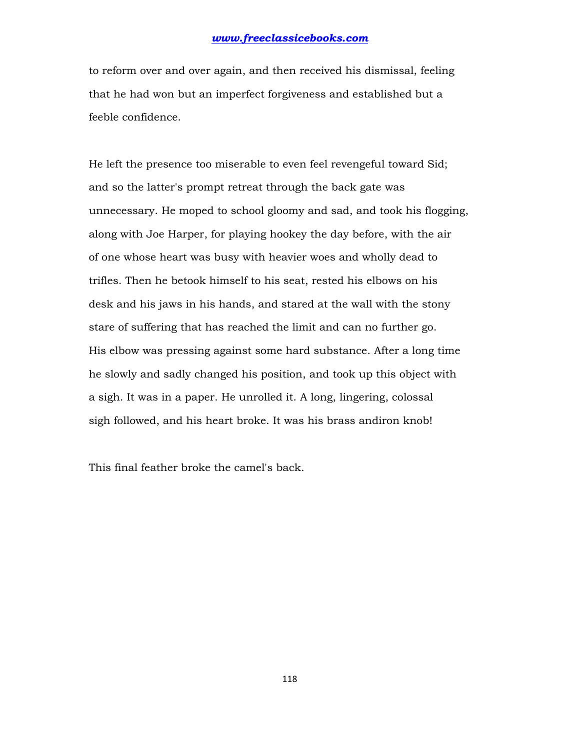to reform over and over again, and then received his dismissal, feeling that he had won but an imperfect forgiveness and established but a feeble confidence.

He left the presence too miserable to even feel revengeful toward Sid; and so the latter's prompt retreat through the back gate was unnecessary. He moped to school gloomy and sad, and took his flogging, along with Joe Harper, for playing hookey the day before, with the air of one whose heart was busy with heavier woes and wholly dead to trifles. Then he betook himself to his seat, rested his elbows on his desk and his jaws in his hands, and stared at the wall with the stony stare of suffering that has reached the limit and can no further go. His elbow was pressing against some hard substance. After a long time he slowly and sadly changed his position, and took up this object with a sigh. It was in a paper. He unrolled it. A long, lingering, colossal sigh followed, and his heart broke. It was his brass andiron knob!

This final feather broke the camel's back.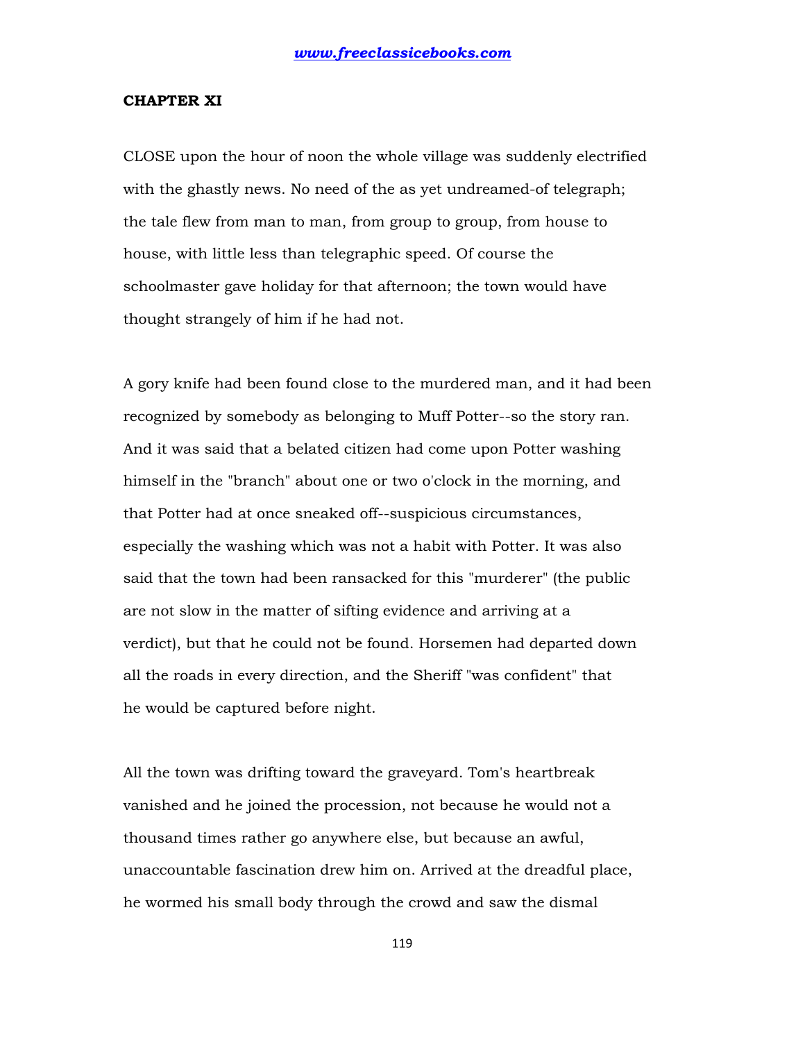## CHAPTER XI

CLOSE upon the hour of noon the whole village was suddenly electrified with the ghastly news. No need of the as yet undreamed-of telegraph; the tale flew from man to man, from group to group, from house to house, with little less than telegraphic speed. Of course the schoolmaster gave holiday for that afternoon; the town would have thought strangely of him if he had not.

A gory knife had been found close to the murdered man, and it had been recognized by somebody as belonging to Muff Potter--so the story ran. And it was said that a belated citizen had come upon Potter washing himself in the "branch" about one or two o'clock in the morning, and that Potter had at once sneaked off--suspicious circumstances, especially the washing which was not a habit with Potter. It was also said that the town had been ransacked for this "murderer" (the public are not slow in the matter of sifting evidence and arriving at a verdict), but that he could not be found. Horsemen had departed down all the roads in every direction, and the Sheriff "was confident" that he would be captured before night.

All the town was drifting toward the graveyard. Tom's heartbreak vanished and he joined the procession, not because he would not a thousand times rather go anywhere else, but because an awful, unaccountable fascination drew him on. Arrived at the dreadful place, he wormed his small body through the crowd and saw the dismal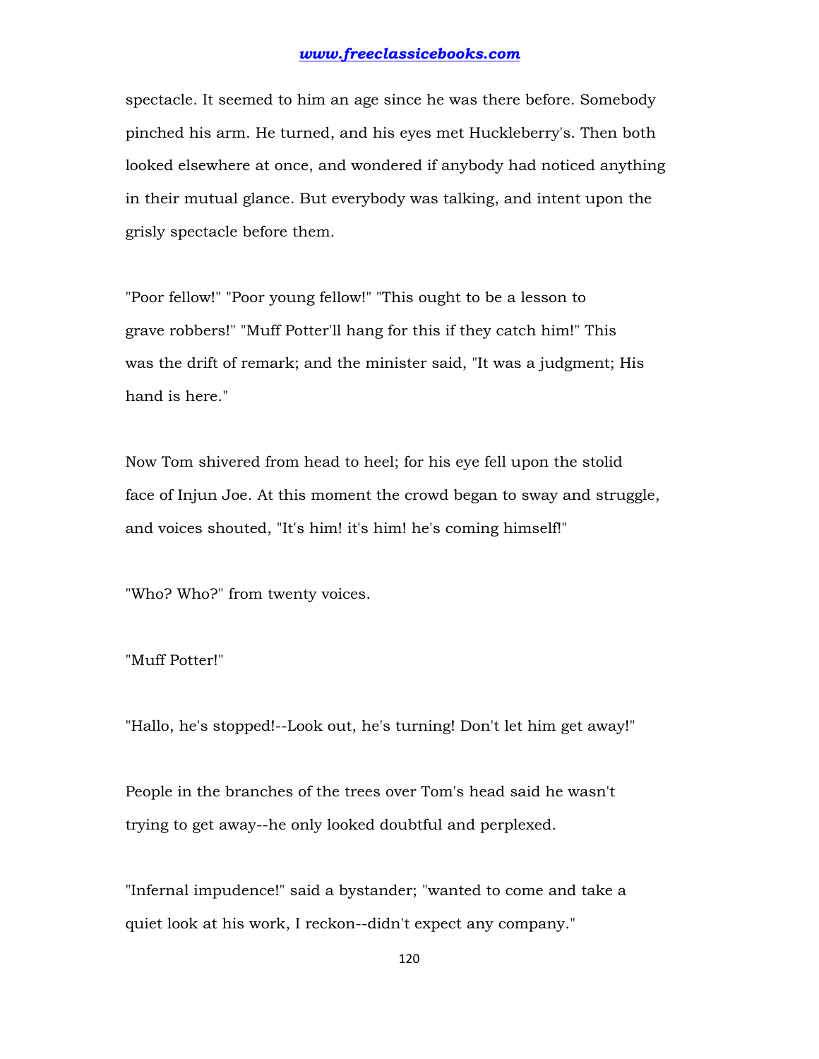spectacle. It seemed to him an age since he was there before. Somebody pinched his arm. He turned, and his eyes met Huckleberry's. Then both looked elsewhere at once, and wondered if anybody had noticed anything in their mutual glance. But everybody was talking, and intent upon the grisly spectacle before them.

"Poor fellow!" "Poor young fellow!" "This ought to be a lesson to grave robbers!" "Muff Potter'll hang for this if they catch him!" This was the drift of remark; and the minister said, "It was a judgment; His hand is here."

Now Tom shivered from head to heel; for his eye fell upon the stolid face of Injun Joe. At this moment the crowd began to sway and struggle, and voices shouted, "It's him! it's him! he's coming himself!"

"Who? Who?" from twenty voices.

"Muff Potter!"

"Hallo, he's stopped!--Look out, he's turning! Don't let him get away!"

People in the branches of the trees over Tom's head said he wasn't trying to get away--he only looked doubtful and perplexed.

"Infernal impudence!" said a bystander; "wanted to come and take a quiet look at his work, I reckon--didn't expect any company."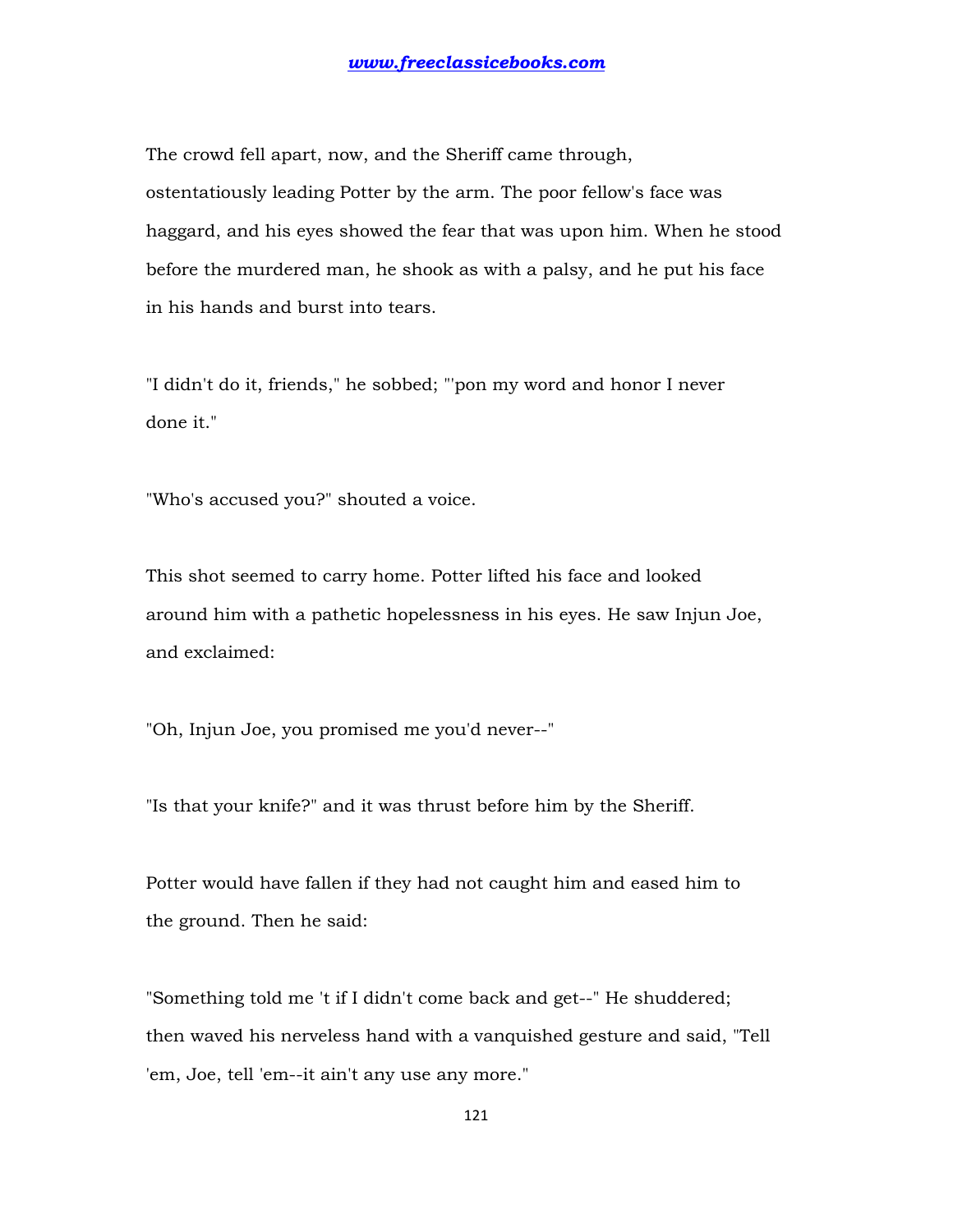The crowd fell apart, now, and the Sheriff came through, ostentatiously leading Potter by the arm. The poor fellow's face was haggard, and his eyes showed the fear that was upon him. When he stood before the murdered man, he shook as with a palsy, and he put his face in his hands and burst into tears.

"I didn't do it, friends," he sobbed; "'pon my word and honor I never done it."

"Who's accused you?" shouted a voice.

This shot seemed to carry home. Potter lifted his face and looked around him with a pathetic hopelessness in his eyes. He saw Injun Joe, and exclaimed:

"Oh, Injun Joe, you promised me you'd never--"

"Is that your knife?" and it was thrust before him by the Sheriff.

Potter would have fallen if they had not caught him and eased him to the ground. Then he said:

"Something told me 't if I didn't come back and get--" He shuddered; then waved his nerveless hand with a vanquished gesture and said, "Tell 'em, Joe, tell 'em--it ain't any use any more."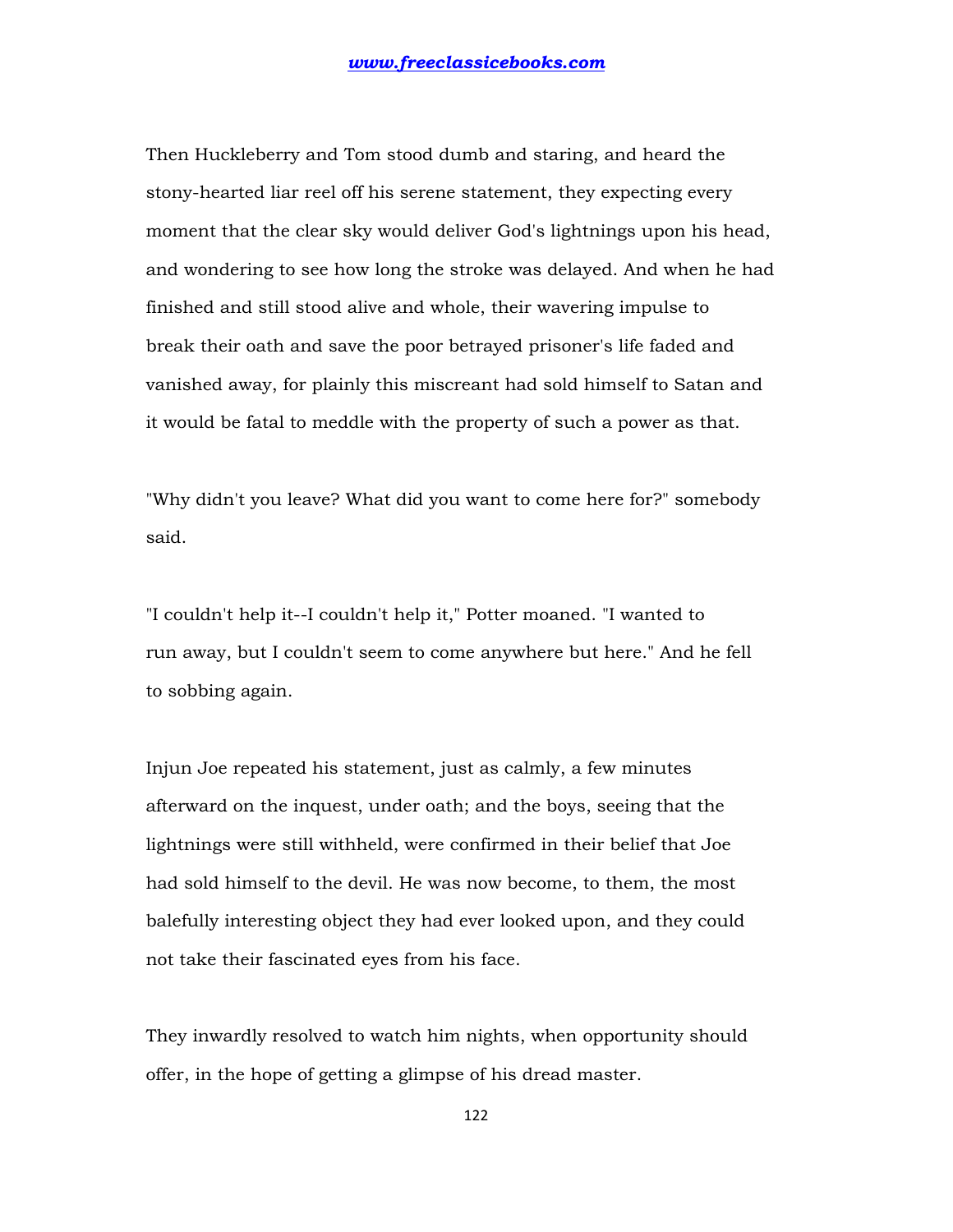Then Huckleberry and Tom stood dumb and staring, and heard the stony-hearted liar reel off his serene statement, they expecting every moment that the clear sky would deliver God's lightnings upon his head, and wondering to see how long the stroke was delayed. And when he had finished and still stood alive and whole, their wavering impulse to break their oath and save the poor betrayed prisoner's life faded and vanished away, for plainly this miscreant had sold himself to Satan and it would be fatal to meddle with the property of such a power as that.

"Why didn't you leave? What did you want to come here for?" somebody said.

"I couldn't help it--I couldn't help it," Potter moaned. "I wanted to run away, but I couldn't seem to come anywhere but here." And he fell to sobbing again.

Injun Joe repeated his statement, just as calmly, a few minutes afterward on the inquest, under oath; and the boys, seeing that the lightnings were still withheld, were confirmed in their belief that Joe had sold himself to the devil. He was now become, to them, the most balefully interesting object they had ever looked upon, and they could not take their fascinated eyes from his face.

They inwardly resolved to watch him nights, when opportunity should offer, in the hope of getting a glimpse of his dread master.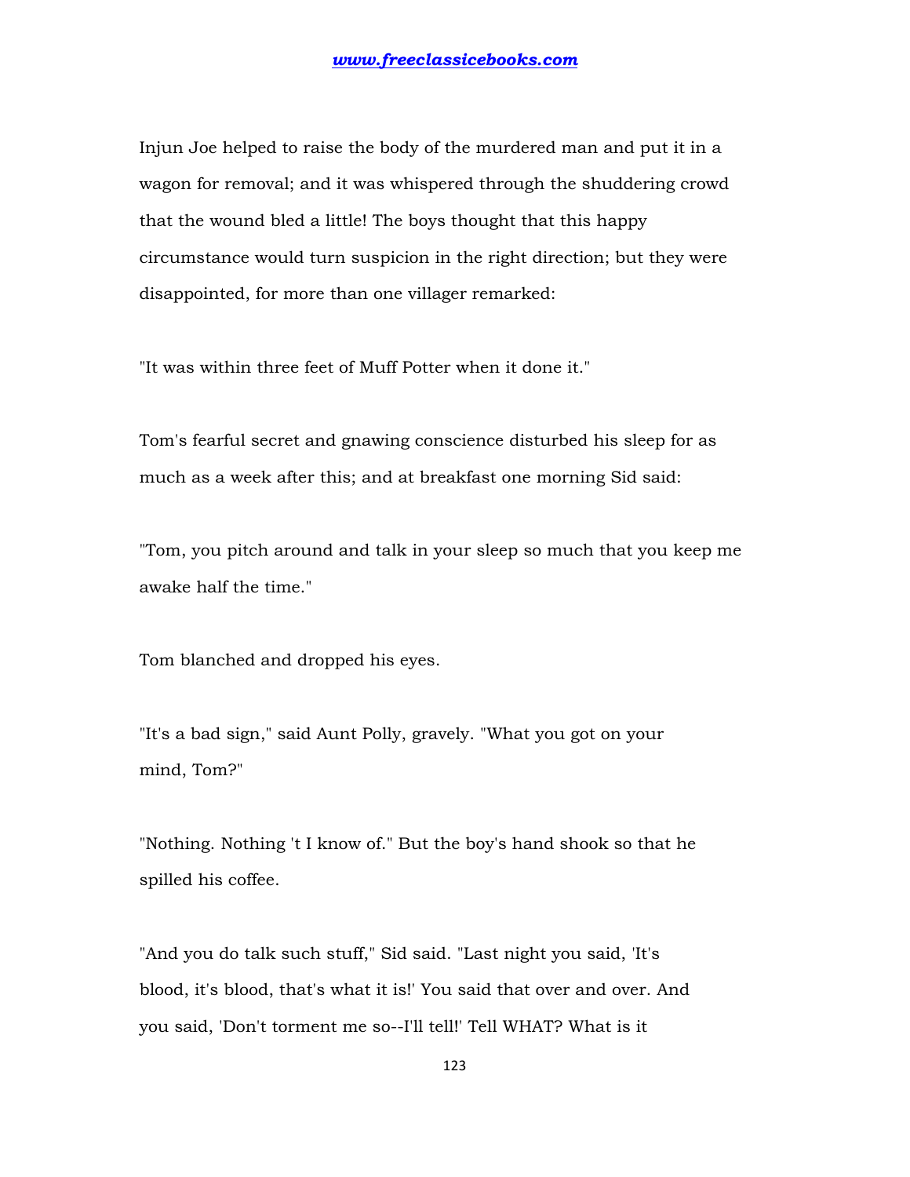Injun Joe helped to raise the body of the murdered man and put it in a wagon for removal; and it was whispered through the shuddering crowd that the wound bled a little! The boys thought that this happy circumstance would turn suspicion in the right direction; but they were disappointed, for more than one villager remarked:

"It was within three feet of Muff Potter when it done it."

Tom's fearful secret and gnawing conscience disturbed his sleep for as much as a week after this; and at breakfast one morning Sid said:

"Tom, you pitch around and talk in your sleep so much that you keep me awake half the time."

Tom blanched and dropped his eyes.

"It's a bad sign," said Aunt Polly, gravely. "What you got on your mind, Tom?"

"Nothing. Nothing 't I know of." But the boy's hand shook so that he spilled his coffee.

"And you do talk such stuff," Sid said. "Last night you said, 'It's blood, it's blood, that's what it is!' You said that over and over. And you said, 'Don't torment me so--I'll tell!' Tell WHAT? What is it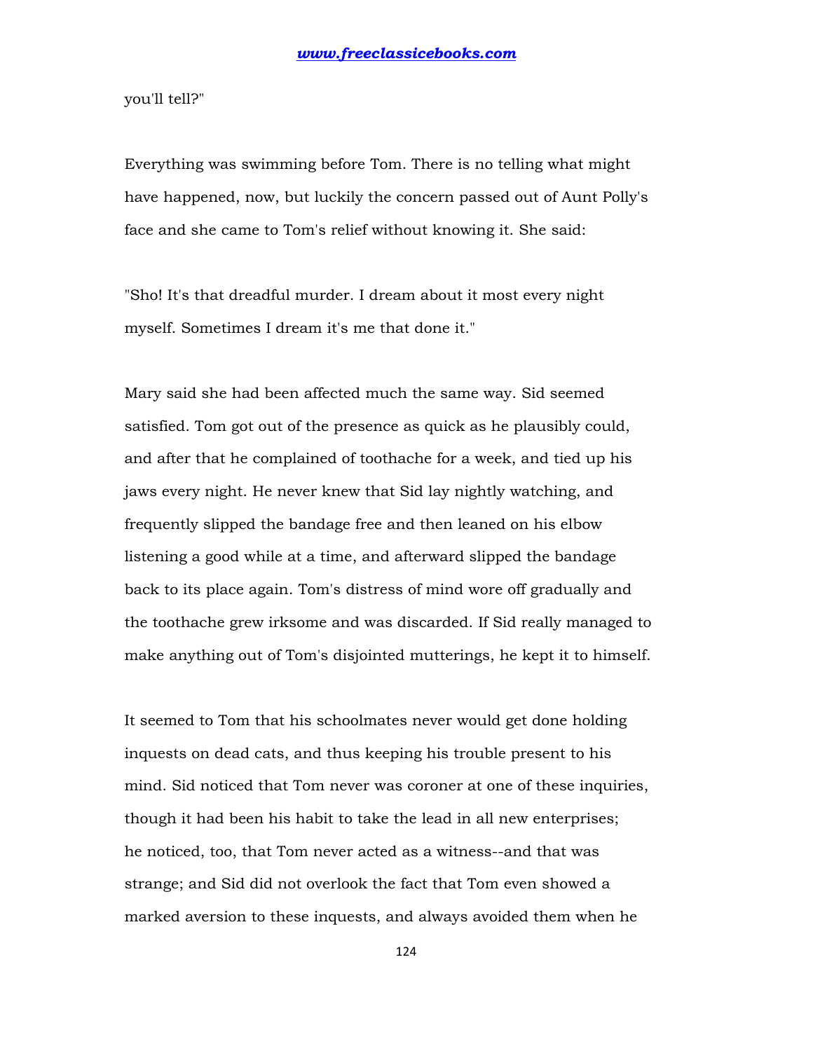you'll tell?"

Everything was swimming before Tom. There is no telling what might have happened, now, but luckily the concern passed out of Aunt Polly's face and she came to Tom's relief without knowing it. She said:

"Sho! It's that dreadful murder. I dream about it most every night myself. Sometimes I dream it's me that done it."

Mary said she had been affected much the same way. Sid seemed satisfied. Tom got out of the presence as quick as he plausibly could, and after that he complained of toothache for a week, and tied up his jaws every night. He never knew that Sid lay nightly watching, and frequently slipped the bandage free and then leaned on his elbow listening a good while at a time, and afterward slipped the bandage back to its place again. Tom's distress of mind wore off gradually and the toothache grew irksome and was discarded. If Sid really managed to make anything out of Tom's disjointed mutterings, he kept it to himself.

It seemed to Tom that his schoolmates never would get done holding inquests on dead cats, and thus keeping his trouble present to his mind. Sid noticed that Tom never was coroner at one of these inquiries, though it had been his habit to take the lead in all new enterprises; he noticed, too, that Tom never acted as a witness--and that was strange; and Sid did not overlook the fact that Tom even showed a marked aversion to these inquests, and always avoided them when he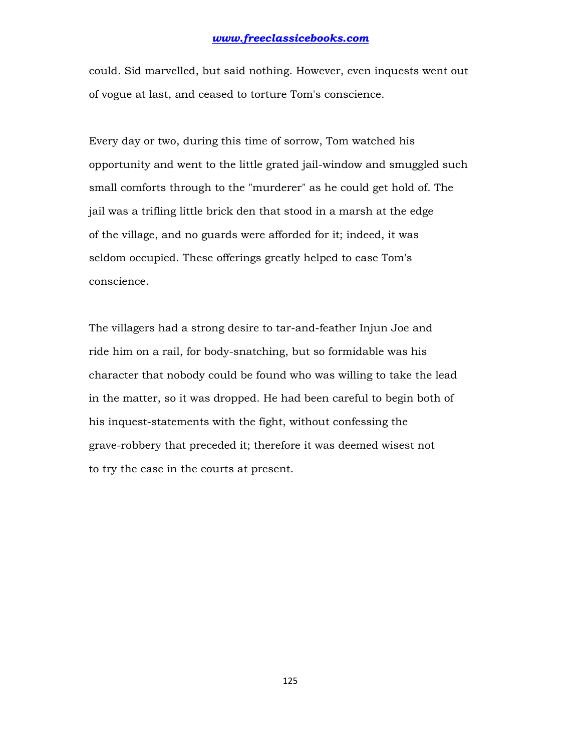could. Sid marvelled, but said nothing. However, even inquests went out of vogue at last, and ceased to torture Tom's conscience.

Every day or two, during this time of sorrow, Tom watched his opportunity and went to the little grated jail-window and smuggled such small comforts through to the "murderer" as he could get hold of. The jail was a trifling little brick den that stood in a marsh at the edge of the village, and no guards were afforded for it; indeed, it was seldom occupied. These offerings greatly helped to ease Tom's conscience.

The villagers had a strong desire to tar-and-feather Injun Joe and ride him on a rail, for body-snatching, but so formidable was his character that nobody could be found who was willing to take the lead in the matter, so it was dropped. He had been careful to begin both of his inquest-statements with the fight, without confessing the grave-robbery that preceded it; therefore it was deemed wisest not to try the case in the courts at present.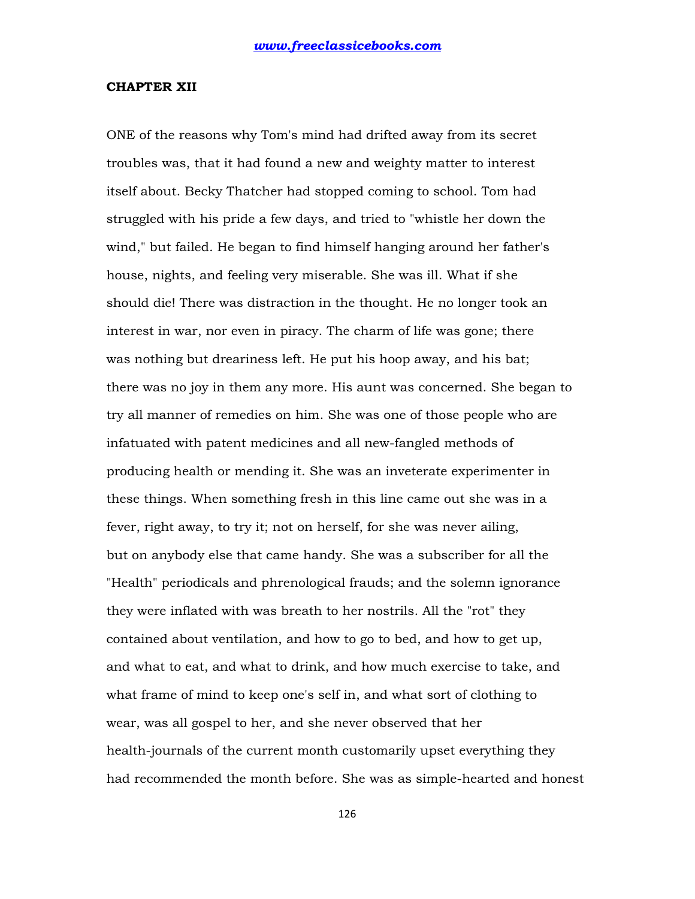## CHAPTER XII

ONE of the reasons why Tom's mind had drifted away from its secret troubles was, that it had found a new and weighty matter to interest itself about. Becky Thatcher had stopped coming to school. Tom had struggled with his pride a few days, and tried to "whistle her down the wind," but failed. He began to find himself hanging around her father's house, nights, and feeling very miserable. She was ill. What if she should die! There was distraction in the thought. He no longer took an interest in war, nor even in piracy. The charm of life was gone; there was nothing but dreariness left. He put his hoop away, and his bat; there was no joy in them any more. His aunt was concerned. She began to try all manner of remedies on him. She was one of those people who are infatuated with patent medicines and all new-fangled methods of producing health or mending it. She was an inveterate experimenter in these things. When something fresh in this line came out she was in a fever, right away, to try it; not on herself, for she was never ailing, but on anybody else that came handy. She was a subscriber for all the "Health" periodicals and phrenological frauds; and the solemn ignorance they were inflated with was breath to her nostrils. All the "rot" they contained about ventilation, and how to go to bed, and how to get up, and what to eat, and what to drink, and how much exercise to take, and what frame of mind to keep one's self in, and what sort of clothing to wear, was all gospel to her, and she never observed that her health-journals of the current month customarily upset everything they had recommended the month before. She was as simple-hearted and honest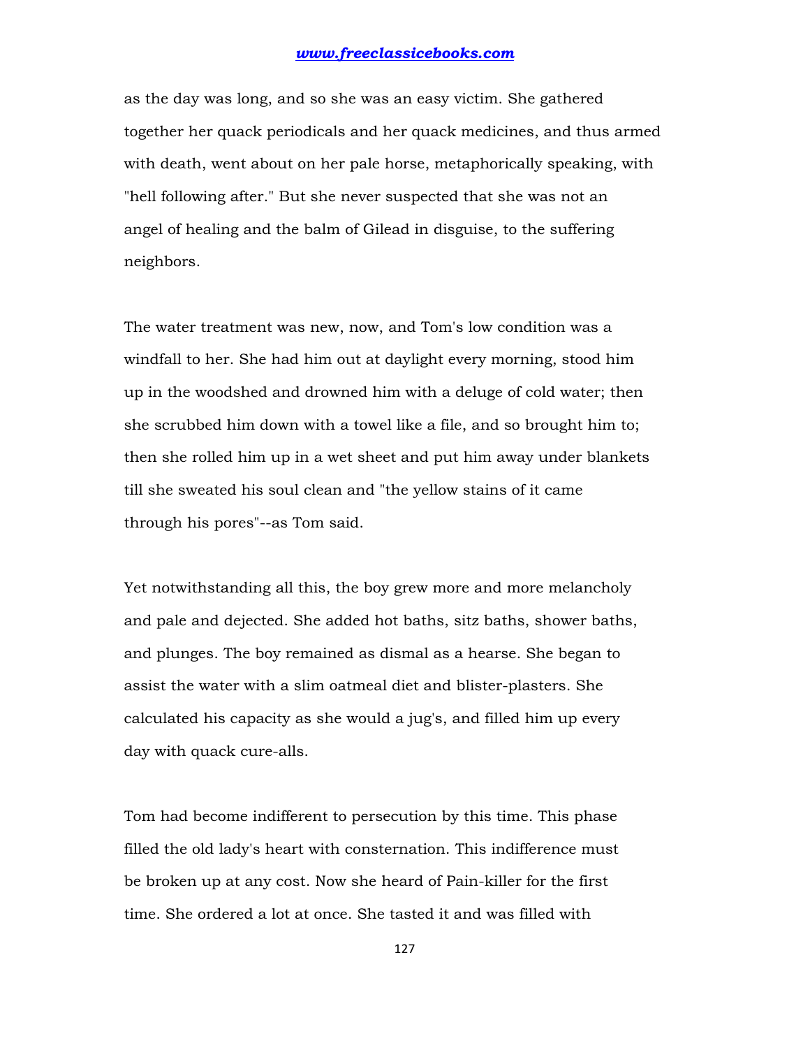as the day was long, and so she was an easy victim. She gathered together her quack periodicals and her quack medicines, and thus armed with death, went about on her pale horse, metaphorically speaking, with "hell following after." But she never suspected that she was not an angel of healing and the balm of Gilead in disguise, to the suffering neighbors.

The water treatment was new, now, and Tom's low condition was a windfall to her. She had him out at daylight every morning, stood him up in the woodshed and drowned him with a deluge of cold water; then she scrubbed him down with a towel like a file, and so brought him to; then she rolled him up in a wet sheet and put him away under blankets till she sweated his soul clean and "the yellow stains of it came through his pores"--as Tom said.

Yet notwithstanding all this, the boy grew more and more melancholy and pale and dejected. She added hot baths, sitz baths, shower baths, and plunges. The boy remained as dismal as a hearse. She began to assist the water with a slim oatmeal diet and blister-plasters. She calculated his capacity as she would a jug's, and filled him up every day with quack cure-alls.

Tom had become indifferent to persecution by this time. This phase filled the old lady's heart with consternation. This indifference must be broken up at any cost. Now she heard of Pain-killer for the first time. She ordered a lot at once. She tasted it and was filled with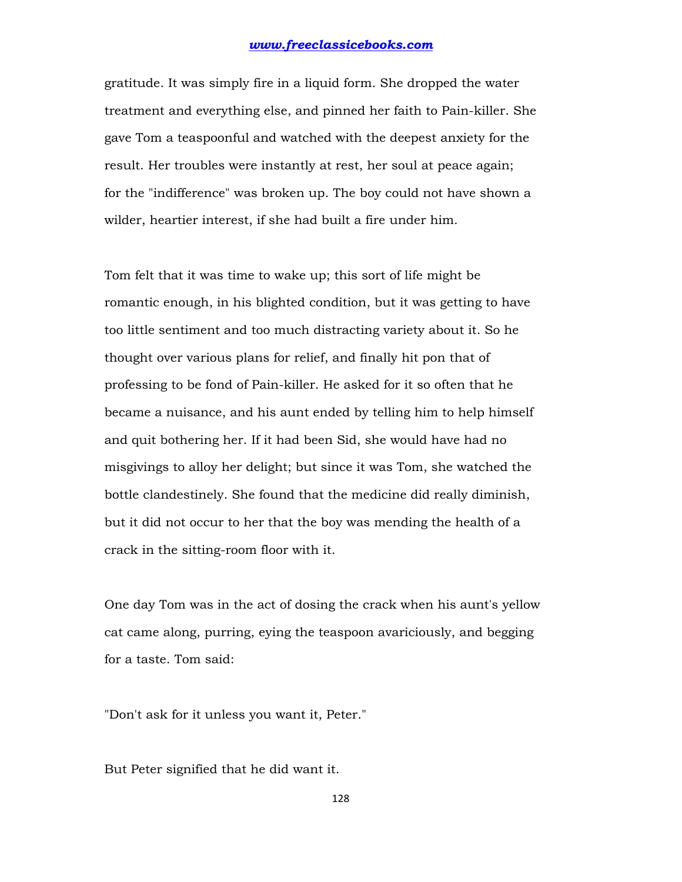gratitude. It was simply fire in a liquid form. She dropped the water treatment and everything else, and pinned her faith to Pain-killer. She gave Tom a teaspoonful and watched with the deepest anxiety for the result. Her troubles were instantly at rest, her soul at peace again; for the "indifference" was broken up. The boy could not have shown a wilder, heartier interest, if she had built a fire under him.

Tom felt that it was time to wake up; this sort of life might be romantic enough, in his blighted condition, but it was getting to have too little sentiment and too much distracting variety about it. So he thought over various plans for relief, and finally hit pon that of professing to be fond of Pain-killer. He asked for it so often that he became a nuisance, and his aunt ended by telling him to help himself and quit bothering her. If it had been Sid, she would have had no misgivings to alloy her delight; but since it was Tom, she watched the bottle clandestinely. She found that the medicine did really diminish, but it did not occur to her that the boy was mending the health of a crack in the sitting-room floor with it.

One day Tom was in the act of dosing the crack when his aunt's yellow cat came along, purring, eying the teaspoon avariciously, and begging for a taste. Tom said:

"Don't ask for it unless you want it, Peter."

But Peter signified that he did want it.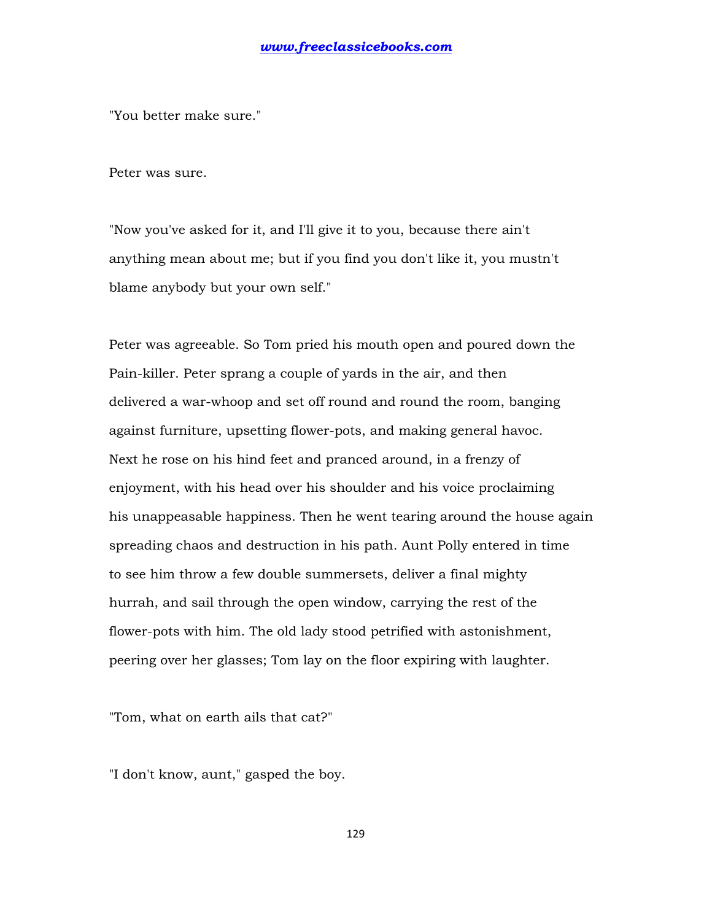"You better make sure."

Peter was sure.

"Now you've asked for it, and I'll give it to you, because there ain't anything mean about me; but if you find you don't like it, you mustn't blame anybody but your own self."

Peter was agreeable. So Tom pried his mouth open and poured down the Pain-killer. Peter sprang a couple of yards in the air, and then delivered a war-whoop and set off round and round the room, banging against furniture, upsetting flower-pots, and making general havoc. Next he rose on his hind feet and pranced around, in a frenzy of enjoyment, with his head over his shoulder and his voice proclaiming his unappeasable happiness. Then he went tearing around the house again spreading chaos and destruction in his path. Aunt Polly entered in time to see him throw a few double summersets, deliver a final mighty hurrah, and sail through the open window, carrying the rest of the flower-pots with him. The old lady stood petrified with astonishment, peering over her glasses; Tom lay on the floor expiring with laughter.

"Tom, what on earth ails that cat?"

"I don't know, aunt," gasped the boy.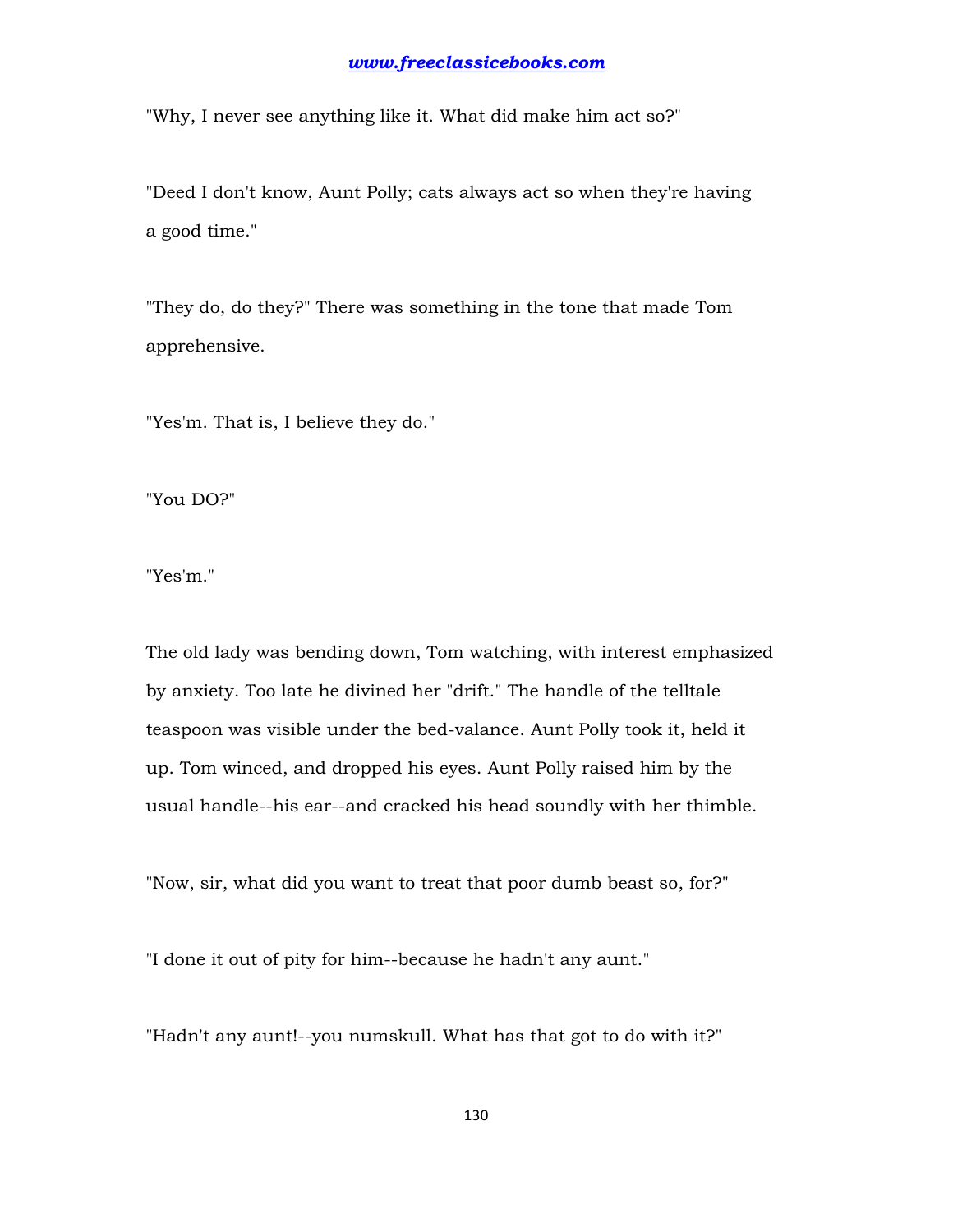"Why, I never see anything like it. What did make him act so?"

"Deed I don't know, Aunt Polly; cats always act so when they're having a good time."

"They do, do they?" There was something in the tone that made Tom apprehensive.

"Yes'm. That is, I believe they do."

"You DO?"

"Yes'm."

The old lady was bending down, Tom watching, with interest emphasized by anxiety. Too late he divined her "drift." The handle of the telltale teaspoon was visible under the bed-valance. Aunt Polly took it, held it up. Tom winced, and dropped his eyes. Aunt Polly raised him by the usual handle--his ear--and cracked his head soundly with her thimble.

"Now, sir, what did you want to treat that poor dumb beast so, for?"

"I done it out of pity for him--because he hadn't any aunt."

"Hadn't any aunt!--you numskull. What has that got to do with it?"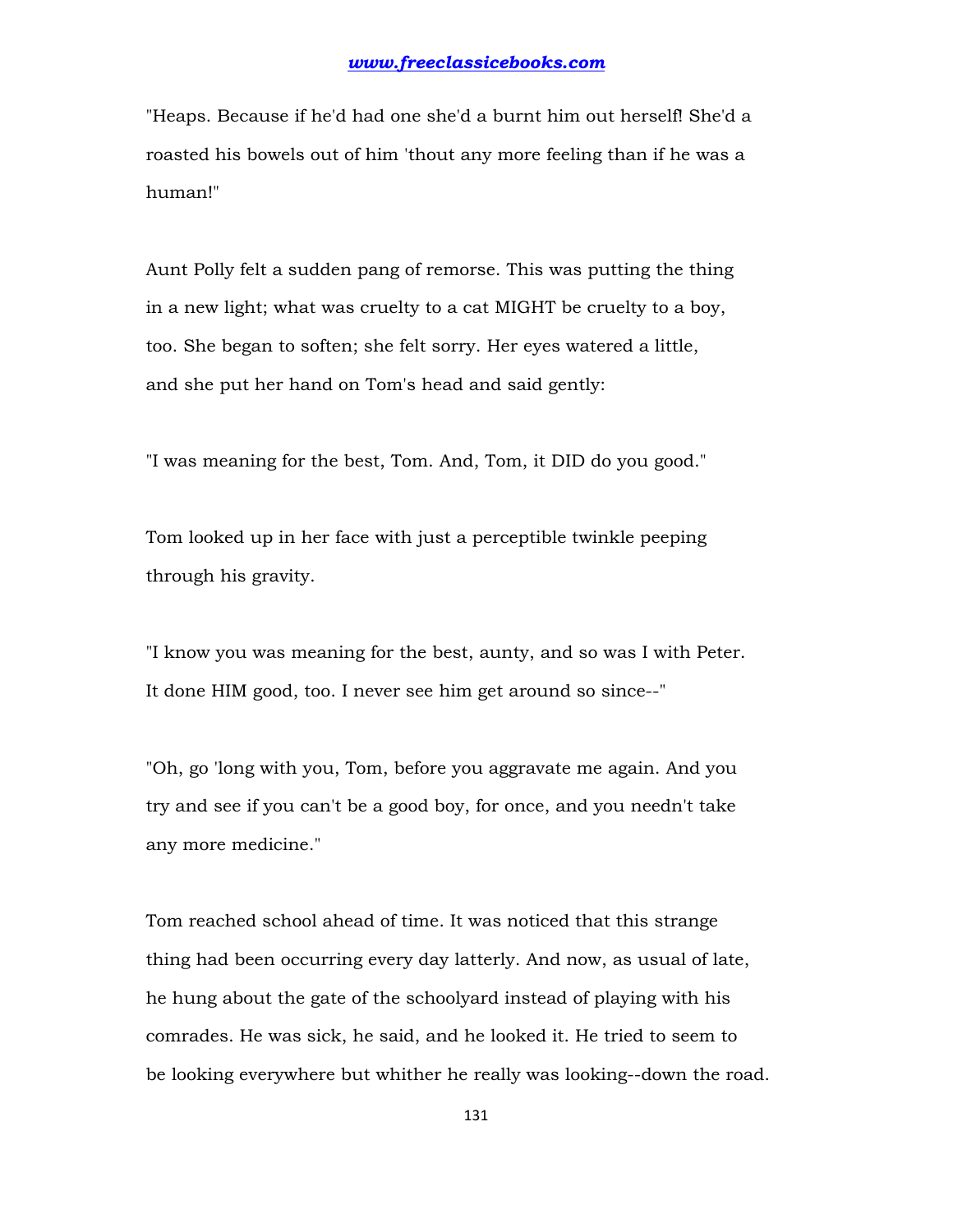"Heaps. Because if he'd had one she'd a burnt him out herself! She'd a roasted his bowels out of him 'thout any more feeling than if he was a human!"

Aunt Polly felt a sudden pang of remorse. This was putting the thing in a new light; what was cruelty to a cat MIGHT be cruelty to a boy, too. She began to soften; she felt sorry. Her eyes watered a little, and she put her hand on Tom's head and said gently:

"I was meaning for the best, Tom. And, Tom, it DID do you good."

Tom looked up in her face with just a perceptible twinkle peeping through his gravity.

"I know you was meaning for the best, aunty, and so was I with Peter. It done HIM good, too. I never see him get around so since--"

"Oh, go 'long with you, Tom, before you aggravate me again. And you try and see if you can't be a good boy, for once, and you needn't take any more medicine."

Tom reached school ahead of time. It was noticed that this strange thing had been occurring every day latterly. And now, as usual of late, he hung about the gate of the schoolyard instead of playing with his comrades. He was sick, he said, and he looked it. He tried to seem to be looking everywhere but whither he really was looking--down the road.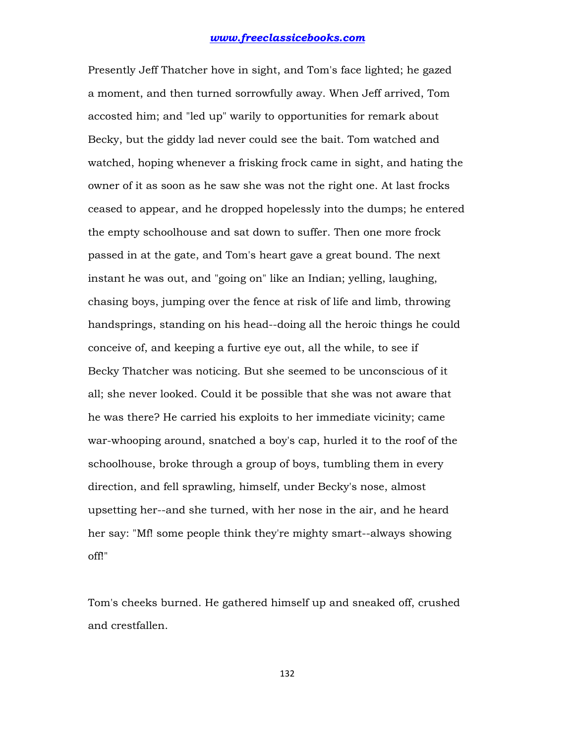Presently Jeff Thatcher hove in sight, and Tom's face lighted; he gazed a moment, and then turned sorrowfully away. When Jeff arrived, Tom accosted him; and "led up" warily to opportunities for remark about Becky, but the giddy lad never could see the bait. Tom watched and watched, hoping whenever a frisking frock came in sight, and hating the owner of it as soon as he saw she was not the right one. At last frocks ceased to appear, and he dropped hopelessly into the dumps; he entered the empty schoolhouse and sat down to suffer. Then one more frock passed in at the gate, and Tom's heart gave a great bound. The next instant he was out, and "going on" like an Indian; yelling, laughing, chasing boys, jumping over the fence at risk of life and limb, throwing handsprings, standing on his head--doing all the heroic things he could conceive of, and keeping a furtive eye out, all the while, to see if Becky Thatcher was noticing. But she seemed to be unconscious of it all; she never looked. Could it be possible that she was not aware that he was there? He carried his exploits to her immediate vicinity; came war-whooping around, snatched a boy's cap, hurled it to the roof of the schoolhouse, broke through a group of boys, tumbling them in every direction, and fell sprawling, himself, under Becky's nose, almost upsetting her--and she turned, with her nose in the air, and he heard her say: "Mf! some people think they're mighty smart--always showing off!"

Tom's cheeks burned. He gathered himself up and sneaked off, crushed and crestfallen.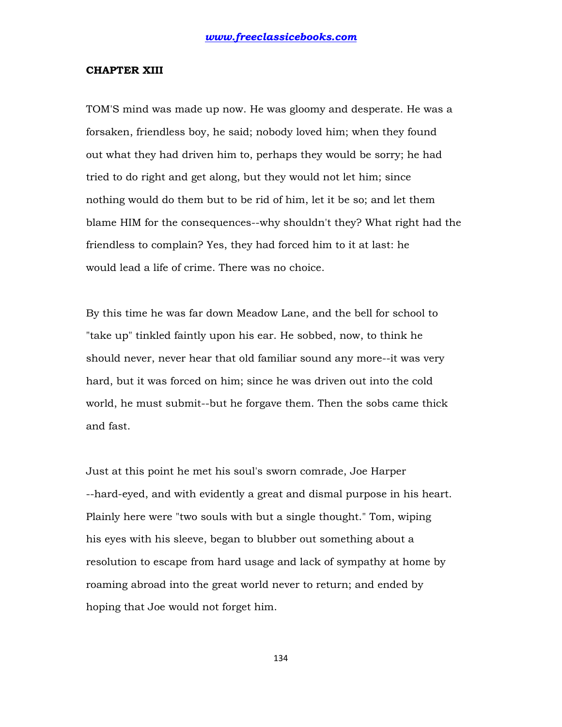## CHAPTER XIII

TOM'S mind was made up now. He was gloomy and desperate. He was a forsaken, friendless boy, he said; nobody loved him; when they found out what they had driven him to, perhaps they would be sorry; he had tried to do right and get along, but they would not let him; since nothing would do them but to be rid of him, let it be so; and let them blame HIM for the consequences--why shouldn't they? What right had the friendless to complain? Yes, they had forced him to it at last: he would lead a life of crime. There was no choice.

By this time he was far down Meadow Lane, and the bell for school to "take up" tinkled faintly upon his ear. He sobbed, now, to think he should never, never hear that old familiar sound any more--it was very hard, but it was forced on him; since he was driven out into the cold world, he must submit--but he forgave them. Then the sobs came thick and fast.

Just at this point he met his soul's sworn comrade, Joe Harper --hard-eyed, and with evidently a great and dismal purpose in his heart. Plainly here were "two souls with but a single thought." Tom, wiping his eyes with his sleeve, began to blubber out something about a resolution to escape from hard usage and lack of sympathy at home by roaming abroad into the great world never to return; and ended by hoping that Joe would not forget him.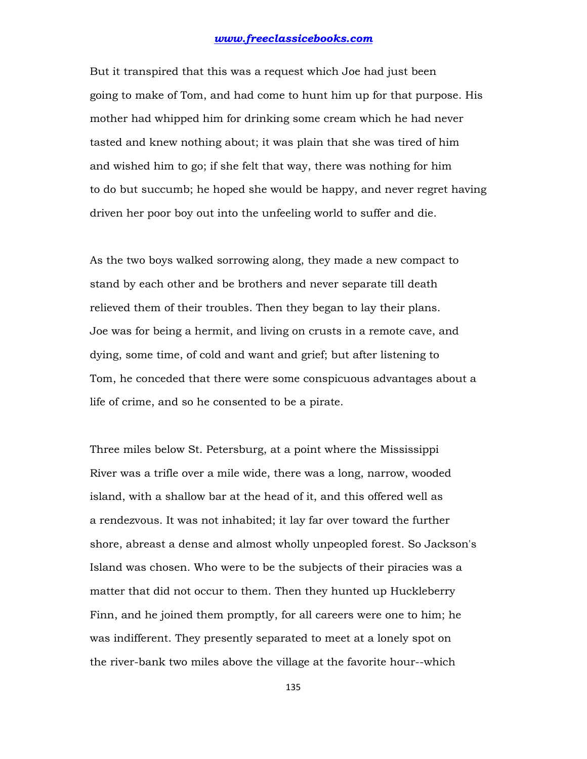But it transpired that this was a request which Joe had just been going to make of Tom, and had come to hunt him up for that purpose. His mother had whipped him for drinking some cream which he had never tasted and knew nothing about; it was plain that she was tired of him and wished him to go; if she felt that way, there was nothing for him to do but succumb; he hoped she would be happy, and never regret having driven her poor boy out into the unfeeling world to suffer and die.

As the two boys walked sorrowing along, they made a new compact to stand by each other and be brothers and never separate till death relieved them of their troubles. Then they began to lay their plans. Joe was for being a hermit, and living on crusts in a remote cave, and dying, some time, of cold and want and grief; but after listening to Tom, he conceded that there were some conspicuous advantages about a life of crime, and so he consented to be a pirate.

Three miles below St. Petersburg, at a point where the Mississippi River was a trifle over a mile wide, there was a long, narrow, wooded island, with a shallow bar at the head of it, and this offered well as a rendezvous. It was not inhabited; it lay far over toward the further shore, abreast a dense and almost wholly unpeopled forest. So Jackson's Island was chosen. Who were to be the subjects of their piracies was a matter that did not occur to them. Then they hunted up Huckleberry Finn, and he joined them promptly, for all careers were one to him; he was indifferent. They presently separated to meet at a lonely spot on the river-bank two miles above the village at the favorite hour--which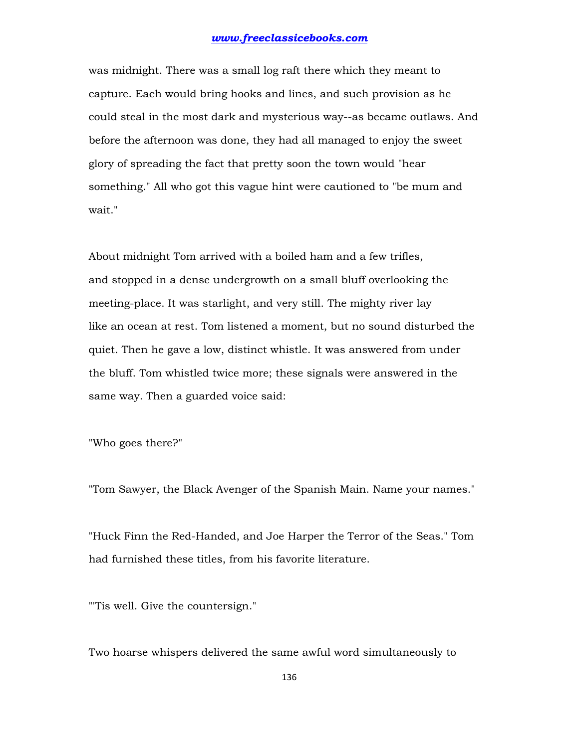was midnight. There was a small log raft there which they meant to capture. Each would bring hooks and lines, and such provision as he could steal in the most dark and mysterious way--as became outlaws. And before the afternoon was done, they had all managed to enjoy the sweet glory of spreading the fact that pretty soon the town would "hear something." All who got this vague hint were cautioned to "be mum and wait."

About midnight Tom arrived with a boiled ham and a few trifles, and stopped in a dense undergrowth on a small bluff overlooking the meeting-place. It was starlight, and very still. The mighty river lay like an ocean at rest. Tom listened a moment, but no sound disturbed the quiet. Then he gave a low, distinct whistle. It was answered from under the bluff. Tom whistled twice more; these signals were answered in the same way. Then a guarded voice said:

"Who goes there?"

"Tom Sawyer, the Black Avenger of the Spanish Main. Name your names."

"Huck Finn the Red-Handed, and Joe Harper the Terror of the Seas." Tom had furnished these titles, from his favorite literature.

"'Tis well. Give the countersign."

Two hoarse whispers delivered the same awful word simultaneously to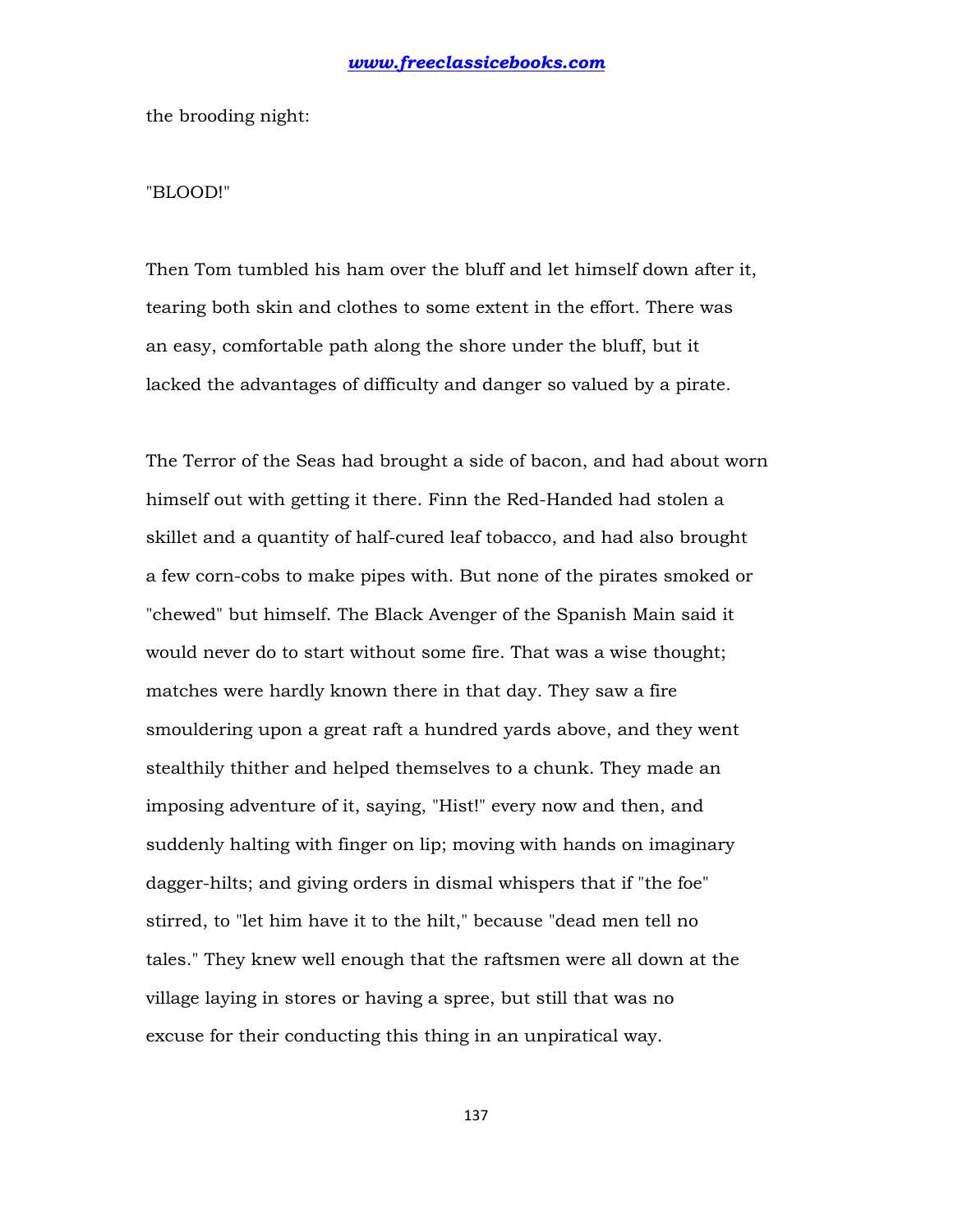the brooding night:

"BLOOD!"

Then Tom tumbled his ham over the bluff and let himself down after it, tearing both skin and clothes to some extent in the effort. There was an easy, comfortable path along the shore under the bluff, but it lacked the advantages of difficulty and danger so valued by a pirate.

The Terror of the Seas had brought a side of bacon, and had about worn himself out with getting it there. Finn the Red-Handed had stolen a skillet and a quantity of half-cured leaf tobacco, and had also brought a few corn-cobs to make pipes with. But none of the pirates smoked or "chewed" but himself. The Black Avenger of the Spanish Main said it would never do to start without some fire. That was a wise thought; matches were hardly known there in that day. They saw a fire smouldering upon a great raft a hundred yards above, and they went stealthily thither and helped themselves to a chunk. They made an imposing adventure of it, saying, "Hist!" every now and then, and suddenly halting with finger on lip; moving with hands on imaginary dagger-hilts; and giving orders in dismal whispers that if "the foe" stirred, to "let him have it to the hilt," because "dead men tell no tales." They knew well enough that the raftsmen were all down at the village laying in stores or having a spree, but still that was no excuse for their conducting this thing in an unpiratical way.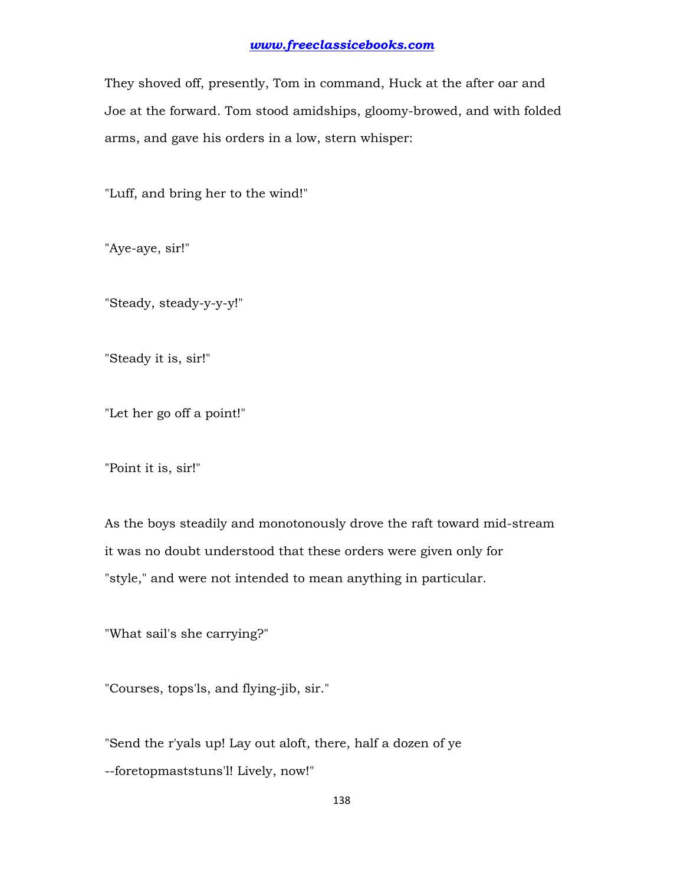They shoved off, presently, Tom in command, Huck at the after oar and Joe at the forward. Tom stood amidships, gloomy-browed, and with folded arms, and gave his orders in a low, stern whisper:

"Luff, and bring her to the wind!"

"Aye-aye, sir!"

"Steady, steady-y-y-y!"

"Steady it is, sir!"

"Let her go off a point!"

"Point it is, sir!"

As the boys steadily and monotonously drove the raft toward mid-stream it was no doubt understood that these orders were given only for "style," and were not intended to mean anything in particular.

"What sail's she carrying?"

"Courses, tops'ls, and flying-jib, sir."

"Send the r'yals up! Lay out aloft, there, half a dozen of ye --foretopmaststuns'l! Lively, now!"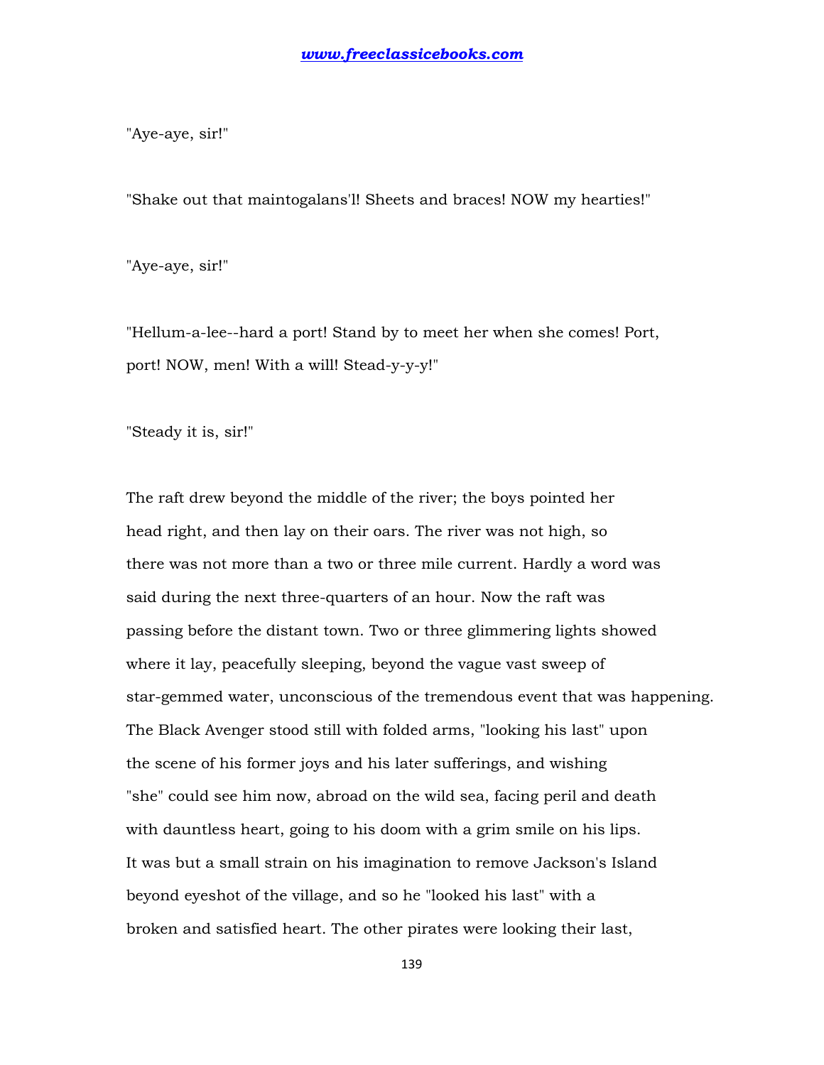"Aye-aye, sir!"

"Shake out that maintogalans'l! Sheets and braces! NOW my hearties!"

"Aye-aye, sir!"

"Hellum-a-lee--hard a port! Stand by to meet her when she comes! Port, port! NOW, men! With a will! Stead-y-y-y!"

"Steady it is, sir!"

The raft drew beyond the middle of the river; the boys pointed her head right, and then lay on their oars. The river was not high, so there was not more than a two or three mile current. Hardly a word was said during the next three-quarters of an hour. Now the raft was passing before the distant town. Two or three glimmering lights showed where it lay, peacefully sleeping, beyond the vague vast sweep of star-gemmed water, unconscious of the tremendous event that was happening. The Black Avenger stood still with folded arms, "looking his last" upon the scene of his former joys and his later sufferings, and wishing "she" could see him now, abroad on the wild sea, facing peril and death with dauntless heart, going to his doom with a grim smile on his lips. It was but a small strain on his imagination to remove Jackson's Island beyond eyeshot of the village, and so he "looked his last" with a broken and satisfied heart. The other pirates were looking their last,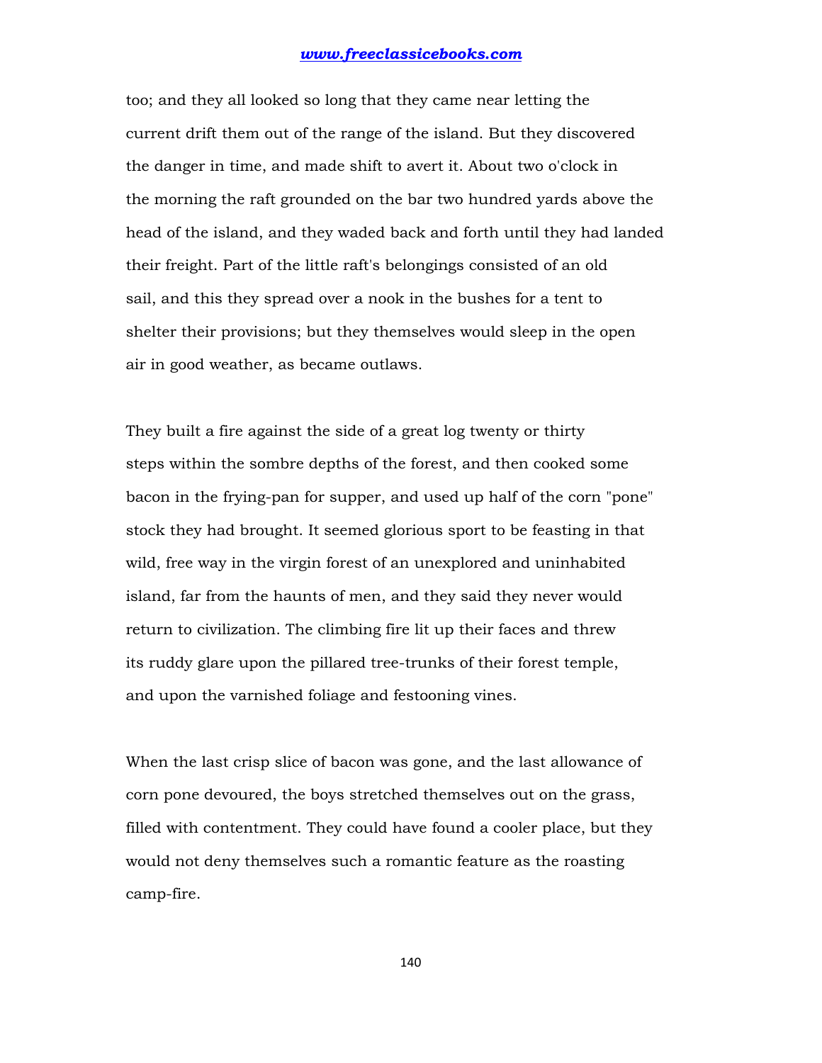too; and they all looked so long that they came near letting the current drift them out of the range of the island. But they discovered the danger in time, and made shift to avert it. About two o'clock in the morning the raft grounded on the bar two hundred yards above the head of the island, and they waded back and forth until they had landed their freight. Part of the little raft's belongings consisted of an old sail, and this they spread over a nook in the bushes for a tent to shelter their provisions; but they themselves would sleep in the open air in good weather, as became outlaws.

They built a fire against the side of a great log twenty or thirty steps within the sombre depths of the forest, and then cooked some bacon in the frying-pan for supper, and used up half of the corn "pone" stock they had brought. It seemed glorious sport to be feasting in that wild, free way in the virgin forest of an unexplored and uninhabited island, far from the haunts of men, and they said they never would return to civilization. The climbing fire lit up their faces and threw its ruddy glare upon the pillared tree-trunks of their forest temple, and upon the varnished foliage and festooning vines.

When the last crisp slice of bacon was gone, and the last allowance of corn pone devoured, the boys stretched themselves out on the grass, filled with contentment. They could have found a cooler place, but they would not deny themselves such a romantic feature as the roasting camp-fire.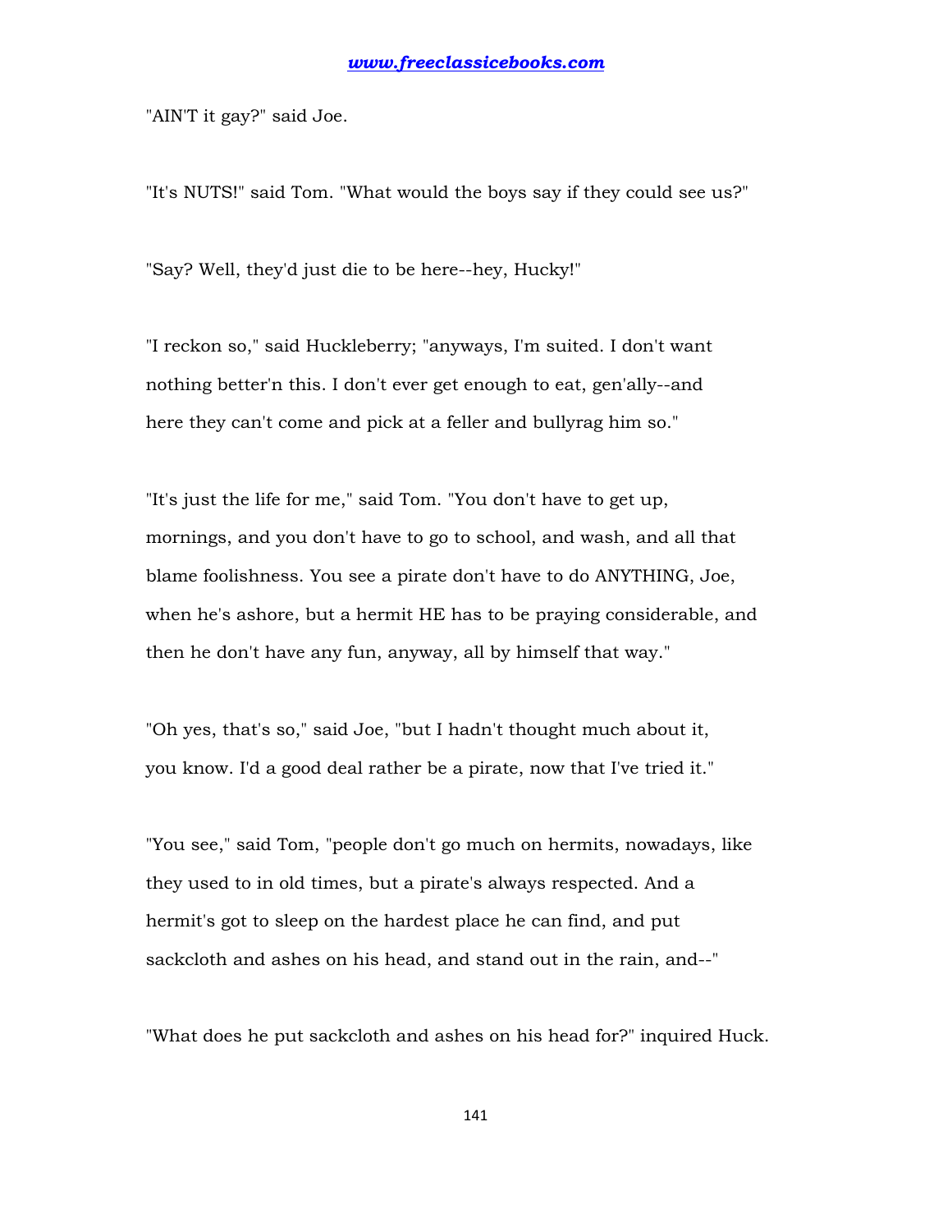"AIN'T it gay?" said Joe.

"It's NUTS!" said Tom. "What would the boys say if they could see us?"

"Say? Well, they'd just die to be here--hey, Hucky!"

"I reckon so," said Huckleberry; "anyways, I'm suited. I don't want nothing better'n this. I don't ever get enough to eat, gen'ally--and here they can't come and pick at a feller and bullyrag him so."

"It's just the life for me," said Tom. "You don't have to get up, mornings, and you don't have to go to school, and wash, and all that blame foolishness. You see a pirate don't have to do ANYTHING, Joe, when he's ashore, but a hermit HE has to be praying considerable, and then he don't have any fun, anyway, all by himself that way."

"Oh yes, that's so," said Joe, "but I hadn't thought much about it, you know. I'd a good deal rather be a pirate, now that I've tried it."

"You see," said Tom, "people don't go much on hermits, nowadays, like they used to in old times, but a pirate's always respected. And a hermit's got to sleep on the hardest place he can find, and put sackcloth and ashes on his head, and stand out in the rain, and--"

"What does he put sackcloth and ashes on his head for?" inquired Huck.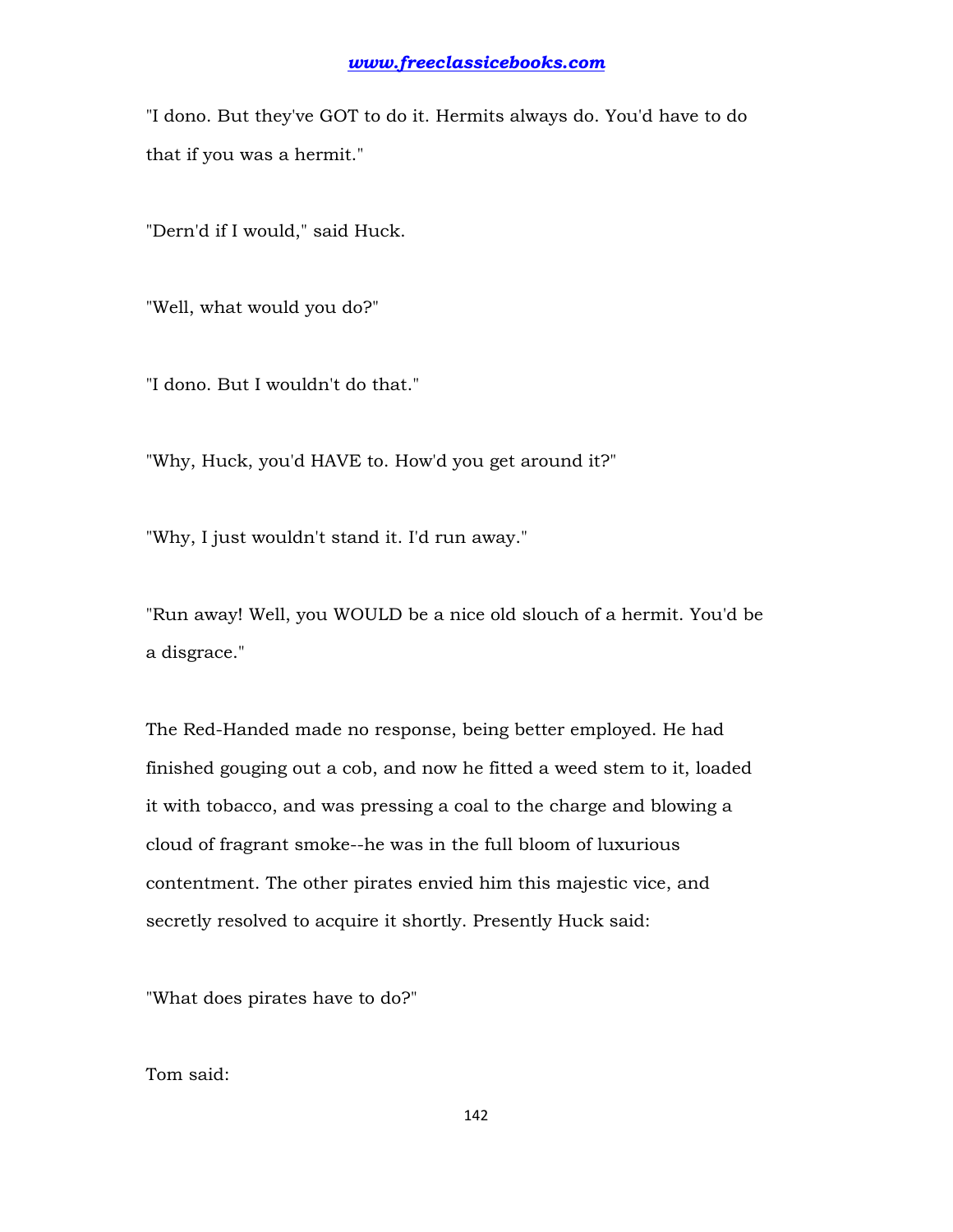"I dono. But they've GOT to do it. Hermits always do. You'd have to do that if you was a hermit."

"Dern'd if I would," said Huck.

"Well, what would you do?"

"I dono. But I wouldn't do that."

"Why, Huck, you'd HAVE to. How'd you get around it?"

"Why, I just wouldn't stand it. I'd run away."

"Run away! Well, you WOULD be a nice old slouch of a hermit. You'd be a disgrace."

The Red-Handed made no response, being better employed. He had finished gouging out a cob, and now he fitted a weed stem to it, loaded it with tobacco, and was pressing a coal to the charge and blowing a cloud of fragrant smoke--he was in the full bloom of luxurious contentment. The other pirates envied him this majestic vice, and secretly resolved to acquire it shortly. Presently Huck said:

"What does pirates have to do?"

Tom said: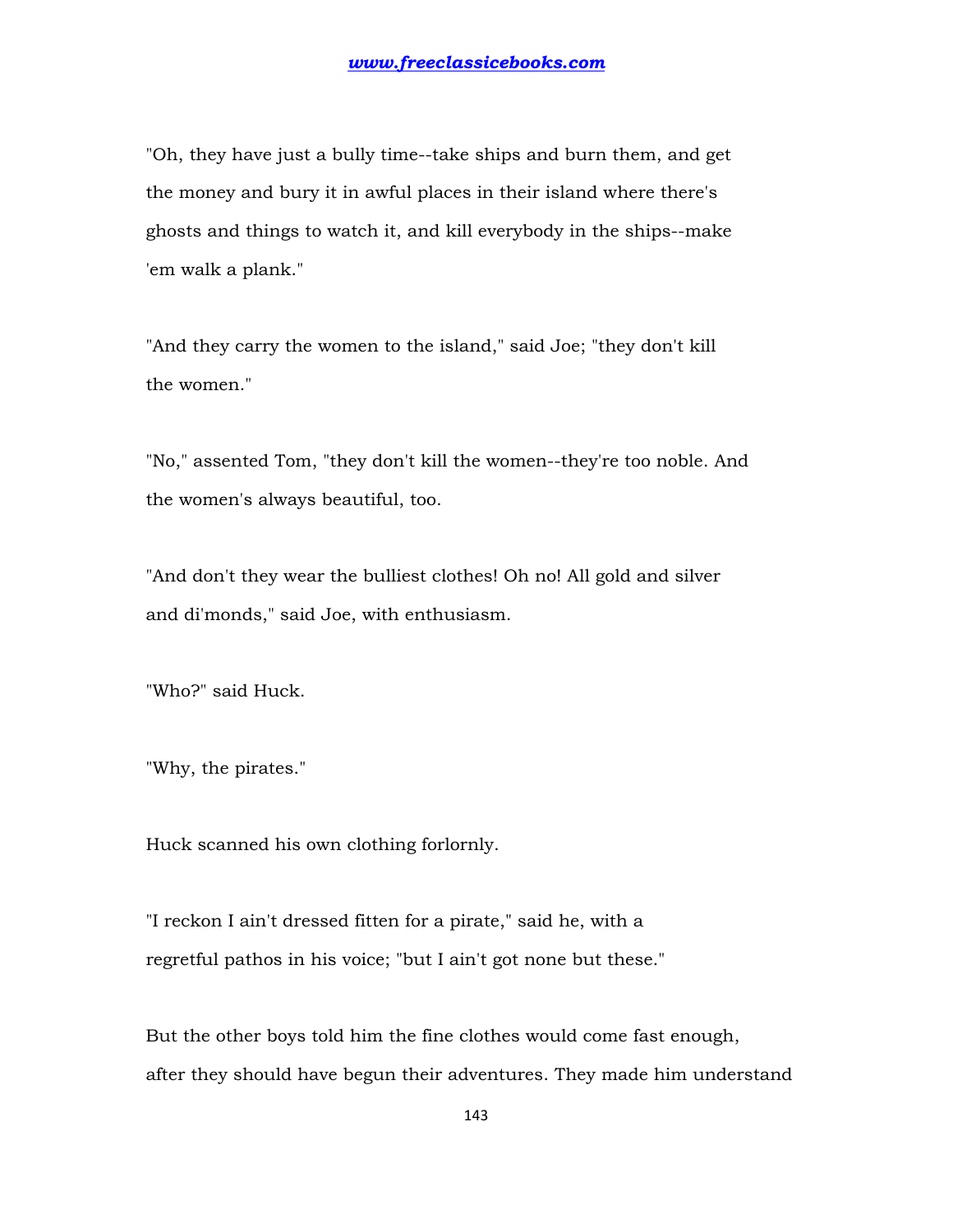"Oh, they have just a bully time--take ships and burn them, and get the money and bury it in awful places in their island where there's ghosts and things to watch it, and kill everybody in the ships--make 'em walk a plank."

"And they carry the women to the island," said Joe; "they don't kill the women."

"No," assented Tom, "they don't kill the women--they're too noble. And the women's always beautiful, too.

"And don't they wear the bulliest clothes! Oh no! All gold and silver and di'monds," said Joe, with enthusiasm.

"Who?" said Huck.

"Why, the pirates."

Huck scanned his own clothing forlornly.

"I reckon I ain't dressed fitten for a pirate," said he, with a regretful pathos in his voice; "but I ain't got none but these."

But the other boys told him the fine clothes would come fast enough, after they should have begun their adventures. They made him understand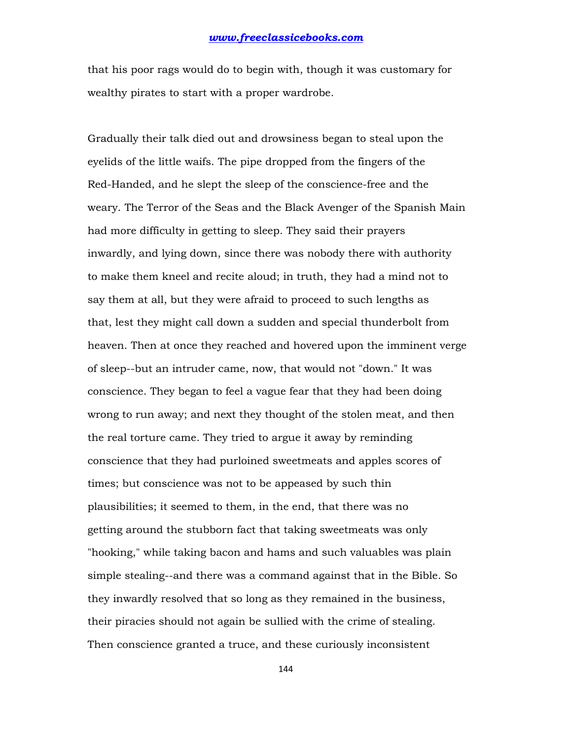that his poor rags would do to begin with, though it was customary for wealthy pirates to start with a proper wardrobe.

Gradually their talk died out and drowsiness began to steal upon the eyelids of the little waifs. The pipe dropped from the fingers of the Red-Handed, and he slept the sleep of the conscience-free and the weary. The Terror of the Seas and the Black Avenger of the Spanish Main had more difficulty in getting to sleep. They said their prayers inwardly, and lying down, since there was nobody there with authority to make them kneel and recite aloud; in truth, they had a mind not to say them at all, but they were afraid to proceed to such lengths as that, lest they might call down a sudden and special thunderbolt from heaven. Then at once they reached and hovered upon the imminent verge of sleep--but an intruder came, now, that would not "down." It was conscience. They began to feel a vague fear that they had been doing wrong to run away; and next they thought of the stolen meat, and then the real torture came. They tried to argue it away by reminding conscience that they had purloined sweetmeats and apples scores of times; but conscience was not to be appeased by such thin plausibilities; it seemed to them, in the end, that there was no getting around the stubborn fact that taking sweetmeats was only "hooking," while taking bacon and hams and such valuables was plain simple stealing--and there was a command against that in the Bible. So they inwardly resolved that so long as they remained in the business, their piracies should not again be sullied with the crime of stealing. Then conscience granted a truce, and these curiously inconsistent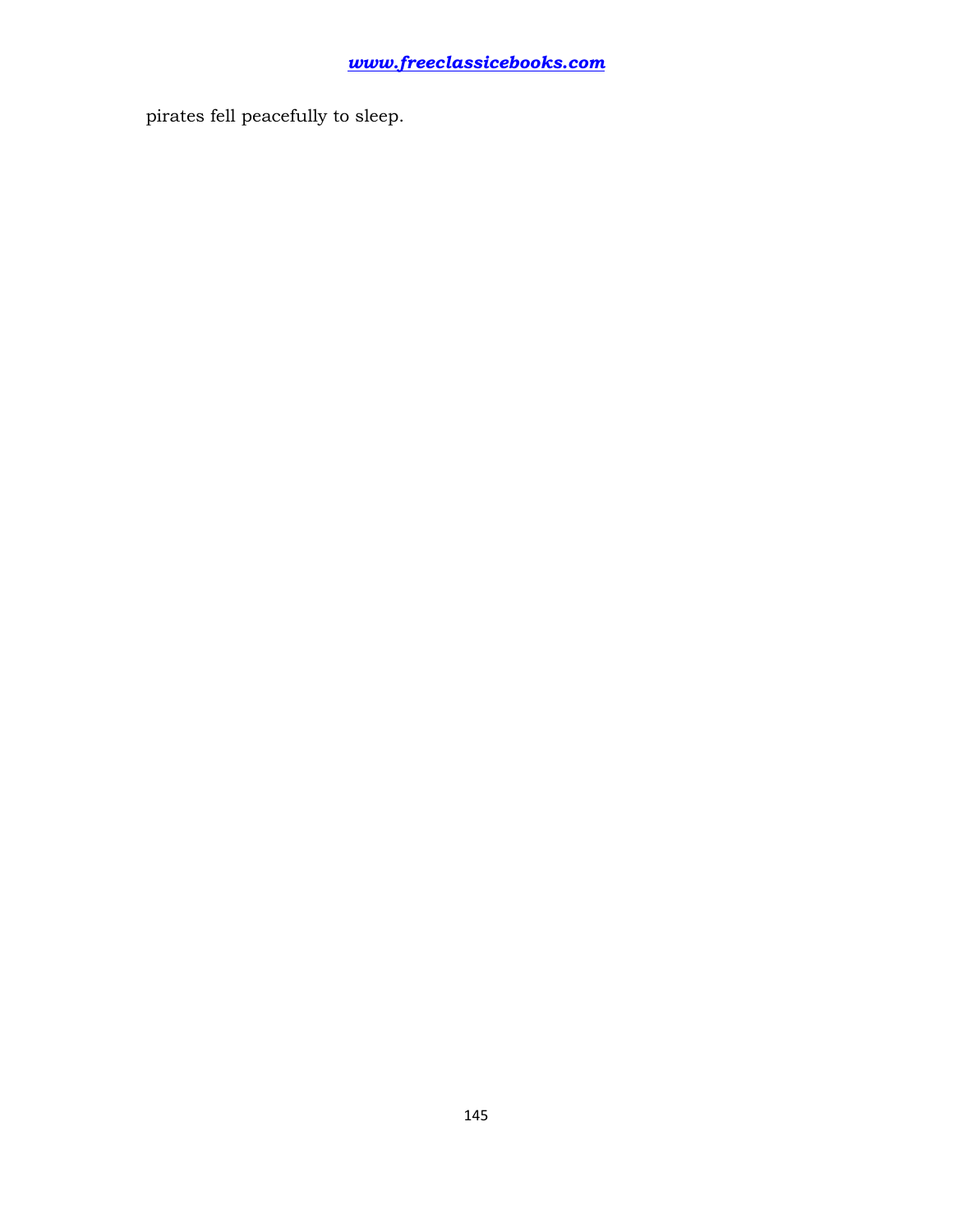pirates fell peacefully to sleep.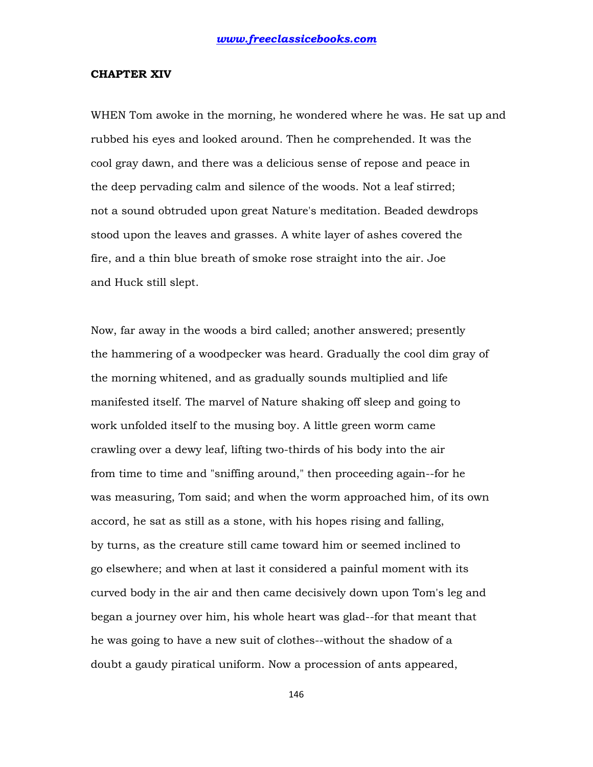## CHAPTER XIV

WHEN Tom awoke in the morning, he wondered where he was. He sat up and rubbed his eyes and looked around. Then he comprehended. It was the cool gray dawn, and there was a delicious sense of repose and peace in the deep pervading calm and silence of the woods. Not a leaf stirred; not a sound obtruded upon great Nature's meditation. Beaded dewdrops stood upon the leaves and grasses. A white layer of ashes covered the fire, and a thin blue breath of smoke rose straight into the air. Joe and Huck still slept.

Now, far away in the woods a bird called; another answered; presently the hammering of a woodpecker was heard. Gradually the cool dim gray of the morning whitened, and as gradually sounds multiplied and life manifested itself. The marvel of Nature shaking off sleep and going to work unfolded itself to the musing boy. A little green worm came crawling over a dewy leaf, lifting two-thirds of his body into the air from time to time and "sniffing around," then proceeding again--for he was measuring, Tom said; and when the worm approached him, of its own accord, he sat as still as a stone, with his hopes rising and falling, by turns, as the creature still came toward him or seemed inclined to go elsewhere; and when at last it considered a painful moment with its curved body in the air and then came decisively down upon Tom's leg and began a journey over him, his whole heart was glad--for that meant that he was going to have a new suit of clothes--without the shadow of a doubt a gaudy piratical uniform. Now a procession of ants appeared,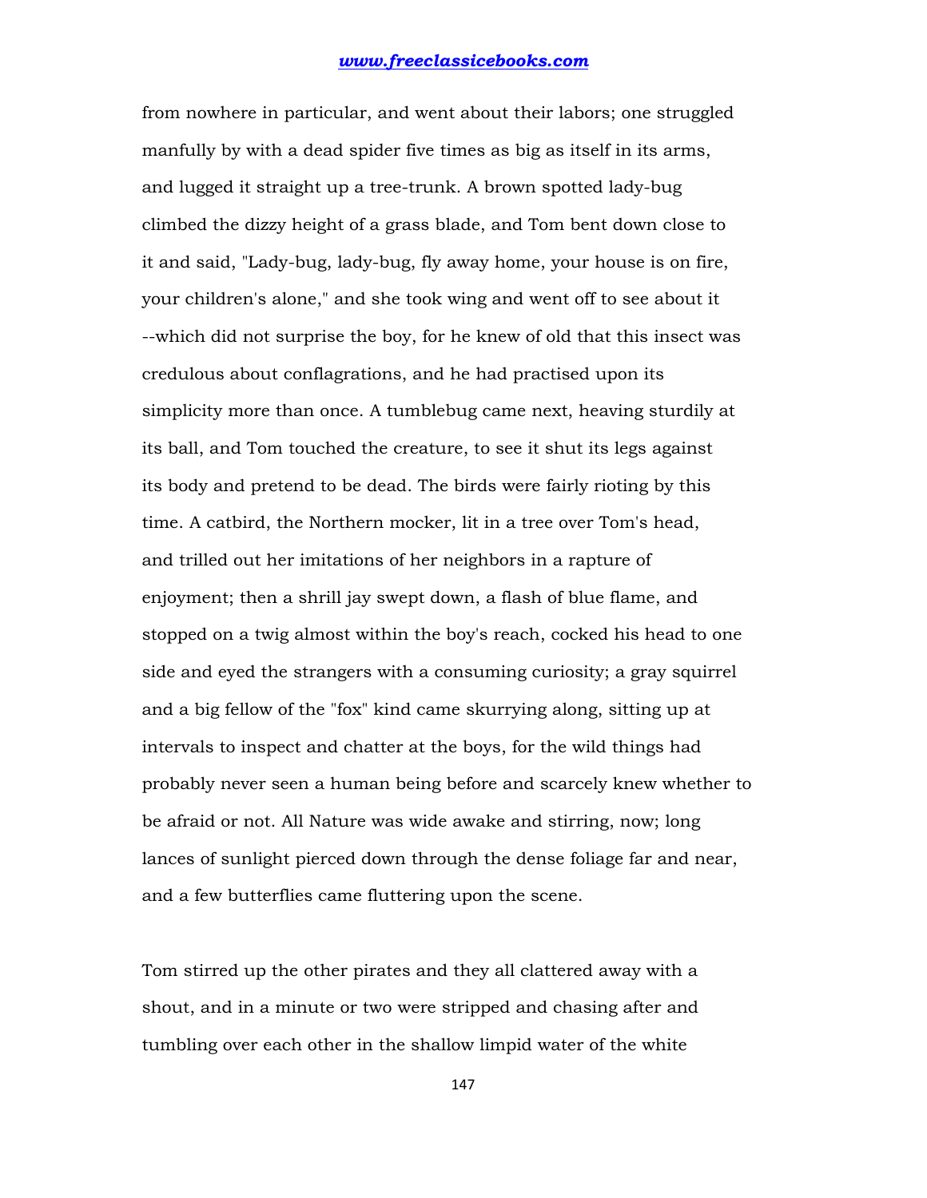from nowhere in particular, and went about their labors; one struggled manfully by with a dead spider five times as big as itself in its arms, and lugged it straight up a tree-trunk. A brown spotted lady-bug climbed the dizzy height of a grass blade, and Tom bent down close to it and said, "Lady-bug, lady-bug, fly away home, your house is on fire, your children's alone," and she took wing and went off to see about it --which did not surprise the boy, for he knew of old that this insect was credulous about conflagrations, and he had practised upon its simplicity more than once. A tumblebug came next, heaving sturdily at its ball, and Tom touched the creature, to see it shut its legs against its body and pretend to be dead. The birds were fairly rioting by this time. A catbird, the Northern mocker, lit in a tree over Tom's head, and trilled out her imitations of her neighbors in a rapture of enjoyment; then a shrill jay swept down, a flash of blue flame, and stopped on a twig almost within the boy's reach, cocked his head to one side and eyed the strangers with a consuming curiosity; a gray squirrel and a big fellow of the "fox" kind came skurrying along, sitting up at intervals to inspect and chatter at the boys, for the wild things had probably never seen a human being before and scarcely knew whether to be afraid or not. All Nature was wide awake and stirring, now; long lances of sunlight pierced down through the dense foliage far and near, and a few butterflies came fluttering upon the scene.

Tom stirred up the other pirates and they all clattered away with a shout, and in a minute or two were stripped and chasing after and tumbling over each other in the shallow limpid water of the white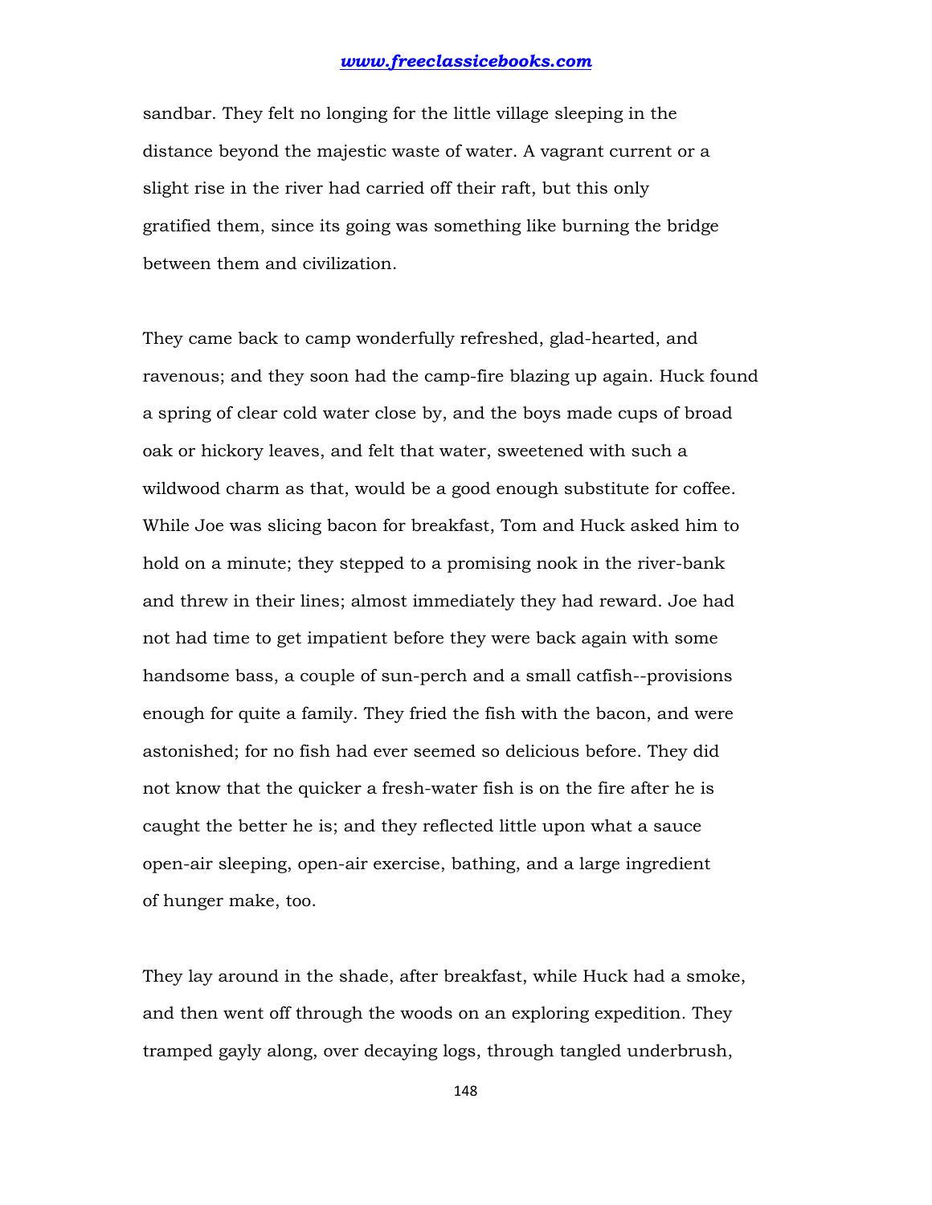sandbar. They felt no longing for the little village sleeping in the distance beyond the majestic waste of water. A vagrant current or a slight rise in the river had carried off their raft, but this only gratified them, since its going was something like burning the bridge between them and civilization.

They came back to camp wonderfully refreshed, glad-hearted, and ravenous; and they soon had the camp-fire blazing up again. Huck found a spring of clear cold water close by, and the boys made cups of broad oak or hickory leaves, and felt that water, sweetened with such a wildwood charm as that, would be a good enough substitute for coffee. While Joe was slicing bacon for breakfast, Tom and Huck asked him to hold on a minute; they stepped to a promising nook in the river-bank and threw in their lines; almost immediately they had reward. Joe had not had time to get impatient before they were back again with some handsome bass, a couple of sun-perch and a small catfish--provisions enough for quite a family. They fried the fish with the bacon, and were astonished; for no fish had ever seemed so delicious before. They did not know that the quicker a fresh-water fish is on the fire after he is caught the better he is; and they reflected little upon what a sauce open-air sleeping, open-air exercise, bathing, and a large ingredient of hunger make, too.

They lay around in the shade, after breakfast, while Huck had a smoke, and then went off through the woods on an exploring expedition. They tramped gayly along, over decaying logs, through tangled underbrush,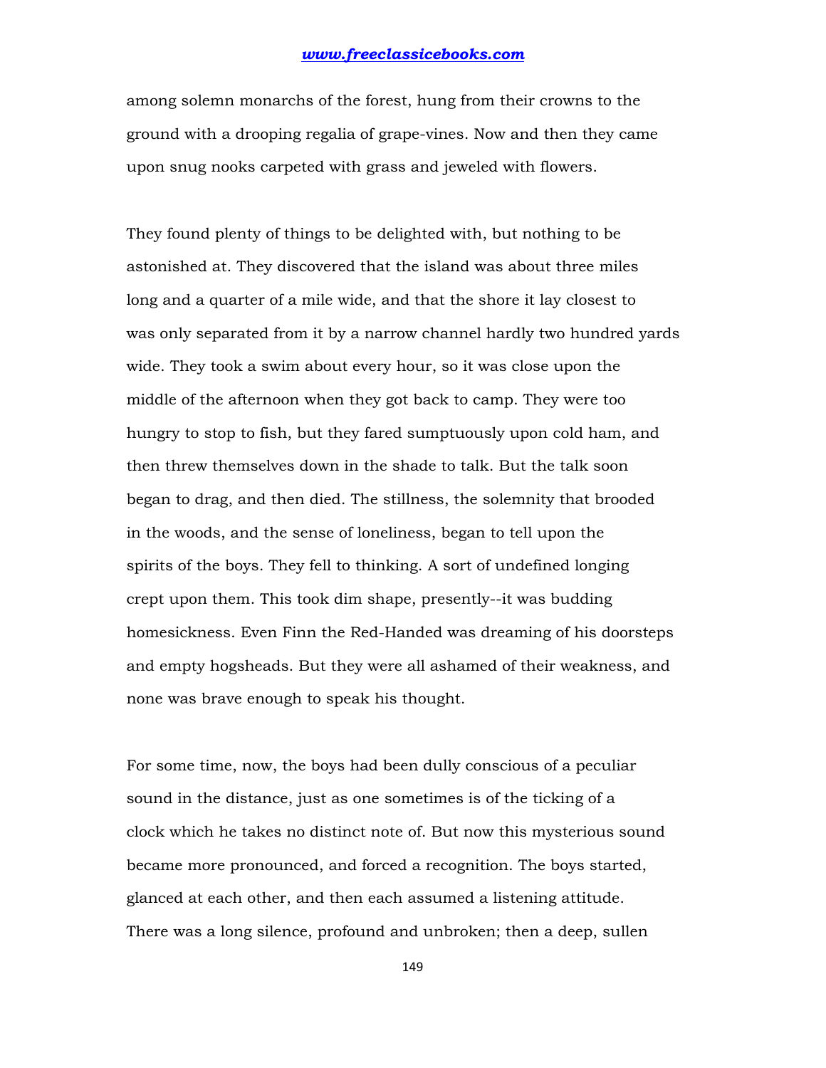among solemn monarchs of the forest, hung from their crowns to the ground with a drooping regalia of grape-vines. Now and then they came upon snug nooks carpeted with grass and jeweled with flowers.

They found plenty of things to be delighted with, but nothing to be astonished at. They discovered that the island was about three miles long and a quarter of a mile wide, and that the shore it lay closest to was only separated from it by a narrow channel hardly two hundred yards wide. They took a swim about every hour, so it was close upon the middle of the afternoon when they got back to camp. They were too hungry to stop to fish, but they fared sumptuously upon cold ham, and then threw themselves down in the shade to talk. But the talk soon began to drag, and then died. The stillness, the solemnity that brooded in the woods, and the sense of loneliness, began to tell upon the spirits of the boys. They fell to thinking. A sort of undefined longing crept upon them. This took dim shape, presently--it was budding homesickness. Even Finn the Red-Handed was dreaming of his doorsteps and empty hogsheads. But they were all ashamed of their weakness, and none was brave enough to speak his thought.

For some time, now, the boys had been dully conscious of a peculiar sound in the distance, just as one sometimes is of the ticking of a clock which he takes no distinct note of. But now this mysterious sound became more pronounced, and forced a recognition. The boys started, glanced at each other, and then each assumed a listening attitude. There was a long silence, profound and unbroken; then a deep, sullen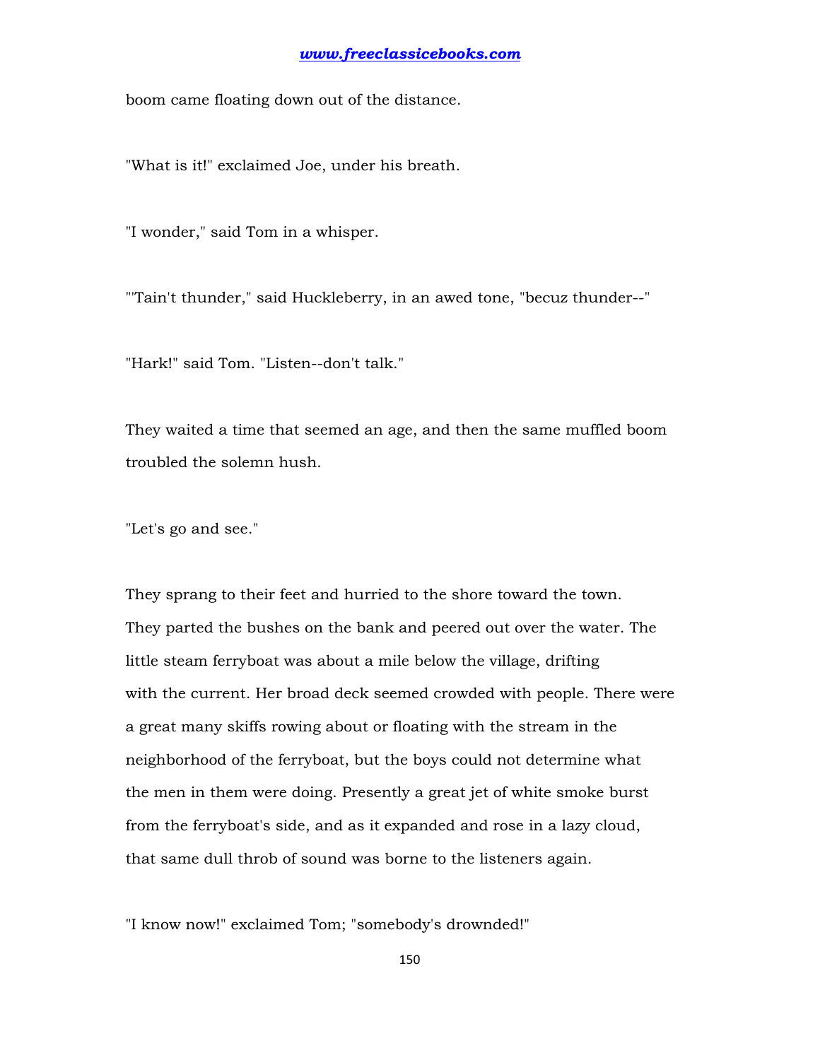boom came floating down out of the distance.

"What is it!" exclaimed Joe, under his breath.

"I wonder," said Tom in a whisper.

"'Tain't thunder," said Huckleberry, in an awed tone, "becuz thunder--"

"Hark!" said Tom. "Listen--don't talk."

They waited a time that seemed an age, and then the same muffled boom troubled the solemn hush.

"Let's go and see."

They sprang to their feet and hurried to the shore toward the town. They parted the bushes on the bank and peered out over the water. The little steam ferryboat was about a mile below the village, drifting with the current. Her broad deck seemed crowded with people. There were a great many skiffs rowing about or floating with the stream in the neighborhood of the ferryboat, but the boys could not determine what the men in them were doing. Presently a great jet of white smoke burst from the ferryboat's side, and as it expanded and rose in a lazy cloud, that same dull throb of sound was borne to the listeners again.

"I know now!" exclaimed Tom; "somebody's drownded!"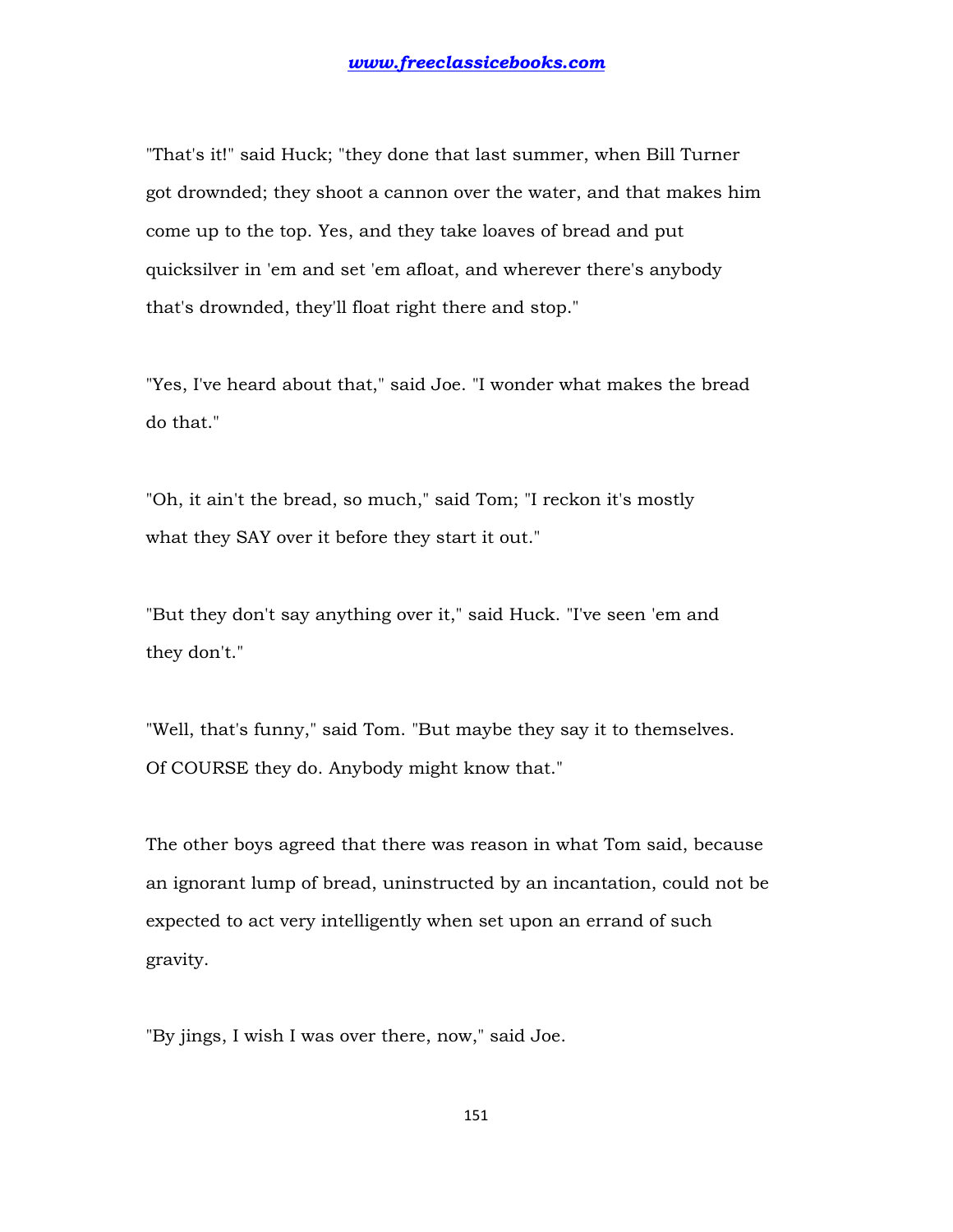"That's it!" said Huck; "they done that last summer, when Bill Turner got drownded; they shoot a cannon over the water, and that makes him come up to the top. Yes, and they take loaves of bread and put quicksilver in 'em and set 'em afloat, and wherever there's anybody that's drownded, they'll float right there and stop."

"Yes, I've heard about that," said Joe. "I wonder what makes the bread do that."

"Oh, it ain't the bread, so much," said Tom; "I reckon it's mostly what they SAY over it before they start it out."

"But they don't say anything over it," said Huck. "I've seen 'em and they don't."

"Well, that's funny," said Tom. "But maybe they say it to themselves. Of COURSE they do. Anybody might know that."

The other boys agreed that there was reason in what Tom said, because an ignorant lump of bread, uninstructed by an incantation, could not be expected to act very intelligently when set upon an errand of such gravity.

"By jings, I wish I was over there, now," said Joe.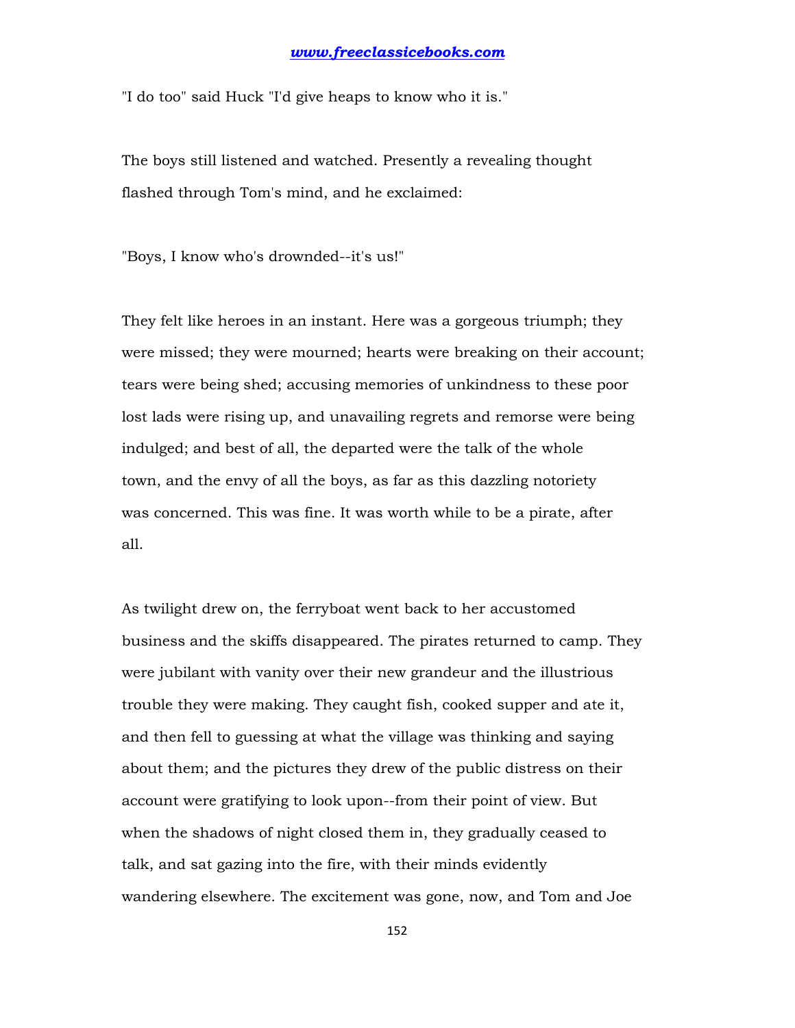"I do too" said Huck "I'd give heaps to know who it is."

The boys still listened and watched. Presently a revealing thought flashed through Tom's mind, and he exclaimed:

"Boys, I know who's drownded--it's us!"

They felt like heroes in an instant. Here was a gorgeous triumph; they were missed; they were mourned; hearts were breaking on their account; tears were being shed; accusing memories of unkindness to these poor lost lads were rising up, and unavailing regrets and remorse were being indulged; and best of all, the departed were the talk of the whole town, and the envy of all the boys, as far as this dazzling notoriety was concerned. This was fine. It was worth while to be a pirate, after all.

As twilight drew on, the ferryboat went back to her accustomed business and the skiffs disappeared. The pirates returned to camp. They were jubilant with vanity over their new grandeur and the illustrious trouble they were making. They caught fish, cooked supper and ate it, and then fell to guessing at what the village was thinking and saying about them; and the pictures they drew of the public distress on their account were gratifying to look upon--from their point of view. But when the shadows of night closed them in, they gradually ceased to talk, and sat gazing into the fire, with their minds evidently wandering elsewhere. The excitement was gone, now, and Tom and Joe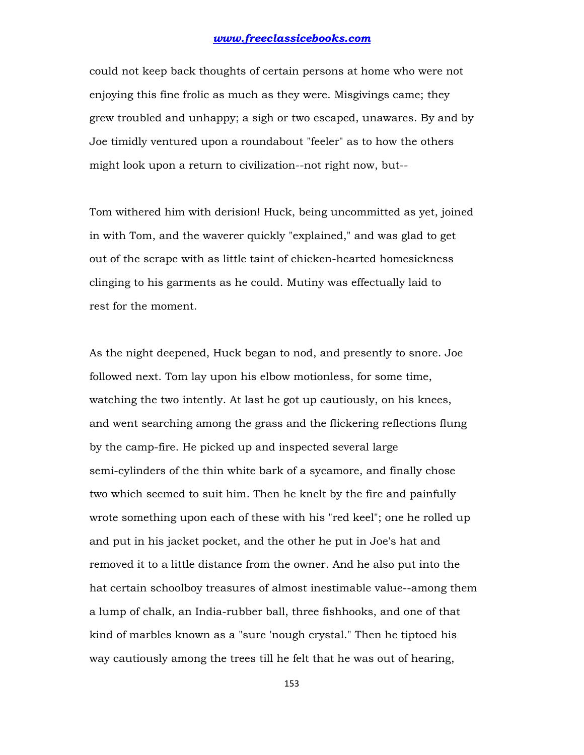could not keep back thoughts of certain persons at home who were not enjoying this fine frolic as much as they were. Misgivings came; they grew troubled and unhappy; a sigh or two escaped, unawares. By and by Joe timidly ventured upon a roundabout "feeler" as to how the others might look upon a return to civilization--not right now, but--

Tom withered him with derision! Huck, being uncommitted as yet, joined in with Tom, and the waverer quickly "explained," and was glad to get out of the scrape with as little taint of chicken-hearted homesickness clinging to his garments as he could. Mutiny was effectually laid to rest for the moment.

As the night deepened, Huck began to nod, and presently to snore. Joe followed next. Tom lay upon his elbow motionless, for some time, watching the two intently. At last he got up cautiously, on his knees, and went searching among the grass and the flickering reflections flung by the camp-fire. He picked up and inspected several large semi-cylinders of the thin white bark of a sycamore, and finally chose two which seemed to suit him. Then he knelt by the fire and painfully wrote something upon each of these with his "red keel"; one he rolled up and put in his jacket pocket, and the other he put in Joe's hat and removed it to a little distance from the owner. And he also put into the hat certain schoolboy treasures of almost inestimable value--among them a lump of chalk, an India-rubber ball, three fishhooks, and one of that kind of marbles known as a "sure 'nough crystal." Then he tiptoed his way cautiously among the trees till he felt that he was out of hearing,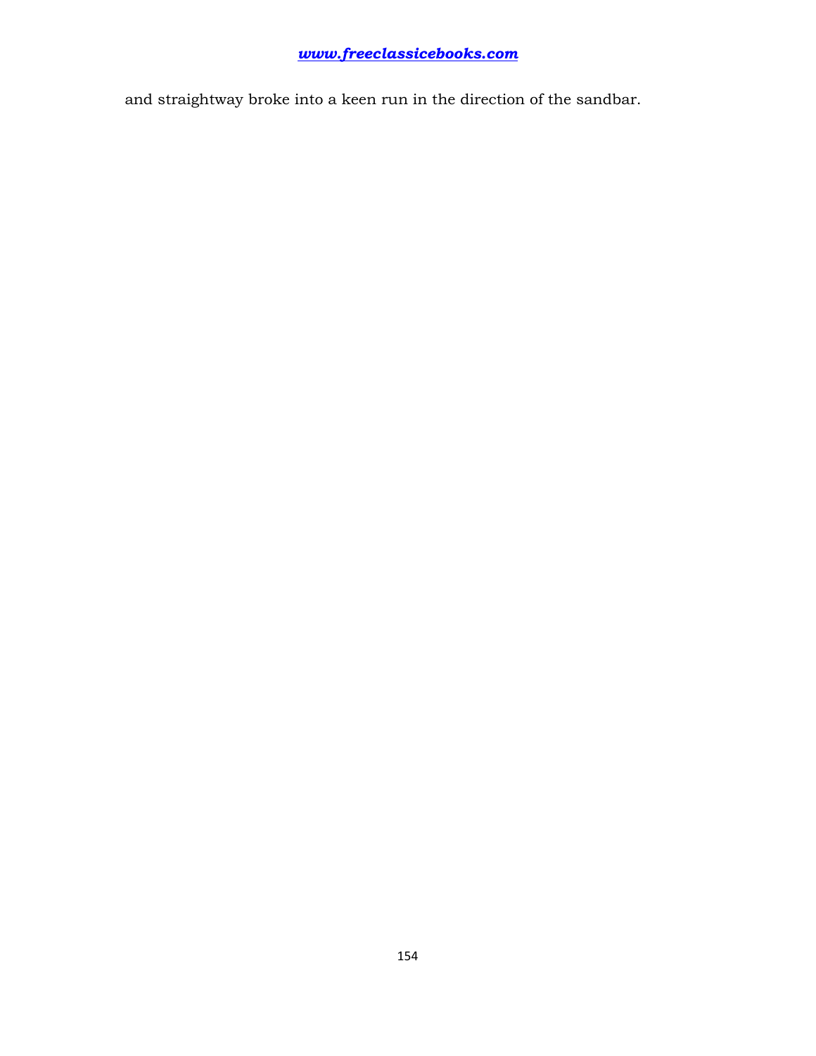and straightway broke into a keen run in the direction of the sandbar.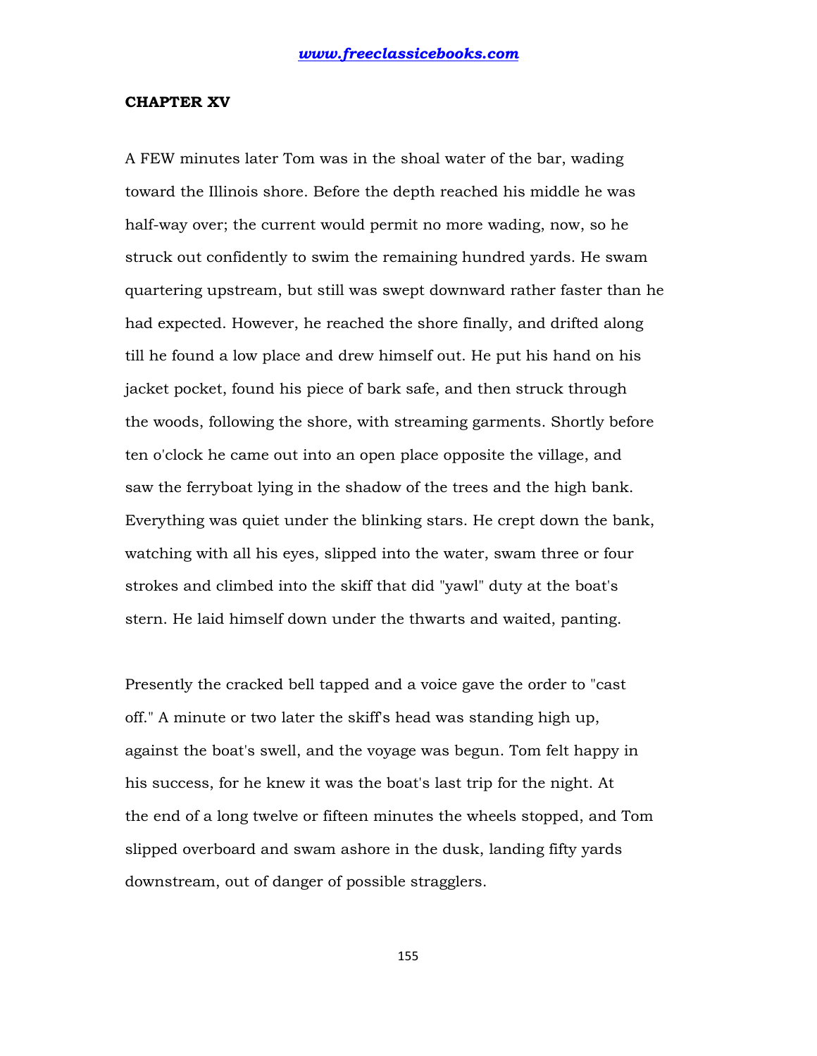## CHAPTER XV

A FEW minutes later Tom was in the shoal water of the bar, wading toward the Illinois shore. Before the depth reached his middle he was half-way over; the current would permit no more wading, now, so he struck out confidently to swim the remaining hundred yards. He swam quartering upstream, but still was swept downward rather faster than he had expected. However, he reached the shore finally, and drifted along till he found a low place and drew himself out. He put his hand on his jacket pocket, found his piece of bark safe, and then struck through the woods, following the shore, with streaming garments. Shortly before ten o'clock he came out into an open place opposite the village, and saw the ferryboat lying in the shadow of the trees and the high bank. Everything was quiet under the blinking stars. He crept down the bank, watching with all his eyes, slipped into the water, swam three or four strokes and climbed into the skiff that did "yawl" duty at the boat's stern. He laid himself down under the thwarts and waited, panting.

Presently the cracked bell tapped and a voice gave the order to "cast off." A minute or two later the skiff's head was standing high up, against the boat's swell, and the voyage was begun. Tom felt happy in his success, for he knew it was the boat's last trip for the night. At the end of a long twelve or fifteen minutes the wheels stopped, and Tom slipped overboard and swam ashore in the dusk, landing fifty yards downstream, out of danger of possible stragglers.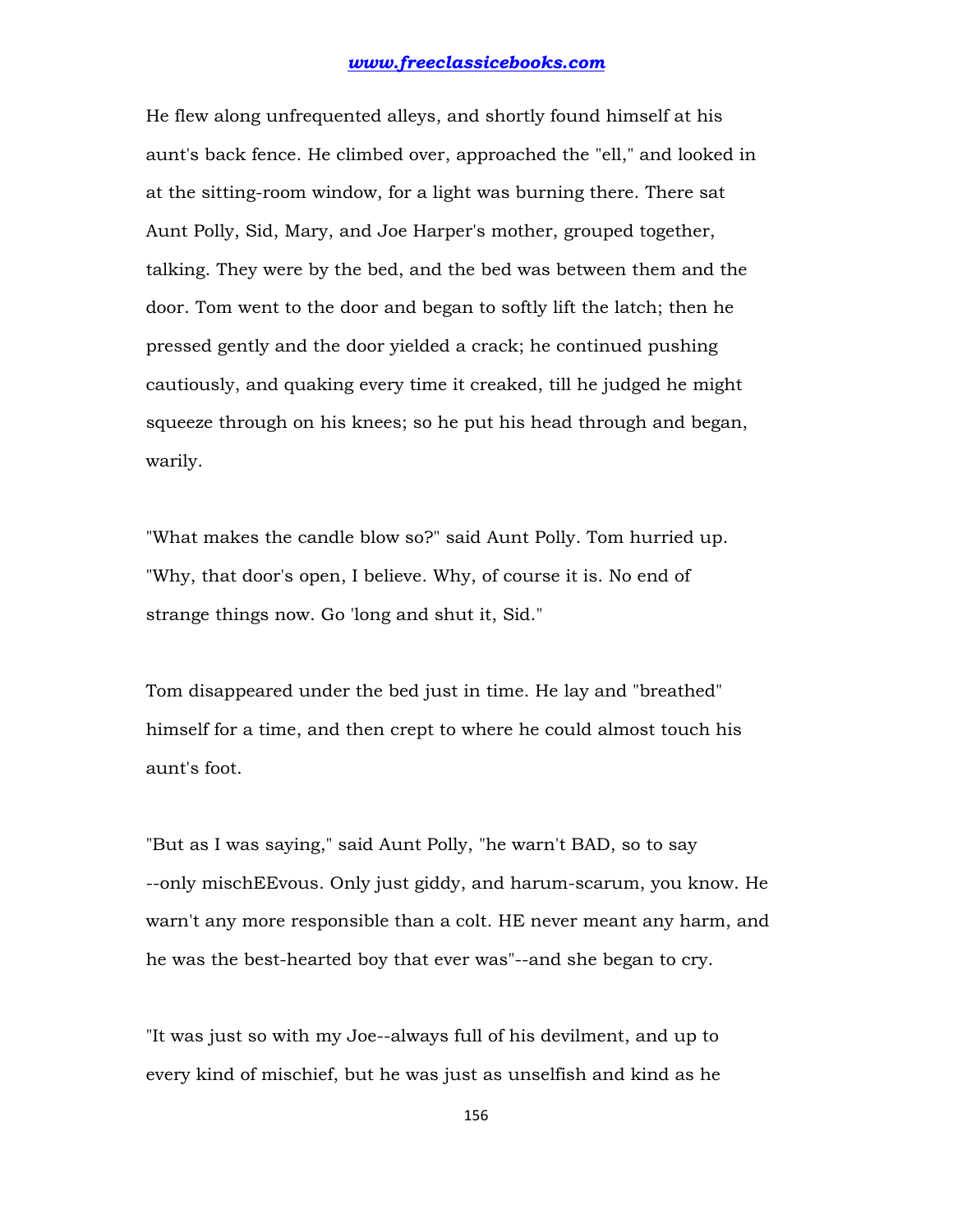He flew along unfrequented alleys, and shortly found himself at his aunt's back fence. He climbed over, approached the "ell," and looked in at the sitting-room window, for a light was burning there. There sat Aunt Polly, Sid, Mary, and Joe Harper's mother, grouped together, talking. They were by the bed, and the bed was between them and the door. Tom went to the door and began to softly lift the latch; then he pressed gently and the door yielded a crack; he continued pushing cautiously, and quaking every time it creaked, till he judged he might squeeze through on his knees; so he put his head through and began, warily.

"What makes the candle blow so?" said Aunt Polly. Tom hurried up. "Why, that door's open, I believe. Why, of course it is. No end of strange things now. Go 'long and shut it, Sid."

Tom disappeared under the bed just in time. He lay and "breathed" himself for a time, and then crept to where he could almost touch his aunt's foot.

"But as I was saying," said Aunt Polly, "he warn't BAD, so to say --only mischEEvous. Only just giddy, and harum-scarum, you know. He warn't any more responsible than a colt. HE never meant any harm, and he was the best-hearted boy that ever was"--and she began to cry.

"It was just so with my Joe--always full of his devilment, and up to every kind of mischief, but he was just as unselfish and kind as he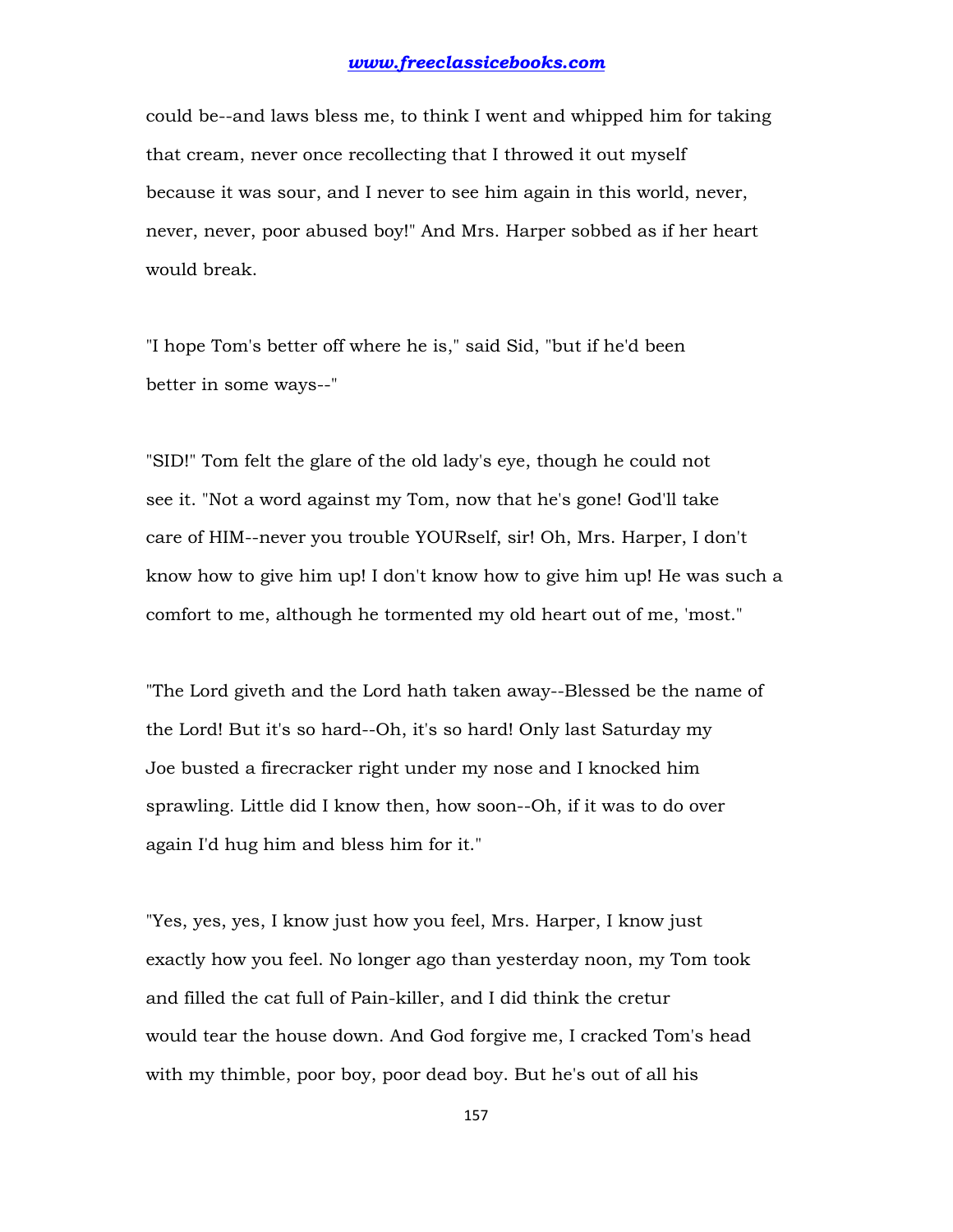could be--and laws bless me, to think I went and whipped him for taking that cream, never once recollecting that I throwed it out myself because it was sour, and I never to see him again in this world, never, never, never, poor abused boy!" And Mrs. Harper sobbed as if her heart would break.

"I hope Tom's better off where he is," said Sid, "but if he'd been better in some ways--"

"SID!" Tom felt the glare of the old lady's eye, though he could not see it. "Not a word against my Tom, now that he's gone! God'll take care of HIM--never you trouble YOURself, sir! Oh, Mrs. Harper, I don't know how to give him up! I don't know how to give him up! He was such a comfort to me, although he tormented my old heart out of me, 'most."

"The Lord giveth and the Lord hath taken away--Blessed be the name of the Lord! But it's so hard--Oh, it's so hard! Only last Saturday my Joe busted a firecracker right under my nose and I knocked him sprawling. Little did I know then, how soon--Oh, if it was to do over again I'd hug him and bless him for it."

"Yes, yes, yes, I know just how you feel, Mrs. Harper, I know just exactly how you feel. No longer ago than yesterday noon, my Tom took and filled the cat full of Pain-killer, and I did think the cretur would tear the house down. And God forgive me, I cracked Tom's head with my thimble, poor boy, poor dead boy. But he's out of all his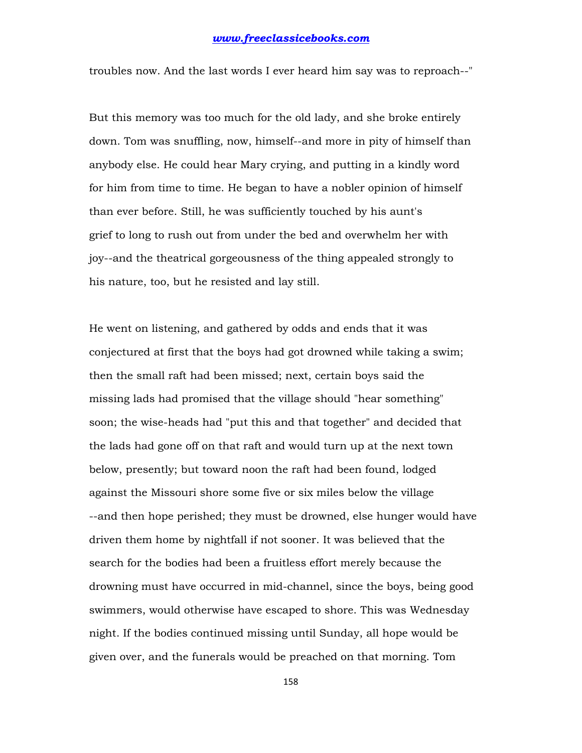troubles now. And the last words I ever heard him say was to reproach--"

But this memory was too much for the old lady, and she broke entirely down. Tom was snuffling, now, himself--and more in pity of himself than anybody else. He could hear Mary crying, and putting in a kindly word for him from time to time. He began to have a nobler opinion of himself than ever before. Still, he was sufficiently touched by his aunt's grief to long to rush out from under the bed and overwhelm her with joy--and the theatrical gorgeousness of the thing appealed strongly to his nature, too, but he resisted and lay still.

He went on listening, and gathered by odds and ends that it was conjectured at first that the boys had got drowned while taking a swim; then the small raft had been missed; next, certain boys said the missing lads had promised that the village should "hear something" soon; the wise-heads had "put this and that together" and decided that the lads had gone off on that raft and would turn up at the next town below, presently; but toward noon the raft had been found, lodged against the Missouri shore some five or six miles below the village --and then hope perished; they must be drowned, else hunger would have driven them home by nightfall if not sooner. It was believed that the search for the bodies had been a fruitless effort merely because the drowning must have occurred in mid-channel, since the boys, being good swimmers, would otherwise have escaped to shore. This was Wednesday night. If the bodies continued missing until Sunday, all hope would be given over, and the funerals would be preached on that morning. Tom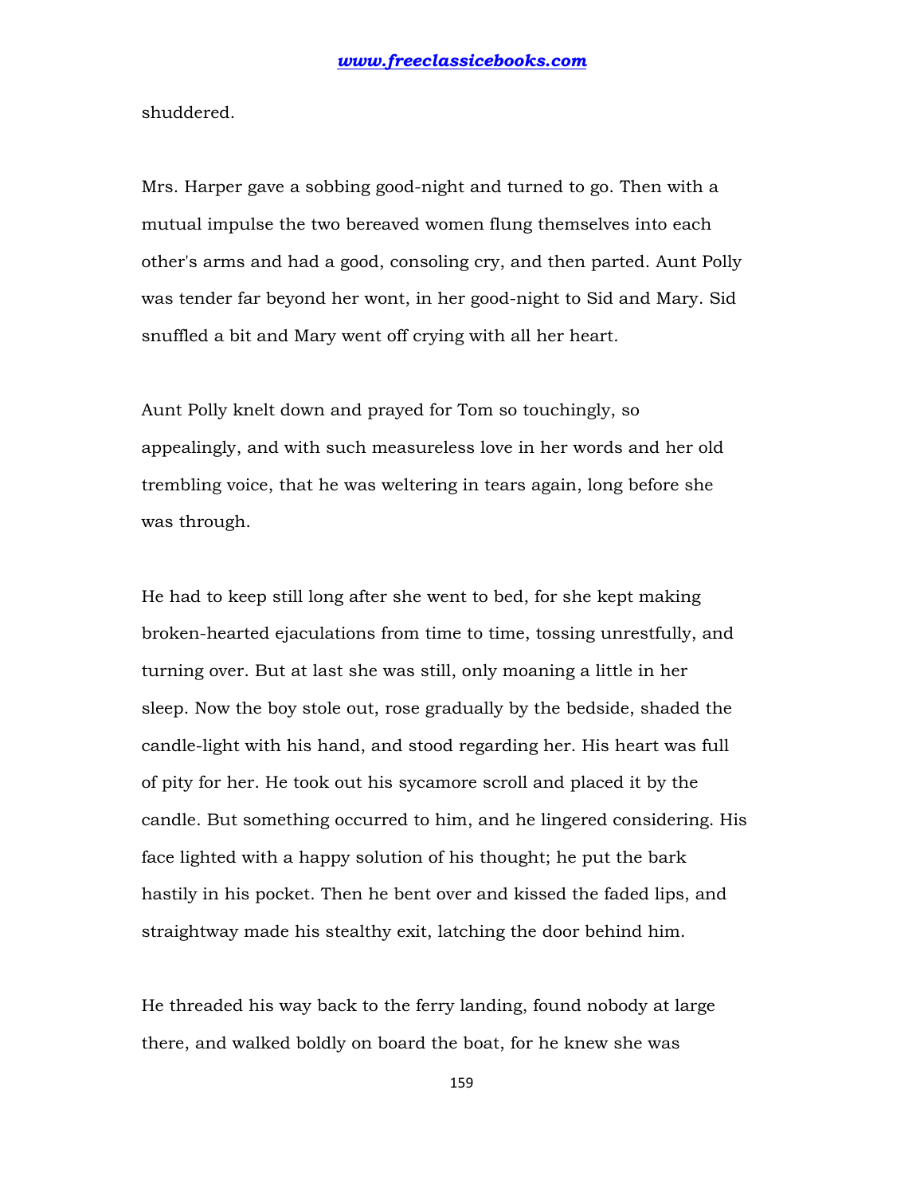shuddered.

Mrs. Harper gave a sobbing good-night and turned to go. Then with a mutual impulse the two bereaved women flung themselves into each other's arms and had a good, consoling cry, and then parted. Aunt Polly was tender far beyond her wont, in her good-night to Sid and Mary. Sid snuffled a bit and Mary went off crying with all her heart.

Aunt Polly knelt down and prayed for Tom so touchingly, so appealingly, and with such measureless love in her words and her old trembling voice, that he was weltering in tears again, long before she was through.

He had to keep still long after she went to bed, for she kept making broken-hearted ejaculations from time to time, tossing unrestfully, and turning over. But at last she was still, only moaning a little in her sleep. Now the boy stole out, rose gradually by the bedside, shaded the candle-light with his hand, and stood regarding her. His heart was full of pity for her. He took out his sycamore scroll and placed it by the candle. But something occurred to him, and he lingered considering. His face lighted with a happy solution of his thought; he put the bark hastily in his pocket. Then he bent over and kissed the faded lips, and straightway made his stealthy exit, latching the door behind him.

He threaded his way back to the ferry landing, found nobody at large there, and walked boldly on board the boat, for he knew she was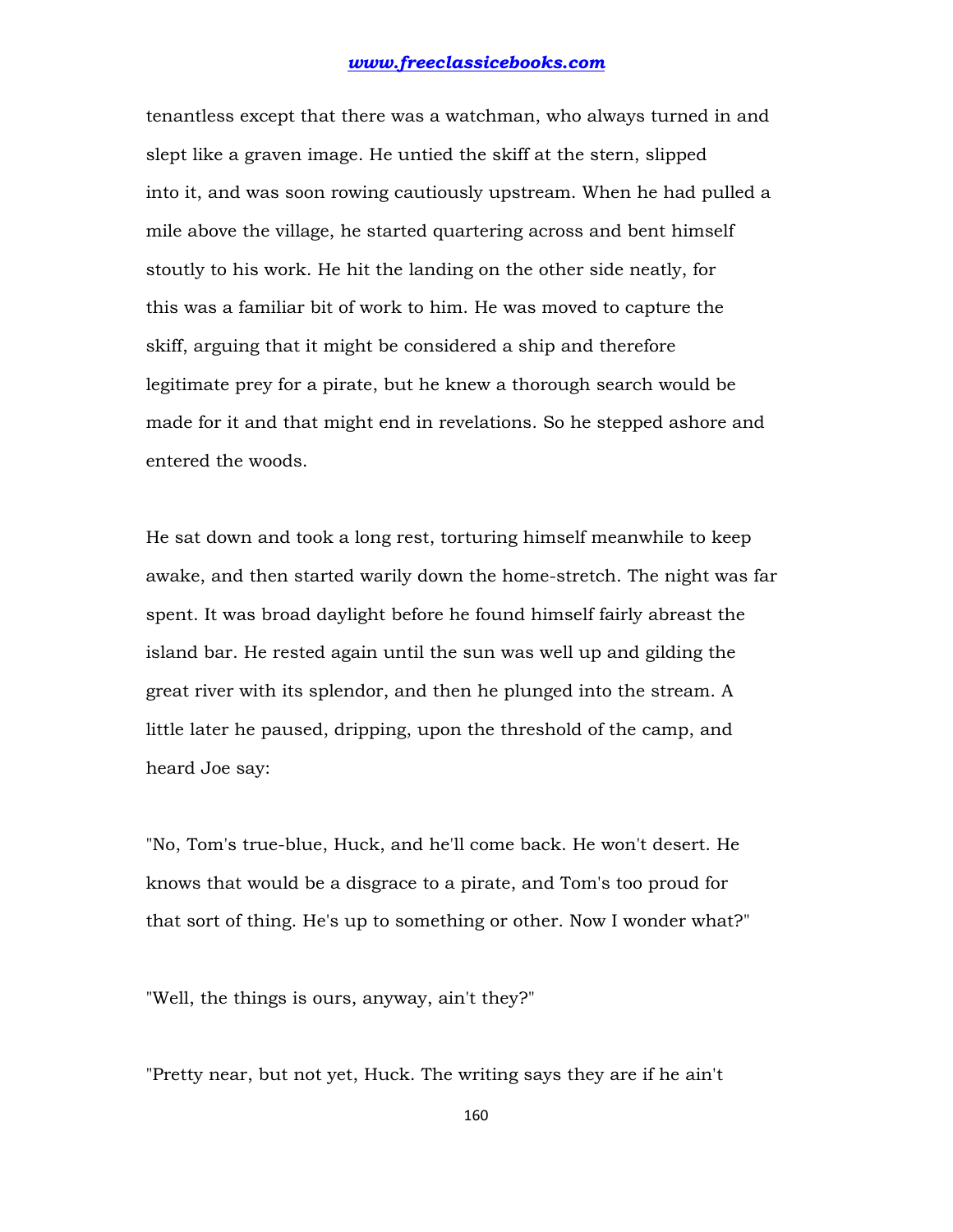tenantless except that there was a watchman, who always turned in and slept like a graven image. He untied the skiff at the stern, slipped into it, and was soon rowing cautiously upstream. When he had pulled a mile above the village, he started quartering across and bent himself stoutly to his work. He hit the landing on the other side neatly, for this was a familiar bit of work to him. He was moved to capture the skiff, arguing that it might be considered a ship and therefore legitimate prey for a pirate, but he knew a thorough search would be made for it and that might end in revelations. So he stepped ashore and entered the woods.

He sat down and took a long rest, torturing himself meanwhile to keep awake, and then started warily down the home-stretch. The night was far spent. It was broad daylight before he found himself fairly abreast the island bar. He rested again until the sun was well up and gilding the great river with its splendor, and then he plunged into the stream. A little later he paused, dripping, upon the threshold of the camp, and heard Joe say:

"No, Tom's true-blue, Huck, and he'll come back. He won't desert. He knows that would be a disgrace to a pirate, and Tom's too proud for that sort of thing. He's up to something or other. Now I wonder what?"

"Well, the things is ours, anyway, ain't they?"

"Pretty near, but not yet, Huck. The writing says they are if he ain't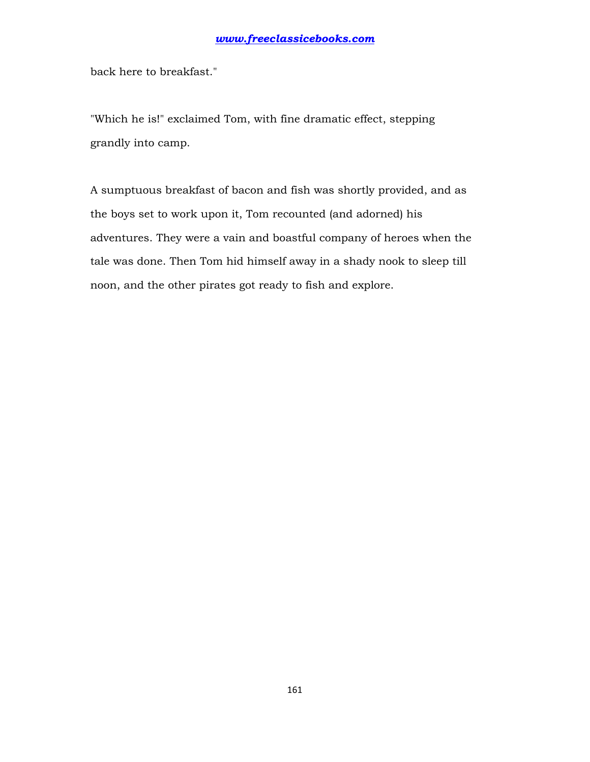back here to breakfast."

"Which he is!" exclaimed Tom, with fine dramatic effect, stepping grandly into camp.

A sumptuous breakfast of bacon and fish was shortly provided, and as the boys set to work upon it, Tom recounted (and adorned) his adventures. They were a vain and boastful company of heroes when the tale was done. Then Tom hid himself away in a shady nook to sleep till noon, and the other pirates got ready to fish and explore.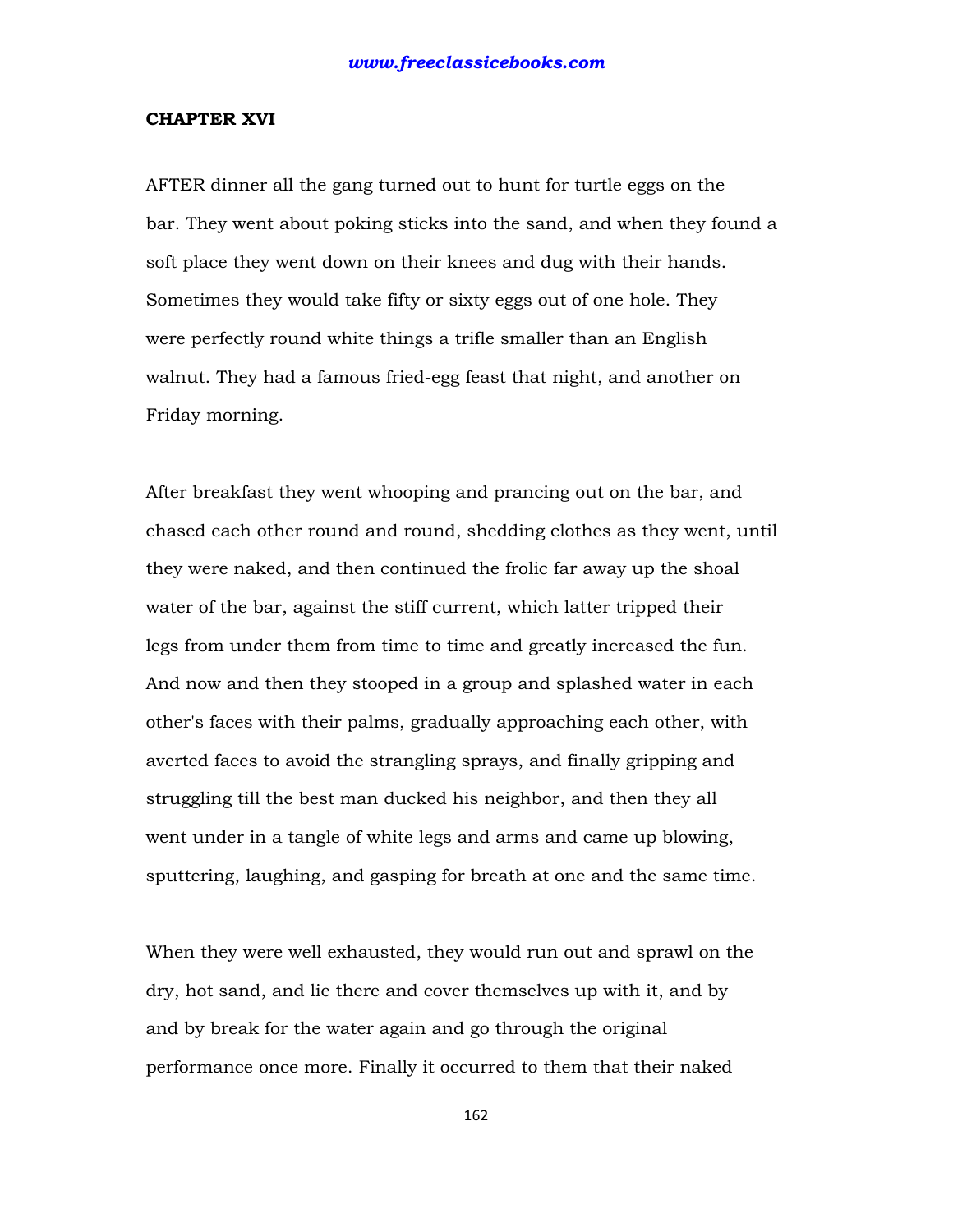## CHAPTER XVI

AFTER dinner all the gang turned out to hunt for turtle eggs on the bar. They went about poking sticks into the sand, and when they found a soft place they went down on their knees and dug with their hands. Sometimes they would take fifty or sixty eggs out of one hole. They were perfectly round white things a trifle smaller than an English walnut. They had a famous fried-egg feast that night, and another on Friday morning.

After breakfast they went whooping and prancing out on the bar, and chased each other round and round, shedding clothes as they went, until they were naked, and then continued the frolic far away up the shoal water of the bar, against the stiff current, which latter tripped their legs from under them from time to time and greatly increased the fun. And now and then they stooped in a group and splashed water in each other's faces with their palms, gradually approaching each other, with averted faces to avoid the strangling sprays, and finally gripping and struggling till the best man ducked his neighbor, and then they all went under in a tangle of white legs and arms and came up blowing, sputtering, laughing, and gasping for breath at one and the same time.

When they were well exhausted, they would run out and sprawl on the dry, hot sand, and lie there and cover themselves up with it, and by and by break for the water again and go through the original performance once more. Finally it occurred to them that their naked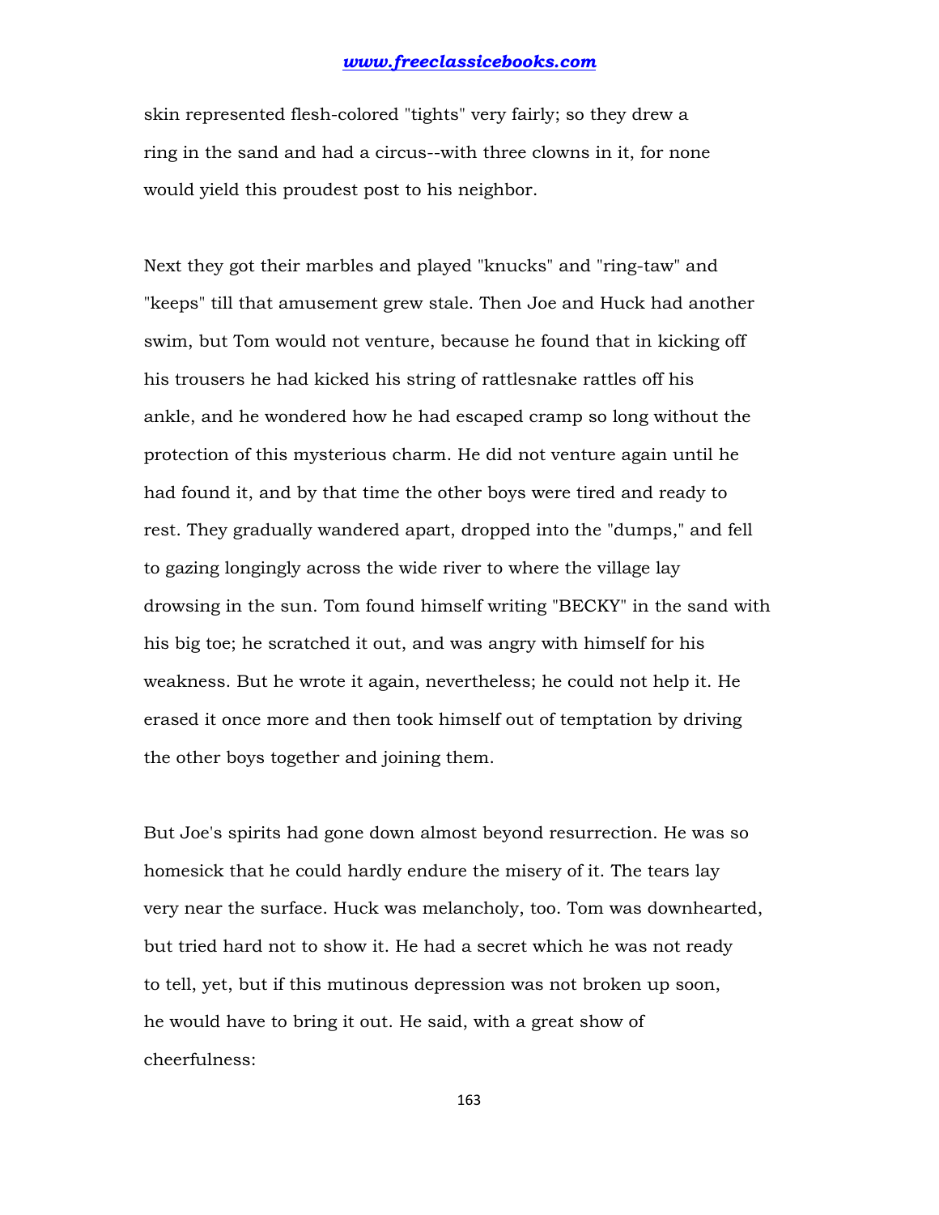skin represented flesh-colored "tights" very fairly; so they drew a ring in the sand and had a circus--with three clowns in it, for none would yield this proudest post to his neighbor.

Next they got their marbles and played "knucks" and "ring-taw" and "keeps" till that amusement grew stale. Then Joe and Huck had another swim, but Tom would not venture, because he found that in kicking off his trousers he had kicked his string of rattlesnake rattles off his ankle, and he wondered how he had escaped cramp so long without the protection of this mysterious charm. He did not venture again until he had found it, and by that time the other boys were tired and ready to rest. They gradually wandered apart, dropped into the "dumps," and fell to gazing longingly across the wide river to where the village lay drowsing in the sun. Tom found himself writing "BECKY" in the sand with his big toe; he scratched it out, and was angry with himself for his weakness. But he wrote it again, nevertheless; he could not help it. He erased it once more and then took himself out of temptation by driving the other boys together and joining them.

But Joe's spirits had gone down almost beyond resurrection. He was so homesick that he could hardly endure the misery of it. The tears lay very near the surface. Huck was melancholy, too. Tom was downhearted, but tried hard not to show it. He had a secret which he was not ready to tell, yet, but if this mutinous depression was not broken up soon, he would have to bring it out. He said, with a great show of cheerfulness: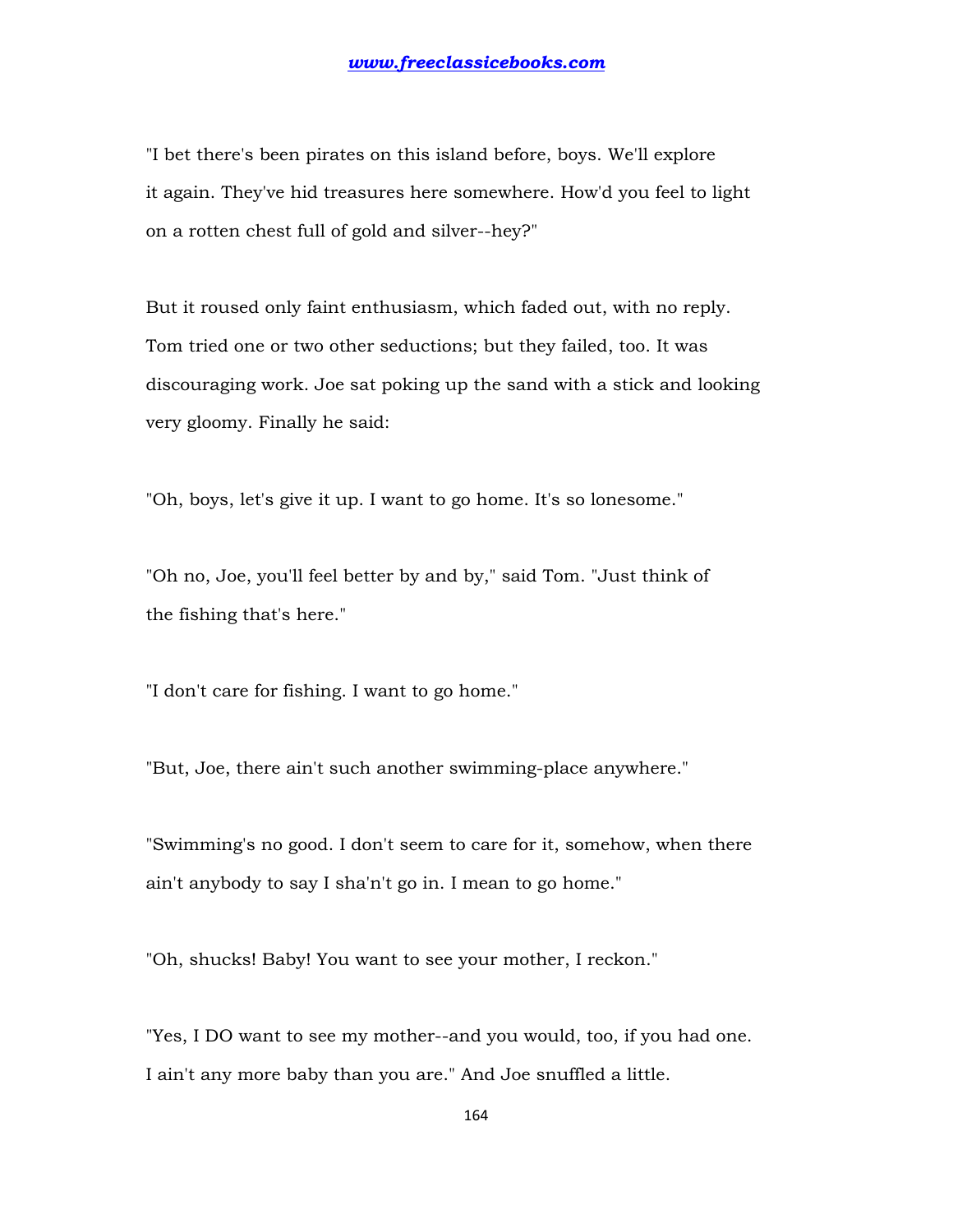"I bet there's been pirates on this island before, boys. We'll explore it again. They've hid treasures here somewhere. How'd you feel to light on a rotten chest full of gold and silver--hey?"

But it roused only faint enthusiasm, which faded out, with no reply. Tom tried one or two other seductions; but they failed, too. It was discouraging work. Joe sat poking up the sand with a stick and looking very gloomy. Finally he said:

"Oh, boys, let's give it up. I want to go home. It's so lonesome."

"Oh no, Joe, you'll feel better by and by," said Tom. "Just think of the fishing that's here."

"I don't care for fishing. I want to go home."

"But, Joe, there ain't such another swimming-place anywhere."

"Swimming's no good. I don't seem to care for it, somehow, when there ain't anybody to say I sha'n't go in. I mean to go home."

"Oh, shucks! Baby! You want to see your mother, I reckon."

"Yes, I DO want to see my mother--and you would, too, if you had one. I ain't any more baby than you are." And Joe snuffled a little.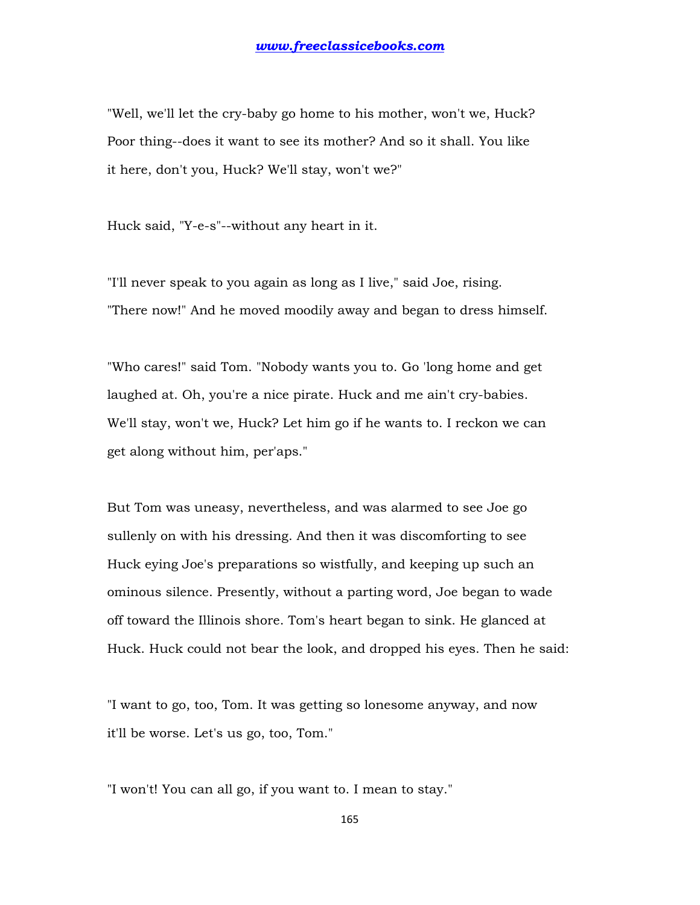"Well, we'll let the cry-baby go home to his mother, won't we, Huck? Poor thing--does it want to see its mother? And so it shall. You like it here, don't you, Huck? We'll stay, won't we?"

Huck said, "Y-e-s"--without any heart in it.

"I'll never speak to you again as long as I live," said Joe, rising. "There now!" And he moved moodily away and began to dress himself.

"Who cares!" said Tom. "Nobody wants you to. Go 'long home and get laughed at. Oh, you're a nice pirate. Huck and me ain't cry-babies. We'll stay, won't we, Huck? Let him go if he wants to. I reckon we can get along without him, per'aps."

But Tom was uneasy, nevertheless, and was alarmed to see Joe go sullenly on with his dressing. And then it was discomforting to see Huck eying Joe's preparations so wistfully, and keeping up such an ominous silence. Presently, without a parting word, Joe began to wade off toward the Illinois shore. Tom's heart began to sink. He glanced at Huck. Huck could not bear the look, and dropped his eyes. Then he said:

"I want to go, too, Tom. It was getting so lonesome anyway, and now it'll be worse. Let's us go, too, Tom."

"I won't! You can all go, if you want to. I mean to stay."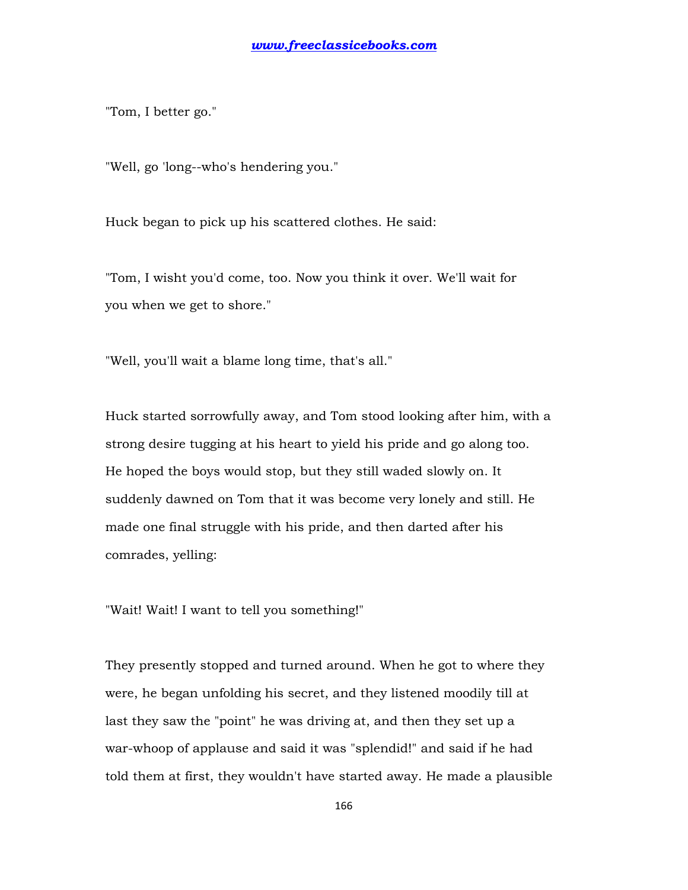"Tom, I better go."

"Well, go 'long--who's hendering you."

Huck began to pick up his scattered clothes. He said:

"Tom, I wisht you'd come, too. Now you think it over. We'll wait for you when we get to shore."

"Well, you'll wait a blame long time, that's all."

Huck started sorrowfully away, and Tom stood looking after him, with a strong desire tugging at his heart to yield his pride and go along too. He hoped the boys would stop, but they still waded slowly on. It suddenly dawned on Tom that it was become very lonely and still. He made one final struggle with his pride, and then darted after his comrades, yelling:

"Wait! Wait! I want to tell you something!"

They presently stopped and turned around. When he got to where they were, he began unfolding his secret, and they listened moodily till at last they saw the "point" he was driving at, and then they set up a war-whoop of applause and said it was "splendid!" and said if he had told them at first, they wouldn't have started away. He made a plausible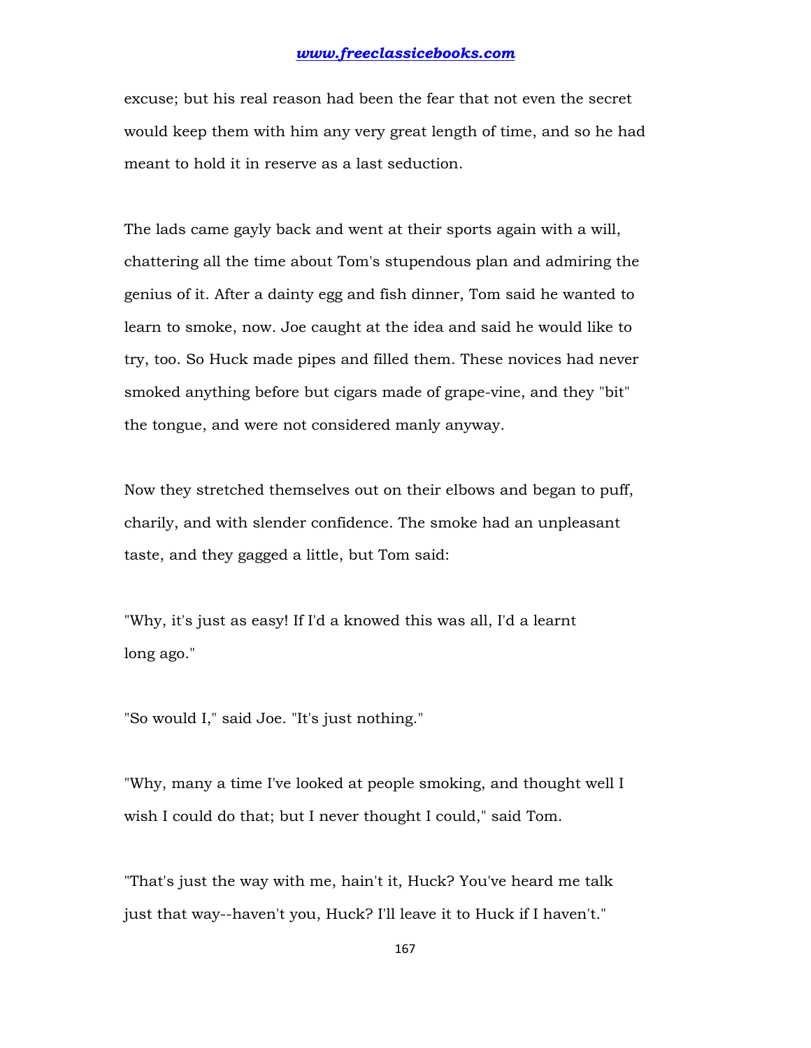excuse; but his real reason had been the fear that not even the secret would keep them with him any very great length of time, and so he had meant to hold it in reserve as a last seduction.

The lads came gayly back and went at their sports again with a will, chattering all the time about Tom's stupendous plan and admiring the genius of it. After a dainty egg and fish dinner, Tom said he wanted to learn to smoke, now. Joe caught at the idea and said he would like to try, too. So Huck made pipes and filled them. These novices had never smoked anything before but cigars made of grape-vine, and they "bit" the tongue, and were not considered manly anyway.

Now they stretched themselves out on their elbows and began to puff, charily, and with slender confidence. The smoke had an unpleasant taste, and they gagged a little, but Tom said:

"Why, it's just as easy! If I'd a knowed this was all, I'd a learnt long ago."

"So would I," said Joe. "It's just nothing."

"Why, many a time I've looked at people smoking, and thought well I wish I could do that; but I never thought I could," said Tom.

"That's just the way with me, hain't it, Huck? You've heard me talk just that way--haven't you, Huck? I'll leave it to Huck if I haven't."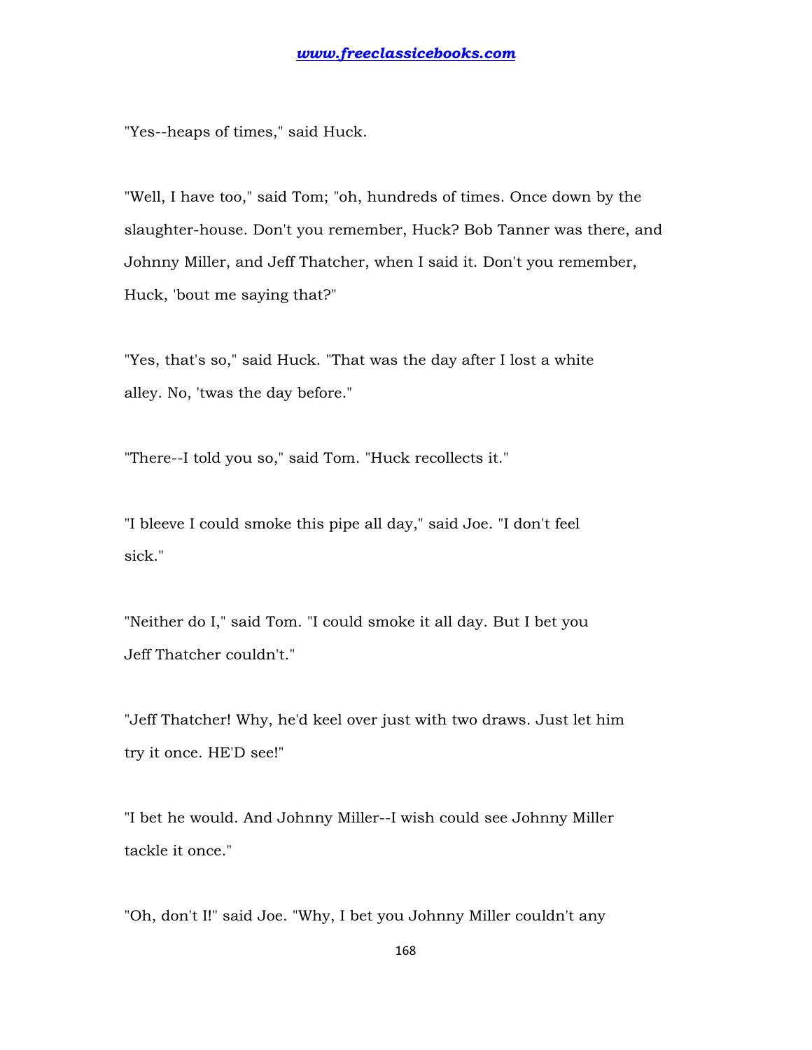"Yes--heaps of times," said Huck.

"Well, I have too," said Tom; "oh, hundreds of times. Once down by the slaughter-house. Don't you remember, Huck? Bob Tanner was there, and Johnny Miller, and Jeff Thatcher, when I said it. Don't you remember, Huck, 'bout me saying that?"

"Yes, that's so," said Huck. "That was the day after I lost a white alley. No, 'twas the day before."

"There--I told you so," said Tom. "Huck recollects it."

"I bleeve I could smoke this pipe all day," said Joe. "I don't feel sick."

"Neither do I," said Tom. "I could smoke it all day. But I bet you Jeff Thatcher couldn't."

"Jeff Thatcher! Why, he'd keel over just with two draws. Just let him try it once. HE'D see!"

"I bet he would. And Johnny Miller--I wish could see Johnny Miller tackle it once."

"Oh, don't I!" said Joe. "Why, I bet you Johnny Miller couldn't any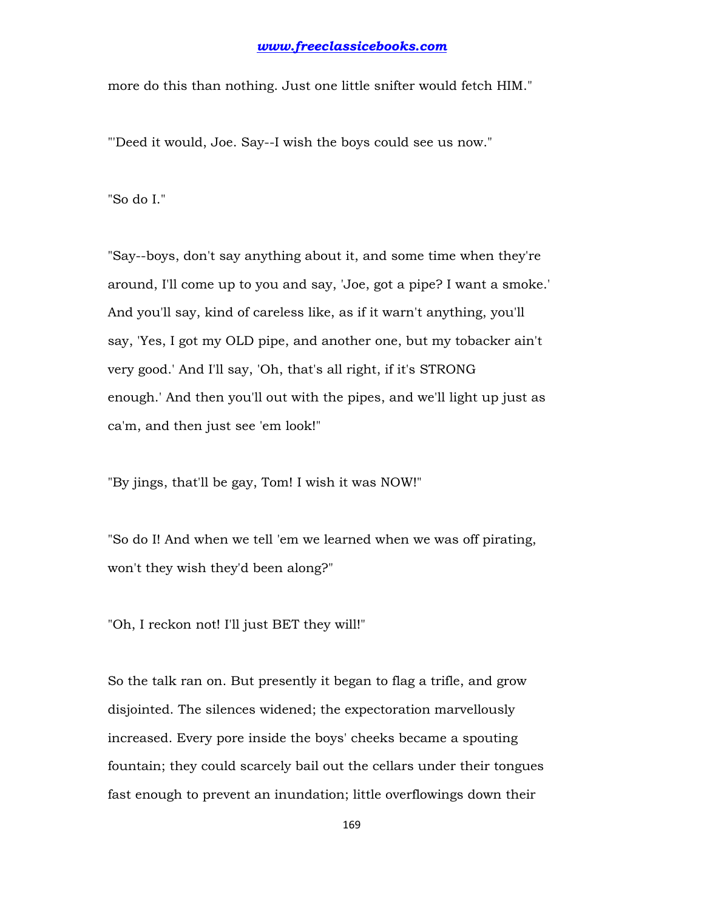more do this than nothing. Just one little snifter would fetch HIM."

"'Deed it would, Joe. Say--I wish the boys could see us now."

"So do I."

"Say--boys, don't say anything about it, and some time when they're around, I'll come up to you and say, 'Joe, got a pipe? I want a smoke.' And you'll say, kind of careless like, as if it warn't anything, you'll say, 'Yes, I got my OLD pipe, and another one, but my tobacker ain't very good.' And I'll say, 'Oh, that's all right, if it's STRONG enough.' And then you'll out with the pipes, and we'll light up just as ca'm, and then just see 'em look!"

"By jings, that'll be gay, Tom! I wish it was NOW!"

"So do I! And when we tell 'em we learned when we was off pirating, won't they wish they'd been along?"

"Oh, I reckon not! I'll just BET they will!"

So the talk ran on. But presently it began to flag a trifle, and grow disjointed. The silences widened; the expectoration marvellously increased. Every pore inside the boys' cheeks became a spouting fountain; they could scarcely bail out the cellars under their tongues fast enough to prevent an inundation; little overflowings down their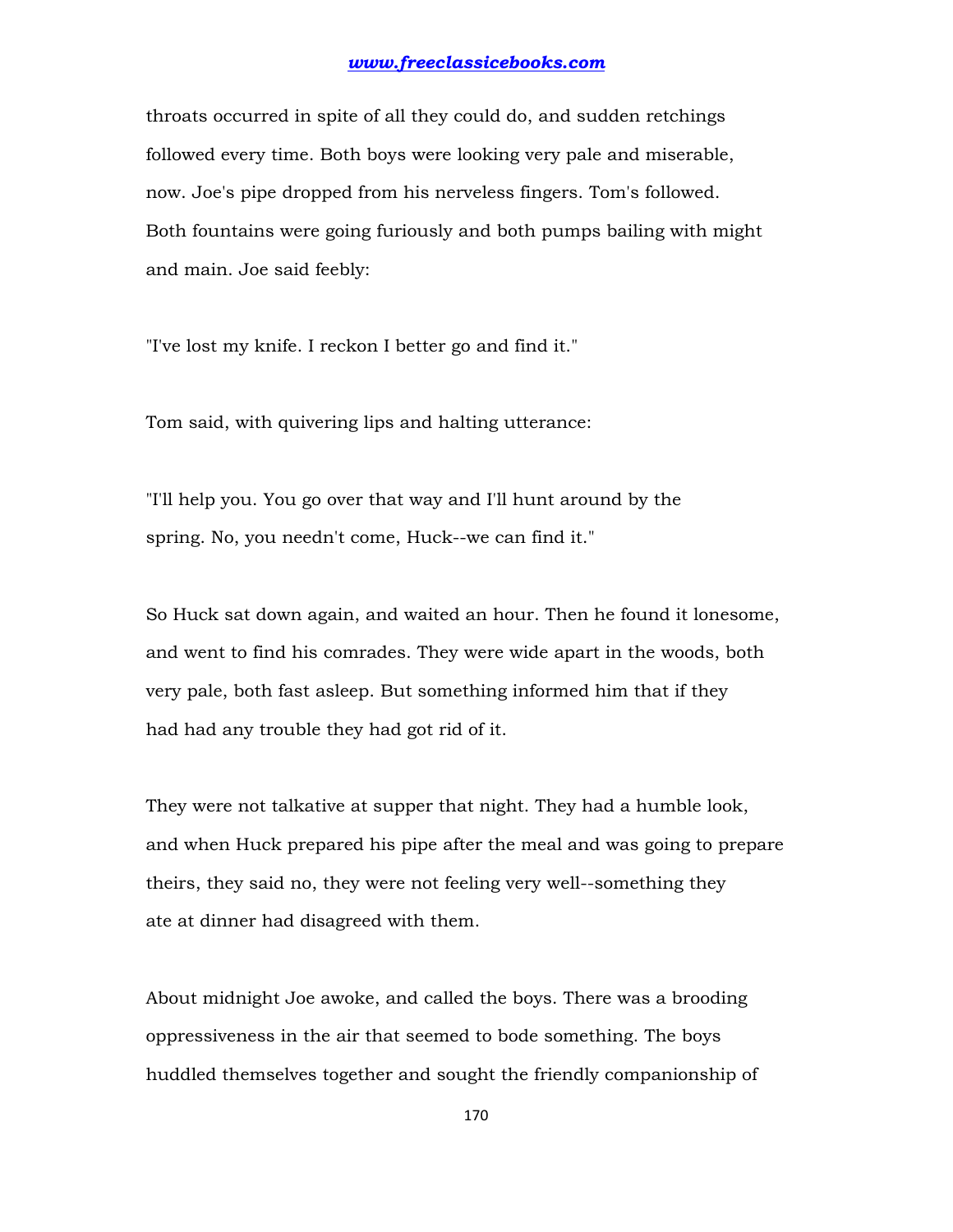throats occurred in spite of all they could do, and sudden retchings followed every time. Both boys were looking very pale and miserable, now. Joe's pipe dropped from his nerveless fingers. Tom's followed. Both fountains were going furiously and both pumps bailing with might and main. Joe said feebly:

"I've lost my knife. I reckon I better go and find it."

Tom said, with quivering lips and halting utterance:

"I'll help you. You go over that way and I'll hunt around by the spring. No, you needn't come, Huck--we can find it."

So Huck sat down again, and waited an hour. Then he found it lonesome, and went to find his comrades. They were wide apart in the woods, both very pale, both fast asleep. But something informed him that if they had had any trouble they had got rid of it.

They were not talkative at supper that night. They had a humble look, and when Huck prepared his pipe after the meal and was going to prepare theirs, they said no, they were not feeling very well--something they ate at dinner had disagreed with them.

About midnight Joe awoke, and called the boys. There was a brooding oppressiveness in the air that seemed to bode something. The boys huddled themselves together and sought the friendly companionship of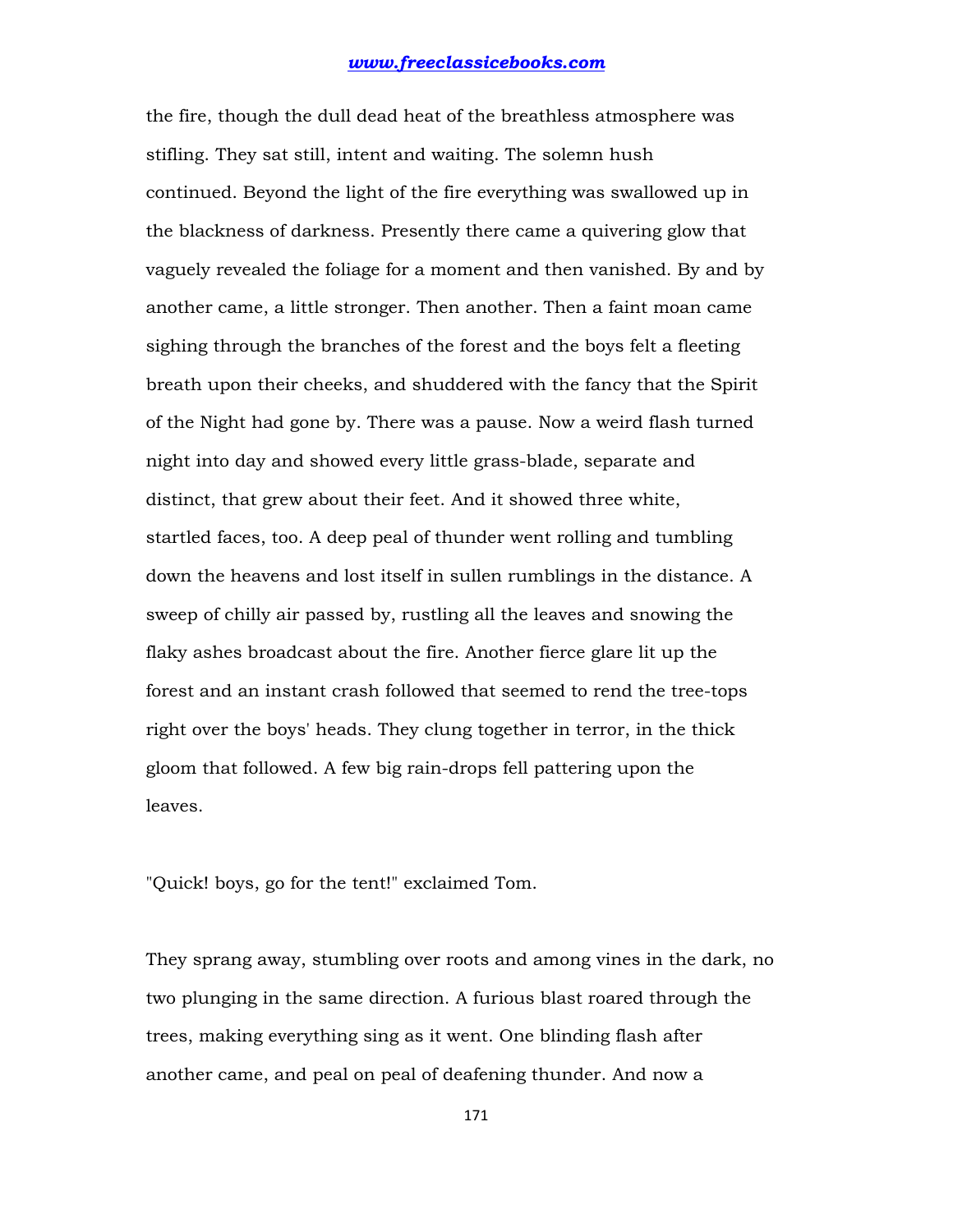the fire, though the dull dead heat of the breathless atmosphere was stifling. They sat still, intent and waiting. The solemn hush continued. Beyond the light of the fire everything was swallowed up in the blackness of darkness. Presently there came a quivering glow that vaguely revealed the foliage for a moment and then vanished. By and by another came, a little stronger. Then another. Then a faint moan came sighing through the branches of the forest and the boys felt a fleeting breath upon their cheeks, and shuddered with the fancy that the Spirit of the Night had gone by. There was a pause. Now a weird flash turned night into day and showed every little grass-blade, separate and distinct, that grew about their feet. And it showed three white, startled faces, too. A deep peal of thunder went rolling and tumbling down the heavens and lost itself in sullen rumblings in the distance. A sweep of chilly air passed by, rustling all the leaves and snowing the flaky ashes broadcast about the fire. Another fierce glare lit up the forest and an instant crash followed that seemed to rend the tree-tops right over the boys' heads. They clung together in terror, in the thick gloom that followed. A few big rain-drops fell pattering upon the leaves.

"Quick! boys, go for the tent!" exclaimed Tom.

They sprang away, stumbling over roots and among vines in the dark, no two plunging in the same direction. A furious blast roared through the trees, making everything sing as it went. One blinding flash after another came, and peal on peal of deafening thunder. And now a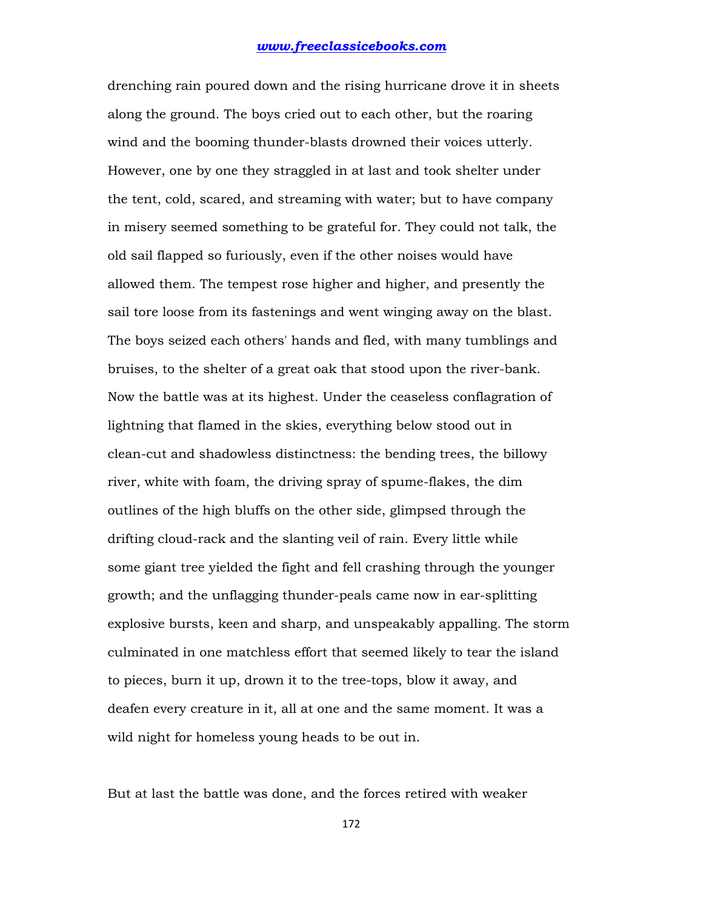drenching rain poured down and the rising hurricane drove it in sheets along the ground. The boys cried out to each other, but the roaring wind and the booming thunder-blasts drowned their voices utterly. However, one by one they straggled in at last and took shelter under the tent, cold, scared, and streaming with water; but to have company in misery seemed something to be grateful for. They could not talk, the old sail flapped so furiously, even if the other noises would have allowed them. The tempest rose higher and higher, and presently the sail tore loose from its fastenings and went winging away on the blast. The boys seized each others' hands and fled, with many tumblings and bruises, to the shelter of a great oak that stood upon the river-bank. Now the battle was at its highest. Under the ceaseless conflagration of lightning that flamed in the skies, everything below stood out in clean-cut and shadowless distinctness: the bending trees, the billowy river, white with foam, the driving spray of spume-flakes, the dim outlines of the high bluffs on the other side, glimpsed through the drifting cloud-rack and the slanting veil of rain. Every little while some giant tree yielded the fight and fell crashing through the younger growth; and the unflagging thunder-peals came now in ear-splitting explosive bursts, keen and sharp, and unspeakably appalling. The storm culminated in one matchless effort that seemed likely to tear the island to pieces, burn it up, drown it to the tree-tops, blow it away, and deafen every creature in it, all at one and the same moment. It was a wild night for homeless young heads to be out in.

But at last the battle was done, and the forces retired with weaker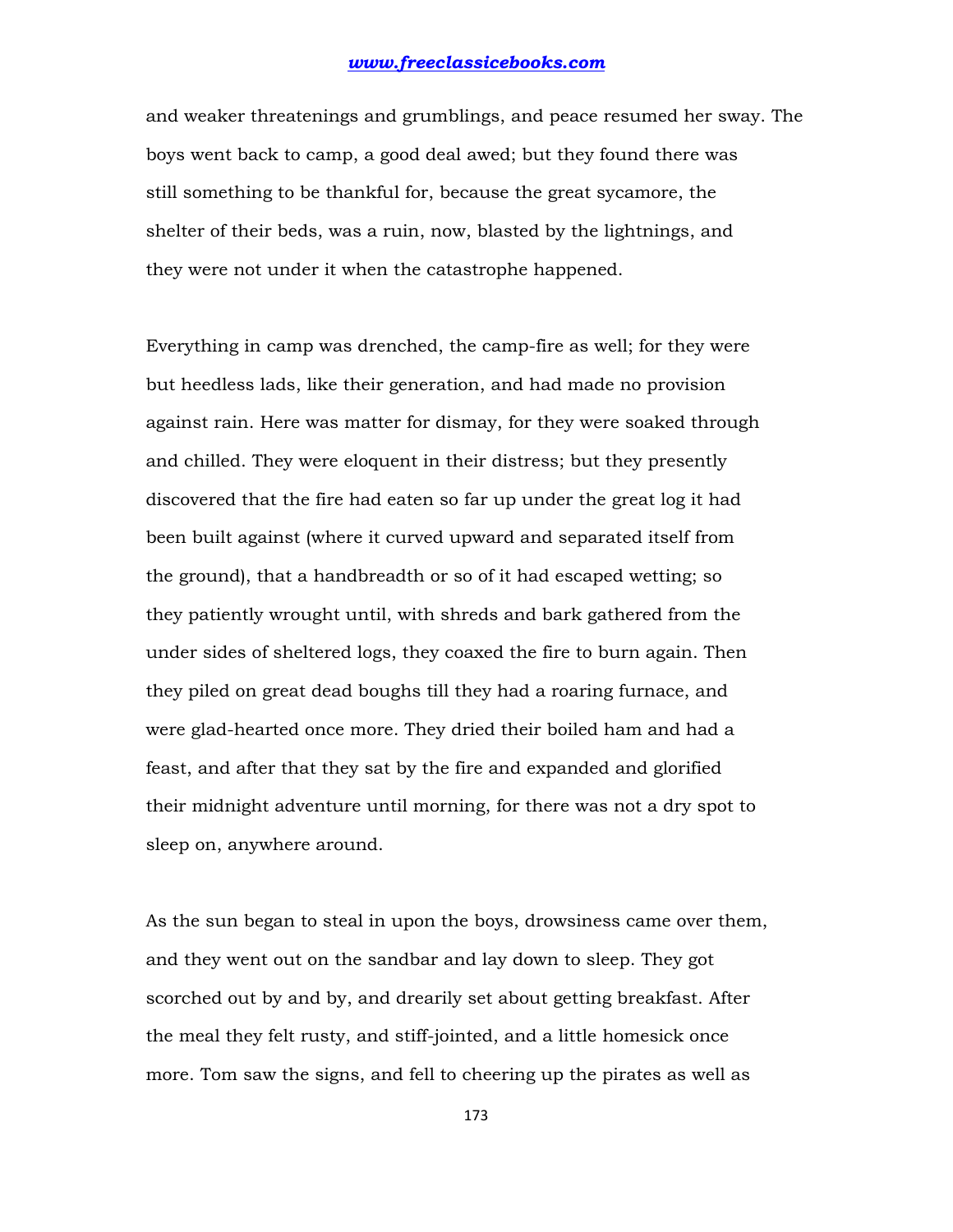and weaker threatenings and grumblings, and peace resumed her sway. The boys went back to camp, a good deal awed; but they found there was still something to be thankful for, because the great sycamore, the shelter of their beds, was a ruin, now, blasted by the lightnings, and they were not under it when the catastrophe happened.

Everything in camp was drenched, the camp-fire as well; for they were but heedless lads, like their generation, and had made no provision against rain. Here was matter for dismay, for they were soaked through and chilled. They were eloquent in their distress; but they presently discovered that the fire had eaten so far up under the great log it had been built against (where it curved upward and separated itself from the ground), that a handbreadth or so of it had escaped wetting; so they patiently wrought until, with shreds and bark gathered from the under sides of sheltered logs, they coaxed the fire to burn again. Then they piled on great dead boughs till they had a roaring furnace, and were glad-hearted once more. They dried their boiled ham and had a feast, and after that they sat by the fire and expanded and glorified their midnight adventure until morning, for there was not a dry spot to sleep on, anywhere around.

As the sun began to steal in upon the boys, drowsiness came over them, and they went out on the sandbar and lay down to sleep. They got scorched out by and by, and drearily set about getting breakfast. After the meal they felt rusty, and stiff-jointed, and a little homesick once more. Tom saw the signs, and fell to cheering up the pirates as well as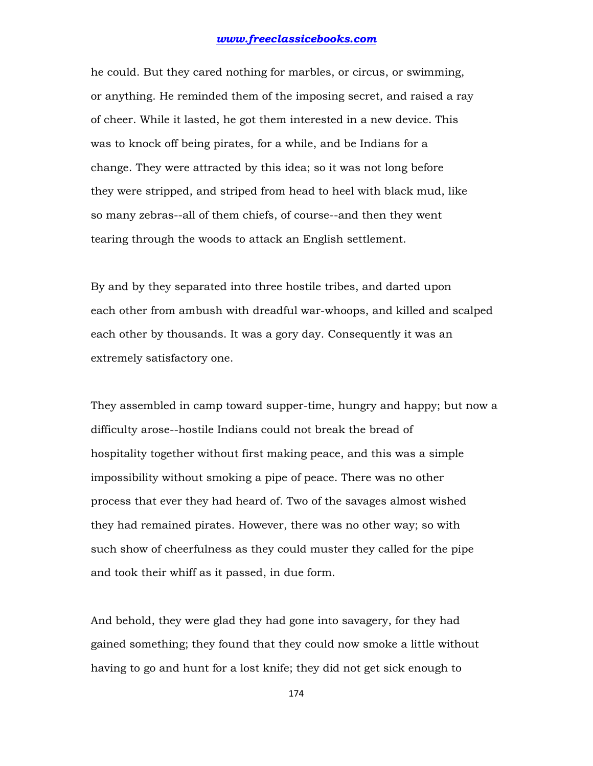he could. But they cared nothing for marbles, or circus, or swimming, or anything. He reminded them of the imposing secret, and raised a ray of cheer. While it lasted, he got them interested in a new device. This was to knock off being pirates, for a while, and be Indians for a change. They were attracted by this idea; so it was not long before they were stripped, and striped from head to heel with black mud, like so many zebras--all of them chiefs, of course--and then they went tearing through the woods to attack an English settlement.

By and by they separated into three hostile tribes, and darted upon each other from ambush with dreadful war-whoops, and killed and scalped each other by thousands. It was a gory day. Consequently it was an extremely satisfactory one.

They assembled in camp toward supper-time, hungry and happy; but now a difficulty arose--hostile Indians could not break the bread of hospitality together without first making peace, and this was a simple impossibility without smoking a pipe of peace. There was no other process that ever they had heard of. Two of the savages almost wished they had remained pirates. However, there was no other way; so with such show of cheerfulness as they could muster they called for the pipe and took their whiff as it passed, in due form.

And behold, they were glad they had gone into savagery, for they had gained something; they found that they could now smoke a little without having to go and hunt for a lost knife; they did not get sick enough to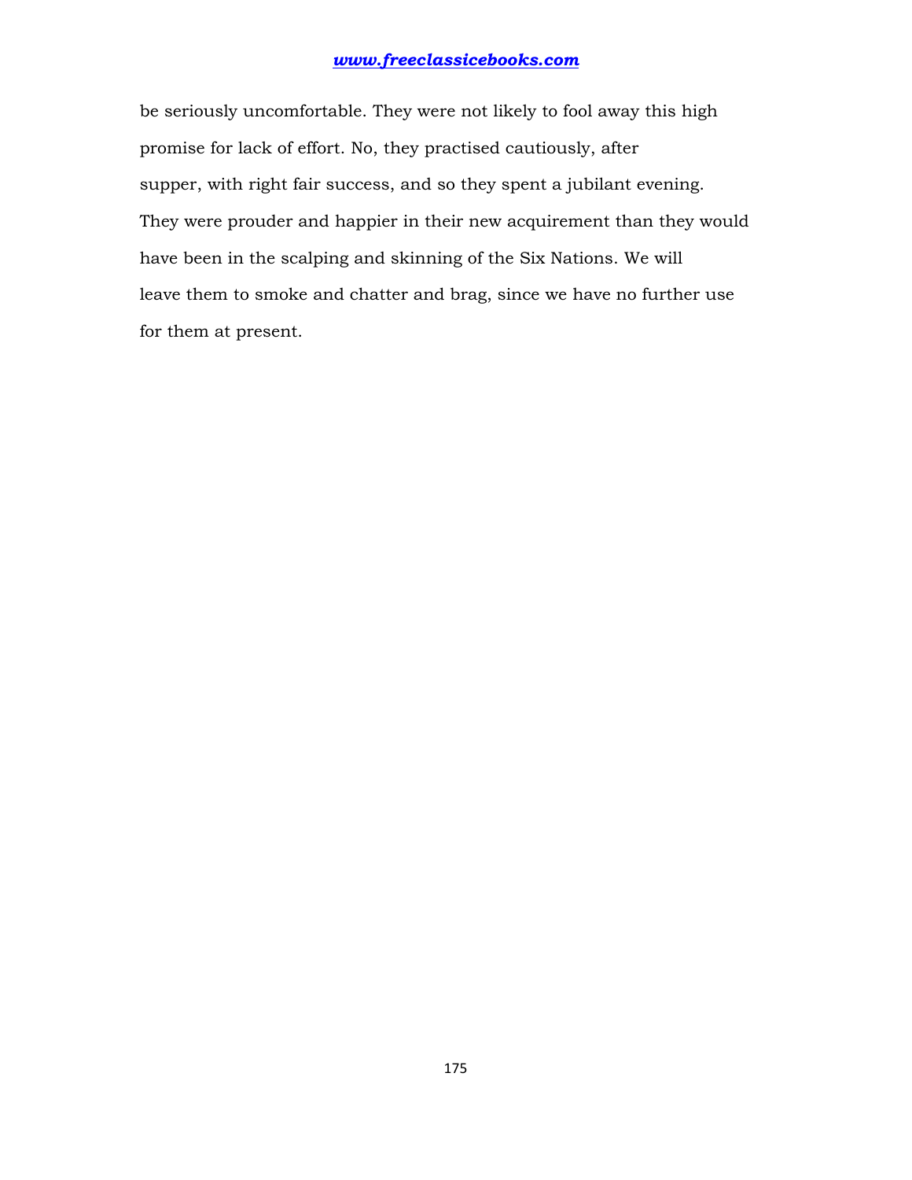be seriously uncomfortable. They were not likely to fool away this high promise for lack of effort. No, they practised cautiously, after supper, with right fair success, and so they spent a jubilant evening. They were prouder and happier in their new acquirement than they would have been in the scalping and skinning of the Six Nations. We will leave them to smoke and chatter and brag, since we have no further use for them at present.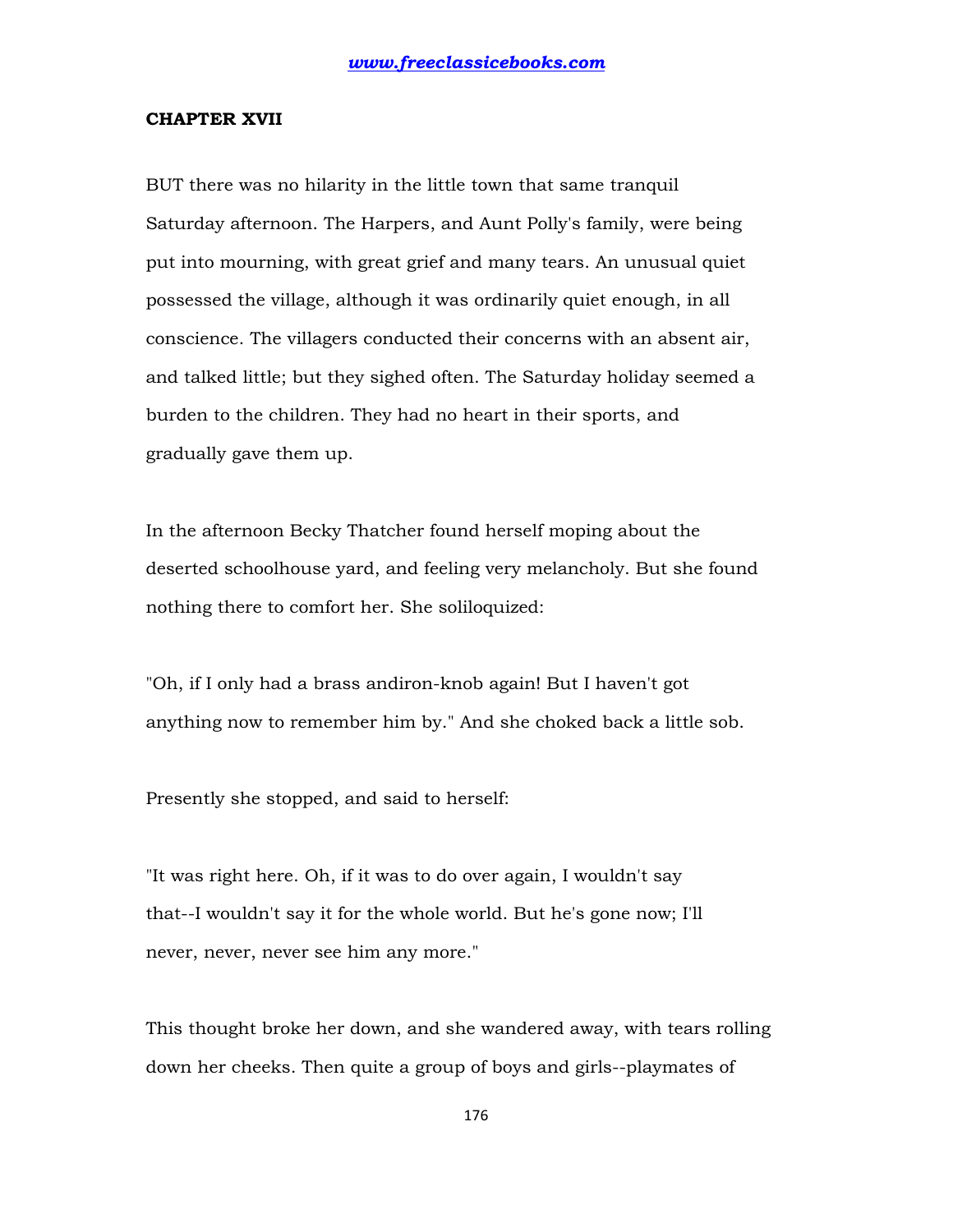## CHAPTER XVII

BUT there was no hilarity in the little town that same tranquil Saturday afternoon. The Harpers, and Aunt Polly's family, were being put into mourning, with great grief and many tears. An unusual quiet possessed the village, although it was ordinarily quiet enough, in all conscience. The villagers conducted their concerns with an absent air, and talked little; but they sighed often. The Saturday holiday seemed a burden to the children. They had no heart in their sports, and gradually gave them up.

In the afternoon Becky Thatcher found herself moping about the deserted schoolhouse yard, and feeling very melancholy. But she found nothing there to comfort her. She soliloquized:

"Oh, if I only had a brass andiron-knob again! But I haven't got anything now to remember him by." And she choked back a little sob.

Presently she stopped, and said to herself:

"It was right here. Oh, if it was to do over again, I wouldn't say that--I wouldn't say it for the whole world. But he's gone now; I'll never, never, never see him any more."

This thought broke her down, and she wandered away, with tears rolling down her cheeks. Then quite a group of boys and girls--playmates of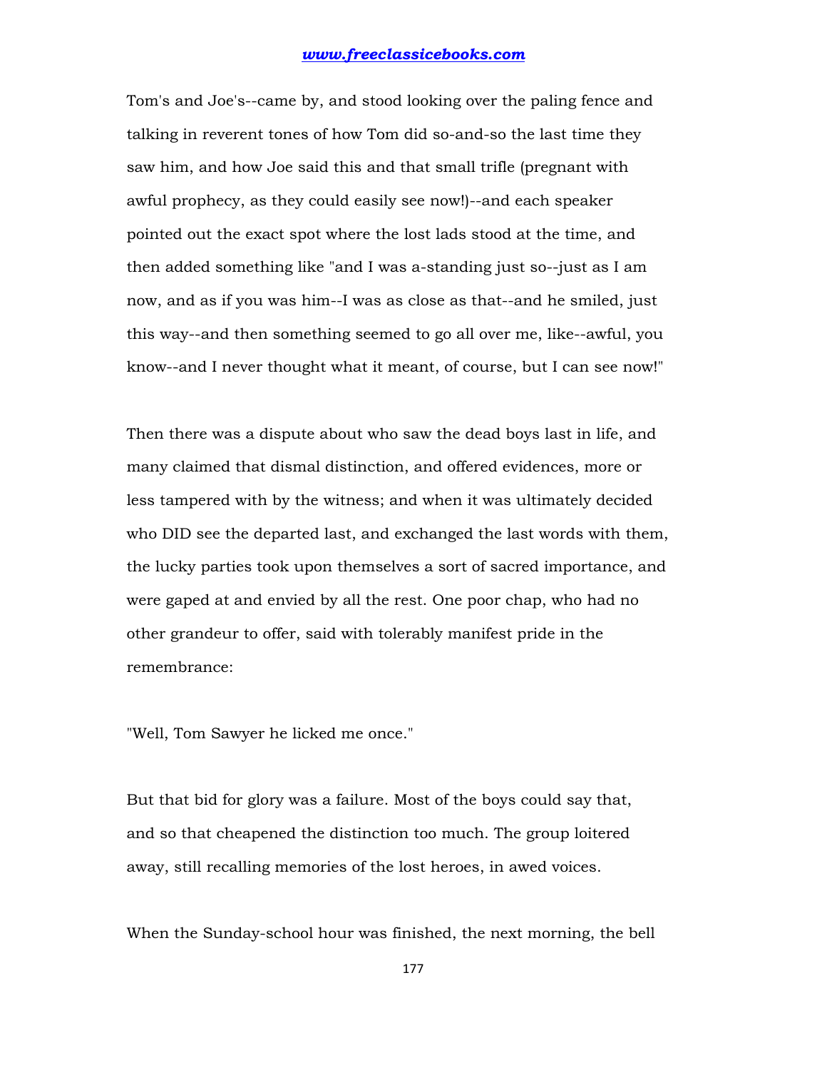Tom's and Joe's--came by, and stood looking over the paling fence and talking in reverent tones of how Tom did so-and-so the last time they saw him, and how Joe said this and that small trifle (pregnant with awful prophecy, as they could easily see now!)--and each speaker pointed out the exact spot where the lost lads stood at the time, and then added something like "and I was a-standing just so--just as I am now, and as if you was him--I was as close as that--and he smiled, just this way--and then something seemed to go all over me, like--awful, you know--and I never thought what it meant, of course, but I can see now!"

Then there was a dispute about who saw the dead boys last in life, and many claimed that dismal distinction, and offered evidences, more or less tampered with by the witness; and when it was ultimately decided who DID see the departed last, and exchanged the last words with them, the lucky parties took upon themselves a sort of sacred importance, and were gaped at and envied by all the rest. One poor chap, who had no other grandeur to offer, said with tolerably manifest pride in the remembrance:

"Well, Tom Sawyer he licked me once."

But that bid for glory was a failure. Most of the boys could say that, and so that cheapened the distinction too much. The group loitered away, still recalling memories of the lost heroes, in awed voices.

When the Sunday-school hour was finished, the next morning, the bell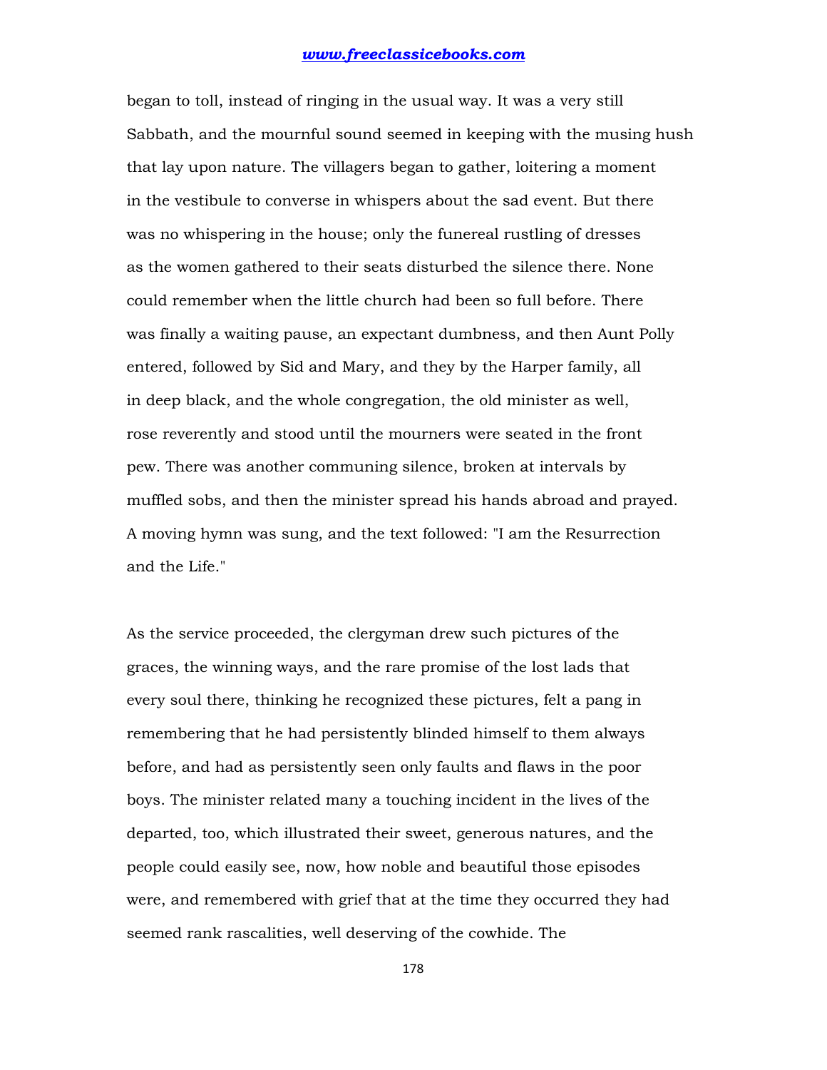began to toll, instead of ringing in the usual way. It was a very still Sabbath, and the mournful sound seemed in keeping with the musing hush that lay upon nature. The villagers began to gather, loitering a moment in the vestibule to converse in whispers about the sad event. But there was no whispering in the house; only the funereal rustling of dresses as the women gathered to their seats disturbed the silence there. None could remember when the little church had been so full before. There was finally a waiting pause, an expectant dumbness, and then Aunt Polly entered, followed by Sid and Mary, and they by the Harper family, all in deep black, and the whole congregation, the old minister as well, rose reverently and stood until the mourners were seated in the front pew. There was another communing silence, broken at intervals by muffled sobs, and then the minister spread his hands abroad and prayed. A moving hymn was sung, and the text followed: "I am the Resurrection and the Life."

As the service proceeded, the clergyman drew such pictures of the graces, the winning ways, and the rare promise of the lost lads that every soul there, thinking he recognized these pictures, felt a pang in remembering that he had persistently blinded himself to them always before, and had as persistently seen only faults and flaws in the poor boys. The minister related many a touching incident in the lives of the departed, too, which illustrated their sweet, generous natures, and the people could easily see, now, how noble and beautiful those episodes were, and remembered with grief that at the time they occurred they had seemed rank rascalities, well deserving of the cowhide. The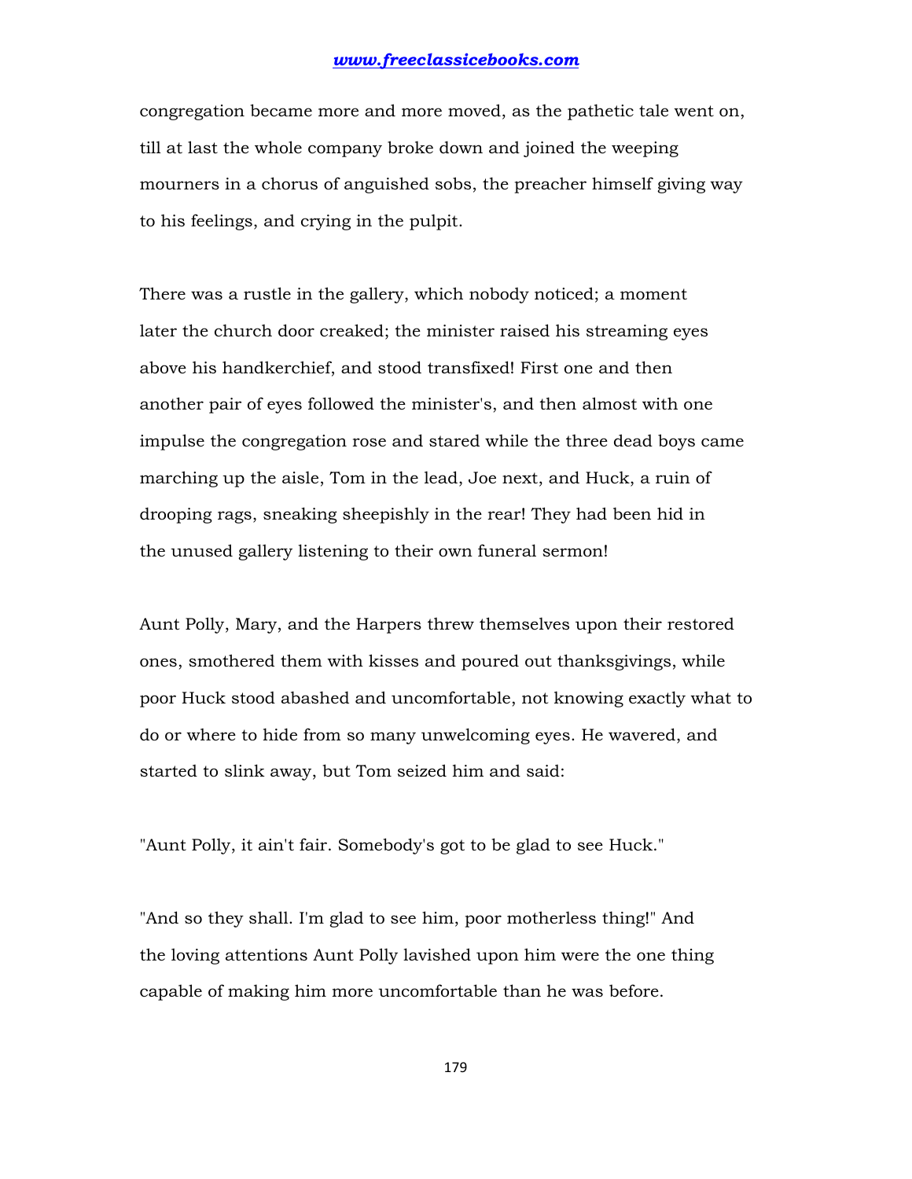congregation became more and more moved, as the pathetic tale went on, till at last the whole company broke down and joined the weeping mourners in a chorus of anguished sobs, the preacher himself giving way to his feelings, and crying in the pulpit.

There was a rustle in the gallery, which nobody noticed; a moment later the church door creaked; the minister raised his streaming eyes above his handkerchief, and stood transfixed! First one and then another pair of eyes followed the minister's, and then almost with one impulse the congregation rose and stared while the three dead boys came marching up the aisle, Tom in the lead, Joe next, and Huck, a ruin of drooping rags, sneaking sheepishly in the rear! They had been hid in the unused gallery listening to their own funeral sermon!

Aunt Polly, Mary, and the Harpers threw themselves upon their restored ones, smothered them with kisses and poured out thanksgivings, while poor Huck stood abashed and uncomfortable, not knowing exactly what to do or where to hide from so many unwelcoming eyes. He wavered, and started to slink away, but Tom seized him and said:

"Aunt Polly, it ain't fair. Somebody's got to be glad to see Huck."

"And so they shall. I'm glad to see him, poor motherless thing!" And the loving attentions Aunt Polly lavished upon him were the one thing capable of making him more uncomfortable than he was before.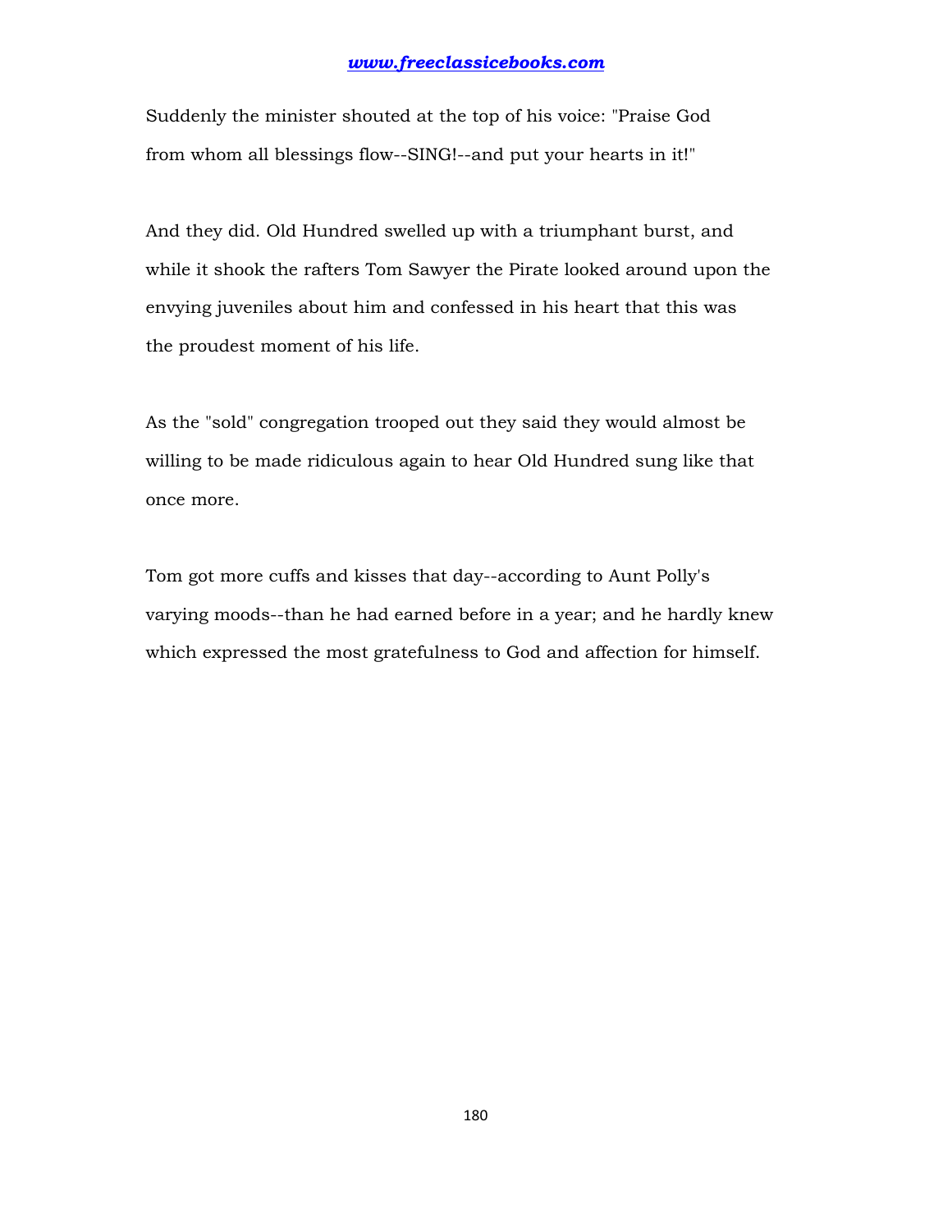Suddenly the minister shouted at the top of his voice: "Praise God from whom all blessings flow--SING!--and put your hearts in it!"

And they did. Old Hundred swelled up with a triumphant burst, and while it shook the rafters Tom Sawyer the Pirate looked around upon the envying juveniles about him and confessed in his heart that this was the proudest moment of his life.

As the "sold" congregation trooped out they said they would almost be willing to be made ridiculous again to hear Old Hundred sung like that once more.

Tom got more cuffs and kisses that day--according to Aunt Polly's varying moods--than he had earned before in a year; and he hardly knew which expressed the most gratefulness to God and affection for himself.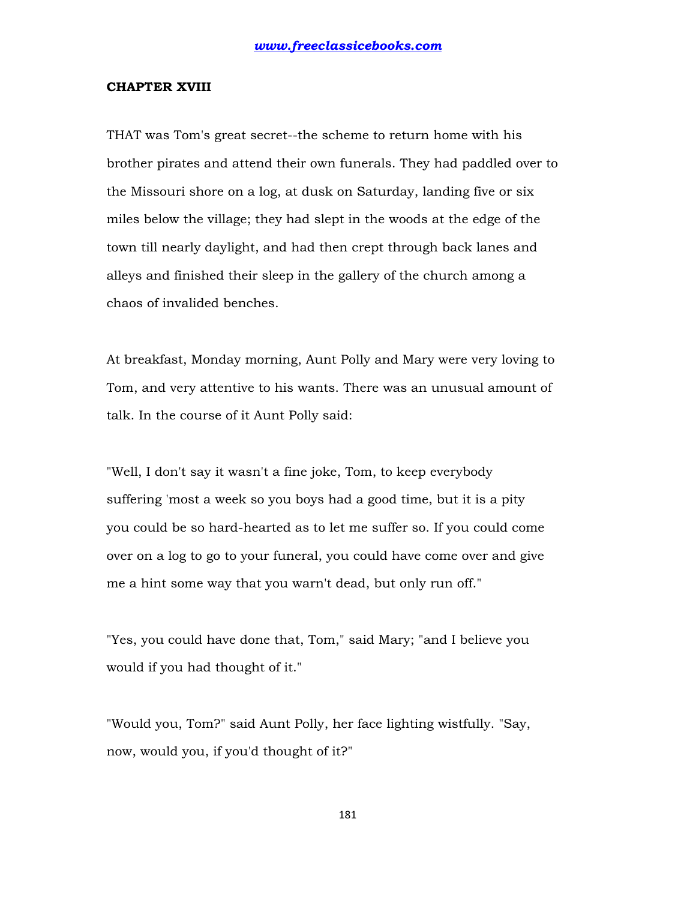## CHAPTER XVIII

THAT was Tom's great secret--the scheme to return home with his brother pirates and attend their own funerals. They had paddled over to the Missouri shore on a log, at dusk on Saturday, landing five or six miles below the village; they had slept in the woods at the edge of the town till nearly daylight, and had then crept through back lanes and alleys and finished their sleep in the gallery of the church among a chaos of invalided benches.

At breakfast, Monday morning, Aunt Polly and Mary were very loving to Tom, and very attentive to his wants. There was an unusual amount of talk. In the course of it Aunt Polly said:

"Well, I don't say it wasn't a fine joke, Tom, to keep everybody suffering 'most a week so you boys had a good time, but it is a pity you could be so hard-hearted as to let me suffer so. If you could come over on a log to go to your funeral, you could have come over and give me a hint some way that you warn't dead, but only run off."

"Yes, you could have done that, Tom," said Mary; "and I believe you would if you had thought of it."

"Would you, Tom?" said Aunt Polly, her face lighting wistfully. "Say, now, would you, if you'd thought of it?"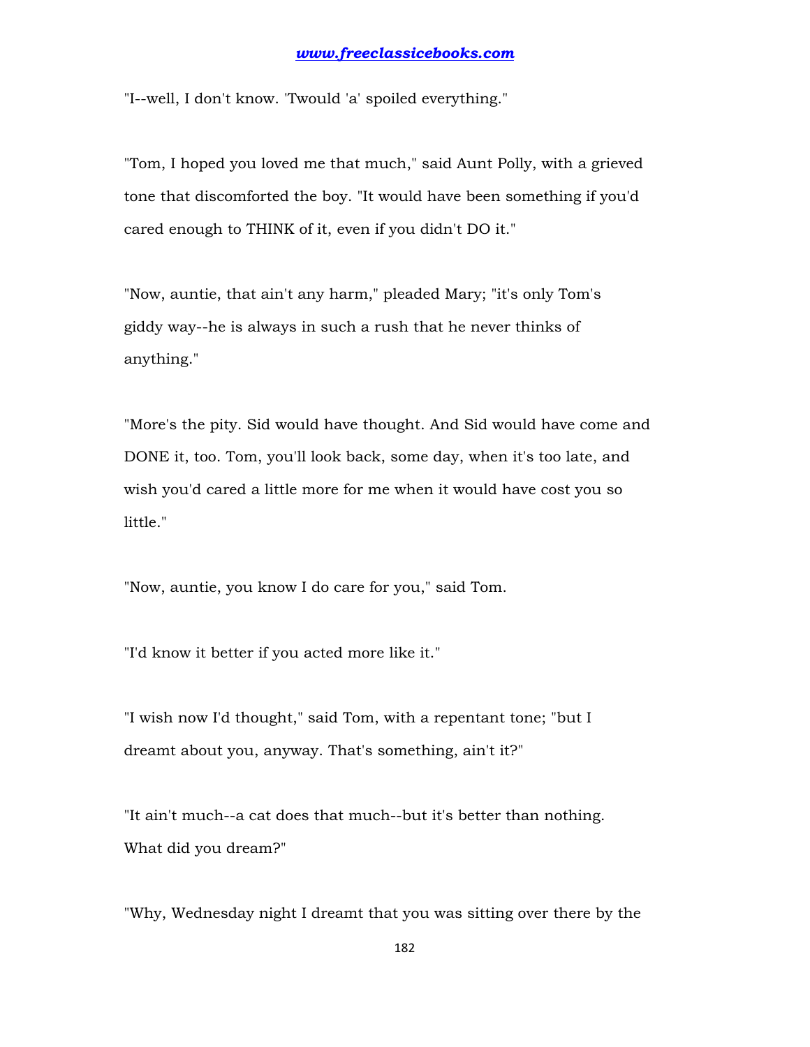"I--well, I don't know. 'Twould 'a' spoiled everything."

"Tom, I hoped you loved me that much," said Aunt Polly, with a grieved tone that discomforted the boy. "It would have been something if you'd cared enough to THINK of it, even if you didn't DO it."

"Now, auntie, that ain't any harm," pleaded Mary; "it's only Tom's giddy way--he is always in such a rush that he never thinks of anything."

"More's the pity. Sid would have thought. And Sid would have come and DONE it, too. Tom, you'll look back, some day, when it's too late, and wish you'd cared a little more for me when it would have cost you so little."

"Now, auntie, you know I do care for you," said Tom.

"I'd know it better if you acted more like it."

"I wish now I'd thought," said Tom, with a repentant tone; "but I dreamt about you, anyway. That's something, ain't it?"

"It ain't much--a cat does that much--but it's better than nothing. What did you dream?"

"Why, Wednesday night I dreamt that you was sitting over there by the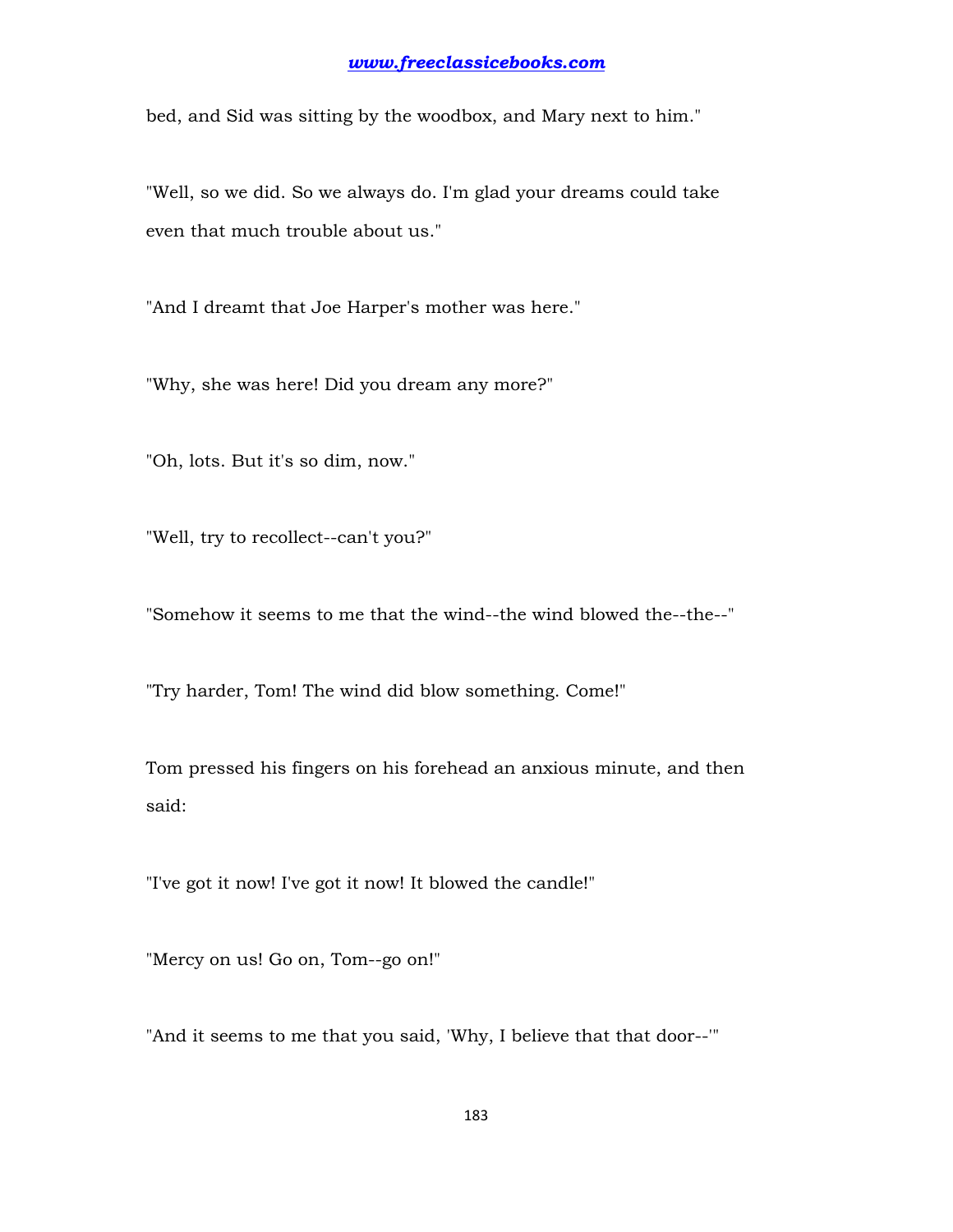bed, and Sid was sitting by the woodbox, and Mary next to him."

"Well, so we did. So we always do. I'm glad your dreams could take even that much trouble about us."

"And I dreamt that Joe Harper's mother was here."

"Why, she was here! Did you dream any more?"

"Oh, lots. But it's so dim, now."

"Well, try to recollect--can't you?"

"Somehow it seems to me that the wind--the wind blowed the--the--"

"Try harder, Tom! The wind did blow something. Come!"

Tom pressed his fingers on his forehead an anxious minute, and then said:

"I've got it now! I've got it now! It blowed the candle!"

"Mercy on us! Go on, Tom--go on!"

"And it seems to me that you said, 'Why, I believe that that door--'"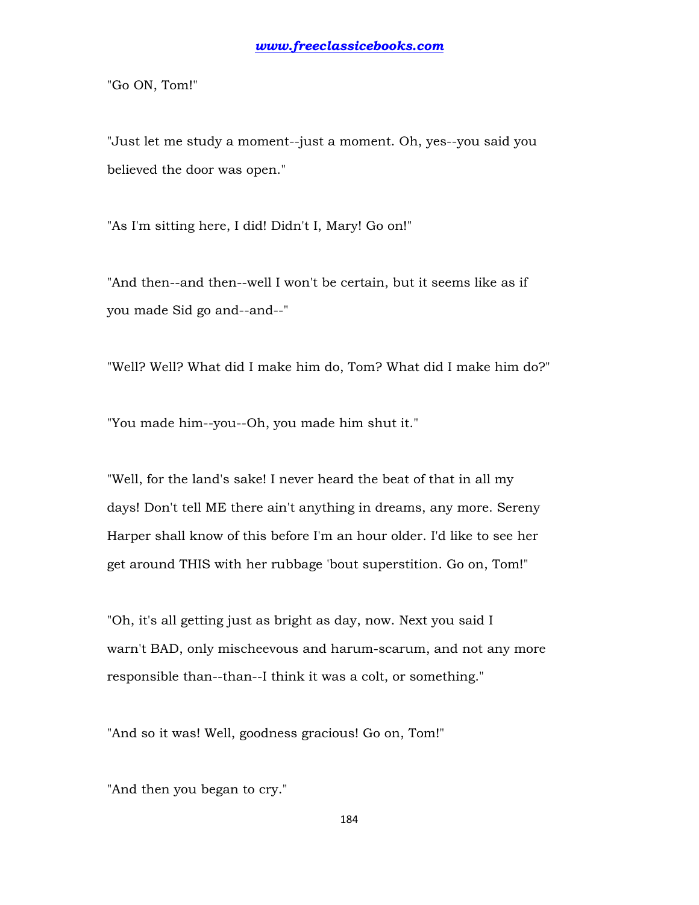"Go ON, Tom!"

"Just let me study a moment--just a moment. Oh, yes--you said you believed the door was open."

"As I'm sitting here, I did! Didn't I, Mary! Go on!"

"And then--and then--well I won't be certain, but it seems like as if you made Sid go and--and--"

"Well? Well? What did I make him do, Tom? What did I make him do?"

"You made him--you--Oh, you made him shut it."

"Well, for the land's sake! I never heard the beat of that in all my days! Don't tell ME there ain't anything in dreams, any more. Sereny Harper shall know of this before I'm an hour older. I'd like to see her get around THIS with her rubbage 'bout superstition. Go on, Tom!"

"Oh, it's all getting just as bright as day, now. Next you said I warn't BAD, only mischeevous and harum-scarum, and not any more responsible than--than--I think it was a colt, or something."

"And so it was! Well, goodness gracious! Go on, Tom!"

"And then you began to cry."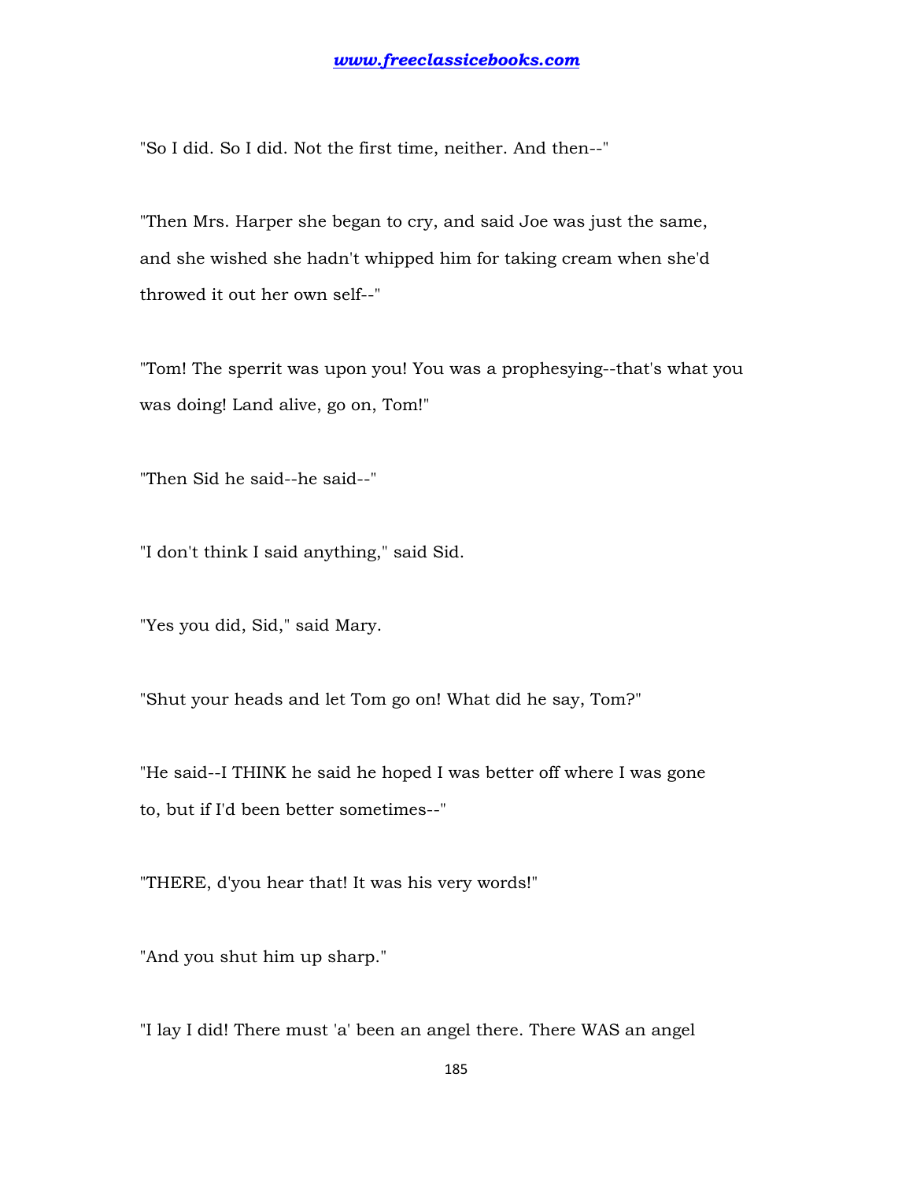"So I did. So I did. Not the first time, neither. And then--"

"Then Mrs. Harper she began to cry, and said Joe was just the same, and she wished she hadn't whipped him for taking cream when she'd throwed it out her own self--"

"Tom! The sperrit was upon you! You was a prophesying--that's what you was doing! Land alive, go on, Tom!"

"Then Sid he said--he said--"

"I don't think I said anything," said Sid.

"Yes you did, Sid," said Mary.

"Shut your heads and let Tom go on! What did he say, Tom?"

"He said--I THINK he said he hoped I was better off where I was gone to, but if I'd been better sometimes--"

"THERE, d'you hear that! It was his very words!"

"And you shut him up sharp."

"I lay I did! There must 'a' been an angel there. There WAS an angel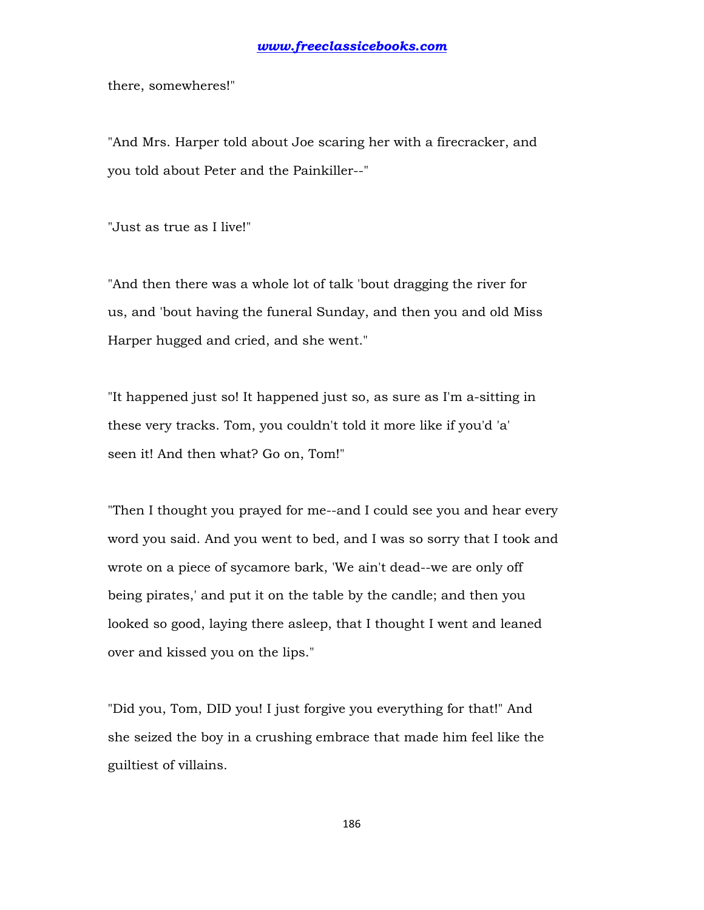there, somewheres!"

"And Mrs. Harper told about Joe scaring her with a firecracker, and you told about Peter and the Painkiller--"

"Just as true as I live!"

"And then there was a whole lot of talk 'bout dragging the river for us, and 'bout having the funeral Sunday, and then you and old Miss Harper hugged and cried, and she went."

"It happened just so! It happened just so, as sure as I'm a-sitting in these very tracks. Tom, you couldn't told it more like if you'd 'a' seen it! And then what? Go on, Tom!"

"Then I thought you prayed for me--and I could see you and hear every word you said. And you went to bed, and I was so sorry that I took and wrote on a piece of sycamore bark, 'We ain't dead--we are only off being pirates,' and put it on the table by the candle; and then you looked so good, laying there asleep, that I thought I went and leaned over and kissed you on the lips."

"Did you, Tom, DID you! I just forgive you everything for that!" And she seized the boy in a crushing embrace that made him feel like the guiltiest of villains.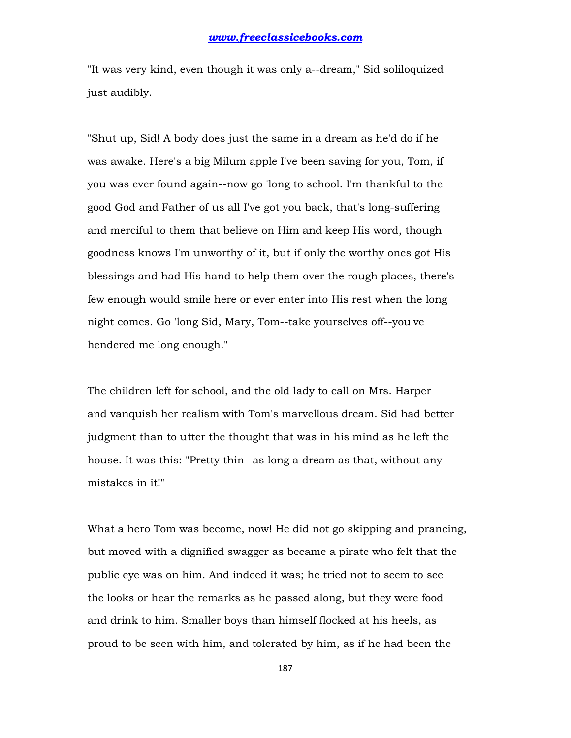"It was very kind, even though it was only a--dream," Sid soliloquized just audibly.

"Shut up, Sid! A body does just the same in a dream as he'd do if he was awake. Here's a big Milum apple I've been saving for you, Tom, if you was ever found again--now go 'long to school. I'm thankful to the good God and Father of us all I've got you back, that's long-suffering and merciful to them that believe on Him and keep His word, though goodness knows I'm unworthy of it, but if only the worthy ones got His blessings and had His hand to help them over the rough places, there's few enough would smile here or ever enter into His rest when the long night comes. Go 'long Sid, Mary, Tom--take yourselves off--you've hendered me long enough."

The children left for school, and the old lady to call on Mrs. Harper and vanquish her realism with Tom's marvellous dream. Sid had better judgment than to utter the thought that was in his mind as he left the house. It was this: "Pretty thin--as long a dream as that, without any mistakes in it!"

What a hero Tom was become, now! He did not go skipping and prancing, but moved with a dignified swagger as became a pirate who felt that the public eye was on him. And indeed it was; he tried not to seem to see the looks or hear the remarks as he passed along, but they were food and drink to him. Smaller boys than himself flocked at his heels, as proud to be seen with him, and tolerated by him, as if he had been the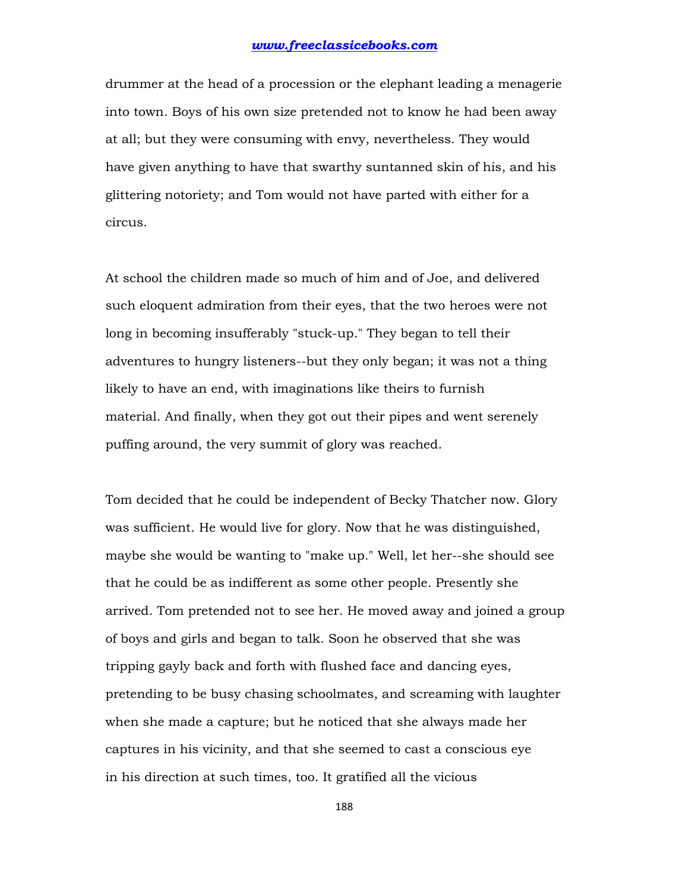drummer at the head of a procession or the elephant leading a menagerie into town. Boys of his own size pretended not to know he had been away at all; but they were consuming with envy, nevertheless. They would have given anything to have that swarthy suntanned skin of his, and his glittering notoriety; and Tom would not have parted with either for a circus.

At school the children made so much of him and of Joe, and delivered such eloquent admiration from their eyes, that the two heroes were not long in becoming insufferably "stuck-up." They began to tell their adventures to hungry listeners--but they only began; it was not a thing likely to have an end, with imaginations like theirs to furnish material. And finally, when they got out their pipes and went serenely puffing around, the very summit of glory was reached.

Tom decided that he could be independent of Becky Thatcher now. Glory was sufficient. He would live for glory. Now that he was distinguished, maybe she would be wanting to "make up." Well, let her--she should see that he could be as indifferent as some other people. Presently she arrived. Tom pretended not to see her. He moved away and joined a group of boys and girls and began to talk. Soon he observed that she was tripping gayly back and forth with flushed face and dancing eyes, pretending to be busy chasing schoolmates, and screaming with laughter when she made a capture; but he noticed that she always made her captures in his vicinity, and that she seemed to cast a conscious eye in his direction at such times, too. It gratified all the vicious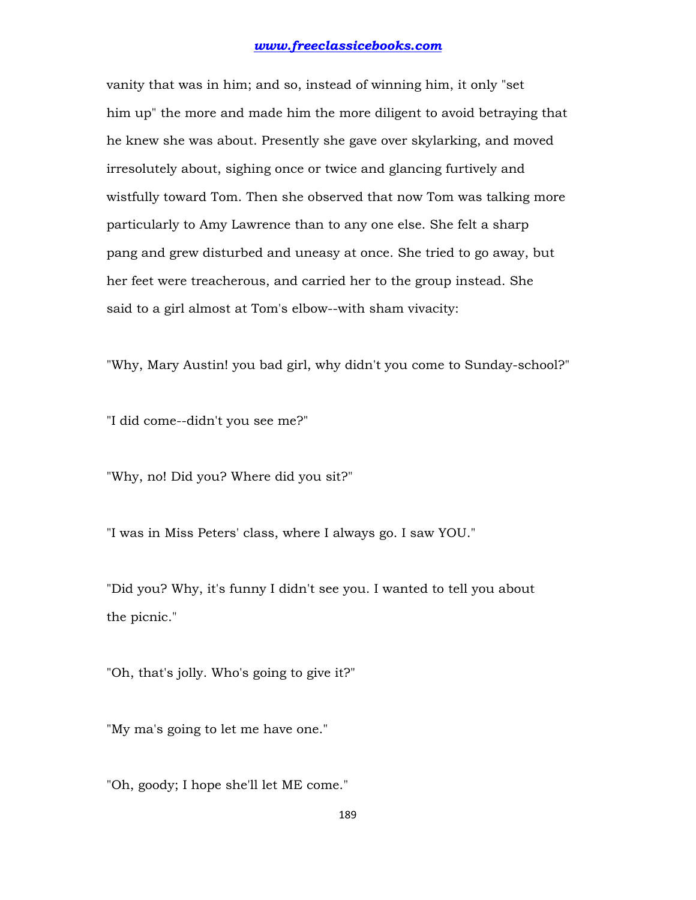vanity that was in him; and so, instead of winning him, it only "set him up" the more and made him the more diligent to avoid betraying that he knew she was about. Presently she gave over skylarking, and moved irresolutely about, sighing once or twice and glancing furtively and wistfully toward Tom. Then she observed that now Tom was talking more particularly to Amy Lawrence than to any one else. She felt a sharp pang and grew disturbed and uneasy at once. She tried to go away, but her feet were treacherous, and carried her to the group instead. She said to a girl almost at Tom's elbow--with sham vivacity:

"Why, Mary Austin! you bad girl, why didn't you come to Sunday-school?"

"I did come--didn't you see me?"

"Why, no! Did you? Where did you sit?"

"I was in Miss Peters' class, where I always go. I saw YOU."

"Did you? Why, it's funny I didn't see you. I wanted to tell you about the picnic."

"Oh, that's jolly. Who's going to give it?"

"My ma's going to let me have one."

"Oh, goody; I hope she'll let ME come."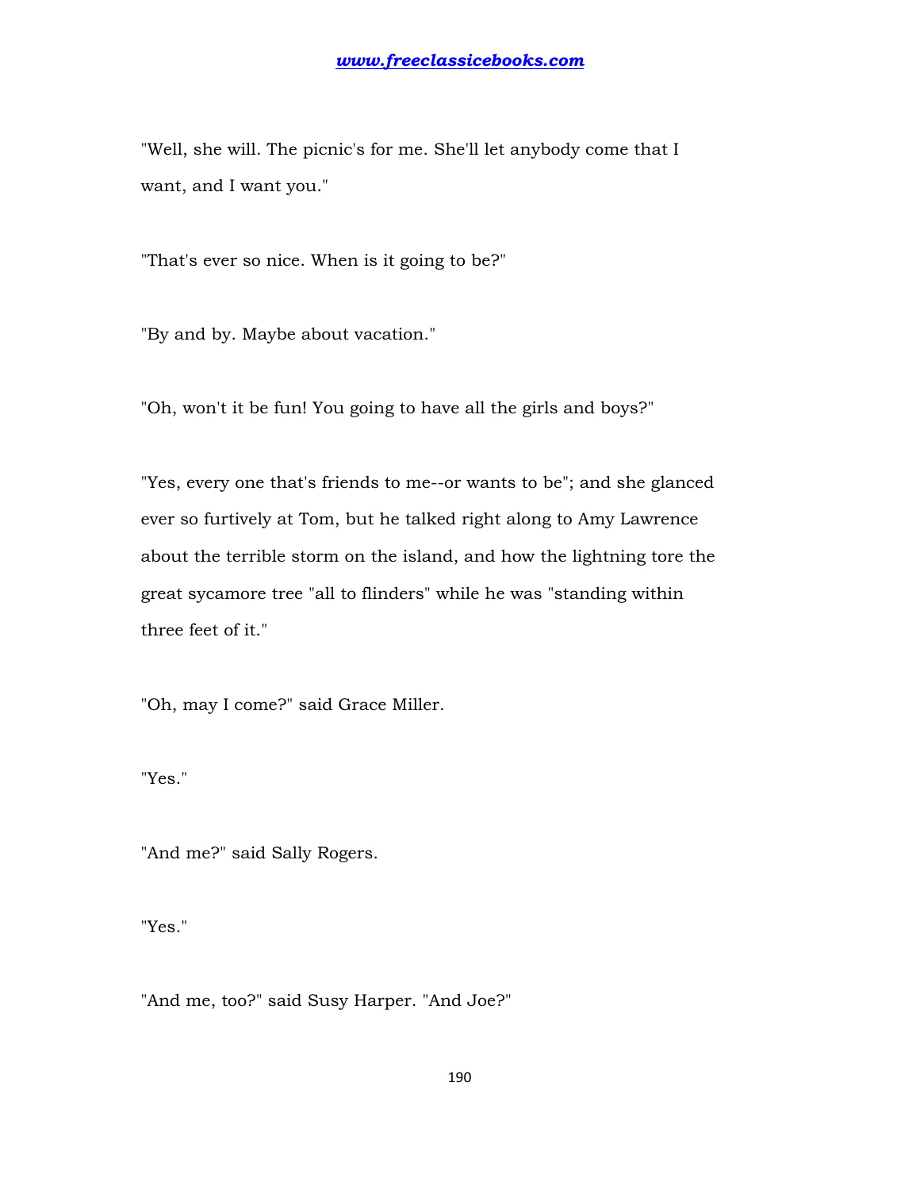"Well, she will. The picnic's for me. She'll let anybody come that I want, and I want you."

"That's ever so nice. When is it going to be?"

"By and by. Maybe about vacation."

"Oh, won't it be fun! You going to have all the girls and boys?"

"Yes, every one that's friends to me--or wants to be"; and she glanced ever so furtively at Tom, but he talked right along to Amy Lawrence about the terrible storm on the island, and how the lightning tore the great sycamore tree "all to flinders" while he was "standing within three feet of it."

"Oh, may I come?" said Grace Miller.

"Yes."

"And me?" said Sally Rogers.

"Yes."

"And me, too?" said Susy Harper. "And Joe?"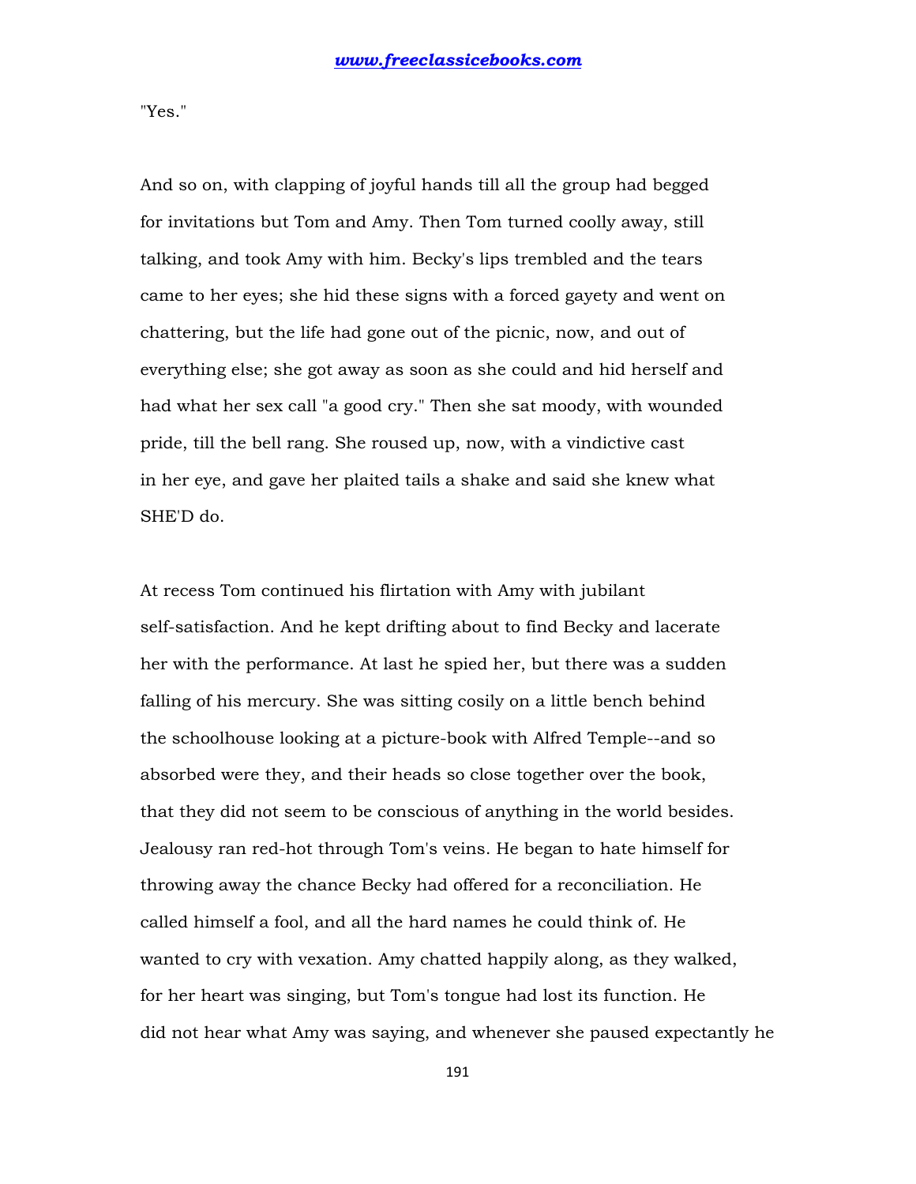"Yes."

And so on, with clapping of joyful hands till all the group had begged for invitations but Tom and Amy. Then Tom turned coolly away, still talking, and took Amy with him. Becky's lips trembled and the tears came to her eyes; she hid these signs with a forced gayety and went on chattering, but the life had gone out of the picnic, now, and out of everything else; she got away as soon as she could and hid herself and had what her sex call "a good cry." Then she sat moody, with wounded pride, till the bell rang. She roused up, now, with a vindictive cast in her eye, and gave her plaited tails a shake and said she knew what SHE'D do.

At recess Tom continued his flirtation with Amy with jubilant self-satisfaction. And he kept drifting about to find Becky and lacerate her with the performance. At last he spied her, but there was a sudden falling of his mercury. She was sitting cosily on a little bench behind the schoolhouse looking at a picture-book with Alfred Temple--and so absorbed were they, and their heads so close together over the book, that they did not seem to be conscious of anything in the world besides. Jealousy ran red-hot through Tom's veins. He began to hate himself for throwing away the chance Becky had offered for a reconciliation. He called himself a fool, and all the hard names he could think of. He wanted to cry with vexation. Amy chatted happily along, as they walked, for her heart was singing, but Tom's tongue had lost its function. He did not hear what Amy was saying, and whenever she paused expectantly he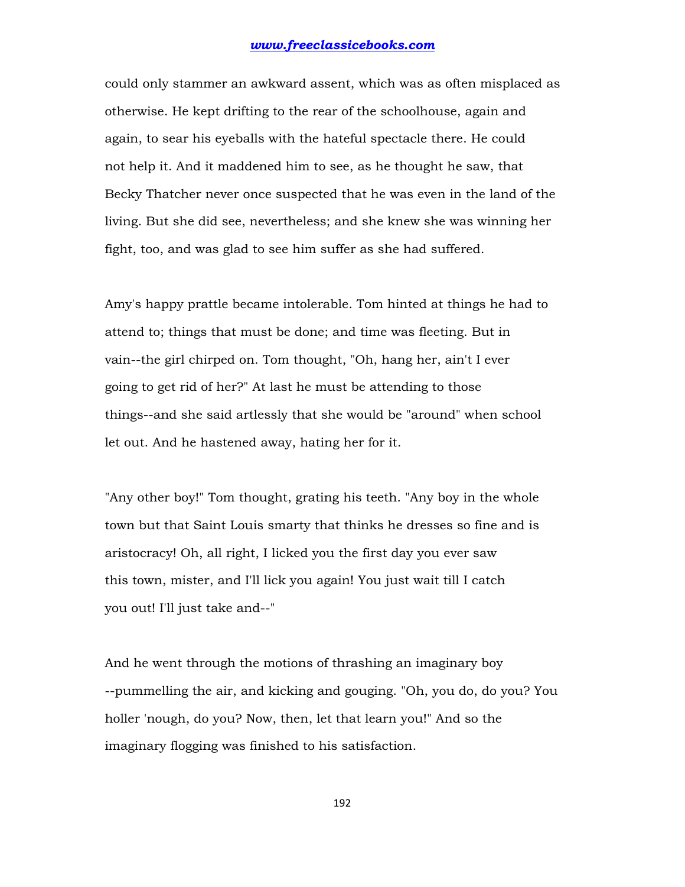could only stammer an awkward assent, which was as often misplaced as otherwise. He kept drifting to the rear of the schoolhouse, again and again, to sear his eyeballs with the hateful spectacle there. He could not help it. And it maddened him to see, as he thought he saw, that Becky Thatcher never once suspected that he was even in the land of the living. But she did see, nevertheless; and she knew she was winning her fight, too, and was glad to see him suffer as she had suffered.

Amy's happy prattle became intolerable. Tom hinted at things he had to attend to; things that must be done; and time was fleeting. But in vain--the girl chirped on. Tom thought, "Oh, hang her, ain't I ever going to get rid of her?" At last he must be attending to those things--and she said artlessly that she would be "around" when school let out. And he hastened away, hating her for it.

"Any other boy!" Tom thought, grating his teeth. "Any boy in the whole town but that Saint Louis smarty that thinks he dresses so fine and is aristocracy! Oh, all right, I licked you the first day you ever saw this town, mister, and I'll lick you again! You just wait till I catch you out! I'll just take and--"

And he went through the motions of thrashing an imaginary boy --pummelling the air, and kicking and gouging. "Oh, you do, do you? You holler 'nough, do you? Now, then, let that learn you!" And so the imaginary flogging was finished to his satisfaction.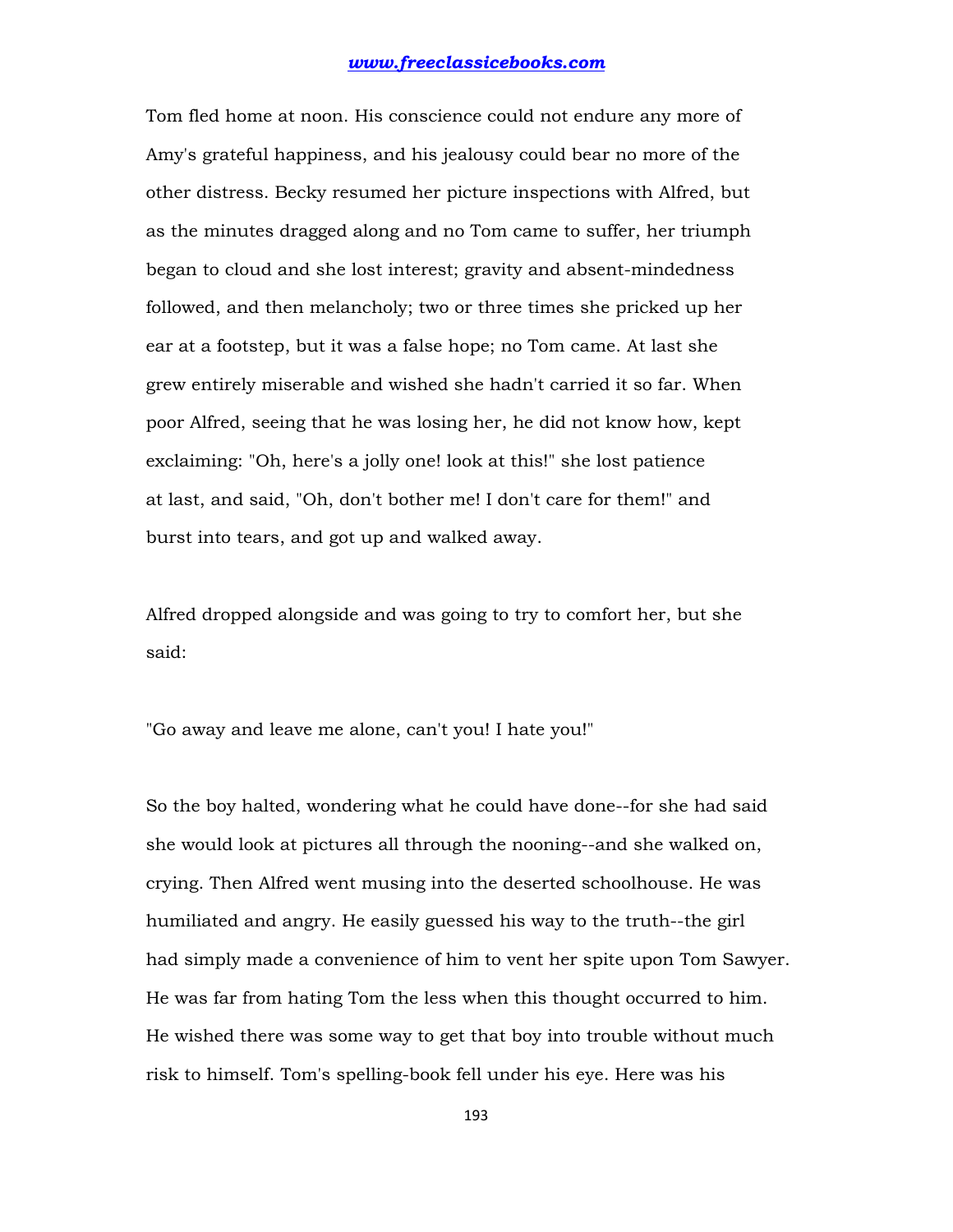Tom fled home at noon. His conscience could not endure any more of Amy's grateful happiness, and his jealousy could bear no more of the other distress. Becky resumed her picture inspections with Alfred, but as the minutes dragged along and no Tom came to suffer, her triumph began to cloud and she lost interest; gravity and absent-mindedness followed, and then melancholy; two or three times she pricked up her ear at a footstep, but it was a false hope; no Tom came. At last she grew entirely miserable and wished she hadn't carried it so far. When poor Alfred, seeing that he was losing her, he did not know how, kept exclaiming: "Oh, here's a jolly one! look at this!" she lost patience at last, and said, "Oh, don't bother me! I don't care for them!" and burst into tears, and got up and walked away.

Alfred dropped alongside and was going to try to comfort her, but she said:

"Go away and leave me alone, can't you! I hate you!"

So the boy halted, wondering what he could have done--for she had said she would look at pictures all through the nooning--and she walked on, crying. Then Alfred went musing into the deserted schoolhouse. He was humiliated and angry. He easily guessed his way to the truth--the girl had simply made a convenience of him to vent her spite upon Tom Sawyer. He was far from hating Tom the less when this thought occurred to him. He wished there was some way to get that boy into trouble without much risk to himself. Tom's spelling-book fell under his eye. Here was his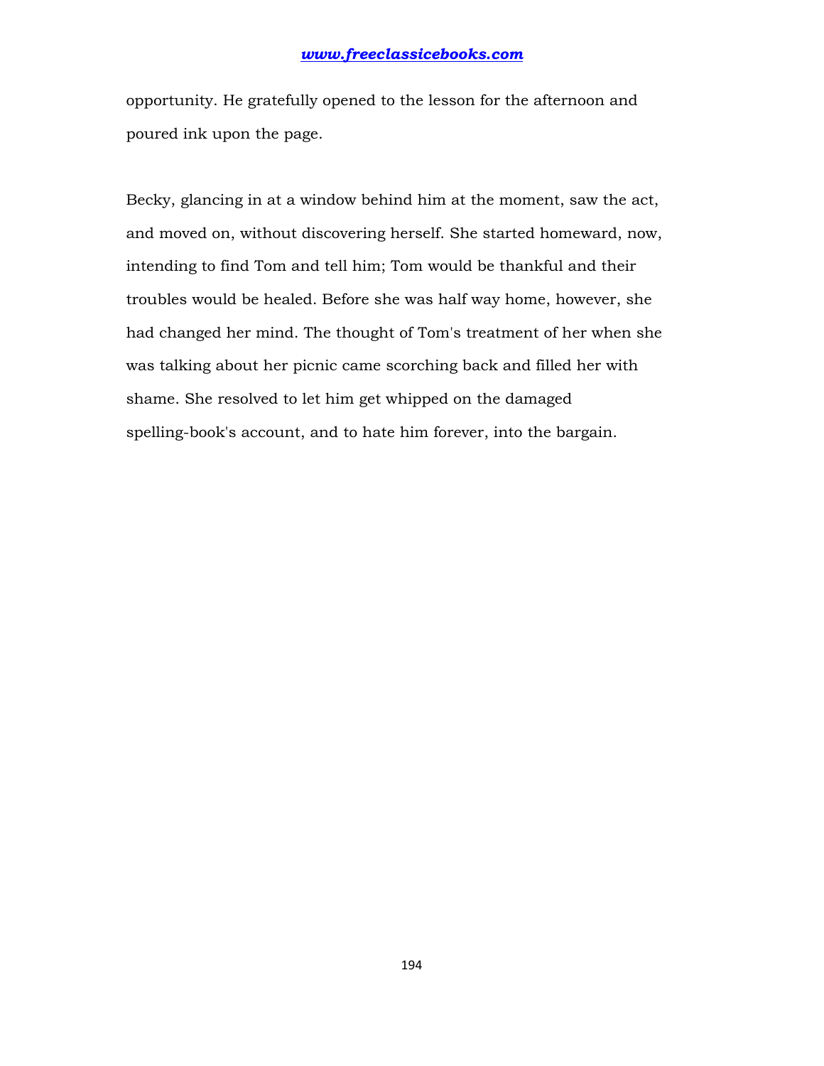opportunity. He gratefully opened to the lesson for the afternoon and poured ink upon the page.

Becky, glancing in at a window behind him at the moment, saw the act, and moved on, without discovering herself. She started homeward, now, intending to find Tom and tell him; Tom would be thankful and their troubles would be healed. Before she was half way home, however, she had changed her mind. The thought of Tom's treatment of her when she was talking about her picnic came scorching back and filled her with shame. She resolved to let him get whipped on the damaged spelling-book's account, and to hate him forever, into the bargain.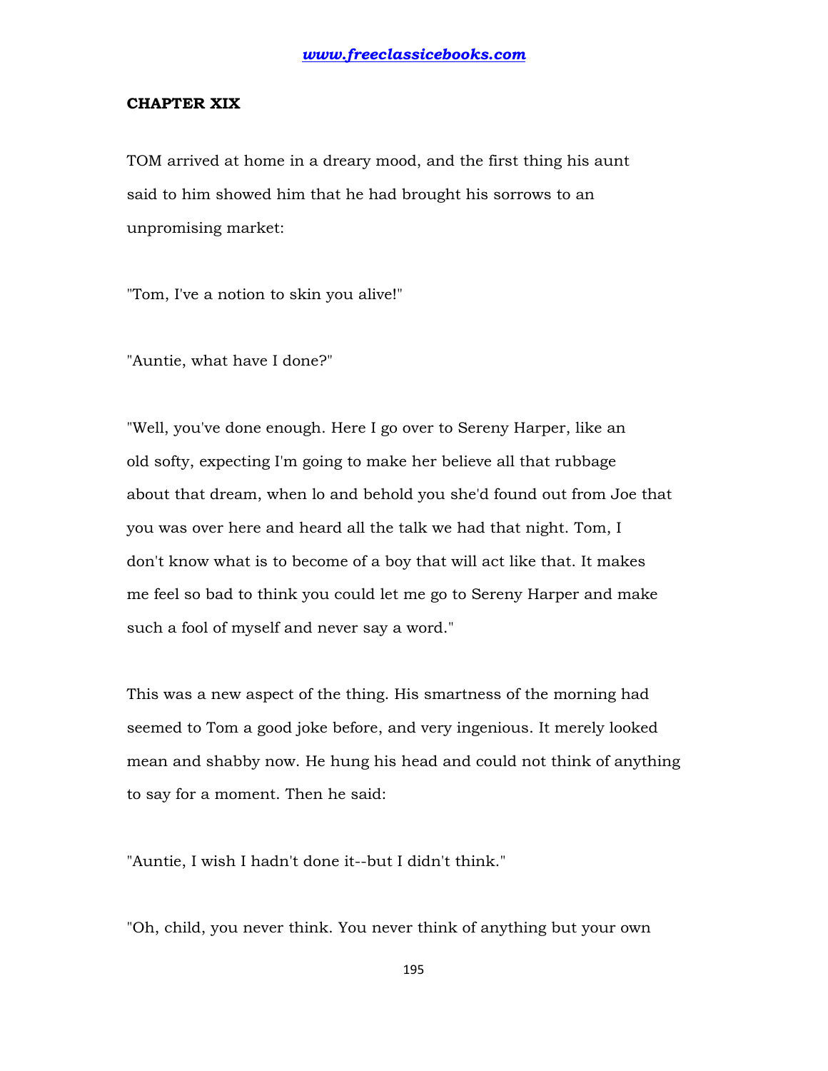## CHAPTER XIX

TOM arrived at home in a dreary mood, and the first thing his aunt said to him showed him that he had brought his sorrows to an unpromising market:

"Tom, I've a notion to skin you alive!"

"Auntie, what have I done?"

"Well, you've done enough. Here I go over to Sereny Harper, like an old softy, expecting I'm going to make her believe all that rubbage about that dream, when lo and behold you she'd found out from Joe that you was over here and heard all the talk we had that night. Tom, I don't know what is to become of a boy that will act like that. It makes me feel so bad to think you could let me go to Sereny Harper and make such a fool of myself and never say a word."

This was a new aspect of the thing. His smartness of the morning had seemed to Tom a good joke before, and very ingenious. It merely looked mean and shabby now. He hung his head and could not think of anything to say for a moment. Then he said:

"Auntie, I wish I hadn't done it--but I didn't think."

"Oh, child, you never think. You never think of anything but your own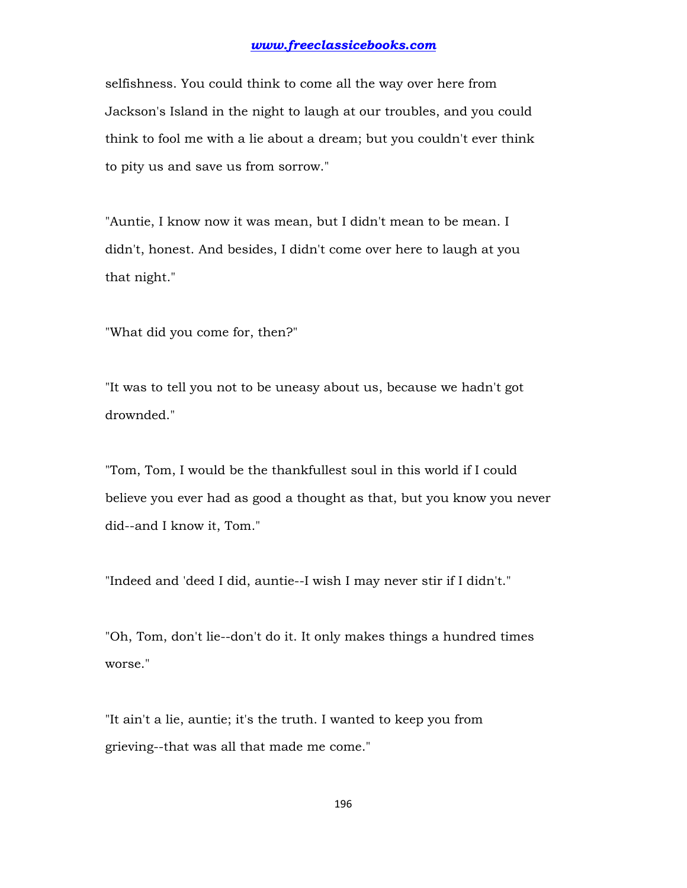selfishness. You could think to come all the way over here from Jackson's Island in the night to laugh at our troubles, and you could think to fool me with a lie about a dream; but you couldn't ever think to pity us and save us from sorrow."

"Auntie, I know now it was mean, but I didn't mean to be mean. I didn't, honest. And besides, I didn't come over here to laugh at you that night."

"What did you come for, then?"

"It was to tell you not to be uneasy about us, because we hadn't got drownded."

"Tom, Tom, I would be the thankfullest soul in this world if I could believe you ever had as good a thought as that, but you know you never did--and I know it, Tom."

"Indeed and 'deed I did, auntie--I wish I may never stir if I didn't."

"Oh, Tom, don't lie--don't do it. It only makes things a hundred times worse."

"It ain't a lie, auntie; it's the truth. I wanted to keep you from grieving--that was all that made me come."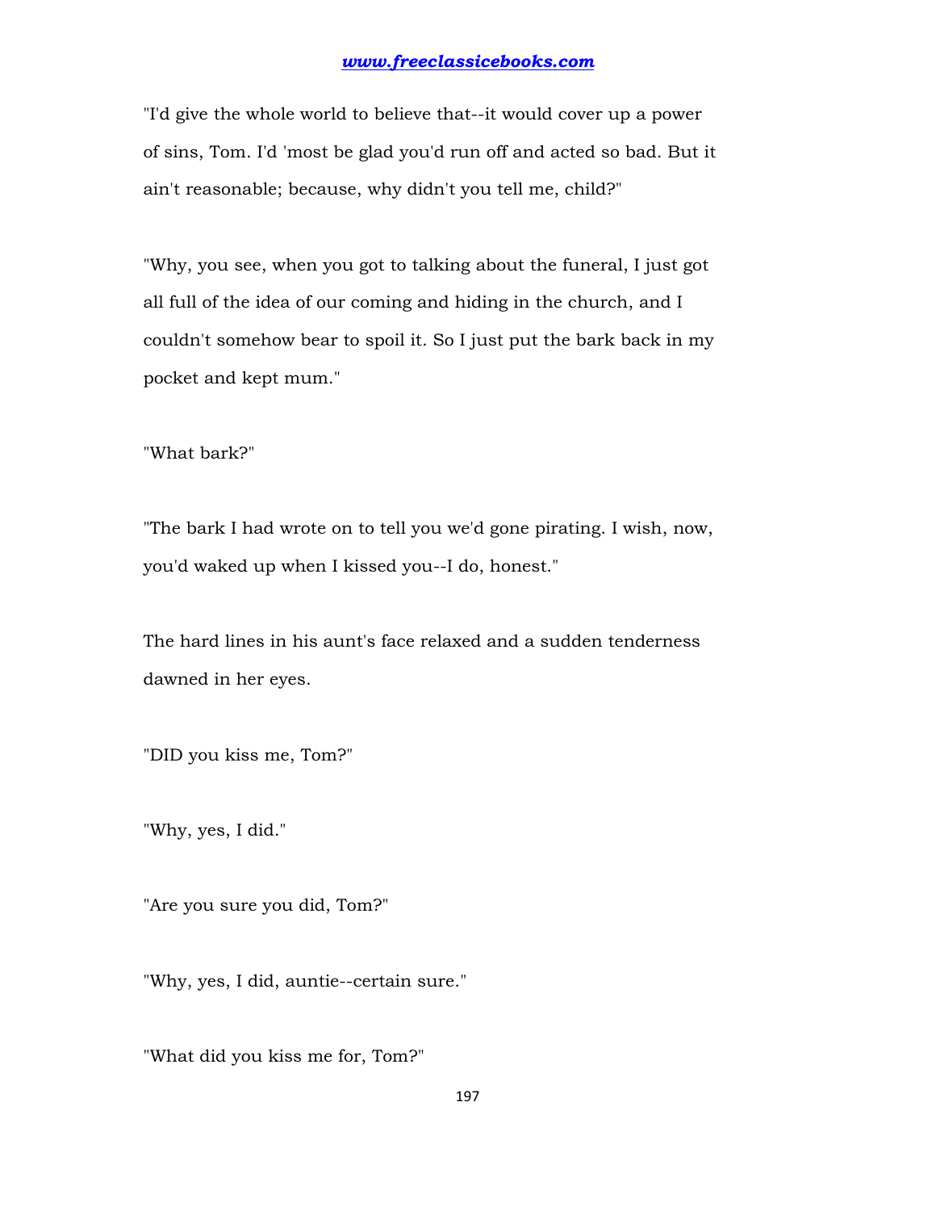"I'd give the whole world to believe that--it would cover up a power of sins, Tom. I'd 'most be glad you'd run off and acted so bad. But it ain't reasonable; because, why didn't you tell me, child?"

"Why, you see, when you got to talking about the funeral, I just got all full of the idea of our coming and hiding in the church, and I couldn't somehow bear to spoil it. So I just put the bark back in my pocket and kept mum."

"What bark?"

"The bark I had wrote on to tell you we'd gone pirating. I wish, now, you'd waked up when I kissed you--I do, honest."

The hard lines in his aunt's face relaxed and a sudden tenderness dawned in her eyes.

"DID you kiss me, Tom?"

"Why, yes, I did."

"Are you sure you did, Tom?"

"Why, yes, I did, auntie--certain sure."

"What did you kiss me for, Tom?"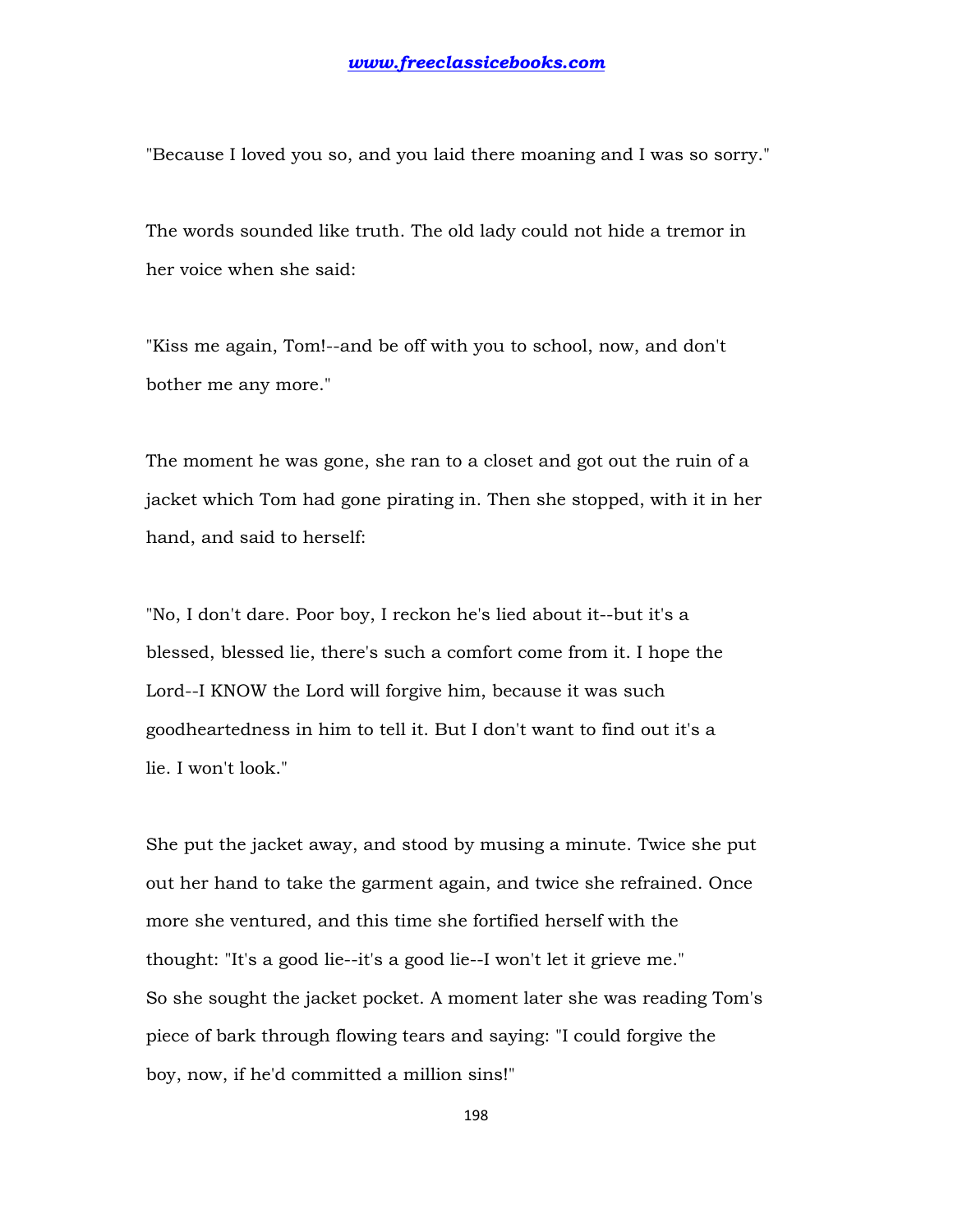"Because I loved you so, and you laid there moaning and I was so sorry."

The words sounded like truth. The old lady could not hide a tremor in her voice when she said:

"Kiss me again, Tom!--and be off with you to school, now, and don't bother me any more."

The moment he was gone, she ran to a closet and got out the ruin of a jacket which Tom had gone pirating in. Then she stopped, with it in her hand, and said to herself:

"No, I don't dare. Poor boy, I reckon he's lied about it--but it's a blessed, blessed lie, there's such a comfort come from it. I hope the Lord--I KNOW the Lord will forgive him, because it was such goodheartedness in him to tell it. But I don't want to find out it's a lie. I won't look."

She put the jacket away, and stood by musing a minute. Twice she put out her hand to take the garment again, and twice she refrained. Once more she ventured, and this time she fortified herself with the thought: "It's a good lie--it's a good lie--I won't let it grieve me." So she sought the jacket pocket. A moment later she was reading Tom's piece of bark through flowing tears and saying: "I could forgive the boy, now, if he'd committed a million sins!"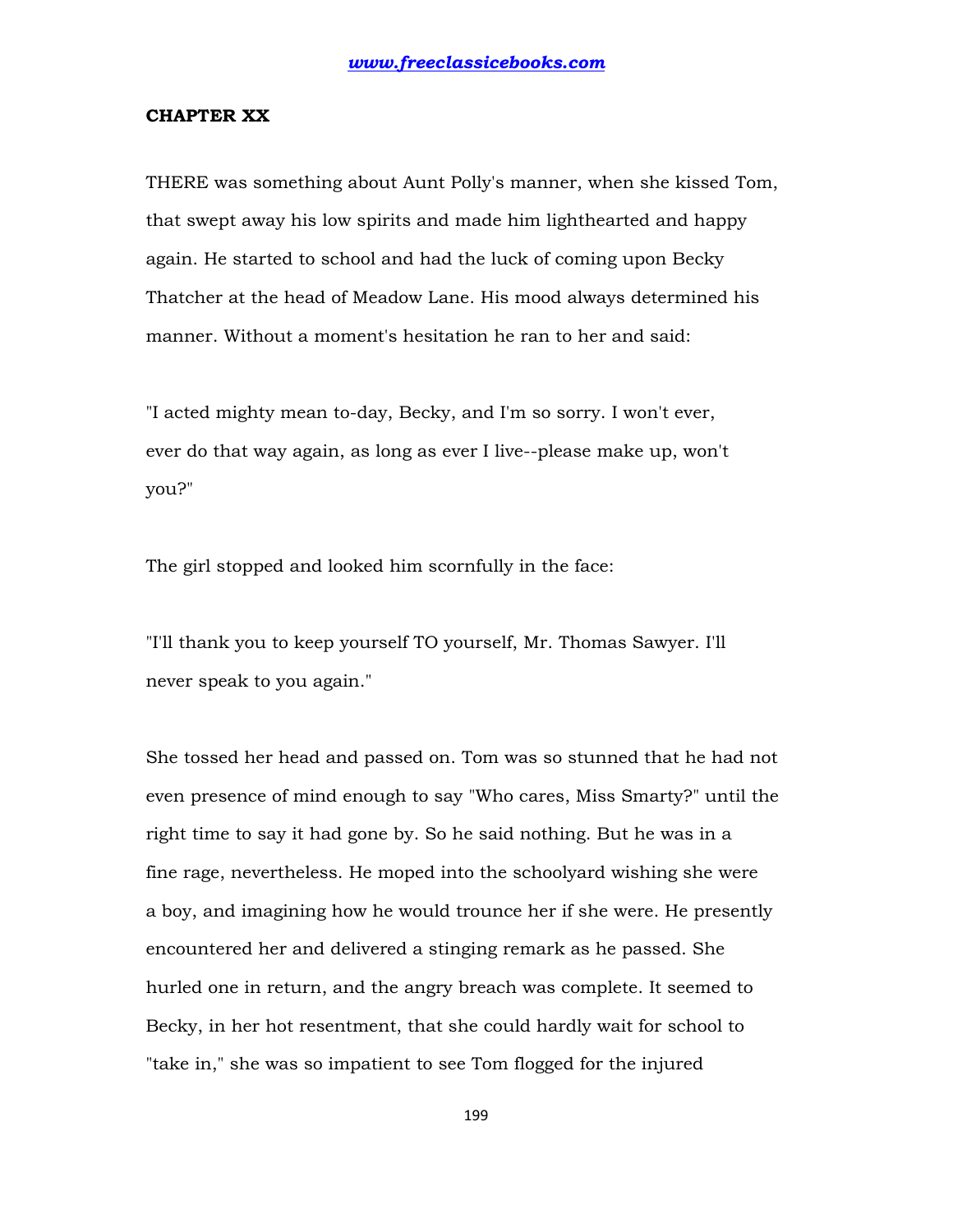## CHAPTER XX

THERE was something about Aunt Polly's manner, when she kissed Tom, that swept away his low spirits and made him lighthearted and happy again. He started to school and had the luck of coming upon Becky Thatcher at the head of Meadow Lane. His mood always determined his manner. Without a moment's hesitation he ran to her and said:

"I acted mighty mean to-day, Becky, and I'm so sorry. I won't ever, ever do that way again, as long as ever I live--please make up, won't you?"

The girl stopped and looked him scornfully in the face:

"I'll thank you to keep yourself TO yourself, Mr. Thomas Sawyer. I'll never speak to you again."

She tossed her head and passed on. Tom was so stunned that he had not even presence of mind enough to say "Who cares, Miss Smarty?" until the right time to say it had gone by. So he said nothing. But he was in a fine rage, nevertheless. He moped into the schoolyard wishing she were a boy, and imagining how he would trounce her if she were. He presently encountered her and delivered a stinging remark as he passed. She hurled one in return, and the angry breach was complete. It seemed to Becky, in her hot resentment, that she could hardly wait for school to "take in," she was so impatient to see Tom flogged for the injured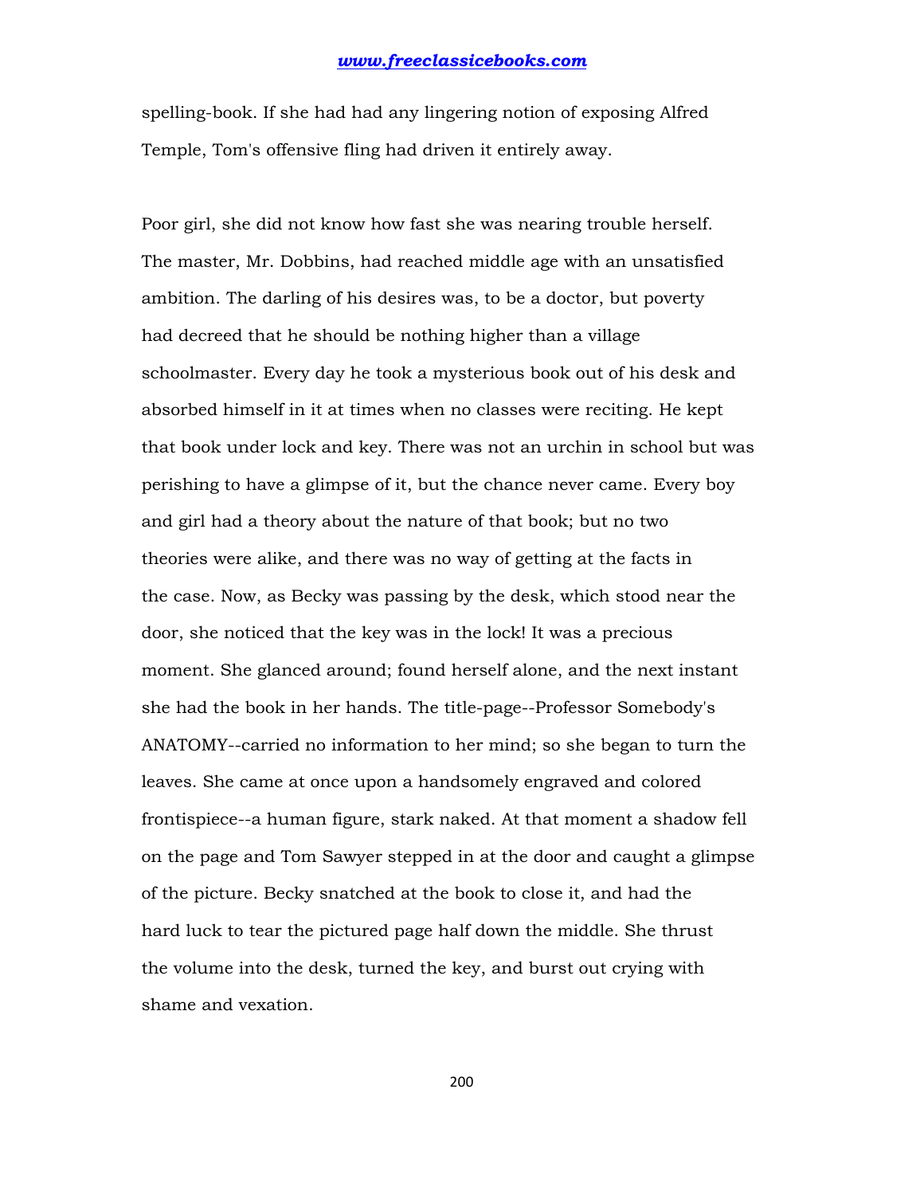spelling-book. If she had had any lingering notion of exposing Alfred Temple, Tom's offensive fling had driven it entirely away.

Poor girl, she did not know how fast she was nearing trouble herself. The master, Mr. Dobbins, had reached middle age with an unsatisfied ambition. The darling of his desires was, to be a doctor, but poverty had decreed that he should be nothing higher than a village schoolmaster. Every day he took a mysterious book out of his desk and absorbed himself in it at times when no classes were reciting. He kept that book under lock and key. There was not an urchin in school but was perishing to have a glimpse of it, but the chance never came. Every boy and girl had a theory about the nature of that book; but no two theories were alike, and there was no way of getting at the facts in the case. Now, as Becky was passing by the desk, which stood near the door, she noticed that the key was in the lock! It was a precious moment. She glanced around; found herself alone, and the next instant she had the book in her hands. The title-page--Professor Somebody's ANATOMY--carried no information to her mind; so she began to turn the leaves. She came at once upon a handsomely engraved and colored frontispiece--a human figure, stark naked. At that moment a shadow fell on the page and Tom Sawyer stepped in at the door and caught a glimpse of the picture. Becky snatched at the book to close it, and had the hard luck to tear the pictured page half down the middle. She thrust the volume into the desk, turned the key, and burst out crying with shame and vexation.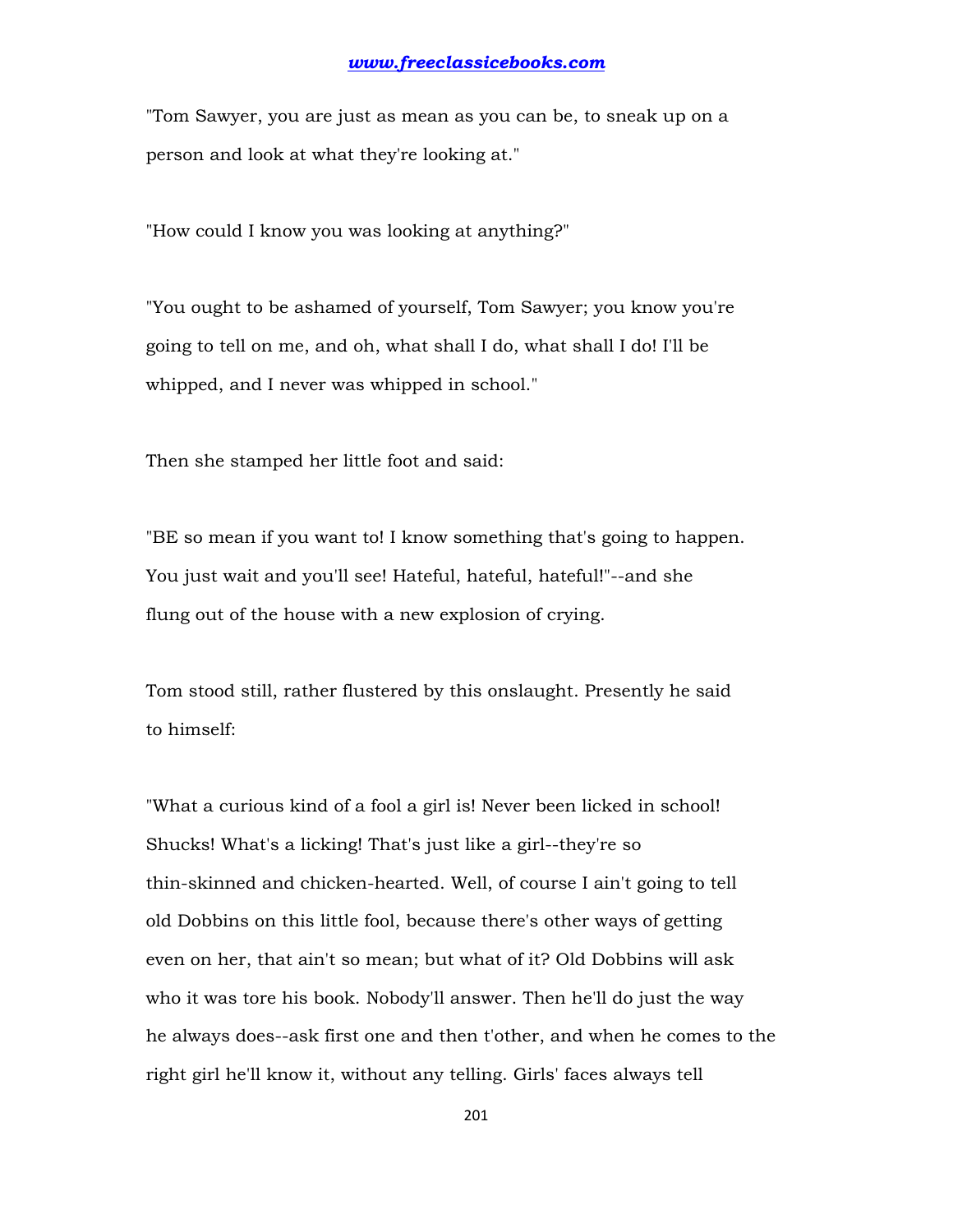"Tom Sawyer, you are just as mean as you can be, to sneak up on a person and look at what they're looking at."

"How could I know you was looking at anything?"

"You ought to be ashamed of yourself, Tom Sawyer; you know you're going to tell on me, and oh, what shall I do, what shall I do! I'll be whipped, and I never was whipped in school."

Then she stamped her little foot and said:

"BE so mean if you want to! I know something that's going to happen. You just wait and you'll see! Hateful, hateful, hateful!"--and she flung out of the house with a new explosion of crying.

Tom stood still, rather flustered by this onslaught. Presently he said to himself:

"What a curious kind of a fool a girl is! Never been licked in school! Shucks! What's a licking! That's just like a girl--they're so thin-skinned and chicken-hearted. Well, of course I ain't going to tell old Dobbins on this little fool, because there's other ways of getting even on her, that ain't so mean; but what of it? Old Dobbins will ask who it was tore his book. Nobody'll answer. Then he'll do just the way he always does--ask first one and then t'other, and when he comes to the right girl he'll know it, without any telling. Girls' faces always tell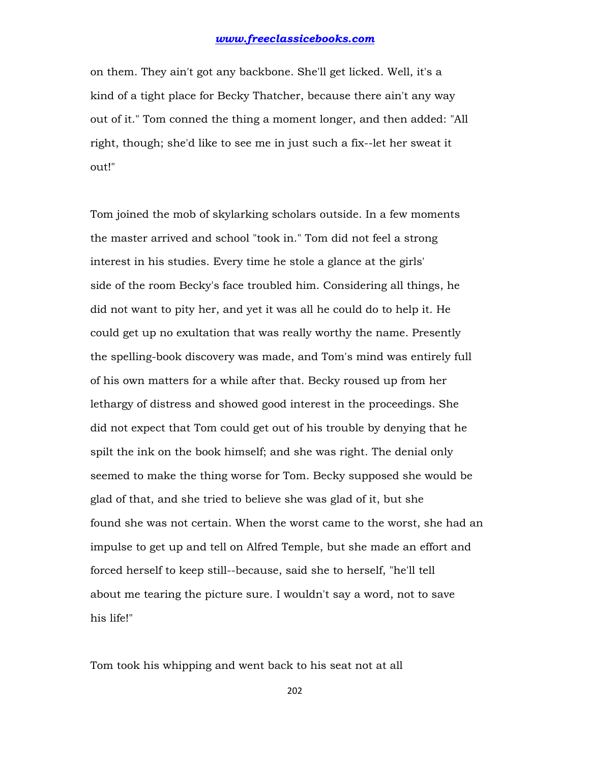on them. They ain't got any backbone. She'll get licked. Well, it's a kind of a tight place for Becky Thatcher, because there ain't any way out of it." Tom conned the thing a moment longer, and then added: "All right, though; she'd like to see me in just such a fix--let her sweat it out!"

Tom joined the mob of skylarking scholars outside. In a few moments the master arrived and school "took in." Tom did not feel a strong interest in his studies. Every time he stole a glance at the girls' side of the room Becky's face troubled him. Considering all things, he did not want to pity her, and yet it was all he could do to help it. He could get up no exultation that was really worthy the name. Presently the spelling-book discovery was made, and Tom's mind was entirely full of his own matters for a while after that. Becky roused up from her lethargy of distress and showed good interest in the proceedings. She did not expect that Tom could get out of his trouble by denying that he spilt the ink on the book himself; and she was right. The denial only seemed to make the thing worse for Tom. Becky supposed she would be glad of that, and she tried to believe she was glad of it, but she found she was not certain. When the worst came to the worst, she had an impulse to get up and tell on Alfred Temple, but she made an effort and forced herself to keep still--because, said she to herself, "he'll tell about me tearing the picture sure. I wouldn't say a word, not to save his life!"

Tom took his whipping and went back to his seat not at all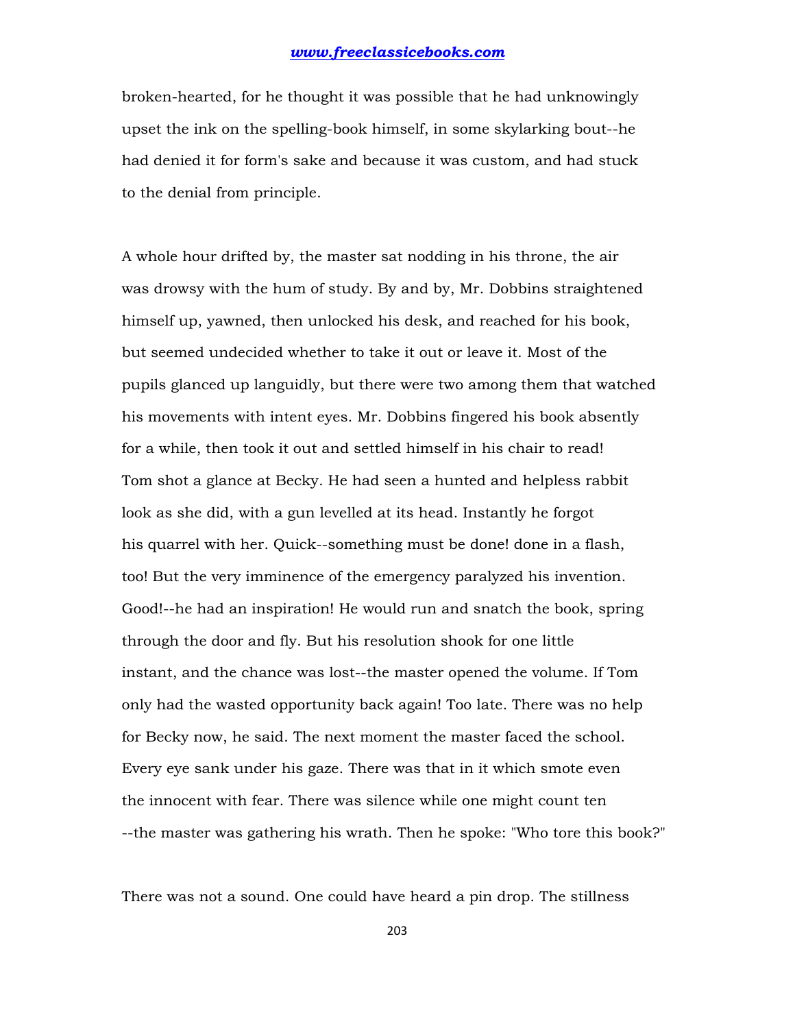broken-hearted, for he thought it was possible that he had unknowingly upset the ink on the spelling-book himself, in some skylarking bout--he had denied it for form's sake and because it was custom, and had stuck to the denial from principle.

A whole hour drifted by, the master sat nodding in his throne, the air was drowsy with the hum of study. By and by, Mr. Dobbins straightened himself up, yawned, then unlocked his desk, and reached for his book, but seemed undecided whether to take it out or leave it. Most of the pupils glanced up languidly, but there were two among them that watched his movements with intent eyes. Mr. Dobbins fingered his book absently for a while, then took it out and settled himself in his chair to read! Tom shot a glance at Becky. He had seen a hunted and helpless rabbit look as she did, with a gun levelled at its head. Instantly he forgot his quarrel with her. Quick--something must be done! done in a flash, too! But the very imminence of the emergency paralyzed his invention. Good!--he had an inspiration! He would run and snatch the book, spring through the door and fly. But his resolution shook for one little instant, and the chance was lost--the master opened the volume. If Tom only had the wasted opportunity back again! Too late. There was no help for Becky now, he said. The next moment the master faced the school. Every eye sank under his gaze. There was that in it which smote even the innocent with fear. There was silence while one might count ten --the master was gathering his wrath. Then he spoke: "Who tore this book?"

There was not a sound. One could have heard a pin drop. The stillness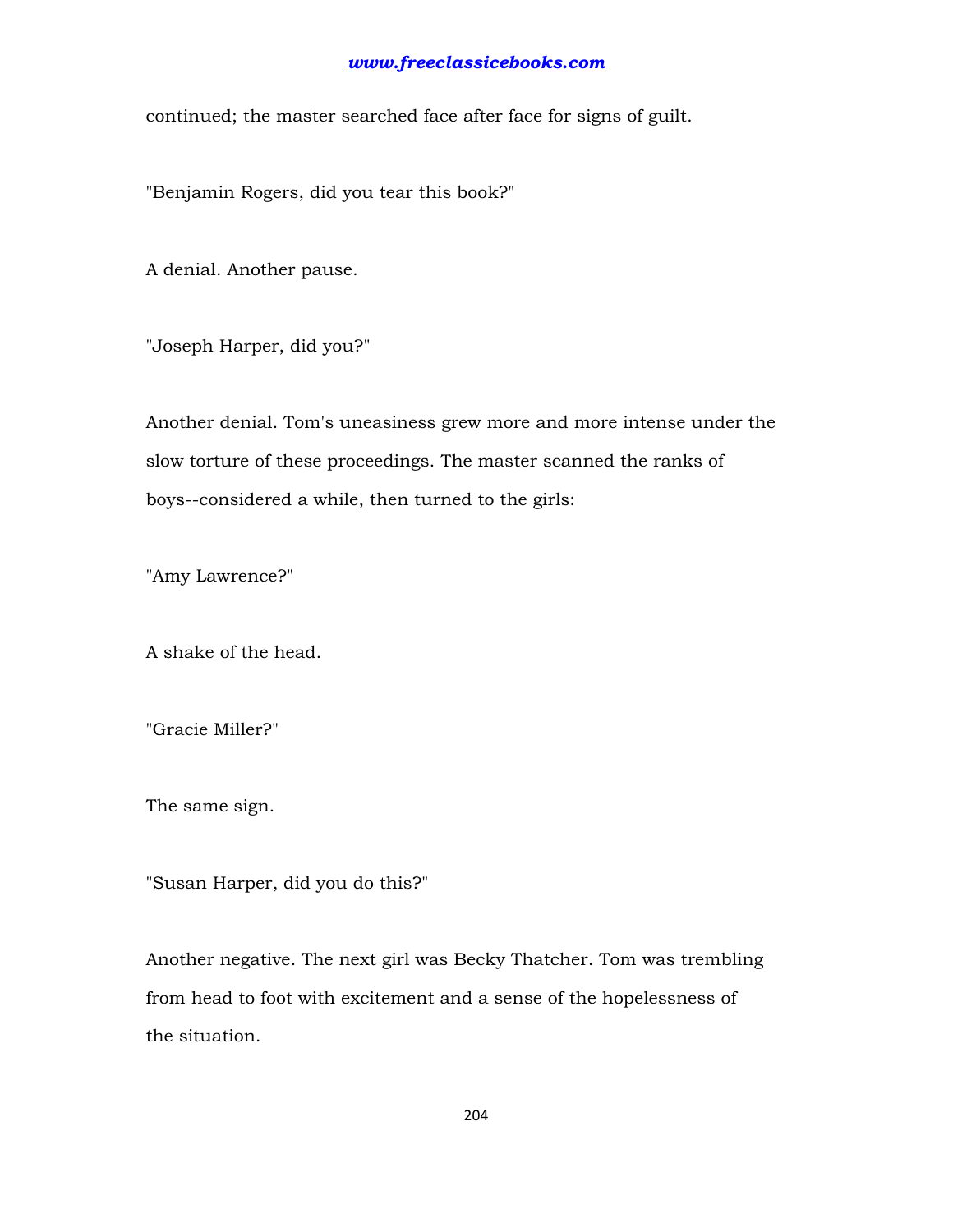continued; the master searched face after face for signs of guilt.

"Benjamin Rogers, did you tear this book?"

A denial. Another pause.

"Joseph Harper, did you?"

Another denial. Tom's uneasiness grew more and more intense under the slow torture of these proceedings. The master scanned the ranks of boys--considered a while, then turned to the girls:

"Amy Lawrence?"

A shake of the head.

"Gracie Miller?"

The same sign.

"Susan Harper, did you do this?"

Another negative. The next girl was Becky Thatcher. Tom was trembling from head to foot with excitement and a sense of the hopelessness of the situation.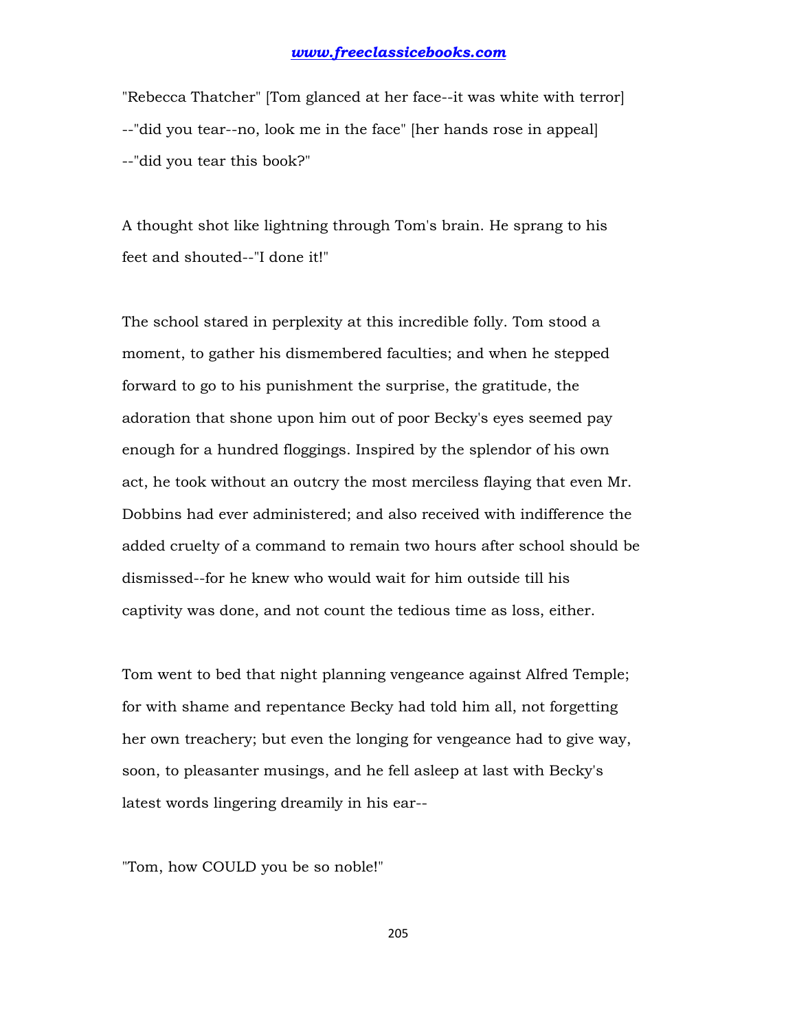"Rebecca Thatcher" [Tom glanced at her face--it was white with terror] --"did you tear--no, look me in the face" [her hands rose in appeal] --"did you tear this book?"

A thought shot like lightning through Tom's brain. He sprang to his feet and shouted--"I done it!"

The school stared in perplexity at this incredible folly. Tom stood a moment, to gather his dismembered faculties; and when he stepped forward to go to his punishment the surprise, the gratitude, the adoration that shone upon him out of poor Becky's eyes seemed pay enough for a hundred floggings. Inspired by the splendor of his own act, he took without an outcry the most merciless flaying that even Mr. Dobbins had ever administered; and also received with indifference the added cruelty of a command to remain two hours after school should be dismissed--for he knew who would wait for him outside till his captivity was done, and not count the tedious time as loss, either.

Tom went to bed that night planning vengeance against Alfred Temple; for with shame and repentance Becky had told him all, not forgetting her own treachery; but even the longing for vengeance had to give way, soon, to pleasanter musings, and he fell asleep at last with Becky's latest words lingering dreamily in his ear--

"Tom, how COULD you be so noble!"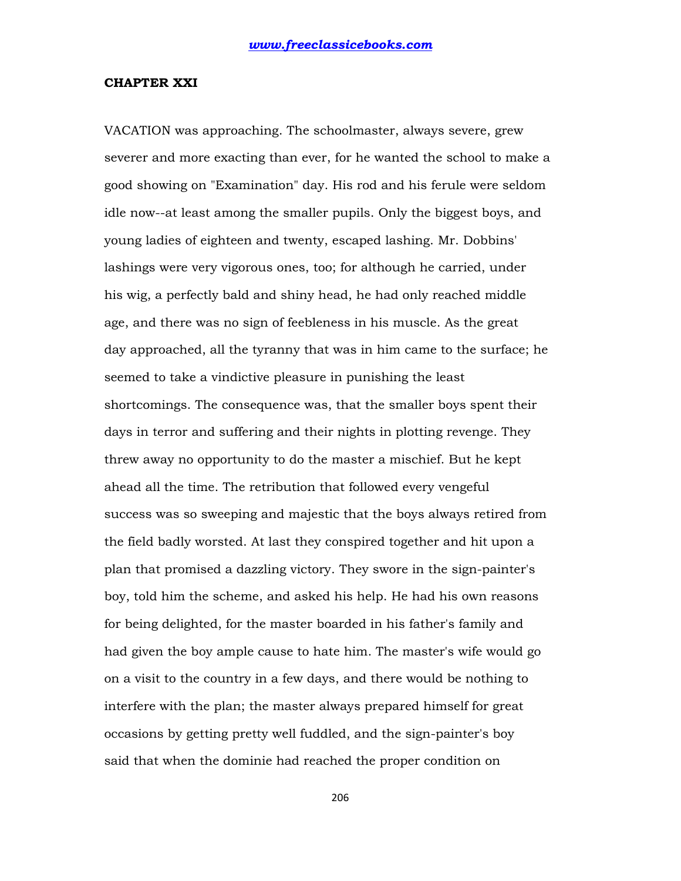## CHAPTER XXI

VACATION was approaching. The schoolmaster, always severe, grew severer and more exacting than ever, for he wanted the school to make a good showing on "Examination" day. His rod and his ferule were seldom idle now--at least among the smaller pupils. Only the biggest boys, and young ladies of eighteen and twenty, escaped lashing. Mr. Dobbins' lashings were very vigorous ones, too; for although he carried, under his wig, a perfectly bald and shiny head, he had only reached middle age, and there was no sign of feebleness in his muscle. As the great day approached, all the tyranny that was in him came to the surface; he seemed to take a vindictive pleasure in punishing the least shortcomings. The consequence was, that the smaller boys spent their days in terror and suffering and their nights in plotting revenge. They threw away no opportunity to do the master a mischief. But he kept ahead all the time. The retribution that followed every vengeful success was so sweeping and majestic that the boys always retired from the field badly worsted. At last they conspired together and hit upon a plan that promised a dazzling victory. They swore in the sign-painter's boy, told him the scheme, and asked his help. He had his own reasons for being delighted, for the master boarded in his father's family and had given the boy ample cause to hate him. The master's wife would go on a visit to the country in a few days, and there would be nothing to interfere with the plan; the master always prepared himself for great occasions by getting pretty well fuddled, and the sign-painter's boy said that when the dominie had reached the proper condition on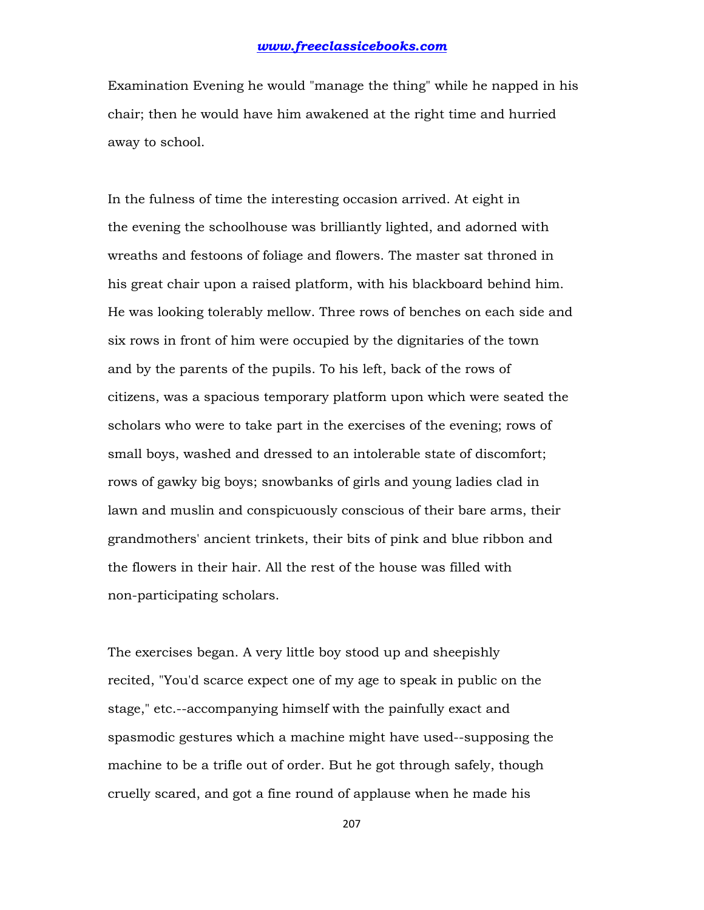Examination Evening he would "manage the thing" while he napped in his chair; then he would have him awakened at the right time and hurried away to school.

In the fulness of time the interesting occasion arrived. At eight in the evening the schoolhouse was brilliantly lighted, and adorned with wreaths and festoons of foliage and flowers. The master sat throned in his great chair upon a raised platform, with his blackboard behind him. He was looking tolerably mellow. Three rows of benches on each side and six rows in front of him were occupied by the dignitaries of the town and by the parents of the pupils. To his left, back of the rows of citizens, was a spacious temporary platform upon which were seated the scholars who were to take part in the exercises of the evening; rows of small boys, washed and dressed to an intolerable state of discomfort; rows of gawky big boys; snowbanks of girls and young ladies clad in lawn and muslin and conspicuously conscious of their bare arms, their grandmothers' ancient trinkets, their bits of pink and blue ribbon and the flowers in their hair. All the rest of the house was filled with non-participating scholars.

The exercises began. A very little boy stood up and sheepishly recited, "You'd scarce expect one of my age to speak in public on the stage," etc.--accompanying himself with the painfully exact and spasmodic gestures which a machine might have used--supposing the machine to be a trifle out of order. But he got through safely, though cruelly scared, and got a fine round of applause when he made his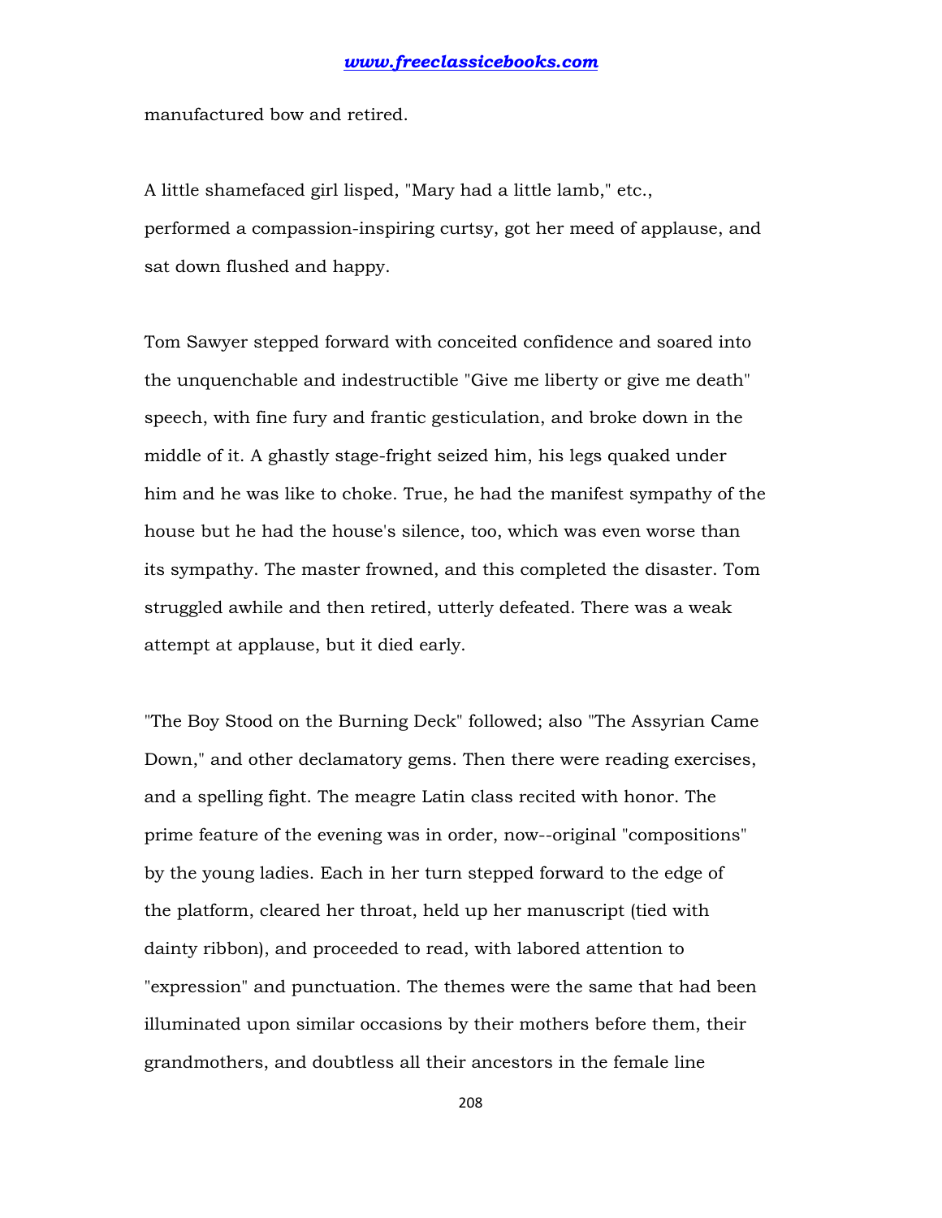manufactured bow and retired.

A little shamefaced girl lisped, "Mary had a little lamb," etc., performed a compassion-inspiring curtsy, got her meed of applause, and sat down flushed and happy.

Tom Sawyer stepped forward with conceited confidence and soared into the unquenchable and indestructible "Give me liberty or give me death" speech, with fine fury and frantic gesticulation, and broke down in the middle of it. A ghastly stage-fright seized him, his legs quaked under him and he was like to choke. True, he had the manifest sympathy of the house but he had the house's silence, too, which was even worse than its sympathy. The master frowned, and this completed the disaster. Tom struggled awhile and then retired, utterly defeated. There was a weak attempt at applause, but it died early.

"The Boy Stood on the Burning Deck" followed; also "The Assyrian Came Down," and other declamatory gems. Then there were reading exercises, and a spelling fight. The meagre Latin class recited with honor. The prime feature of the evening was in order, now--original "compositions" by the young ladies. Each in her turn stepped forward to the edge of the platform, cleared her throat, held up her manuscript (tied with dainty ribbon), and proceeded to read, with labored attention to "expression" and punctuation. The themes were the same that had been illuminated upon similar occasions by their mothers before them, their grandmothers, and doubtless all their ancestors in the female line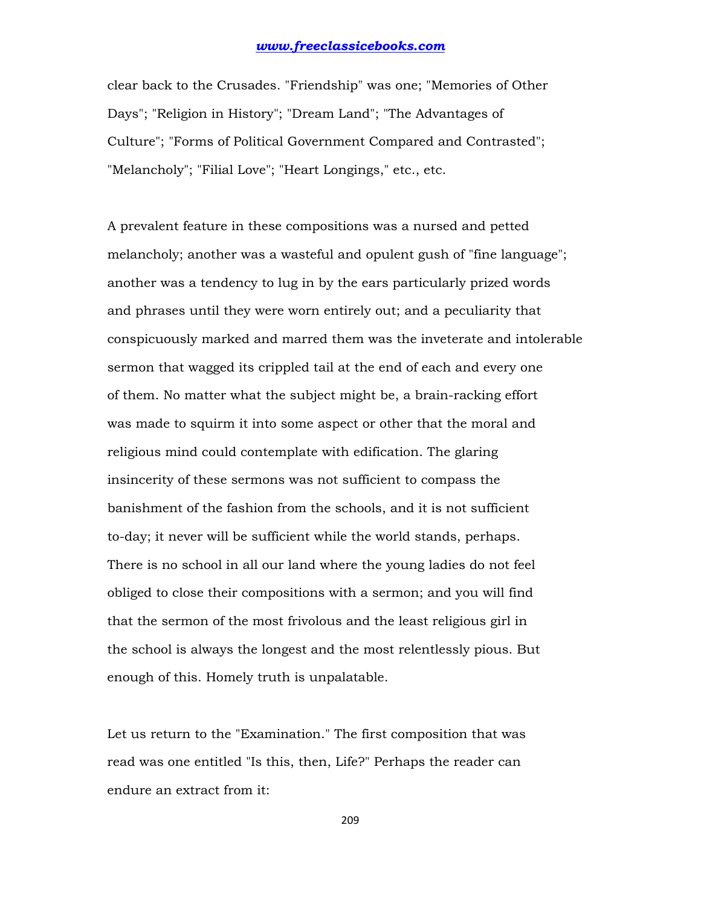clear back to the Crusades. "Friendship" was one; "Memories of Other Days"; "Religion in History"; "Dream Land"; "The Advantages of Culture"; "Forms of Political Government Compared and Contrasted"; "Melancholy"; "Filial Love"; "Heart Longings," etc., etc.

A prevalent feature in these compositions was a nursed and petted melancholy; another was a wasteful and opulent gush of "fine language"; another was a tendency to lug in by the ears particularly prized words and phrases until they were worn entirely out; and a peculiarity that conspicuously marked and marred them was the inveterate and intolerable sermon that wagged its crippled tail at the end of each and every one of them. No matter what the subject might be, a brain-racking effort was made to squirm it into some aspect or other that the moral and religious mind could contemplate with edification. The glaring insincerity of these sermons was not sufficient to compass the banishment of the fashion from the schools, and it is not sufficient to-day; it never will be sufficient while the world stands, perhaps. There is no school in all our land where the young ladies do not feel obliged to close their compositions with a sermon; and you will find that the sermon of the most frivolous and the least religious girl in the school is always the longest and the most relentlessly pious. But enough of this. Homely truth is unpalatable.

Let us return to the "Examination." The first composition that was read was one entitled "Is this, then, Life?" Perhaps the reader can endure an extract from it: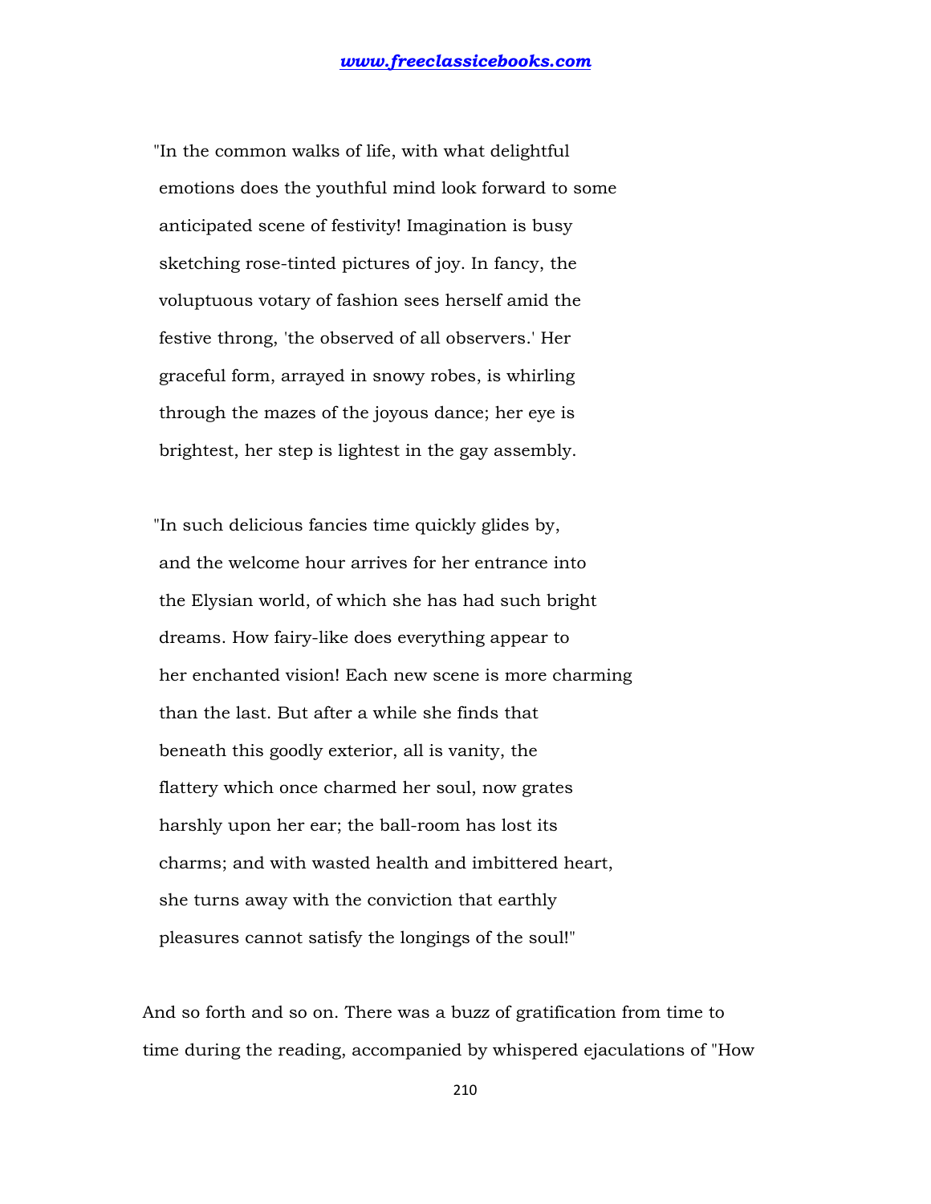"In the common walks of life, with what delightful emotions does the youthful mind look forward to some anticipated scene of festivity! Imagination is busy sketching rose-tinted pictures of joy. In fancy, the voluptuous votary of fashion sees herself amid the festive throng, 'the observed of all observers.' Her graceful form, arrayed in snowy robes, is whirling through the mazes of the joyous dance; her eye is brightest, her step is lightest in the gay assembly.

"In such delicious fancies time quickly glides by, and the welcome hour arrives for her entrance into the Elysian world, of which she has had such bright dreams. How fairy-like does everything appear to her enchanted vision! Each new scene is more charming than the last. But after a while she finds that beneath this goodly exterior, all is vanity, the flattery which once charmed her soul, now grates harshly upon her ear; the ball-room has lost its charms; and with wasted health and imbittered heart, she turns away with the conviction that earthly pleasures cannot satisfy the longings of the soul!"

And so forth and so on. There was a buzz of gratification from time to time during the reading, accompanied by whispered ejaculations of "How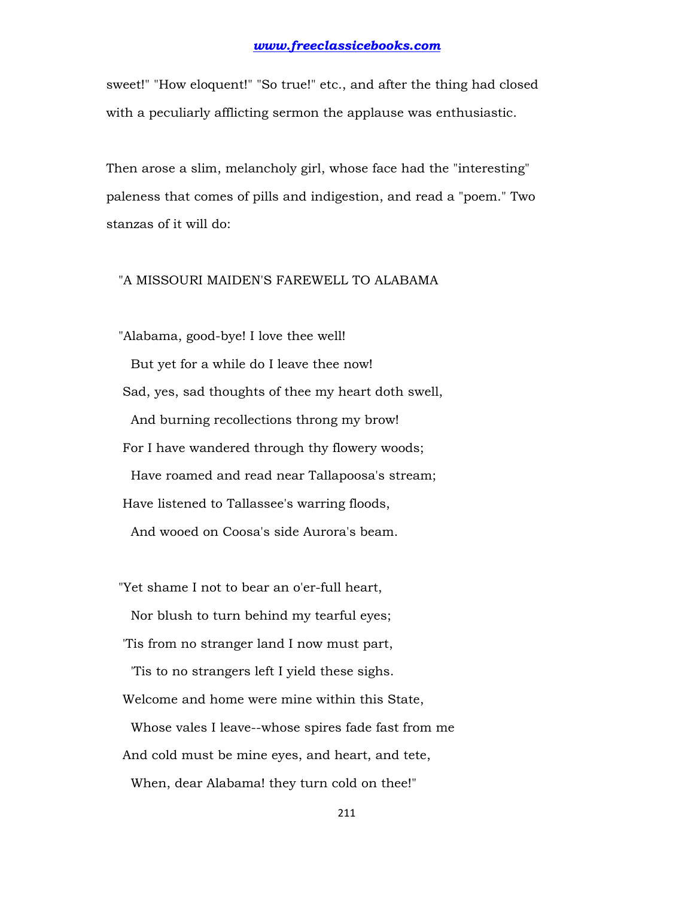sweet!" "How eloquent!" "So true!" etc., and after the thing had closed with a peculiarly afflicting sermon the applause was enthusiastic.

Then arose a slim, melancholy girl, whose face had the "interesting" paleness that comes of pills and indigestion, and read a "poem." Two stanzas of it will do:

"A MISSOURI MAIDEN'S FAREWELL TO ALABAMA

"Alabama, good-bye! I love thee well!
  But yet for a while do I leave thee now!
Sad, yes, sad thoughts of thee my heart doth swell,
  And burning recollections throng my brow!
For I have wandered through thy flowery woods;
  Have roamed and read near Tallapoosa's stream;
Have listened to Tallassee's warring floods,
  And wooed on Coosa's side Aurora's beam.

"Yet shame I not to bear an o'er-full heart,
  Nor blush to turn behind my tearful eyes;
'Tis from no stranger land I now must part,
  'Tis to no strangers left I yield these sighs.
Welcome and home were mine within this State,
  Whose vales I leave--whose spires fade fast from me
And cold must be mine eyes, and heart, and tete,
  When, dear Alabama! they turn cold on thee!"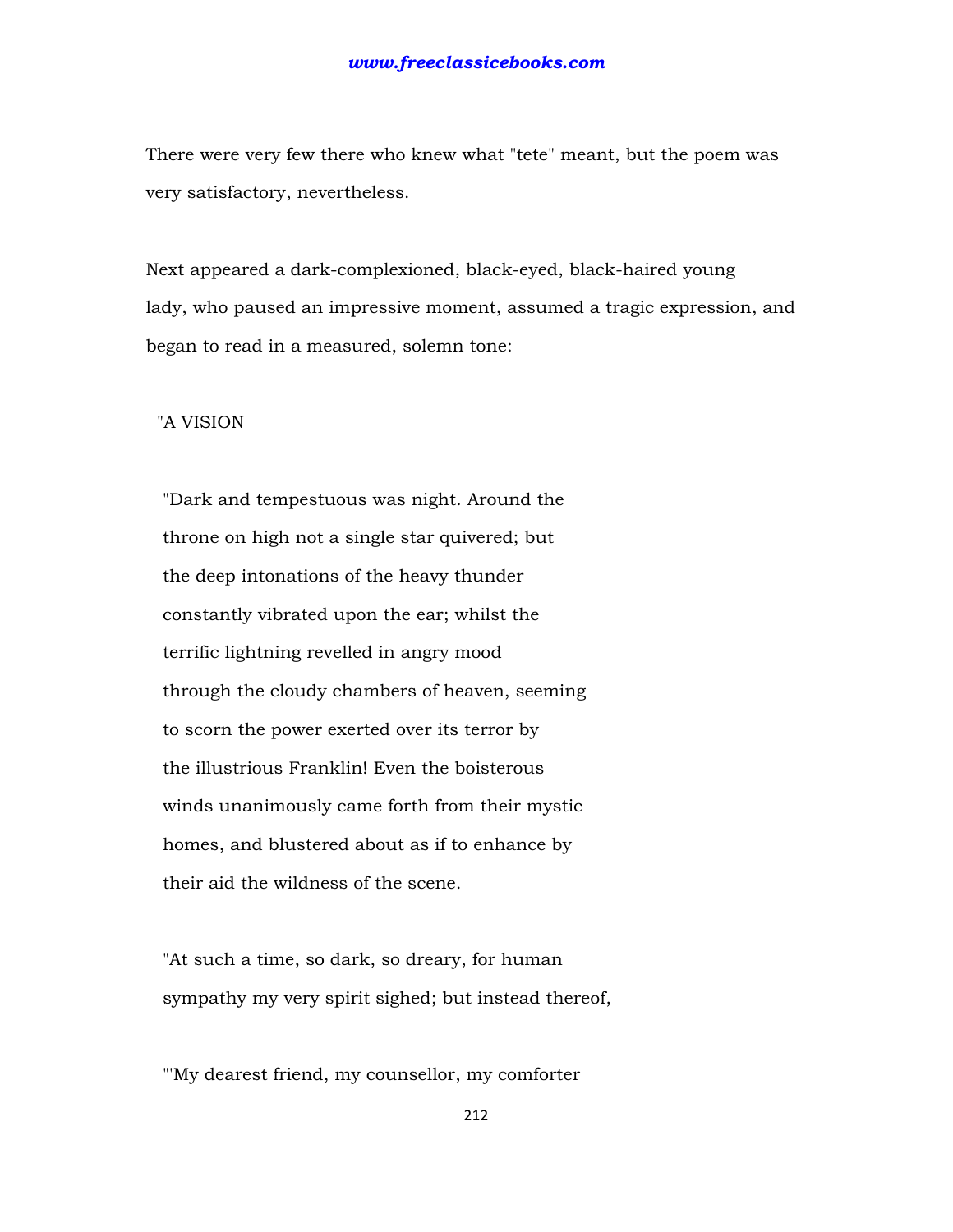There were very few there who knew what "tete" meant, but the poem was very satisfactory, nevertheless.

Next appeared a dark-complexioned, black-eyed, black-haired young lady, who paused an impressive moment, assumed a tragic expression, and began to read in a measured, solemn tone:

"A VISION

"Dark and tempestuous was night. Around the throne on high not a single star quivered; but the deep intonations of the heavy thunder constantly vibrated upon the ear; whilst the terrific lightning revelled in angry mood through the cloudy chambers of heaven, seeming to scorn the power exerted over its terror by the illustrious Franklin! Even the boisterous winds unanimously came forth from their mystic homes, and blustered about as if to enhance by their aid the wildness of the scene.

"At such a time, so dark, so dreary, for human sympathy my very spirit sighed; but instead thereof,

"'My dearest friend, my counsellor, my comforter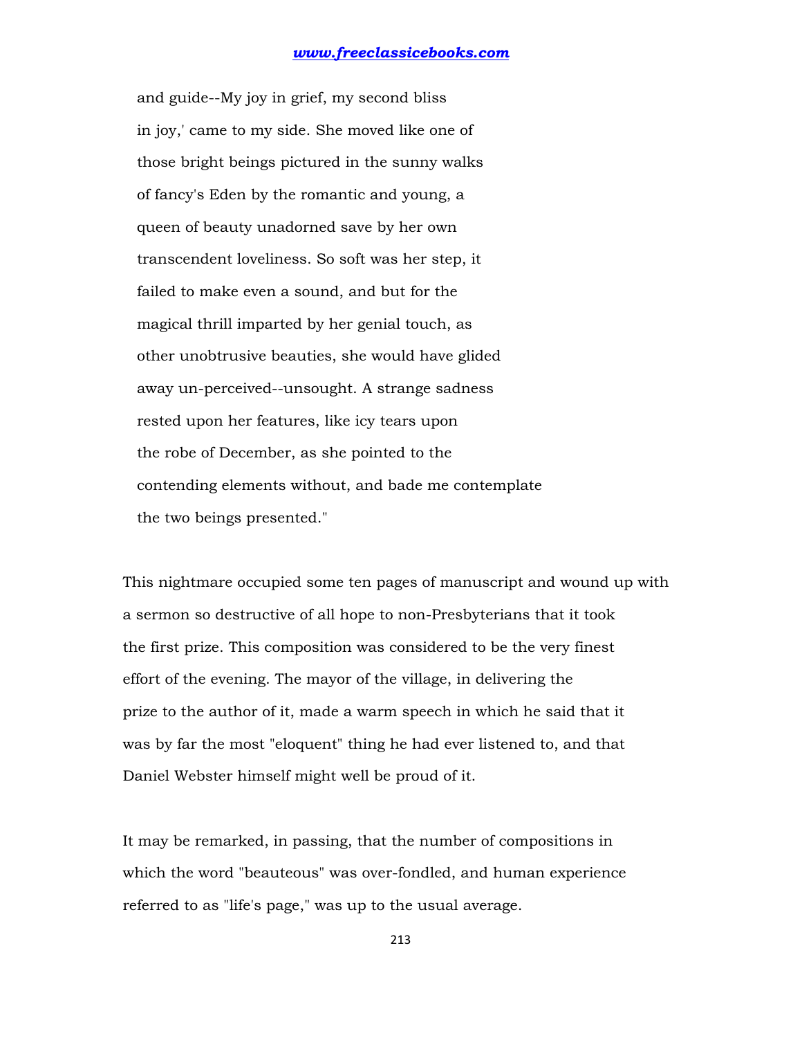and guide--My joy in grief, my second bliss in joy,' came to my side. She moved like one of those bright beings pictured in the sunny walks of fancy's Eden by the romantic and young, a queen of beauty unadorned save by her own transcendent loveliness. So soft was her step, it failed to make even a sound, and but for the magical thrill imparted by her genial touch, as other unobtrusive beauties, she would have glided away un-perceived--unsought. A strange sadness rested upon her features, like icy tears upon the robe of December, as she pointed to the contending elements without, and bade me contemplate the two beings presented."

This nightmare occupied some ten pages of manuscript and wound up with a sermon so destructive of all hope to non-Presbyterians that it took the first prize. This composition was considered to be the very finest effort of the evening. The mayor of the village, in delivering the prize to the author of it, made a warm speech in which he said that it was by far the most "eloquent" thing he had ever listened to, and that Daniel Webster himself might well be proud of it.

It may be remarked, in passing, that the number of compositions in which the word "beauteous" was over-fondled, and human experience referred to as "life's page," was up to the usual average.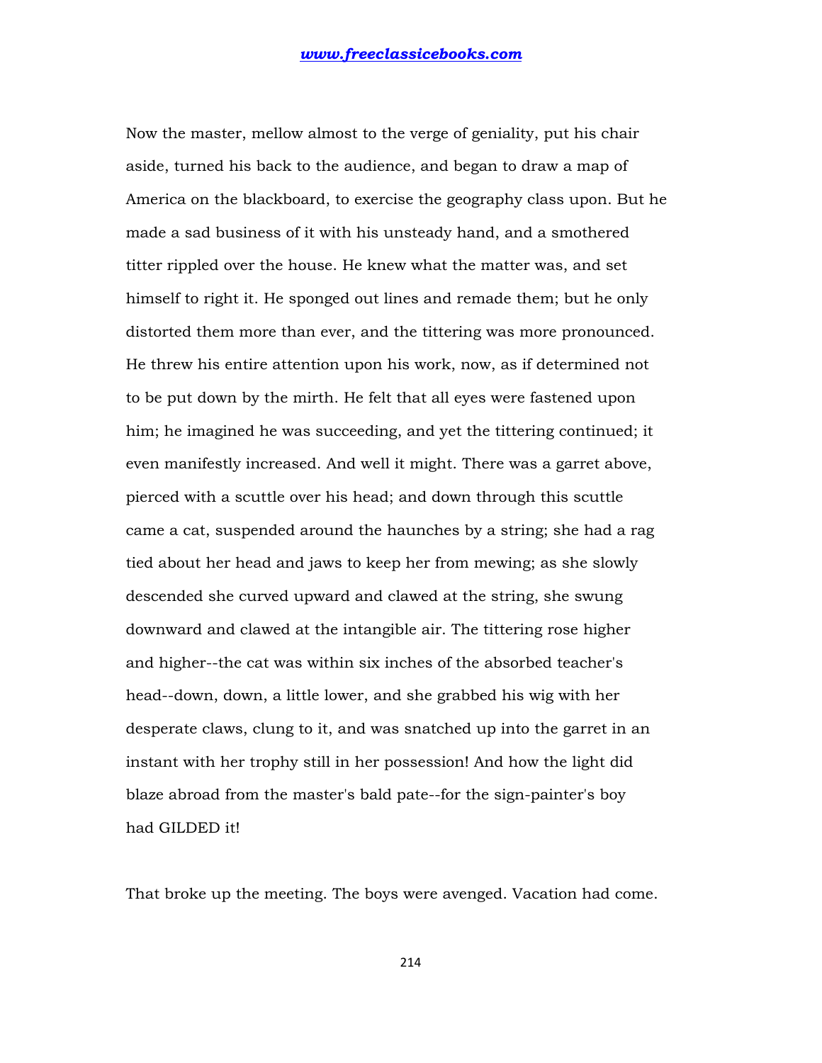Now the master, mellow almost to the verge of geniality, put his chair aside, turned his back to the audience, and began to draw a map of America on the blackboard, to exercise the geography class upon. But he made a sad business of it with his unsteady hand, and a smothered titter rippled over the house. He knew what the matter was, and set himself to right it. He sponged out lines and remade them; but he only distorted them more than ever, and the tittering was more pronounced. He threw his entire attention upon his work, now, as if determined not to be put down by the mirth. He felt that all eyes were fastened upon him; he imagined he was succeeding, and yet the tittering continued; it even manifestly increased. And well it might. There was a garret above, pierced with a scuttle over his head; and down through this scuttle came a cat, suspended around the haunches by a string; she had a rag tied about her head and jaws to keep her from mewing; as she slowly descended she curved upward and clawed at the string, she swung downward and clawed at the intangible air. The tittering rose higher and higher--the cat was within six inches of the absorbed teacher's head--down, down, a little lower, and she grabbed his wig with her desperate claws, clung to it, and was snatched up into the garret in an instant with her trophy still in her possession! And how the light did blaze abroad from the master's bald pate--for the sign-painter's boy had GILDED it!

That broke up the meeting. The boys were avenged. Vacation had come.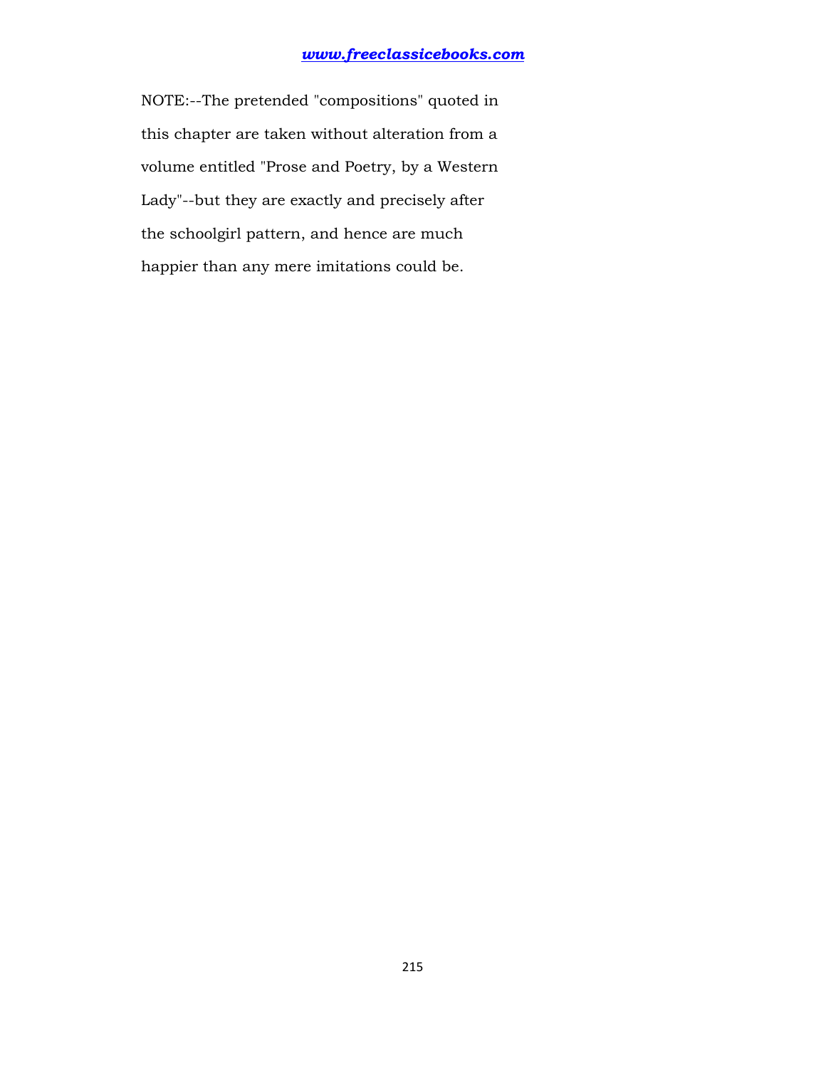NOTE:--The pretended "compositions" quoted in this chapter are taken without alteration from a volume entitled "Prose and Poetry, by a Western Lady"--but they are exactly and precisely after the schoolgirl pattern, and hence are much happier than any mere imitations could be.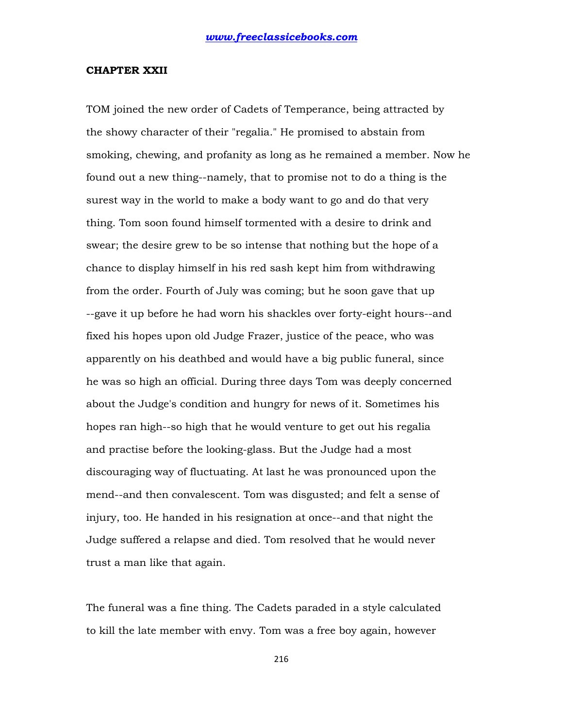## CHAPTER XXII

TOM joined the new order of Cadets of Temperance, being attracted by the showy character of their "regalia." He promised to abstain from smoking, chewing, and profanity as long as he remained a member. Now he found out a new thing--namely, that to promise not to do a thing is the surest way in the world to make a body want to go and do that very thing. Tom soon found himself tormented with a desire to drink and swear; the desire grew to be so intense that nothing but the hope of a chance to display himself in his red sash kept him from withdrawing from the order. Fourth of July was coming; but he soon gave that up --gave it up before he had worn his shackles over forty-eight hours--and fixed his hopes upon old Judge Frazer, justice of the peace, who was apparently on his deathbed and would have a big public funeral, since he was so high an official. During three days Tom was deeply concerned about the Judge's condition and hungry for news of it. Sometimes his hopes ran high--so high that he would venture to get out his regalia and practise before the looking-glass. But the Judge had a most discouraging way of fluctuating. At last he was pronounced upon the mend--and then convalescent. Tom was disgusted; and felt a sense of injury, too. He handed in his resignation at once--and that night the Judge suffered a relapse and died. Tom resolved that he would never trust a man like that again.

The funeral was a fine thing. The Cadets paraded in a style calculated to kill the late member with envy. Tom was a free boy again, however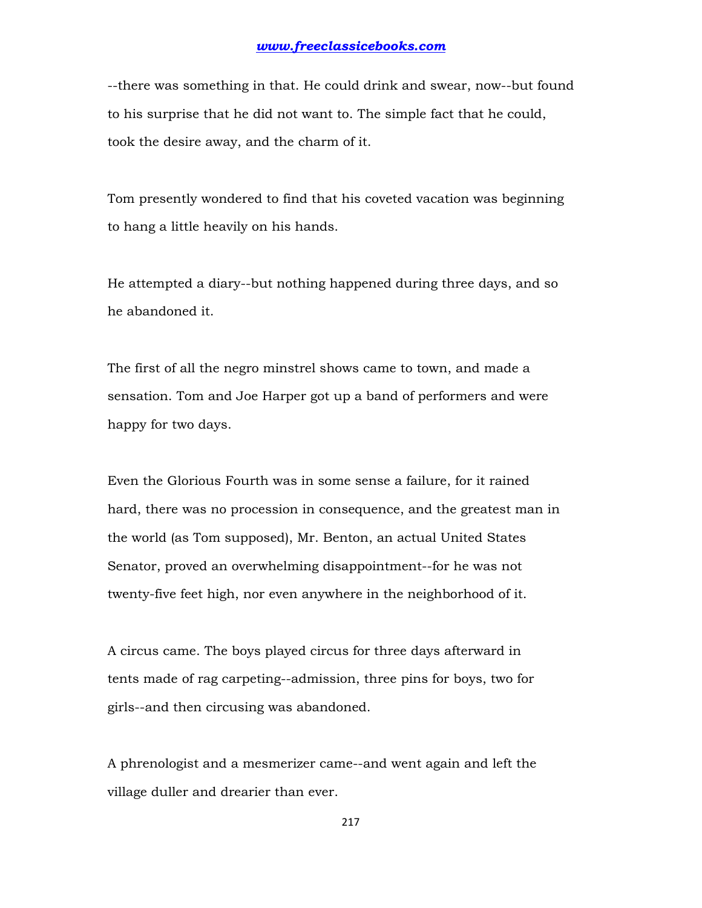--there was something in that. He could drink and swear, now--but found to his surprise that he did not want to. The simple fact that he could, took the desire away, and the charm of it.

Tom presently wondered to find that his coveted vacation was beginning to hang a little heavily on his hands.

He attempted a diary--but nothing happened during three days, and so he abandoned it.

The first of all the negro minstrel shows came to town, and made a sensation. Tom and Joe Harper got up a band of performers and were happy for two days.

Even the Glorious Fourth was in some sense a failure, for it rained hard, there was no procession in consequence, and the greatest man in the world (as Tom supposed), Mr. Benton, an actual United States Senator, proved an overwhelming disappointment--for he was not twenty-five feet high, nor even anywhere in the neighborhood of it.

A circus came. The boys played circus for three days afterward in tents made of rag carpeting--admission, three pins for boys, two for girls--and then circusing was abandoned.

A phrenologist and a mesmerizer came--and went again and left the village duller and drearier than ever.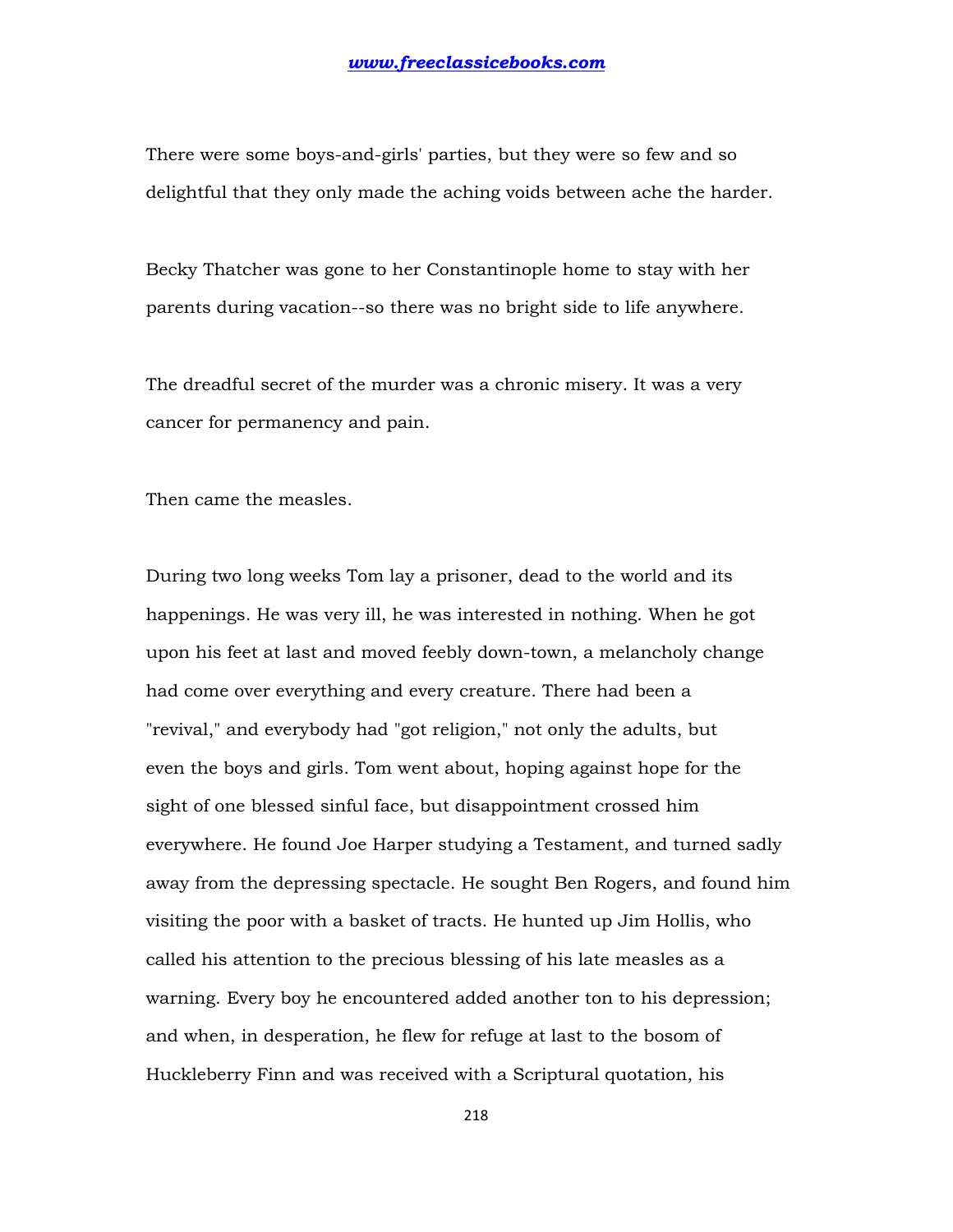There were some boys-and-girls' parties, but they were so few and so delightful that they only made the aching voids between ache the harder.

Becky Thatcher was gone to her Constantinople home to stay with her parents during vacation--so there was no bright side to life anywhere.

The dreadful secret of the murder was a chronic misery. It was a very cancer for permanency and pain.

Then came the measles.

During two long weeks Tom lay a prisoner, dead to the world and its happenings. He was very ill, he was interested in nothing. When he got upon his feet at last and moved feebly down-town, a melancholy change had come over everything and every creature. There had been a "revival," and everybody had "got religion," not only the adults, but even the boys and girls. Tom went about, hoping against hope for the sight of one blessed sinful face, but disappointment crossed him everywhere. He found Joe Harper studying a Testament, and turned sadly away from the depressing spectacle. He sought Ben Rogers, and found him visiting the poor with a basket of tracts. He hunted up Jim Hollis, who called his attention to the precious blessing of his late measles as a warning. Every boy he encountered added another ton to his depression; and when, in desperation, he flew for refuge at last to the bosom of Huckleberry Finn and was received with a Scriptural quotation, his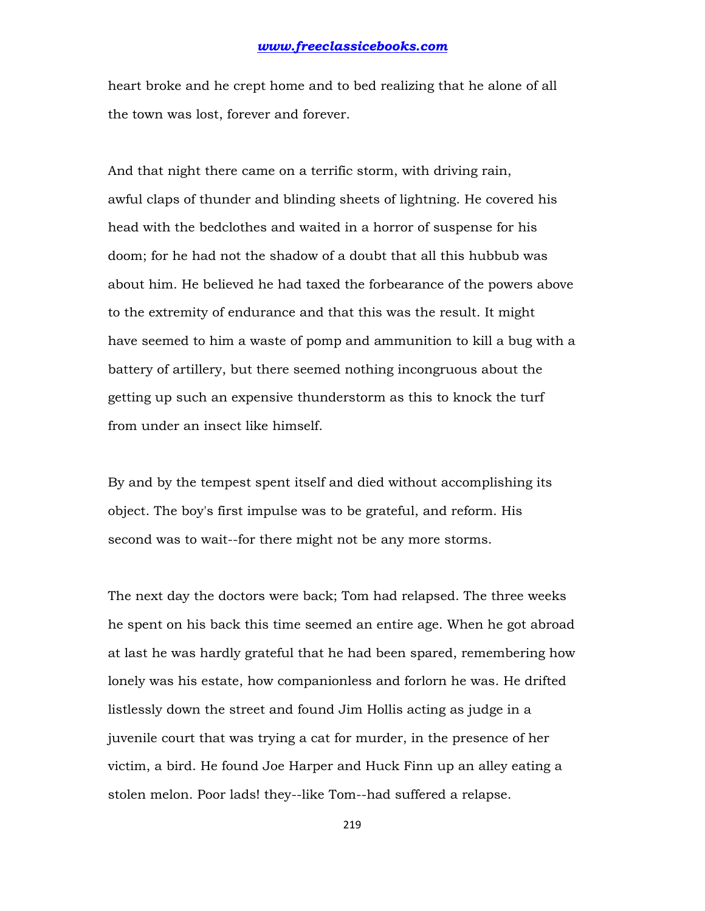heart broke and he crept home and to bed realizing that he alone of all the town was lost, forever and forever.

And that night there came on a terrific storm, with driving rain, awful claps of thunder and blinding sheets of lightning. He covered his head with the bedclothes and waited in a horror of suspense for his doom; for he had not the shadow of a doubt that all this hubbub was about him. He believed he had taxed the forbearance of the powers above to the extremity of endurance and that this was the result. It might have seemed to him a waste of pomp and ammunition to kill a bug with a battery of artillery, but there seemed nothing incongruous about the getting up such an expensive thunderstorm as this to knock the turf from under an insect like himself.

By and by the tempest spent itself and died without accomplishing its object. The boy's first impulse was to be grateful, and reform. His second was to wait--for there might not be any more storms.

The next day the doctors were back; Tom had relapsed. The three weeks he spent on his back this time seemed an entire age. When he got abroad at last he was hardly grateful that he had been spared, remembering how lonely was his estate, how companionless and forlorn he was. He drifted listlessly down the street and found Jim Hollis acting as judge in a juvenile court that was trying a cat for murder, in the presence of her victim, a bird. He found Joe Harper and Huck Finn up an alley eating a stolen melon. Poor lads! they--like Tom--had suffered a relapse.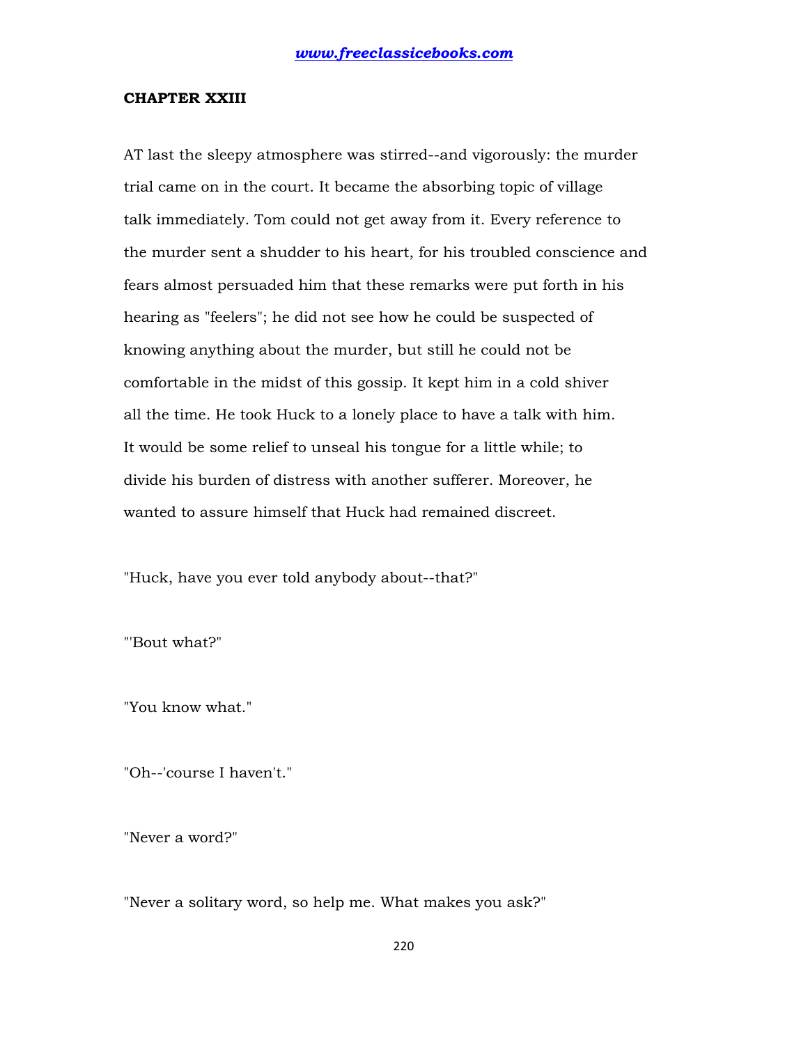**CHAPTER XXIII**

AT last the sleepy atmosphere was stirred--and vigorously: the murder trial came on in the court. It became the absorbing topic of village talk immediately. Tom could not get away from it. Every reference to the murder sent a shudder to his heart, for his troubled conscience and fears almost persuaded him that these remarks were put forth in his hearing as "feelers"; he did not see how he could be suspected of knowing anything about the murder, but still he could not be comfortable in the midst of this gossip. It kept him in a cold shiver all the time. He took Huck to a lonely place to have a talk with him. It would be some relief to unseal his tongue for a little while; to divide his burden of distress with another sufferer. Moreover, he wanted to assure himself that Huck had remained discreet.

"Huck, have you ever told anybody about--that?"

"'Bout what?"

"You know what."

"Oh--'course I haven't."

"Never a word?"

"Never a solitary word, so help me. What makes you ask?"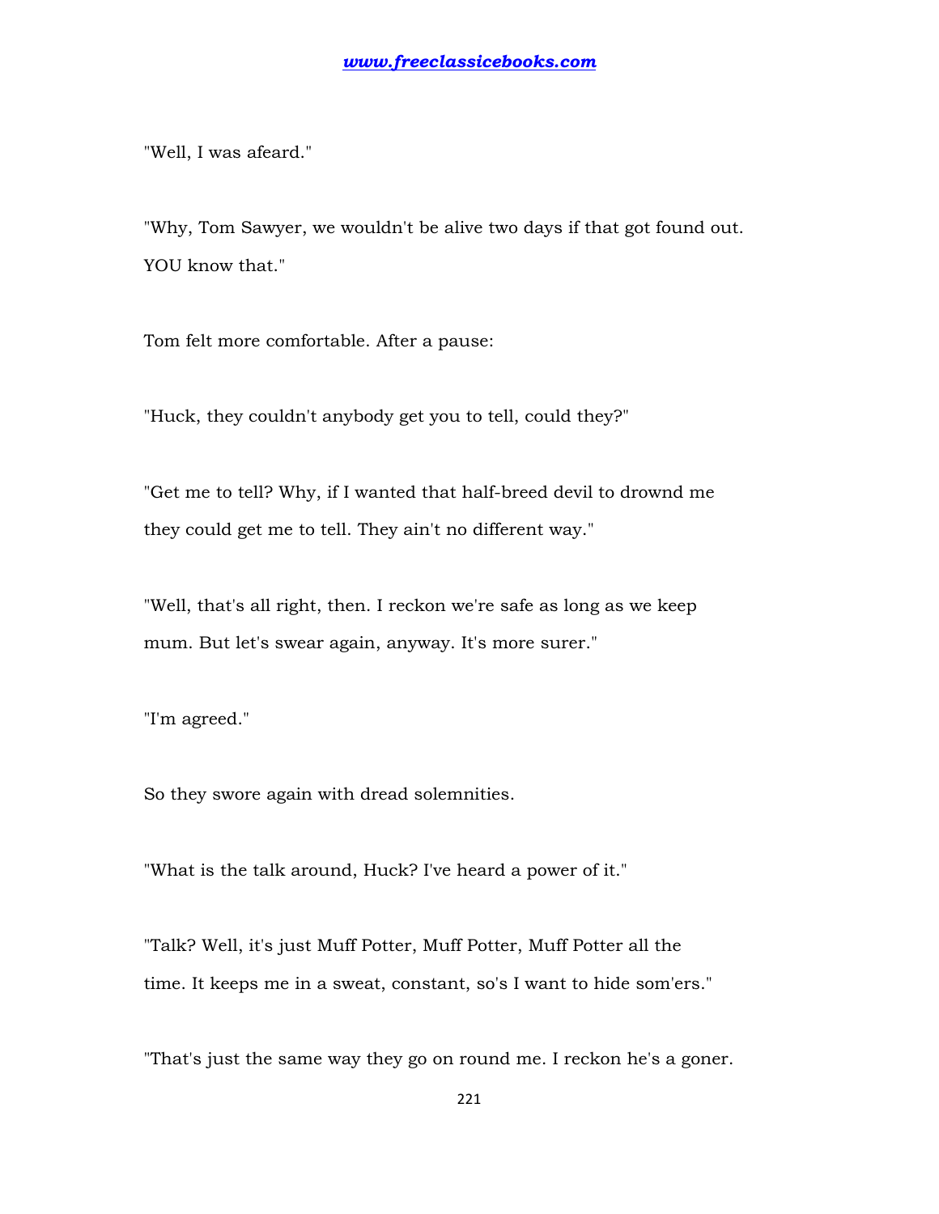"Well, I was afeard."

"Why, Tom Sawyer, we wouldn't be alive two days if that got found out. YOU know that."

Tom felt more comfortable. After a pause:

"Huck, they couldn't anybody get you to tell, could they?"

"Get me to tell? Why, if I wanted that half-breed devil to drownd me they could get me to tell. They ain't no different way."

"Well, that's all right, then. I reckon we're safe as long as we keep mum. But let's swear again, anyway. It's more surer."

"I'm agreed."

So they swore again with dread solemnities.

"What is the talk around, Huck? I've heard a power of it."

"Talk? Well, it's just Muff Potter, Muff Potter, Muff Potter all the time. It keeps me in a sweat, constant, so's I want to hide som'ers."

"That's just the same way they go on round me. I reckon he's a goner.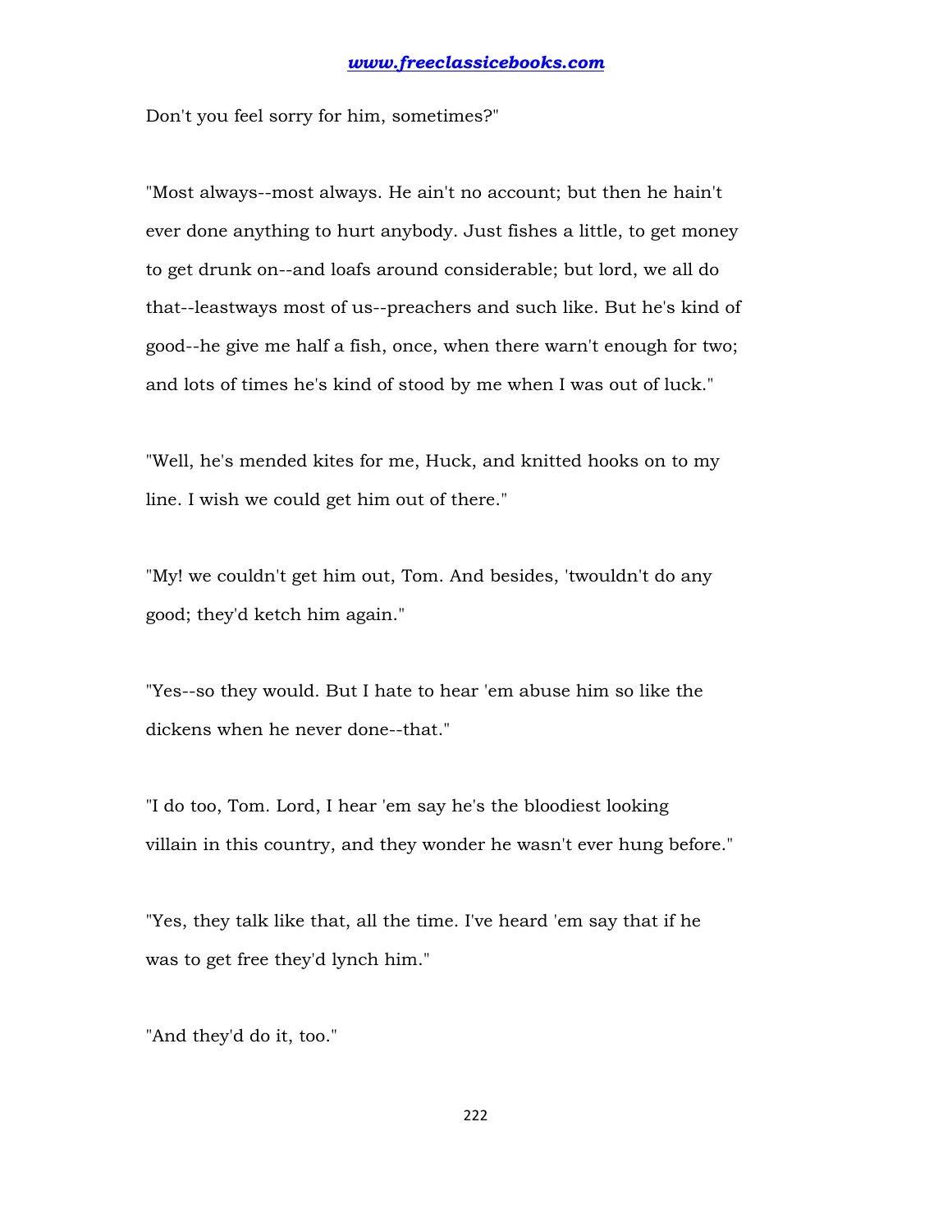Don't you feel sorry for him, sometimes?"

"Most always--most always. He ain't no account; but then he hain't ever done anything to hurt anybody. Just fishes a little, to get money to get drunk on--and loafs around considerable; but lord, we all do that--leastways most of us--preachers and such like. But he's kind of good--he give me half a fish, once, when there warn't enough for two; and lots of times he's kind of stood by me when I was out of luck."

"Well, he's mended kites for me, Huck, and knitted hooks on to my line. I wish we could get him out of there."

"My! we couldn't get him out, Tom. And besides, 'twouldn't do any good; they'd ketch him again."

"Yes--so they would. But I hate to hear 'em abuse him so like the dickens when he never done--that."

"I do too, Tom. Lord, I hear 'em say he's the bloodiest looking villain in this country, and they wonder he wasn't ever hung before."

"Yes, they talk like that, all the time. I've heard 'em say that if he was to get free they'd lynch him."

"And they'd do it, too."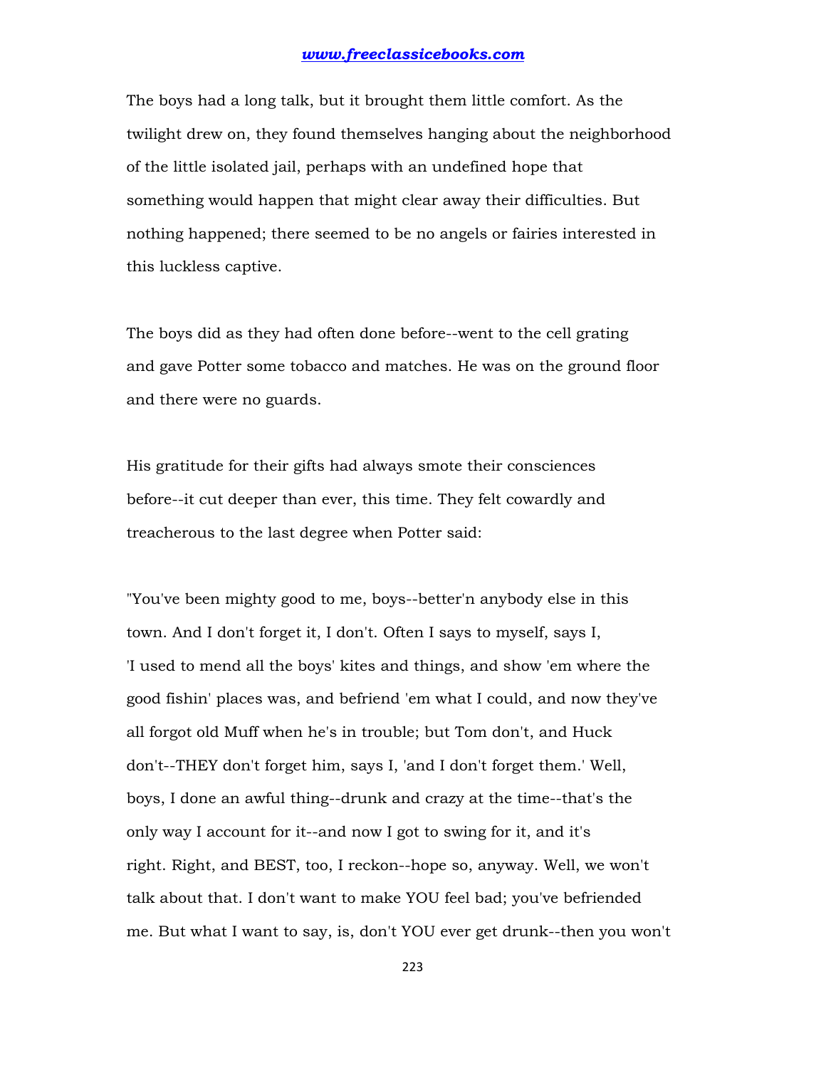The boys had a long talk, but it brought them little comfort. As the twilight drew on, they found themselves hanging about the neighborhood of the little isolated jail, perhaps with an undefined hope that something would happen that might clear away their difficulties. But nothing happened; there seemed to be no angels or fairies interested in this luckless captive.

The boys did as they had often done before--went to the cell grating and gave Potter some tobacco and matches. He was on the ground floor and there were no guards.

His gratitude for their gifts had always smote their consciences before--it cut deeper than ever, this time. They felt cowardly and treacherous to the last degree when Potter said:

"You've been mighty good to me, boys--better'n anybody else in this town. And I don't forget it, I don't. Often I says to myself, says I, 'I used to mend all the boys' kites and things, and show 'em where the good fishin' places was, and befriend 'em what I could, and now they've all forgot old Muff when he's in trouble; but Tom don't, and Huck don't--THEY don't forget him, says I, 'and I don't forget them.' Well, boys, I done an awful thing--drunk and crazy at the time--that's the only way I account for it--and now I got to swing for it, and it's right. Right, and BEST, too, I reckon--hope so, anyway. Well, we won't talk about that. I don't want to make YOU feel bad; you've befriended me. But what I want to say, is, don't YOU ever get drunk--then you won't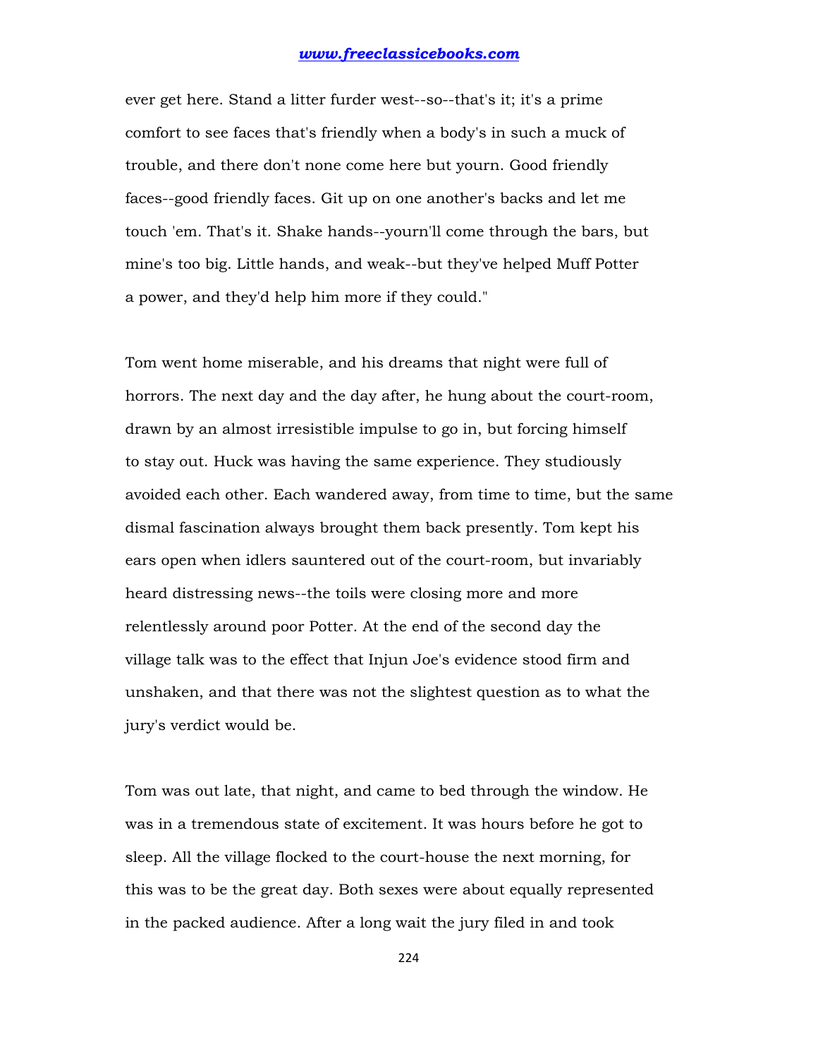ever get here. Stand a litter furder west--so--that's it; it's a prime comfort to see faces that's friendly when a body's in such a muck of trouble, and there don't none come here but yourn. Good friendly faces--good friendly faces. Git up on one another's backs and let me touch 'em. That's it. Shake hands--yourn'll come through the bars, but mine's too big. Little hands, and weak--but they've helped Muff Potter a power, and they'd help him more if they could."

Tom went home miserable, and his dreams that night were full of horrors. The next day and the day after, he hung about the court-room, drawn by an almost irresistible impulse to go in, but forcing himself to stay out. Huck was having the same experience. They studiously avoided each other. Each wandered away, from time to time, but the same dismal fascination always brought them back presently. Tom kept his ears open when idlers sauntered out of the court-room, but invariably heard distressing news--the toils were closing more and more relentlessly around poor Potter. At the end of the second day the village talk was to the effect that Injun Joe's evidence stood firm and unshaken, and that there was not the slightest question as to what the jury's verdict would be.

Tom was out late, that night, and came to bed through the window. He was in a tremendous state of excitement. It was hours before he got to sleep. All the village flocked to the court-house the next morning, for this was to be the great day. Both sexes were about equally represented in the packed audience. After a long wait the jury filed in and took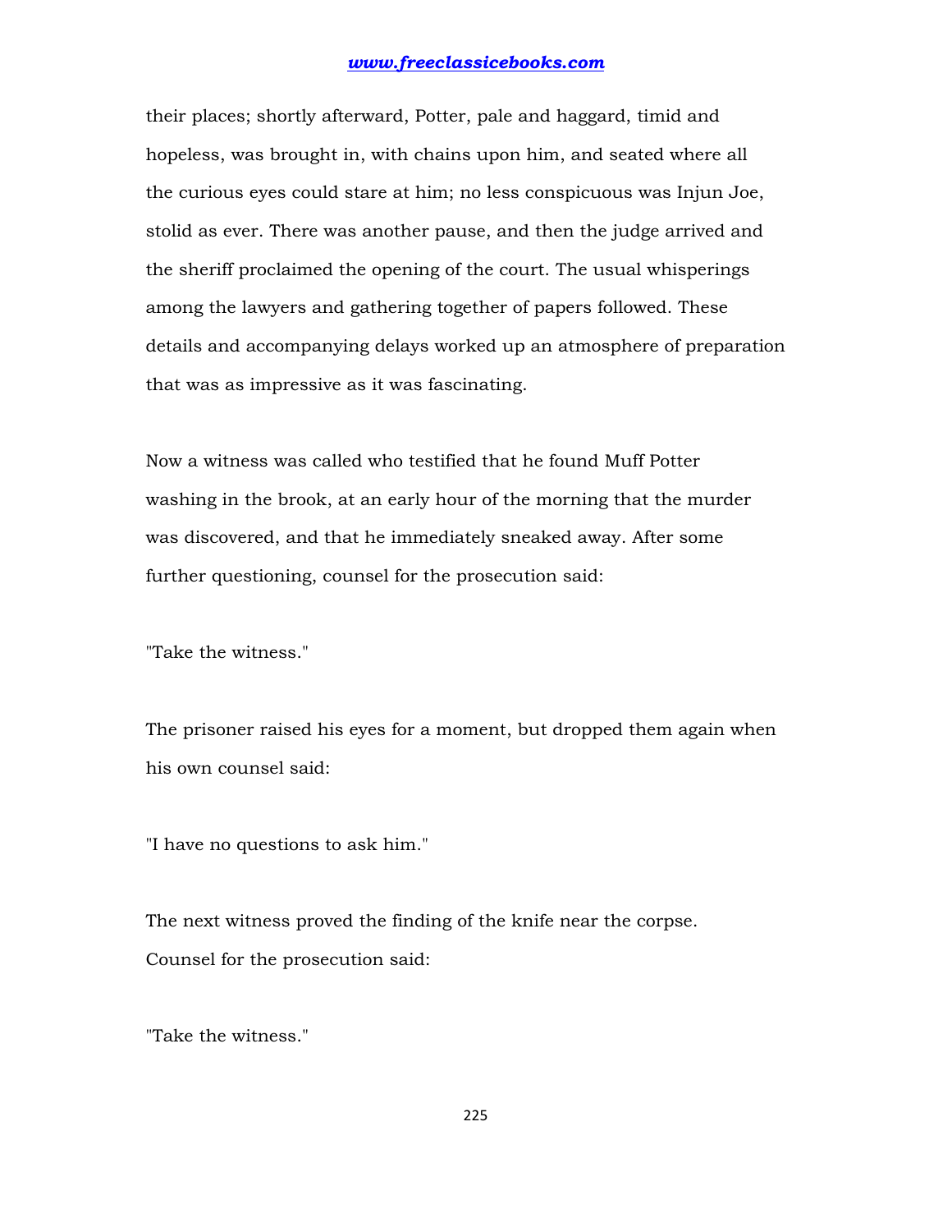their places; shortly afterward, Potter, pale and haggard, timid and hopeless, was brought in, with chains upon him, and seated where all the curious eyes could stare at him; no less conspicuous was Injun Joe, stolid as ever. There was another pause, and then the judge arrived and the sheriff proclaimed the opening of the court. The usual whisperings among the lawyers and gathering together of papers followed. These details and accompanying delays worked up an atmosphere of preparation that was as impressive as it was fascinating.

Now a witness was called who testified that he found Muff Potter washing in the brook, at an early hour of the morning that the murder was discovered, and that he immediately sneaked away. After some further questioning, counsel for the prosecution said:

"Take the witness."

The prisoner raised his eyes for a moment, but dropped them again when his own counsel said:

"I have no questions to ask him."

The next witness proved the finding of the knife near the corpse. Counsel for the prosecution said:

"Take the witness."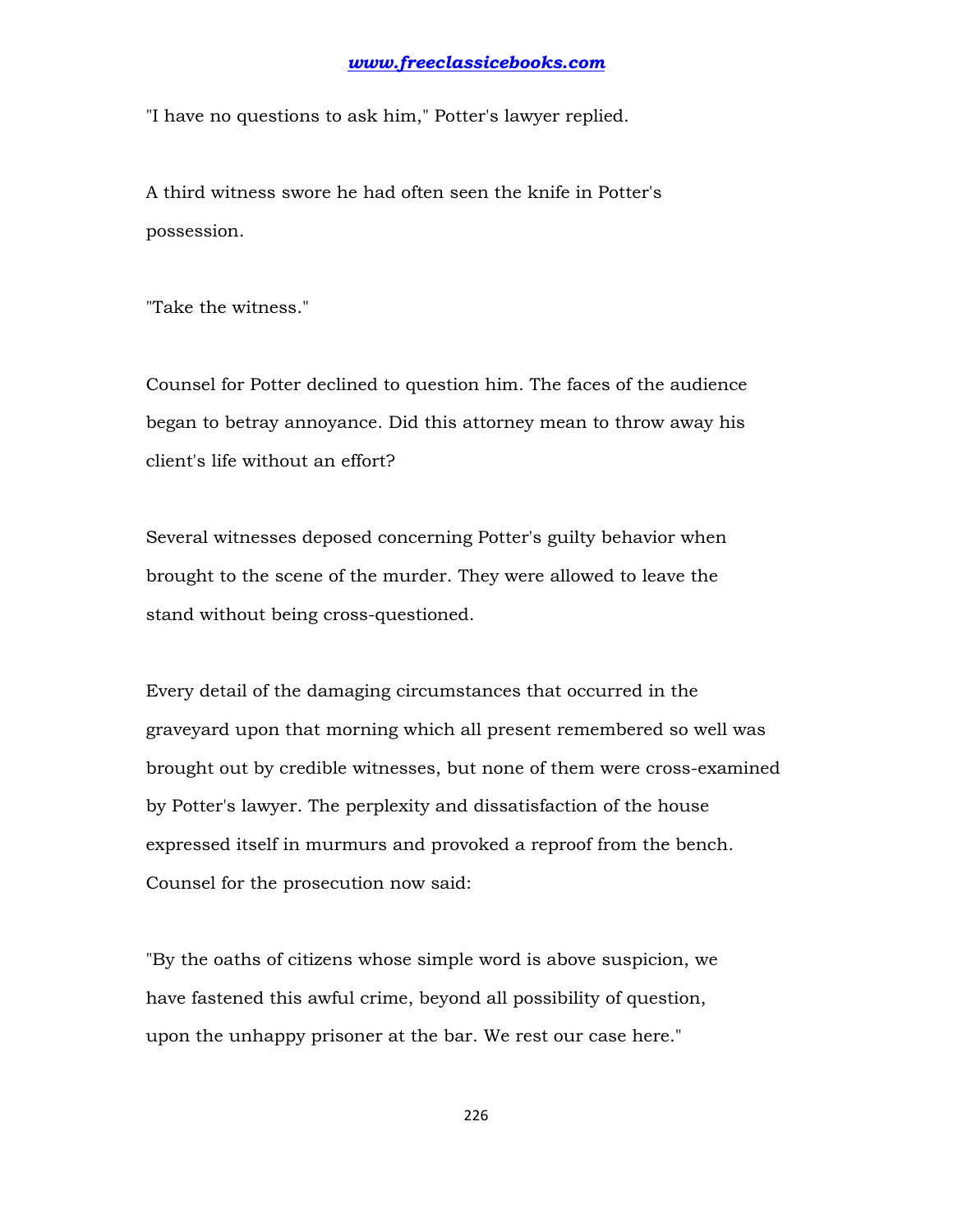"I have no questions to ask him," Potter's lawyer replied.

A third witness swore he had often seen the knife in Potter's possession.

"Take the witness."

Counsel for Potter declined to question him. The faces of the audience began to betray annoyance. Did this attorney mean to throw away his client's life without an effort?

Several witnesses deposed concerning Potter's guilty behavior when brought to the scene of the murder. They were allowed to leave the stand without being cross-questioned.

Every detail of the damaging circumstances that occurred in the graveyard upon that morning which all present remembered so well was brought out by credible witnesses, but none of them were cross-examined by Potter's lawyer. The perplexity and dissatisfaction of the house expressed itself in murmurs and provoked a reproof from the bench. Counsel for the prosecution now said:

"By the oaths of citizens whose simple word is above suspicion, we have fastened this awful crime, beyond all possibility of question, upon the unhappy prisoner at the bar. We rest our case here."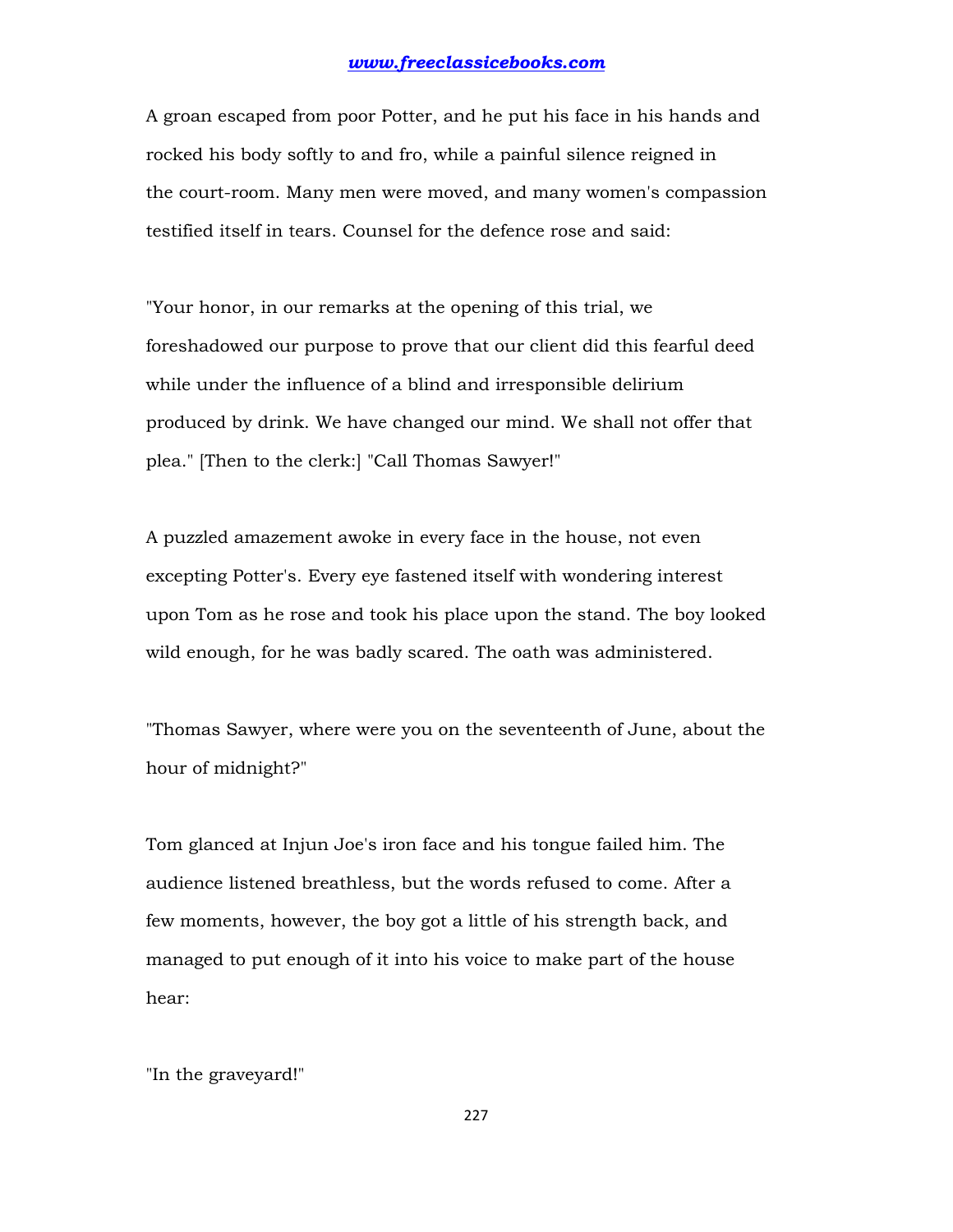A groan escaped from poor Potter, and he put his face in his hands and rocked his body softly to and fro, while a painful silence reigned in the court-room. Many men were moved, and many women's compassion testified itself in tears. Counsel for the defence rose and said:

"Your honor, in our remarks at the opening of this trial, we foreshadowed our purpose to prove that our client did this fearful deed while under the influence of a blind and irresponsible delirium produced by drink. We have changed our mind. We shall not offer that plea." [Then to the clerk:] "Call Thomas Sawyer!"

A puzzled amazement awoke in every face in the house, not even excepting Potter's. Every eye fastened itself with wondering interest upon Tom as he rose and took his place upon the stand. The boy looked wild enough, for he was badly scared. The oath was administered.

"Thomas Sawyer, where were you on the seventeenth of June, about the hour of midnight?"

Tom glanced at Injun Joe's iron face and his tongue failed him. The audience listened breathless, but the words refused to come. After a few moments, however, the boy got a little of his strength back, and managed to put enough of it into his voice to make part of the house hear:

"In the graveyard!"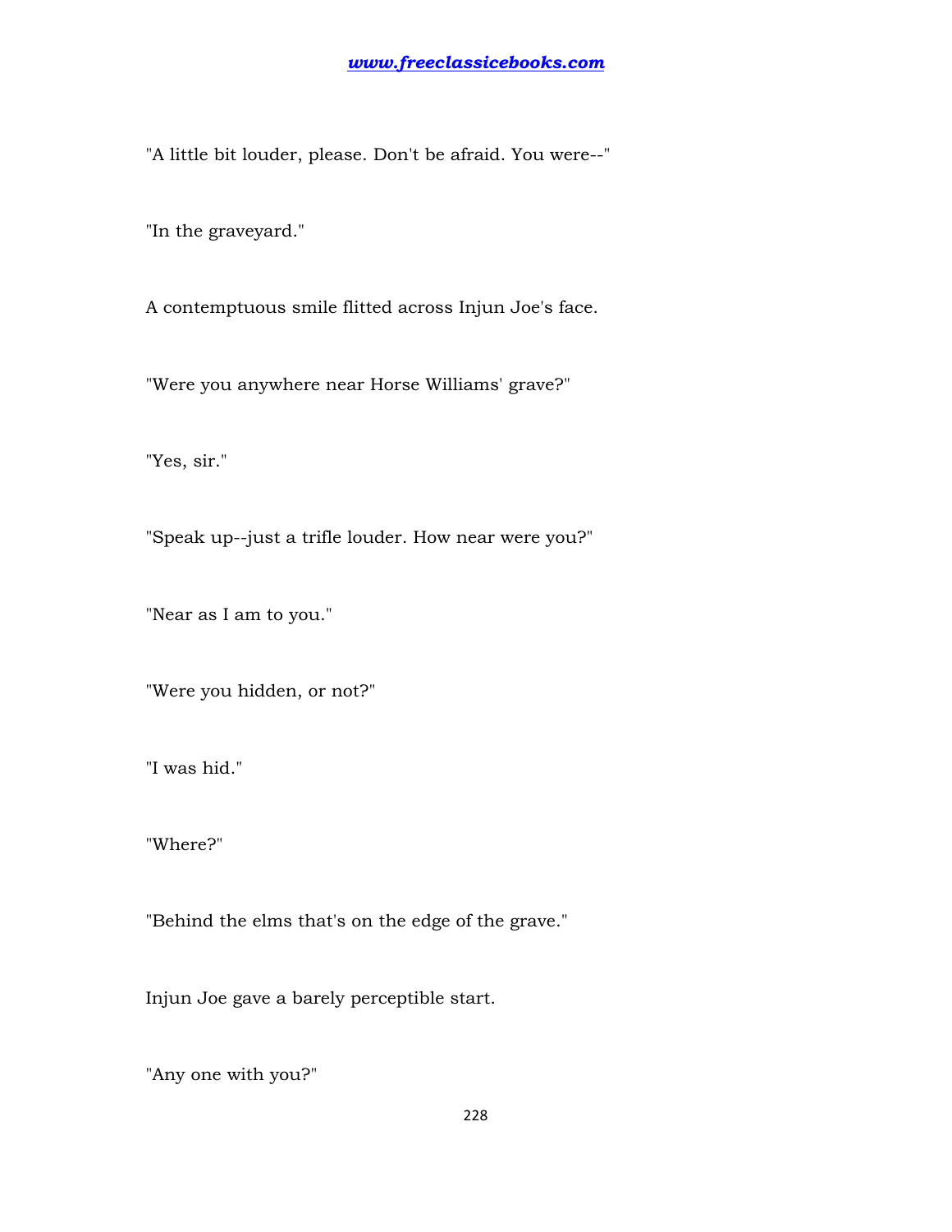"A little bit louder, please. Don't be afraid. You were--"

"In the graveyard."

A contemptuous smile flitted across Injun Joe's face.

"Were you anywhere near Horse Williams' grave?"

"Yes, sir."

"Speak up--just a trifle louder. How near were you?"

"Near as I am to you."

"Were you hidden, or not?"

"I was hid."

"Where?"

"Behind the elms that's on the edge of the grave."

Injun Joe gave a barely perceptible start.

"Any one with you?"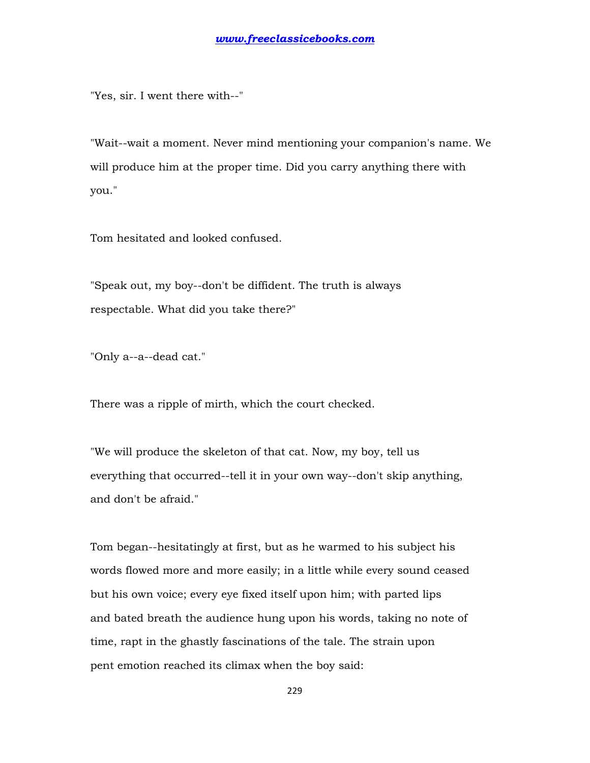"Yes, sir. I went there with--"

"Wait--wait a moment. Never mind mentioning your companion's name. We will produce him at the proper time. Did you carry anything there with you."

Tom hesitated and looked confused.

"Speak out, my boy--don't be diffident. The truth is always respectable. What did you take there?"

"Only a--a--dead cat."

There was a ripple of mirth, which the court checked.

"We will produce the skeleton of that cat. Now, my boy, tell us everything that occurred--tell it in your own way--don't skip anything, and don't be afraid."

Tom began--hesitatingly at first, but as he warmed to his subject his words flowed more and more easily; in a little while every sound ceased but his own voice; every eye fixed itself upon him; with parted lips and bated breath the audience hung upon his words, taking no note of time, rapt in the ghastly fascinations of the tale. The strain upon pent emotion reached its climax when the boy said: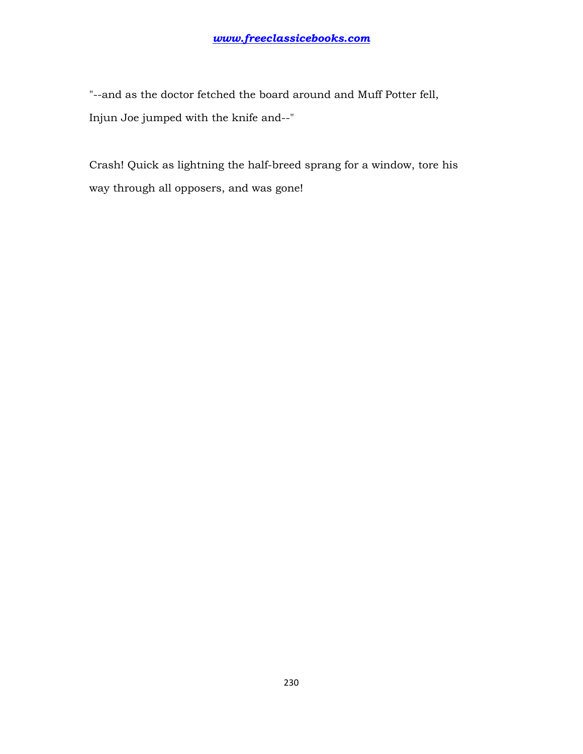"--and as the doctor fetched the board around and Muff Potter fell, Injun Joe jumped with the knife and--"

Crash! Quick as lightning the half-breed sprang for a window, tore his way through all opposers, and was gone!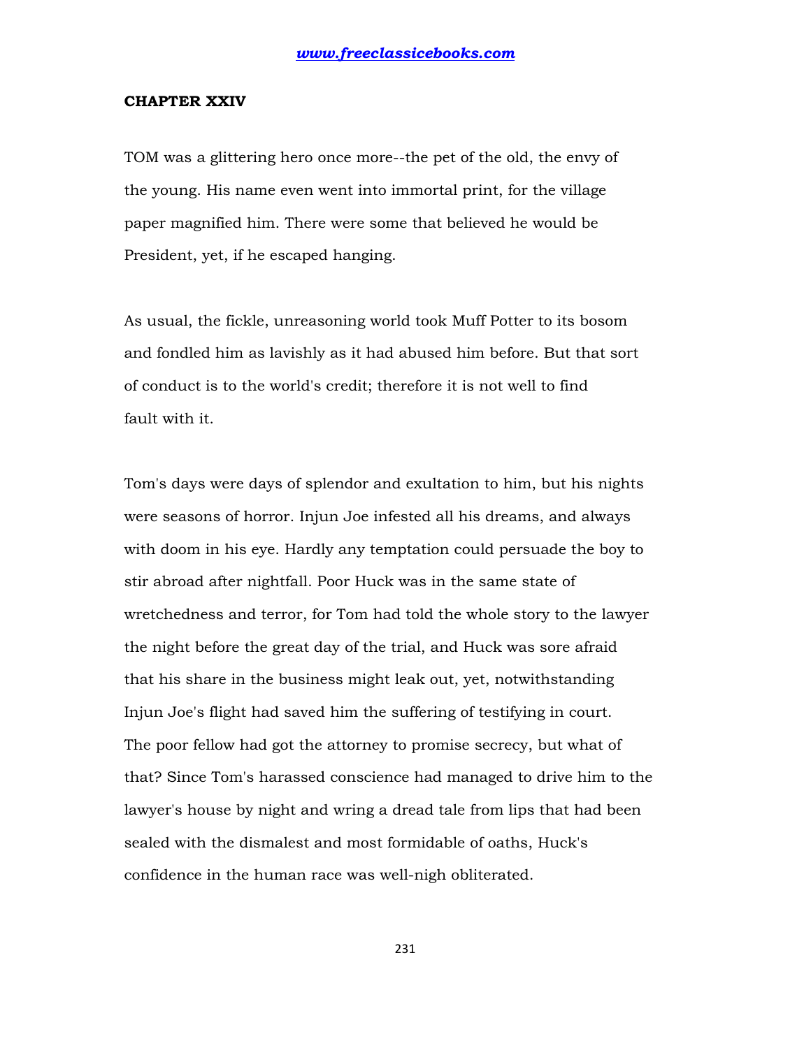## CHAPTER XXIV

TOM was a glittering hero once more--the pet of the old, the envy of the young. His name even went into immortal print, for the village paper magnified him. There were some that believed he would be President, yet, if he escaped hanging.

As usual, the fickle, unreasoning world took Muff Potter to its bosom and fondled him as lavishly as it had abused him before. But that sort of conduct is to the world's credit; therefore it is not well to find fault with it.

Tom's days were days of splendor and exultation to him, but his nights were seasons of horror. Injun Joe infested all his dreams, and always with doom in his eye. Hardly any temptation could persuade the boy to stir abroad after nightfall. Poor Huck was in the same state of wretchedness and terror, for Tom had told the whole story to the lawyer the night before the great day of the trial, and Huck was sore afraid that his share in the business might leak out, yet, notwithstanding Injun Joe's flight had saved him the suffering of testifying in court. The poor fellow had got the attorney to promise secrecy, but what of that? Since Tom's harassed conscience had managed to drive him to the lawyer's house by night and wring a dread tale from lips that had been sealed with the dismalest and most formidable of oaths, Huck's confidence in the human race was well-nigh obliterated.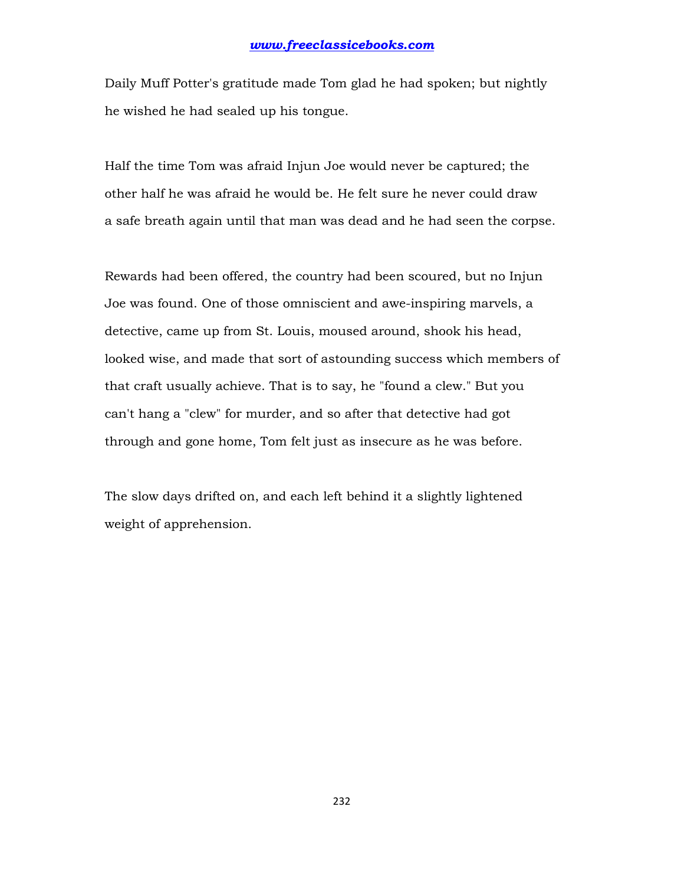Daily Muff Potter's gratitude made Tom glad he had spoken; but nightly he wished he had sealed up his tongue.

Half the time Tom was afraid Injun Joe would never be captured; the other half he was afraid he would be. He felt sure he never could draw a safe breath again until that man was dead and he had seen the corpse.

Rewards had been offered, the country had been scoured, but no Injun Joe was found. One of those omniscient and awe-inspiring marvels, a detective, came up from St. Louis, moused around, shook his head, looked wise, and made that sort of astounding success which members of that craft usually achieve. That is to say, he "found a clew." But you can't hang a "clew" for murder, and so after that detective had got through and gone home, Tom felt just as insecure as he was before.

The slow days drifted on, and each left behind it a slightly lightened weight of apprehension.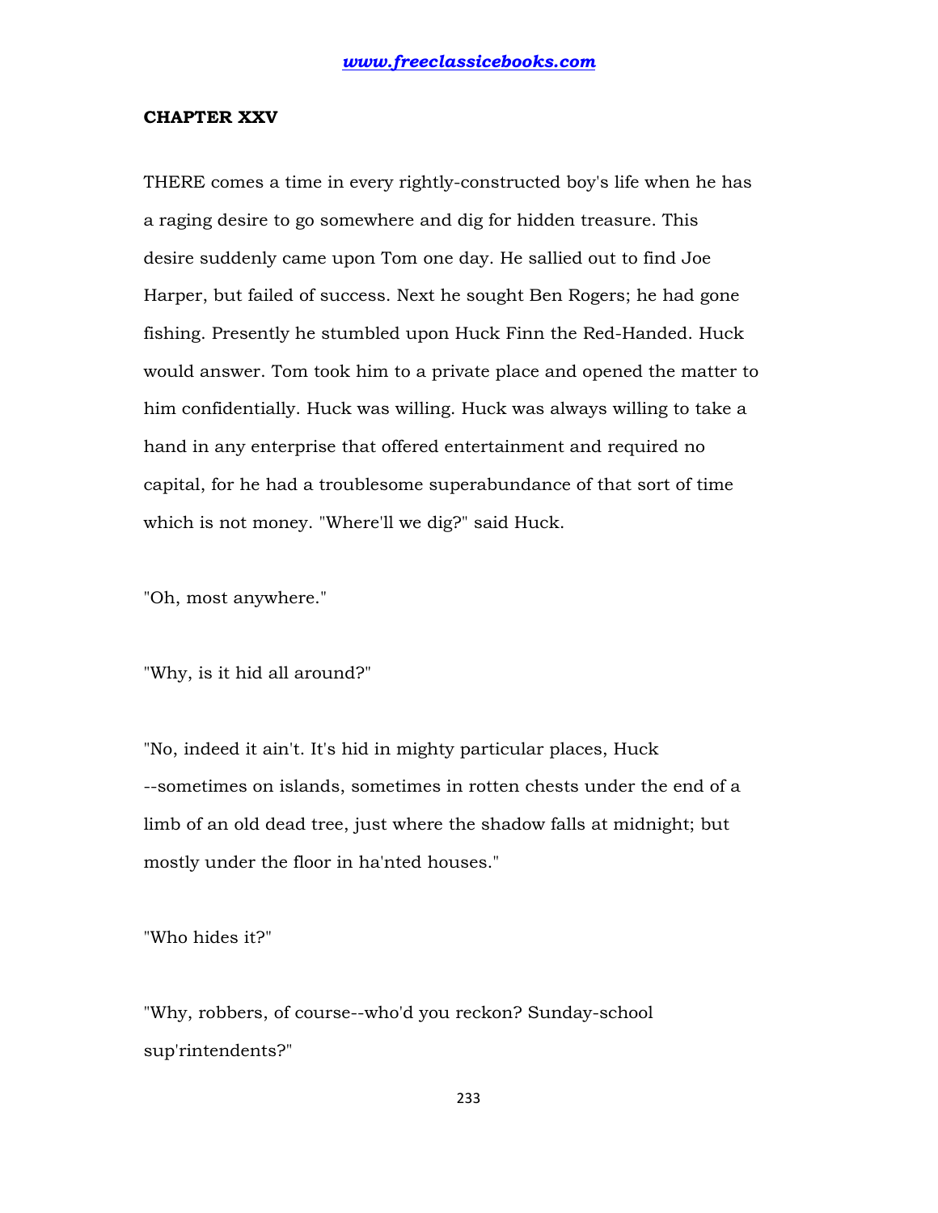## CHAPTER XXV

THERE comes a time in every rightly-constructed boy's life when he has a raging desire to go somewhere and dig for hidden treasure. This desire suddenly came upon Tom one day. He sallied out to find Joe Harper, but failed of success. Next he sought Ben Rogers; he had gone fishing. Presently he stumbled upon Huck Finn the Red-Handed. Huck would answer. Tom took him to a private place and opened the matter to him confidentially. Huck was willing. Huck was always willing to take a hand in any enterprise that offered entertainment and required no capital, for he had a troublesome superabundance of that sort of time which is not money. "Where'll we dig?" said Huck.

"Oh, most anywhere."

"Why, is it hid all around?"

"No, indeed it ain't. It's hid in mighty particular places, Huck --sometimes on islands, sometimes in rotten chests under the end of a limb of an old dead tree, just where the shadow falls at midnight; but mostly under the floor in ha'nted houses."

"Who hides it?"

"Why, robbers, of course--who'd you reckon? Sunday-school sup'rintendents?"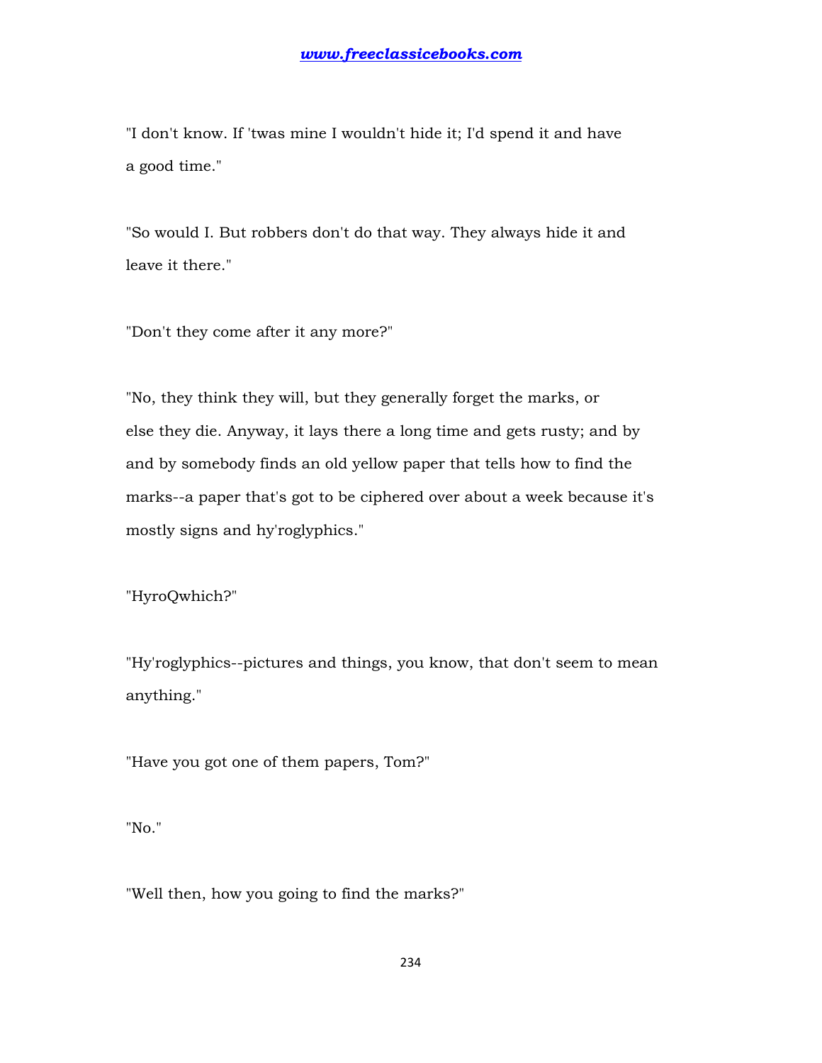"I don't know. If 'twas mine I wouldn't hide it; I'd spend it and have a good time."

"So would I. But robbers don't do that way. They always hide it and leave it there."

"Don't they come after it any more?"

"No, they think they will, but they generally forget the marks, or else they die. Anyway, it lays there a long time and gets rusty; and by and by somebody finds an old yellow paper that tells how to find the marks--a paper that's got to be ciphered over about a week because it's mostly signs and hy'roglyphics."

"HyroQwhich?"

"Hy'roglyphics--pictures and things, you know, that don't seem to mean anything."

"Have you got one of them papers, Tom?"

"No."

"Well then, how you going to find the marks?"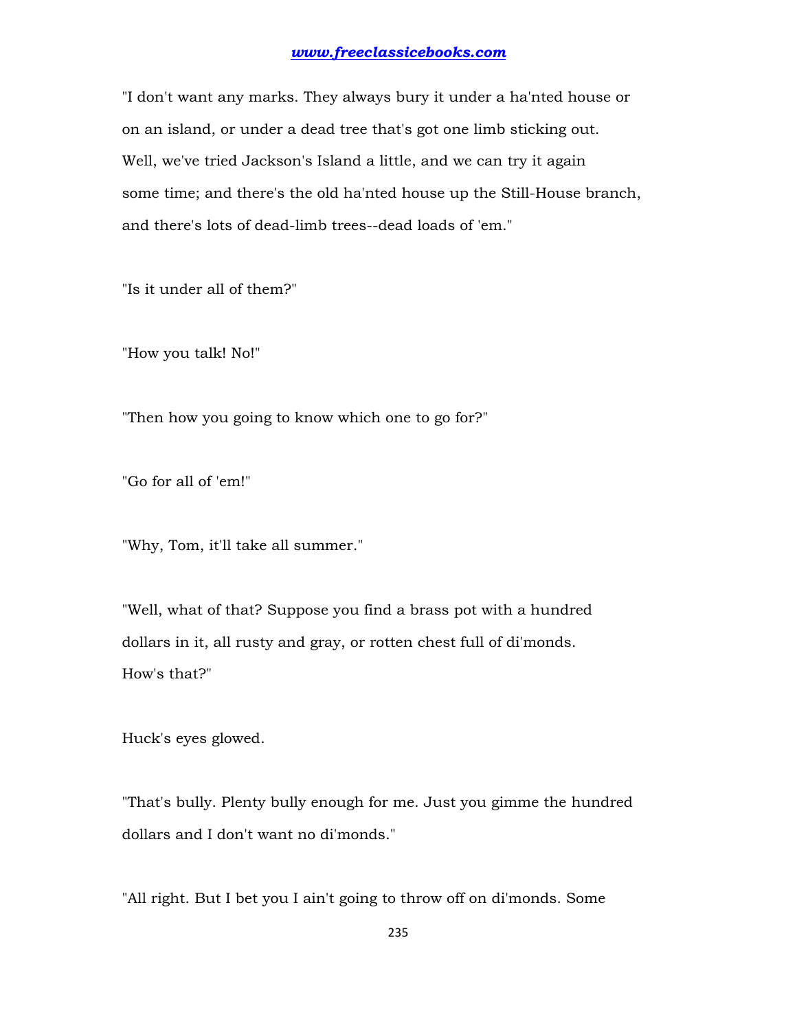"I don't want any marks. They always bury it under a ha'nted house or on an island, or under a dead tree that's got one limb sticking out. Well, we've tried Jackson's Island a little, and we can try it again some time; and there's the old ha'nted house up the Still-House branch, and there's lots of dead-limb trees--dead loads of 'em."

"Is it under all of them?"

"How you talk! No!"

"Then how you going to know which one to go for?"

"Go for all of 'em!"

"Why, Tom, it'll take all summer."

"Well, what of that? Suppose you find a brass pot with a hundred dollars in it, all rusty and gray, or rotten chest full of di'monds. How's that?"

Huck's eyes glowed.

"That's bully. Plenty bully enough for me. Just you gimme the hundred dollars and I don't want no di'monds."

"All right. But I bet you I ain't going to throw off on di'monds. Some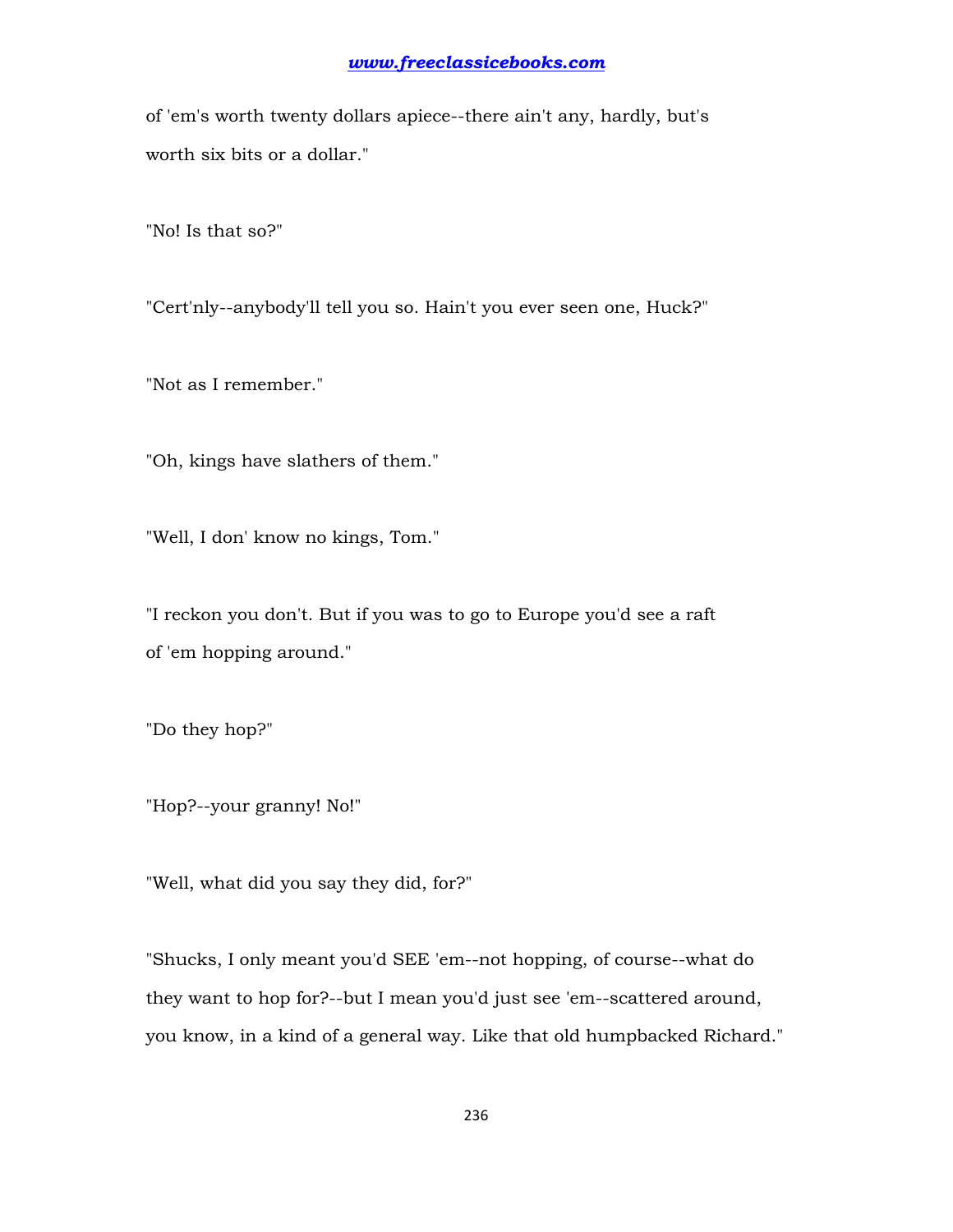of 'em's worth twenty dollars apiece--there ain't any, hardly, but's worth six bits or a dollar."

"No! Is that so?"

"Cert'nly--anybody'll tell you so. Hain't you ever seen one, Huck?"

"Not as I remember."

"Oh, kings have slathers of them."

"Well, I don' know no kings, Tom."

"I reckon you don't. But if you was to go to Europe you'd see a raft of 'em hopping around."

"Do they hop?"

"Hop?--your granny! No!"

"Well, what did you say they did, for?"

"Shucks, I only meant you'd SEE 'em--not hopping, of course--what do they want to hop for?--but I mean you'd just see 'em--scattered around, you know, in a kind of a general way. Like that old humpbacked Richard."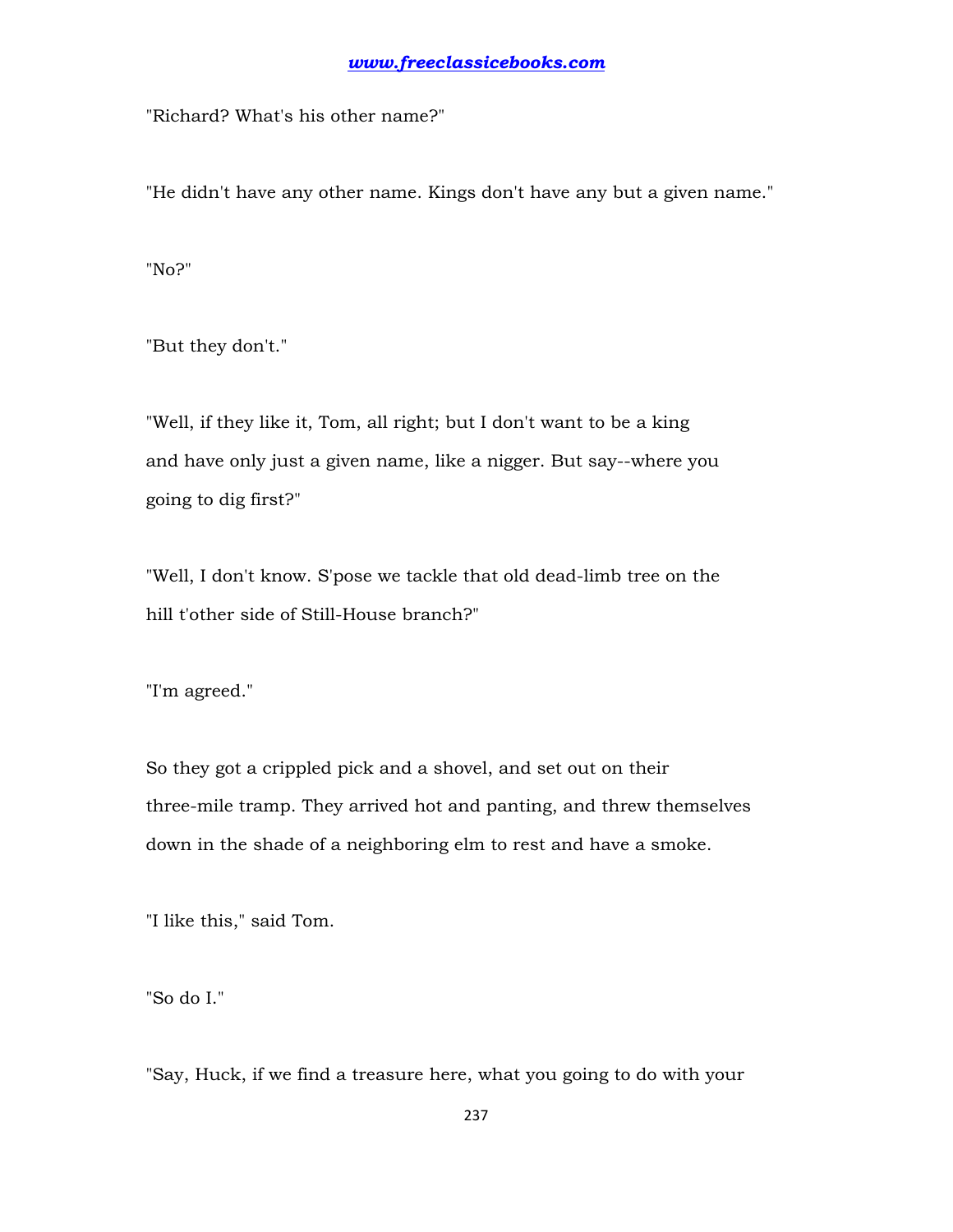"Richard? What's his other name?"

"He didn't have any other name. Kings don't have any but a given name."

"No?"

"But they don't."

"Well, if they like it, Tom, all right; but I don't want to be a king and have only just a given name, like a nigger. But say--where you going to dig first?"

"Well, I don't know. S'pose we tackle that old dead-limb tree on the hill t'other side of Still-House branch?"

"I'm agreed."

So they got a crippled pick and a shovel, and set out on their three-mile tramp. They arrived hot and panting, and threw themselves down in the shade of a neighboring elm to rest and have a smoke.

"I like this," said Tom.

"So do I."

"Say, Huck, if we find a treasure here, what you going to do with your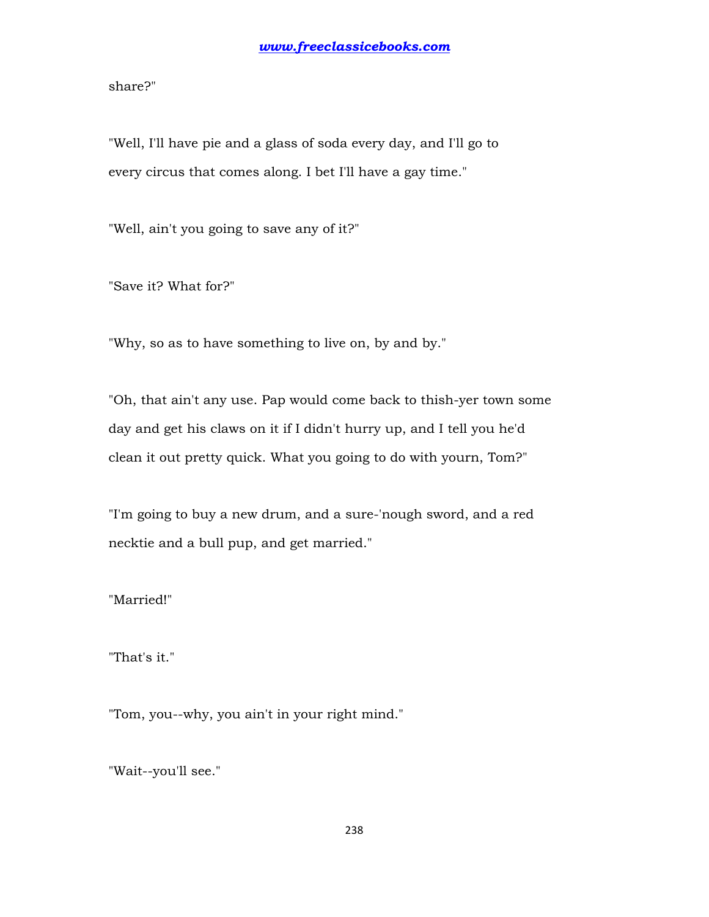share?"

"Well, I'll have pie and a glass of soda every day, and I'll go to every circus that comes along. I bet I'll have a gay time."

"Well, ain't you going to save any of it?"

"Save it? What for?"

"Why, so as to have something to live on, by and by."

"Oh, that ain't any use. Pap would come back to thish-yer town some day and get his claws on it if I didn't hurry up, and I tell you he'd clean it out pretty quick. What you going to do with yourn, Tom?"

"I'm going to buy a new drum, and a sure-'nough sword, and a red necktie and a bull pup, and get married."

"Married!"

"That's it."

"Tom, you--why, you ain't in your right mind."

"Wait--you'll see."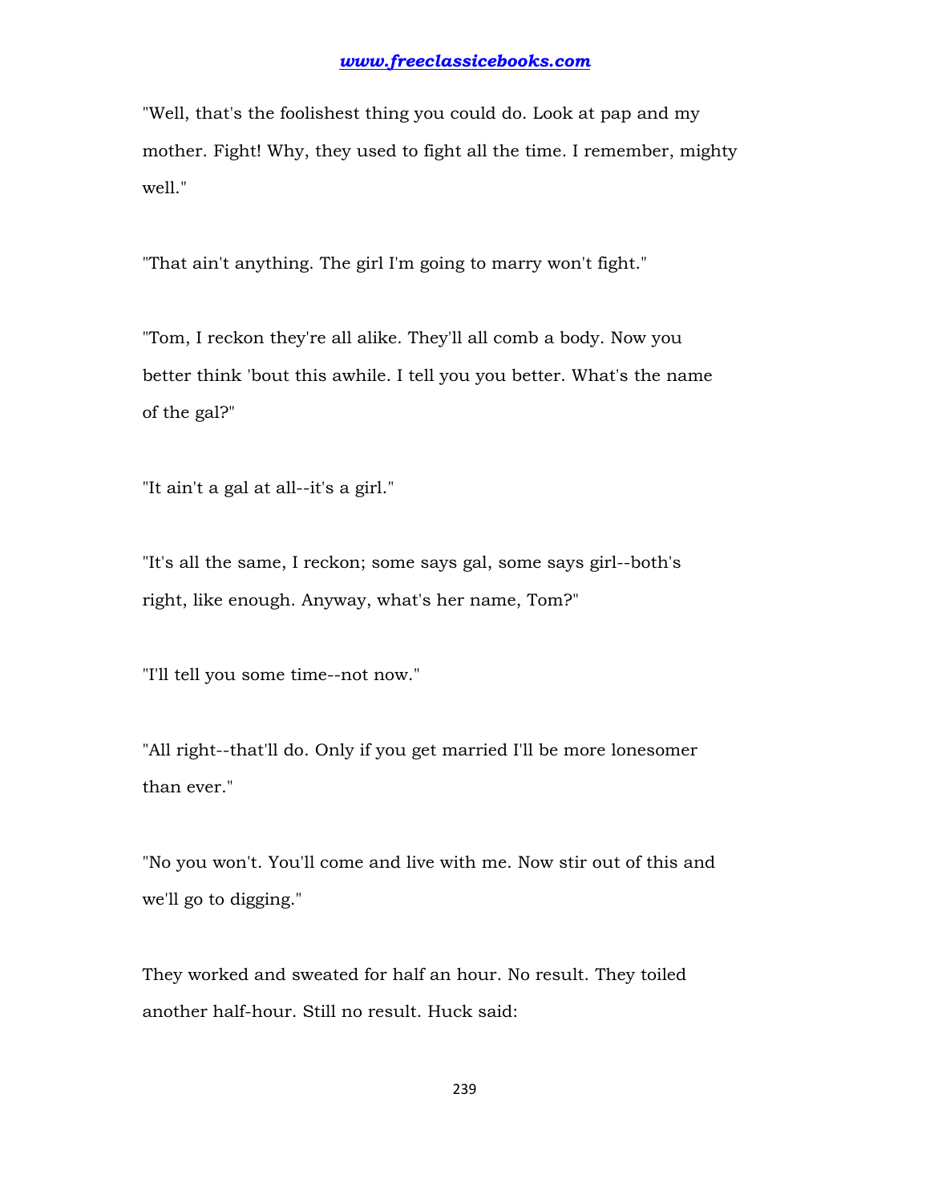"Well, that's the foolishest thing you could do. Look at pap and my mother. Fight! Why, they used to fight all the time. I remember, mighty well."

"That ain't anything. The girl I'm going to marry won't fight."

"Tom, I reckon they're all alike. They'll all comb a body. Now you better think 'bout this awhile. I tell you you better. What's the name of the gal?"

"It ain't a gal at all--it's a girl."

"It's all the same, I reckon; some says gal, some says girl--both's right, like enough. Anyway, what's her name, Tom?"

"I'll tell you some time--not now."

"All right--that'll do. Only if you get married I'll be more lonesomer than ever."

"No you won't. You'll come and live with me. Now stir out of this and we'll go to digging."

They worked and sweated for half an hour. No result. They toiled another half-hour. Still no result. Huck said: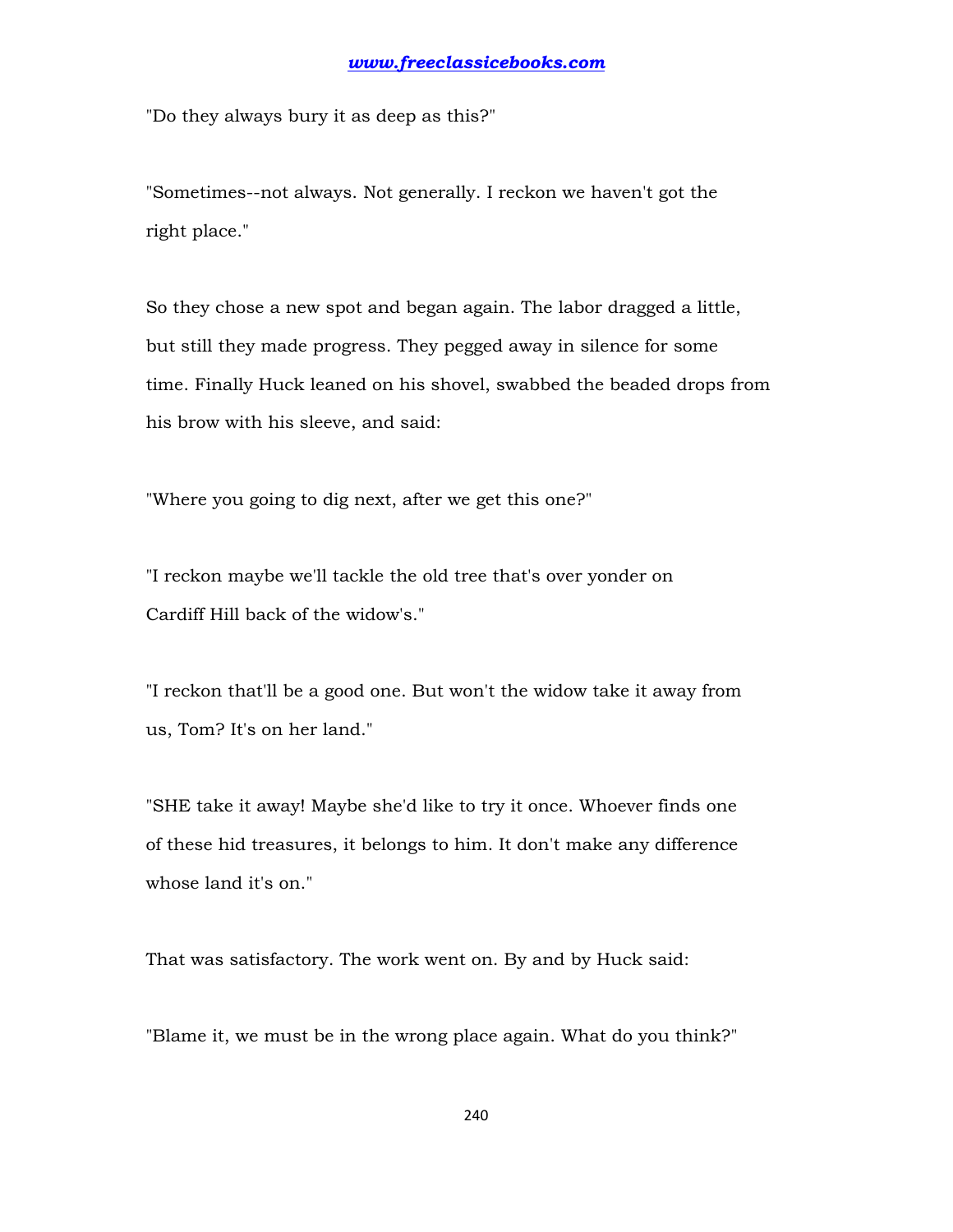"Do they always bury it as deep as this?"

"Sometimes--not always. Not generally. I reckon we haven't got the right place."

So they chose a new spot and began again. The labor dragged a little, but still they made progress. They pegged away in silence for some time. Finally Huck leaned on his shovel, swabbed the beaded drops from his brow with his sleeve, and said:

"Where you going to dig next, after we get this one?"

"I reckon maybe we'll tackle the old tree that's over yonder on Cardiff Hill back of the widow's."

"I reckon that'll be a good one. But won't the widow take it away from us, Tom? It's on her land."

"SHE take it away! Maybe she'd like to try it once. Whoever finds one of these hid treasures, it belongs to him. It don't make any difference whose land it's on."

That was satisfactory. The work went on. By and by Huck said:

"Blame it, we must be in the wrong place again. What do you think?"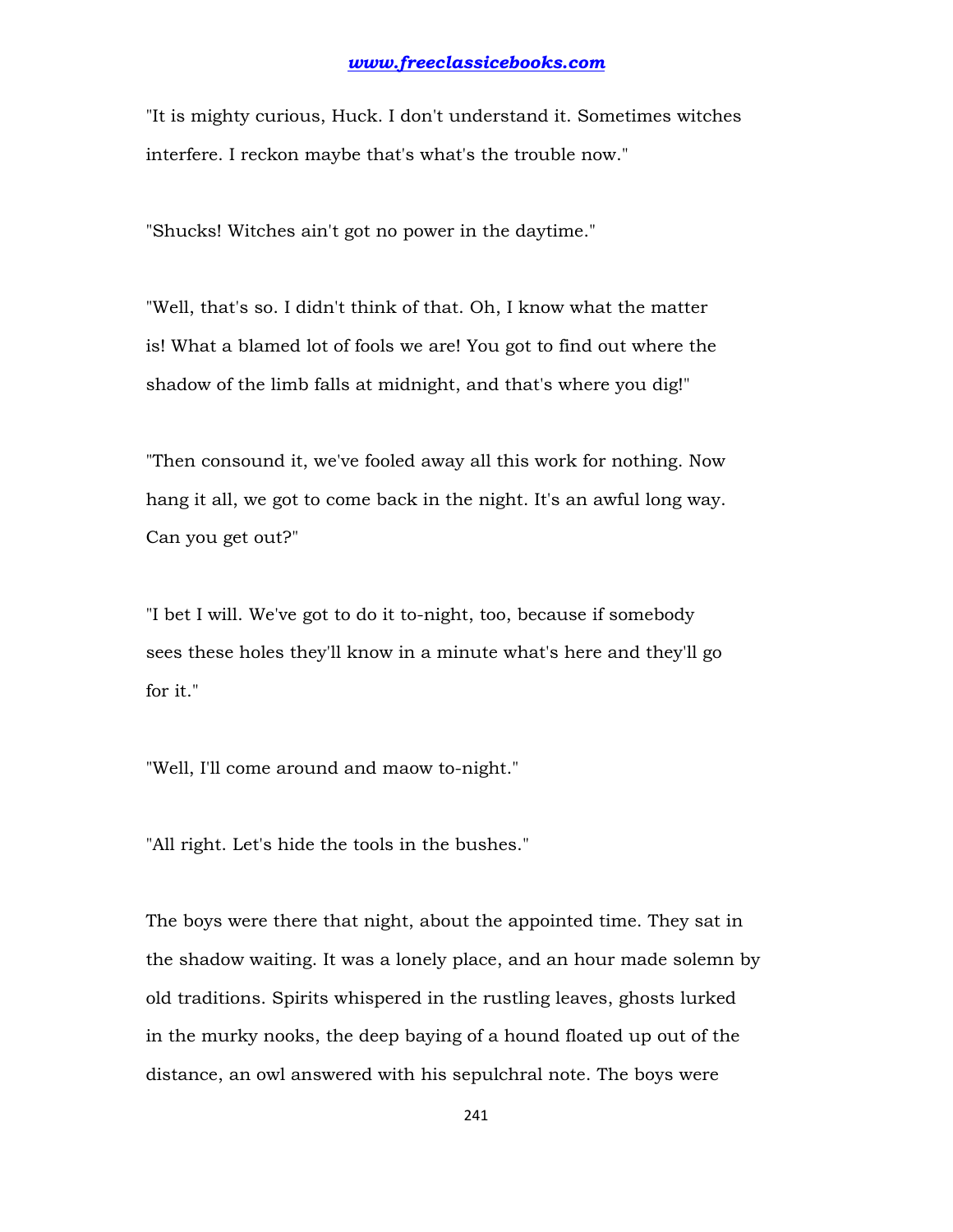"It is mighty curious, Huck. I don't understand it. Sometimes witches interfere. I reckon maybe that's what's the trouble now."

"Shucks! Witches ain't got no power in the daytime."

"Well, that's so. I didn't think of that. Oh, I know what the matter is! What a blamed lot of fools we are! You got to find out where the shadow of the limb falls at midnight, and that's where you dig!"

"Then consound it, we've fooled away all this work for nothing. Now hang it all, we got to come back in the night. It's an awful long way. Can you get out?"

"I bet I will. We've got to do it to-night, too, because if somebody sees these holes they'll know in a minute what's here and they'll go for it."

"Well, I'll come around and maow to-night."

"All right. Let's hide the tools in the bushes."

The boys were there that night, about the appointed time. They sat in the shadow waiting. It was a lonely place, and an hour made solemn by old traditions. Spirits whispered in the rustling leaves, ghosts lurked in the murky nooks, the deep baying of a hound floated up out of the distance, an owl answered with his sepulchral note. The boys were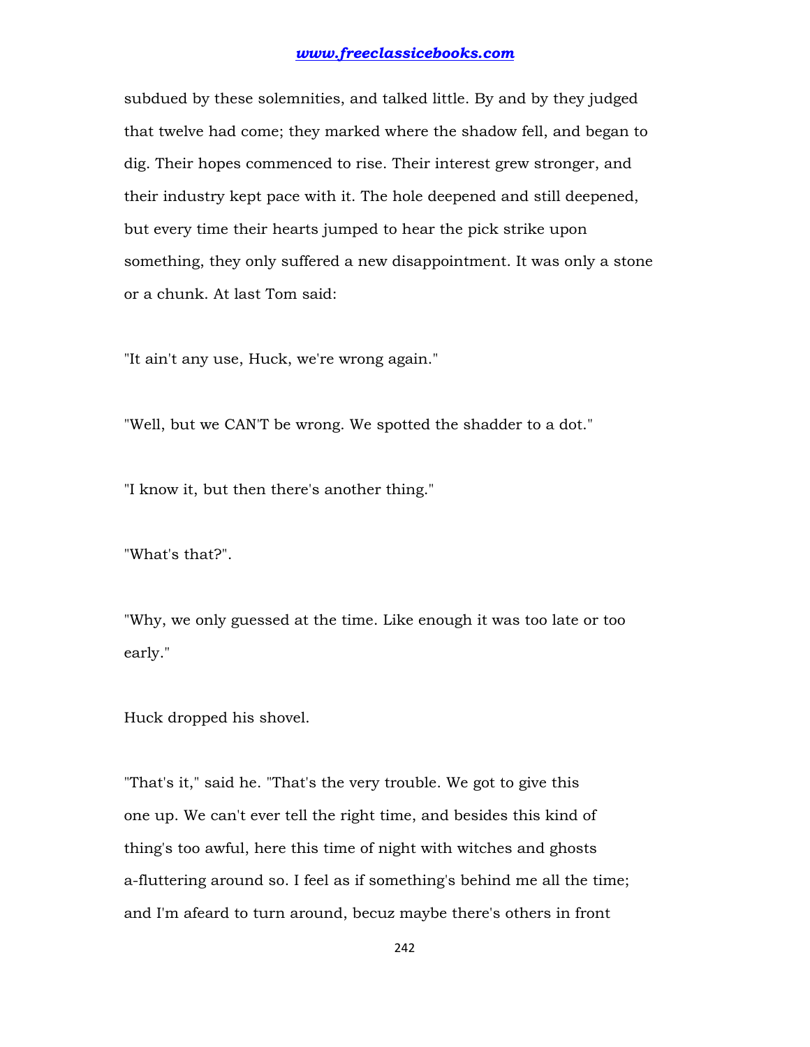subdued by these solemnities, and talked little. By and by they judged that twelve had come; they marked where the shadow fell, and began to dig. Their hopes commenced to rise. Their interest grew stronger, and their industry kept pace with it. The hole deepened and still deepened, but every time their hearts jumped to hear the pick strike upon something, they only suffered a new disappointment. It was only a stone or a chunk. At last Tom said:

"It ain't any use, Huck, we're wrong again."

"Well, but we CAN'T be wrong. We spotted the shadder to a dot."

"I know it, but then there's another thing."

"What's that?".

"Why, we only guessed at the time. Like enough it was too late or too early."

Huck dropped his shovel.

"That's it," said he. "That's the very trouble. We got to give this one up. We can't ever tell the right time, and besides this kind of thing's too awful, here this time of night with witches and ghosts a-fluttering around so. I feel as if something's behind me all the time; and I'm afeard to turn around, becuz maybe there's others in front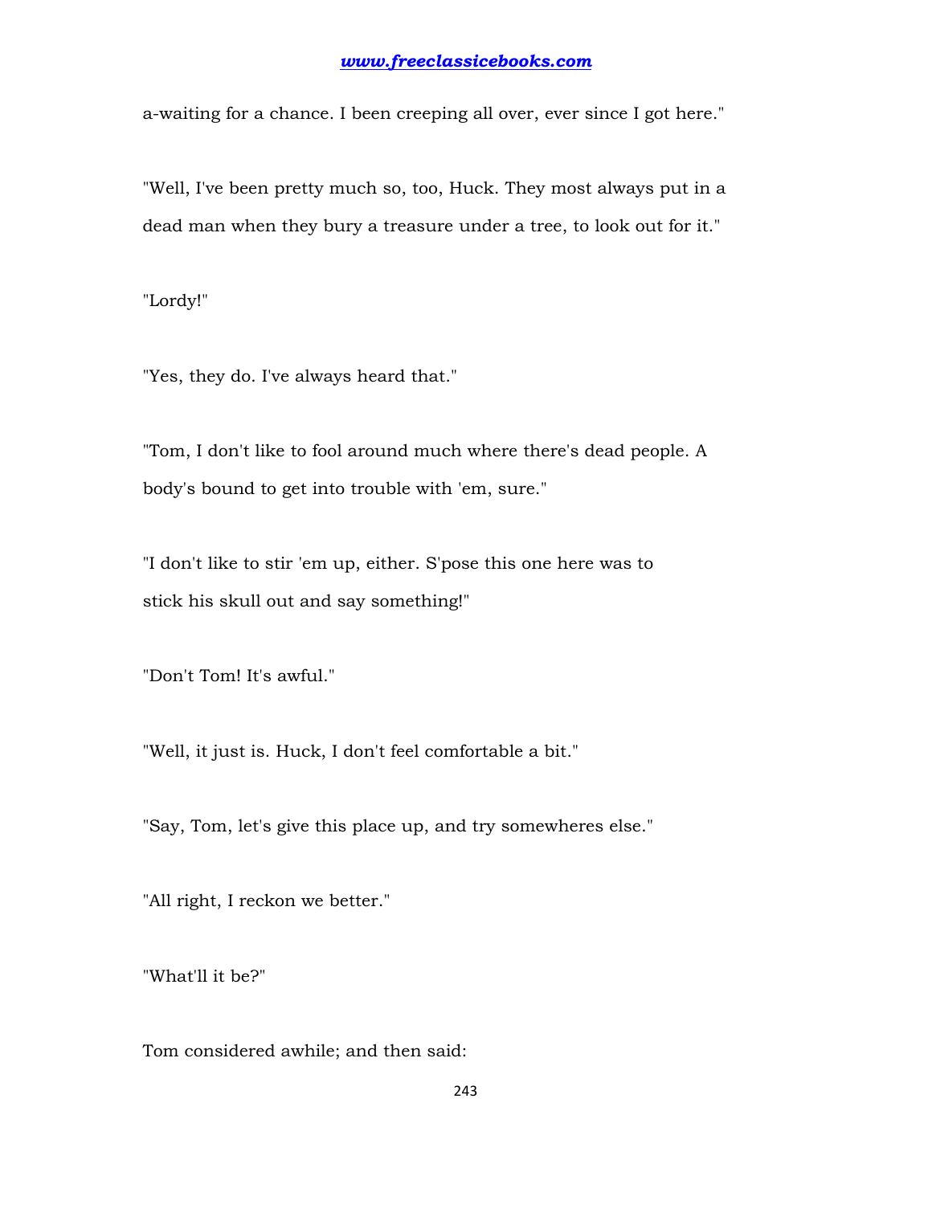a-waiting for a chance. I been creeping all over, ever since I got here."

"Well, I've been pretty much so, too, Huck. They most always put in a dead man when they bury a treasure under a tree, to look out for it."

"Lordy!"

"Yes, they do. I've always heard that."

"Tom, I don't like to fool around much where there's dead people. A body's bound to get into trouble with 'em, sure."

"I don't like to stir 'em up, either. S'pose this one here was to stick his skull out and say something!"

"Don't Tom! It's awful."

"Well, it just is. Huck, I don't feel comfortable a bit."

"Say, Tom, let's give this place up, and try somewheres else."

"All right, I reckon we better."

"What'll it be?"

Tom considered awhile; and then said: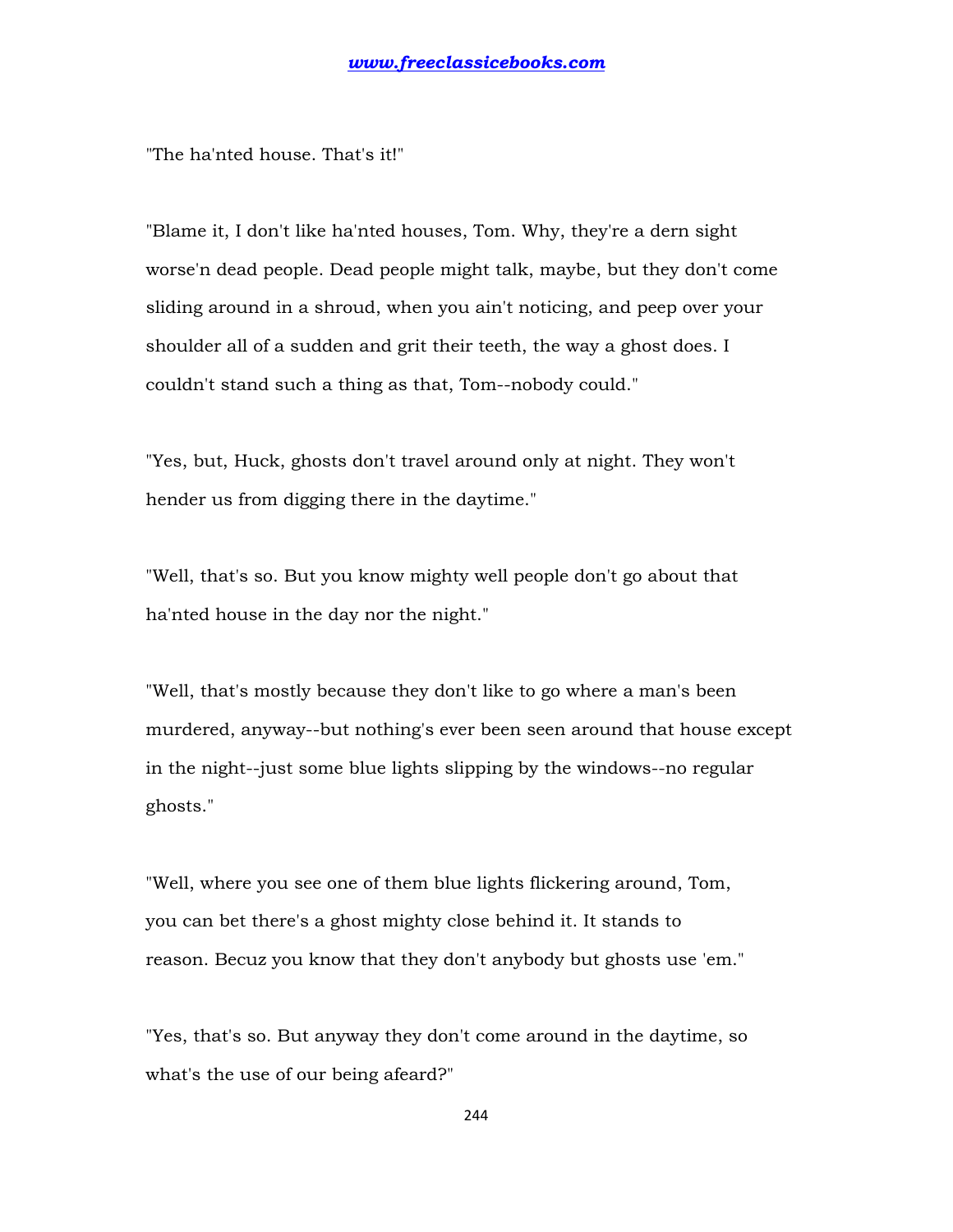"The ha'nted house. That's it!"

"Blame it, I don't like ha'nted houses, Tom. Why, they're a dern sight worse'n dead people. Dead people might talk, maybe, but they don't come sliding around in a shroud, when you ain't noticing, and peep over your shoulder all of a sudden and grit their teeth, the way a ghost does. I couldn't stand such a thing as that, Tom--nobody could."

"Yes, but, Huck, ghosts don't travel around only at night. They won't hender us from digging there in the daytime."

"Well, that's so. But you know mighty well people don't go about that ha'nted house in the day nor the night."

"Well, that's mostly because they don't like to go where a man's been murdered, anyway--but nothing's ever been seen around that house except in the night--just some blue lights slipping by the windows--no regular ghosts."

"Well, where you see one of them blue lights flickering around, Tom, you can bet there's a ghost mighty close behind it. It stands to reason. Becuz you know that they don't anybody but ghosts use 'em."

"Yes, that's so. But anyway they don't come around in the daytime, so what's the use of our being afeard?"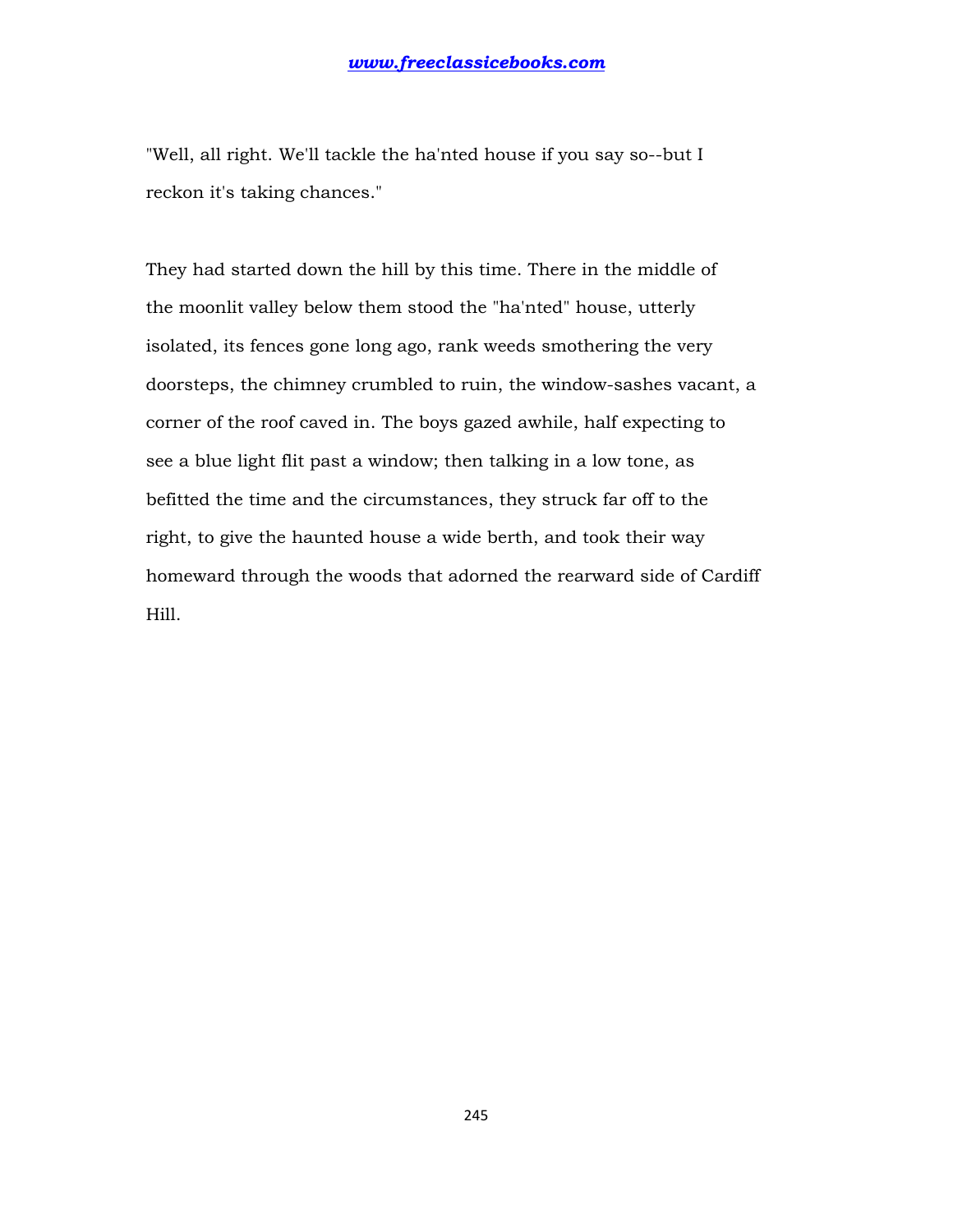"Well, all right. We'll tackle the ha'nted house if you say so--but I reckon it's taking chances."

They had started down the hill by this time. There in the middle of the moonlit valley below them stood the "ha'nted" house, utterly isolated, its fences gone long ago, rank weeds smothering the very doorsteps, the chimney crumbled to ruin, the window-sashes vacant, a corner of the roof caved in. The boys gazed awhile, half expecting to see a blue light flit past a window; then talking in a low tone, as befitted the time and the circumstances, they struck far off to the right, to give the haunted house a wide berth, and took their way homeward through the woods that adorned the rearward side of Cardiff Hill.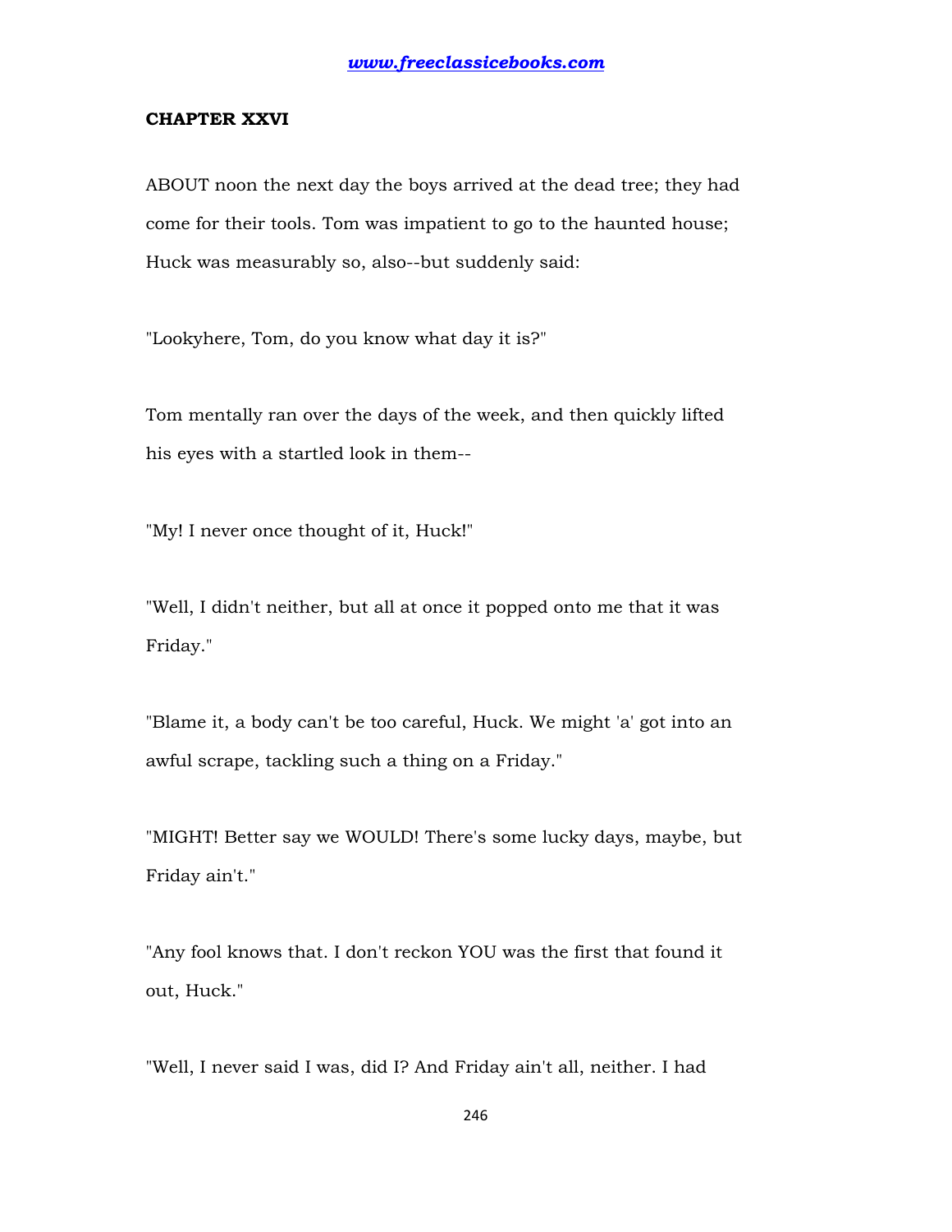## CHAPTER XXVI

ABOUT noon the next day the boys arrived at the dead tree; they had come for their tools. Tom was impatient to go to the haunted house; Huck was measurably so, also--but suddenly said:

"Lookyhere, Tom, do you know what day it is?"

Tom mentally ran over the days of the week, and then quickly lifted his eyes with a startled look in them--

"My! I never once thought of it, Huck!"

"Well, I didn't neither, but all at once it popped onto me that it was Friday."

"Blame it, a body can't be too careful, Huck. We might 'a' got into an awful scrape, tackling such a thing on a Friday."

"MIGHT! Better say we WOULD! There's some lucky days, maybe, but Friday ain't."

"Any fool knows that. I don't reckon YOU was the first that found it out, Huck."

"Well, I never said I was, did I? And Friday ain't all, neither. I had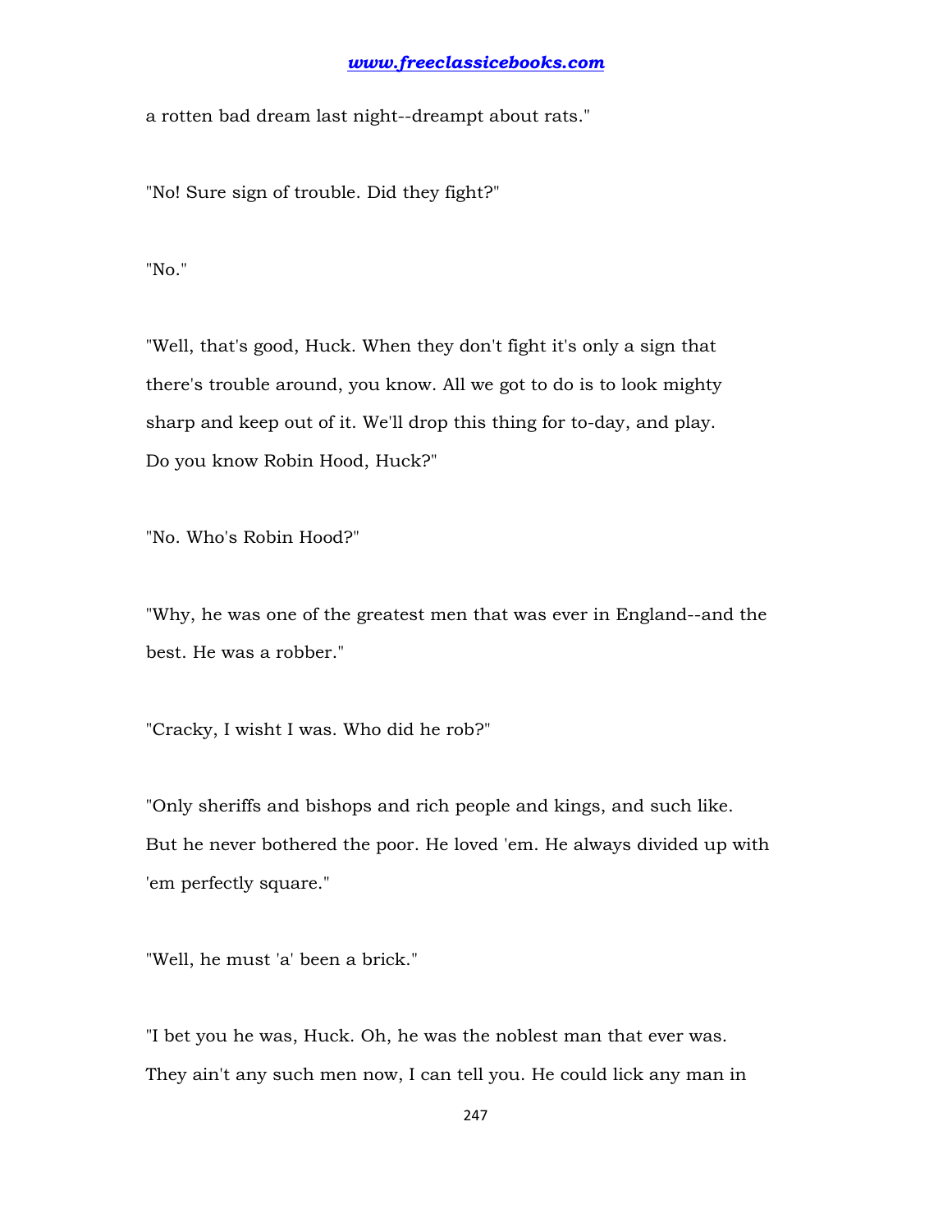a rotten bad dream last night--dreampt about rats."

"No! Sure sign of trouble. Did they fight?"

"No."

"Well, that's good, Huck. When they don't fight it's only a sign that there's trouble around, you know. All we got to do is to look mighty sharp and keep out of it. We'll drop this thing for to-day, and play. Do you know Robin Hood, Huck?"

"No. Who's Robin Hood?"

"Why, he was one of the greatest men that was ever in England--and the best. He was a robber."

"Cracky, I wisht I was. Who did he rob?"

"Only sheriffs and bishops and rich people and kings, and such like. But he never bothered the poor. He loved 'em. He always divided up with 'em perfectly square."

"Well, he must 'a' been a brick."

"I bet you he was, Huck. Oh, he was the noblest man that ever was. They ain't any such men now, I can tell you. He could lick any man in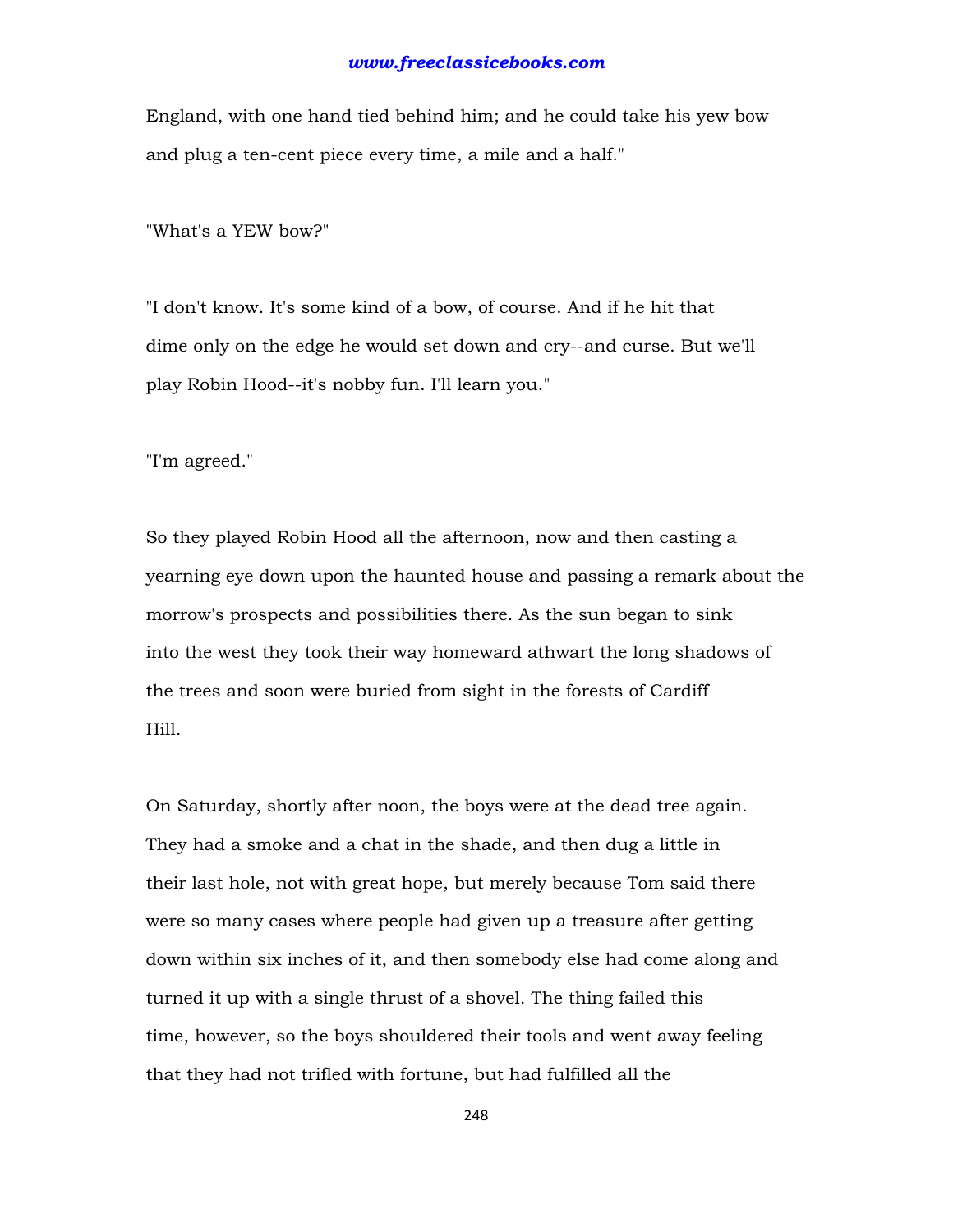England, with one hand tied behind him; and he could take his yew bow and plug a ten-cent piece every time, a mile and a half."

"What's a YEW bow?"

"I don't know. It's some kind of a bow, of course. And if he hit that dime only on the edge he would set down and cry--and curse. But we'll play Robin Hood--it's nobby fun. I'll learn you."

"I'm agreed."

So they played Robin Hood all the afternoon, now and then casting a yearning eye down upon the haunted house and passing a remark about the morrow's prospects and possibilities there. As the sun began to sink into the west they took their way homeward athwart the long shadows of the trees and soon were buried from sight in the forests of Cardiff Hill.

On Saturday, shortly after noon, the boys were at the dead tree again. They had a smoke and a chat in the shade, and then dug a little in their last hole, not with great hope, but merely because Tom said there were so many cases where people had given up a treasure after getting down within six inches of it, and then somebody else had come along and turned it up with a single thrust of a shovel. The thing failed this time, however, so the boys shouldered their tools and went away feeling that they had not trifled with fortune, but had fulfilled all the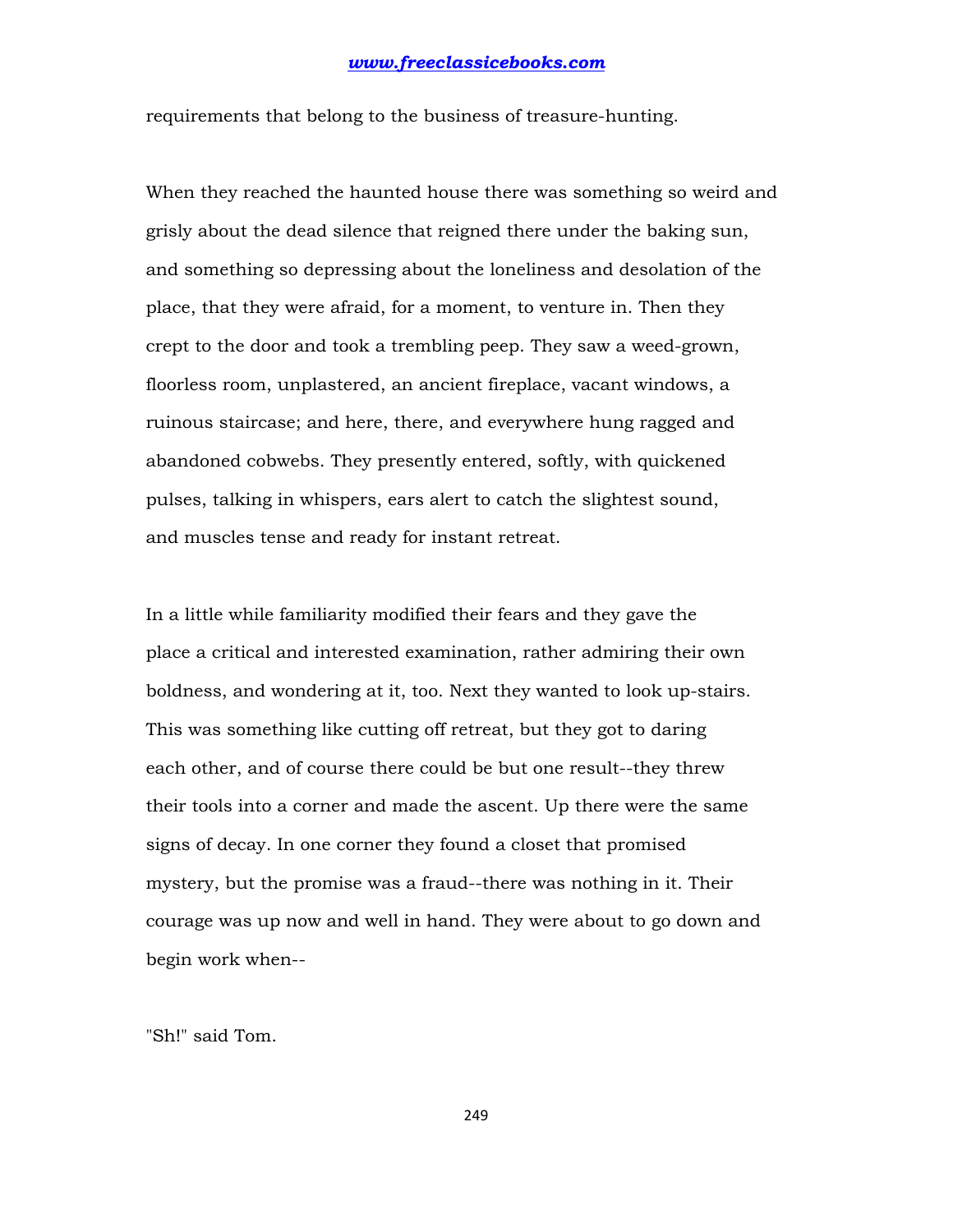requirements that belong to the business of treasure-hunting.

When they reached the haunted house there was something so weird and grisly about the dead silence that reigned there under the baking sun, and something so depressing about the loneliness and desolation of the place, that they were afraid, for a moment, to venture in. Then they crept to the door and took a trembling peep. They saw a weed-grown, floorless room, unplastered, an ancient fireplace, vacant windows, a ruinous staircase; and here, there, and everywhere hung ragged and abandoned cobwebs. They presently entered, softly, with quickened pulses, talking in whispers, ears alert to catch the slightest sound, and muscles tense and ready for instant retreat.

In a little while familiarity modified their fears and they gave the place a critical and interested examination, rather admiring their own boldness, and wondering at it, too. Next they wanted to look up-stairs. This was something like cutting off retreat, but they got to daring each other, and of course there could be but one result--they threw their tools into a corner and made the ascent. Up there were the same signs of decay. In one corner they found a closet that promised mystery, but the promise was a fraud--there was nothing in it. Their courage was up now and well in hand. They were about to go down and begin work when--

"Sh!" said Tom.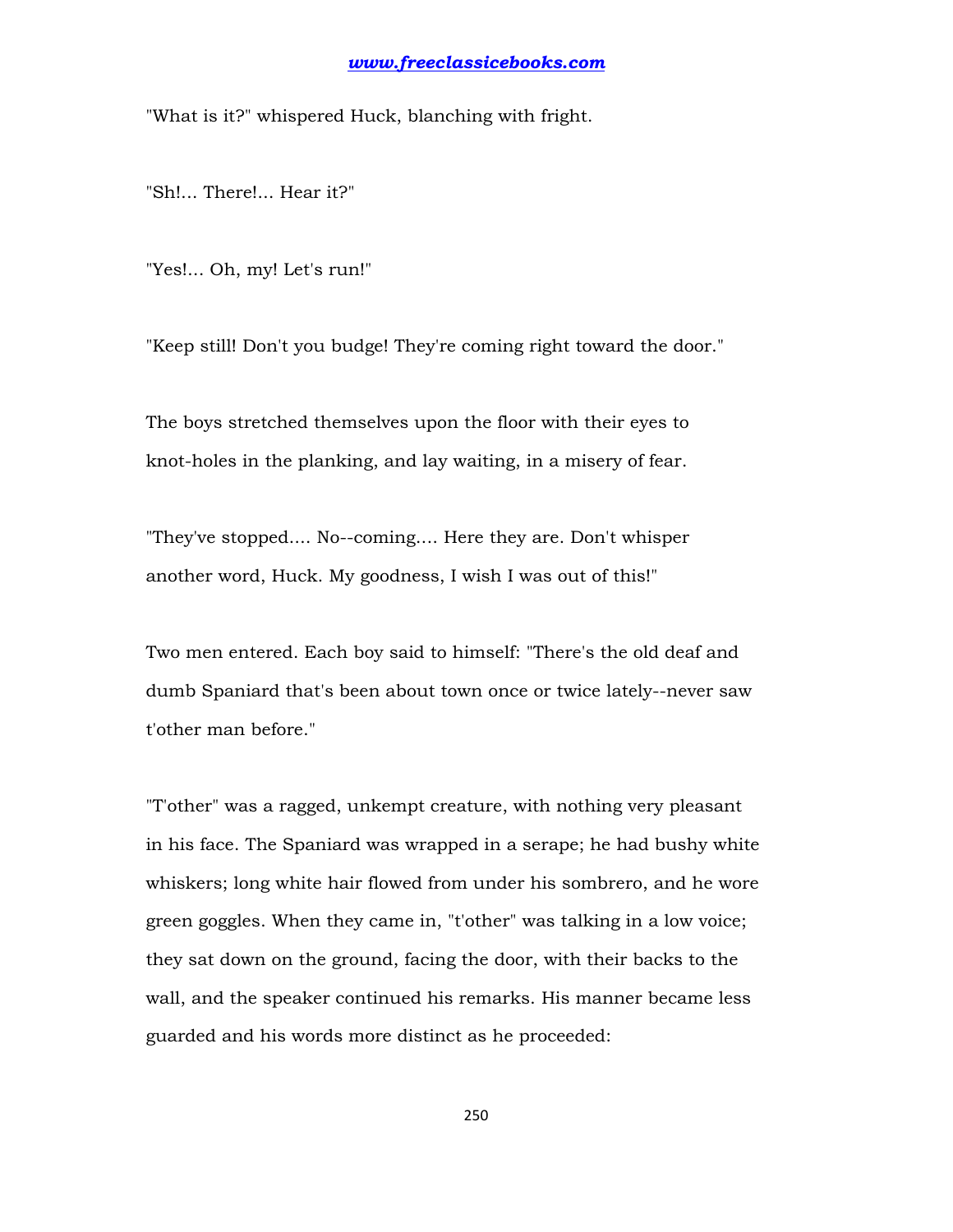"What is it?" whispered Huck, blanching with fright.

"Sh!... There!... Hear it?"

"Yes!... Oh, my! Let's run!"

"Keep still! Don't you budge! They're coming right toward the door."

The boys stretched themselves upon the floor with their eyes to knot-holes in the planking, and lay waiting, in a misery of fear.

"They've stopped.... No--coming.... Here they are. Don't whisper another word, Huck. My goodness, I wish I was out of this!"

Two men entered. Each boy said to himself: "There's the old deaf and dumb Spaniard that's been about town once or twice lately--never saw t'other man before."

"T'other" was a ragged, unkempt creature, with nothing very pleasant in his face. The Spaniard was wrapped in a serape; he had bushy white whiskers; long white hair flowed from under his sombrero, and he wore green goggles. When they came in, "t'other" was talking in a low voice; they sat down on the ground, facing the door, with their backs to the wall, and the speaker continued his remarks. His manner became less guarded and his words more distinct as he proceeded: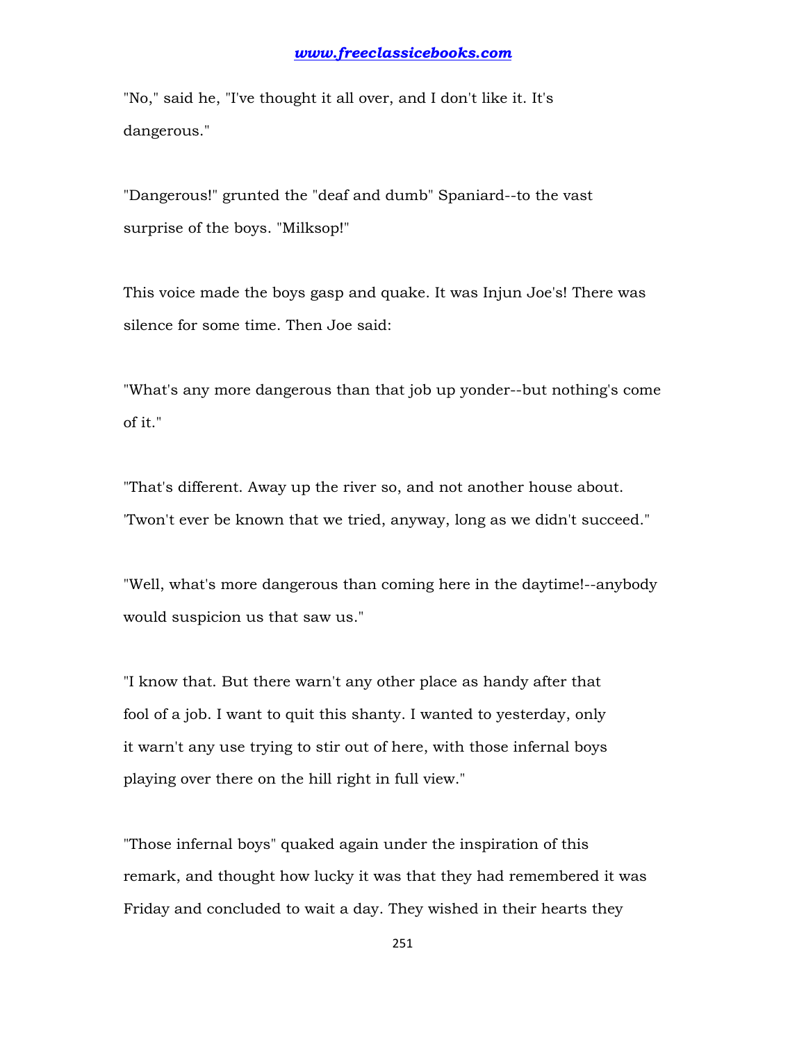"No," said he, "I've thought it all over, and I don't like it. It's dangerous."

"Dangerous!" grunted the "deaf and dumb" Spaniard--to the vast surprise of the boys. "Milksop!"

This voice made the boys gasp and quake. It was Injun Joe's! There was silence for some time. Then Joe said:

"What's any more dangerous than that job up yonder--but nothing's come of it."

"That's different. Away up the river so, and not another house about. 'Twon't ever be known that we tried, anyway, long as we didn't succeed."

"Well, what's more dangerous than coming here in the daytime!--anybody would suspicion us that saw us."

"I know that. But there warn't any other place as handy after that fool of a job. I want to quit this shanty. I wanted to yesterday, only it warn't any use trying to stir out of here, with those infernal boys playing over there on the hill right in full view."

"Those infernal boys" quaked again under the inspiration of this remark, and thought how lucky it was that they had remembered it was Friday and concluded to wait a day. They wished in their hearts they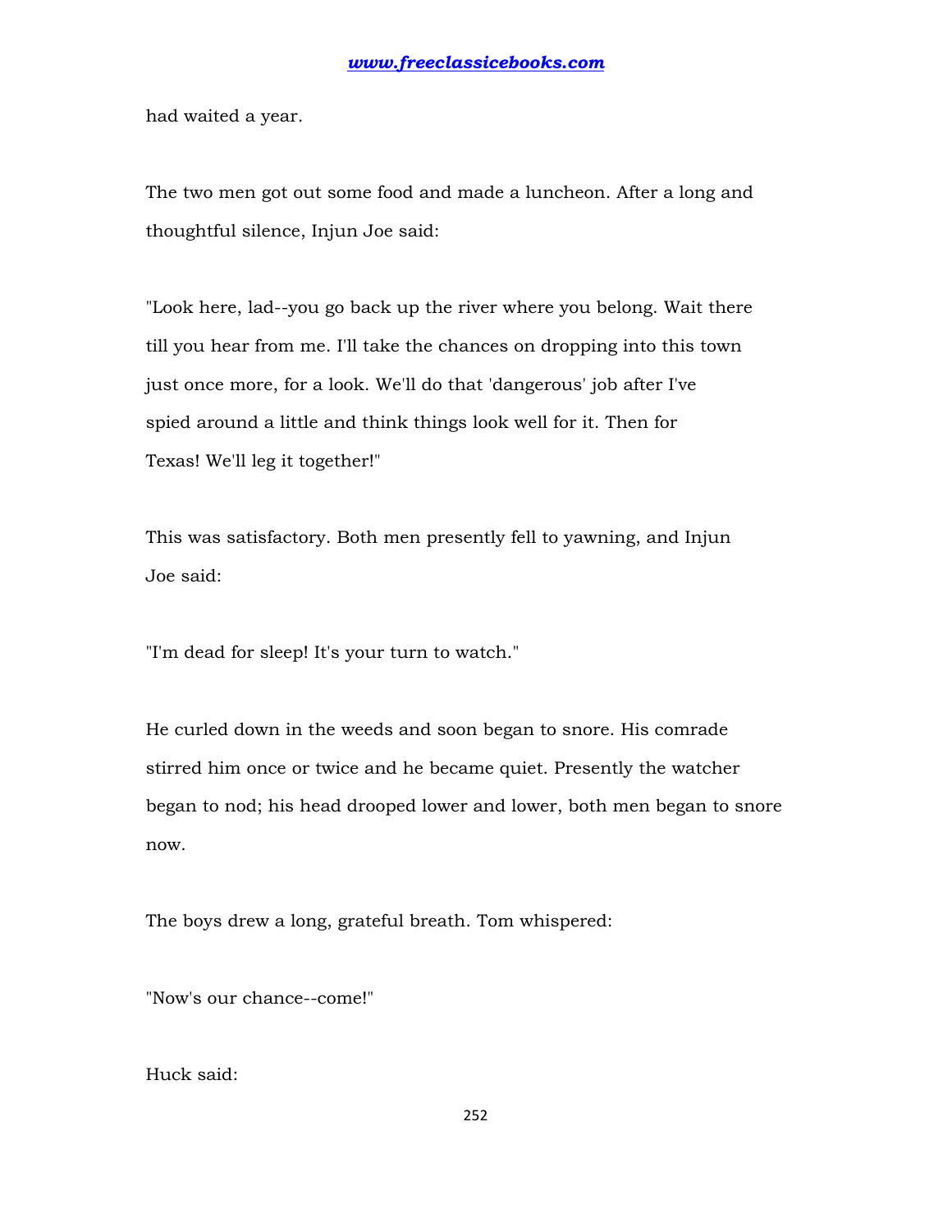had waited a year.

The two men got out some food and made a luncheon. After a long and thoughtful silence, Injun Joe said:

"Look here, lad--you go back up the river where you belong. Wait there till you hear from me. I'll take the chances on dropping into this town just once more, for a look. We'll do that 'dangerous' job after I've spied around a little and think things look well for it. Then for Texas! We'll leg it together!"

This was satisfactory. Both men presently fell to yawning, and Injun Joe said:

"I'm dead for sleep! It's your turn to watch."

He curled down in the weeds and soon began to snore. His comrade stirred him once or twice and he became quiet. Presently the watcher began to nod; his head drooped lower and lower, both men began to snore now.

The boys drew a long, grateful breath. Tom whispered:

"Now's our chance--come!"

Huck said: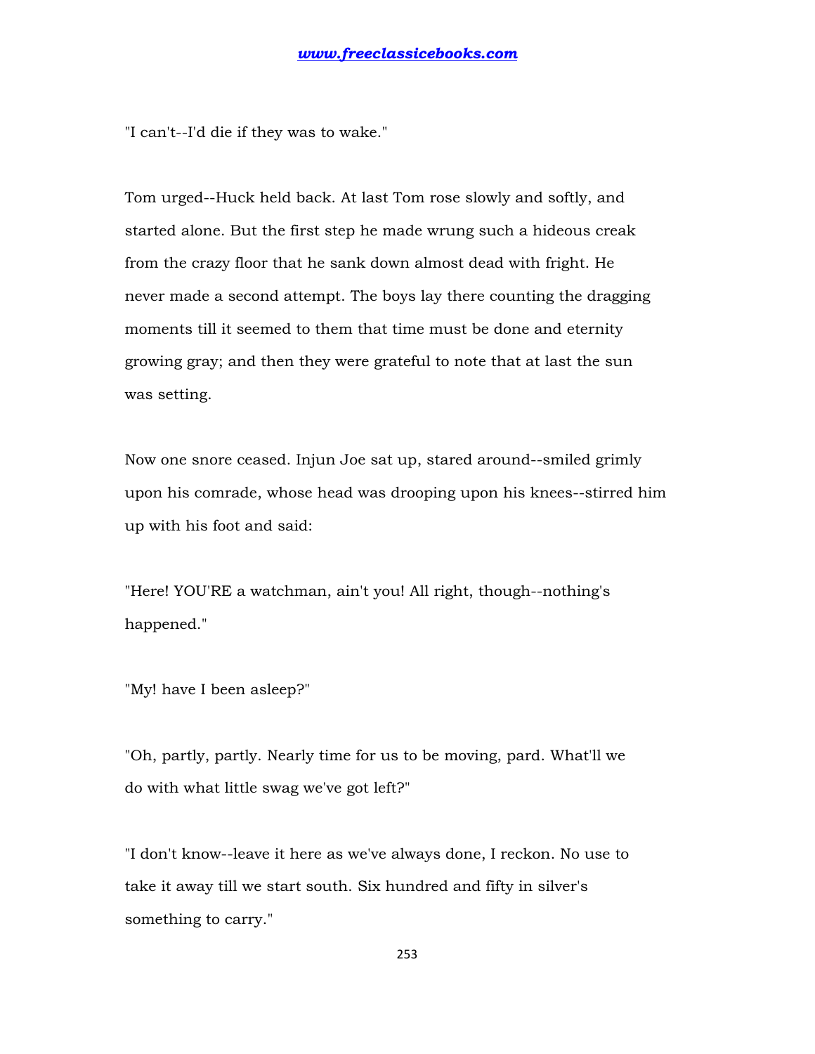"I can't--I'd die if they was to wake."

Tom urged--Huck held back. At last Tom rose slowly and softly, and started alone. But the first step he made wrung such a hideous creak from the crazy floor that he sank down almost dead with fright. He never made a second attempt. The boys lay there counting the dragging moments till it seemed to them that time must be done and eternity growing gray; and then they were grateful to note that at last the sun was setting.

Now one snore ceased. Injun Joe sat up, stared around--smiled grimly upon his comrade, whose head was drooping upon his knees--stirred him up with his foot and said:

"Here! YOU'RE a watchman, ain't you! All right, though--nothing's happened."

"My! have I been asleep?"

"Oh, partly, partly. Nearly time for us to be moving, pard. What'll we do with what little swag we've got left?"

"I don't know--leave it here as we've always done, I reckon. No use to take it away till we start south. Six hundred and fifty in silver's something to carry."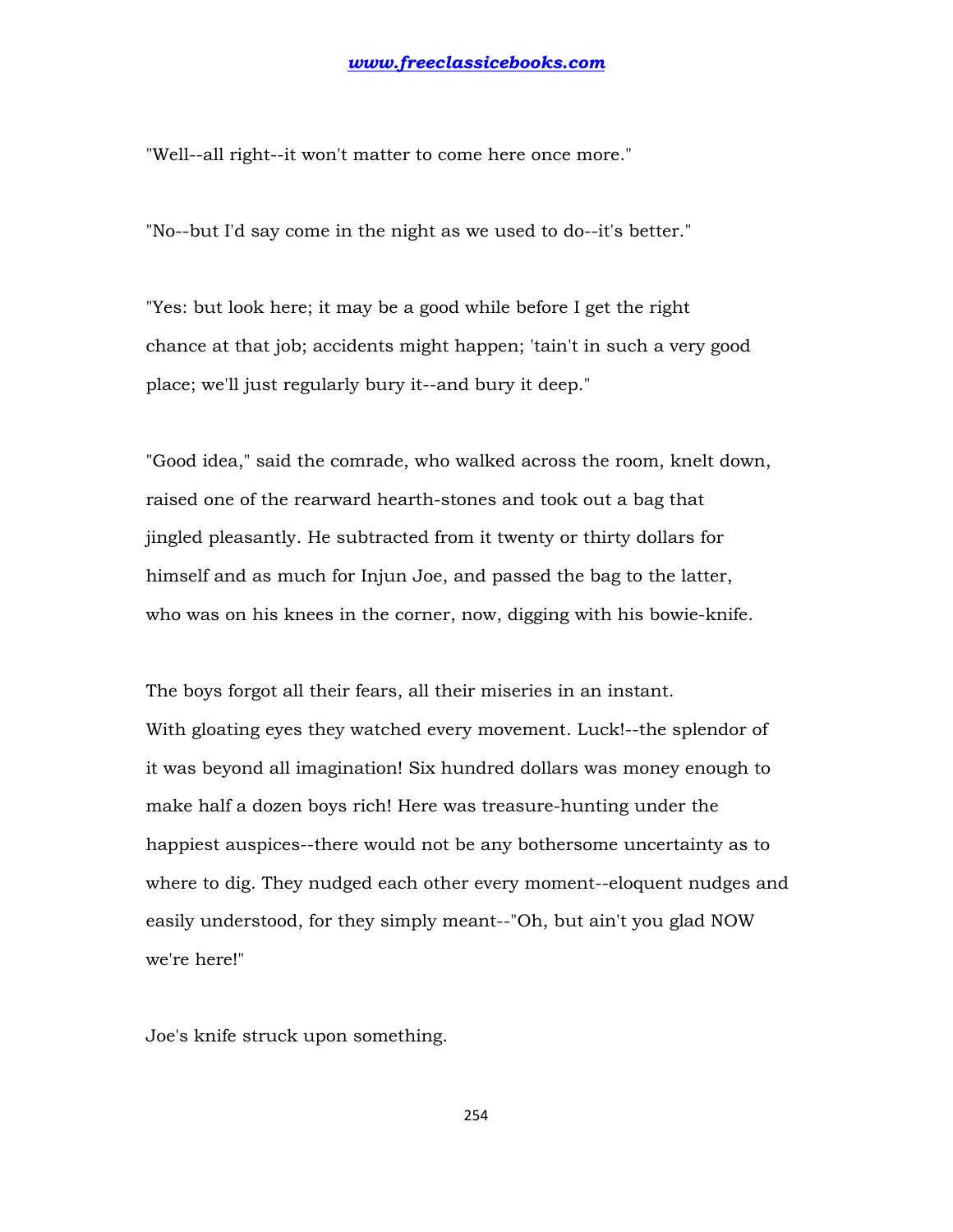"Well--all right--it won't matter to come here once more."

"No--but I'd say come in the night as we used to do--it's better."

"Yes: but look here; it may be a good while before I get the right chance at that job; accidents might happen; 'tain't in such a very good place; we'll just regularly bury it--and bury it deep."

"Good idea," said the comrade, who walked across the room, knelt down, raised one of the rearward hearth-stones and took out a bag that jingled pleasantly. He subtracted from it twenty or thirty dollars for himself and as much for Injun Joe, and passed the bag to the latter, who was on his knees in the corner, now, digging with his bowie-knife.

The boys forgot all their fears, all their miseries in an instant. With gloating eyes they watched every movement. Luck!--the splendor of it was beyond all imagination! Six hundred dollars was money enough to make half a dozen boys rich! Here was treasure-hunting under the happiest auspices--there would not be any bothersome uncertainty as to where to dig. They nudged each other every moment--eloquent nudges and easily understood, for they simply meant--"Oh, but ain't you glad NOW we're here!"

Joe's knife struck upon something.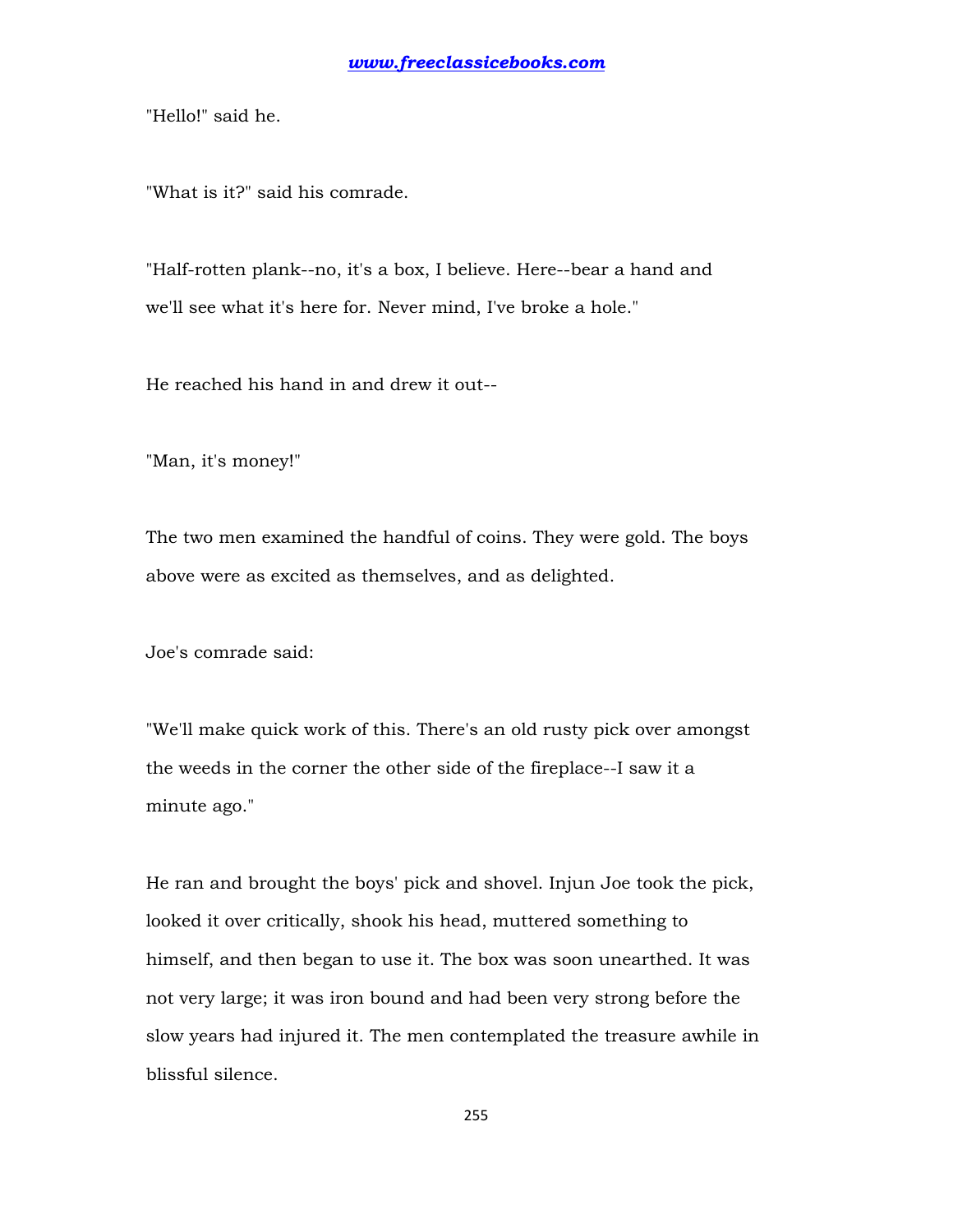"Hello!" said he.

"What is it?" said his comrade.

"Half-rotten plank--no, it's a box, I believe. Here--bear a hand and we'll see what it's here for. Never mind, I've broke a hole."

He reached his hand in and drew it out--

"Man, it's money!"

The two men examined the handful of coins. They were gold. The boys above were as excited as themselves, and as delighted.

Joe's comrade said:

"We'll make quick work of this. There's an old rusty pick over amongst the weeds in the corner the other side of the fireplace--I saw it a minute ago."

He ran and brought the boys' pick and shovel. Injun Joe took the pick, looked it over critically, shook his head, muttered something to himself, and then began to use it. The box was soon unearthed. It was not very large; it was iron bound and had been very strong before the slow years had injured it. The men contemplated the treasure awhile in blissful silence.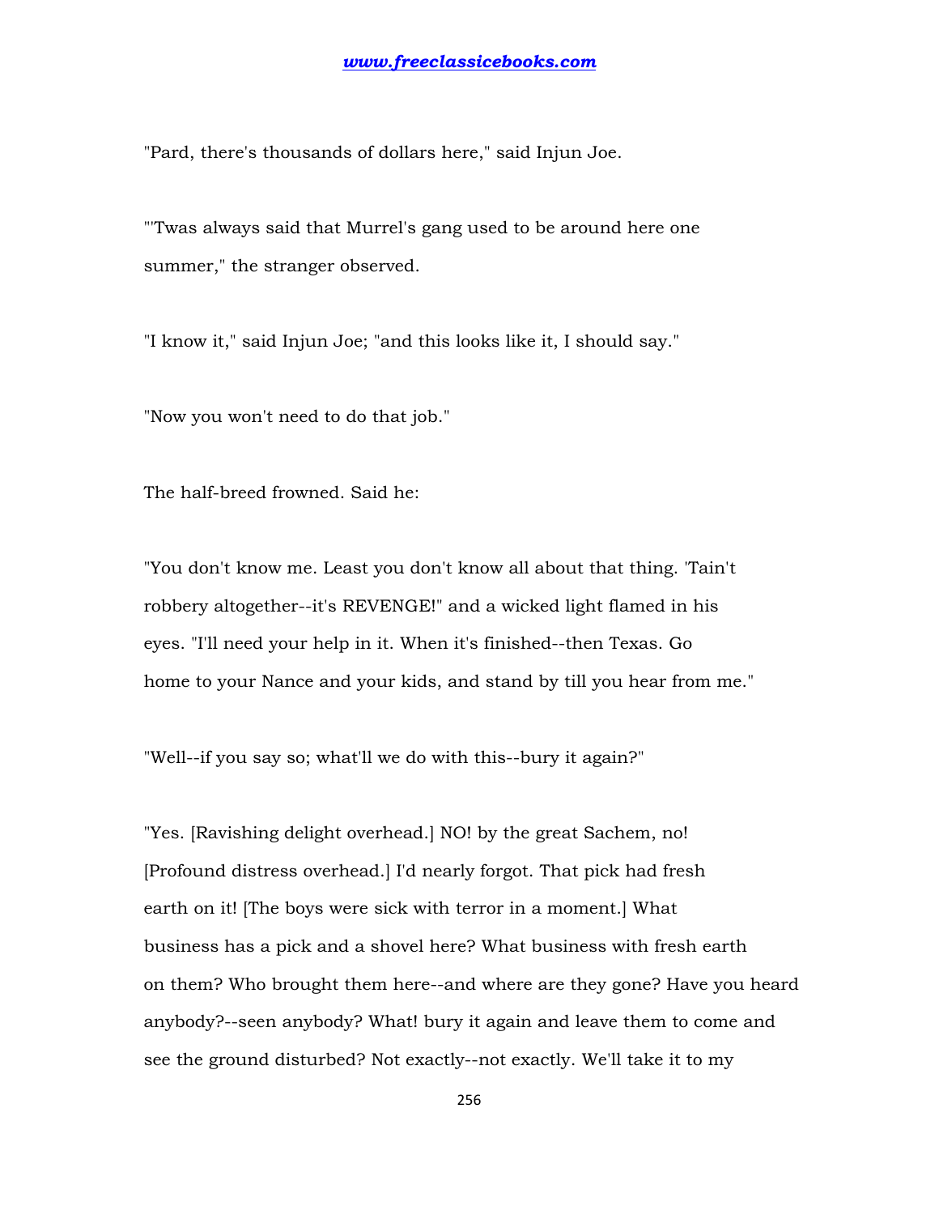"Pard, there's thousands of dollars here," said Injun Joe.

"'Twas always said that Murrel's gang used to be around here one summer," the stranger observed.

"I know it," said Injun Joe; "and this looks like it, I should say."

"Now you won't need to do that job."

The half-breed frowned. Said he:

"You don't know me. Least you don't know all about that thing. 'Tain't robbery altogether--it's REVENGE!" and a wicked light flamed in his eyes. "I'll need your help in it. When it's finished--then Texas. Go home to your Nance and your kids, and stand by till you hear from me."

"Well--if you say so; what'll we do with this--bury it again?"

"Yes. [Ravishing delight overhead.] NO! by the great Sachem, no! [Profound distress overhead.] I'd nearly forgot. That pick had fresh earth on it! [The boys were sick with terror in a moment.] What business has a pick and a shovel here? What business with fresh earth on them? Who brought them here--and where are they gone? Have you heard anybody?--seen anybody? What! bury it again and leave them to come and see the ground disturbed? Not exactly--not exactly. We'll take it to my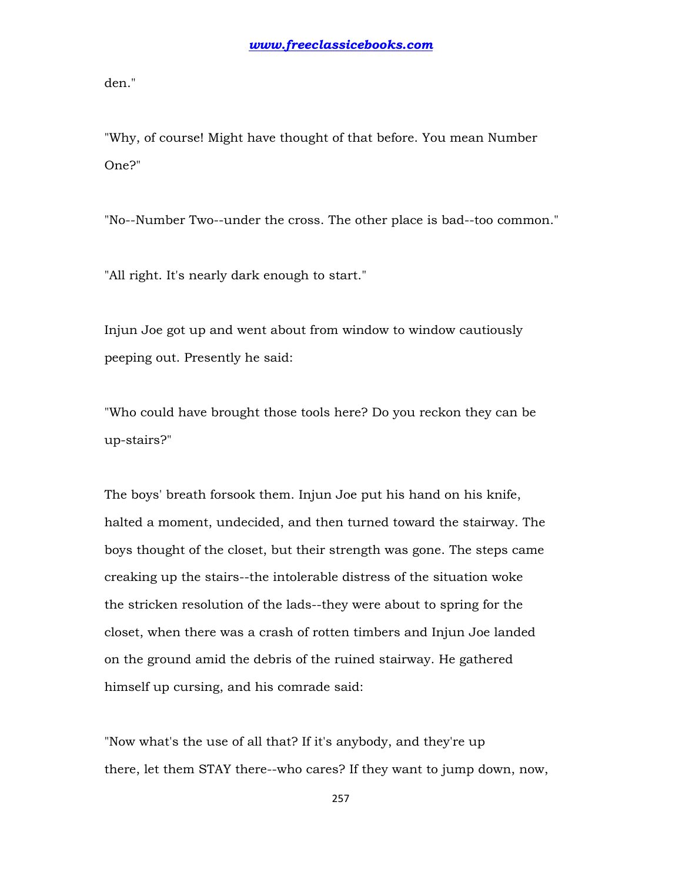den."

"Why, of course! Might have thought of that before. You mean Number One?"

"No--Number Two--under the cross. The other place is bad--too common."

"All right. It's nearly dark enough to start."

Injun Joe got up and went about from window to window cautiously peeping out. Presently he said:

"Who could have brought those tools here? Do you reckon they can be up-stairs?"

The boys' breath forsook them. Injun Joe put his hand on his knife, halted a moment, undecided, and then turned toward the stairway. The boys thought of the closet, but their strength was gone. The steps came creaking up the stairs--the intolerable distress of the situation woke the stricken resolution of the lads--they were about to spring for the closet, when there was a crash of rotten timbers and Injun Joe landed on the ground amid the debris of the ruined stairway. He gathered himself up cursing, and his comrade said:

"Now what's the use of all that? If it's anybody, and they're up there, let them STAY there--who cares? If they want to jump down, now,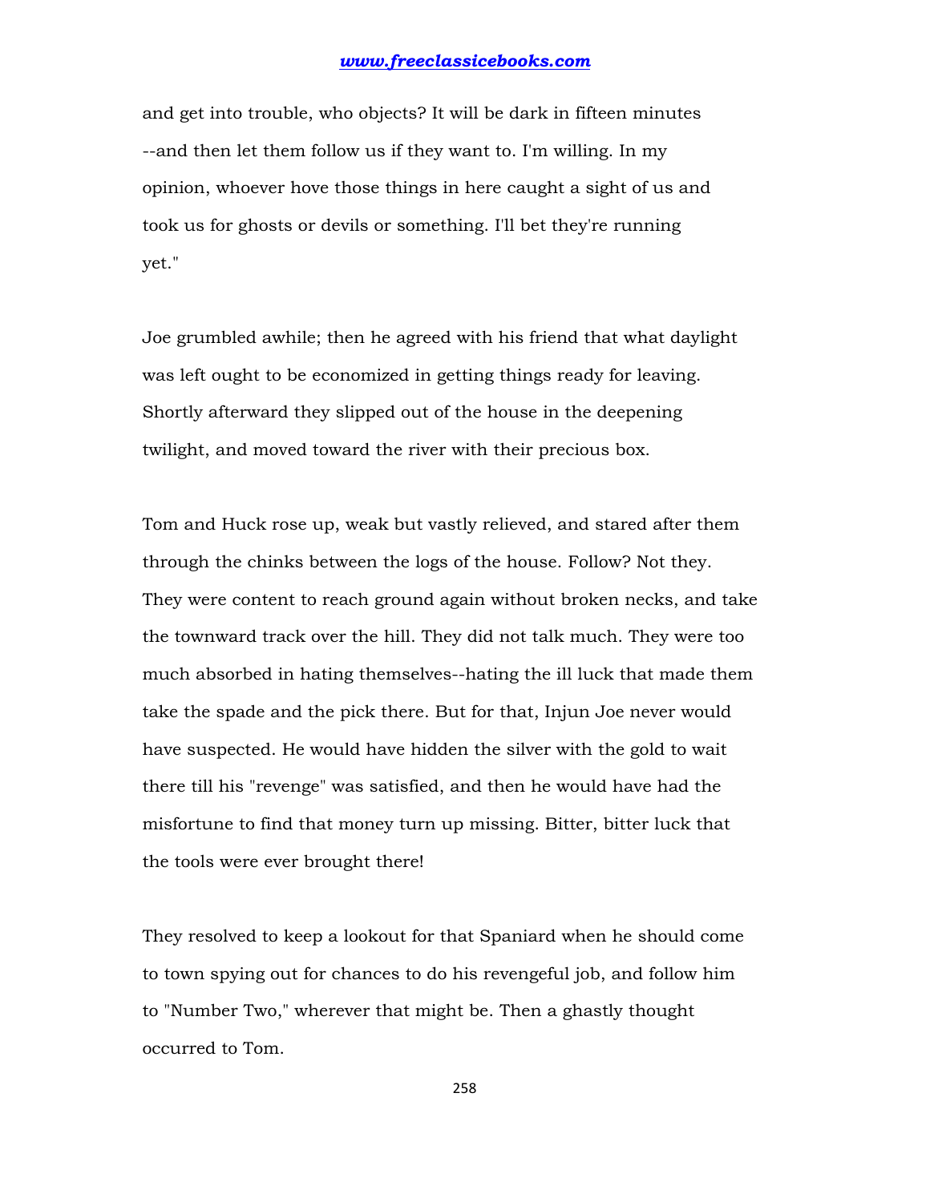and get into trouble, who objects? It will be dark in fifteen minutes --and then let them follow us if they want to. I'm willing. In my opinion, whoever hove those things in here caught a sight of us and took us for ghosts or devils or something. I'll bet they're running yet."

Joe grumbled awhile; then he agreed with his friend that what daylight was left ought to be economized in getting things ready for leaving. Shortly afterward they slipped out of the house in the deepening twilight, and moved toward the river with their precious box.

Tom and Huck rose up, weak but vastly relieved, and stared after them through the chinks between the logs of the house. Follow? Not they. They were content to reach ground again without broken necks, and take the townward track over the hill. They did not talk much. They were too much absorbed in hating themselves--hating the ill luck that made them take the spade and the pick there. But for that, Injun Joe never would have suspected. He would have hidden the silver with the gold to wait there till his "revenge" was satisfied, and then he would have had the misfortune to find that money turn up missing. Bitter, bitter luck that the tools were ever brought there!

They resolved to keep a lookout for that Spaniard when he should come to town spying out for chances to do his revengeful job, and follow him to "Number Two," wherever that might be. Then a ghastly thought occurred to Tom.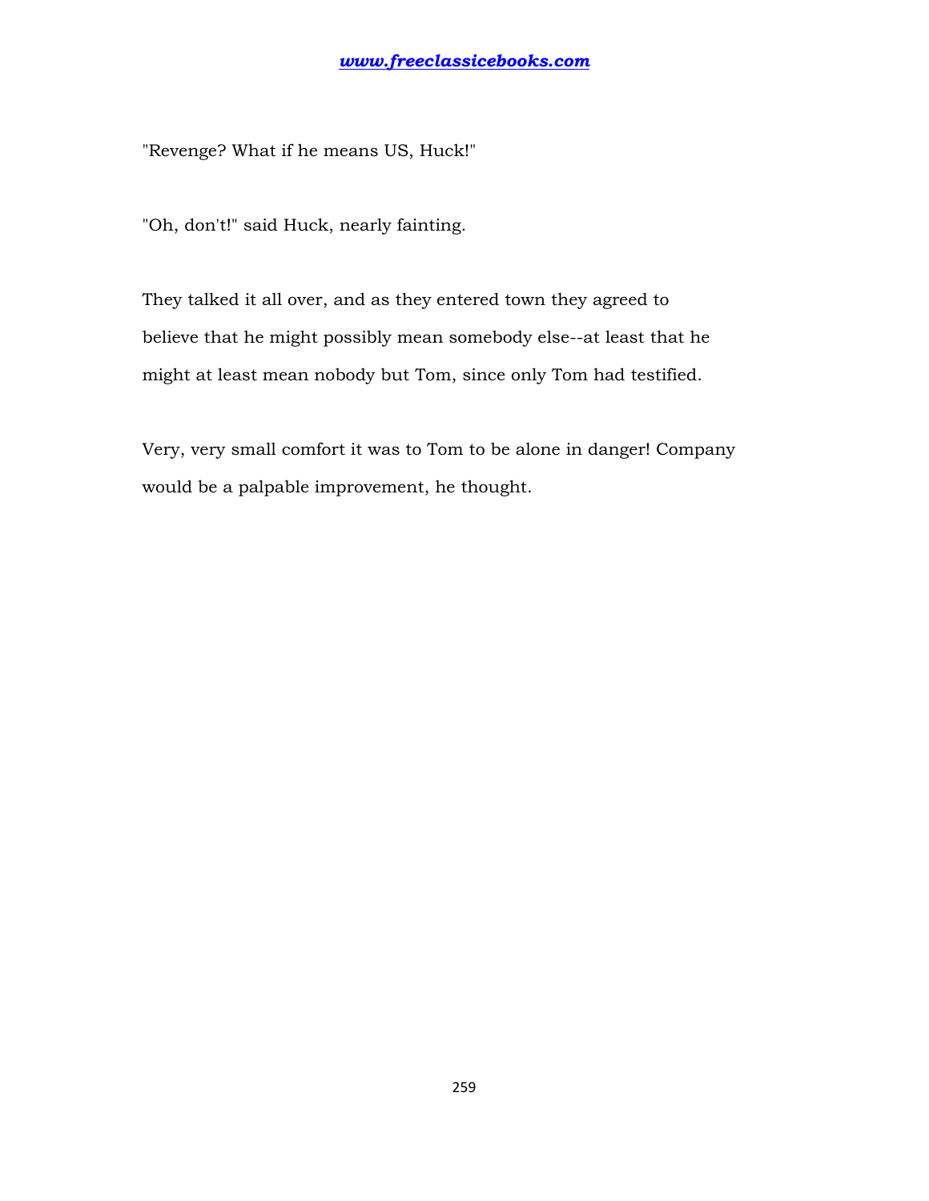"Revenge? What if he means US, Huck!"

"Oh, don't!" said Huck, nearly fainting.

They talked it all over, and as they entered town they agreed to believe that he might possibly mean somebody else--at least that he might at least mean nobody but Tom, since only Tom had testified.

Very, very small comfort it was to Tom to be alone in danger! Company would be a palpable improvement, he thought.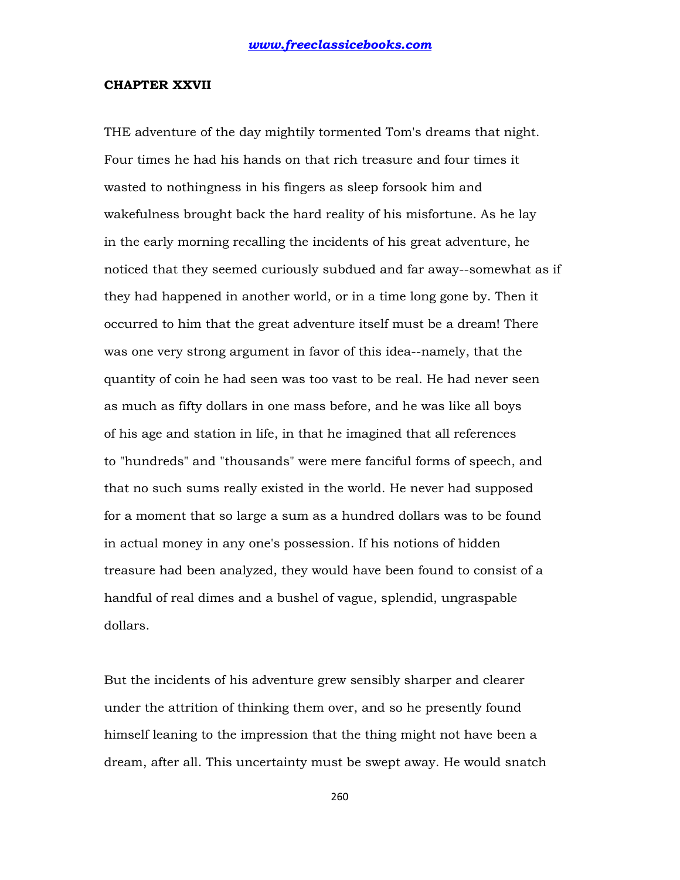## CHAPTER XXVII

THE adventure of the day mightily tormented Tom's dreams that night. Four times he had his hands on that rich treasure and four times it wasted to nothingness in his fingers as sleep forsook him and wakefulness brought back the hard reality of his misfortune. As he lay in the early morning recalling the incidents of his great adventure, he noticed that they seemed curiously subdued and far away--somewhat as if they had happened in another world, or in a time long gone by. Then it occurred to him that the great adventure itself must be a dream! There was one very strong argument in favor of this idea--namely, that the quantity of coin he had seen was too vast to be real. He had never seen as much as fifty dollars in one mass before, and he was like all boys of his age and station in life, in that he imagined that all references to "hundreds" and "thousands" were mere fanciful forms of speech, and that no such sums really existed in the world. He never had supposed for a moment that so large a sum as a hundred dollars was to be found in actual money in any one's possession. If his notions of hidden treasure had been analyzed, they would have been found to consist of a handful of real dimes and a bushel of vague, splendid, ungraspable dollars.

But the incidents of his adventure grew sensibly sharper and clearer under the attrition of thinking them over, and so he presently found himself leaning to the impression that the thing might not have been a dream, after all. This uncertainty must be swept away. He would snatch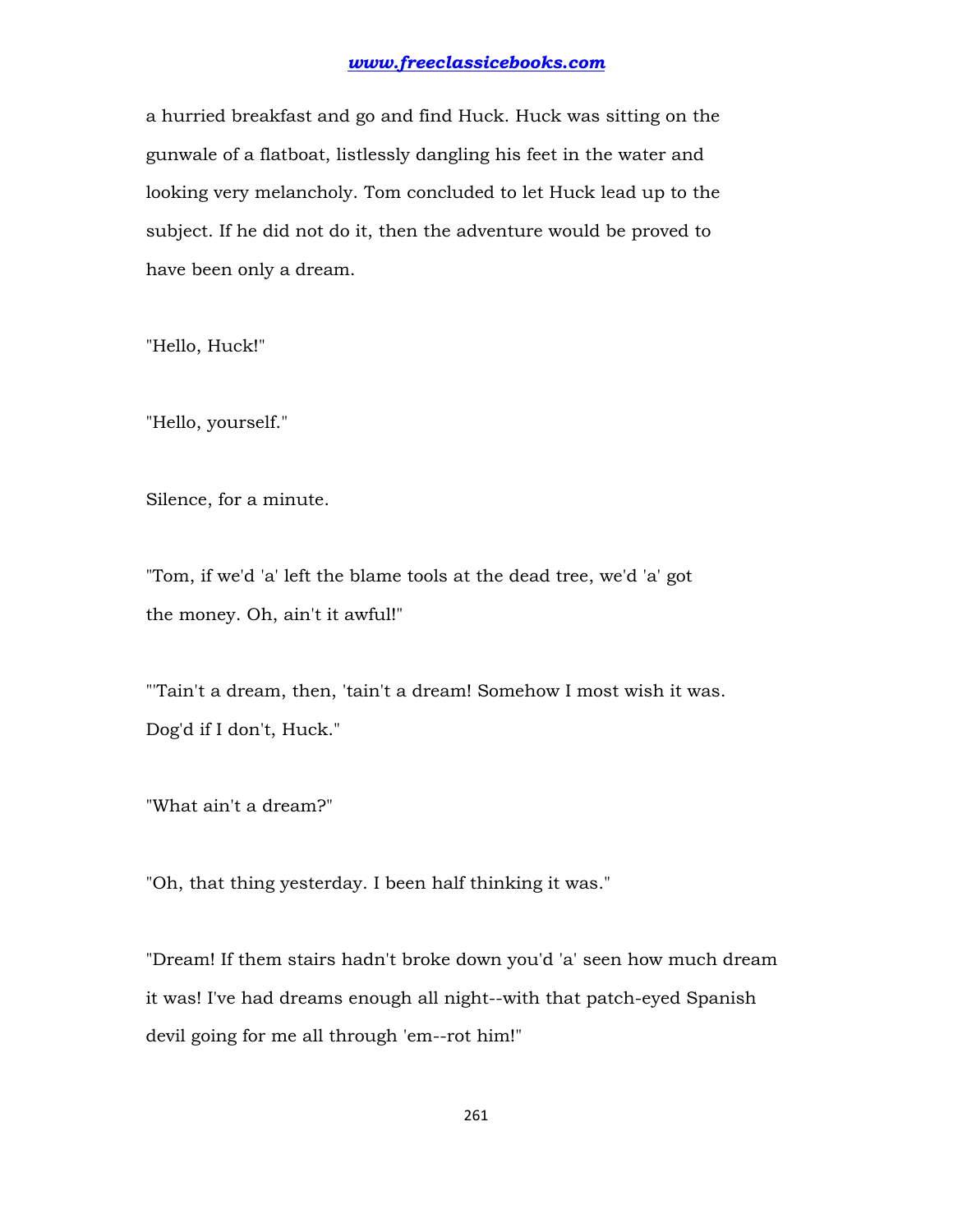a hurried breakfast and go and find Huck. Huck was sitting on the gunwale of a flatboat, listlessly dangling his feet in the water and looking very melancholy. Tom concluded to let Huck lead up to the subject. If he did not do it, then the adventure would be proved to have been only a dream.

"Hello, Huck!"

"Hello, yourself."

Silence, for a minute.

"Tom, if we'd 'a' left the blame tools at the dead tree, we'd 'a' got the money. Oh, ain't it awful!"

"'Tain't a dream, then, 'tain't a dream! Somehow I most wish it was. Dog'd if I don't, Huck."

"What ain't a dream?"

"Oh, that thing yesterday. I been half thinking it was."

"Dream! If them stairs hadn't broke down you'd 'a' seen how much dream it was! I've had dreams enough all night--with that patch-eyed Spanish devil going for me all through 'em--rot him!"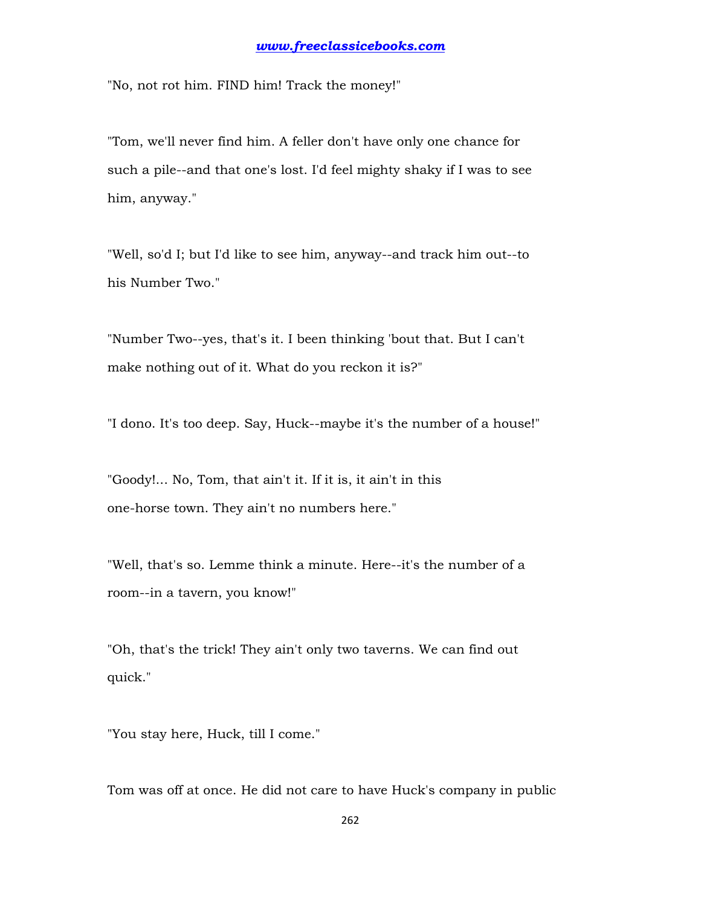"No, not rot him. FIND him! Track the money!"

"Tom, we'll never find him. A feller don't have only one chance for such a pile--and that one's lost. I'd feel mighty shaky if I was to see him, anyway."

"Well, so'd I; but I'd like to see him, anyway--and track him out--to his Number Two."

"Number Two--yes, that's it. I been thinking 'bout that. But I can't make nothing out of it. What do you reckon it is?"

"I dono. It's too deep. Say, Huck--maybe it's the number of a house!"

"Goody!... No, Tom, that ain't it. If it is, it ain't in this one-horse town. They ain't no numbers here."

"Well, that's so. Lemme think a minute. Here--it's the number of a room--in a tavern, you know!"

"Oh, that's the trick! They ain't only two taverns. We can find out quick."

"You stay here, Huck, till I come."

Tom was off at once. He did not care to have Huck's company in public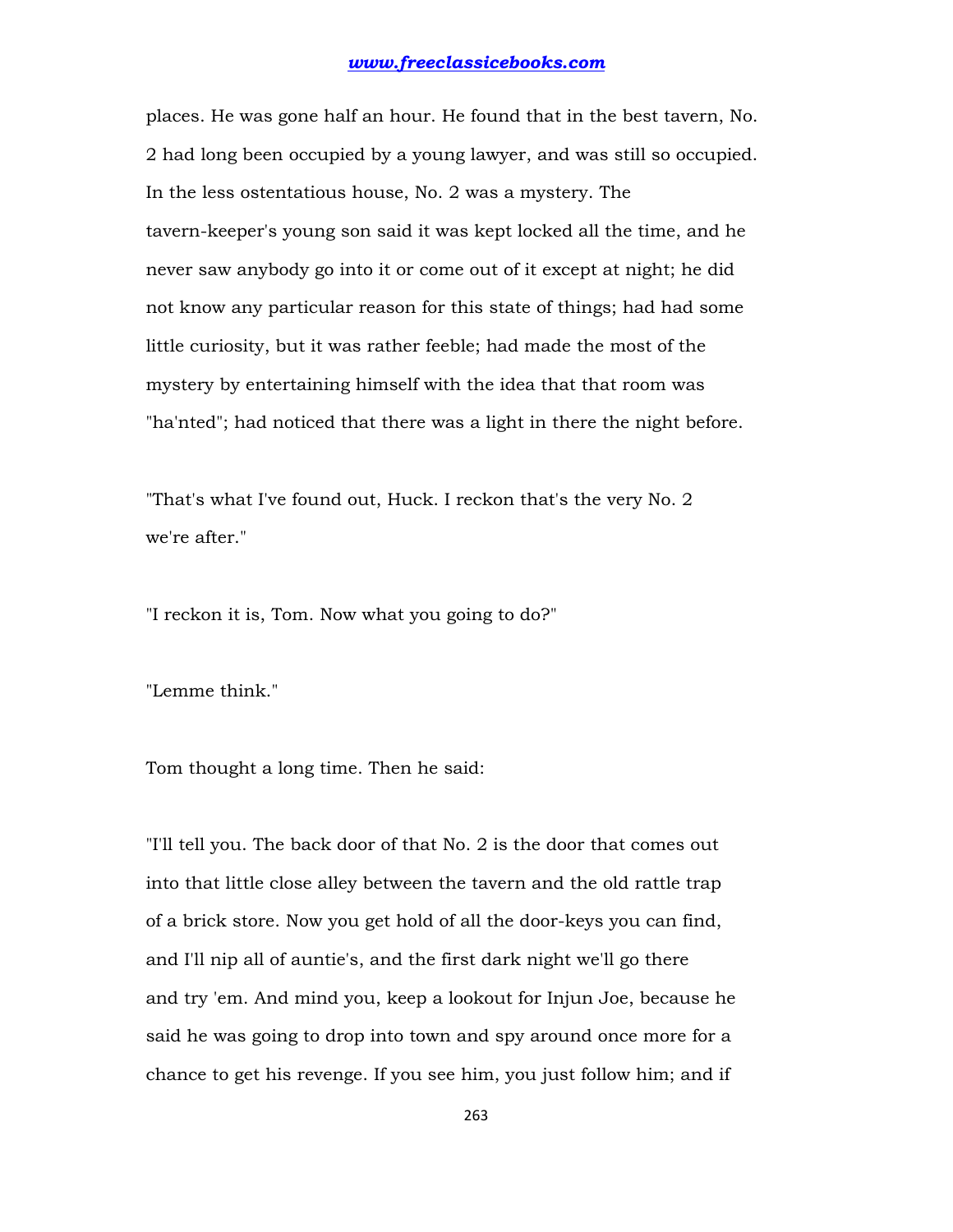places. He was gone half an hour. He found that in the best tavern, No. 2 had long been occupied by a young lawyer, and was still so occupied. In the less ostentatious house, No. 2 was a mystery. The tavern-keeper's young son said it was kept locked all the time, and he never saw anybody go into it or come out of it except at night; he did not know any particular reason for this state of things; had had some little curiosity, but it was rather feeble; had made the most of the mystery by entertaining himself with the idea that that room was "ha'nted"; had noticed that there was a light in there the night before.

"That's what I've found out, Huck. I reckon that's the very No. 2 we're after."

"I reckon it is, Tom. Now what you going to do?"

"Lemme think."

Tom thought a long time. Then he said:

"I'll tell you. The back door of that No. 2 is the door that comes out into that little close alley between the tavern and the old rattle trap of a brick store. Now you get hold of all the door-keys you can find, and I'll nip all of auntie's, and the first dark night we'll go there and try 'em. And mind you, keep a lookout for Injun Joe, because he said he was going to drop into town and spy around once more for a chance to get his revenge. If you see him, you just follow him; and if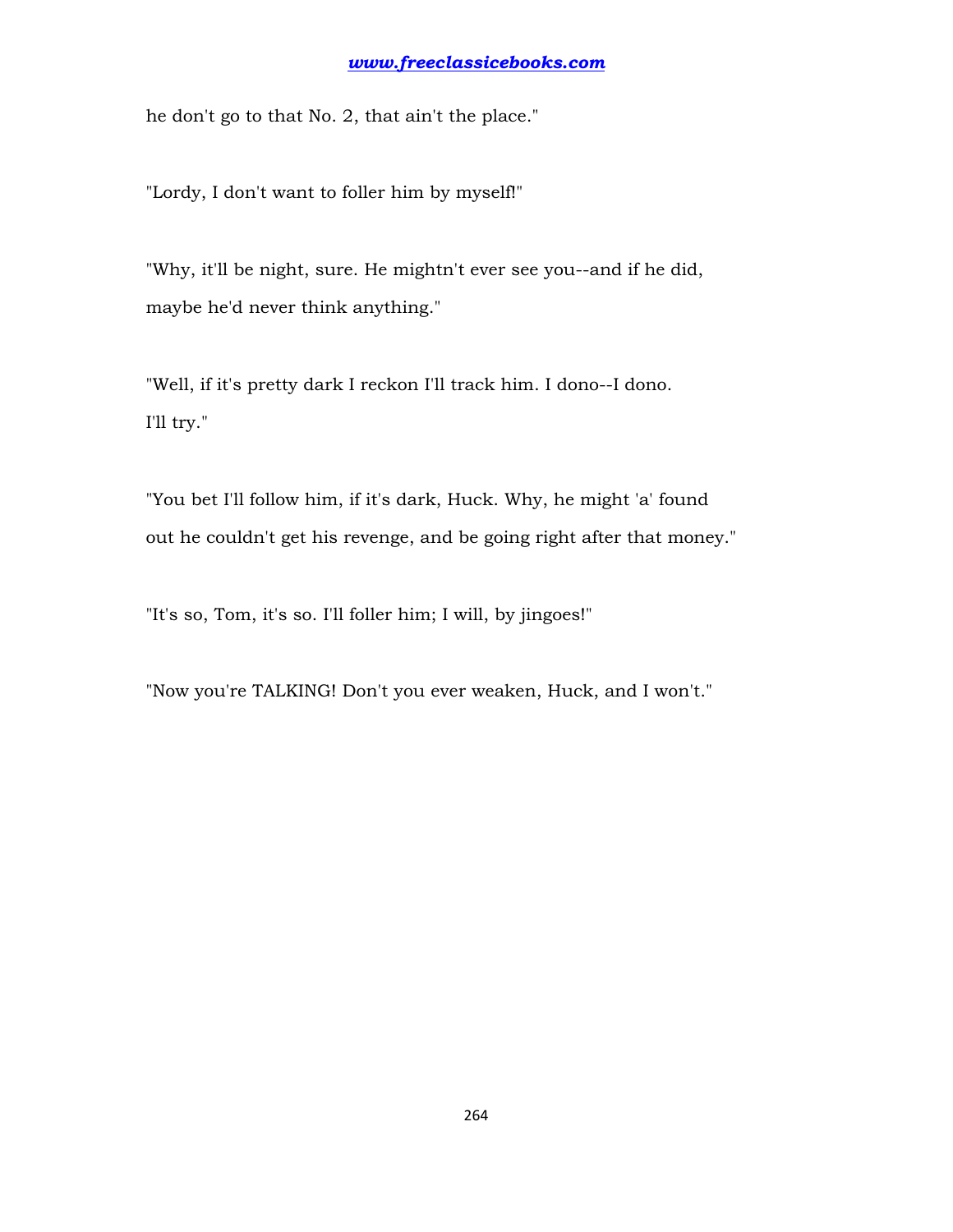he don't go to that No. 2, that ain't the place."

"Lordy, I don't want to foller him by myself!"

"Why, it'll be night, sure. He mightn't ever see you--and if he did, maybe he'd never think anything."

"Well, if it's pretty dark I reckon I'll track him. I dono--I dono. I'll try."

"You bet I'll follow him, if it's dark, Huck. Why, he might 'a' found out he couldn't get his revenge, and be going right after that money."

"It's so, Tom, it's so. I'll foller him; I will, by jingoes!"

"Now you're TALKING! Don't you ever weaken, Huck, and I won't."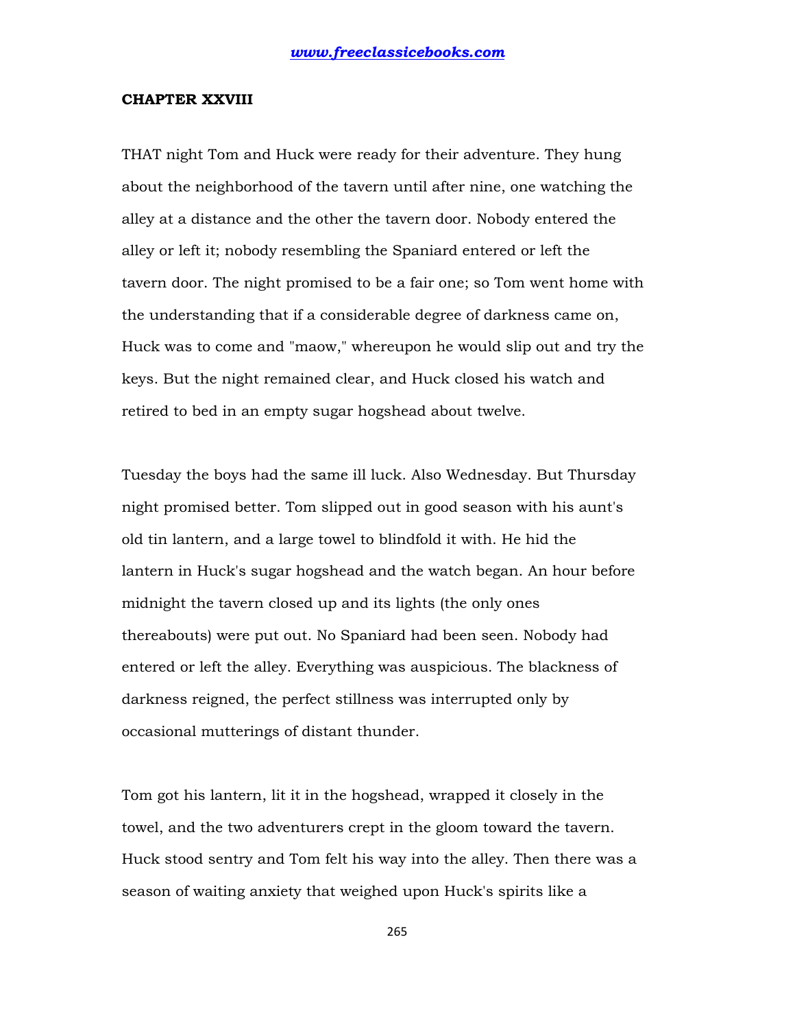## CHAPTER XXVIII

THAT night Tom and Huck were ready for their adventure. They hung about the neighborhood of the tavern until after nine, one watching the alley at a distance and the other the tavern door. Nobody entered the alley or left it; nobody resembling the Spaniard entered or left the tavern door. The night promised to be a fair one; so Tom went home with the understanding that if a considerable degree of darkness came on, Huck was to come and "maow," whereupon he would slip out and try the keys. But the night remained clear, and Huck closed his watch and retired to bed in an empty sugar hogshead about twelve.

Tuesday the boys had the same ill luck. Also Wednesday. But Thursday night promised better. Tom slipped out in good season with his aunt's old tin lantern, and a large towel to blindfold it with. He hid the lantern in Huck's sugar hogshead and the watch began. An hour before midnight the tavern closed up and its lights (the only ones thereabouts) were put out. No Spaniard had been seen. Nobody had entered or left the alley. Everything was auspicious. The blackness of darkness reigned, the perfect stillness was interrupted only by occasional mutterings of distant thunder.

Tom got his lantern, lit it in the hogshead, wrapped it closely in the towel, and the two adventurers crept in the gloom toward the tavern. Huck stood sentry and Tom felt his way into the alley. Then there was a season of waiting anxiety that weighed upon Huck's spirits like a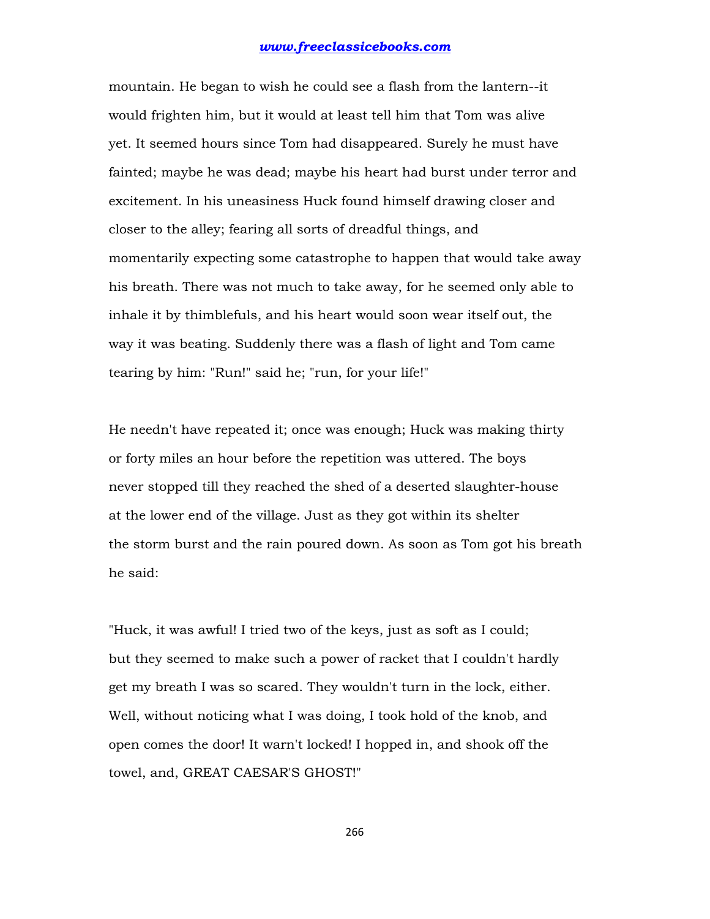mountain. He began to wish he could see a flash from the lantern--it would frighten him, but it would at least tell him that Tom was alive yet. It seemed hours since Tom had disappeared. Surely he must have fainted; maybe he was dead; maybe his heart had burst under terror and excitement. In his uneasiness Huck found himself drawing closer and closer to the alley; fearing all sorts of dreadful things, and momentarily expecting some catastrophe to happen that would take away his breath. There was not much to take away, for he seemed only able to inhale it by thimblefuls, and his heart would soon wear itself out, the way it was beating. Suddenly there was a flash of light and Tom came tearing by him: "Run!" said he; "run, for your life!"

He needn't have repeated it; once was enough; Huck was making thirty or forty miles an hour before the repetition was uttered. The boys never stopped till they reached the shed of a deserted slaughter-house at the lower end of the village. Just as they got within its shelter the storm burst and the rain poured down. As soon as Tom got his breath he said:

"Huck, it was awful! I tried two of the keys, just as soft as I could; but they seemed to make such a power of racket that I couldn't hardly get my breath I was so scared. They wouldn't turn in the lock, either. Well, without noticing what I was doing, I took hold of the knob, and open comes the door! It warn't locked! I hopped in, and shook off the towel, and, GREAT CAESAR'S GHOST!"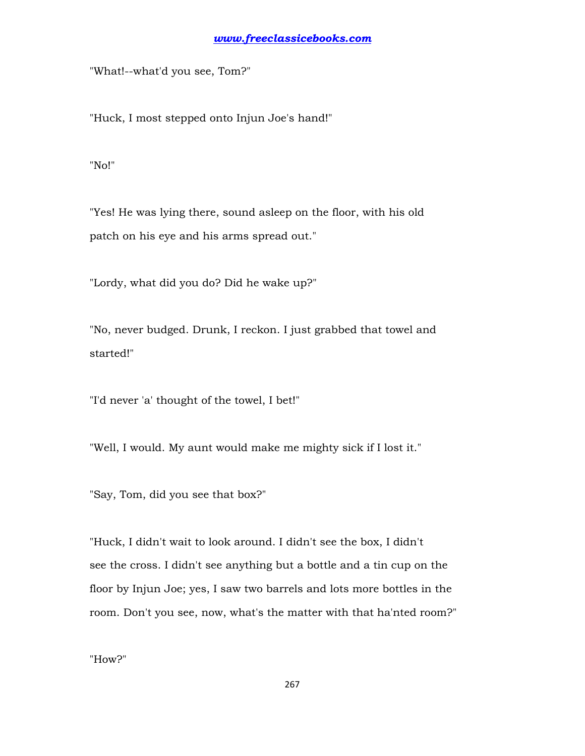"What!--what'd you see, Tom?"

"Huck, I most stepped onto Injun Joe's hand!"

"No!"

"Yes! He was lying there, sound asleep on the floor, with his old patch on his eye and his arms spread out."

"Lordy, what did you do? Did he wake up?"

"No, never budged. Drunk, I reckon. I just grabbed that towel and started!"

"I'd never 'a' thought of the towel, I bet!"

"Well, I would. My aunt would make me mighty sick if I lost it."

"Say, Tom, did you see that box?"

"Huck, I didn't wait to look around. I didn't see the box, I didn't see the cross. I didn't see anything but a bottle and a tin cup on the floor by Injun Joe; yes, I saw two barrels and lots more bottles in the room. Don't you see, now, what's the matter with that ha'nted room?"

"How?"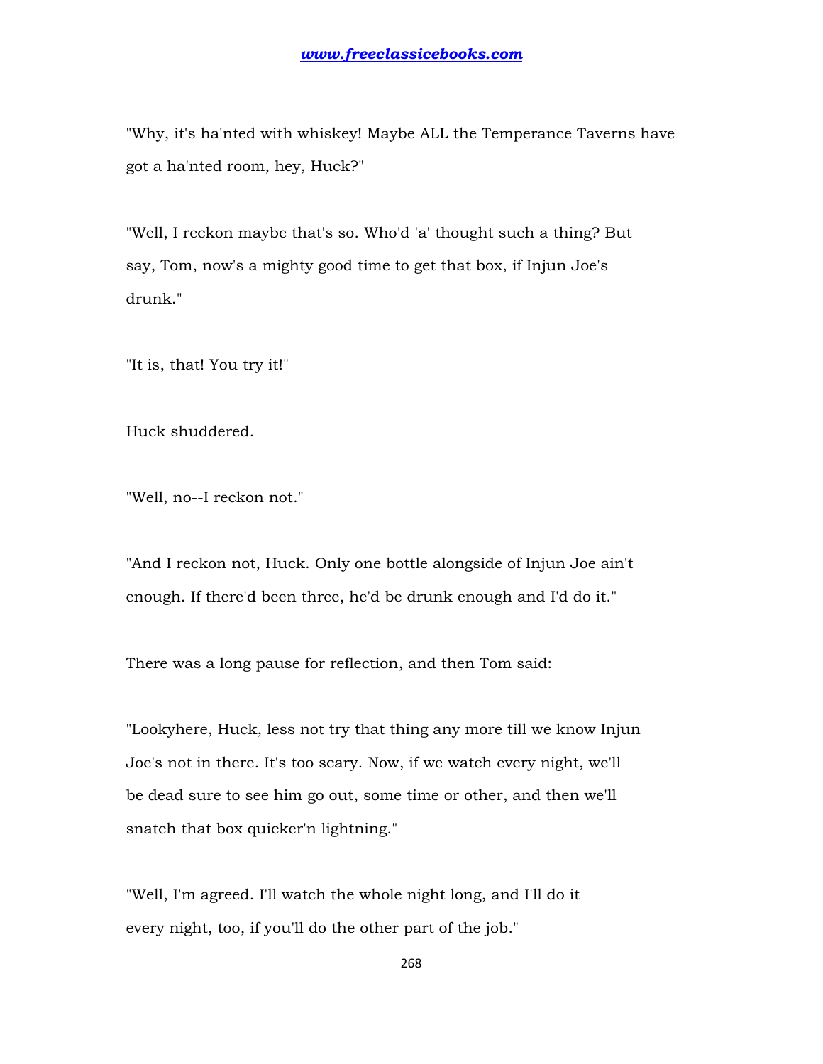"Why, it's ha'nted with whiskey! Maybe ALL the Temperance Taverns have got a ha'nted room, hey, Huck?"

"Well, I reckon maybe that's so. Who'd 'a' thought such a thing? But say, Tom, now's a mighty good time to get that box, if Injun Joe's drunk."

"It is, that! You try it!"

Huck shuddered.

"Well, no--I reckon not."

"And I reckon not, Huck. Only one bottle alongside of Injun Joe ain't enough. If there'd been three, he'd be drunk enough and I'd do it."

There was a long pause for reflection, and then Tom said:

"Lookyhere, Huck, less not try that thing any more till we know Injun Joe's not in there. It's too scary. Now, if we watch every night, we'll be dead sure to see him go out, some time or other, and then we'll snatch that box quicker'n lightning."

"Well, I'm agreed. I'll watch the whole night long, and I'll do it every night, too, if you'll do the other part of the job."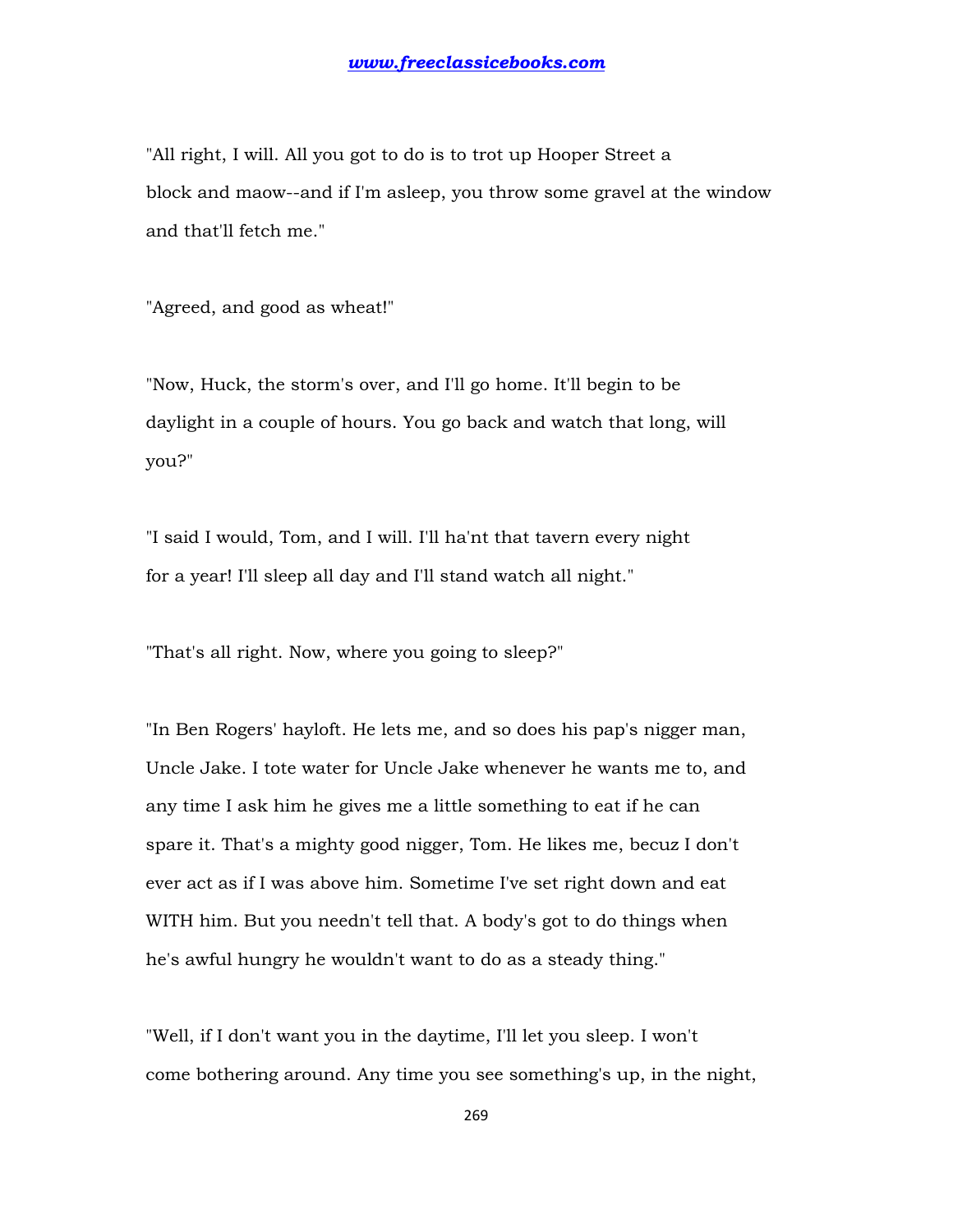"All right, I will. All you got to do is to trot up Hooper Street a block and maow--and if I'm asleep, you throw some gravel at the window and that'll fetch me."

"Agreed, and good as wheat!"

"Now, Huck, the storm's over, and I'll go home. It'll begin to be daylight in a couple of hours. You go back and watch that long, will you?"

"I said I would, Tom, and I will. I'll ha'nt that tavern every night for a year! I'll sleep all day and I'll stand watch all night."

"That's all right. Now, where you going to sleep?"

"In Ben Rogers' hayloft. He lets me, and so does his pap's nigger man, Uncle Jake. I tote water for Uncle Jake whenever he wants me to, and any time I ask him he gives me a little something to eat if he can spare it. That's a mighty good nigger, Tom. He likes me, becuz I don't ever act as if I was above him. Sometime I've set right down and eat WITH him. But you needn't tell that. A body's got to do things when he's awful hungry he wouldn't want to do as a steady thing."

"Well, if I don't want you in the daytime, I'll let you sleep. I won't come bothering around. Any time you see something's up, in the night,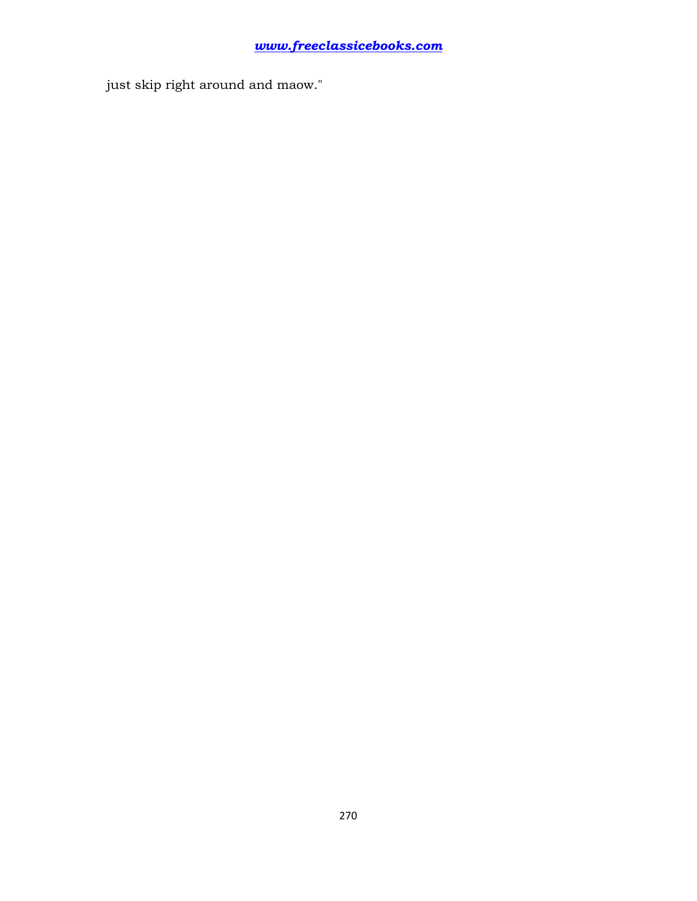just skip right around and maow."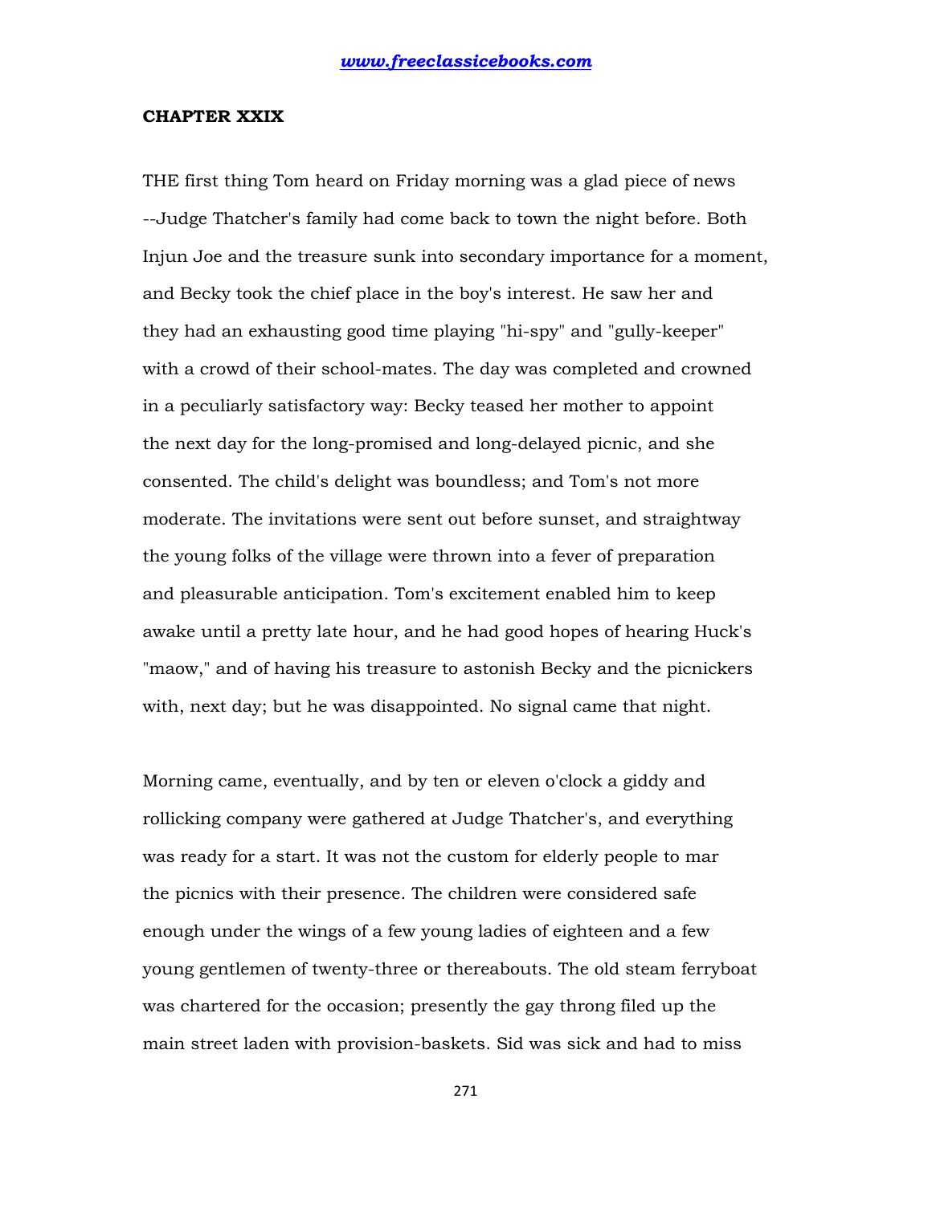## CHAPTER XXIX

THE first thing Tom heard on Friday morning was a glad piece of news --Judge Thatcher's family had come back to town the night before. Both Injun Joe and the treasure sunk into secondary importance for a moment, and Becky took the chief place in the boy's interest. He saw her and they had an exhausting good time playing "hi-spy" and "gully-keeper" with a crowd of their school-mates. The day was completed and crowned in a peculiarly satisfactory way: Becky teased her mother to appoint the next day for the long-promised and long-delayed picnic, and she consented. The child's delight was boundless; and Tom's not more moderate. The invitations were sent out before sunset, and straightway the young folks of the village were thrown into a fever of preparation and pleasurable anticipation. Tom's excitement enabled him to keep awake until a pretty late hour, and he had good hopes of hearing Huck's "maow," and of having his treasure to astonish Becky and the picnickers with, next day; but he was disappointed. No signal came that night.

Morning came, eventually, and by ten or eleven o'clock a giddy and rollicking company were gathered at Judge Thatcher's, and everything was ready for a start. It was not the custom for elderly people to mar the picnics with their presence. The children were considered safe enough under the wings of a few young ladies of eighteen and a few young gentlemen of twenty-three or thereabouts. The old steam ferryboat was chartered for the occasion; presently the gay throng filed up the main street laden with provision-baskets. Sid was sick and had to miss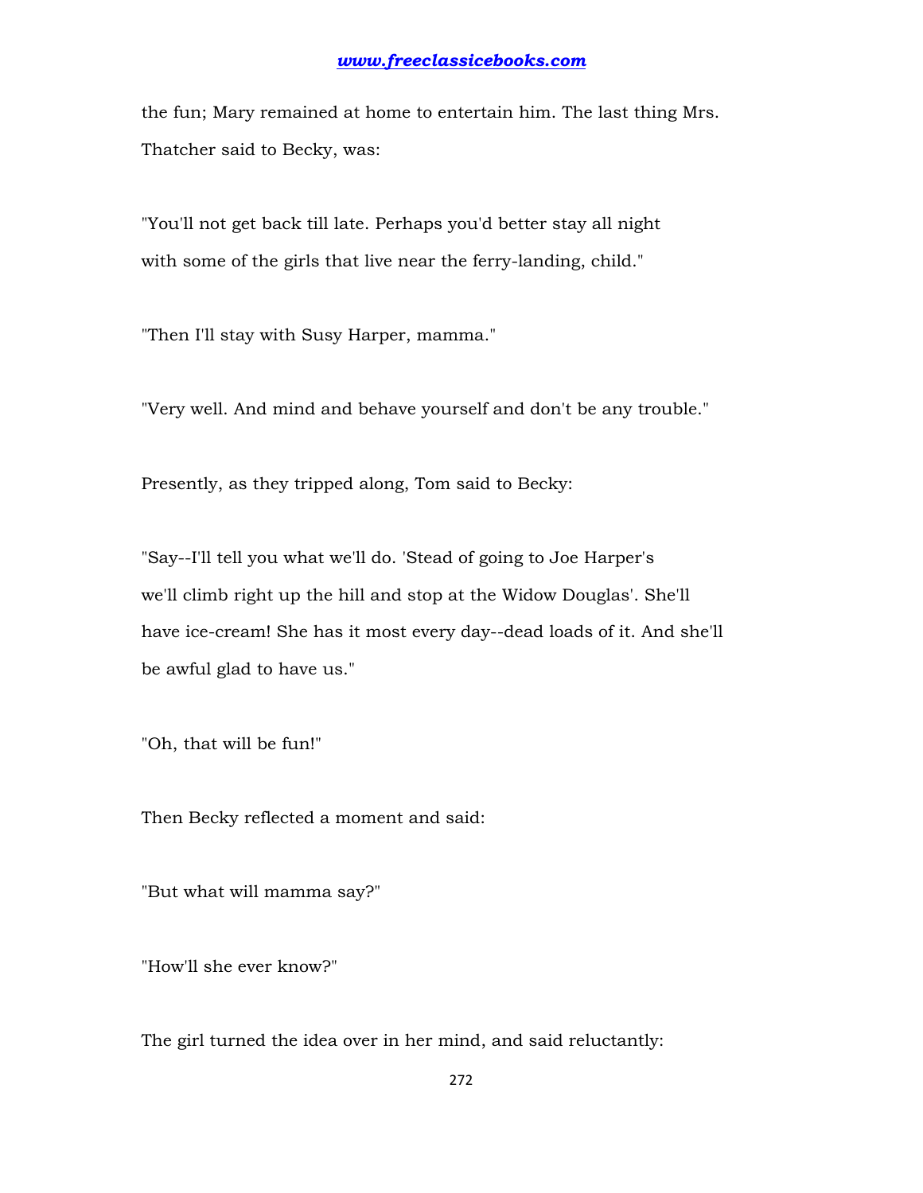the fun; Mary remained at home to entertain him. The last thing Mrs. Thatcher said to Becky, was:

"You'll not get back till late. Perhaps you'd better stay all night with some of the girls that live near the ferry-landing, child."

"Then I'll stay with Susy Harper, mamma."

"Very well. And mind and behave yourself and don't be any trouble."

Presently, as they tripped along, Tom said to Becky:

"Say--I'll tell you what we'll do. 'Stead of going to Joe Harper's we'll climb right up the hill and stop at the Widow Douglas'. She'll have ice-cream! She has it most every day--dead loads of it. And she'll be awful glad to have us."

"Oh, that will be fun!"

Then Becky reflected a moment and said:

"But what will mamma say?"

"How'll she ever know?"

The girl turned the idea over in her mind, and said reluctantly: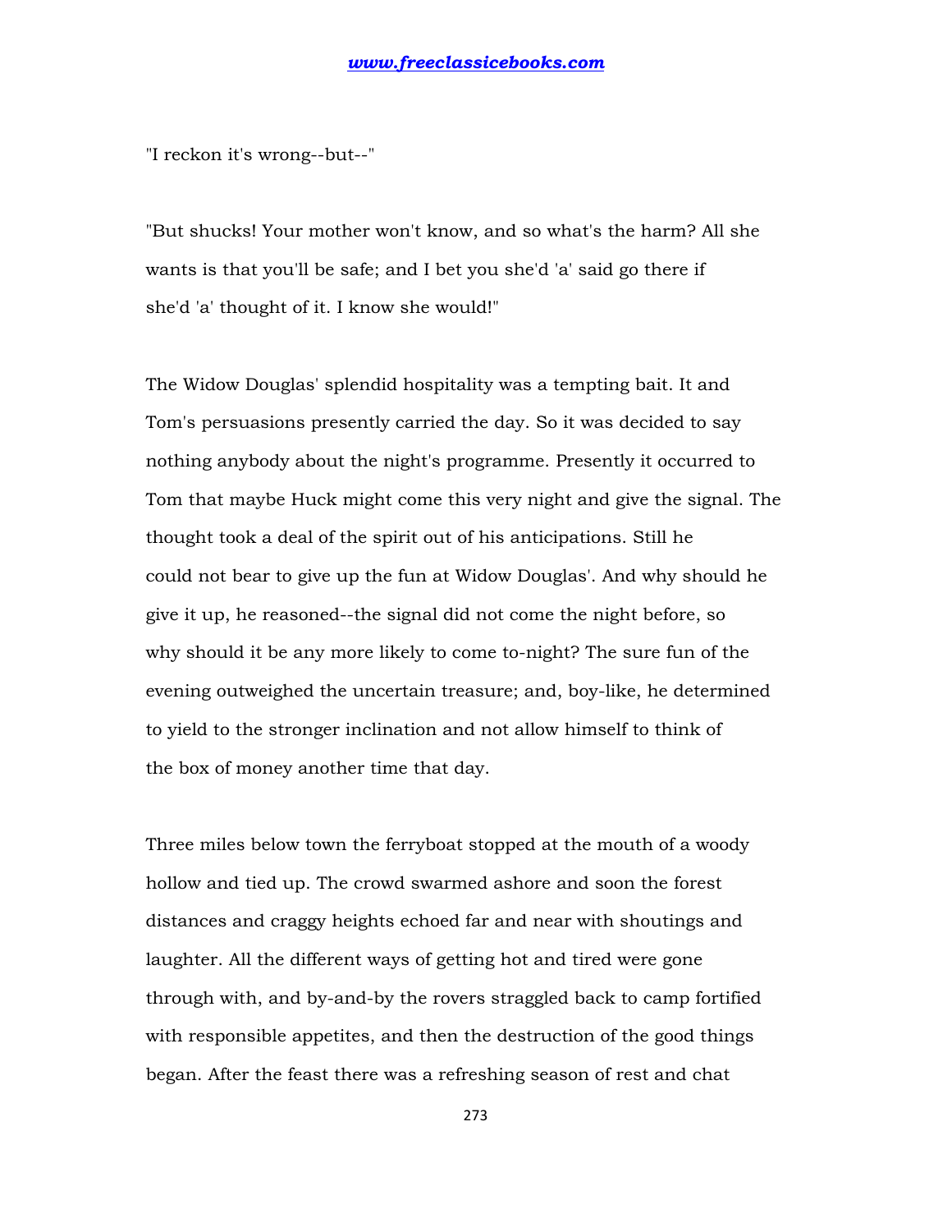"I reckon it's wrong--but--"

"But shucks! Your mother won't know, and so what's the harm? All she wants is that you'll be safe; and I bet you she'd 'a' said go there if she'd 'a' thought of it. I know she would!"

The Widow Douglas' splendid hospitality was a tempting bait. It and Tom's persuasions presently carried the day. So it was decided to say nothing anybody about the night's programme. Presently it occurred to Tom that maybe Huck might come this very night and give the signal. The thought took a deal of the spirit out of his anticipations. Still he could not bear to give up the fun at Widow Douglas'. And why should he give it up, he reasoned--the signal did not come the night before, so why should it be any more likely to come to-night? The sure fun of the evening outweighed the uncertain treasure; and, boy-like, he determined to yield to the stronger inclination and not allow himself to think of the box of money another time that day.

Three miles below town the ferryboat stopped at the mouth of a woody hollow and tied up. The crowd swarmed ashore and soon the forest distances and craggy heights echoed far and near with shoutings and laughter. All the different ways of getting hot and tired were gone through with, and by-and-by the rovers straggled back to camp fortified with responsible appetites, and then the destruction of the good things began. After the feast there was a refreshing season of rest and chat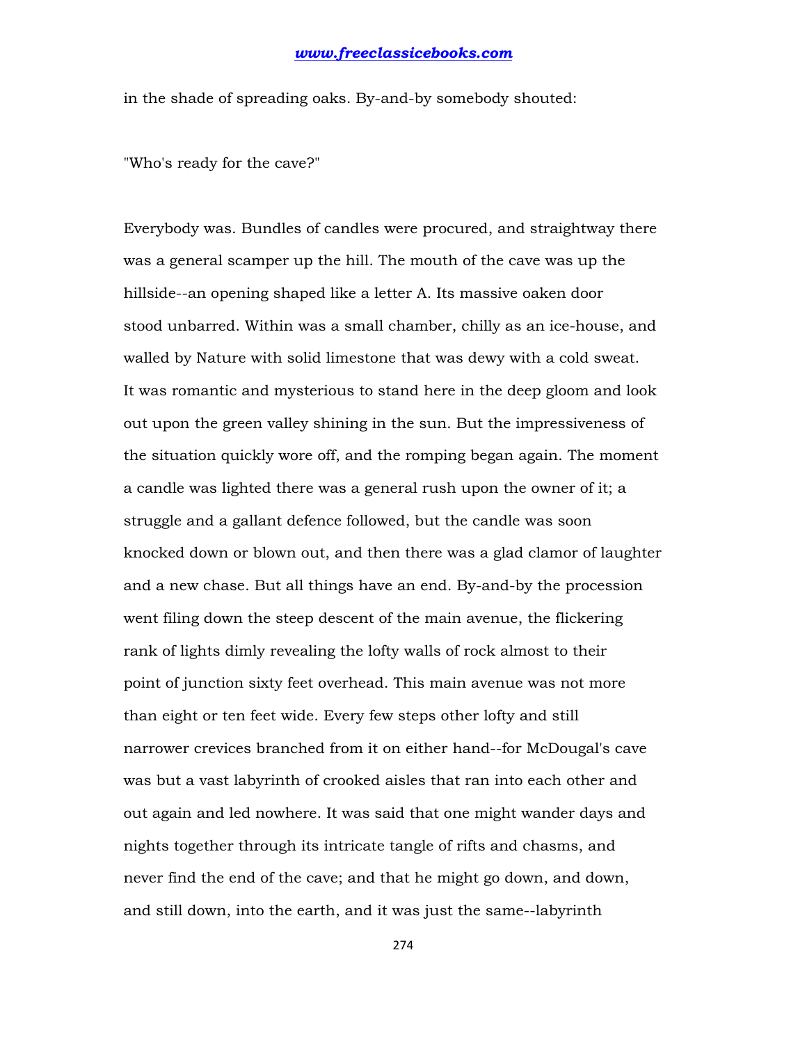in the shade of spreading oaks. By-and-by somebody shouted:

"Who's ready for the cave?"

Everybody was. Bundles of candles were procured, and straightway there was a general scamper up the hill. The mouth of the cave was up the hillside--an opening shaped like a letter A. Its massive oaken door stood unbarred. Within was a small chamber, chilly as an ice-house, and walled by Nature with solid limestone that was dewy with a cold sweat. It was romantic and mysterious to stand here in the deep gloom and look out upon the green valley shining in the sun. But the impressiveness of the situation quickly wore off, and the romping began again. The moment a candle was lighted there was a general rush upon the owner of it; a struggle and a gallant defence followed, but the candle was soon knocked down or blown out, and then there was a glad clamor of laughter and a new chase. But all things have an end. By-and-by the procession went filing down the steep descent of the main avenue, the flickering rank of lights dimly revealing the lofty walls of rock almost to their point of junction sixty feet overhead. This main avenue was not more than eight or ten feet wide. Every few steps other lofty and still narrower crevices branched from it on either hand--for McDougal's cave was but a vast labyrinth of crooked aisles that ran into each other and out again and led nowhere. It was said that one might wander days and nights together through its intricate tangle of rifts and chasms, and never find the end of the cave; and that he might go down, and down, and still down, into the earth, and it was just the same--labyrinth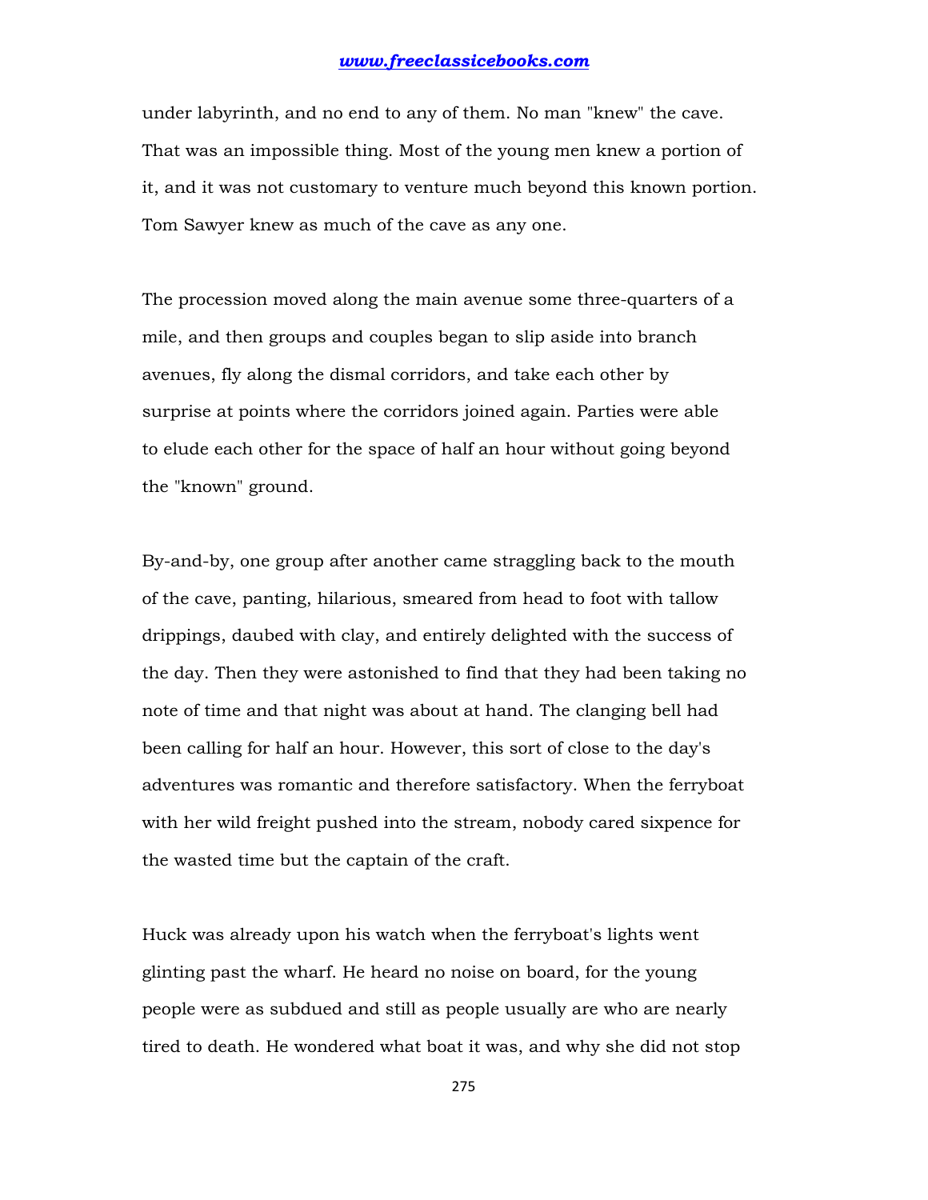under labyrinth, and no end to any of them. No man "knew" the cave. That was an impossible thing. Most of the young men knew a portion of it, and it was not customary to venture much beyond this known portion. Tom Sawyer knew as much of the cave as any one.

The procession moved along the main avenue some three-quarters of a mile, and then groups and couples began to slip aside into branch avenues, fly along the dismal corridors, and take each other by surprise at points where the corridors joined again. Parties were able to elude each other for the space of half an hour without going beyond the "known" ground.

By-and-by, one group after another came straggling back to the mouth of the cave, panting, hilarious, smeared from head to foot with tallow drippings, daubed with clay, and entirely delighted with the success of the day. Then they were astonished to find that they had been taking no note of time and that night was about at hand. The clanging bell had been calling for half an hour. However, this sort of close to the day's adventures was romantic and therefore satisfactory. When the ferryboat with her wild freight pushed into the stream, nobody cared sixpence for the wasted time but the captain of the craft.

Huck was already upon his watch when the ferryboat's lights went glinting past the wharf. He heard no noise on board, for the young people were as subdued and still as people usually are who are nearly tired to death. He wondered what boat it was, and why she did not stop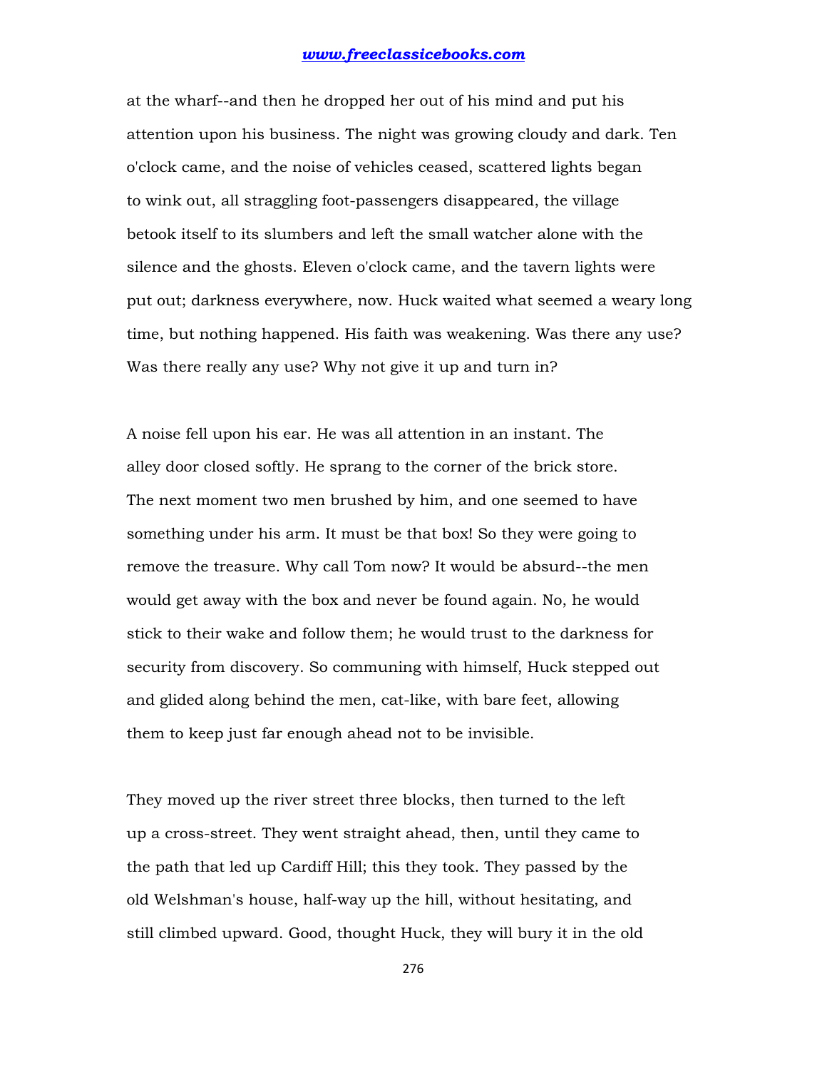at the wharf--and then he dropped her out of his mind and put his attention upon his business. The night was growing cloudy and dark. Ten o'clock came, and the noise of vehicles ceased, scattered lights began to wink out, all straggling foot-passengers disappeared, the village betook itself to its slumbers and left the small watcher alone with the silence and the ghosts. Eleven o'clock came, and the tavern lights were put out; darkness everywhere, now. Huck waited what seemed a weary long time, but nothing happened. His faith was weakening. Was there any use? Was there really any use? Why not give it up and turn in?

A noise fell upon his ear. He was all attention in an instant. The alley door closed softly. He sprang to the corner of the brick store. The next moment two men brushed by him, and one seemed to have something under his arm. It must be that box! So they were going to remove the treasure. Why call Tom now? It would be absurd--the men would get away with the box and never be found again. No, he would stick to their wake and follow them; he would trust to the darkness for security from discovery. So communing with himself, Huck stepped out and glided along behind the men, cat-like, with bare feet, allowing them to keep just far enough ahead not to be invisible.

They moved up the river street three blocks, then turned to the left up a cross-street. They went straight ahead, then, until they came to the path that led up Cardiff Hill; this they took. They passed by the old Welshman's house, half-way up the hill, without hesitating, and still climbed upward. Good, thought Huck, they will bury it in the old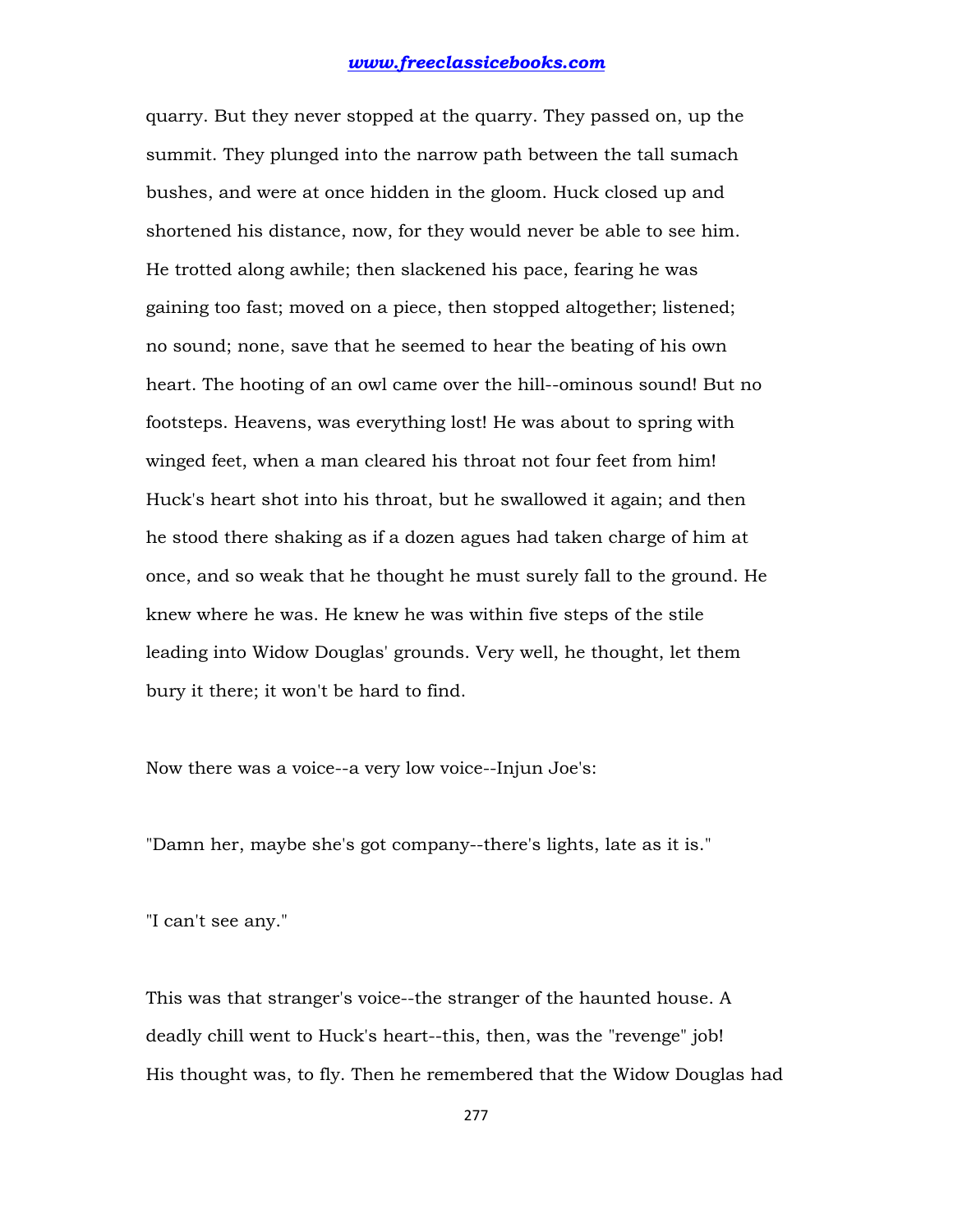quarry. But they never stopped at the quarry. They passed on, up the summit. They plunged into the narrow path between the tall sumach bushes, and were at once hidden in the gloom. Huck closed up and shortened his distance, now, for they would never be able to see him. He trotted along awhile; then slackened his pace, fearing he was gaining too fast; moved on a piece, then stopped altogether; listened; no sound; none, save that he seemed to hear the beating of his own heart. The hooting of an owl came over the hill--ominous sound! But no footsteps. Heavens, was everything lost! He was about to spring with winged feet, when a man cleared his throat not four feet from him! Huck's heart shot into his throat, but he swallowed it again; and then he stood there shaking as if a dozen agues had taken charge of him at once, and so weak that he thought he must surely fall to the ground. He knew where he was. He knew he was within five steps of the stile leading into Widow Douglas' grounds. Very well, he thought, let them bury it there; it won't be hard to find.

Now there was a voice--a very low voice--Injun Joe's:

"Damn her, maybe she's got company--there's lights, late as it is."

"I can't see any."

This was that stranger's voice--the stranger of the haunted house. A deadly chill went to Huck's heart--this, then, was the "revenge" job! His thought was, to fly. Then he remembered that the Widow Douglas had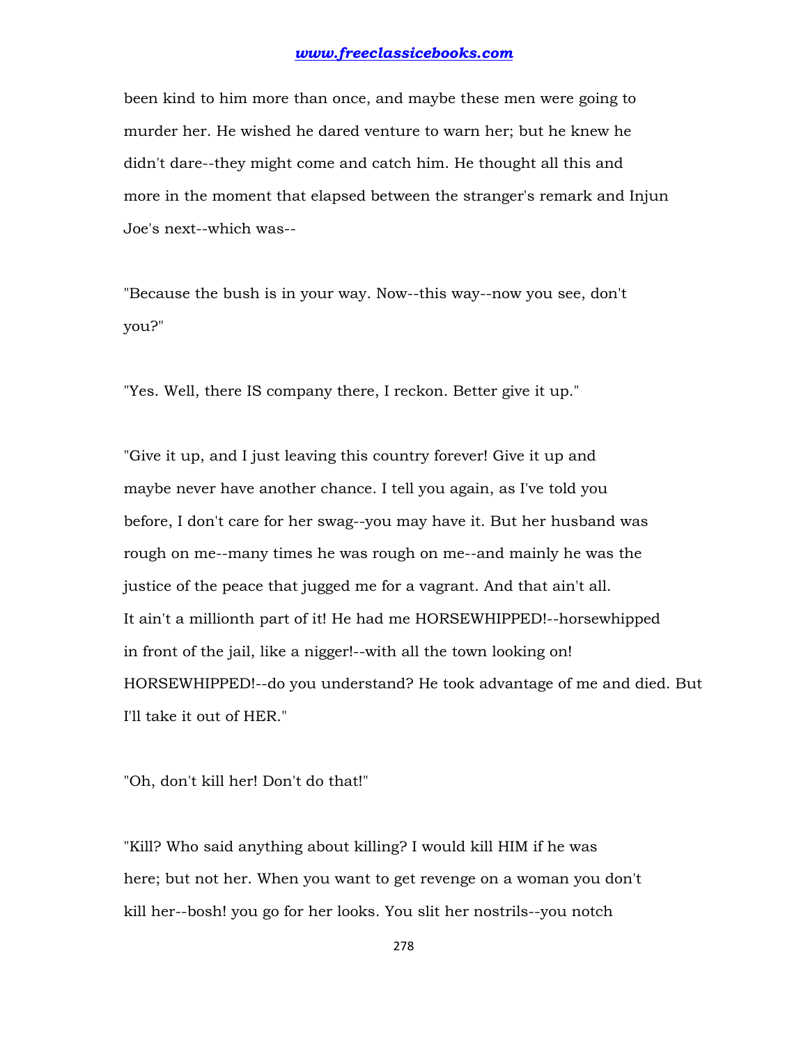been kind to him more than once, and maybe these men were going to murder her. He wished he dared venture to warn her; but he knew he didn't dare--they might come and catch him. He thought all this and more in the moment that elapsed between the stranger's remark and Injun Joe's next--which was--

"Because the bush is in your way. Now--this way--now you see, don't you?"

"Yes. Well, there IS company there, I reckon. Better give it up."

"Give it up, and I just leaving this country forever! Give it up and maybe never have another chance. I tell you again, as I've told you before, I don't care for her swag--you may have it. But her husband was rough on me--many times he was rough on me--and mainly he was the justice of the peace that jugged me for a vagrant. And that ain't all. It ain't a millionth part of it! He had me HORSEWHIPPED!--horsewhipped in front of the jail, like a nigger!--with all the town looking on! HORSEWHIPPED!--do you understand? He took advantage of me and died. But I'll take it out of HER."

"Oh, don't kill her! Don't do that!"

"Kill? Who said anything about killing? I would kill HIM if he was here; but not her. When you want to get revenge on a woman you don't kill her--bosh! you go for her looks. You slit her nostrils--you notch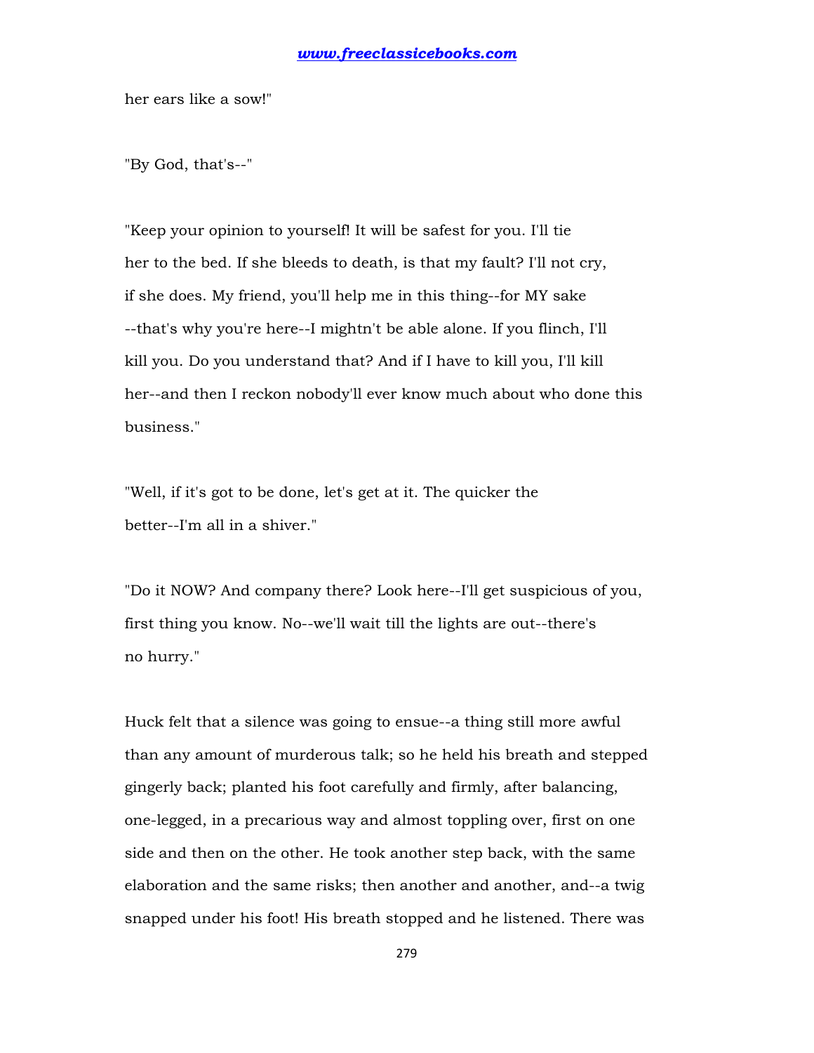her ears like a sow!"

"By God, that's--"

"Keep your opinion to yourself! It will be safest for you. I'll tie her to the bed. If she bleeds to death, is that my fault? I'll not cry, if she does. My friend, you'll help me in this thing--for MY sake --that's why you're here--I mightn't be able alone. If you flinch, I'll kill you. Do you understand that? And if I have to kill you, I'll kill her--and then I reckon nobody'll ever know much about who done this business."

"Well, if it's got to be done, let's get at it. The quicker the better--I'm all in a shiver."

"Do it NOW? And company there? Look here--I'll get suspicious of you, first thing you know. No--we'll wait till the lights are out--there's no hurry."

Huck felt that a silence was going to ensue--a thing still more awful than any amount of murderous talk; so he held his breath and stepped gingerly back; planted his foot carefully and firmly, after balancing, one-legged, in a precarious way and almost toppling over, first on one side and then on the other. He took another step back, with the same elaboration and the same risks; then another and another, and--a twig snapped under his foot! His breath stopped and he listened. There was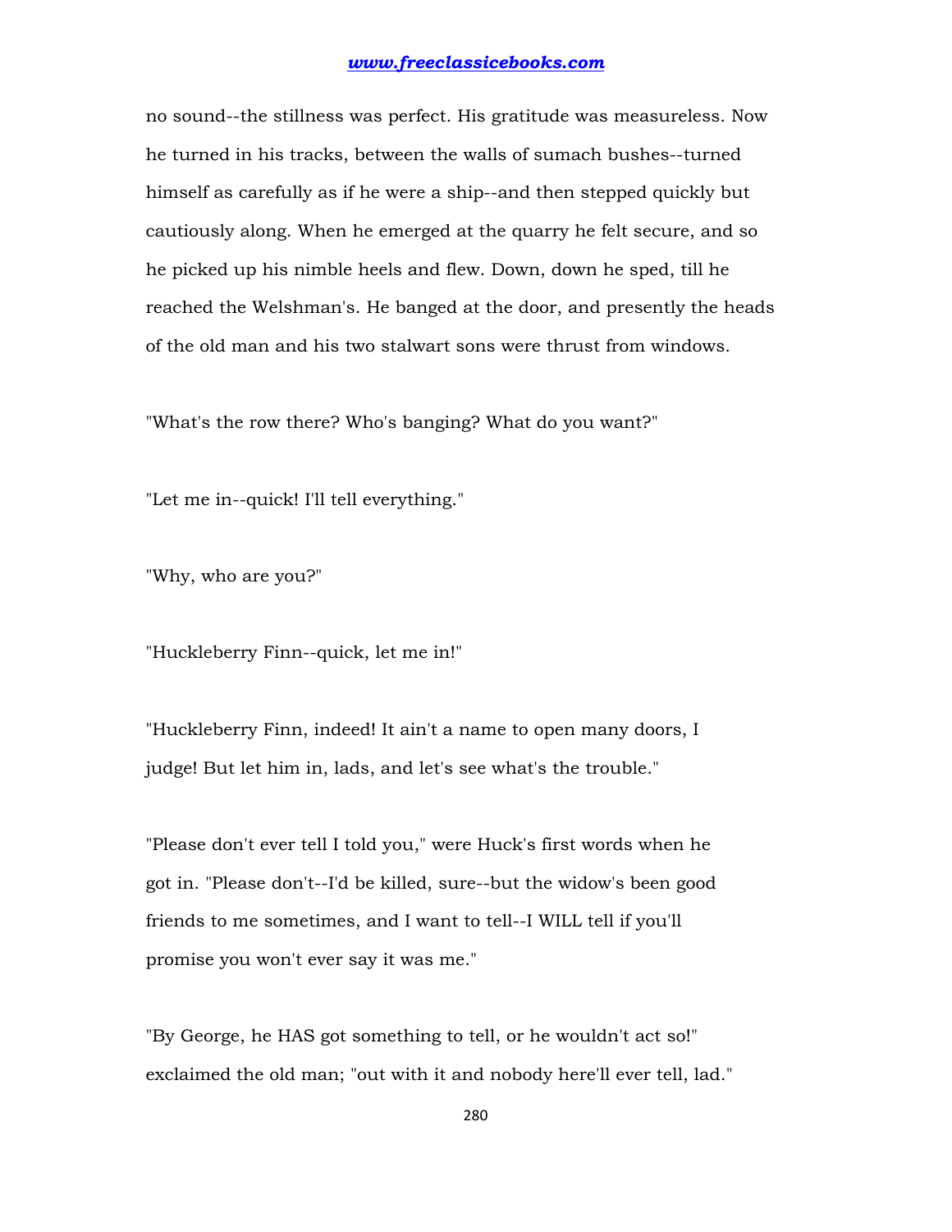no sound--the stillness was perfect. His gratitude was measureless. Now he turned in his tracks, between the walls of sumach bushes--turned himself as carefully as if he were a ship--and then stepped quickly but cautiously along. When he emerged at the quarry he felt secure, and so he picked up his nimble heels and flew. Down, down he sped, till he reached the Welshman's. He banged at the door, and presently the heads of the old man and his two stalwart sons were thrust from windows.

"What's the row there? Who's banging? What do you want?"

"Let me in--quick! I'll tell everything."

"Why, who are you?"

"Huckleberry Finn--quick, let me in!"

"Huckleberry Finn, indeed! It ain't a name to open many doors, I judge! But let him in, lads, and let's see what's the trouble."

"Please don't ever tell I told you," were Huck's first words when he got in. "Please don't--I'd be killed, sure--but the widow's been good friends to me sometimes, and I want to tell--I WILL tell if you'll promise you won't ever say it was me."

"By George, he HAS got something to tell, or he wouldn't act so!" exclaimed the old man; "out with it and nobody here'll ever tell, lad."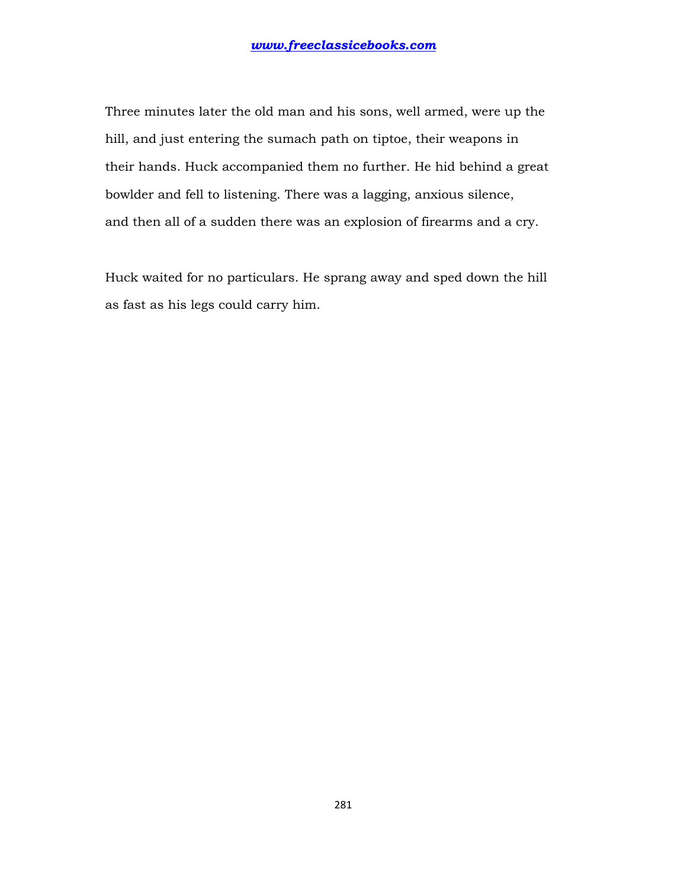Three minutes later the old man and his sons, well armed, were up the hill, and just entering the sumach path on tiptoe, their weapons in their hands. Huck accompanied them no further. He hid behind a great bowlder and fell to listening. There was a lagging, anxious silence, and then all of a sudden there was an explosion of firearms and a cry.

Huck waited for no particulars. He sprang away and sped down the hill as fast as his legs could carry him.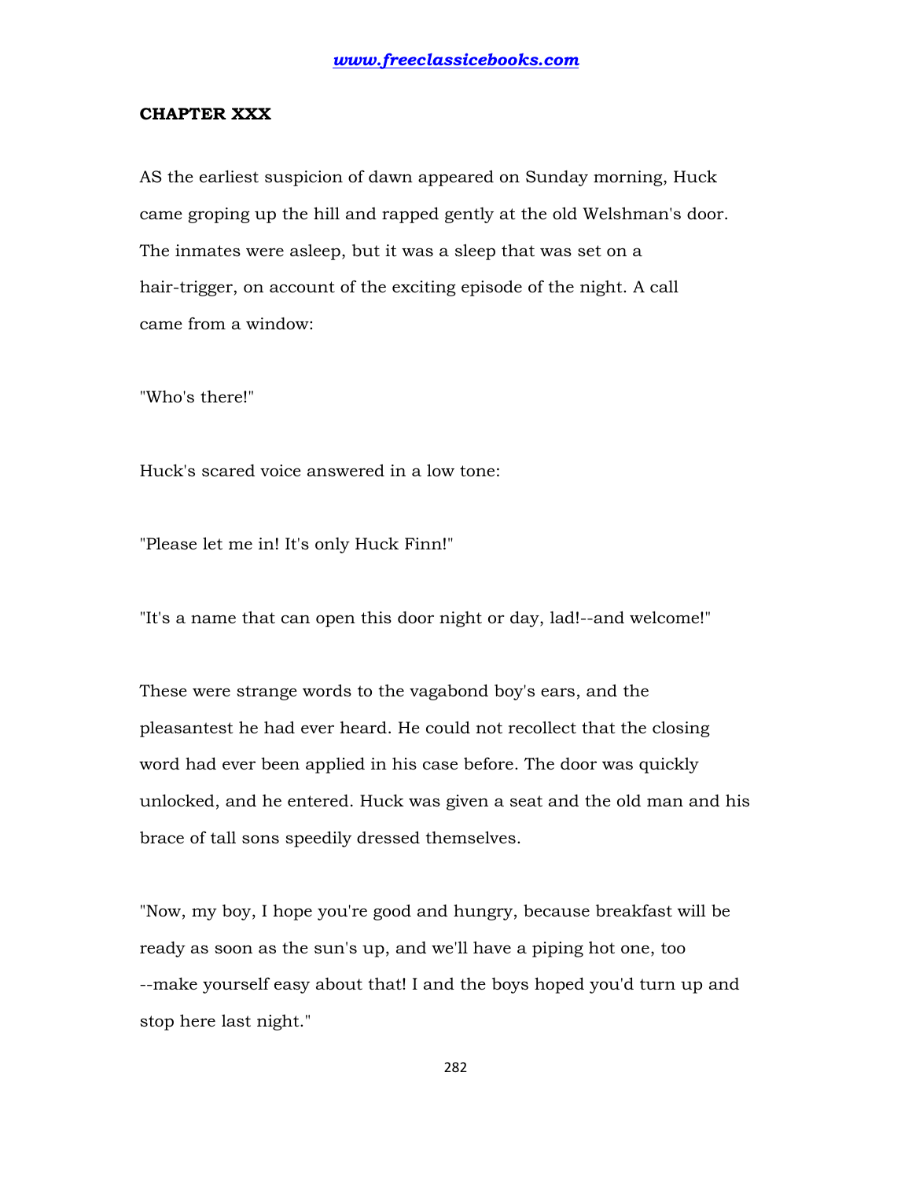## CHAPTER XXX

AS the earliest suspicion of dawn appeared on Sunday morning, Huck came groping up the hill and rapped gently at the old Welshman's door. The inmates were asleep, but it was a sleep that was set on a hair-trigger, on account of the exciting episode of the night. A call came from a window:

"Who's there!"

Huck's scared voice answered in a low tone:

"Please let me in! It's only Huck Finn!"

"It's a name that can open this door night or day, lad!--and welcome!"

These were strange words to the vagabond boy's ears, and the pleasantest he had ever heard. He could not recollect that the closing word had ever been applied in his case before. The door was quickly unlocked, and he entered. Huck was given a seat and the old man and his brace of tall sons speedily dressed themselves.

"Now, my boy, I hope you're good and hungry, because breakfast will be ready as soon as the sun's up, and we'll have a piping hot one, too --make yourself easy about that! I and the boys hoped you'd turn up and stop here last night."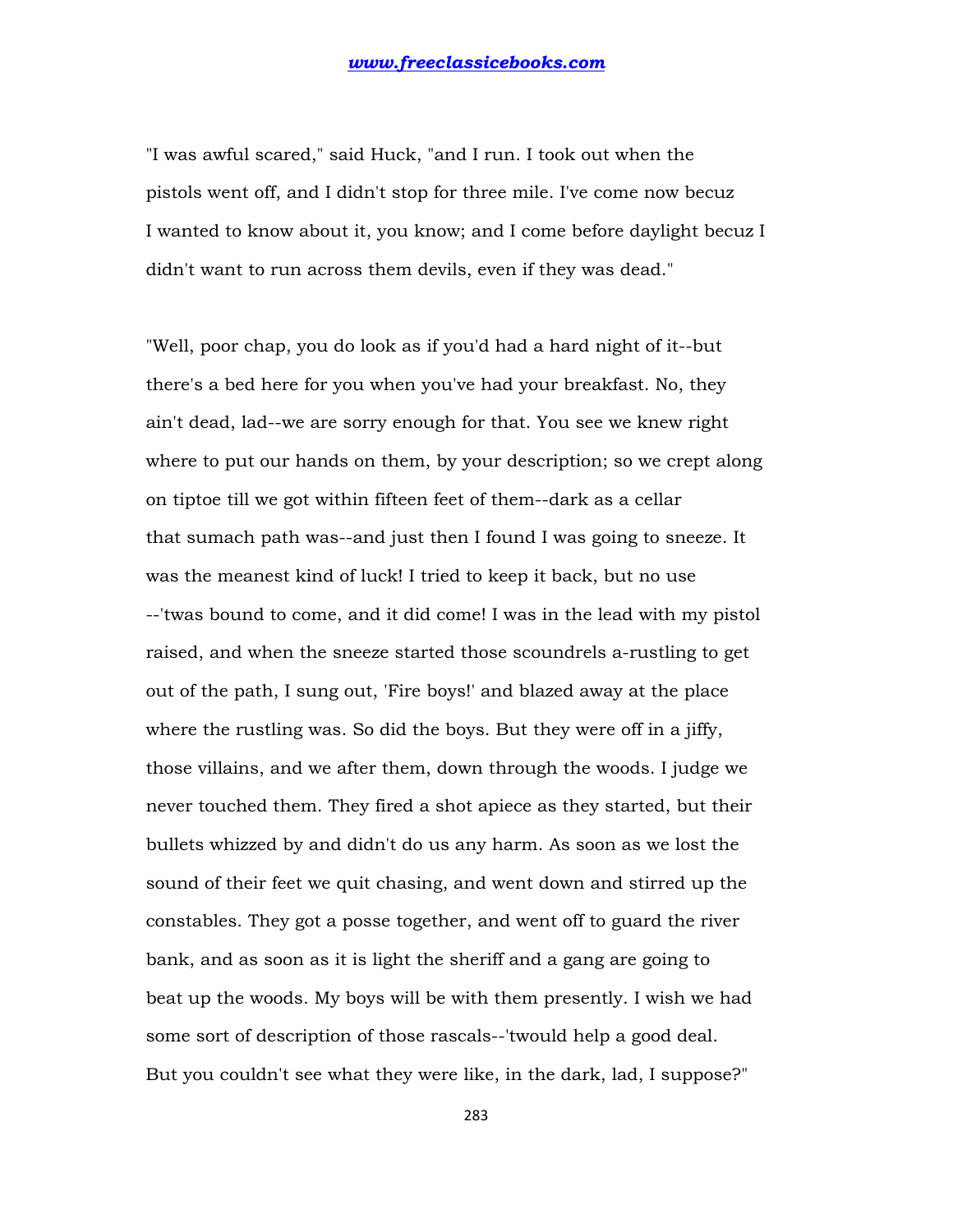"I was awful scared," said Huck, "and I run. I took out when the pistols went off, and I didn't stop for three mile. I've come now becuz I wanted to know about it, you know; and I come before daylight becuz I didn't want to run across them devils, even if they was dead."

"Well, poor chap, you do look as if you'd had a hard night of it--but there's a bed here for you when you've had your breakfast. No, they ain't dead, lad--we are sorry enough for that. You see we knew right where to put our hands on them, by your description; so we crept along on tiptoe till we got within fifteen feet of them--dark as a cellar that sumach path was--and just then I found I was going to sneeze. It was the meanest kind of luck! I tried to keep it back, but no use --'twas bound to come, and it did come! I was in the lead with my pistol raised, and when the sneeze started those scoundrels a-rustling to get out of the path, I sung out, 'Fire boys!' and blazed away at the place where the rustling was. So did the boys. But they were off in a jiffy, those villains, and we after them, down through the woods. I judge we never touched them. They fired a shot apiece as they started, but their bullets whizzed by and didn't do us any harm. As soon as we lost the sound of their feet we quit chasing, and went down and stirred up the constables. They got a posse together, and went off to guard the river bank, and as soon as it is light the sheriff and a gang are going to beat up the woods. My boys will be with them presently. I wish we had some sort of description of those rascals--'twould help a good deal. But you couldn't see what they were like, in the dark, lad, I suppose?"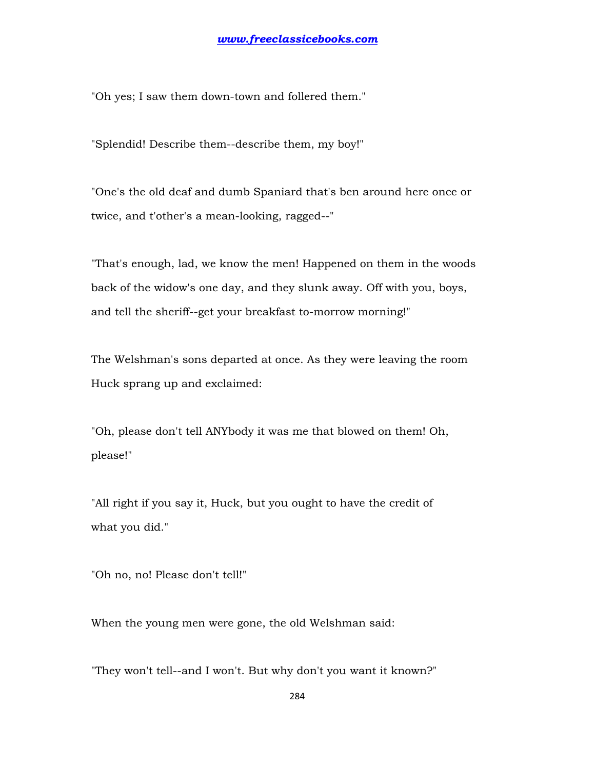"Oh yes; I saw them down-town and follered them."

"Splendid! Describe them--describe them, my boy!"

"One's the old deaf and dumb Spaniard that's ben around here once or twice, and t'other's a mean-looking, ragged--"

"That's enough, lad, we know the men! Happened on them in the woods back of the widow's one day, and they slunk away. Off with you, boys, and tell the sheriff--get your breakfast to-morrow morning!"

The Welshman's sons departed at once. As they were leaving the room Huck sprang up and exclaimed:

"Oh, please don't tell ANYbody it was me that blowed on them! Oh, please!"

"All right if you say it, Huck, but you ought to have the credit of what you did."

"Oh no, no! Please don't tell!"

When the young men were gone, the old Welshman said:

"They won't tell--and I won't. But why don't you want it known?"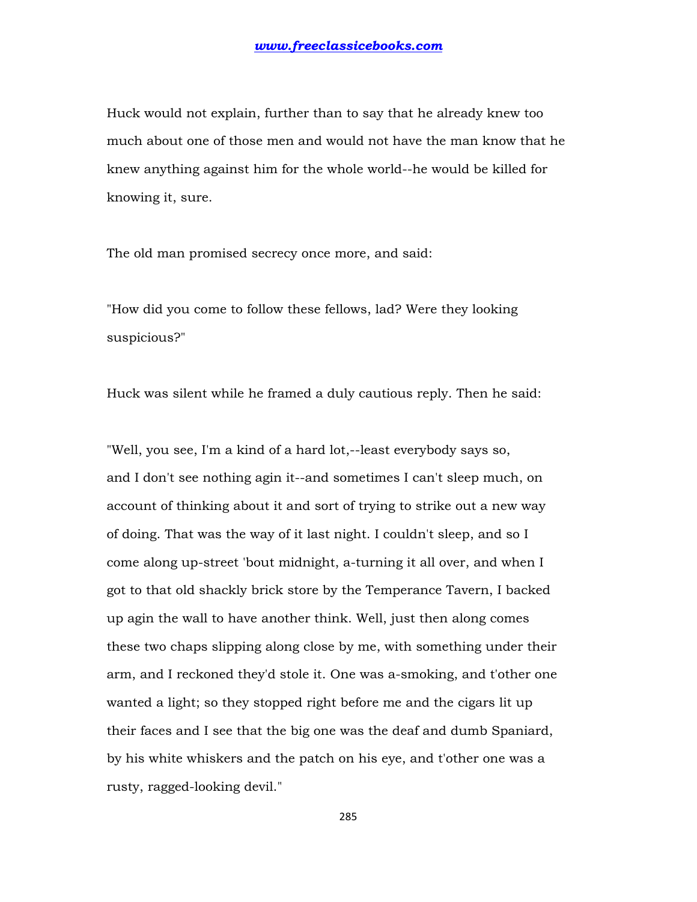Huck would not explain, further than to say that he already knew too much about one of those men and would not have the man know that he knew anything against him for the whole world--he would be killed for knowing it, sure.

The old man promised secrecy once more, and said:

"How did you come to follow these fellows, lad? Were they looking suspicious?"

Huck was silent while he framed a duly cautious reply. Then he said:

"Well, you see, I'm a kind of a hard lot,--least everybody says so, and I don't see nothing agin it--and sometimes I can't sleep much, on account of thinking about it and sort of trying to strike out a new way of doing. That was the way of it last night. I couldn't sleep, and so I come along up-street 'bout midnight, a-turning it all over, and when I got to that old shackly brick store by the Temperance Tavern, I backed up agin the wall to have another think. Well, just then along comes these two chaps slipping along close by me, with something under their arm, and I reckoned they'd stole it. One was a-smoking, and t'other one wanted a light; so they stopped right before me and the cigars lit up their faces and I see that the big one was the deaf and dumb Spaniard, by his white whiskers and the patch on his eye, and t'other one was a rusty, ragged-looking devil."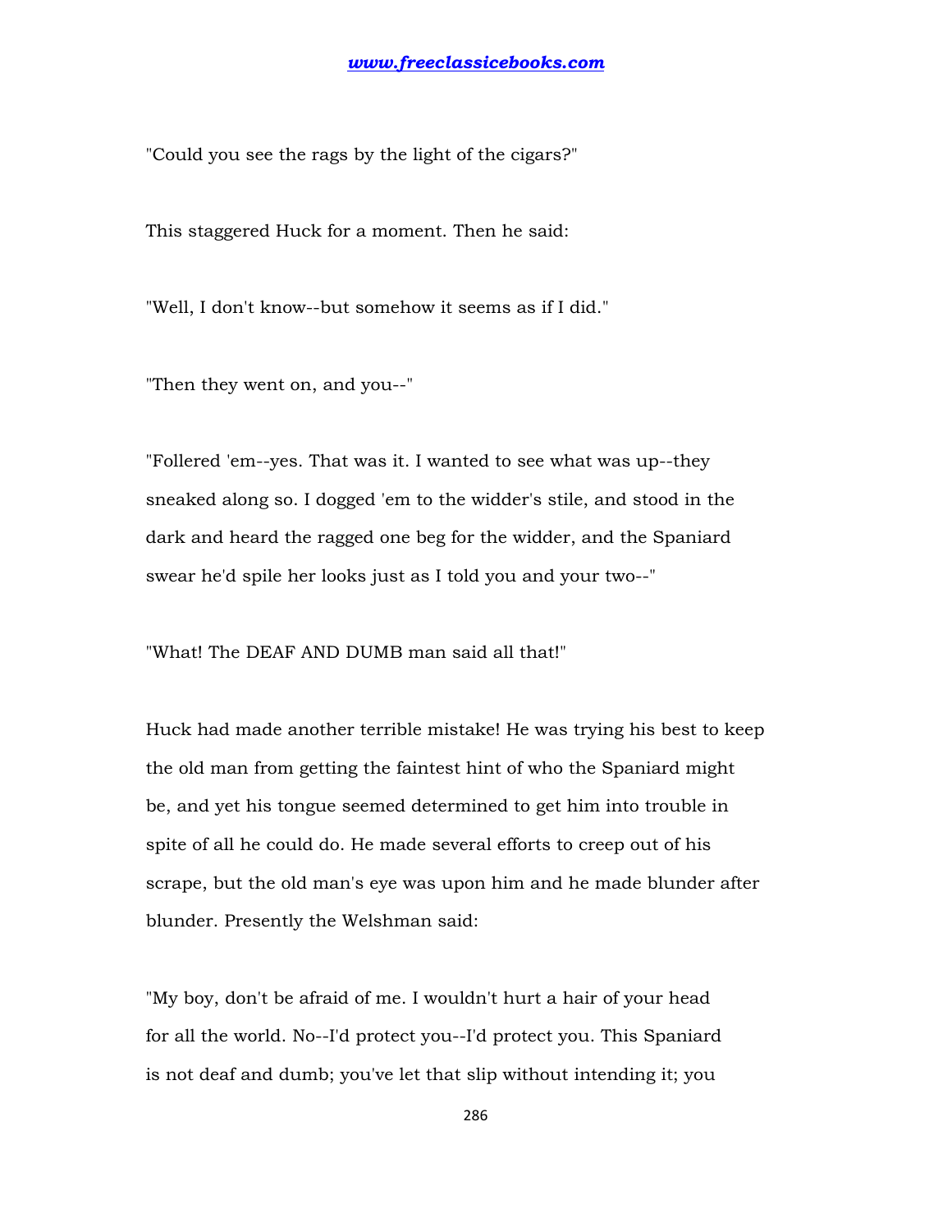"Could you see the rags by the light of the cigars?"

This staggered Huck for a moment. Then he said:

"Well, I don't know--but somehow it seems as if I did."

"Then they went on, and you--"

"Follered 'em--yes. That was it. I wanted to see what was up--they sneaked along so. I dogged 'em to the widder's stile, and stood in the dark and heard the ragged one beg for the widder, and the Spaniard swear he'd spile her looks just as I told you and your two--"

"What! The DEAF AND DUMB man said all that!"

Huck had made another terrible mistake! He was trying his best to keep the old man from getting the faintest hint of who the Spaniard might be, and yet his tongue seemed determined to get him into trouble in spite of all he could do. He made several efforts to creep out of his scrape, but the old man's eye was upon him and he made blunder after blunder. Presently the Welshman said:

"My boy, don't be afraid of me. I wouldn't hurt a hair of your head for all the world. No--I'd protect you--I'd protect you. This Spaniard is not deaf and dumb; you've let that slip without intending it; you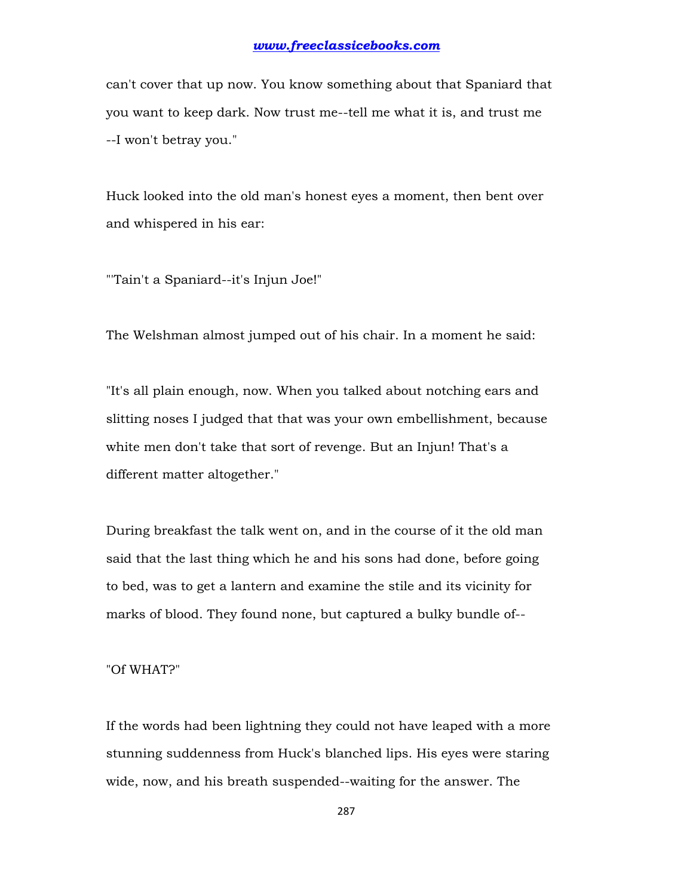can't cover that up now. You know something about that Spaniard that you want to keep dark. Now trust me--tell me what it is, and trust me --I won't betray you."

Huck looked into the old man's honest eyes a moment, then bent over and whispered in his ear:

"'Tain't a Spaniard--it's Injun Joe!"

The Welshman almost jumped out of his chair. In a moment he said:

"It's all plain enough, now. When you talked about notching ears and slitting noses I judged that that was your own embellishment, because white men don't take that sort of revenge. But an Injun! That's a different matter altogether."

During breakfast the talk went on, and in the course of it the old man said that the last thing which he and his sons had done, before going to bed, was to get a lantern and examine the stile and its vicinity for marks of blood. They found none, but captured a bulky bundle of--

"Of WHAT?"

If the words had been lightning they could not have leaped with a more stunning suddenness from Huck's blanched lips. His eyes were staring wide, now, and his breath suspended--waiting for the answer. The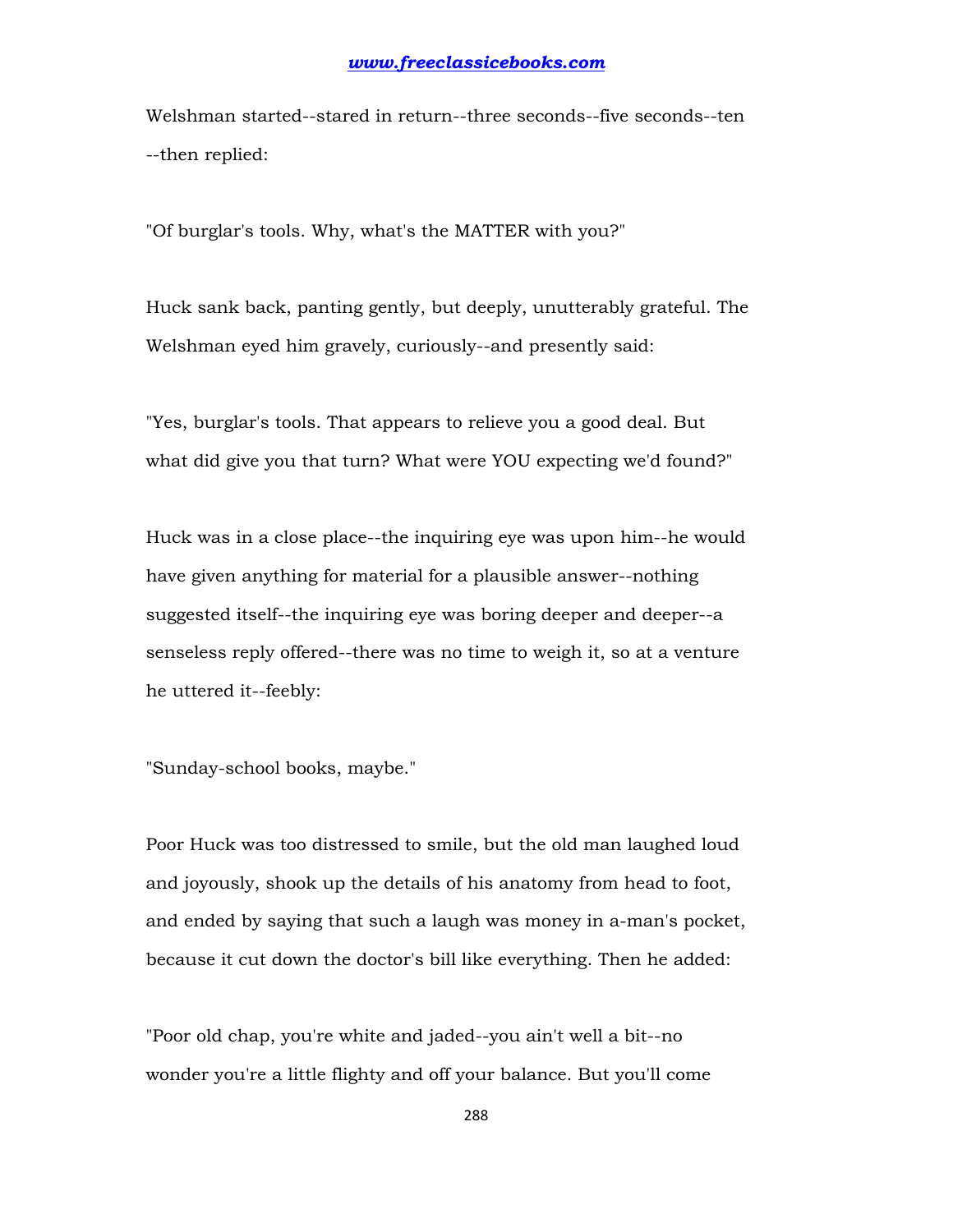Welshman started--stared in return--three seconds--five seconds--ten --then replied:

"Of burglar's tools. Why, what's the MATTER with you?"

Huck sank back, panting gently, but deeply, unutterably grateful. The Welshman eyed him gravely, curiously--and presently said:

"Yes, burglar's tools. That appears to relieve you a good deal. But what did give you that turn? What were YOU expecting we'd found?"

Huck was in a close place--the inquiring eye was upon him--he would have given anything for material for a plausible answer--nothing suggested itself--the inquiring eye was boring deeper and deeper--a senseless reply offered--there was no time to weigh it, so at a venture he uttered it--feebly:

"Sunday-school books, maybe."

Poor Huck was too distressed to smile, but the old man laughed loud and joyously, shook up the details of his anatomy from head to foot, and ended by saying that such a laugh was money in a-man's pocket, because it cut down the doctor's bill like everything. Then he added:

"Poor old chap, you're white and jaded--you ain't well a bit--no wonder you're a little flighty and off your balance. But you'll come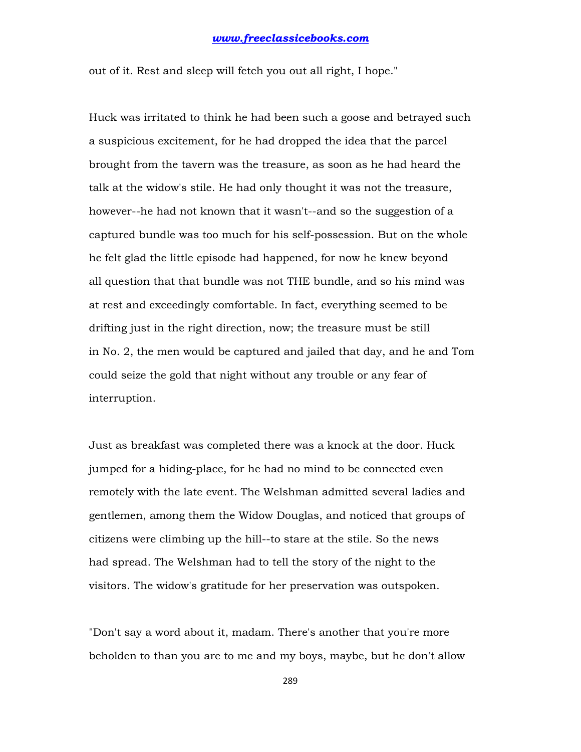out of it. Rest and sleep will fetch you out all right, I hope."

Huck was irritated to think he had been such a goose and betrayed such a suspicious excitement, for he had dropped the idea that the parcel brought from the tavern was the treasure, as soon as he had heard the talk at the widow's stile. He had only thought it was not the treasure, however--he had not known that it wasn't--and so the suggestion of a captured bundle was too much for his self-possession. But on the whole he felt glad the little episode had happened, for now he knew beyond all question that that bundle was not THE bundle, and so his mind was at rest and exceedingly comfortable. In fact, everything seemed to be drifting just in the right direction, now; the treasure must be still in No. 2, the men would be captured and jailed that day, and he and Tom could seize the gold that night without any trouble or any fear of interruption.

Just as breakfast was completed there was a knock at the door. Huck jumped for a hiding-place, for he had no mind to be connected even remotely with the late event. The Welshman admitted several ladies and gentlemen, among them the Widow Douglas, and noticed that groups of citizens were climbing up the hill--to stare at the stile. So the news had spread. The Welshman had to tell the story of the night to the visitors. The widow's gratitude for her preservation was outspoken.

"Don't say a word about it, madam. There's another that you're more beholden to than you are to me and my boys, maybe, but he don't allow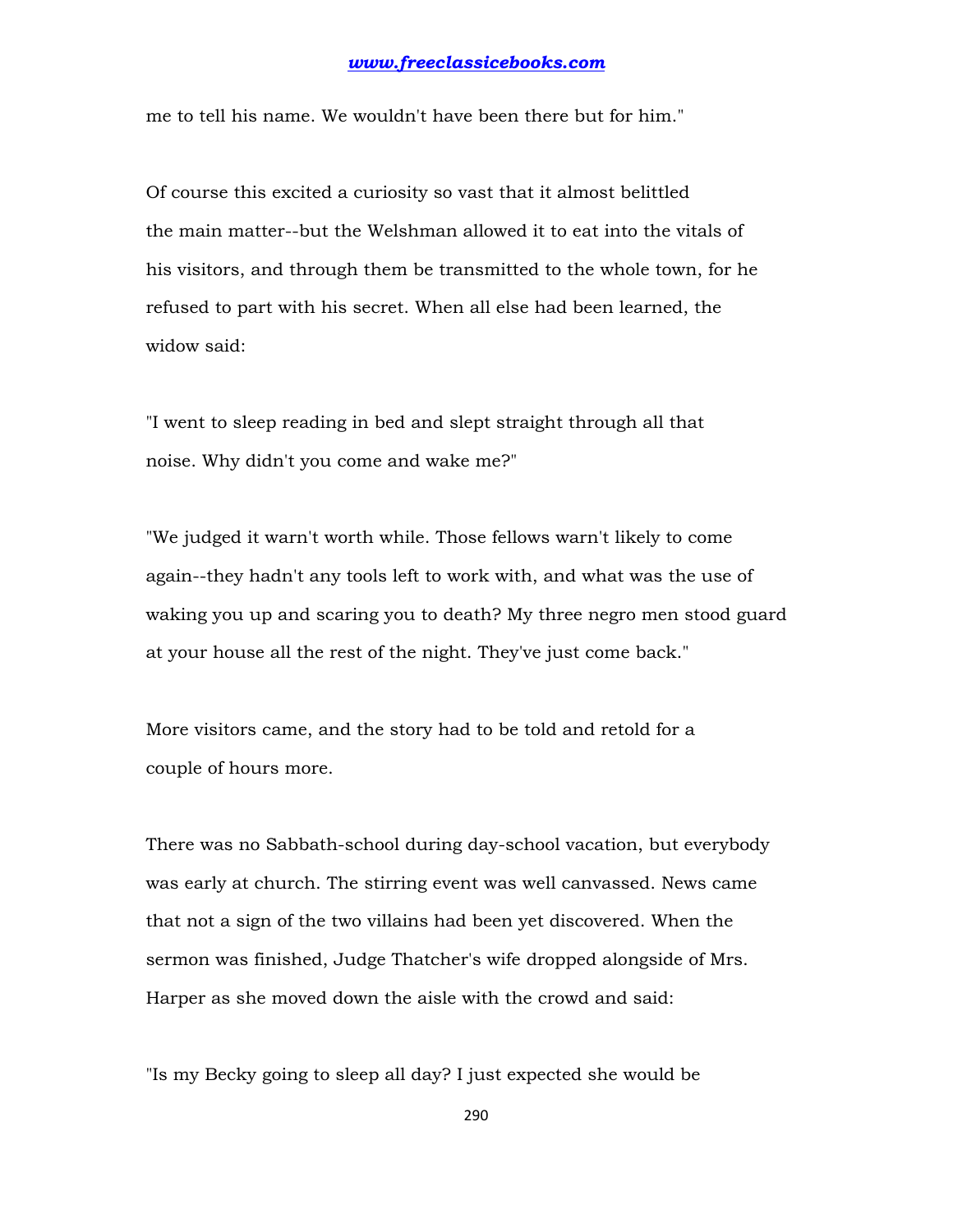me to tell his name. We wouldn't have been there but for him."

Of course this excited a curiosity so vast that it almost belittled the main matter--but the Welshman allowed it to eat into the vitals of his visitors, and through them be transmitted to the whole town, for he refused to part with his secret. When all else had been learned, the widow said:

"I went to sleep reading in bed and slept straight through all that noise. Why didn't you come and wake me?"

"We judged it warn't worth while. Those fellows warn't likely to come again--they hadn't any tools left to work with, and what was the use of waking you up and scaring you to death? My three negro men stood guard at your house all the rest of the night. They've just come back."

More visitors came, and the story had to be told and retold for a couple of hours more.

There was no Sabbath-school during day-school vacation, but everybody was early at church. The stirring event was well canvassed. News came that not a sign of the two villains had been yet discovered. When the sermon was finished, Judge Thatcher's wife dropped alongside of Mrs. Harper as she moved down the aisle with the crowd and said:

"Is my Becky going to sleep all day? I just expected she would be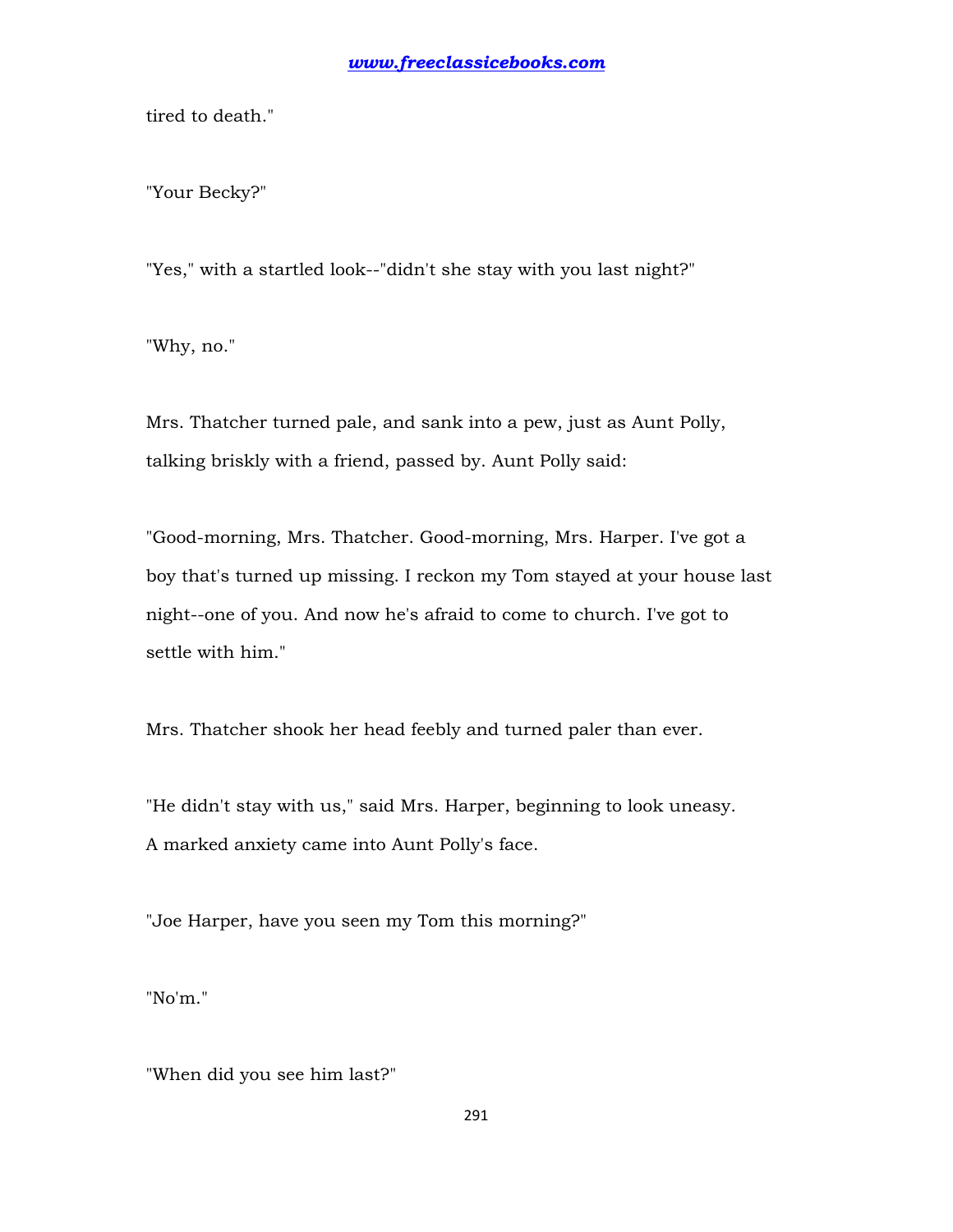tired to death."

"Your Becky?"

"Yes," with a startled look--"didn't she stay with you last night?"

"Why, no."

Mrs. Thatcher turned pale, and sank into a pew, just as Aunt Polly, talking briskly with a friend, passed by. Aunt Polly said:

"Good-morning, Mrs. Thatcher. Good-morning, Mrs. Harper. I've got a boy that's turned up missing. I reckon my Tom stayed at your house last night--one of you. And now he's afraid to come to church. I've got to settle with him."

Mrs. Thatcher shook her head feebly and turned paler than ever.

"He didn't stay with us," said Mrs. Harper, beginning to look uneasy. A marked anxiety came into Aunt Polly's face.

"Joe Harper, have you seen my Tom this morning?"

"No'm."

"When did you see him last?"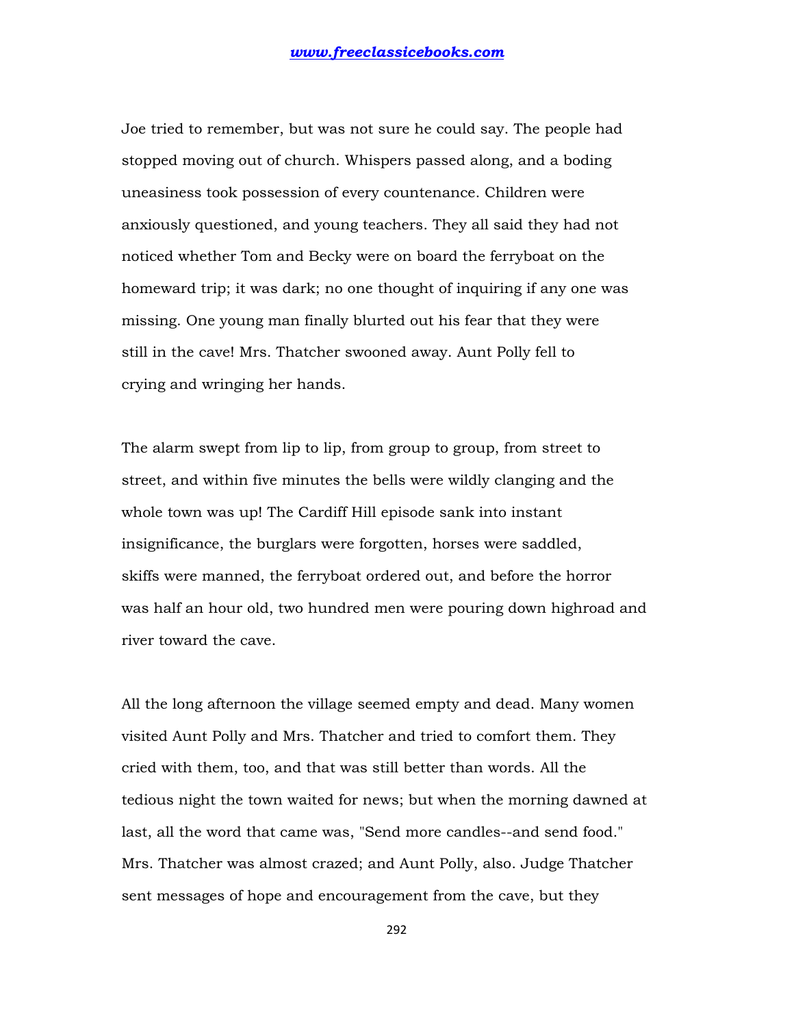Joe tried to remember, but was not sure he could say. The people had stopped moving out of church. Whispers passed along, and a boding uneasiness took possession of every countenance. Children were anxiously questioned, and young teachers. They all said they had not noticed whether Tom and Becky were on board the ferryboat on the homeward trip; it was dark; no one thought of inquiring if any one was missing. One young man finally blurted out his fear that they were still in the cave! Mrs. Thatcher swooned away. Aunt Polly fell to crying and wringing her hands.

The alarm swept from lip to lip, from group to group, from street to street, and within five minutes the bells were wildly clanging and the whole town was up! The Cardiff Hill episode sank into instant insignificance, the burglars were forgotten, horses were saddled, skiffs were manned, the ferryboat ordered out, and before the horror was half an hour old, two hundred men were pouring down highroad and river toward the cave.

All the long afternoon the village seemed empty and dead. Many women visited Aunt Polly and Mrs. Thatcher and tried to comfort them. They cried with them, too, and that was still better than words. All the tedious night the town waited for news; but when the morning dawned at last, all the word that came was, "Send more candles--and send food." Mrs. Thatcher was almost crazed; and Aunt Polly, also. Judge Thatcher sent messages of hope and encouragement from the cave, but they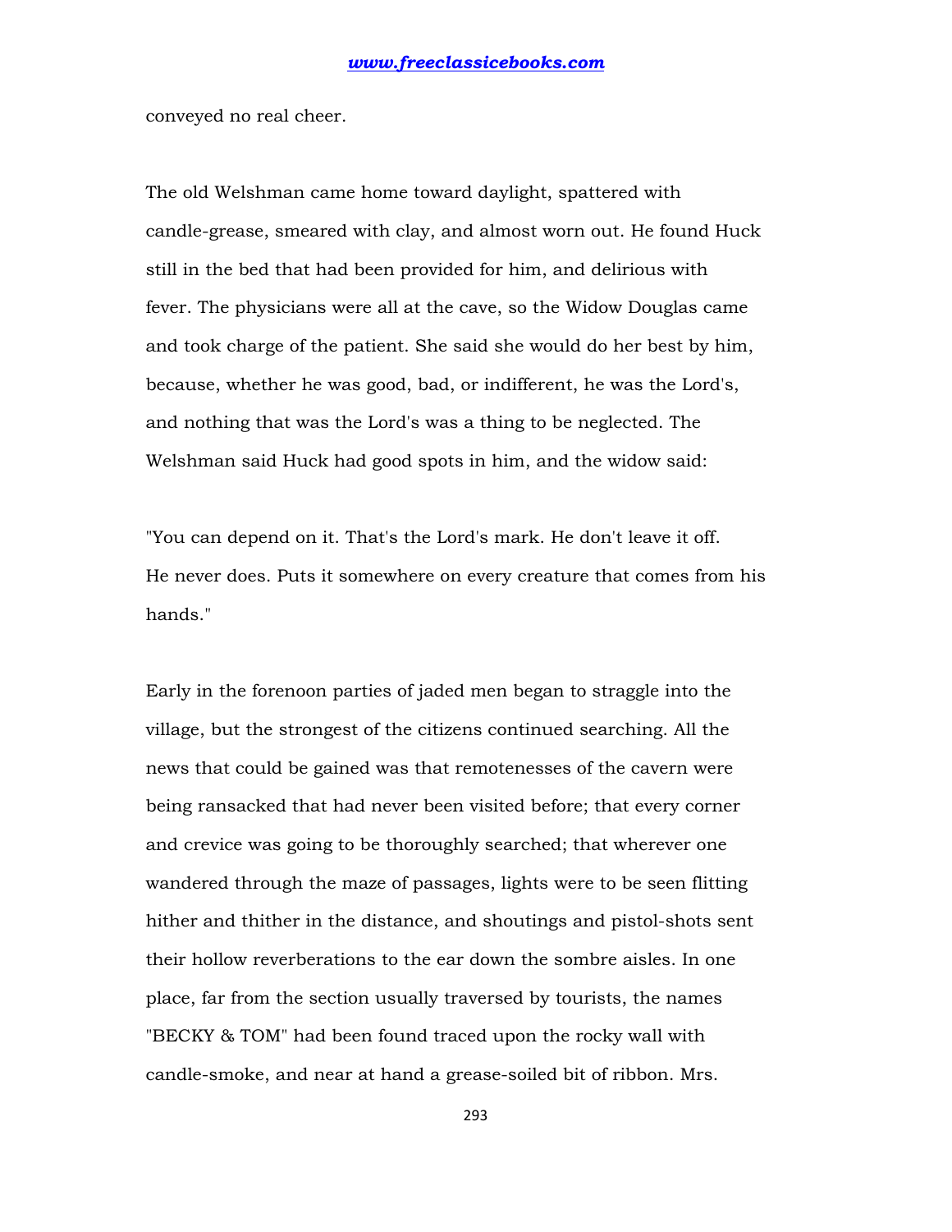conveyed no real cheer.

The old Welshman came home toward daylight, spattered with candle-grease, smeared with clay, and almost worn out. He found Huck still in the bed that had been provided for him, and delirious with fever. The physicians were all at the cave, so the Widow Douglas came and took charge of the patient. She said she would do her best by him, because, whether he was good, bad, or indifferent, he was the Lord's, and nothing that was the Lord's was a thing to be neglected. The Welshman said Huck had good spots in him, and the widow said:

"You can depend on it. That's the Lord's mark. He don't leave it off. He never does. Puts it somewhere on every creature that comes from his hands."

Early in the forenoon parties of jaded men began to straggle into the village, but the strongest of the citizens continued searching. All the news that could be gained was that remotenesses of the cavern were being ransacked that had never been visited before; that every corner and crevice was going to be thoroughly searched; that wherever one wandered through the maze of passages, lights were to be seen flitting hither and thither in the distance, and shoutings and pistol-shots sent their hollow reverberations to the ear down the sombre aisles. In one place, far from the section usually traversed by tourists, the names "BECKY & TOM" had been found traced upon the rocky wall with candle-smoke, and near at hand a grease-soiled bit of ribbon. Mrs.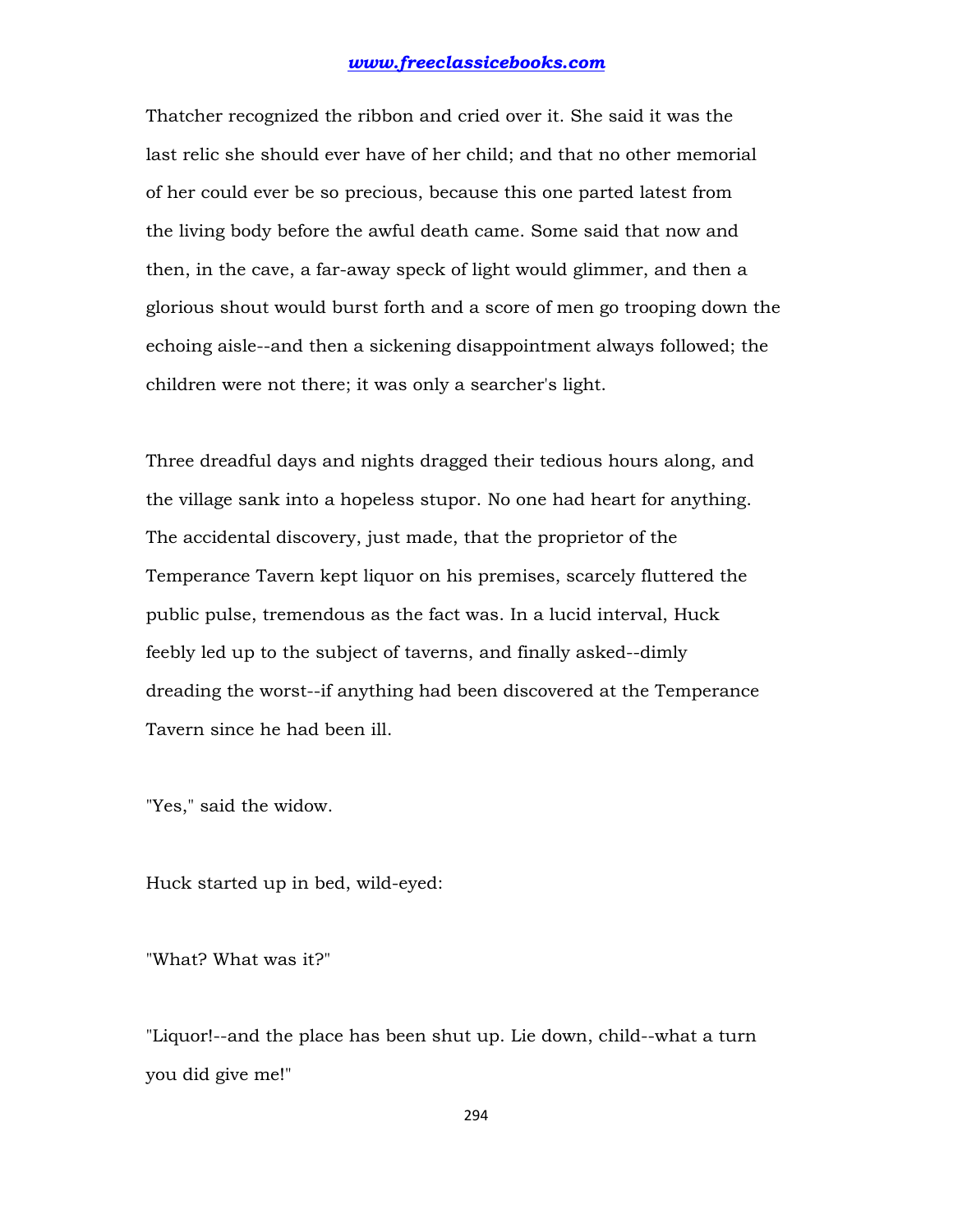Thatcher recognized the ribbon and cried over it. She said it was the last relic she should ever have of her child; and that no other memorial of her could ever be so precious, because this one parted latest from the living body before the awful death came. Some said that now and then, in the cave, a far-away speck of light would glimmer, and then a glorious shout would burst forth and a score of men go trooping down the echoing aisle--and then a sickening disappointment always followed; the children were not there; it was only a searcher's light.

Three dreadful days and nights dragged their tedious hours along, and the village sank into a hopeless stupor. No one had heart for anything. The accidental discovery, just made, that the proprietor of the Temperance Tavern kept liquor on his premises, scarcely fluttered the public pulse, tremendous as the fact was. In a lucid interval, Huck feebly led up to the subject of taverns, and finally asked--dimly dreading the worst--if anything had been discovered at the Temperance Tavern since he had been ill.

"Yes," said the widow.

Huck started up in bed, wild-eyed:

"What? What was it?"

"Liquor!--and the place has been shut up. Lie down, child--what a turn you did give me!"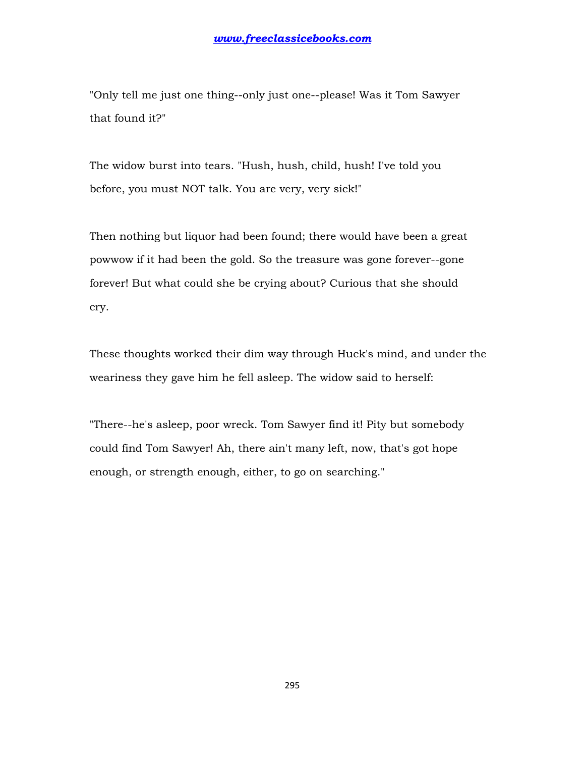"Only tell me just one thing--only just one--please! Was it Tom Sawyer that found it?"

The widow burst into tears. "Hush, hush, child, hush! I've told you before, you must NOT talk. You are very, very sick!"

Then nothing but liquor had been found; there would have been a great powwow if it had been the gold. So the treasure was gone forever--gone forever! But what could she be crying about? Curious that she should cry.

These thoughts worked their dim way through Huck's mind, and under the weariness they gave him he fell asleep. The widow said to herself:

"There--he's asleep, poor wreck. Tom Sawyer find it! Pity but somebody could find Tom Sawyer! Ah, there ain't many left, now, that's got hope enough, or strength enough, either, to go on searching."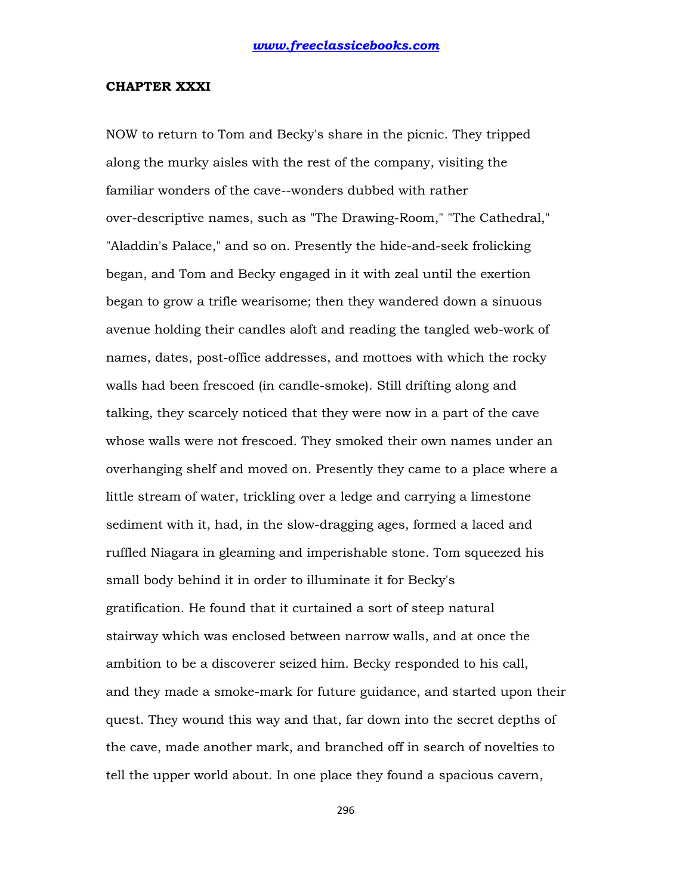## CHAPTER XXXI

NOW to return to Tom and Becky's share in the picnic. They tripped along the murky aisles with the rest of the company, visiting the familiar wonders of the cave--wonders dubbed with rather over-descriptive names, such as "The Drawing-Room," "The Cathedral," "Aladdin's Palace," and so on. Presently the hide-and-seek frolicking began, and Tom and Becky engaged in it with zeal until the exertion began to grow a trifle wearisome; then they wandered down a sinuous avenue holding their candles aloft and reading the tangled web-work of names, dates, post-office addresses, and mottoes with which the rocky walls had been frescoed (in candle-smoke). Still drifting along and talking, they scarcely noticed that they were now in a part of the cave whose walls were not frescoed. They smoked their own names under an overhanging shelf and moved on. Presently they came to a place where a little stream of water, trickling over a ledge and carrying a limestone sediment with it, had, in the slow-dragging ages, formed a laced and ruffled Niagara in gleaming and imperishable stone. Tom squeezed his small body behind it in order to illuminate it for Becky's gratification. He found that it curtained a sort of steep natural stairway which was enclosed between narrow walls, and at once the ambition to be a discoverer seized him. Becky responded to his call, and they made a smoke-mark for future guidance, and started upon their quest. They wound this way and that, far down into the secret depths of the cave, made another mark, and branched off in search of novelties to tell the upper world about. In one place they found a spacious cavern,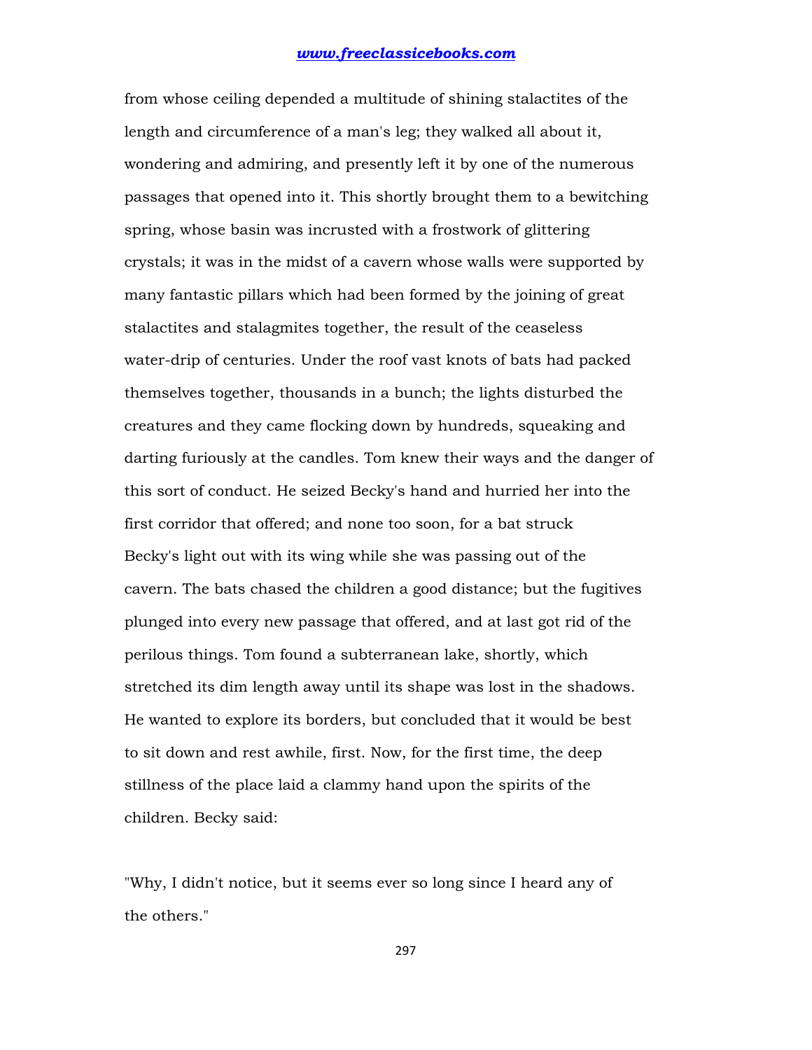from whose ceiling depended a multitude of shining stalactites of the length and circumference of a man's leg; they walked all about it, wondering and admiring, and presently left it by one of the numerous passages that opened into it. This shortly brought them to a bewitching spring, whose basin was incrusted with a frostwork of glittering crystals; it was in the midst of a cavern whose walls were supported by many fantastic pillars which had been formed by the joining of great stalactites and stalagmites together, the result of the ceaseless water-drip of centuries. Under the roof vast knots of bats had packed themselves together, thousands in a bunch; the lights disturbed the creatures and they came flocking down by hundreds, squeaking and darting furiously at the candles. Tom knew their ways and the danger of this sort of conduct. He seized Becky's hand and hurried her into the first corridor that offered; and none too soon, for a bat struck Becky's light out with its wing while she was passing out of the cavern. The bats chased the children a good distance; but the fugitives plunged into every new passage that offered, and at last got rid of the perilous things. Tom found a subterranean lake, shortly, which stretched its dim length away until its shape was lost in the shadows. He wanted to explore its borders, but concluded that it would be best to sit down and rest awhile, first. Now, for the first time, the deep stillness of the place laid a clammy hand upon the spirits of the children. Becky said:

"Why, I didn't notice, but it seems ever so long since I heard any of the others."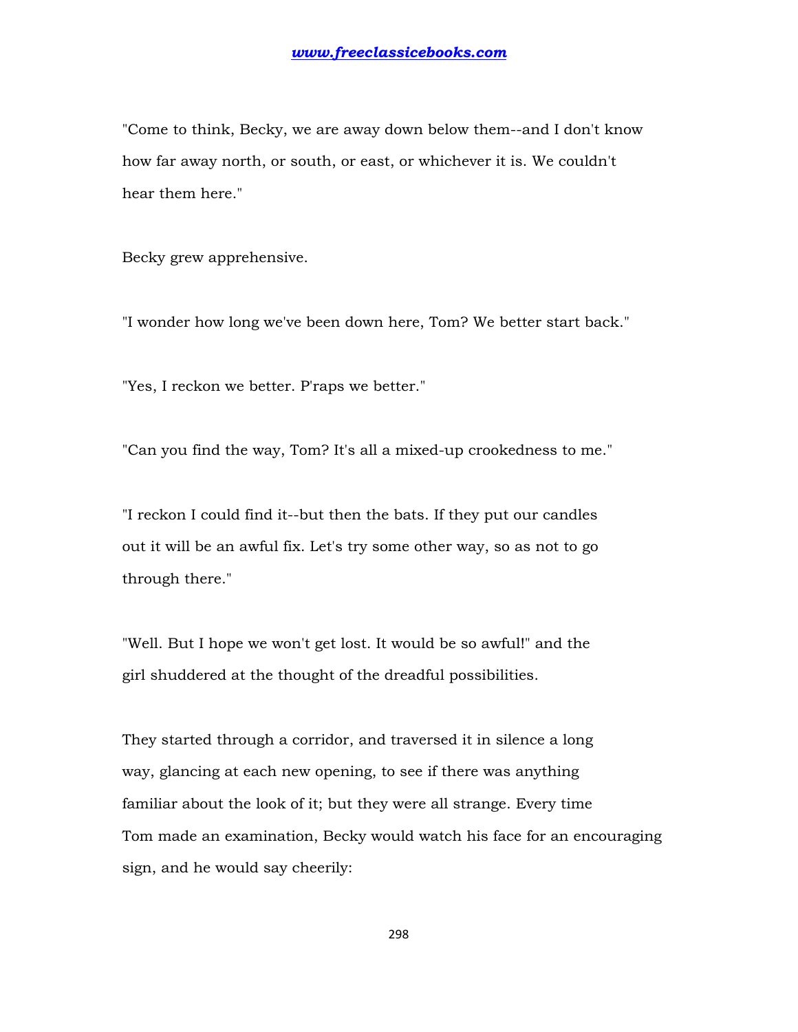"Come to think, Becky, we are away down below them--and I don't know how far away north, or south, or east, or whichever it is. We couldn't hear them here."

Becky grew apprehensive.

"I wonder how long we've been down here, Tom? We better start back."

"Yes, I reckon we better. P'raps we better."

"Can you find the way, Tom? It's all a mixed-up crookedness to me."

"I reckon I could find it--but then the bats. If they put our candles out it will be an awful fix. Let's try some other way, so as not to go through there."

"Well. But I hope we won't get lost. It would be so awful!" and the girl shuddered at the thought of the dreadful possibilities.

They started through a corridor, and traversed it in silence a long way, glancing at each new opening, to see if there was anything familiar about the look of it; but they were all strange. Every time Tom made an examination, Becky would watch his face for an encouraging sign, and he would say cheerily: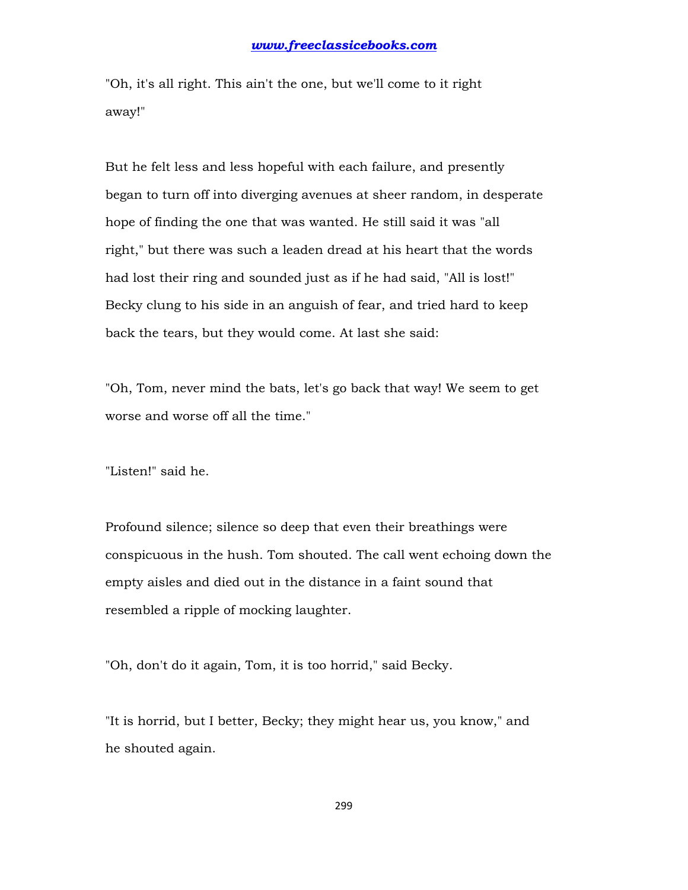"Oh, it's all right. This ain't the one, but we'll come to it right away!"

But he felt less and less hopeful with each failure, and presently began to turn off into diverging avenues at sheer random, in desperate hope of finding the one that was wanted. He still said it was "all right," but there was such a leaden dread at his heart that the words had lost their ring and sounded just as if he had said, "All is lost!" Becky clung to his side in an anguish of fear, and tried hard to keep back the tears, but they would come. At last she said:

"Oh, Tom, never mind the bats, let's go back that way! We seem to get worse and worse off all the time."

"Listen!" said he.

Profound silence; silence so deep that even their breathings were conspicuous in the hush. Tom shouted. The call went echoing down the empty aisles and died out in the distance in a faint sound that resembled a ripple of mocking laughter.

"Oh, don't do it again, Tom, it is too horrid," said Becky.

"It is horrid, but I better, Becky; they might hear us, you know," and he shouted again.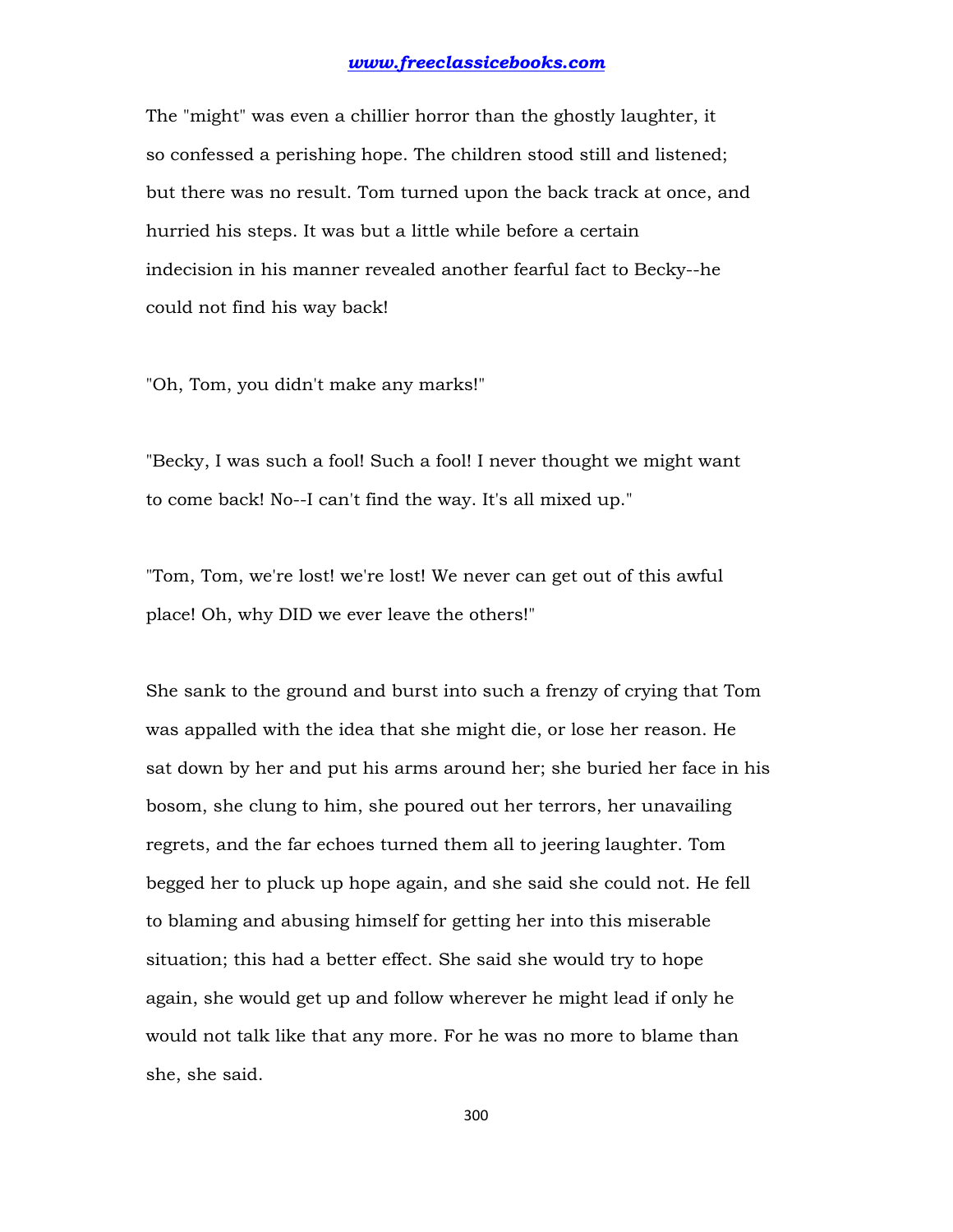The "might" was even a chillier horror than the ghostly laughter, it so confessed a perishing hope. The children stood still and listened; but there was no result. Tom turned upon the back track at once, and hurried his steps. It was but a little while before a certain indecision in his manner revealed another fearful fact to Becky--he could not find his way back!

"Oh, Tom, you didn't make any marks!"

"Becky, I was such a fool! Such a fool! I never thought we might want to come back! No--I can't find the way. It's all mixed up."

"Tom, Tom, we're lost! we're lost! We never can get out of this awful place! Oh, why DID we ever leave the others!"

She sank to the ground and burst into such a frenzy of crying that Tom was appalled with the idea that she might die, or lose her reason. He sat down by her and put his arms around her; she buried her face in his bosom, she clung to him, she poured out her terrors, her unavailing regrets, and the far echoes turned them all to jeering laughter. Tom begged her to pluck up hope again, and she said she could not. He fell to blaming and abusing himself for getting her into this miserable situation; this had a better effect. She said she would try to hope again, she would get up and follow wherever he might lead if only he would not talk like that any more. For he was no more to blame than she, she said.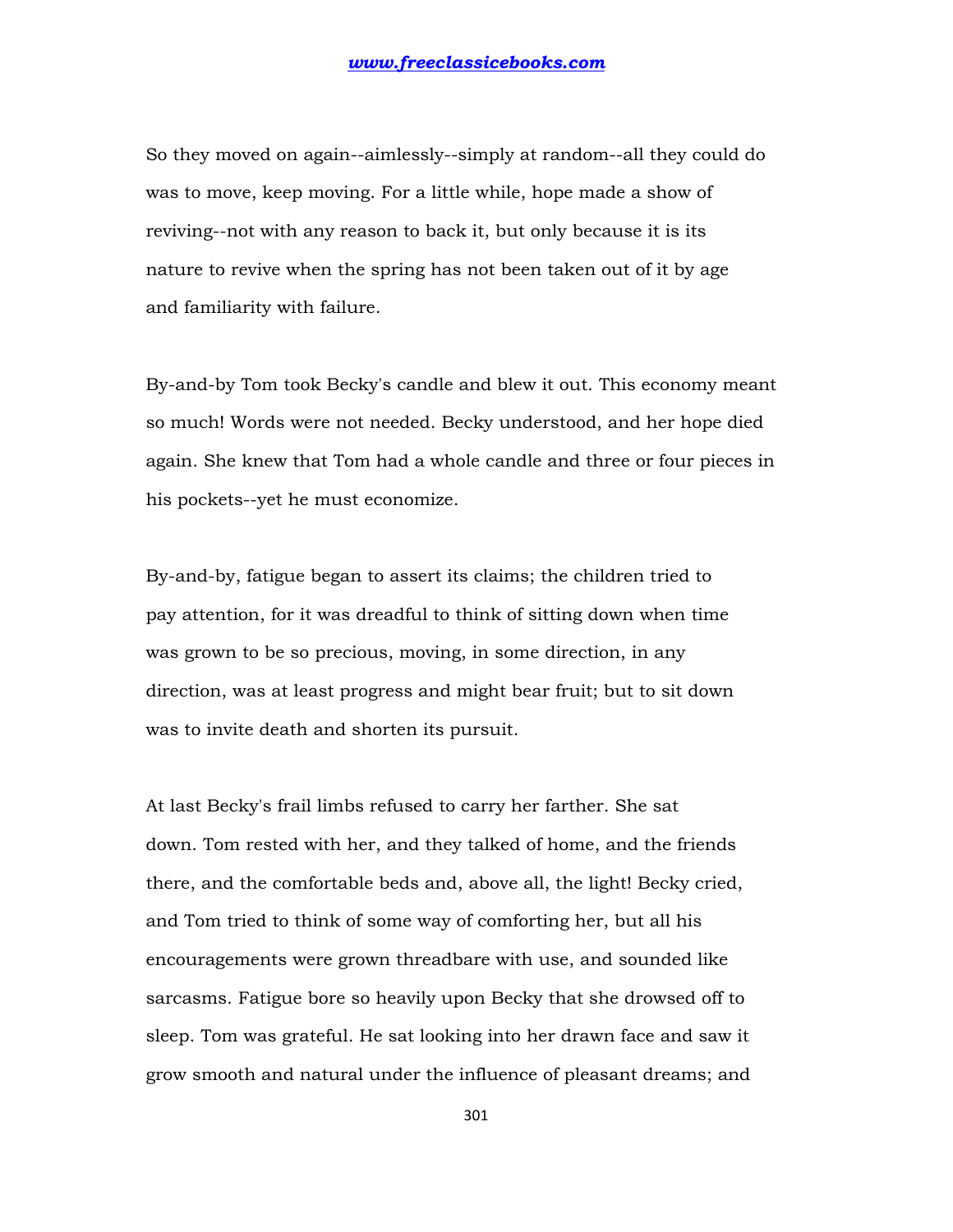So they moved on again--aimlessly--simply at random--all they could do was to move, keep moving. For a little while, hope made a show of reviving--not with any reason to back it, but only because it is its nature to revive when the spring has not been taken out of it by age and familiarity with failure.

By-and-by Tom took Becky's candle and blew it out. This economy meant so much! Words were not needed. Becky understood, and her hope died again. She knew that Tom had a whole candle and three or four pieces in his pockets--yet he must economize.

By-and-by, fatigue began to assert its claims; the children tried to pay attention, for it was dreadful to think of sitting down when time was grown to be so precious, moving, in some direction, in any direction, was at least progress and might bear fruit; but to sit down was to invite death and shorten its pursuit.

At last Becky's frail limbs refused to carry her farther. She sat down. Tom rested with her, and they talked of home, and the friends there, and the comfortable beds and, above all, the light! Becky cried, and Tom tried to think of some way of comforting her, but all his encouragements were grown threadbare with use, and sounded like sarcasms. Fatigue bore so heavily upon Becky that she drowsed off to sleep. Tom was grateful. He sat looking into her drawn face and saw it grow smooth and natural under the influence of pleasant dreams; and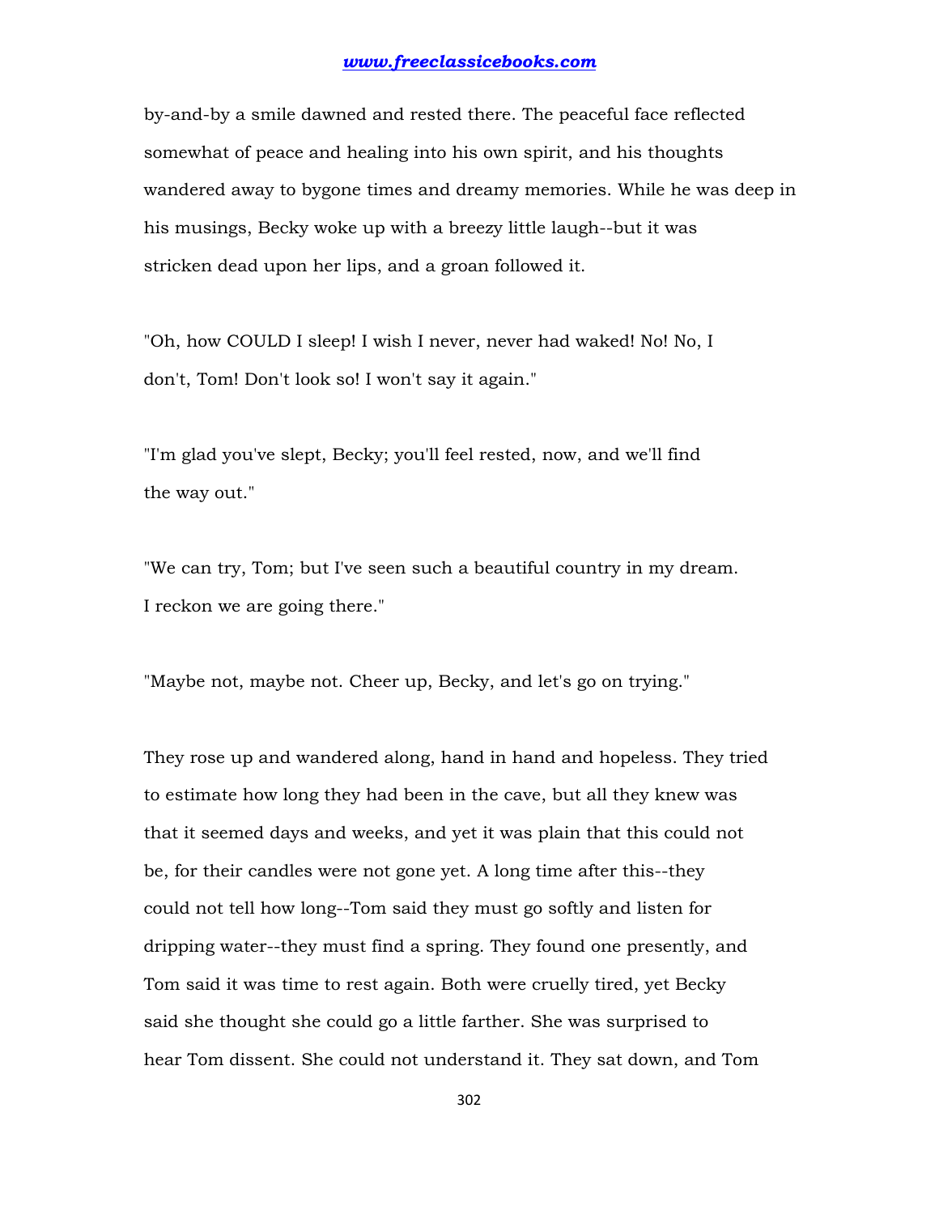by-and-by a smile dawned and rested there. The peaceful face reflected somewhat of peace and healing into his own spirit, and his thoughts wandered away to bygone times and dreamy memories. While he was deep in his musings, Becky woke up with a breezy little laugh--but it was stricken dead upon her lips, and a groan followed it.

"Oh, how COULD I sleep! I wish I never, never had waked! No! No, I don't, Tom! Don't look so! I won't say it again."

"I'm glad you've slept, Becky; you'll feel rested, now, and we'll find the way out."

"We can try, Tom; but I've seen such a beautiful country in my dream. I reckon we are going there."

"Maybe not, maybe not. Cheer up, Becky, and let's go on trying."

They rose up and wandered along, hand in hand and hopeless. They tried to estimate how long they had been in the cave, but all they knew was that it seemed days and weeks, and yet it was plain that this could not be, for their candles were not gone yet. A long time after this--they could not tell how long--Tom said they must go softly and listen for dripping water--they must find a spring. They found one presently, and Tom said it was time to rest again. Both were cruelly tired, yet Becky said she thought she could go a little farther. She was surprised to hear Tom dissent. She could not understand it. They sat down, and Tom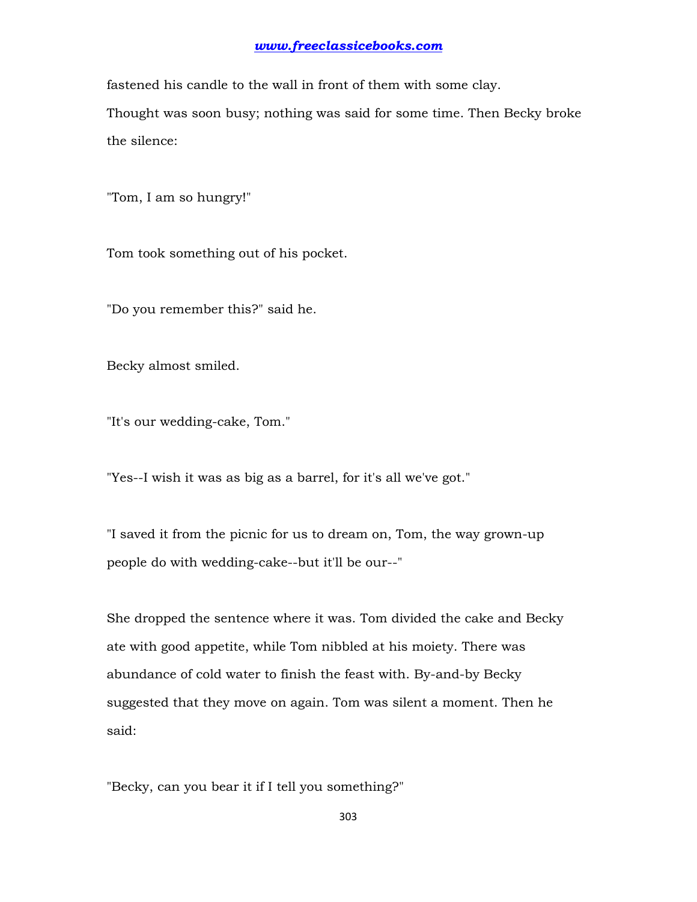fastened his candle to the wall in front of them with some clay.

Thought was soon busy; nothing was said for some time. Then Becky broke the silence:

"Tom, I am so hungry!"

Tom took something out of his pocket.

"Do you remember this?" said he.

Becky almost smiled.

"It's our wedding-cake, Tom."

"Yes--I wish it was as big as a barrel, for it's all we've got."

"I saved it from the picnic for us to dream on, Tom, the way grown-up people do with wedding-cake--but it'll be our--"

She dropped the sentence where it was. Tom divided the cake and Becky ate with good appetite, while Tom nibbled at his moiety. There was abundance of cold water to finish the feast with. By-and-by Becky suggested that they move on again. Tom was silent a moment. Then he said:

"Becky, can you bear it if I tell you something?"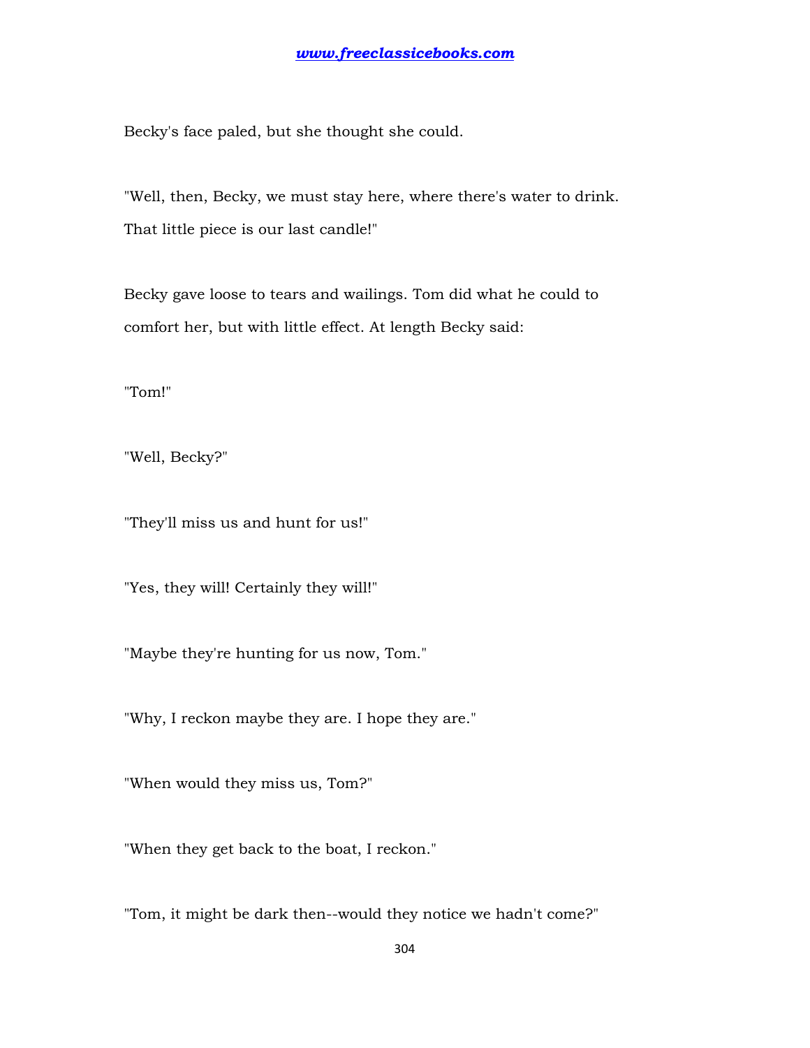Becky's face paled, but she thought she could.

"Well, then, Becky, we must stay here, where there's water to drink. That little piece is our last candle!"

Becky gave loose to tears and wailings. Tom did what he could to comfort her, but with little effect. At length Becky said:

"Tom!"

"Well, Becky?"

"They'll miss us and hunt for us!"

"Yes, they will! Certainly they will!"

"Maybe they're hunting for us now, Tom."

"Why, I reckon maybe they are. I hope they are."

"When would they miss us, Tom?"

"When they get back to the boat, I reckon."

"Tom, it might be dark then--would they notice we hadn't come?"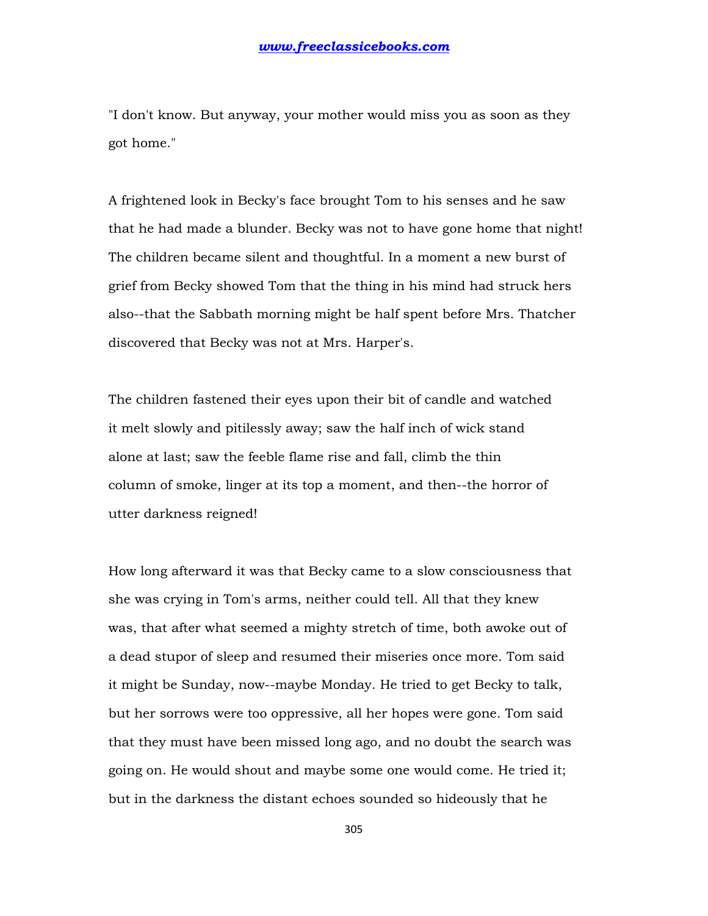"I don't know. But anyway, your mother would miss you as soon as they got home."

A frightened look in Becky's face brought Tom to his senses and he saw that he had made a blunder. Becky was not to have gone home that night! The children became silent and thoughtful. In a moment a new burst of grief from Becky showed Tom that the thing in his mind had struck hers also--that the Sabbath morning might be half spent before Mrs. Thatcher discovered that Becky was not at Mrs. Harper's.

The children fastened their eyes upon their bit of candle and watched it melt slowly and pitilessly away; saw the half inch of wick stand alone at last; saw the feeble flame rise and fall, climb the thin column of smoke, linger at its top a moment, and then--the horror of utter darkness reigned!

How long afterward it was that Becky came to a slow consciousness that she was crying in Tom's arms, neither could tell. All that they knew was, that after what seemed a mighty stretch of time, both awoke out of a dead stupor of sleep and resumed their miseries once more. Tom said it might be Sunday, now--maybe Monday. He tried to get Becky to talk, but her sorrows were too oppressive, all her hopes were gone. Tom said that they must have been missed long ago, and no doubt the search was going on. He would shout and maybe some one would come. He tried it; but in the darkness the distant echoes sounded so hideously that he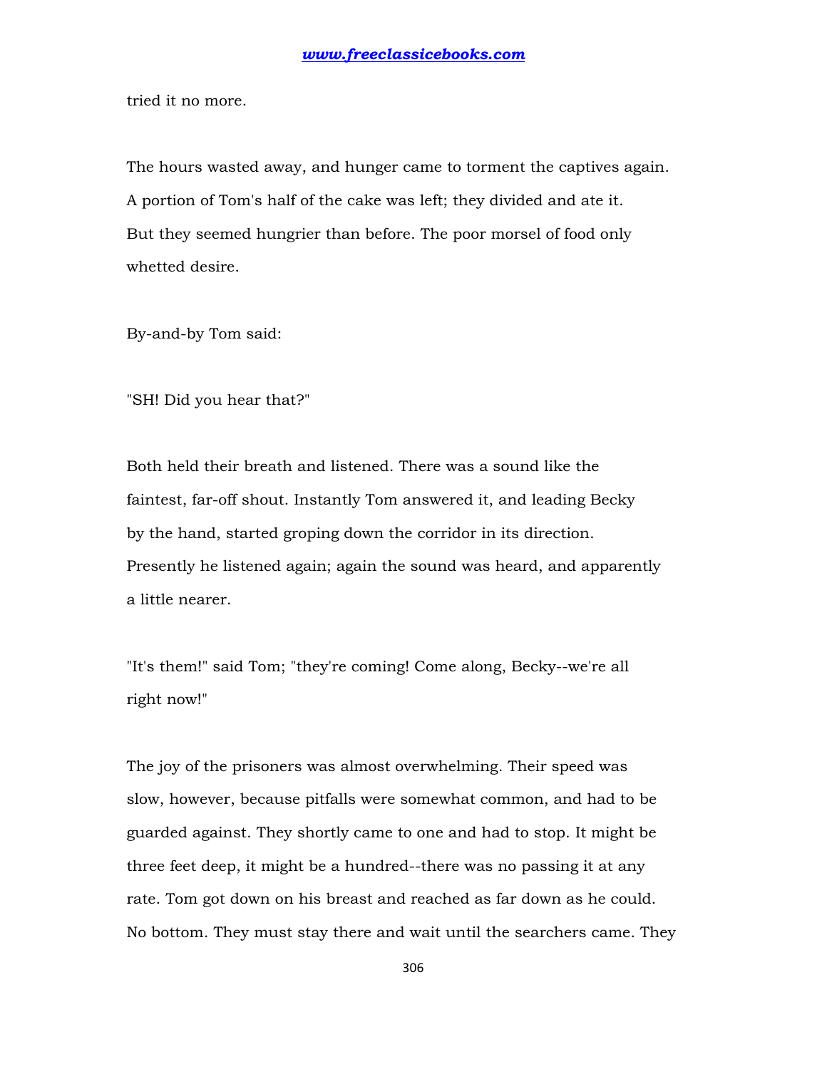tried it no more.

The hours wasted away, and hunger came to torment the captives again. A portion of Tom's half of the cake was left; they divided and ate it. But they seemed hungrier than before. The poor morsel of food only whetted desire.

By-and-by Tom said:

"SH! Did you hear that?"

Both held their breath and listened. There was a sound like the faintest, far-off shout. Instantly Tom answered it, and leading Becky by the hand, started groping down the corridor in its direction. Presently he listened again; again the sound was heard, and apparently a little nearer.

"It's them!" said Tom; "they're coming! Come along, Becky--we're all right now!"

The joy of the prisoners was almost overwhelming. Their speed was slow, however, because pitfalls were somewhat common, and had to be guarded against. They shortly came to one and had to stop. It might be three feet deep, it might be a hundred--there was no passing it at any rate. Tom got down on his breast and reached as far down as he could. No bottom. They must stay there and wait until the searchers came. They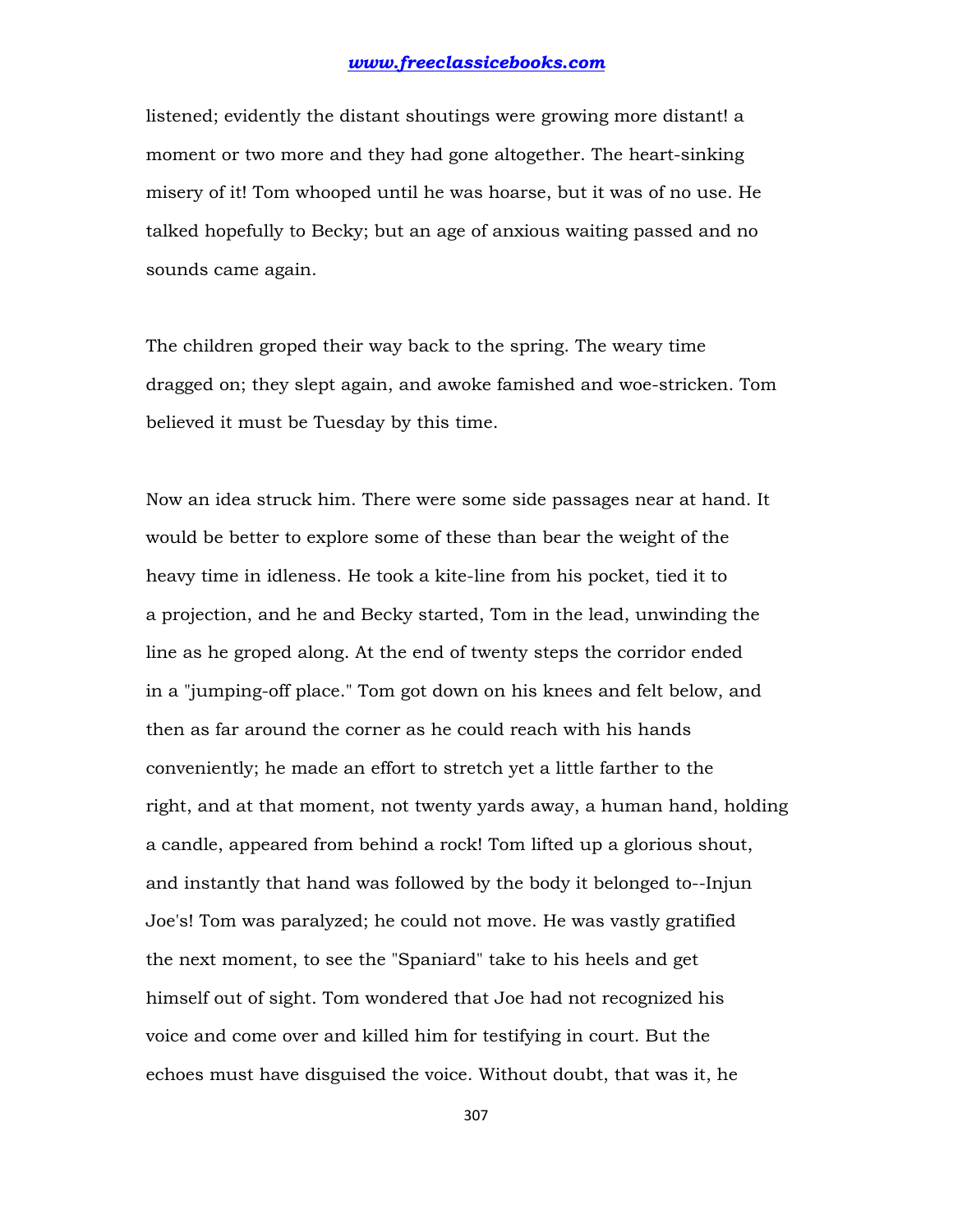listened; evidently the distant shoutings were growing more distant! a moment or two more and they had gone altogether. The heart-sinking misery of it! Tom whooped until he was hoarse, but it was of no use. He talked hopefully to Becky; but an age of anxious waiting passed and no sounds came again.

The children groped their way back to the spring. The weary time dragged on; they slept again, and awoke famished and woe-stricken. Tom believed it must be Tuesday by this time.

Now an idea struck him. There were some side passages near at hand. It would be better to explore some of these than bear the weight of the heavy time in idleness. He took a kite-line from his pocket, tied it to a projection, and he and Becky started, Tom in the lead, unwinding the line as he groped along. At the end of twenty steps the corridor ended in a "jumping-off place." Tom got down on his knees and felt below, and then as far around the corner as he could reach with his hands conveniently; he made an effort to stretch yet a little farther to the right, and at that moment, not twenty yards away, a human hand, holding a candle, appeared from behind a rock! Tom lifted up a glorious shout, and instantly that hand was followed by the body it belonged to--Injun Joe's! Tom was paralyzed; he could not move. He was vastly gratified the next moment, to see the "Spaniard" take to his heels and get himself out of sight. Tom wondered that Joe had not recognized his voice and come over and killed him for testifying in court. But the echoes must have disguised the voice. Without doubt, that was it, he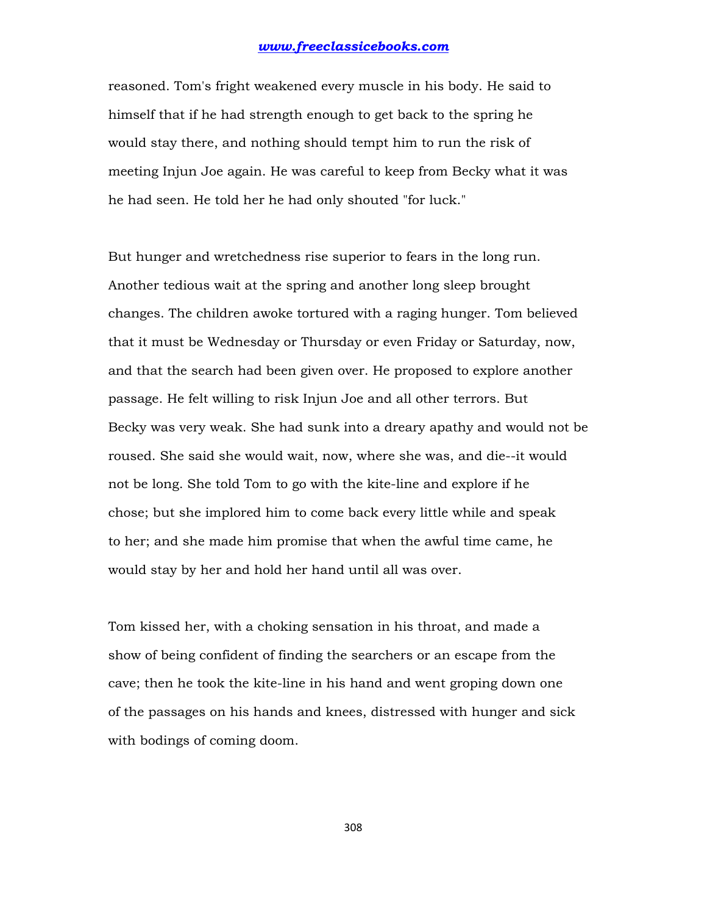reasoned. Tom's fright weakened every muscle in his body. He said to himself that if he had strength enough to get back to the spring he would stay there, and nothing should tempt him to run the risk of meeting Injun Joe again. He was careful to keep from Becky what it was he had seen. He told her he had only shouted "for luck."

But hunger and wretchedness rise superior to fears in the long run. Another tedious wait at the spring and another long sleep brought changes. The children awoke tortured with a raging hunger. Tom believed that it must be Wednesday or Thursday or even Friday or Saturday, now, and that the search had been given over. He proposed to explore another passage. He felt willing to risk Injun Joe and all other terrors. But Becky was very weak. She had sunk into a dreary apathy and would not be roused. She said she would wait, now, where she was, and die--it would not be long. She told Tom to go with the kite-line and explore if he chose; but she implored him to come back every little while and speak to her; and she made him promise that when the awful time came, he would stay by her and hold her hand until all was over.

Tom kissed her, with a choking sensation in his throat, and made a show of being confident of finding the searchers or an escape from the cave; then he took the kite-line in his hand and went groping down one of the passages on his hands and knees, distressed with hunger and sick with bodings of coming doom.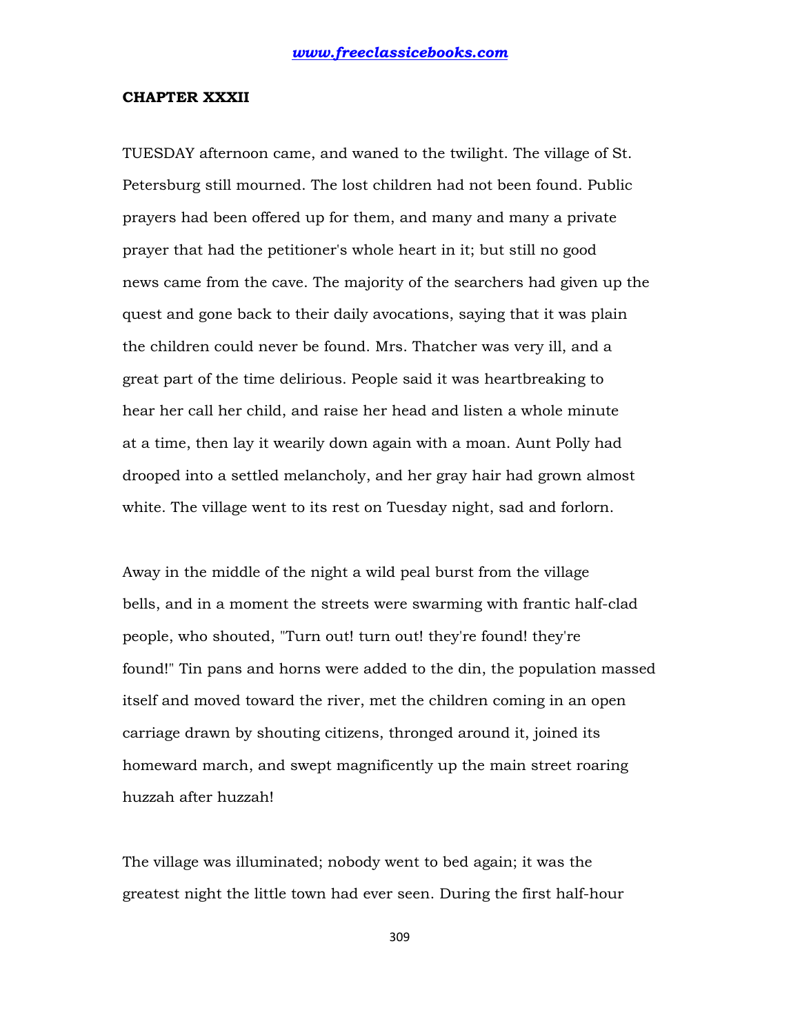## CHAPTER XXXII

TUESDAY afternoon came, and waned to the twilight. The village of St. Petersburg still mourned. The lost children had not been found. Public prayers had been offered up for them, and many and many a private prayer that had the petitioner's whole heart in it; but still no good news came from the cave. The majority of the searchers had given up the quest and gone back to their daily avocations, saying that it was plain the children could never be found. Mrs. Thatcher was very ill, and a great part of the time delirious. People said it was heartbreaking to hear her call her child, and raise her head and listen a whole minute at a time, then lay it wearily down again with a moan. Aunt Polly had drooped into a settled melancholy, and her gray hair had grown almost white. The village went to its rest on Tuesday night, sad and forlorn.

Away in the middle of the night a wild peal burst from the village bells, and in a moment the streets were swarming with frantic half-clad people, who shouted, "Turn out! turn out! they're found! they're found!" Tin pans and horns were added to the din, the population massed itself and moved toward the river, met the children coming in an open carriage drawn by shouting citizens, thronged around it, joined its homeward march, and swept magnificently up the main street roaring huzzah after huzzah!

The village was illuminated; nobody went to bed again; it was the greatest night the little town had ever seen. During the first half-hour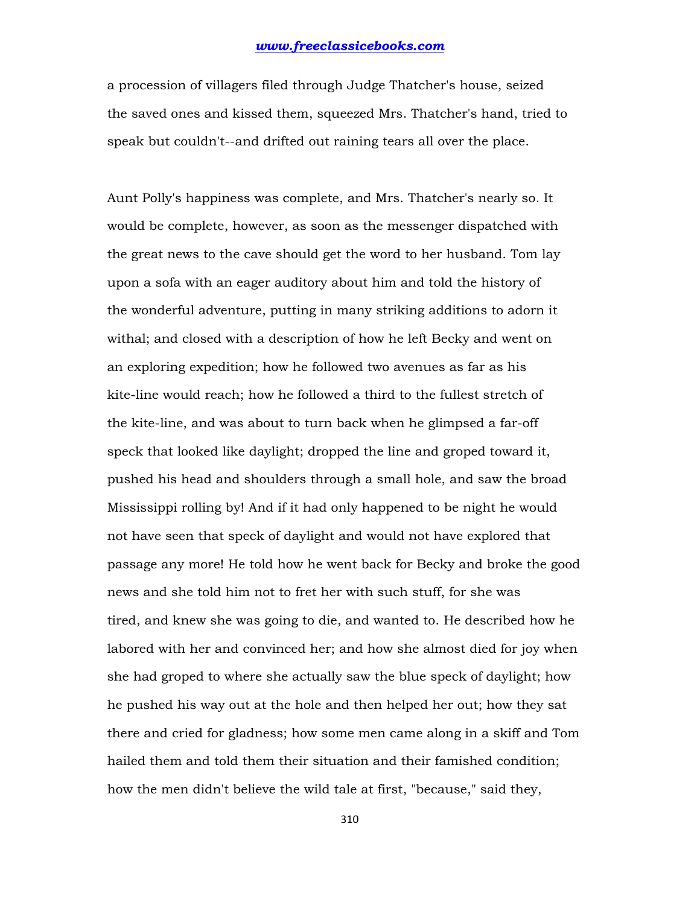a procession of villagers filed through Judge Thatcher's house, seized the saved ones and kissed them, squeezed Mrs. Thatcher's hand, tried to speak but couldn't--and drifted out raining tears all over the place.

Aunt Polly's happiness was complete, and Mrs. Thatcher's nearly so. It would be complete, however, as soon as the messenger dispatched with the great news to the cave should get the word to her husband. Tom lay upon a sofa with an eager auditory about him and told the history of the wonderful adventure, putting in many striking additions to adorn it withal; and closed with a description of how he left Becky and went on an exploring expedition; how he followed two avenues as far as his kite-line would reach; how he followed a third to the fullest stretch of the kite-line, and was about to turn back when he glimpsed a far-off speck that looked like daylight; dropped the line and groped toward it, pushed his head and shoulders through a small hole, and saw the broad Mississippi rolling by! And if it had only happened to be night he would not have seen that speck of daylight and would not have explored that passage any more! He told how he went back for Becky and broke the good news and she told him not to fret her with such stuff, for she was tired, and knew she was going to die, and wanted to. He described how he labored with her and convinced her; and how she almost died for joy when she had groped to where she actually saw the blue speck of daylight; how he pushed his way out at the hole and then helped her out; how they sat there and cried for gladness; how some men came along in a skiff and Tom hailed them and told them their situation and their famished condition; how the men didn't believe the wild tale at first, "because," said they,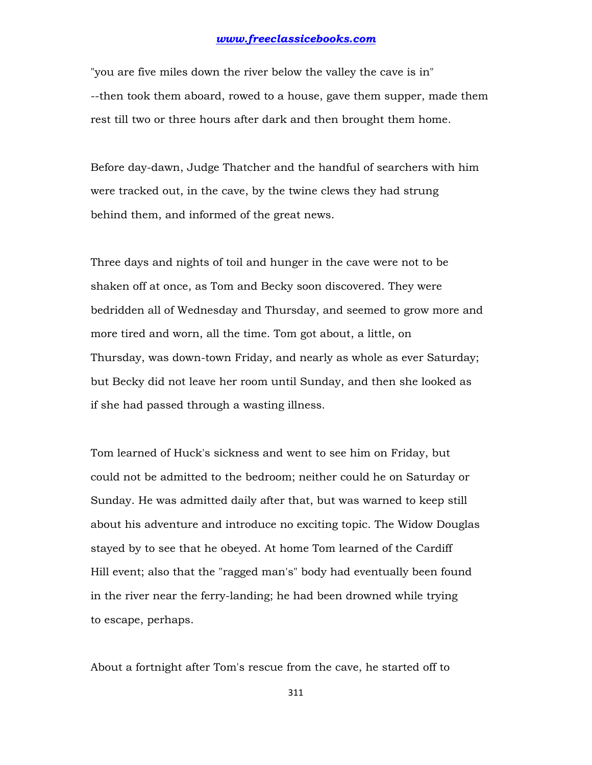"you are five miles down the river below the valley the cave is in" --then took them aboard, rowed to a house, gave them supper, made them rest till two or three hours after dark and then brought them home.

Before day-dawn, Judge Thatcher and the handful of searchers with him were tracked out, in the cave, by the twine clews they had strung behind them, and informed of the great news.

Three days and nights of toil and hunger in the cave were not to be shaken off at once, as Tom and Becky soon discovered. They were bedridden all of Wednesday and Thursday, and seemed to grow more and more tired and worn, all the time. Tom got about, a little, on Thursday, was down-town Friday, and nearly as whole as ever Saturday; but Becky did not leave her room until Sunday, and then she looked as if she had passed through a wasting illness.

Tom learned of Huck's sickness and went to see him on Friday, but could not be admitted to the bedroom; neither could he on Saturday or Sunday. He was admitted daily after that, but was warned to keep still about his adventure and introduce no exciting topic. The Widow Douglas stayed by to see that he obeyed. At home Tom learned of the Cardiff Hill event; also that the "ragged man's" body had eventually been found in the river near the ferry-landing; he had been drowned while trying to escape, perhaps.

About a fortnight after Tom's rescue from the cave, he started off to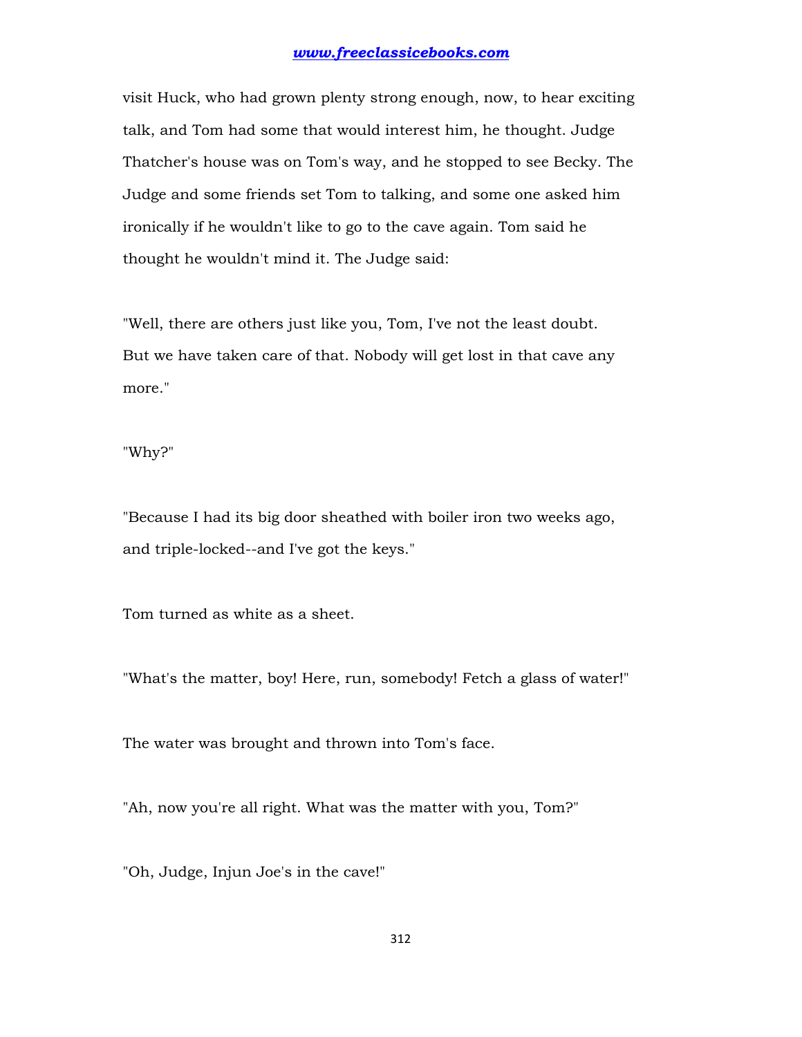visit Huck, who had grown plenty strong enough, now, to hear exciting talk, and Tom had some that would interest him, he thought. Judge Thatcher's house was on Tom's way, and he stopped to see Becky. The Judge and some friends set Tom to talking, and some one asked him ironically if he wouldn't like to go to the cave again. Tom said he thought he wouldn't mind it. The Judge said:

"Well, there are others just like you, Tom, I've not the least doubt. But we have taken care of that. Nobody will get lost in that cave any more."

"Why?"

"Because I had its big door sheathed with boiler iron two weeks ago, and triple-locked--and I've got the keys."

Tom turned as white as a sheet.

"What's the matter, boy! Here, run, somebody! Fetch a glass of water!"

The water was brought and thrown into Tom's face.

"Ah, now you're all right. What was the matter with you, Tom?"

"Oh, Judge, Injun Joe's in the cave!"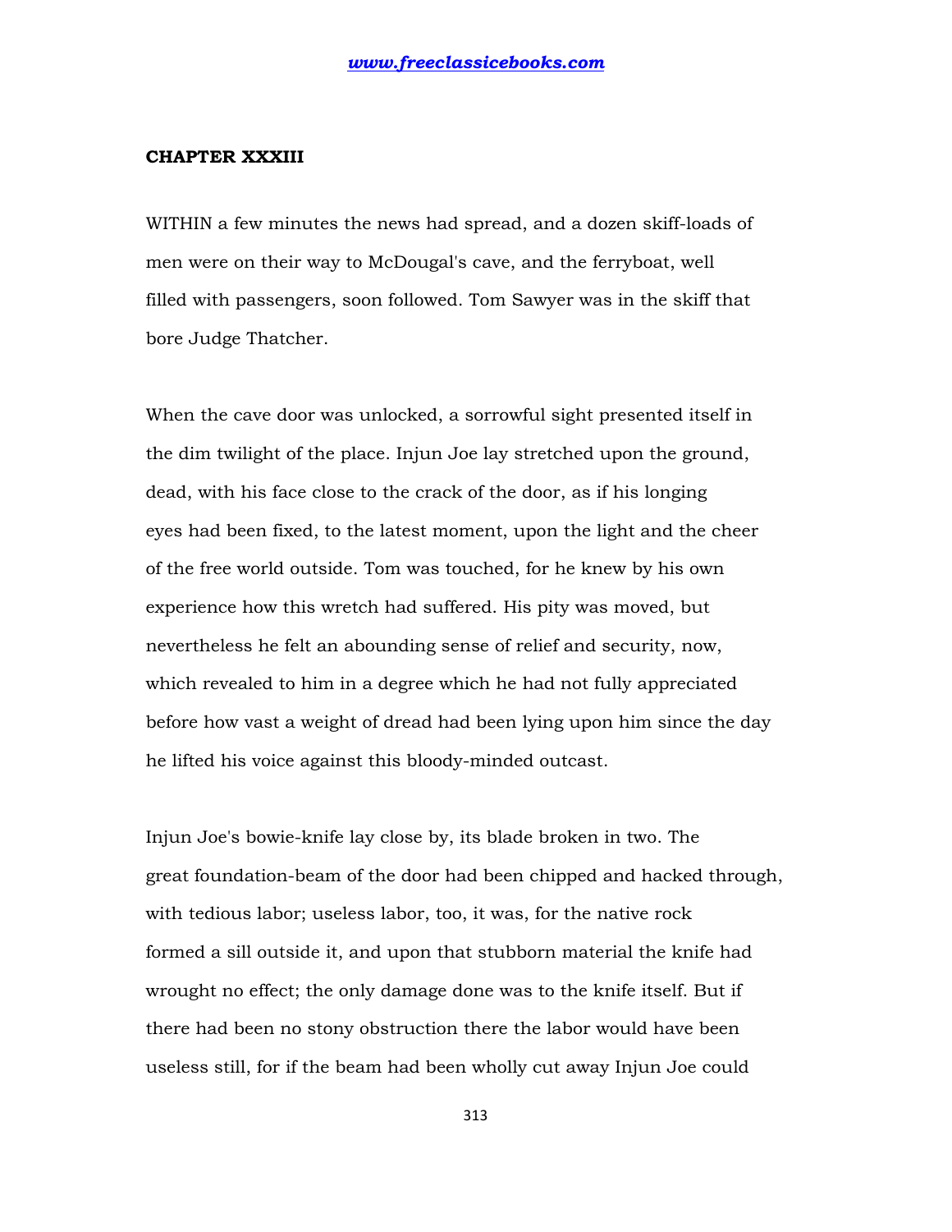## CHAPTER XXXIII

WITHIN a few minutes the news had spread, and a dozen skiff-loads of men were on their way to McDougal's cave, and the ferryboat, well filled with passengers, soon followed. Tom Sawyer was in the skiff that bore Judge Thatcher.

When the cave door was unlocked, a sorrowful sight presented itself in the dim twilight of the place. Injun Joe lay stretched upon the ground, dead, with his face close to the crack of the door, as if his longing eyes had been fixed, to the latest moment, upon the light and the cheer of the free world outside. Tom was touched, for he knew by his own experience how this wretch had suffered. His pity was moved, but nevertheless he felt an abounding sense of relief and security, now, which revealed to him in a degree which he had not fully appreciated before how vast a weight of dread had been lying upon him since the day he lifted his voice against this bloody-minded outcast.

Injun Joe's bowie-knife lay close by, its blade broken in two. The great foundation-beam of the door had been chipped and hacked through, with tedious labor; useless labor, too, it was, for the native rock formed a sill outside it, and upon that stubborn material the knife had wrought no effect; the only damage done was to the knife itself. But if there had been no stony obstruction there the labor would have been useless still, for if the beam had been wholly cut away Injun Joe could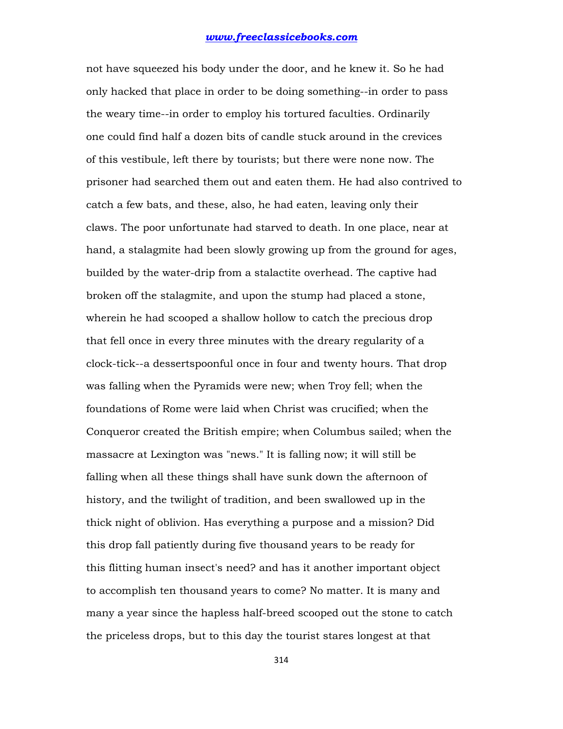not have squeezed his body under the door, and he knew it. So he had only hacked that place in order to be doing something--in order to pass the weary time--in order to employ his tortured faculties. Ordinarily one could find half a dozen bits of candle stuck around in the crevices of this vestibule, left there by tourists; but there were none now. The prisoner had searched them out and eaten them. He had also contrived to catch a few bats, and these, also, he had eaten, leaving only their claws. The poor unfortunate had starved to death. In one place, near at hand, a stalagmite had been slowly growing up from the ground for ages, builded by the water-drip from a stalactite overhead. The captive had broken off the stalagmite, and upon the stump had placed a stone, wherein he had scooped a shallow hollow to catch the precious drop that fell once in every three minutes with the dreary regularity of a clock-tick--a dessertspoonful once in four and twenty hours. That drop was falling when the Pyramids were new; when Troy fell; when the foundations of Rome were laid when Christ was crucified; when the Conqueror created the British empire; when Columbus sailed; when the massacre at Lexington was "news." It is falling now; it will still be falling when all these things shall have sunk down the afternoon of history, and the twilight of tradition, and been swallowed up in the thick night of oblivion. Has everything a purpose and a mission? Did this drop fall patiently during five thousand years to be ready for this flitting human insect's need? and has it another important object to accomplish ten thousand years to come? No matter. It is many and many a year since the hapless half-breed scooped out the stone to catch the priceless drops, but to this day the tourist stares longest at that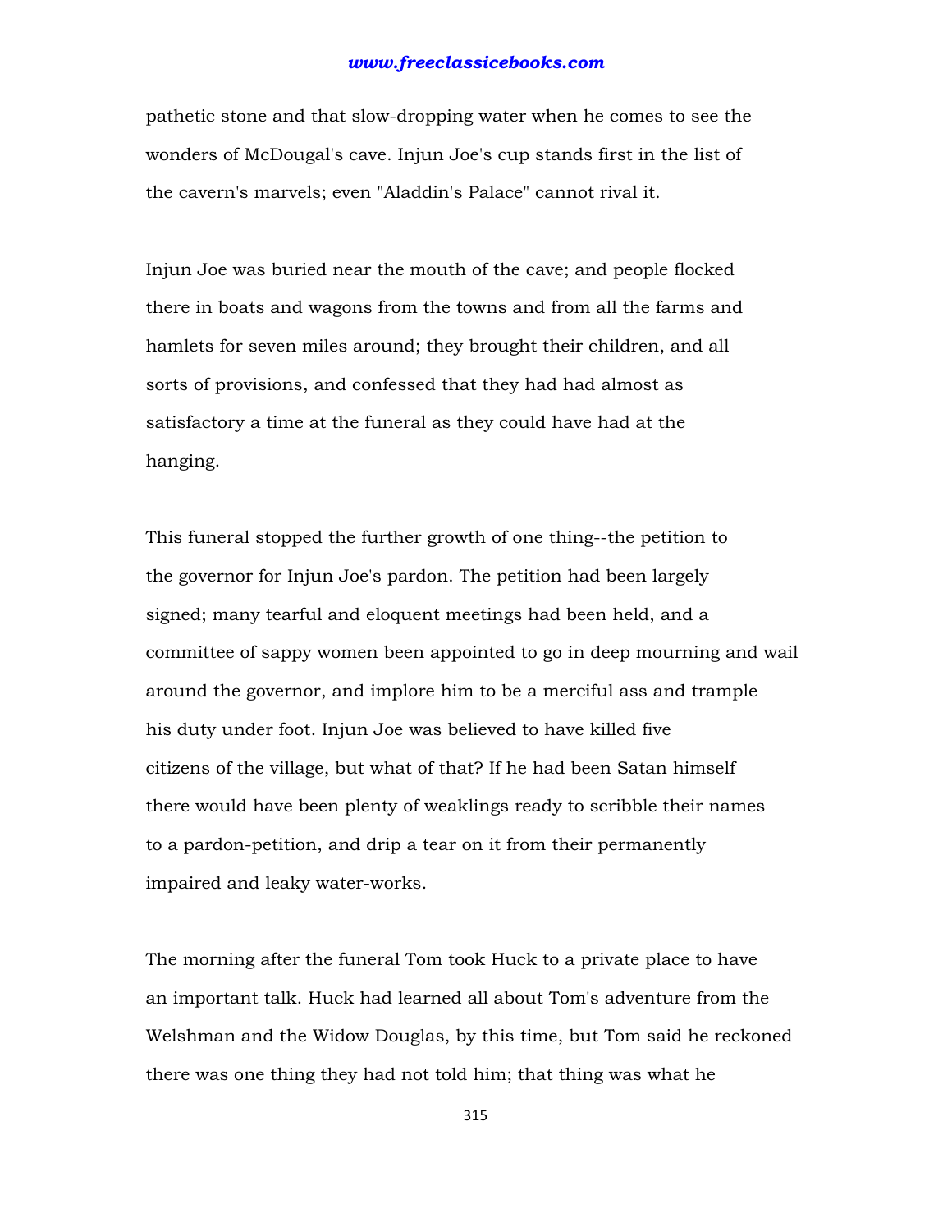pathetic stone and that slow-dropping water when he comes to see the wonders of McDougal's cave. Injun Joe's cup stands first in the list of the cavern's marvels; even "Aladdin's Palace" cannot rival it.

Injun Joe was buried near the mouth of the cave; and people flocked there in boats and wagons from the towns and from all the farms and hamlets for seven miles around; they brought their children, and all sorts of provisions, and confessed that they had had almost as satisfactory a time at the funeral as they could have had at the hanging.

This funeral stopped the further growth of one thing--the petition to the governor for Injun Joe's pardon. The petition had been largely signed; many tearful and eloquent meetings had been held, and a committee of sappy women been appointed to go in deep mourning and wail around the governor, and implore him to be a merciful ass and trample his duty under foot. Injun Joe was believed to have killed five citizens of the village, but what of that? If he had been Satan himself there would have been plenty of weaklings ready to scribble their names to a pardon-petition, and drip a tear on it from their permanently impaired and leaky water-works.

The morning after the funeral Tom took Huck to a private place to have an important talk. Huck had learned all about Tom's adventure from the Welshman and the Widow Douglas, by this time, but Tom said he reckoned there was one thing they had not told him; that thing was what he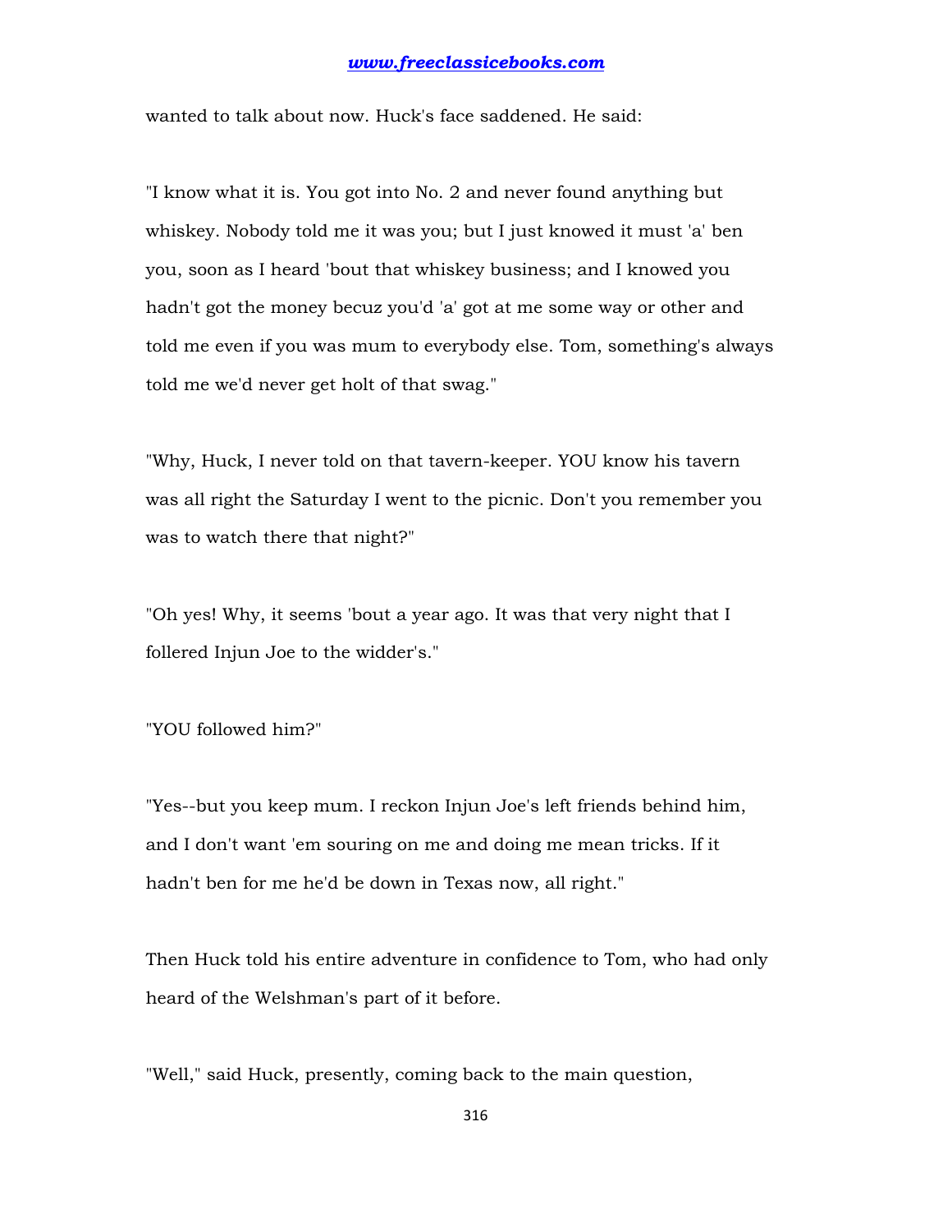wanted to talk about now. Huck's face saddened. He said:

"I know what it is. You got into No. 2 and never found anything but whiskey. Nobody told me it was you; but I just knowed it must 'a' ben you, soon as I heard 'bout that whiskey business; and I knowed you hadn't got the money becuz you'd 'a' got at me some way or other and told me even if you was mum to everybody else. Tom, something's always told me we'd never get holt of that swag."

"Why, Huck, I never told on that tavern-keeper. YOU know his tavern was all right the Saturday I went to the picnic. Don't you remember you was to watch there that night?"

"Oh yes! Why, it seems 'bout a year ago. It was that very night that I follered Injun Joe to the widder's."

"YOU followed him?"

"Yes--but you keep mum. I reckon Injun Joe's left friends behind him, and I don't want 'em souring on me and doing me mean tricks. If it hadn't ben for me he'd be down in Texas now, all right."

Then Huck told his entire adventure in confidence to Tom, who had only heard of the Welshman's part of it before.

"Well," said Huck, presently, coming back to the main question,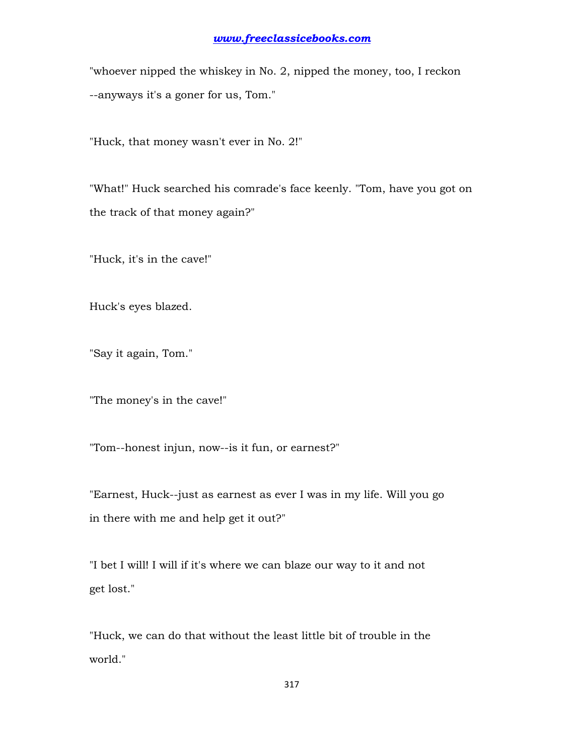"whoever nipped the whiskey in No. 2, nipped the money, too, I reckon --anyways it's a goner for us, Tom."

"Huck, that money wasn't ever in No. 2!"

"What!" Huck searched his comrade's face keenly. "Tom, have you got on the track of that money again?"

"Huck, it's in the cave!"

Huck's eyes blazed.

"Say it again, Tom."

"The money's in the cave!"

"Tom--honest injun, now--is it fun, or earnest?"

"Earnest, Huck--just as earnest as ever I was in my life. Will you go in there with me and help get it out?"

"I bet I will! I will if it's where we can blaze our way to it and not get lost."

"Huck, we can do that without the least little bit of trouble in the world."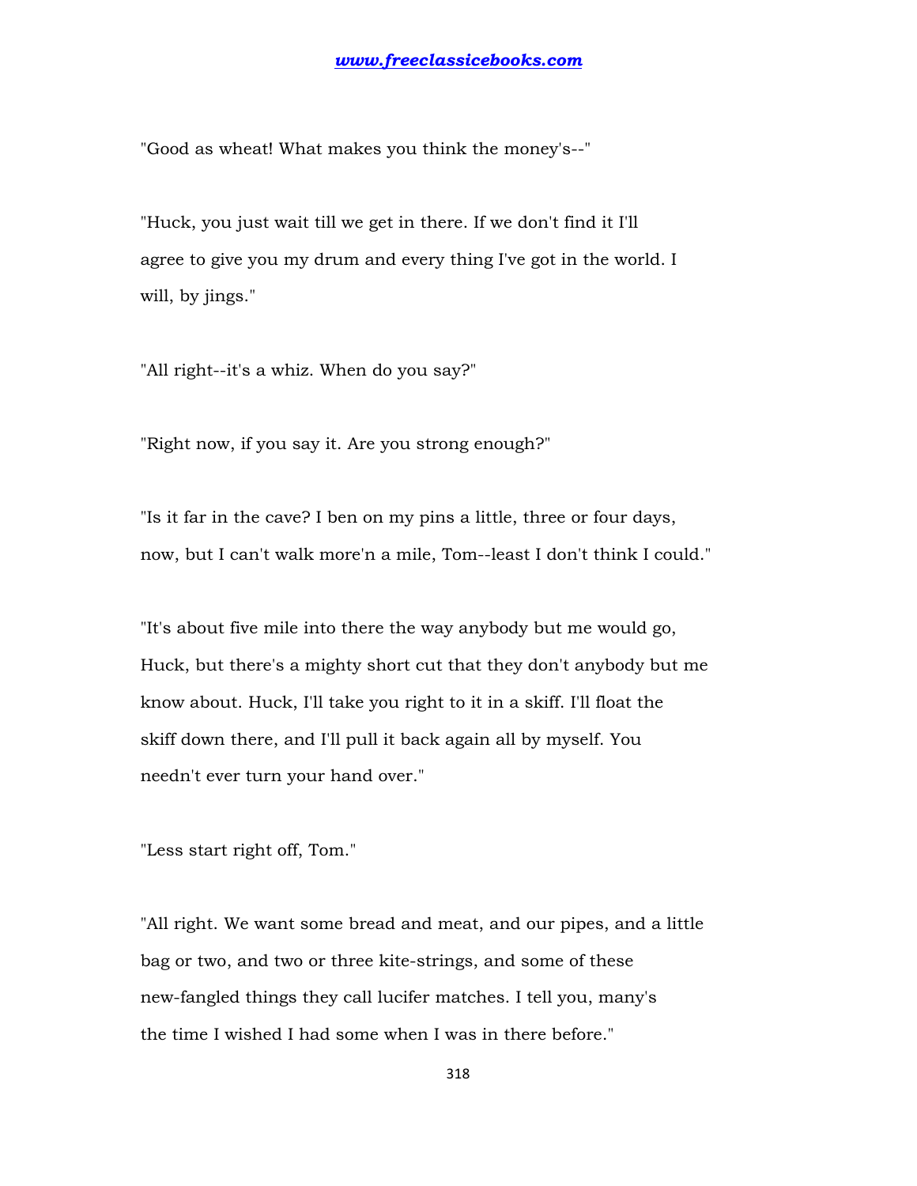"Good as wheat! What makes you think the money's--"

"Huck, you just wait till we get in there. If we don't find it I'll agree to give you my drum and every thing I've got in the world. I will, by jings."

"All right--it's a whiz. When do you say?"

"Right now, if you say it. Are you strong enough?"

"Is it far in the cave? I ben on my pins a little, three or four days, now, but I can't walk more'n a mile, Tom--least I don't think I could."

"It's about five mile into there the way anybody but me would go, Huck, but there's a mighty short cut that they don't anybody but me know about. Huck, I'll take you right to it in a skiff. I'll float the skiff down there, and I'll pull it back again all by myself. You needn't ever turn your hand over."

"Less start right off, Tom."

"All right. We want some bread and meat, and our pipes, and a little bag or two, and two or three kite-strings, and some of these new-fangled things they call lucifer matches. I tell you, many's the time I wished I had some when I was in there before."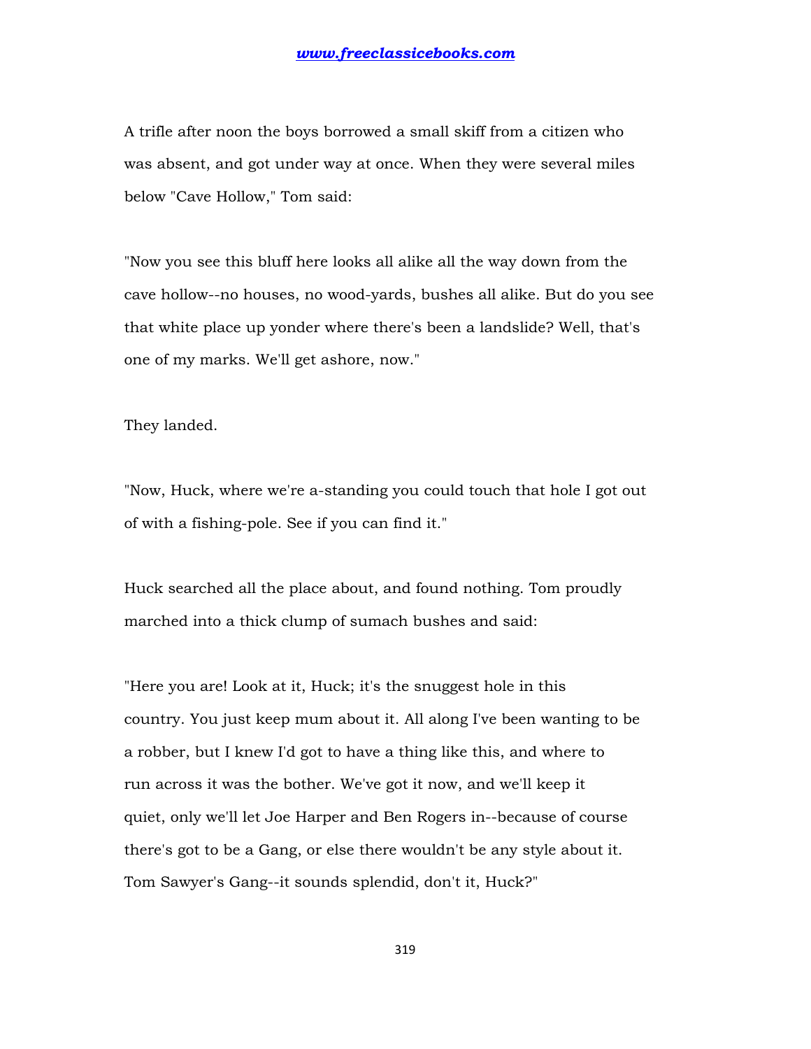A trifle after noon the boys borrowed a small skiff from a citizen who was absent, and got under way at once. When they were several miles below "Cave Hollow," Tom said:

"Now you see this bluff here looks all alike all the way down from the cave hollow--no houses, no wood-yards, bushes all alike. But do you see that white place up yonder where there's been a landslide? Well, that's one of my marks. We'll get ashore, now."

They landed.

"Now, Huck, where we're a-standing you could touch that hole I got out of with a fishing-pole. See if you can find it."

Huck searched all the place about, and found nothing. Tom proudly marched into a thick clump of sumach bushes and said:

"Here you are! Look at it, Huck; it's the snuggest hole in this country. You just keep mum about it. All along I've been wanting to be a robber, but I knew I'd got to have a thing like this, and where to run across it was the bother. We've got it now, and we'll keep it quiet, only we'll let Joe Harper and Ben Rogers in--because of course there's got to be a Gang, or else there wouldn't be any style about it. Tom Sawyer's Gang--it sounds splendid, don't it, Huck?"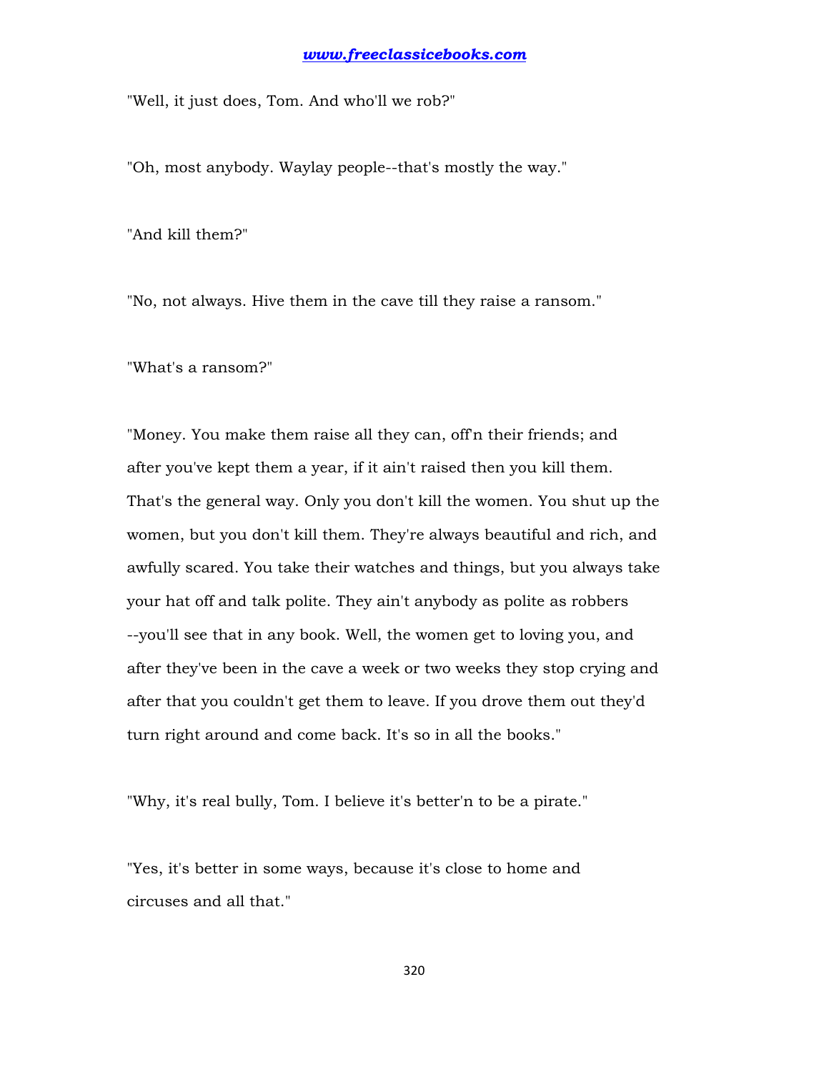"Well, it just does, Tom. And who'll we rob?"

"Oh, most anybody. Waylay people--that's mostly the way."

"And kill them?"

"No, not always. Hive them in the cave till they raise a ransom."

"What's a ransom?"

"Money. You make them raise all they can, off'n their friends; and after you've kept them a year, if it ain't raised then you kill them. That's the general way. Only you don't kill the women. You shut up the women, but you don't kill them. They're always beautiful and rich, and awfully scared. You take their watches and things, but you always take your hat off and talk polite. They ain't anybody as polite as robbers --you'll see that in any book. Well, the women get to loving you, and after they've been in the cave a week or two weeks they stop crying and after that you couldn't get them to leave. If you drove them out they'd turn right around and come back. It's so in all the books."

"Why, it's real bully, Tom. I believe it's better'n to be a pirate."

"Yes, it's better in some ways, because it's close to home and circuses and all that."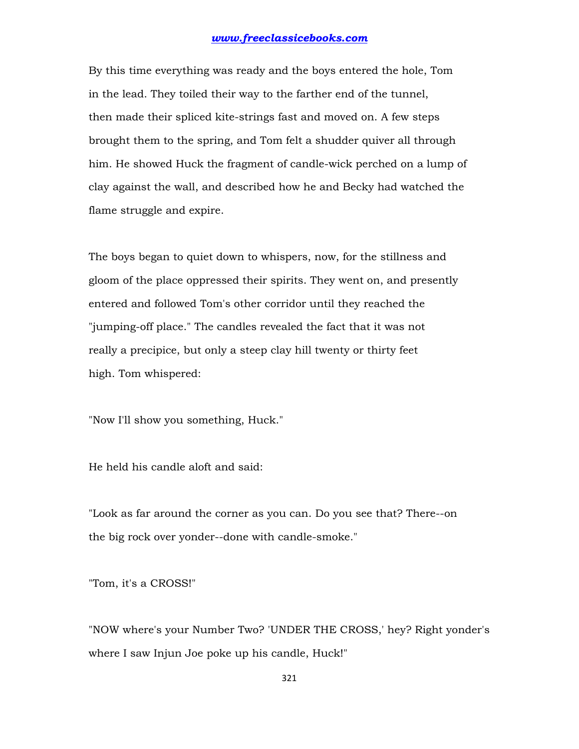By this time everything was ready and the boys entered the hole, Tom in the lead. They toiled their way to the farther end of the tunnel, then made their spliced kite-strings fast and moved on. A few steps brought them to the spring, and Tom felt a shudder quiver all through him. He showed Huck the fragment of candle-wick perched on a lump of clay against the wall, and described how he and Becky had watched the flame struggle and expire.

The boys began to quiet down to whispers, now, for the stillness and gloom of the place oppressed their spirits. They went on, and presently entered and followed Tom's other corridor until they reached the "jumping-off place." The candles revealed the fact that it was not really a precipice, but only a steep clay hill twenty or thirty feet high. Tom whispered:

"Now I'll show you something, Huck."

He held his candle aloft and said:

"Look as far around the corner as you can. Do you see that? There--on the big rock over yonder--done with candle-smoke."

"Tom, it's a CROSS!"

"NOW where's your Number Two? 'UNDER THE CROSS,' hey? Right yonder's where I saw Injun Joe poke up his candle, Huck!"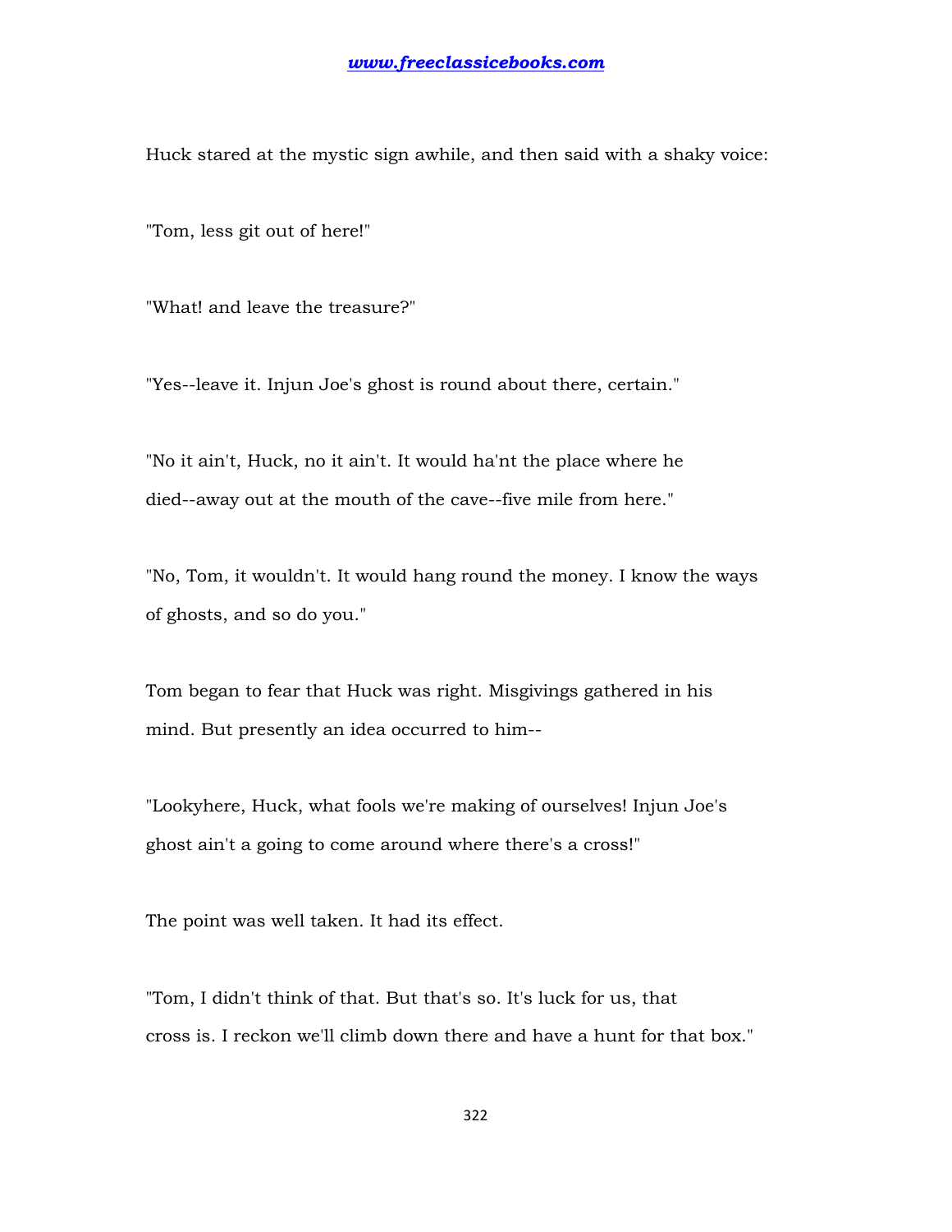Huck stared at the mystic sign awhile, and then said with a shaky voice:

"Tom, less git out of here!"

"What! and leave the treasure?"

"Yes--leave it. Injun Joe's ghost is round about there, certain."

"No it ain't, Huck, no it ain't. It would ha'nt the place where he died--away out at the mouth of the cave--five mile from here."

"No, Tom, it wouldn't. It would hang round the money. I know the ways of ghosts, and so do you."

Tom began to fear that Huck was right. Misgivings gathered in his mind. But presently an idea occurred to him--

"Lookyhere, Huck, what fools we're making of ourselves! Injun Joe's ghost ain't a going to come around where there's a cross!"

The point was well taken. It had its effect.

"Tom, I didn't think of that. But that's so. It's luck for us, that cross is. I reckon we'll climb down there and have a hunt for that box."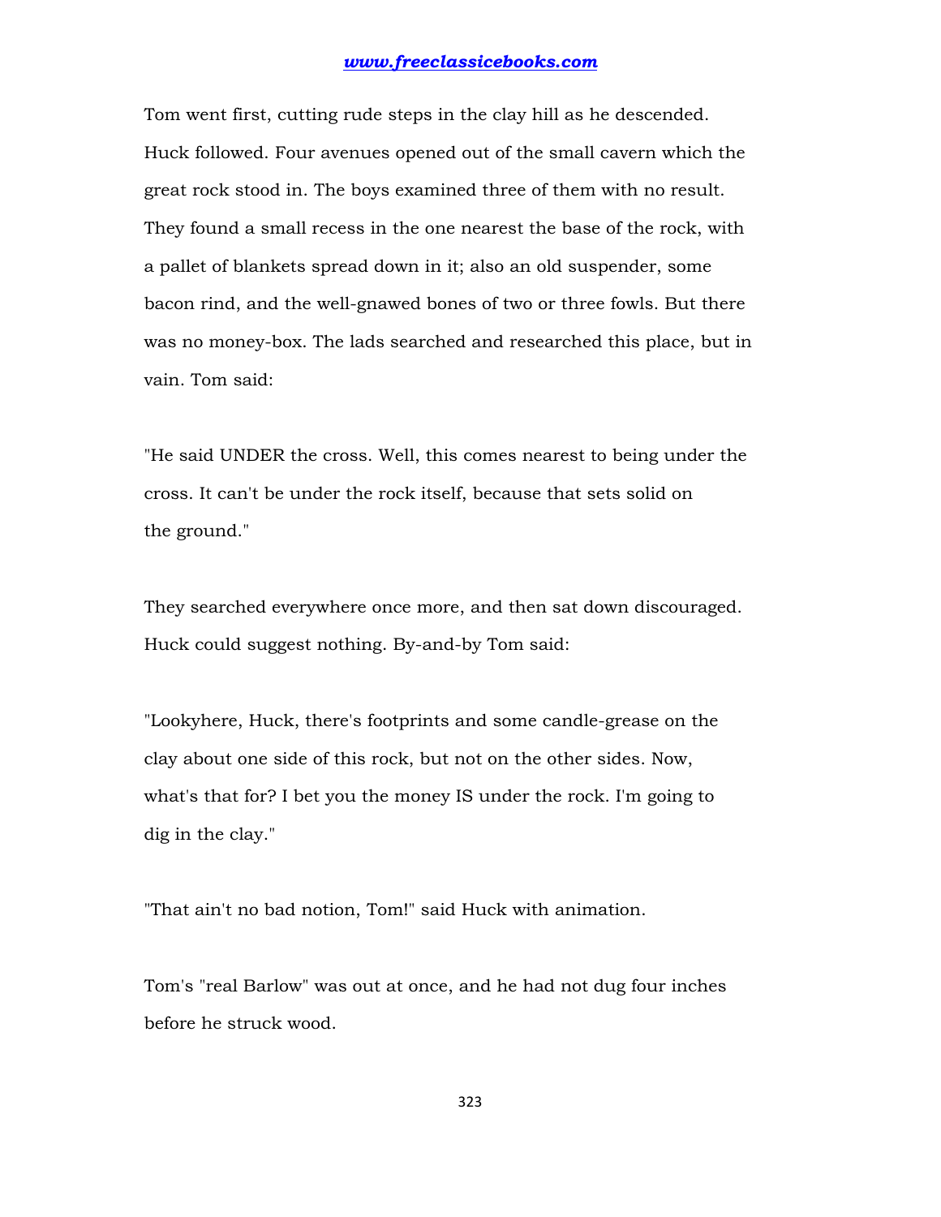Tom went first, cutting rude steps in the clay hill as he descended. Huck followed. Four avenues opened out of the small cavern which the great rock stood in. The boys examined three of them with no result. They found a small recess in the one nearest the base of the rock, with a pallet of blankets spread down in it; also an old suspender, some bacon rind, and the well-gnawed bones of two or three fowls. But there was no money-box. The lads searched and researched this place, but in vain. Tom said:

"He said UNDER the cross. Well, this comes nearest to being under the cross. It can't be under the rock itself, because that sets solid on the ground."

They searched everywhere once more, and then sat down discouraged. Huck could suggest nothing. By-and-by Tom said:

"Lookyhere, Huck, there's footprints and some candle-grease on the clay about one side of this rock, but not on the other sides. Now, what's that for? I bet you the money IS under the rock. I'm going to dig in the clay."

"That ain't no bad notion, Tom!" said Huck with animation.

Tom's "real Barlow" was out at once, and he had not dug four inches before he struck wood.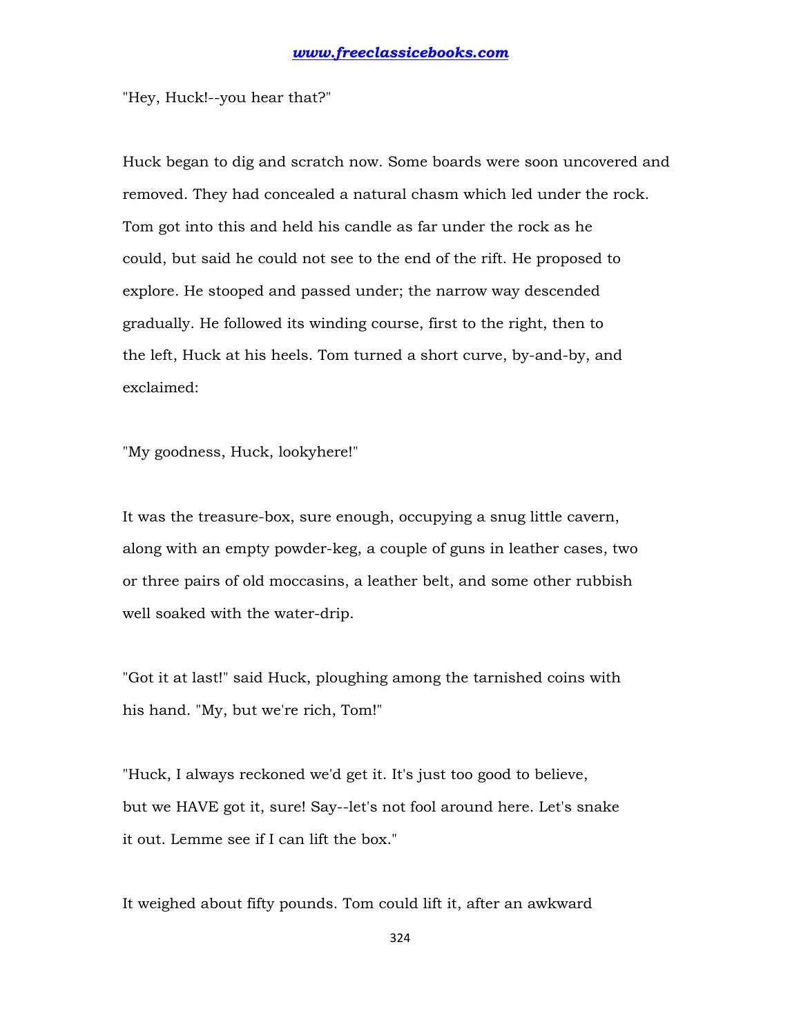"Hey, Huck!--you hear that?"

Huck began to dig and scratch now. Some boards were soon uncovered and removed. They had concealed a natural chasm which led under the rock. Tom got into this and held his candle as far under the rock as he could, but said he could not see to the end of the rift. He proposed to explore. He stooped and passed under; the narrow way descended gradually. He followed its winding course, first to the right, then to the left, Huck at his heels. Tom turned a short curve, by-and-by, and exclaimed:

"My goodness, Huck, lookyhere!"

It was the treasure-box, sure enough, occupying a snug little cavern, along with an empty powder-keg, a couple of guns in leather cases, two or three pairs of old moccasins, a leather belt, and some other rubbish well soaked with the water-drip.

"Got it at last!" said Huck, ploughing among the tarnished coins with his hand. "My, but we're rich, Tom!"

"Huck, I always reckoned we'd get it. It's just too good to believe, but we HAVE got it, sure! Say--let's not fool around here. Let's snake it out. Lemme see if I can lift the box."

It weighed about fifty pounds. Tom could lift it, after an awkward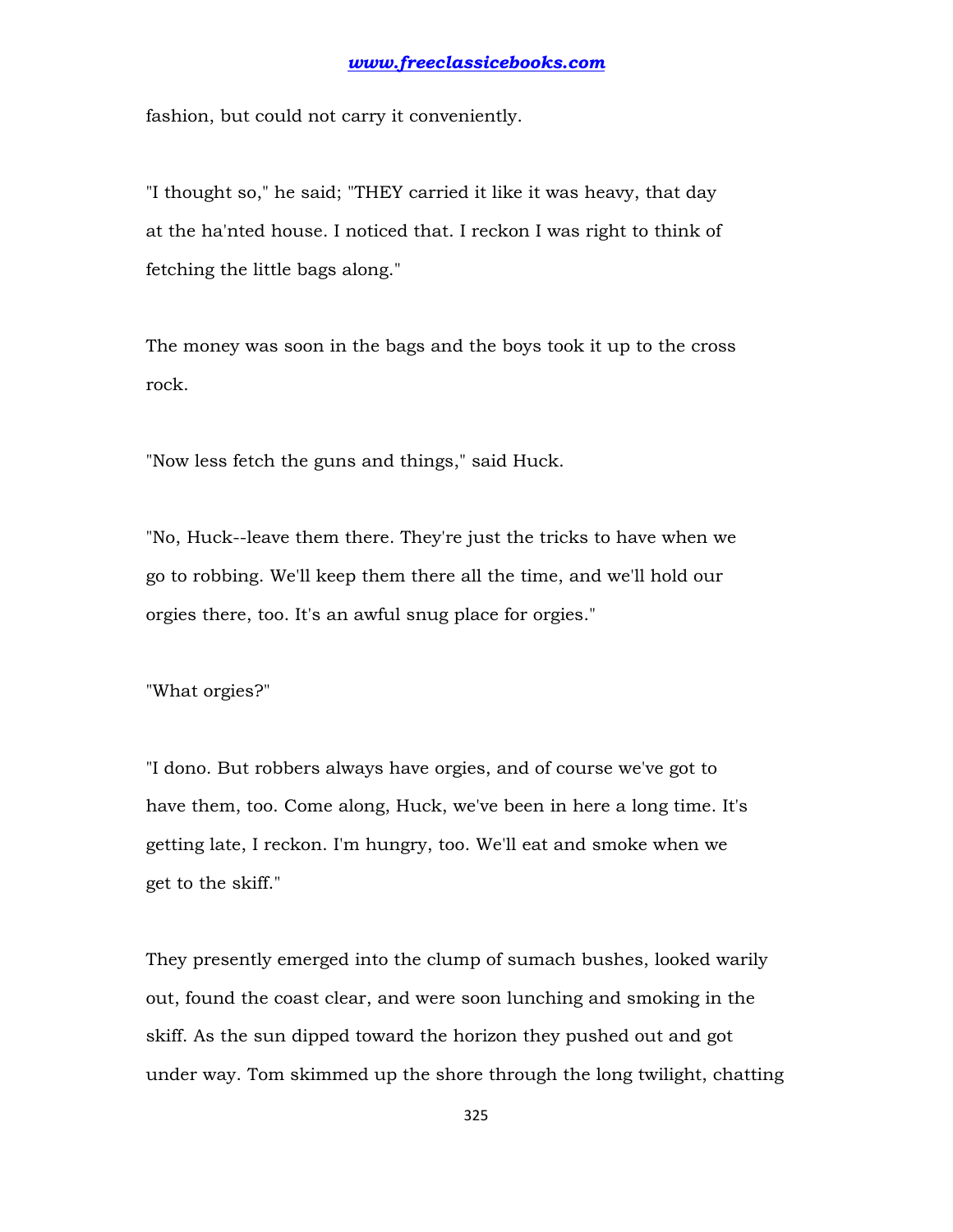fashion, but could not carry it conveniently.

"I thought so," he said; "THEY carried it like it was heavy, that day at the ha'nted house. I noticed that. I reckon I was right to think of fetching the little bags along."

The money was soon in the bags and the boys took it up to the cross rock.

"Now less fetch the guns and things," said Huck.

"No, Huck--leave them there. They're just the tricks to have when we go to robbing. We'll keep them there all the time, and we'll hold our orgies there, too. It's an awful snug place for orgies."

"What orgies?"

"I dono. But robbers always have orgies, and of course we've got to have them, too. Come along, Huck, we've been in here a long time. It's getting late, I reckon. I'm hungry, too. We'll eat and smoke when we get to the skiff."

They presently emerged into the clump of sumach bushes, looked warily out, found the coast clear, and were soon lunching and smoking in the skiff. As the sun dipped toward the horizon they pushed out and got under way. Tom skimmed up the shore through the long twilight, chatting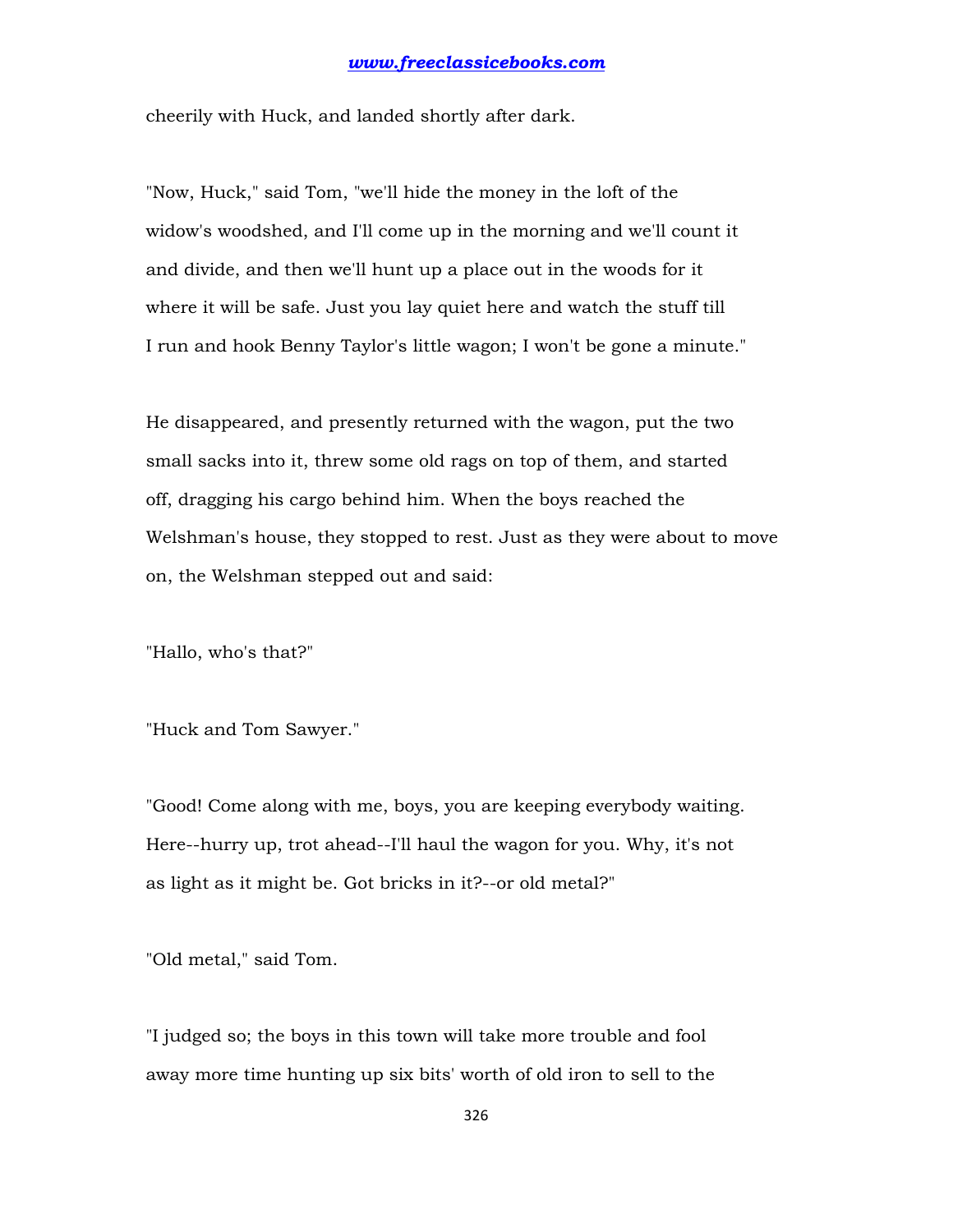cheerily with Huck, and landed shortly after dark.

"Now, Huck," said Tom, "we'll hide the money in the loft of the widow's woodshed, and I'll come up in the morning and we'll count it and divide, and then we'll hunt up a place out in the woods for it where it will be safe. Just you lay quiet here and watch the stuff till I run and hook Benny Taylor's little wagon; I won't be gone a minute."

He disappeared, and presently returned with the wagon, put the two small sacks into it, threw some old rags on top of them, and started off, dragging his cargo behind him. When the boys reached the Welshman's house, they stopped to rest. Just as they were about to move on, the Welshman stepped out and said:

"Hallo, who's that?"

"Huck and Tom Sawyer."

"Good! Come along with me, boys, you are keeping everybody waiting. Here--hurry up, trot ahead--I'll haul the wagon for you. Why, it's not as light as it might be. Got bricks in it?--or old metal?"

"Old metal," said Tom.

"I judged so; the boys in this town will take more trouble and fool away more time hunting up six bits' worth of old iron to sell to the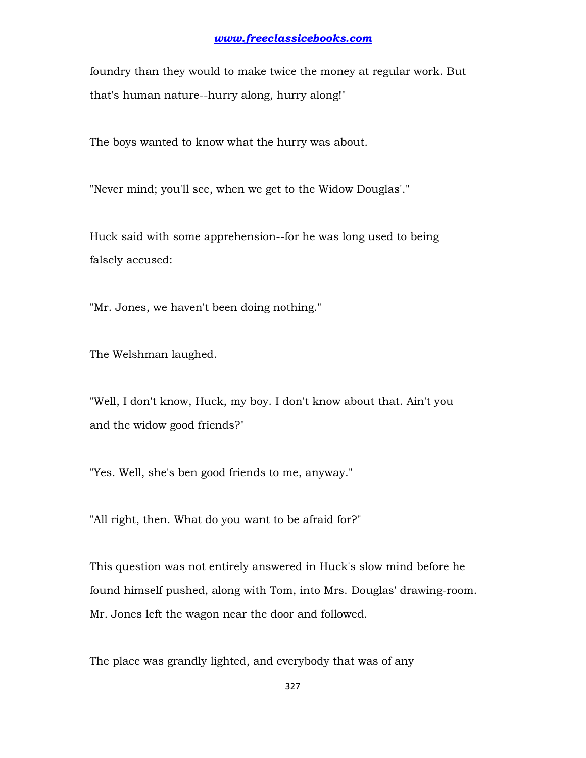foundry than they would to make twice the money at regular work. But that's human nature--hurry along, hurry along!"

The boys wanted to know what the hurry was about.

"Never mind; you'll see, when we get to the Widow Douglas'."

Huck said with some apprehension--for he was long used to being falsely accused:

"Mr. Jones, we haven't been doing nothing."

The Welshman laughed.

"Well, I don't know, Huck, my boy. I don't know about that. Ain't you and the widow good friends?"

"Yes. Well, she's ben good friends to me, anyway."

"All right, then. What do you want to be afraid for?"

This question was not entirely answered in Huck's slow mind before he found himself pushed, along with Tom, into Mrs. Douglas' drawing-room. Mr. Jones left the wagon near the door and followed.

The place was grandly lighted, and everybody that was of any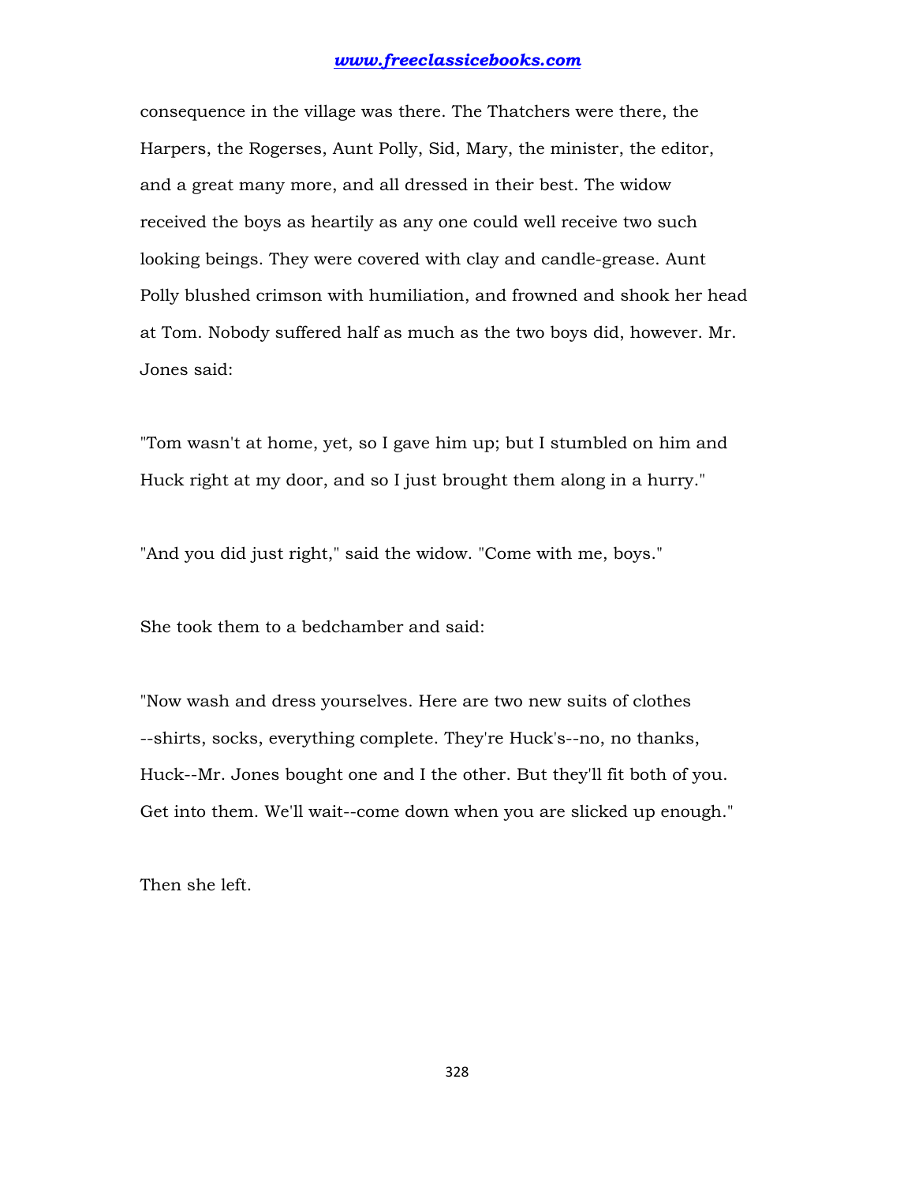consequence in the village was there. The Thatchers were there, the Harpers, the Rogerses, Aunt Polly, Sid, Mary, the minister, the editor, and a great many more, and all dressed in their best. The widow received the boys as heartily as any one could well receive two such looking beings. They were covered with clay and candle-grease. Aunt Polly blushed crimson with humiliation, and frowned and shook her head at Tom. Nobody suffered half as much as the two boys did, however. Mr. Jones said:

"Tom wasn't at home, yet, so I gave him up; but I stumbled on him and Huck right at my door, and so I just brought them along in a hurry."

"And you did just right," said the widow. "Come with me, boys."

She took them to a bedchamber and said:

"Now wash and dress yourselves. Here are two new suits of clothes --shirts, socks, everything complete. They're Huck's--no, no thanks, Huck--Mr. Jones bought one and I the other. But they'll fit both of you. Get into them. We'll wait--come down when you are slicked up enough."

Then she left.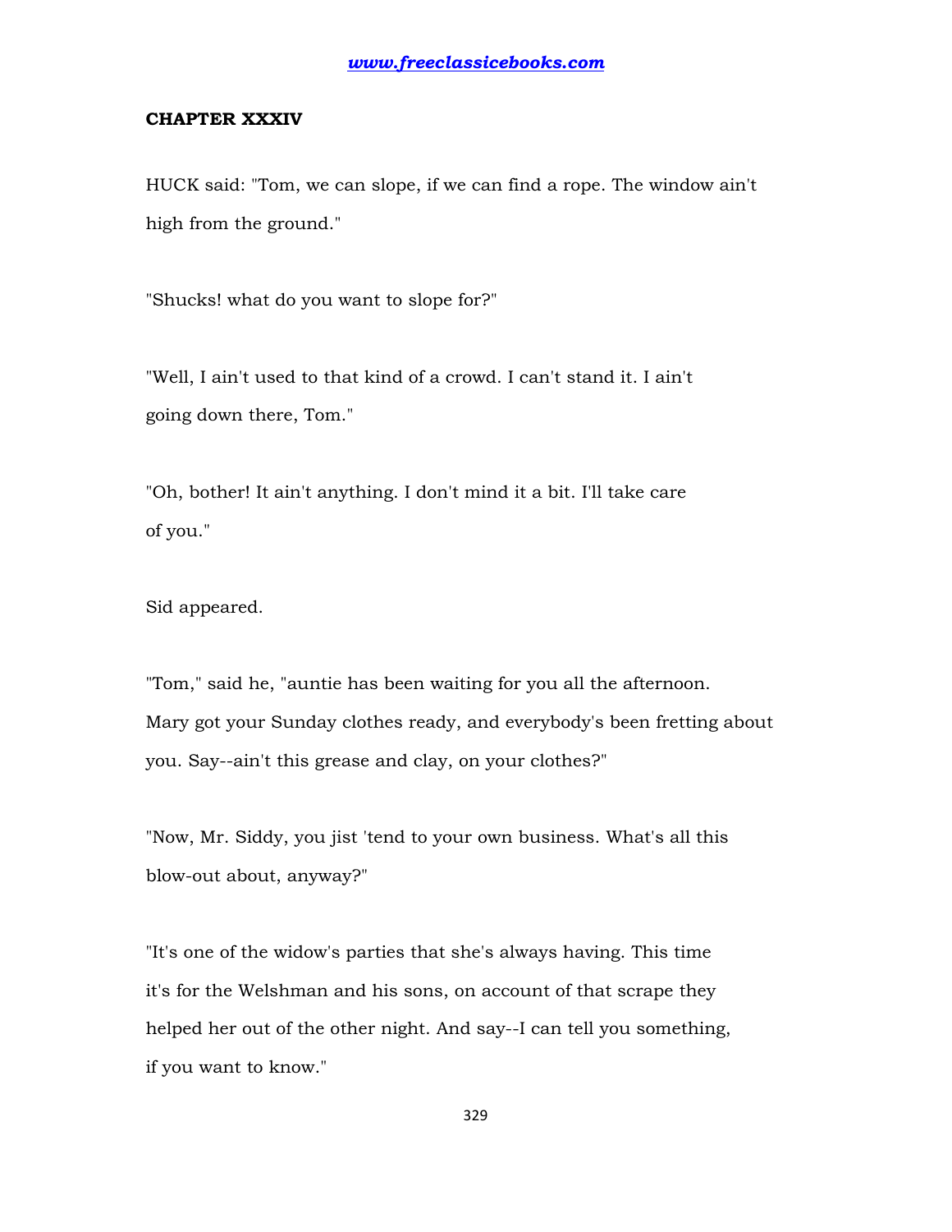## CHAPTER XXXIV

HUCK said: "Tom, we can slope, if we can find a rope. The window ain't high from the ground."

"Shucks! what do you want to slope for?"

"Well, I ain't used to that kind of a crowd. I can't stand it. I ain't going down there, Tom."

"Oh, bother! It ain't anything. I don't mind it a bit. I'll take care of you."

Sid appeared.

"Tom," said he, "auntie has been waiting for you all the afternoon. Mary got your Sunday clothes ready, and everybody's been fretting about you. Say--ain't this grease and clay, on your clothes?"

"Now, Mr. Siddy, you jist 'tend to your own business. What's all this blow-out about, anyway?"

"It's one of the widow's parties that she's always having. This time it's for the Welshman and his sons, on account of that scrape they helped her out of the other night. And say--I can tell you something, if you want to know."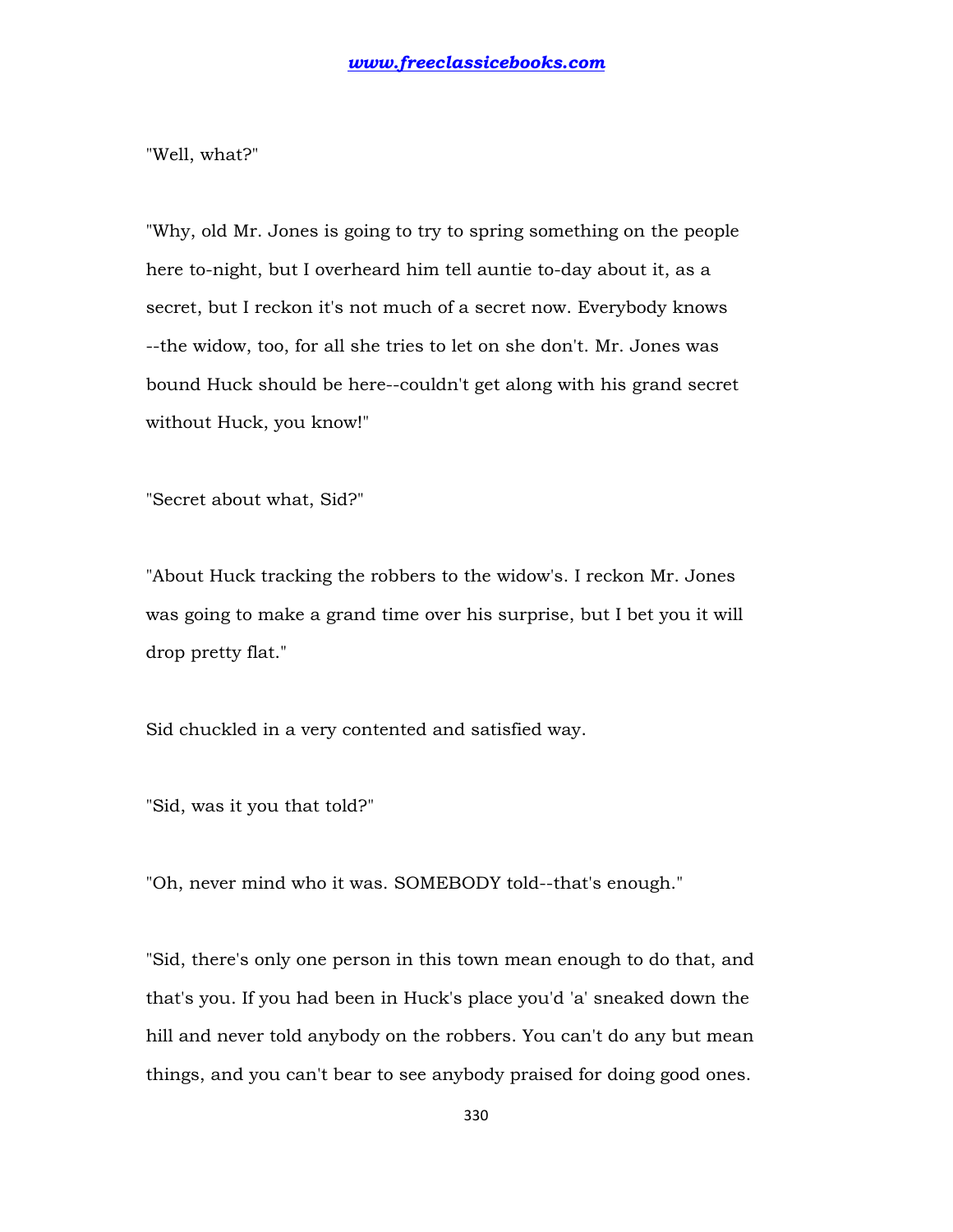"Well, what?"

"Why, old Mr. Jones is going to try to spring something on the people here to-night, but I overheard him tell auntie to-day about it, as a secret, but I reckon it's not much of a secret now. Everybody knows --the widow, too, for all she tries to let on she don't. Mr. Jones was bound Huck should be here--couldn't get along with his grand secret without Huck, you know!"

"Secret about what, Sid?"

"About Huck tracking the robbers to the widow's. I reckon Mr. Jones was going to make a grand time over his surprise, but I bet you it will drop pretty flat."

Sid chuckled in a very contented and satisfied way.

"Sid, was it you that told?"

"Oh, never mind who it was. SOMEBODY told--that's enough."

"Sid, there's only one person in this town mean enough to do that, and that's you. If you had been in Huck's place you'd 'a' sneaked down the hill and never told anybody on the robbers. You can't do any but mean things, and you can't bear to see anybody praised for doing good ones.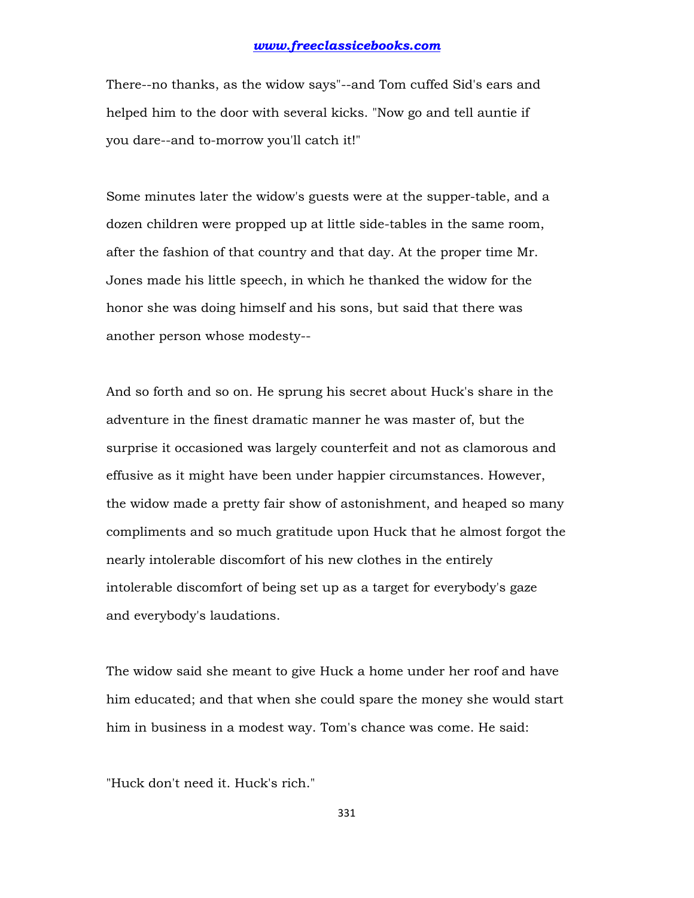There--no thanks, as the widow says"--and Tom cuffed Sid's ears and helped him to the door with several kicks. "Now go and tell auntie if you dare--and to-morrow you'll catch it!"

Some minutes later the widow's guests were at the supper-table, and a dozen children were propped up at little side-tables in the same room, after the fashion of that country and that day. At the proper time Mr. Jones made his little speech, in which he thanked the widow for the honor she was doing himself and his sons, but said that there was another person whose modesty--

And so forth and so on. He sprung his secret about Huck's share in the adventure in the finest dramatic manner he was master of, but the surprise it occasioned was largely counterfeit and not as clamorous and effusive as it might have been under happier circumstances. However, the widow made a pretty fair show of astonishment, and heaped so many compliments and so much gratitude upon Huck that he almost forgot the nearly intolerable discomfort of his new clothes in the entirely intolerable discomfort of being set up as a target for everybody's gaze and everybody's laudations.

The widow said she meant to give Huck a home under her roof and have him educated; and that when she could spare the money she would start him in business in a modest way. Tom's chance was come. He said:

"Huck don't need it. Huck's rich."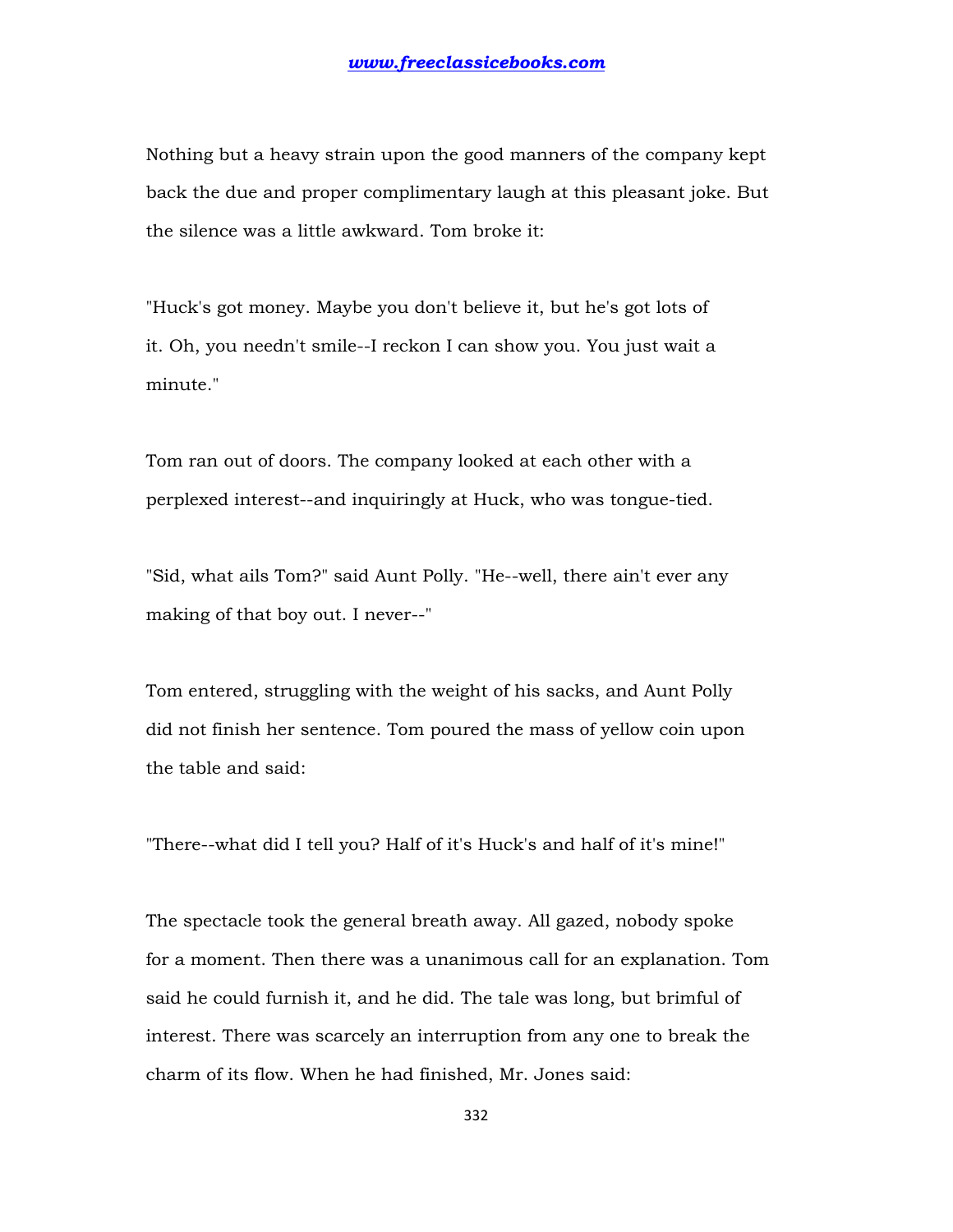Nothing but a heavy strain upon the good manners of the company kept back the due and proper complimentary laugh at this pleasant joke. But the silence was a little awkward. Tom broke it:

"Huck's got money. Maybe you don't believe it, but he's got lots of it. Oh, you needn't smile--I reckon I can show you. You just wait a minute."

Tom ran out of doors. The company looked at each other with a perplexed interest--and inquiringly at Huck, who was tongue-tied.

"Sid, what ails Tom?" said Aunt Polly. "He--well, there ain't ever any making of that boy out. I never--"

Tom entered, struggling with the weight of his sacks, and Aunt Polly did not finish her sentence. Tom poured the mass of yellow coin upon the table and said:

"There--what did I tell you? Half of it's Huck's and half of it's mine!"

The spectacle took the general breath away. All gazed, nobody spoke for a moment. Then there was a unanimous call for an explanation. Tom said he could furnish it, and he did. The tale was long, but brimful of interest. There was scarcely an interruption from any one to break the charm of its flow. When he had finished, Mr. Jones said: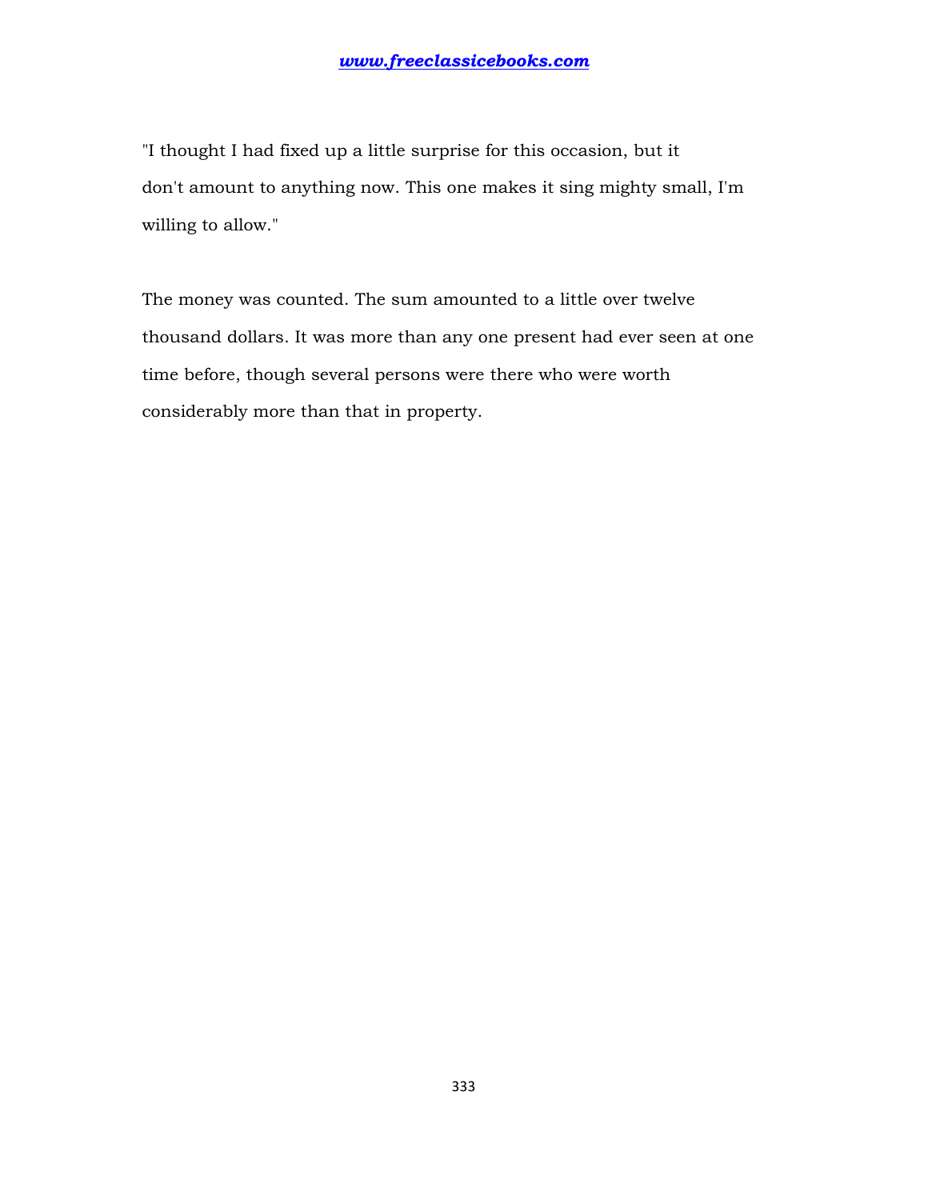"I thought I had fixed up a little surprise for this occasion, but it don't amount to anything now. This one makes it sing mighty small, I'm willing to allow."

The money was counted. The sum amounted to a little over twelve thousand dollars. It was more than any one present had ever seen at one time before, though several persons were there who were worth considerably more than that in property.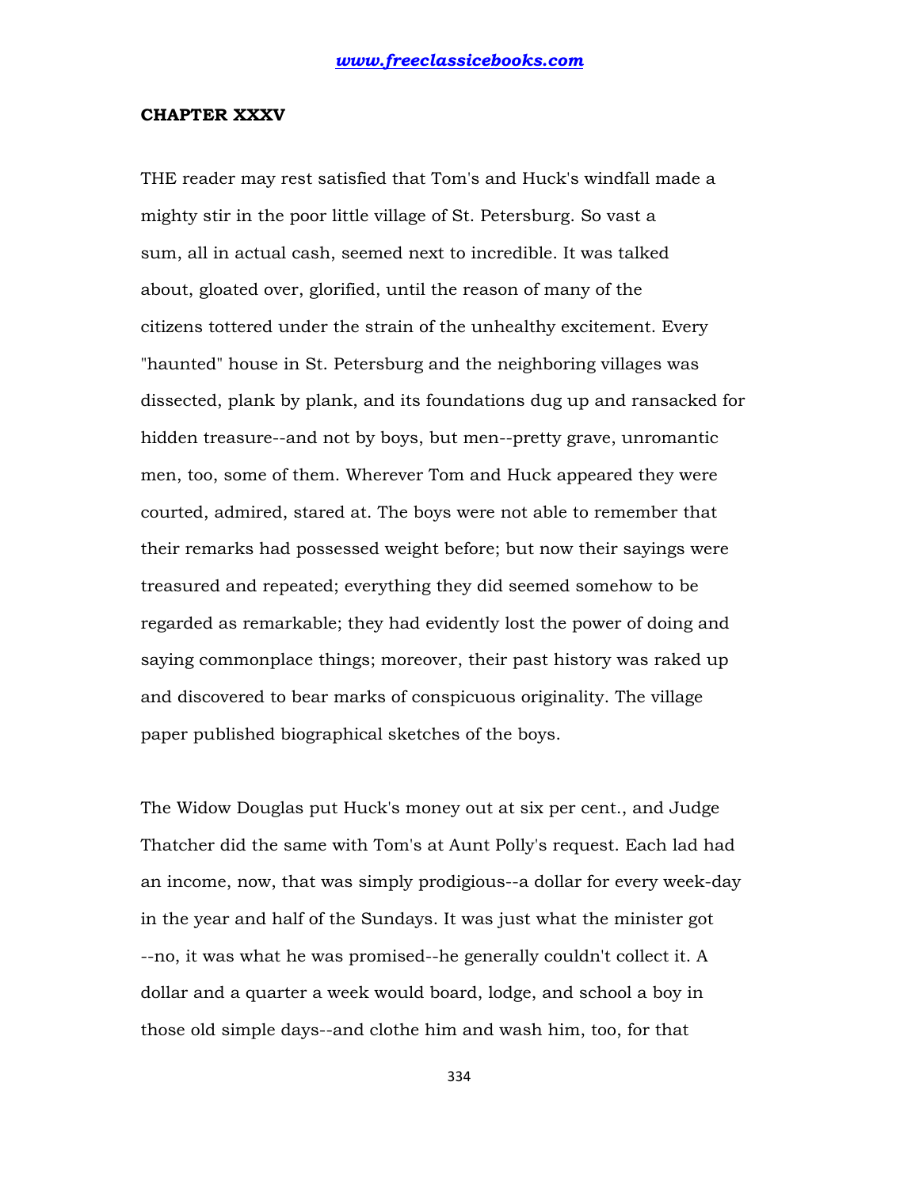## CHAPTER XXXV

THE reader may rest satisfied that Tom's and Huck's windfall made a mighty stir in the poor little village of St. Petersburg. So vast a sum, all in actual cash, seemed next to incredible. It was talked about, gloated over, glorified, until the reason of many of the citizens tottered under the strain of the unhealthy excitement. Every "haunted" house in St. Petersburg and the neighboring villages was dissected, plank by plank, and its foundations dug up and ransacked for hidden treasure--and not by boys, but men--pretty grave, unromantic men, too, some of them. Wherever Tom and Huck appeared they were courted, admired, stared at. The boys were not able to remember that their remarks had possessed weight before; but now their sayings were treasured and repeated; everything they did seemed somehow to be regarded as remarkable; they had evidently lost the power of doing and saying commonplace things; moreover, their past history was raked up and discovered to bear marks of conspicuous originality. The village paper published biographical sketches of the boys.

The Widow Douglas put Huck's money out at six per cent., and Judge Thatcher did the same with Tom's at Aunt Polly's request. Each lad had an income, now, that was simply prodigious--a dollar for every week-day in the year and half of the Sundays. It was just what the minister got --no, it was what he was promised--he generally couldn't collect it. A dollar and a quarter a week would board, lodge, and school a boy in those old simple days--and clothe him and wash him, too, for that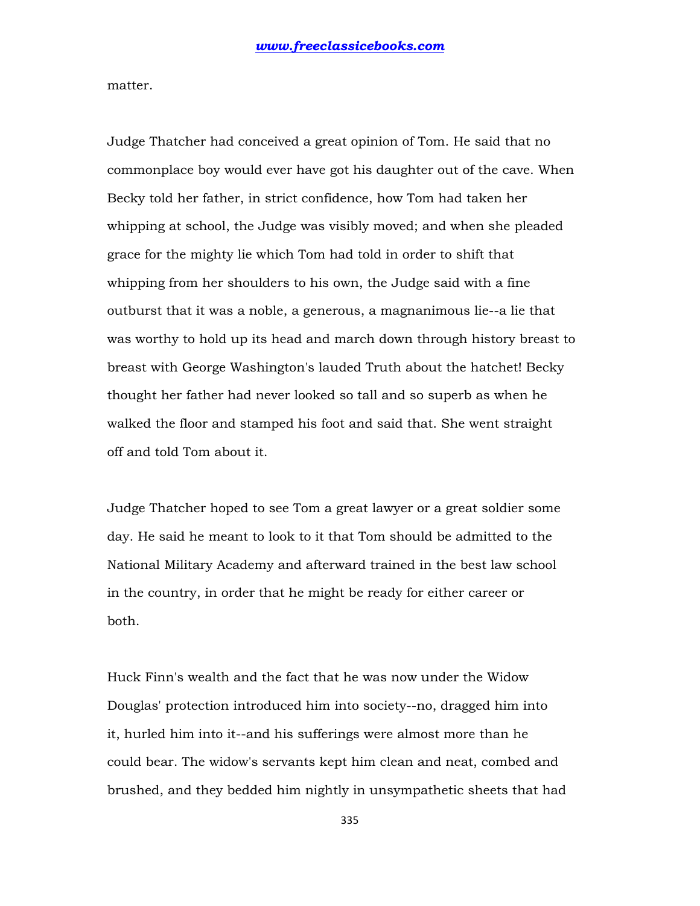matter.

Judge Thatcher had conceived a great opinion of Tom. He said that no commonplace boy would ever have got his daughter out of the cave. When Becky told her father, in strict confidence, how Tom had taken her whipping at school, the Judge was visibly moved; and when she pleaded grace for the mighty lie which Tom had told in order to shift that whipping from her shoulders to his own, the Judge said with a fine outburst that it was a noble, a generous, a magnanimous lie--a lie that was worthy to hold up its head and march down through history breast to breast with George Washington's lauded Truth about the hatchet! Becky thought her father had never looked so tall and so superb as when he walked the floor and stamped his foot and said that. She went straight off and told Tom about it.

Judge Thatcher hoped to see Tom a great lawyer or a great soldier some day. He said he meant to look to it that Tom should be admitted to the National Military Academy and afterward trained in the best law school in the country, in order that he might be ready for either career or both.

Huck Finn's wealth and the fact that he was now under the Widow Douglas' protection introduced him into society--no, dragged him into it, hurled him into it--and his sufferings were almost more than he could bear. The widow's servants kept him clean and neat, combed and brushed, and they bedded him nightly in unsympathetic sheets that had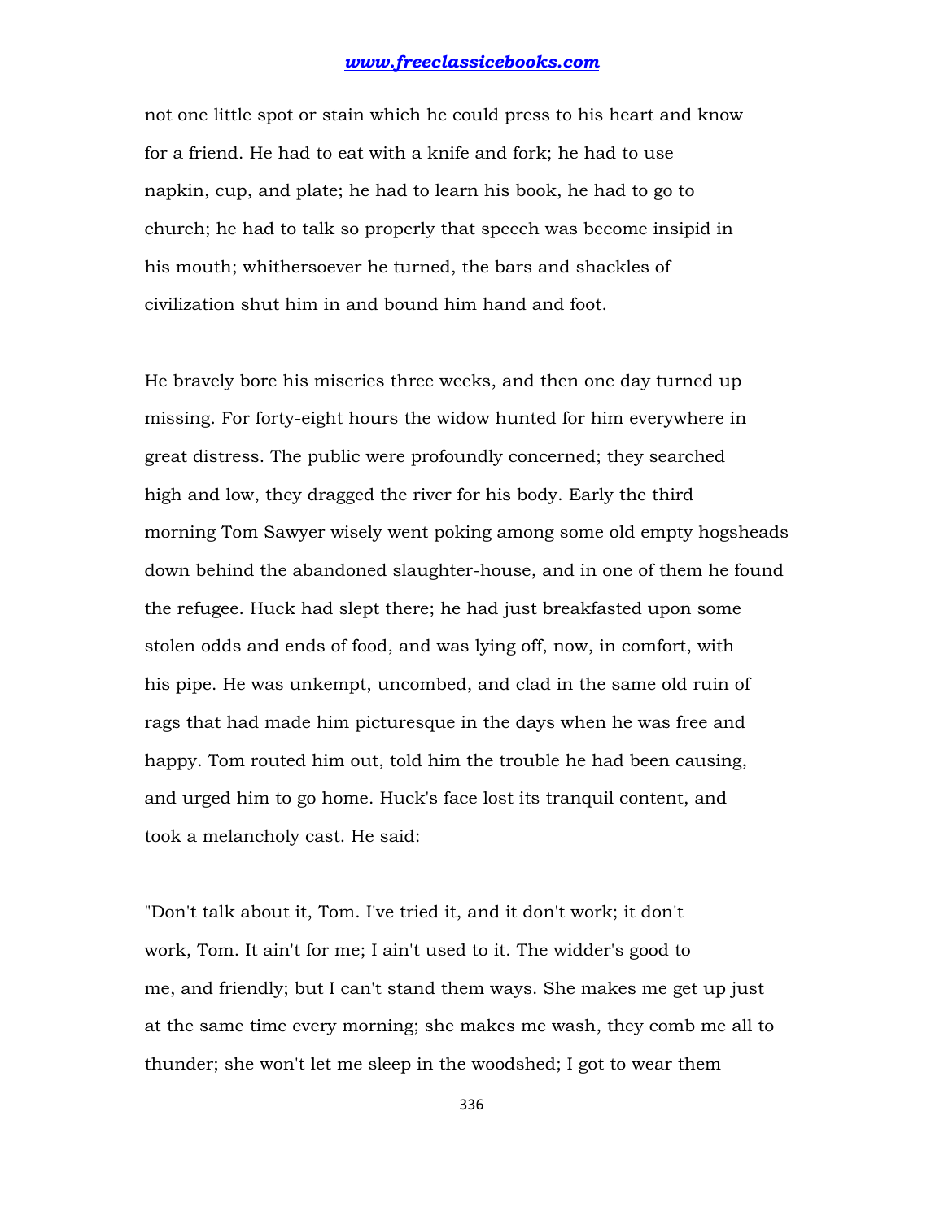not one little spot or stain which he could press to his heart and know for a friend. He had to eat with a knife and fork; he had to use napkin, cup, and plate; he had to learn his book, he had to go to church; he had to talk so properly that speech was become insipid in his mouth; whithersoever he turned, the bars and shackles of civilization shut him in and bound him hand and foot.

He bravely bore his miseries three weeks, and then one day turned up missing. For forty-eight hours the widow hunted for him everywhere in great distress. The public were profoundly concerned; they searched high and low, they dragged the river for his body. Early the third morning Tom Sawyer wisely went poking among some old empty hogsheads down behind the abandoned slaughter-house, and in one of them he found the refugee. Huck had slept there; he had just breakfasted upon some stolen odds and ends of food, and was lying off, now, in comfort, with his pipe. He was unkempt, uncombed, and clad in the same old ruin of rags that had made him picturesque in the days when he was free and happy. Tom routed him out, told him the trouble he had been causing, and urged him to go home. Huck's face lost its tranquil content, and took a melancholy cast. He said:

"Don't talk about it, Tom. I've tried it, and it don't work; it don't work, Tom. It ain't for me; I ain't used to it. The widder's good to me, and friendly; but I can't stand them ways. She makes me get up just at the same time every morning; she makes me wash, they comb me all to thunder; she won't let me sleep in the woodshed; I got to wear them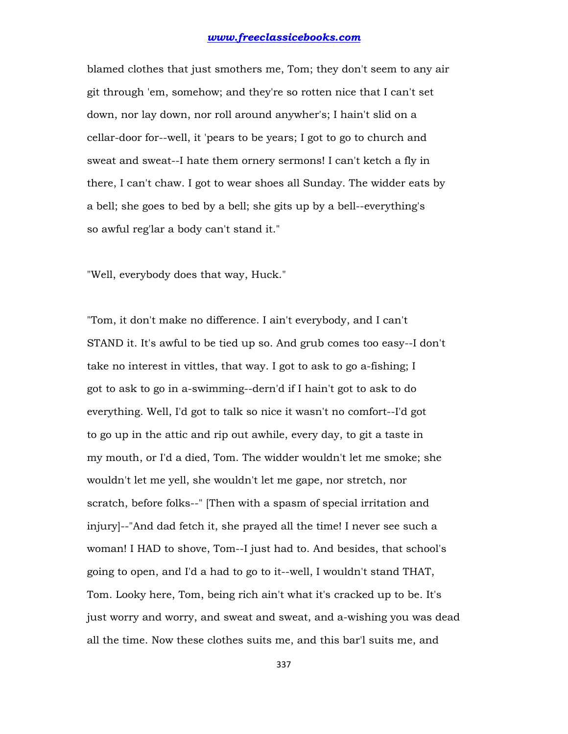blamed clothes that just smothers me, Tom; they don't seem to any air git through 'em, somehow; and they're so rotten nice that I can't set down, nor lay down, nor roll around anywher's; I hain't slid on a cellar-door for--well, it 'pears to be years; I got to go to church and sweat and sweat--I hate them ornery sermons! I can't ketch a fly in there, I can't chaw. I got to wear shoes all Sunday. The widder eats by a bell; she goes to bed by a bell; she gits up by a bell--everything's so awful reg'lar a body can't stand it."

"Well, everybody does that way, Huck."

"Tom, it don't make no difference. I ain't everybody, and I can't STAND it. It's awful to be tied up so. And grub comes too easy--I don't take no interest in vittles, that way. I got to ask to go a-fishing; I got to ask to go in a-swimming--dern'd if I hain't got to ask to do everything. Well, I'd got to talk so nice it wasn't no comfort--I'd got to go up in the attic and rip out awhile, every day, to git a taste in my mouth, or I'd a died, Tom. The widder wouldn't let me smoke; she wouldn't let me yell, she wouldn't let me gape, nor stretch, nor scratch, before folks--" [Then with a spasm of special irritation and injury]--"And dad fetch it, she prayed all the time! I never see such a woman! I HAD to shove, Tom--I just had to. And besides, that school's going to open, and I'd a had to go to it--well, I wouldn't stand THAT, Tom. Looky here, Tom, being rich ain't what it's cracked up to be. It's just worry and worry, and sweat and sweat, and a-wishing you was dead all the time. Now these clothes suits me, and this bar'l suits me, and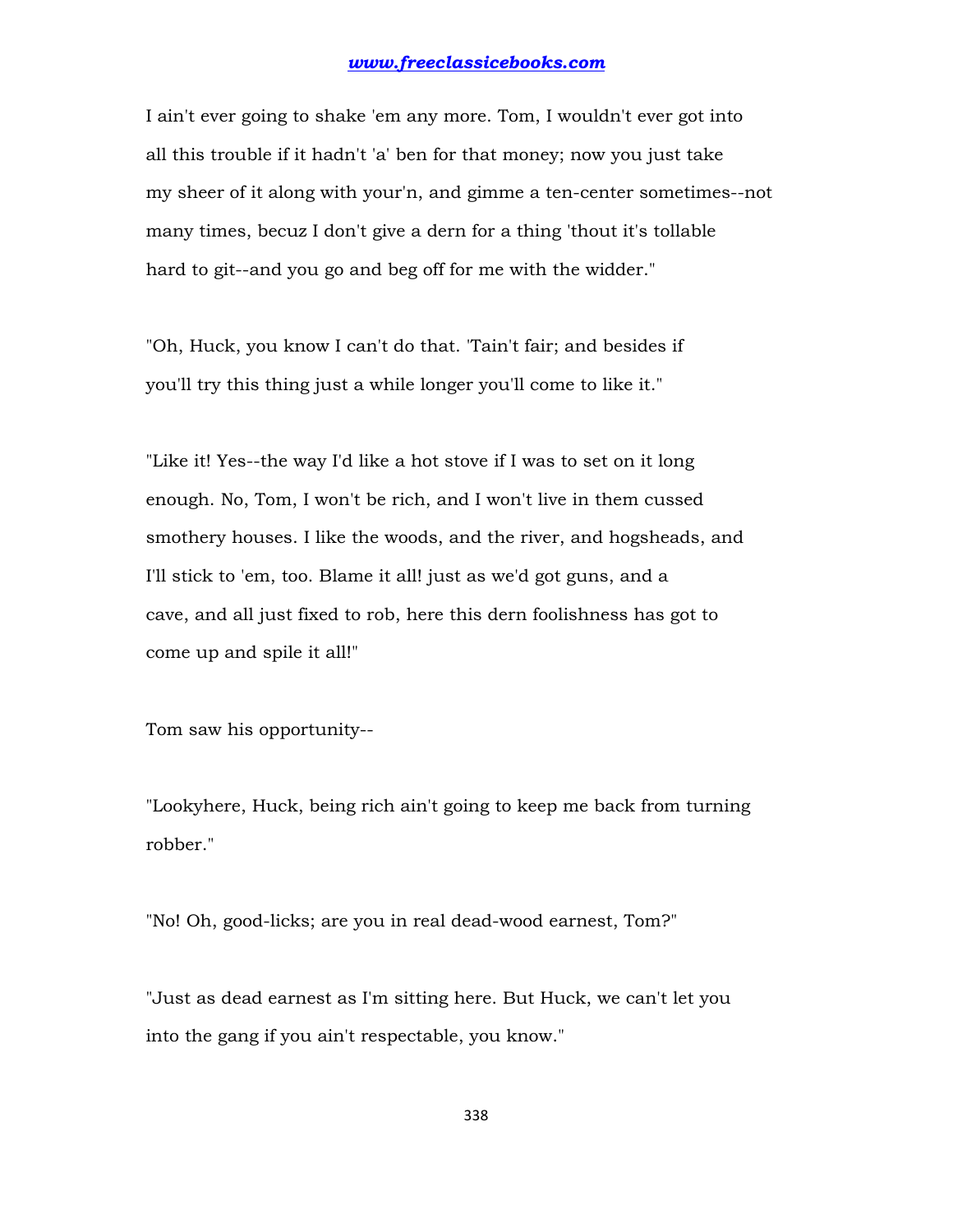I ain't ever going to shake 'em any more. Tom, I wouldn't ever got into all this trouble if it hadn't 'a' ben for that money; now you just take my sheer of it along with your'n, and gimme a ten-center sometimes--not many times, becuz I don't give a dern for a thing 'thout it's tollable hard to git--and you go and beg off for me with the widder."

"Oh, Huck, you know I can't do that. 'Tain't fair; and besides if you'll try this thing just a while longer you'll come to like it."

"Like it! Yes--the way I'd like a hot stove if I was to set on it long enough. No, Tom, I won't be rich, and I won't live in them cussed smothery houses. I like the woods, and the river, and hogsheads, and I'll stick to 'em, too. Blame it all! just as we'd got guns, and a cave, and all just fixed to rob, here this dern foolishness has got to come up and spile it all!"

Tom saw his opportunity--

"Lookyhere, Huck, being rich ain't going to keep me back from turning robber."

"No! Oh, good-licks; are you in real dead-wood earnest, Tom?"

"Just as dead earnest as I'm sitting here. But Huck, we can't let you into the gang if you ain't respectable, you know."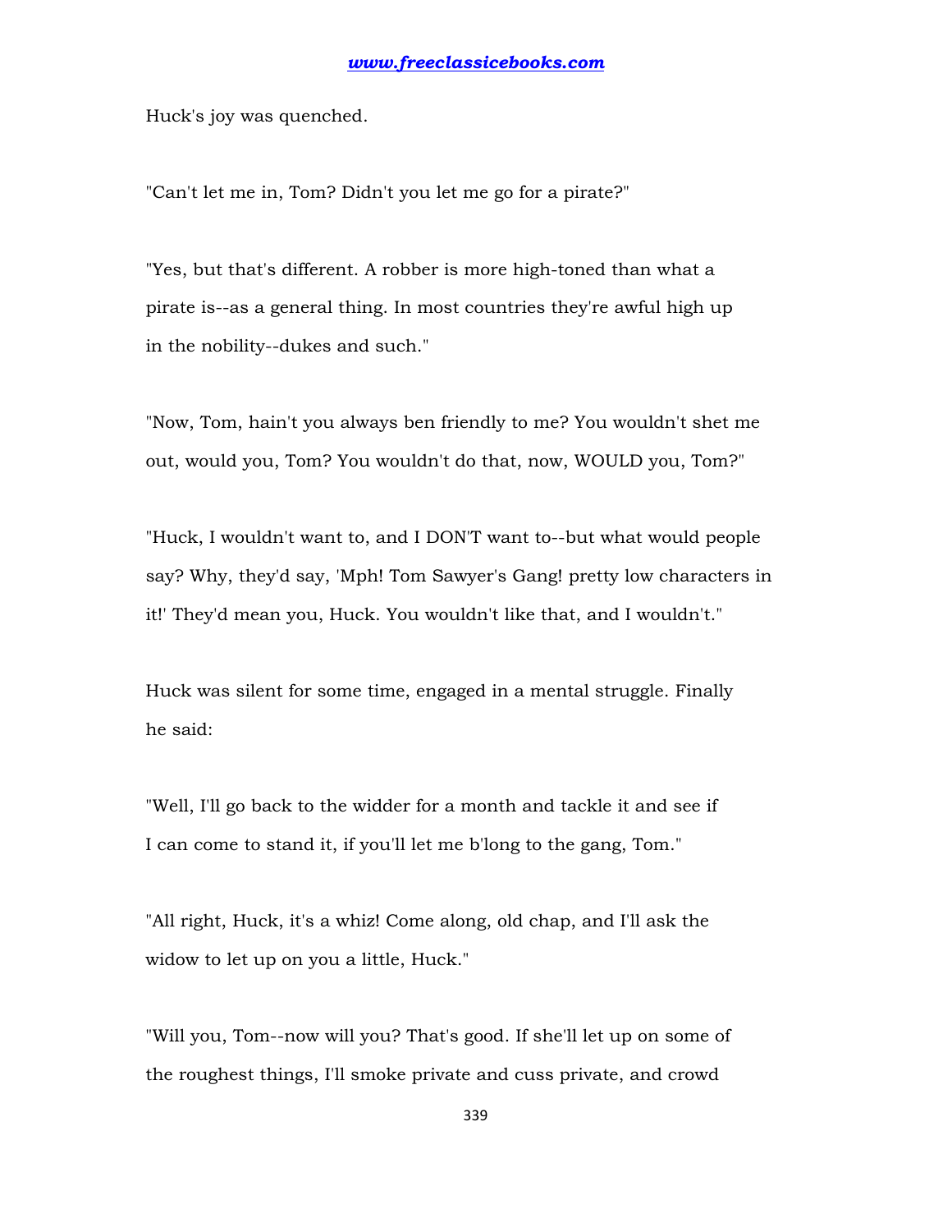Huck's joy was quenched.

"Can't let me in, Tom? Didn't you let me go for a pirate?"

"Yes, but that's different. A robber is more high-toned than what a pirate is--as a general thing. In most countries they're awful high up in the nobility--dukes and such."

"Now, Tom, hain't you always ben friendly to me? You wouldn't shet me out, would you, Tom? You wouldn't do that, now, WOULD you, Tom?"

"Huck, I wouldn't want to, and I DON'T want to--but what would people say? Why, they'd say, 'Mph! Tom Sawyer's Gang! pretty low characters in it!' They'd mean you, Huck. You wouldn't like that, and I wouldn't."

Huck was silent for some time, engaged in a mental struggle. Finally he said:

"Well, I'll go back to the widder for a month and tackle it and see if I can come to stand it, if you'll let me b'long to the gang, Tom."

"All right, Huck, it's a whiz! Come along, old chap, and I'll ask the widow to let up on you a little, Huck."

"Will you, Tom--now will you? That's good. If she'll let up on some of the roughest things, I'll smoke private and cuss private, and crowd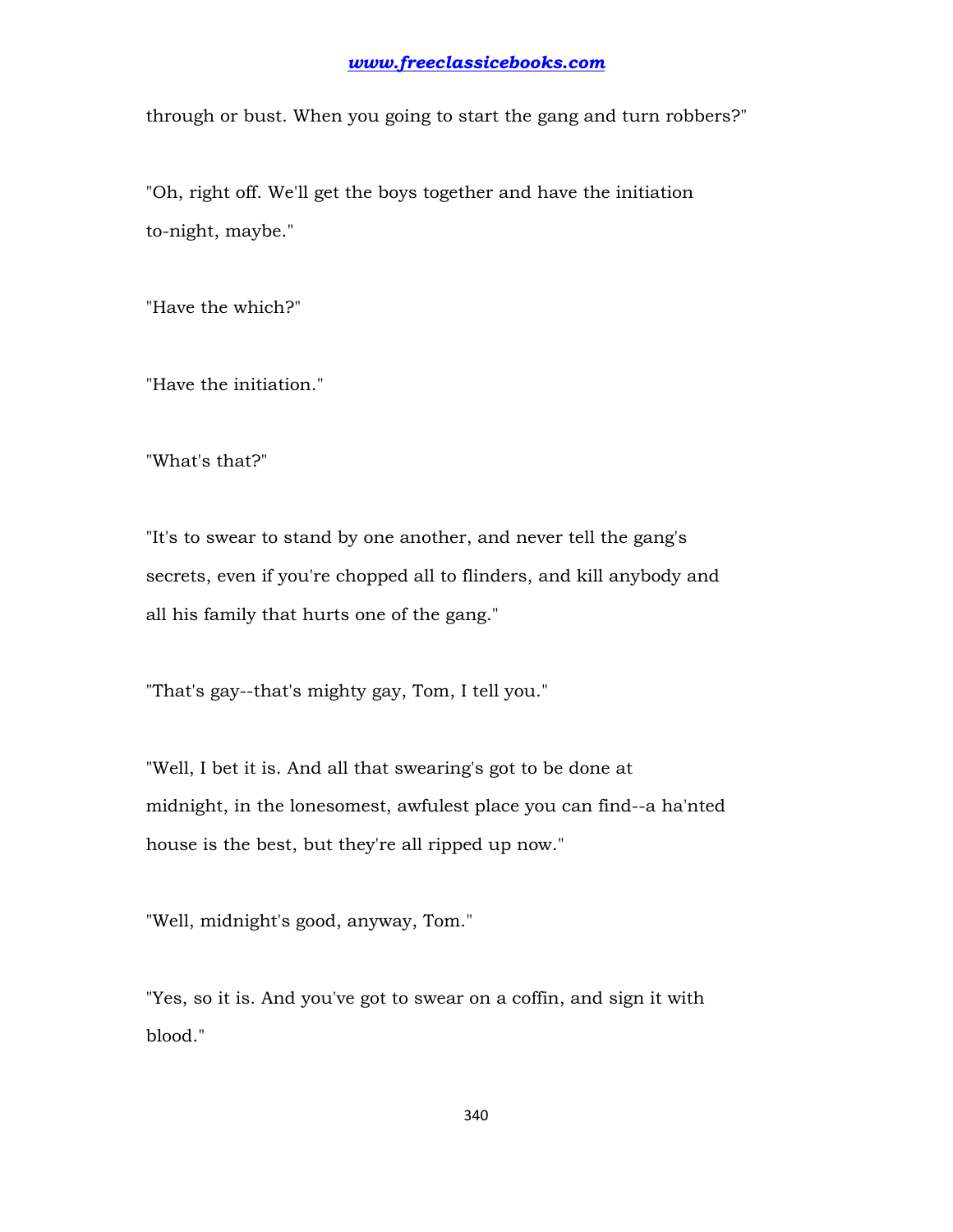through or bust. When you going to start the gang and turn robbers?"

"Oh, right off. We'll get the boys together and have the initiation to-night, maybe."

"Have the which?"

"Have the initiation."

"What's that?"

"It's to swear to stand by one another, and never tell the gang's secrets, even if you're chopped all to flinders, and kill anybody and all his family that hurts one of the gang."

"That's gay--that's mighty gay, Tom, I tell you."

"Well, I bet it is. And all that swearing's got to be done at midnight, in the lonesomest, awfulest place you can find--a ha'nted house is the best, but they're all ripped up now."

"Well, midnight's good, anyway, Tom."

"Yes, so it is. And you've got to swear on a coffin, and sign it with blood."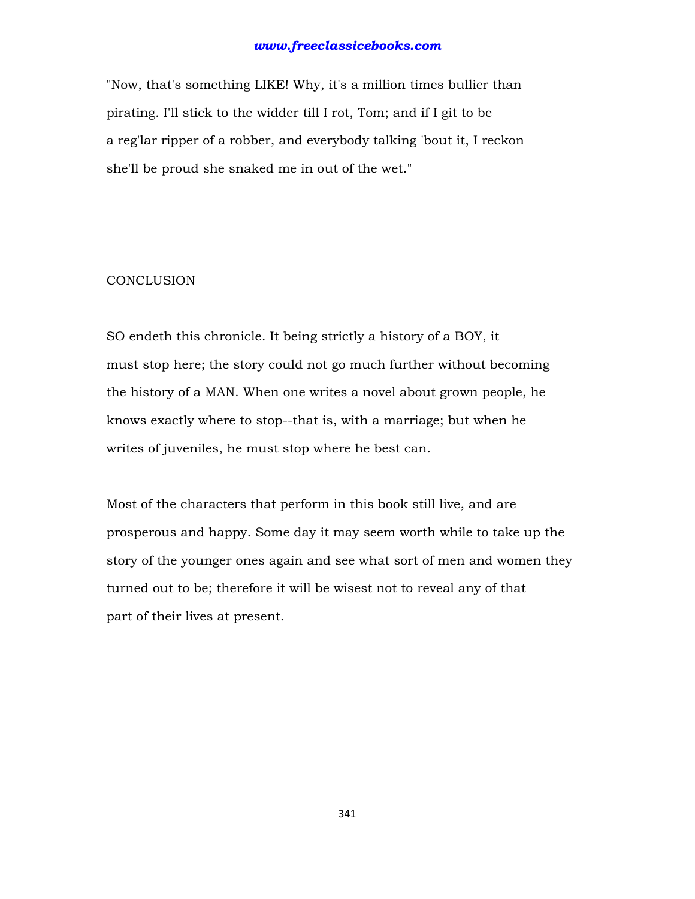"Now, that's something LIKE! Why, it's a million times bullier than pirating. I'll stick to the widder till I rot, Tom; and if I git to be a reg'lar ripper of a robber, and everybody talking 'bout it, I reckon she'll be proud she snaked me in out of the wet."

## CONCLUSION

SO endeth this chronicle. It being strictly a history of a BOY, it must stop here; the story could not go much further without becoming the history of a MAN. When one writes a novel about grown people, he knows exactly where to stop--that is, with a marriage; but when he writes of juveniles, he must stop where he best can.

Most of the characters that perform in this book still live, and are prosperous and happy. Some day it may seem worth while to take up the story of the younger ones again and see what sort of men and women they turned out to be; therefore it will be wisest not to reveal any of that part of their lives at present.